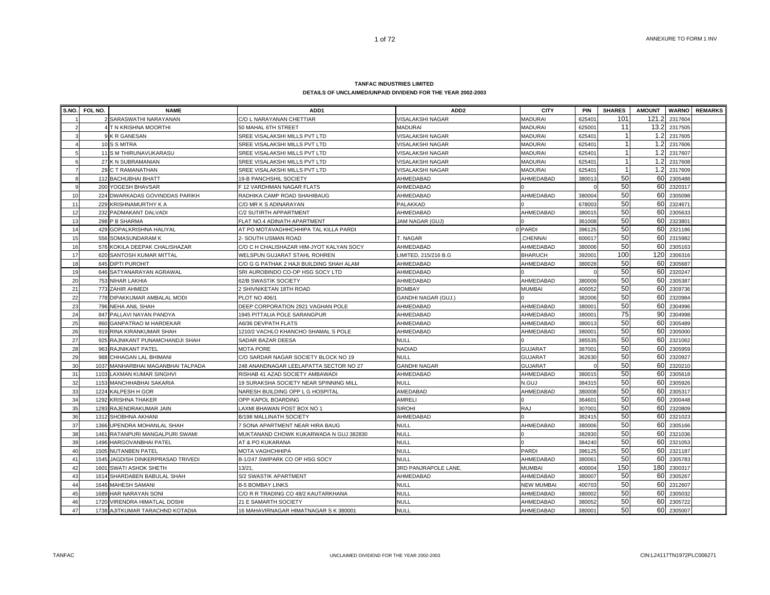**TANFAC INDUSTRIES LIMITED**

**DETAILS OF UNCLAIMED/UNPAID DIVIDEND FOR THE YEAR 2002-2003**

| S.NO. | FOL NO. | NAME | ADD1 | ADD2 | CITY | PIN | SHARES | AMOUNT | WARNO | REMARKS |
|---|---|---|---|---|---|---|---|---|---|---|
| 1 | 2 | SARASWATHI NARAYANAN | C/O L NARAYANAN CHETTIAR | VISALAKSHI NAGAR | MADURAI | 625401 | 101 | 121.2 | 2317604 | |
| 2 | 4 | T N KRISHNA MOORTHI | 50 MAHAL 6TH STREET | MADURAI | MADURAI | 625001 | 11 | 13.2 | 2317505 | |
| 3 | 9 | K R GANESAN | SREE VISALAKSHI MILLS PVT LTD | VISALAKSHI NAGAR | MADURAI | 625401 | 1 | 1.2 | 2317605 | |
| 4 | 10 | S S MITRA | SREE VISALAKSHI MILLS PVT LTD | VISALAKSHI NAGAR | MADURAI | 625401 | 1 | 1.2 | 2317606 | |
| 5 | 11 | S M THIRUNAVUKARASU | SREE VISALAKSHI MILLS PVT LTD | VISALAKSHI NAGAR | MADURAI | 625401 | 1 | 1.2 | 2317607 | |
| 6 | 27 | K N SUBRAMANIAN | SREE VISALAKSHI MILLS PVT LTD | VISALAKSHI NAGAR | MADURAI | 625401 | 1 | 1.2 | 2317608 | |
| 7 | 29 | C T RAMANATHAN | SREE VISALAKSHI MILLS PVT LTD | VISALAKSHI NAGAR | MADURAI | 625401 | 1 | 1.2 | 2317609 | |
| 8 | 112 | BACHUBHAI BHATT | 19-B PANCHSHIL SOCIETY | AHMEDABAD | AHMEDABAD | 380013 | 50 | 60 | 2305488 | |
| 9 | 200 | YOGESH BHAVSAR | F 12 VARDHMAN NAGAR FLATS | AHMEDABAD | 0 | 0 | 50 | 60 | 2320317 | |
| 10 | 224 | DWARKADAS GOVINDDAS PARIKH | RADHIKA CAMP ROAD SHAHIBAUG | AHMEDABAD | AHMEDABAD | 380004 | 50 | 60 | 2305098 | |
| 11 | 229 | KRISHNAMURTHY K A | C/O MR K S ADINARAYAN | PALAKKAD | 0 | 678003 | 50 | 60 | 2324671 | |
| 12 | 232 | PADMAKANT DALVADI | C/2 SUTIRTH APPARTMENT | AHMEDABAD | AHMEDABAD | 380015 | 50 | 60 | 2305633 | |
| 13 | 298 | P B SHARMA | FLAT NO.4 ADINATH APARTMENT | JAM NAGAR (GUJ) | 0 | 361008 | 50 | 60 | 2323801 | |
| 14 | 429 | GOPALKRISHNA HALIYAL | AT PO MOTAVAGHHCHHIPA TAL KILLA PARDI | 0 | PARDI | 396125 | 50 | 60 | 2321186 | |
| 15 | 556 | SOMASUNDARAM K | 2- SOUTH USMAN ROAD | T. NAGAR | ,CHENNAI | 600017 | 50 | 60 | 2315982 | |
| 16 | 576 | KOKILA DEEPAK CHALISHAZAR | C/O C H CHALISHAZAR HIM-JYOT KALYAN SOCY | AHMEDABAD | AHMEDABAD | 380006 | 50 | 60 | 2305163 | |
| 17 | 620 | SANTOSH KUMAR MITTAL | WELSPUN GUJARAT STAHL ROHREN | LIMITED, 215/216 B.G | BHARUCH | 392001 | 100 | 120 | 2306316 | |
| 18 | 645 | DIPTI PUROHIT | C/O G G PATHAK 2 HAJI BUILDING SHAH ALAM | AHMEDABAD | AHMEDABAD | 380028 | 50 | 60 | 2305687 | |
| 19 | 646 | SATYANARAYAN AGRAWAL | SRI AUROBINDO CO-OP HSG SOCY LTD | AHMEDABAD | 0 | 0 | 50 | 60 | 2320247 | |
| 20 | 753 | NIHAR LAKHIA | 62/B SWASTIK SOCIETY | AHMEDABAD | AHMEDABAD | 380009 | 50 | 60 | 2305387 | |
| 21 | 773 | ZAHIR AHMEDI | 2 SHIVNIKETAN 18TH ROAD | BOMBAY | MUMBAI | 400052 | 50 | 60 | 2309736 | |
| 22 | 778 | DIPAKKUMAR AMBALAL MODI | PLOT NO 406/1 | GANDHI NAGAR (GUJ.) | 0 | 382006 | 50 | 60 | 2320984 | |
| 23 | 796 | NEHA ANIL SHAH | DEEP CORPORATION 2921 VAGHAN POLE | AHMEDABAD | AHMEDABAD | 380001 | 50 | 60 | 2304996 | |
| 24 | 847 | PALLAVI NAYAN PANDYA | 1945 PITTALIA POLE SARANGPUR | AHMEDABAD | AHMEDABAD | 380001 | 75 | 90 | 2304998 | |
| 25 | 860 | GANPATRAO M HARDEKAR | A6/36 DEVPATH FLATS | AHMEDABAD | AHMEDABAD | 380013 | 50 | 60 | 2305489 | |
| 26 | 919 | RINA KIRANKUMAR SHAH | 1210/2 VACHLO KHANCHO SHAMAL S POLE | AHMEDABAD | AHMEDABAD | 380001 | 50 | 60 | 2305000 | |
| 27 | 925 | RAJNIKANT PUNAMCHANDJI SHAH | SADAR BAZAR DEESA | NULL | 0 | 385535 | 50 | 60 | 2321062 | |
| 28 | 963 | RAJNIKANT PATEL | MOTA PORE | NADIAD | GUJARAT | 387001 | 50 | 60 | 2305959 | |
| 29 | 988 | CHHAGAN LAL BHIMANI | C/O SARDAR NAGAR SOCIETY BLOCK NO 19 | NULL | GUJARAT | 362630 | 50 | 60 | 2320927 | |
| 30 | 1037 | MANHARBHAI MAGANBHAI TALPADA | 248 ANANDNAGAR LEELAPATTA SECTOR NO 27 | GANDHI NAGAR | GUJARAT | 0 | 50 | 60 | 2320210 | |
| 31 | 1103 | LAXMAN KUMAR SINGHVI | RISHAB 41 AZAD SOCIETY AMBAWADI | AHMEDABAD | AHMEDABAD | 380015 | 50 | 60 | 2305618 | |
| 32 | 1153 | MANCHHABHAI SAKARIA | 19 SURAKSHA SOCIETY NEAR SPINNING MILL | NULL | N.GUJ | 384315 | 50 | 60 | 2305926 | |
| 33 | 1224 | KALPESH H GOR | NARESH BUILDING OPP L G HOSPITAL | AMEDABAD | AHMEDABAD | 380008 | 50 | 60 | 2305317 | |
| 34 | 1292 | KRISHNA THAKER | OPP KAPOL BOARDING | AMRELI | 0 | 364601 | 50 | 60 | 2300448 | |
| 35 | 1293 | RAJENDRAKUMAR JAIN | LAXMI BHAWAN POST BOX NO 1 | SIROHI | RAJ | 307001 | 50 | 60 | 2320809 | |
| 36 | 1312 | SHOBHNA AKHANI | B/198 MALLINATH SOCIETY | AHMEDABAD | 0 | 382415 | 50 | 60 | 2321023 | |
| 37 | 1366 | UPENDRA MOHANLAL SHAH | 7 SONA APARTMENT NEAR HIRA BAUG | NULL | AHMEDABAD | 380006 | 50 | 60 | 2305166 | |
| 38 | 1461 | RATANPURI MANGALPURI SWAMI | MUKTANAND CHOWK KUKARWADA N GUJ 382830 | NULL | 0 | 382830 | 50 | 60 | 2321036 | |
| 39 | 1496 | HARGOVANBHAI PATEL | AT & PO KUKARANA | NULL | 0 | 384240 | 50 | 60 | 2321053 | |
| 40 | 1505 | NUTANBEN PATEL | MOTA VAGHCHHIPA | NULL | PARDI | 396125 | 50 | 60 | 2321187 | |
| 41 | 1545 | JAGDISH DINKERPRASAD TRIVEDI | B-1/247 SWIPARK CO OP HSG SOCY | NULL | AHMEDABAD | 380061 | 50 | 60 | 2305783 | |
| 42 | 1601 | SWATI ASHOK SHETH | 13/21, | 3RD PANJRAPOLE LANE, | MUMBAI | 400004 | 150 | 180 | 2300317 | |
| 43 | 1614 | SHARDABEN BABULAL SHAH | S/2 SWASTIK APARTMENT | AHMEDABAD | AHMEDABAD | 380007 | 50 | 60 | 2305267 | |
| 44 | 1646 | MAHESH SAMANI | B-5 BOMBAY LINKS | NULL | NEW MUMBAI | 400703 | 50 | 60 | 2312607 | |
| 45 | 1689 | HAR NARAYAN SONI | C/O R R TRADING CO 48/2 KAUTARKHANA | NULL | AHMEDABAD | 380002 | 50 | 60 | 2305032 | |
| 46 | 1720 | VIRENDRA HIMATLAL DOSHI | 21 E SAMARTH SOCIETY | NULL | AHMEDABAD | 380052 | 50 | 60 | 2305722 | |
| 47 | 1738 | AJITKUMAR TARACHND KOTADIA | 16 MAHAVIRNAGAR HIMATNAGAR S K 380001 | NULL | AHMEDABAD | 380001 | 50 | 60 | 2305007 | |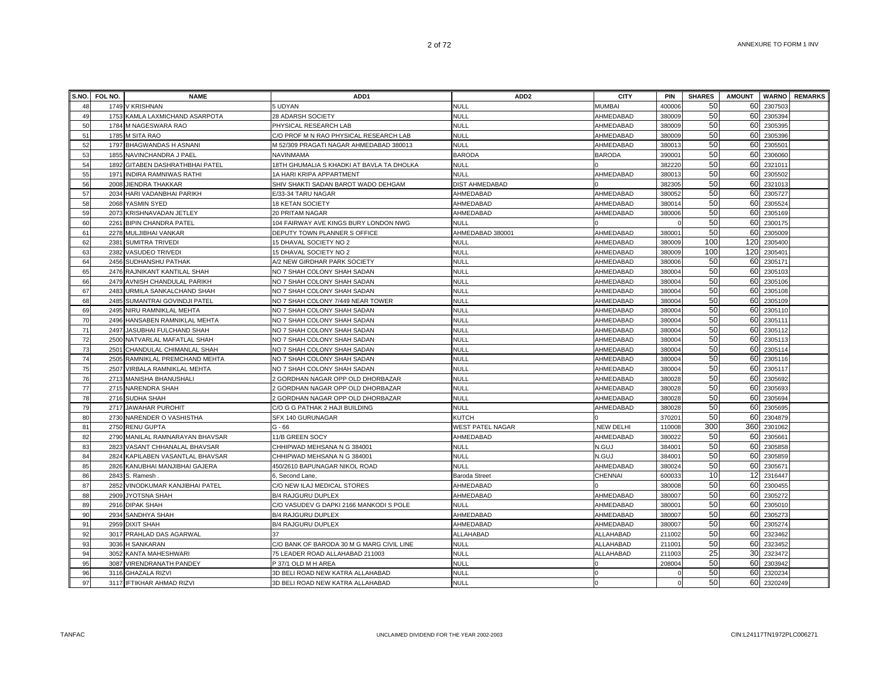| S.NO. | FOL NO. | NAME | ADD1 | ADD2 | CITY | PIN | SHARES | AMOUNT | WARNO | REMARKS |
|---|---|---|---|---|---|---|---|---|---|---|
| 48 | 1749 | V KRISHNAN | 5 UDYAN | NULL | MUMBAI | 400006 | 50 | 60 | 2307503 | |
| 49 | 1753 | KAMLA LAXMICHAND ASARPOTA | 28 ADARSH SOCIETY | NULL | AHMEDABAD | 380009 | 50 | 60 | 2305394 | |
| 50 | 1784 | M NAGESWARA RAO | PHYSICAL RESEARCH LAB | NULL | AHMEDABAD | 380009 | 50 | 60 | 2305395 | |
| 51 | 1785 | M SITA RAO | C/O PROF M N RAO PHYSICAL RESEARCH LAB | NULL | AHMEDABAD | 380009 | 50 | 60 | 2305396 | |
| 52 | 1797 | BHAGWANDAS H ASNANI | M 52/309 PRAGATI NAGAR AHMEDABAD 380013 | NULL | AHMEDABAD | 380013 | 50 | 60 | 2305501 | |
| 53 | 1855 | NAVINCHANDRA J PAEL | NAVINMAMA | BARODA | BARODA | 390001 | 50 | 60 | 2306060 | |
| 54 | 1892 | GITABEN DASHRATHBHAI PATEL | 18TH GHUMALIA S KHADKI AT BAVLA TA DHOLKA | NULL | 0 | 382220 | 50 | 60 | 2321011 | |
| 55 | 1971 | INDIRA RAMNIWAS RATHI | 1A HARI KRIPA APPARTMENT | NULL | AHMEDABAD | 380013 | 50 | 60 | 2305502 | |
| 56 | 2008 | JIENDRA THAKKAR | SHIV SHAKTI SADAN BAROT WADO DEHGAM | DIST AHMEDABAD | 0 | 382305 | 50 | 60 | 2321013 | |
| 57 | 2034 | HARI VADANBHAI PARIKH | E/33-34 TARU NAGAR | AHMEDABAD | AHMEDABAD | 380052 | 50 | 60 | 2305727 | |
| 58 | 2068 | YASMIN SYED | 18 KETAN SOCIETY | AHMEDABAD | AHMEDABAD | 380014 | 50 | 60 | 2305524 | |
| 59 | 2073 | KRISHNAVADAN JETLEY | 20 PRITAM NAGAR | AHMEDABAD | AHMEDABAD | 380006 | 50 | 60 | 2305169 | |
| 60 | 2261 | BIPIN CHANDRA PATEL | 104 FAIRWAY AVE KINGS BURY LONDON NWG | NULL | 0 | 0 | 50 | 60 | 2300175 | |
| 61 | 2278 | MULJIBHAI VANKAR | DEPUTY TOWN PLANNER S OFFICE | AHMEDABAD 380001 | AHMEDABAD | 380001 | 50 | 60 | 2305009 | |
| 62 | 2381 | SUMITRA TRIVEDI | 15 DHAVAL SOCIETY NO 2 | NULL | AHMEDABAD | 380009 | 100 | 120 | 2305400 | |
| 63 | 2382 | VASUDEO TRIVEDI | 15 DHAVAL SOCIETY NO 2 | NULL | AHMEDABAD | 380009 | 100 | 120 | 2305401 | |
| 64 | 2456 | SUDHANSHU PATHAK | A/2 NEW GIRDHAR PARK SOCIETY | NULL | AHMEDABAD | 380006 | 50 | 60 | 2305171 | |
| 65 | 2476 | RAJNIKANT KANTILAL SHAH | NO 7 SHAH COLONY SHAH SADAN | NULL | AHMEDABAD | 380004 | 50 | 60 | 2305103 | |
| 66 | 2479 | AVNISH CHANDULAL PARIKH | NO 7 SHAH COLONY SHAH SADAN | NULL | AHMEDABAD | 380004 | 50 | 60 | 2305106 | |
| 67 | 2483 | URMILA SANKALCHAND SHAH | NO 7 SHAH COLONY SHAH SADAN | NULL | AHMEDABAD | 380004 | 50 | 60 | 2305108 | |
| 68 | 2485 | SUMANTRAI GOVINDJI PATEL | NO 7 SHAH COLONY 7/449 NEAR TOWER | NULL | AHMEDABAD | 380004 | 50 | 60 | 2305109 | |
| 69 | 2495 | NIRU RAMNIKLAL MEHTA | NO 7 SHAH COLONY SHAH SADAN | NULL | AHMEDABAD | 380004 | 50 | 60 | 2305110 | |
| 70 | 2496 | HANSABEN RAMNIKLAL MEHTA | NO 7 SHAH COLONY SHAH SADAN | NULL | AHMEDABAD | 380004 | 50 | 60 | 2305111 | |
| 71 | 2497 | JASUBHAI FULCHAND SHAH | NO 7 SHAH COLONY SHAH SADAN | NULL | AHMEDABAD | 380004 | 50 | 60 | 2305112 | |
| 72 | 2500 | NATVARLAL MAFATLAL SHAH | NO 7 SHAH COLONY SHAH SADAN | NULL | AHMEDABAD | 380004 | 50 | 60 | 2305113 | |
| 73 | 2501 | CHANDULAL CHIMANLAL SHAH | NO 7 SHAH COLONY SHAH SADAN | NULL | AHMEDABAD | 380004 | 50 | 60 | 2305114 | |
| 74 | 2505 | RAMNIKLAL PREMCHAND MEHTA | NO 7 SHAH COLONY SHAH SADAN | NULL | AHMEDABAD | 380004 | 50 | 60 | 2305116 | |
| 75 | 2507 | VIRBALA RAMNIKLAL MEHTA | NO 7 SHAH COLONY SHAH SADAN | NULL | AHMEDABAD | 380004 | 50 | 60 | 2305117 | |
| 76 | 2713 | MANISHA BHANUSHALI | 2 GORDHAN NAGAR OPP OLD DHORBAZAR | NULL | AHMEDABAD | 380028 | 50 | 60 | 2305692 | |
| 77 | 2715 | NARENDRA SHAH | 2 GORDHAN NAGAR OPP OLD DHORBAZAR | NULL | AHMEDABAD | 380028 | 50 | 60 | 2305693 | |
| 78 | 2716 | SUDHA SHAH | 2 GORDHAN NAGAR OPP OLD DHORBAZAR | NULL | AHMEDABAD | 380028 | 50 | 60 | 2305694 | |
| 79 | 2717 | JAWAHAR PUROHIT | C/O G G PATHAK 2 HAJI BUILDING | NULL | AHMEDABAD | 380028 | 50 | 60 | 2305695 | |
| 80 | 2730 | NARENDER O VASHISTHA | SFX 140 GURUNAGAR | KUTCH | 0 | 370201 | 50 | 60 | 2304879 | |
| 81 | 2750 | RENU GUPTA | G - 66 | WEST PATEL NAGAR | ,NEW DELHI | 110008 | 300 | 360 | 2301062 | |
| 82 | 2790 | MANILAL RAMNARAYAN BHAVSAR | 11/B GREEN SOCY | AHMEDABAD | AHMEDABAD | 380022 | 50 | 60 | 2305661 | |
| 83 | 2823 | VASANT CHHANALAL BHAVSAR | CHHIPWAD MEHSANA N G 384001 | NULL | N.GUJ | 384001 | 50 | 60 | 2305858 | |
| 84 | 2824 | KAPILABEN VASANTLAL BHAVSAR | CHHIPWAD MEHSANA N G 384001 | NULL | N.GUJ | 384001 | 50 | 60 | 2305859 | |
| 85 | 2826 | KANUBHAI MANJIBHAI GAJERA | 450/2610 BAPUNAGAR NIKOL ROAD | NULL | AHMEDABAD | 380024 | 50 | 60 | 2305671 | |
| 86 | 2843 | S. Ramesh . | 6, Second Lane, | Baroda Street | CHENNAI | 600033 | 10 | 12 | 2316447 | |
| 87 | 2852 | VINODKUMAR KANJIBHAI PATEL | C/O NEW ILAJ MEDICAL STORES | AHMEDABAD | 0 | 380008 | 50 | 60 | 2300455 | |
| 88 | 2909 | JYOTSNA SHAH | B/4 RAJGURU DUPLEX | AHMEDABAD | AHMEDABAD | 380007 | 50 | 60 | 2305272 | |
| 89 | 2916 | DIPAK SHAH | C/O VASUDEV G DAPKI 2166 MANKODI S POLE | NULL | AHMEDABAD | 380001 | 50 | 60 | 2305010 | |
| 90 | 2934 | SANDHYA SHAH | B/4 RAJGURU DUPLEX | AHMEDABAD | AHMEDABAD | 380007 | 50 | 60 | 2305273 | |
| 91 | 2959 | DIXIT SHAH | B/4 RAJGURU DUPLEX | AHMEDABAD | AHMEDABAD | 380007 | 50 | 60 | 2305274 | |
| 92 | 3017 | PRAHLAD DAS AGARWAL | 37 | ALLAHABAD | ALLAHABAD | 211002 | 50 | 60 | 2323462 | |
| 93 | 3036 | H SANKARAN | C/O BANK OF BARODA 30 M G MARG CIVIL LINE | NULL | ALLAHABAD | 211001 | 50 | 60 | 2323452 | |
| 94 | 3052 | KANTA MAHESHWARI | 75 LEADER ROAD ALLAHABAD 211003 | NULL | ALLAHABAD | 211003 | 25 | 30 | 2323472 | |
| 95 | 3087 | VIRENDRANATH PANDEY | P 37/1 OLD M H AREA | NULL | 0 | 208004 | 50 | 60 | 2303942 | |
| 96 | 3116 | GHAZALA RIZVI | 3D BELI ROAD NEW KATRA ALLAHABAD | NULL | 0 | 0 | 50 | 60 | 2320234 | |
| 97 | 3117 | IFTIKHAR AHMAD RIZVI | 3D BELI ROAD NEW KATRA ALLAHABAD | NULL | 0 | 0 | 50 | 60 | 2320249 | |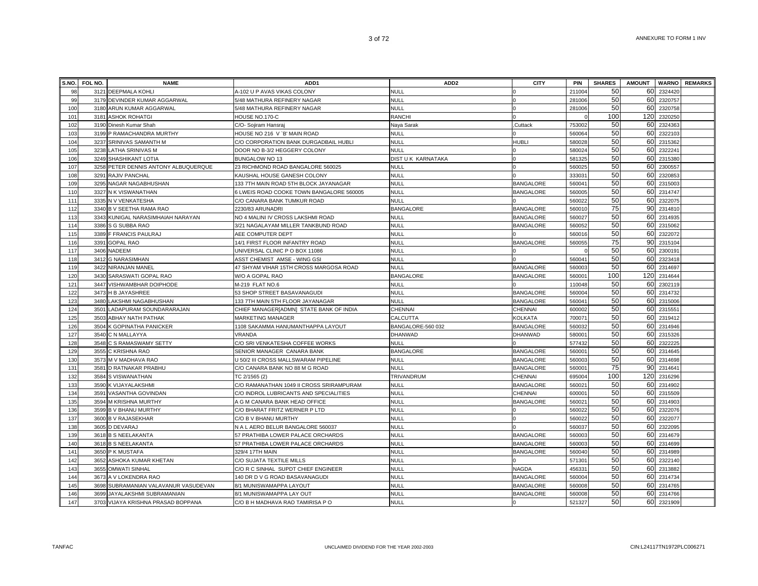| S.NO. | FOL NO. | NAME | ADD1 | ADD2 | CITY | PIN | SHARES | AMOUNT | WARNO | REMARKS |
|---|---|---|---|---|---|---|---|---|---|---|
| 98 | 3121 | DEEPMALA KOHLI | A-102 U P AVAS VIKAS COLONY | NULL | 0 | 211004 | 50 | 60 | 2324420 | |
| 99 | 3179 | DEVINDER KUMAR AGGARWAL | 5/48 MATHURA REFINERY NAGAR | NULL | 0 | 281006 | 50 | 60 | 2320757 | |
| 100 | 3180 | ARUN KUMAR AGGARWAL | 5/48 MATHURA REFINERY NAGAR | NULL | 0 | 281006 | 50 | 60 | 2320758 | |
| 101 | 3181 | ASHOK ROHATGI | HOUSE NO.170-C | RANCHI | 0 | 0 | 100 | 120 | 2320250 | |
| 102 | 3190 | Dinesh Kumar Shah | C/O- Sojiram Hansraj | Naya Sarak | ,Cuttack | 753002 | 50 | 60 | 2324363 | |
| 103 | 3199 | P RAMACHANDRA MURTHY | HOUSE NO 216 V `B' MAIN ROAD | NULL | 0 | 560064 | 50 | 60 | 2322103 | |
| 104 | 3237 | SRINIVAS SAMANTH M | C/O CORPORATION BANK DURGADBAIL HUBLI | NULL | HUBLI | 580028 | 50 | 60 | 2315362 | |
| 105 | 3238 | LATHA SRINIVAS M | DOOR NO B-3/2 HEGGERY COLONY | NULL | 0 | 580024 | 50 | 60 | 2322241 | |
| 106 | 3249 | SHASHIKANT LOTIA | BUNGALOW NO 13 | DIST U K KARNATAKA | 0 | 581325 | 50 | 60 | 2315380 | |
| 107 | 3258 | PETER DENNIS ANTONY ALBUQUERQUE | 23 RICHMOND ROAD BANGALORE 560025 | NULL | 0 | 560025 | 50 | 60 | 2300557 | |
| 108 | 3291 | RAJIV PANCHAL | KAUSHAL HOUSE GANESH COLONY | NULL | 0 | 333031 | 50 | 60 | 2320853 | |
| 109 | 3295 | NAGAR NAGABHUSHAN | 133 7TH MAIN ROAD 5TH BLOCK JAYANAGAR | NULL | BANGALORE | 560041 | 50 | 60 | 2315003 | |
| 110 | 3327 | N K VISWANATHAN | 6 LWEIS ROAD COOKE TOWN BANGALORE 560005 | NULL | BANGALORE | 560005 | 50 | 60 | 2314747 | |
| 111 | 3335 | N V VENKATESHA | C/O CANARA BANK TUMKUR ROAD | NULL | 0 | 560022 | 50 | 60 | 2322075 | |
| 112 | 3340 | B V SEETHA RAMA RAO | 2230/83 ARUNADRI | BANGALORE | BANGALORE | 560010 | 75 | 90 | 2314810 | |
| 113 | 3343 | KUNIGAL NARASIMHAIAH NARAYAN | NO 4 MALINI IV CROSS LAKSHMI ROAD | NULL | BANGALORE | 560027 | 50 | 60 | 2314935 | |
| 114 | 3386 | S G SUBBA RAO | 3/21 NAGALAYAM MILLER TANKBUND ROAD | NULL | BANGALORE | 560052 | 50 | 60 | 2315062 | |
| 115 | 3389 | F FRANCIS PAULRAJ | AEE COMPUTER DEPT | NULL | 0 | 560016 | 50 | 60 | 2322072 | |
| 116 | 3391 | GOPAL RAO | 14/1 FIRST FLOOR INFANTRY ROAD | NULL | BANGALORE | 560055 | 75 | 90 | 2315104 | |
| 117 | 3406 | NADEEM | UNIVERSAL CLINIC P O BOX 11086 | NULL | 0 | 0 | 50 | 60 | 2300191 | |
| 118 | 3412 | G NARASIMHAN | ASST CHEMIST AMSE - WING GSI | NULL | 0 | 560041 | 50 | 60 | 2323418 | |
| 119 | 3422 | NIRANJAN MANEL | 47 SHYAM VIHAR 15TH CROSS MARGOSA ROAD | NULL | BANGALORE | 560003 | 50 | 60 | 2314697 | |
| 120 | 3430 | SARASWATI GOPAL RAO | W/O A GOPAL RAO | BANGALORE | BANGALORE | 560001 | 100 | 120 | 2314644 | |
| 121 | 3447 | VISHWAMBHAR DOIPHODE | M-219 FLAT NO.6 | NULL | 0 | 110048 | 50 | 60 | 2302119 | |
| 122 | 3473 | H B JAYASHREE | 53 SHOP STREET BASAVANAGUDI | NULL | BANGALORE | 560004 | 50 | 60 | 2314732 | |
| 123 | 3480 | LAKSHMI NAGABHUSHAN | 133 7TH MAIN 5TH FLOOR JAYANAGAR | NULL | BANGALORE | 560041 | 50 | 60 | 2315006 | |
| 124 | 3501 | LADAPURAM SOUNDARARAJAN | CHIEF MANAGER[ADMN] STATE BANK OF INDIA | CHENNAI | CHENNAI | 600002 | 50 | 60 | 2315551 | |
| 125 | 3503 | ABHAY NATH PATHAK | MARKETING MANAGER | CALCUTTA | KOLKATA | 700071 | 50 | 60 | 2319412 | |
| 126 | 3504 | K GOPINATHA PANICKER | 1108 SAKAMMA HANUMANTHAPPA LAYOUT | BANGALORE-560 032 | BANGALORE | 560032 | 50 | 60 | 2314946 | |
| 127 | 3540 | C N MALLAYYA | VRANDA | DHANWAD | DHANWAD | 580001 | 50 | 60 | 2315326 | |
| 128 | 3548 | C S RAMASWAMY SETTY | C/O SRI VENKATESHA COFFEE WORKS | NULL | 0 | 577432 | 50 | 60 | 2322225 | |
| 129 | 3555 | C KRISHNA RAO | SENIOR MANAGER CANARA BANK | BANGALORE | BANGALORE | 560001 | 50 | 60 | 2314645 | |
| 130 | 3573 | M V MADHAVA RAO | U 50/2 III CROSS MALLSWARAM PIPELINE | NULL | BANGALORE | 560003 | 50 | 60 | 2314698 | |
| 131 | 3581 | D RATNAKAR PRABHU | C/O CANARA BANK NO 88 M G ROAD | NULL | BANGALORE | 560001 | 75 | 90 | 2314641 | |
| 132 | 3584 | S VISWANATHAN | TC 2/1565 (2) | TRIVANDRUM | CHENNAI | 695004 | 100 | 120 | 2316296 | |
| 133 | 3590 | K VIJAYALAKSHMI | C/O RAMANATHAN 1049 II CROSS SRIRAMPURAM | NULL | BANGALORE | 560021 | 50 | 60 | 2314902 | |
| 134 | 3591 | VASANTHA GOVINDAN | C/O INDROL LUBRICANTS AND SPECIALITIES | NULL | CHENNAI | 600001 | 50 | 60 | 2315509 | |
| 135 | 3594 | M KRISHNA MURTHY | A G M CANARA BANK HEAD OFFICE | NULL | BANGALORE | 560021 | 50 | 60 | 2314903 | |
| 136 | 3599 | B V BHANU MURTHY | C/O BHARAT FRITZ WERNER P LTD | NULL | 0 | 560022 | 50 | 60 | 2322076 | |
| 137 | 3600 | B V RAJASEKHAR | C/O B V BHANU MURTHY | NULL | 0 | 560022 | 50 | 60 | 2322077 | |
| 138 | 3605 | D DEVARAJ | N A L AERO BELUR BANGALORE 560037 | NULL | 0 | 560037 | 50 | 60 | 2322095 | |
| 139 | 3618 | B S NEELAKANTA | 57 PRATHIBA LOWER PALACE ORCHARDS | NULL | BANGALORE | 560003 | 50 | 60 | 2314679 | |
| 140 | 3618 | B S NEELAKANTA | 57 PRATHIBA LOWER PALACE ORCHARDS | NULL | BANGALORE | 560003 | 50 | 60 | 2314699 | |
| 141 | 3650 | P K MUSTAFA | 329/4 17TH MAIN | NULL | BANGALORE | 560040 | 50 | 60 | 2314989 | |
| 142 | 3652 | ASHOKA KUMAR KHETAN | C/O SUJATA TEXTILE MILLS | NULL | 0 | 571301 | 50 | 60 | 2322140 | |
| 143 | 3655 | OMWATI SINHAL | C/O R C SINHAL SUPDT CHIEF ENGINEER | NULL | NAGDA | 456331 | 50 | 60 | 2313882 | |
| 144 | 3673 | A V LOKENDRA RAO | 140 DR D V G ROAD BASAVANAGUDI | NULL | BANGALORE | 560004 | 50 | 60 | 2314734 | |
| 145 | 3698 | SUBRAMANIAN VALAVANUR VASUDEVAN | 8/1 MUNISWAMAPPA LAYOUT | NULL | BANGALORE | 560008 | 50 | 60 | 2314765 | |
| 146 | 3699 | JAYALAKSHMI SUBRAMANIAN | 8/1 MUNISWAMAPPA LAY OUT | NULL | BANGALORE | 560008 | 50 | 60 | 2314766 | |
| 147 | 3703 | VIJAYA KRISHNA PRASAD BOPPANA | C/O B H MADHAVA RAO TAMIRISA P O | NULL | 0 | 521327 | 50 | 60 | 2321909 | |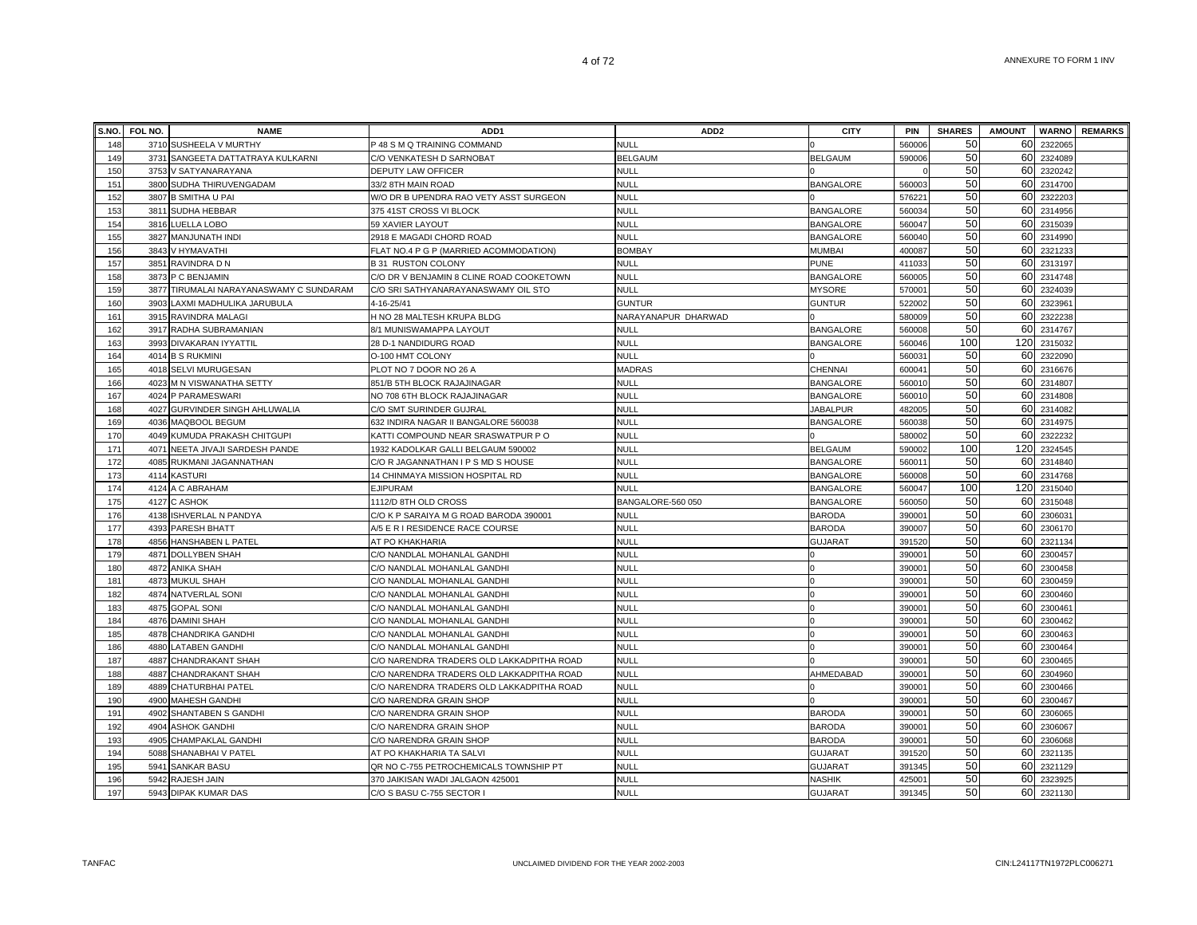| S.NO. | FOL NO. | NAME | ADD1 | ADD2 | CITY | PIN | SHARES | AMOUNT | WARNO | REMARKS |
|---|---|---|---|---|---|---|---|---|---|---|
| 148 | 3710 | SUSHEELA V MURTHY | P 48 S M Q TRAINING COMMAND | NULL | 0 | 560006 | 50 | 60 | 2322065 | |
| 149 | 3731 | SANGEETA DATTATRAYA KULKARNI | C/O VENKATESH D SARNOBAT | BELGAUM | BELGAUM | 590006 | 50 | 60 | 2324089 | |
| 150 | 3753 | V SATYANARAYANA | DEPUTY LAW OFFICER | NULL | 0 | 0 | 50 | 60 | 2320242 | |
| 151 | 3800 | SUDHA THIRUVENGADAM | 33/2 8TH MAIN ROAD | NULL | BANGALORE | 560003 | 50 | 60 | 2314700 | |
| 152 | 3807 | B SMITHA U PAI | W/O DR B UPENDRA RAO VETY ASST SURGEON | NULL | 0 | 576221 | 50 | 60 | 2322203 | |
| 153 | 3811 | SUDHA HEBBAR | 375 41ST CROSS VI BLOCK | NULL | BANGALORE | 560034 | 50 | 60 | 2314956 | |
| 154 | 3816 | LUELLA LOBO | 59 XAVIER LAYOUT | NULL | BANGALORE | 560047 | 50 | 60 | 2315039 | |
| 155 | 3827 | MANJUNATH INDI | 2918 E MAGADI CHORD ROAD | NULL | BANGALORE | 560040 | 50 | 60 | 2314990 | |
| 156 | 3843 | V HYMAVATHI | FLAT NO.4 P G P (MARRIED ACOMMODATION) | BOMBAY | MUMBAI | 400087 | 50 | 60 | 2321233 | |
| 157 | 3851 | RAVINDRA D N | B 31 RUSTON COLONY | NULL | PUNE | 411033 | 50 | 60 | 2313197 | |
| 158 | 3873 | P C BENJAMIN | C/O DR V BENJAMIN 8 CLINE ROAD COOKETOWN | NULL | BANGALORE | 560005 | 50 | 60 | 2314748 | |
| 159 | 3877 | TIRUMALAI NARAYANASWAMY C SUNDARAM | C/O SRI SATHYANARAYANASWAMY OIL STO | NULL | MYSORE | 570001 | 50 | 60 | 2324039 | |
| 160 | 3903 | LAXMI MADHULIKA JARUBULA | 4-16-25/41 | GUNTUR | GUNTUR | 522002 | 50 | 60 | 2323961 | |
| 161 | 3915 | RAVINDRA MALAGI | H NO 28 MALTESH KRUPA BLDG | NARAYANAPUR DHARWAD | 0 | 580009 | 50 | 60 | 2322238 | |
| 162 | 3917 | RADHA SUBRAMANIAN | 8/1 MUNISWAMAPPA LAYOUT | NULL | BANGALORE | 560008 | 50 | 60 | 2314767 | |
| 163 | 3993 | DIVAKARAN IYYATTIL | 28 D-1 NANDIDURG ROAD | NULL | BANGALORE | 560046 | 100 | 120 | 2315032 | |
| 164 | 4014 | B S RUKMINI | O-100 HMT COLONY | NULL | 0 | 560031 | 50 | 60 | 2322090 | |
| 165 | 4018 | SELVI MURUGESAN | PLOT NO 7 DOOR NO 26 A | MADRAS | CHENNAI | 600041 | 50 | 60 | 2316676 | |
| 166 | 4023 | M N VISWANATHA SETTY | 851/B 5TH BLOCK RAJAJINAGAR | NULL | BANGALORE | 560010 | 50 | 60 | 2314807 | |
| 167 | 4024 | P PARAMESWARI | NO 708 6TH BLOCK RAJAJINAGAR | NULL | BANGALORE | 560010 | 50 | 60 | 2314808 | |
| 168 | 4027 | GURVINDER SINGH AHLUWALIA | C/O SMT SURINDER GUJRAL | NULL | JABALPUR | 482005 | 50 | 60 | 2314082 | |
| 169 | 4036 | MAQBOOL BEGUM | 632 INDIRA NAGAR II BANGALORE 560038 | NULL | BANGALORE | 560038 | 50 | 60 | 2314975 | |
| 170 | 4049 | KUMUDA PRAKASH CHITGUPI | KATTI COMPOUND NEAR SRASWATPUR P O | NULL | 0 | 580002 | 50 | 60 | 2322232 | |
| 171 | 4071 | NEETA JIVAJI SARDESH PANDE | 1932 KADOLKAR GALLI BELGAUM 590002 | NULL | BELGAUM | 590002 | 100 | 120 | 2324545 | |
| 172 | 4085 | RUKMANI JAGANNATHAN | C/O R JAGANNATHAN I P S MD S HOUSE | NULL | BANGALORE | 560011 | 50 | 60 | 2314840 | |
| 173 | 4114 | KASTURI | 14 CHINMAYA MISSION HOSPITAL RD | NULL | BANGALORE | 560008 | 50 | 60 | 2314768 | |
| 174 | 4124 | A C ABRAHAM | EJIPURAM | NULL | BANGALORE | 560047 | 100 | 120 | 2315040 | |
| 175 | 4127 | C ASHOK | 1112/D 8TH OLD CROSS | BANGALORE-560 050 | BANGALORE | 560050 | 50 | 60 | 2315048 | |
| 176 | 4138 | ISHVERLAL N PANDYA | C/O K P SARAIYA M G ROAD BARODA 390001 | NULL | BARODA | 390001 | 50 | 60 | 2306031 | |
| 177 | 4393 | PARESH BHATT | A/5 E R I RESIDENCE RACE COURSE | NULL | BARODA | 390007 | 50 | 60 | 2306170 | |
| 178 | 4856 | HANSHABEN L PATEL | AT PO KHAKHARIA | NULL | GUJARAT | 391520 | 50 | 60 | 2321134 | |
| 179 | 4871 | DOLLYBEN SHAH | C/O NANDLAL MOHANLAL GANDHI | NULL | 0 | 390001 | 50 | 60 | 2300457 | |
| 180 | 4872 | ANIKA SHAH | C/O NANDLAL MOHANLAL GANDHI | NULL | 0 | 390001 | 50 | 60 | 2300458 | |
| 181 | 4873 | MUKUL SHAH | C/O NANDLAL MOHANLAL GANDHI | NULL | 0 | 390001 | 50 | 60 | 2300459 | |
| 182 | 4874 | NATVERLAL SONI | C/O NANDLAL MOHANLAL GANDHI | NULL | 0 | 390001 | 50 | 60 | 2300460 | |
| 183 | 4875 | GOPAL SONI | C/O NANDLAL MOHANLAL GANDHI | NULL | 0 | 390001 | 50 | 60 | 2300461 | |
| 184 | 4876 | DAMINI SHAH | C/O NANDLAL MOHANLAL GANDHI | NULL | 0 | 390001 | 50 | 60 | 2300462 | |
| 185 | 4878 | CHANDRIKA GANDHI | C/O NANDLAL MOHANLAL GANDHI | NULL | 0 | 390001 | 50 | 60 | 2300463 | |
| 186 | 4880 | LATABEN GANDHI | C/O NANDLAL MOHANLAL GANDHI | NULL | 0 | 390001 | 50 | 60 | 2300464 | |
| 187 | 4887 | CHANDRAKANT SHAH | C/O NARENDRA TRADERS OLD LAKKADPITHA ROAD | NULL | 0 | 390001 | 50 | 60 | 2300465 | |
| 188 | 4887 | CHANDRAKANT SHAH | C/O NARENDRA TRADERS OLD LAKKADPITHA ROAD | NULL | AHMEDABAD | 390001 | 50 | 60 | 2304960 | |
| 189 | 4889 | CHATURBHAI PATEL | C/O NARENDRA TRADERS OLD LAKKADPITHA ROAD | NULL | 0 | 390001 | 50 | 60 | 2300466 | |
| 190 | 4900 | MAHESH GANDHI | C/O NARENDRA GRAIN SHOP | NULL | 0 | 390001 | 50 | 60 | 2300467 | |
| 191 | 4902 | SHANTABEN S GANDHI | C/O NARENDRA GRAIN SHOP | NULL | BARODA | 390001 | 50 | 60 | 2306065 | |
| 192 | 4904 | ASHOK GANDHI | C/O NARENDRA GRAIN SHOP | NULL | BARODA | 390001 | 50 | 60 | 2306067 | |
| 193 | 4905 | CHAMPAKLAL GANDHI | C/O NARENDRA GRAIN SHOP | NULL | BARODA | 390001 | 50 | 60 | 2306068 | |
| 194 | 5088 | SHANABHAI V PATEL | AT PO KHAKHARIA TA SALVI | NULL | GUJARAT | 391520 | 50 | 60 | 2321135 | |
| 195 | 5941 | SANKAR BASU | QR NO C-755 PETROCHEMICALS TOWNSHIP PT | NULL | GUJARAT | 391345 | 50 | 60 | 2321129 | |
| 196 | 5942 | RAJESH JAIN | 370 JAIKISAN WADI JALGAON 425001 | NULL | NASHIK | 425001 | 50 | 60 | 2323925 | |
| 197 | 5943 | DIPAK KUMAR DAS | C/O S BASU C-755 SECTOR I | NULL | GUJARAT | 391345 | 50 | 60 | 2321130 | |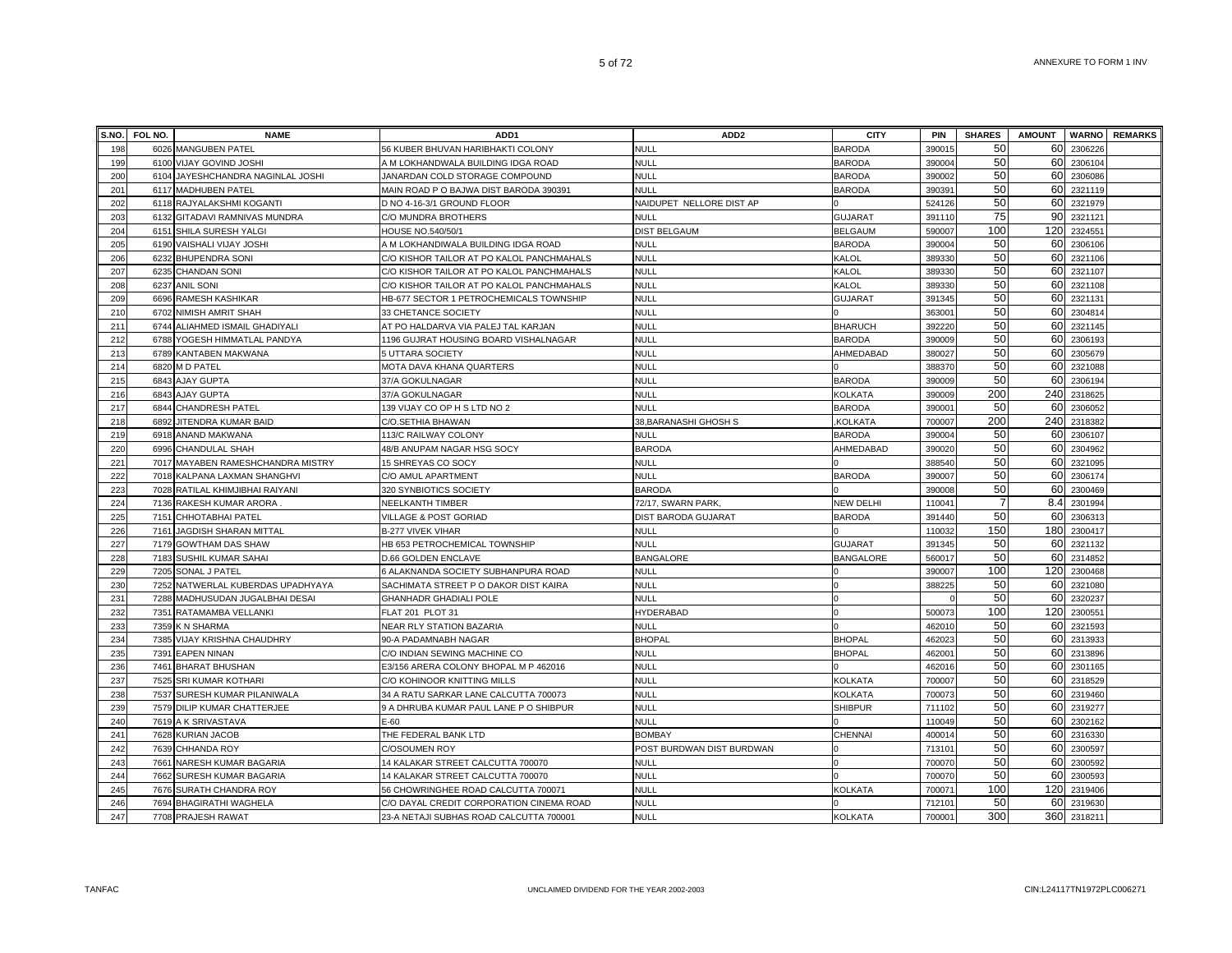| S.NO. | FOL NO. | NAME | ADD1 | ADD2 | CITY | PIN | SHARES | AMOUNT | WARNO | REMARKS |
|---|---|---|---|---|---|---|---|---|---|---|
| 198 | 6026 | MANGUBEN PATEL | 56 KUBER BHUVAN HARIBHAKTI COLONY | NULL | BARODA | 390015 | 50 | 60 | 2306226 | |
| 199 | 6100 | VIJAY GOVIND JOSHI | A M LOKHANDWALA BUILDING IDGA ROAD | NULL | BARODA | 390004 | 50 | 60 | 2306104 | |
| 200 | 6104 | JAYESHCHANDRA NAGINLAL JOSHI | JANARDAN COLD STORAGE COMPOUND | NULL | BARODA | 390002 | 50 | 60 | 2306086 | |
| 201 | 6117 | MADHUBEN PATEL | MAIN ROAD P O BAJWA DIST BARODA 390391 | NULL | BARODA | 390391 | 50 | 60 | 2321119 | |
| 202 | 6118 | RAJYALAKSHMI KOGANTI | D NO 4-16-3/1 GROUND FLOOR | NAIDUPET NELLORE DIST AP | 0 | 524126 | 50 | 60 | 2321979 | |
| 203 | 6132 | GITADAVI RAMNIVAS MUNDRA | C/O MUNDRA BROTHERS | NULL | GUJARAT | 391110 | 75 | 90 | 2321121 | |
| 204 | 6151 | SHILA SURESH YALGI | HOUSE NO.540/50/1 | DIST BELGAUM | BELGAUM | 590007 | 100 | 120 | 2324551 | |
| 205 | 6190 | VAISHALI VIJAY JOSHI | A M LOKHANDIWALA BUILDING IDGA ROAD | NULL | BARODA | 390004 | 50 | 60 | 2306106 | |
| 206 | 6232 | BHUPENDRA SONI | C/O KISHOR TAILOR AT PO KALOL PANCHMAHALS | NULL | KALOL | 389330 | 50 | 60 | 2321106 | |
| 207 | 6235 | CHANDAN SONI | C/O KISHOR TAILOR AT PO KALOL PANCHMAHALS | NULL | KALOL | 389330 | 50 | 60 | 2321107 | |
| 208 | 6237 | ANIL SONI | C/O KISHOR TAILOR AT PO KALOL PANCHMAHALS | NULL | KALOL | 389330 | 50 | 60 | 2321108 | |
| 209 | 6696 | RAMESH KASHIKAR | HB-677 SECTOR 1 PETROCHEMICALS TOWNSHIP | NULL | GUJARAT | 391345 | 50 | 60 | 2321131 | |
| 210 | 6702 | NIMISH AMRIT SHAH | 33 CHETANCE SOCIETY | NULL | 0 | 363001 | 50 | 60 | 2304814 | |
| 211 | 6744 | ALIAHMED ISMAIL GHADIYALI | AT PO HALDARVA VIA PALEJ TAL KARJAN | NULL | BHARUCH | 392220 | 50 | 60 | 2321145 | |
| 212 | 6788 | YOGESH HIMMATLAL PANDYA | 1196 GUJRAT HOUSING BOARD VISHALNAGAR | NULL | BARODA | 390009 | 50 | 60 | 2306193 | |
| 213 | 6789 | KANTABEN MAKWANA | 5 UTTARA SOCIETY | NULL | AHMEDABAD | 380027 | 50 | 60 | 2305679 | |
| 214 | 6820 | M D PATEL | MOTA DAVA KHANA QUARTERS | NULL | 0 | 388370 | 50 | 60 | 2321088 | |
| 215 | 6843 | AJAY GUPTA | 37/A GOKULNAGAR | NULL | BARODA | 390009 | 50 | 60 | 2306194 | |
| 216 | 6843 | AJAY GUPTA | 37/A GOKULNAGAR | NULL | KOLKATA | 390009 | 200 | 240 | 2318625 | |
| 217 | 6844 | CHANDRESH PATEL | 139 VIJAY CO OP H S LTD NO 2 | NULL | BARODA | 390001 | 50 | 60 | 2306052 | |
| 218 | 6892 | JITENDRA KUMAR BAID | C/O.SETHIA BHAWAN | 38,BARANASHI GHOSH S | ,KOLKATA | 700007 | 200 | 240 | 2318382 | |
| 219 | 6918 | ANAND MAKWANA | 113/C RAILWAY COLONY | NULL | BARODA | 390004 | 50 | 60 | 2306107 | |
| 220 | 6996 | CHANDULAL SHAH | 48/B ANUPAM NAGAR HSG SOCY | BARODA | AHMEDABAD | 390020 | 50 | 60 | 2304962 | |
| 221 | 7017 | MAYABEN RAMESHCHANDRA MISTRY | 15 SHREYAS CO SOCY | NULL | 0 | 388540 | 50 | 60 | 2321095 | |
| 222 | 7018 | KALPANA LAXMAN SHANGHVI | C/O AMUL APARTMENT | NULL | BARODA | 390007 | 50 | 60 | 2306174 | |
| 223 | 7028 | RATILAL KHIMJIBHAI RAIYANI | 320 SYNBIOTICS SOCIETY | BARODA | 0 | 390008 | 50 | 60 | 2300469 | |
| 224 | 7136 | RAKESH KUMAR ARORA . | NEELKANTH TIMBER | 72/17, SWARN PARK, | NEW DELHI | 110041 | 7 | 8.4 | 2301994 | |
| 225 | 7151 | CHHOTABHAI PATEL | VILLAGE & POST GORIAD | DIST BARODA GUJARAT | BARODA | 391440 | 50 | 60 | 2306313 | |
| 226 | 7161 | JAGDISH SHARAN MITTAL | B-277 VIVEK VIHAR | NULL | 0 | 110032 | 150 | 180 | 2300417 | |
| 227 | 7179 | GOWTHAM DAS SHAW | HB 653 PETROCHEMICAL TOWNSHIP | NULL | GUJARAT | 391345 | 50 | 60 | 2321132 | |
| 228 | 7183 | SUSHIL KUMAR SAHAI | D.66 GOLDEN ENCLAVE | BANGALORE | BANGALORE | 560017 | 50 | 60 | 2314852 | |
| 229 | 7205 | SONAL J PATEL | 6 ALAKNANDA SOCIETY SUBHANPURA ROAD | NULL | 0 | 390007 | 100 | 120 | 2300468 | |
| 230 | 7252 | NATWERLAL KUBERDAS UPADHYAYA | SACHIMATA STREET P O DAKOR DIST KAIRA | NULL | 0 | 388225 | 50 | 60 | 2321080 | |
| 231 | 7288 | MADHUSUDAN JUGALBHAI DESAI | GHANHADR GHADIALI POLE | NULL | 0 | 0 | 50 | 60 | 2320237 | |
| 232 | 7351 | RATAMAMBA VELLANKI | FLAT 201 PLOT 31 | HYDERABAD | 0 | 500073 | 100 | 120 | 2300551 | |
| 233 | 7359 | K N SHARMA | NEAR RLY STATION BAZARIA | NULL | 0 | 462010 | 50 | 60 | 2321593 | |
| 234 | 7385 | VIJAY KRISHNA CHAUDHRY | 90-A PADAMNABH NAGAR | BHOPAL | BHOPAL | 462023 | 50 | 60 | 2313933 | |
| 235 | 7391 | EAPEN NINAN | C/O INDIAN SEWING MACHINE CO | NULL | BHOPAL | 462001 | 50 | 60 | 2313896 | |
| 236 | 7461 | BHARAT BHUSHAN | E3/156 ARERA COLONY BHOPAL M P 462016 | NULL | 0 | 462016 | 50 | 60 | 2301165 | |
| 237 | 7525 | SRI KUMAR KOTHARI | C/O KOHINOOR KNITTING MILLS | NULL | KOLKATA | 700007 | 50 | 60 | 2318529 | |
| 238 | 7537 | SURESH KUMAR PILANIWALA | 34 A RATU SARKAR LANE CALCUTTA 700073 | NULL | KOLKATA | 700073 | 50 | 60 | 2319460 | |
| 239 | 7579 | DILIP KUMAR CHATTERJEE | 9 A DHRUBA KUMAR PAUL LANE P O SHIBPUR | NULL | SHIBPUR | 711102 | 50 | 60 | 2319277 | |
| 240 | 7619 | A K SRIVASTAVA | E-60 | NULL | 0 | 110049 | 50 | 60 | 2302162 | |
| 241 | 7628 | KURIAN JACOB | THE FEDERAL BANK LTD | BOMBAY | CHENNAI | 400014 | 50 | 60 | 2316330 | |
| 242 | 7639 | CHHANDA ROY | C/OSOUMEN ROY | POST BURDWAN DIST BURDWAN | 0 | 713101 | 50 | 60 | 2300597 | |
| 243 | 7661 | NARESH KUMAR BAGARIA | 14 KALAKAR STREET CALCUTTA 700070 | NULL | 0 | 700070 | 50 | 60 | 2300592 | |
| 244 | 7662 | SURESH KUMAR BAGARIA | 14 KALAKAR STREET CALCUTTA 700070 | NULL | 0 | 700070 | 50 | 60 | 2300593 | |
| 245 | 7676 | SURATH CHANDRA ROY | 56 CHOWRINGHEE ROAD CALCUTTA 700071 | NULL | KOLKATA | 700071 | 100 | 120 | 2319406 | |
| 246 | 7694 | BHAGIRATHI WAGHELA | C/O DAYAL CREDIT CORPORATION CINEMA ROAD | NULL | 0 | 712101 | 50 | 60 | 2319630 | |
| 247 | 7708 | PRAJESH RAWAT | 23-A NETAJI SUBHAS ROAD CALCUTTA 700001 | NULL | KOLKATA | 700001 | 300 | 360 | 2318211 | |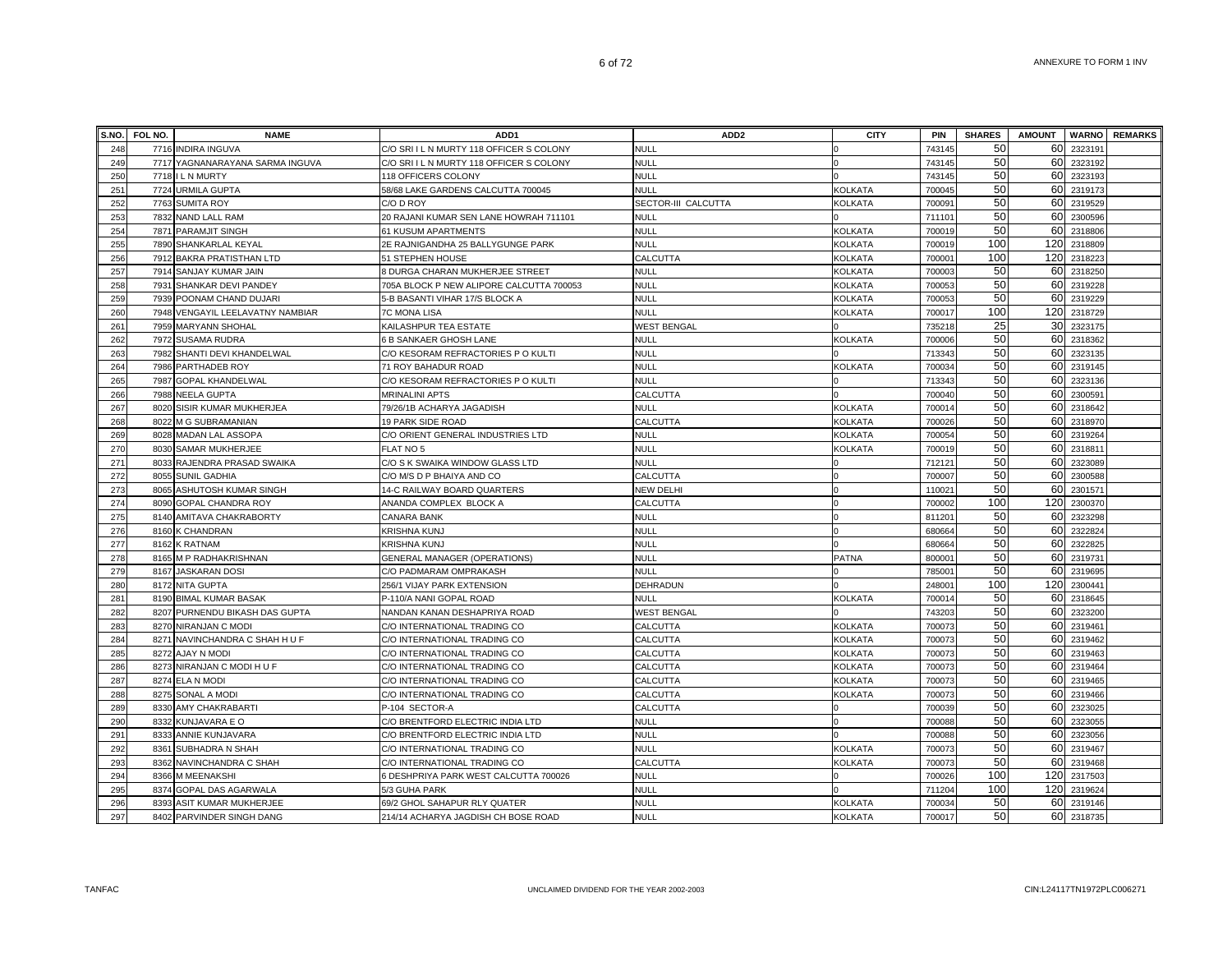| S.NO. | FOL NO. | NAME | ADD1 | ADD2 | CITY | PIN | SHARES | AMOUNT | WARNO | REMARKS |
|---|---|---|---|---|---|---|---|---|---|---|
| 248 | 7716 | INDIRA INGUVA | C/O SRI I L N MURTY 118 OFFICER S COLONY | NULL | 0 | 743145 | 50 | 60 | 2323191 | |
| 249 | 7717 | YAGNANARAYANA SARMA INGUVA | C/O SRI I L N MURTY 118 OFFICER S COLONY | NULL | 0 | 743145 | 50 | 60 | 2323192 | |
| 250 | 7718 | I L N MURTY | 118 OFFICERS COLONY | NULL | 0 | 743145 | 50 | 60 | 2323193 | |
| 251 | 7724 | URMILA GUPTA | 58/68 LAKE GARDENS CALCUTTA 700045 | NULL | KOLKATA | 700045 | 50 | 60 | 2319173 | |
| 252 | 7763 | SUMITA ROY | C/O D ROY | SECTOR-III CALCUTTA | KOLKATA | 700091 | 50 | 60 | 2319529 | |
| 253 | 7832 | NAND LALL RAM | 20 RAJANI KUMAR SEN LANE HOWRAH 711101 | NULL | 0 | 711101 | 50 | 60 | 2300596 | |
| 254 | 7871 | PARAMJIT SINGH | 61 KUSUM APARTMENTS | NULL | KOLKATA | 700019 | 50 | 60 | 2318806 | |
| 255 | 7890 | SHANKARLAL KEYAL | 2E RAJNIGANDHA 25 BALLYGUNGE PARK | NULL | KOLKATA | 700019 | 100 | 120 | 2318809 | |
| 256 | 7912 | BAKRA PRATISTHAN LTD | 51 STEPHEN HOUSE | CALCUTTA | KOLKATA | 700001 | 100 | 120 | 2318223 | |
| 257 | 7914 | SANJAY KUMAR JAIN | 8 DURGA CHARAN MUKHERJEE STREET | NULL | KOLKATA | 700003 | 50 | 60 | 2318250 | |
| 258 | 7931 | SHANKAR DEVI PANDEY | 705A BLOCK P NEW ALIPORE CALCUTTA 700053 | NULL | KOLKATA | 700053 | 50 | 60 | 2319228 | |
| 259 | 7939 | POONAM CHAND DUJARI | 5-B BASANTI VIHAR 17/S BLOCK A | NULL | KOLKATA | 700053 | 50 | 60 | 2319229 | |
| 260 | 7948 | VENGAYIL LEELAVATNY NAMBIAR | 7C MONA LISA | NULL | KOLKATA | 700017 | 100 | 120 | 2318729 | |
| 261 | 7959 | MARYANN SHOHAL | KAILASHPUR TEA ESTATE | WEST BENGAL | 0 | 735218 | 25 | 30 | 2323175 | |
| 262 | 7972 | SUSAMA RUDRA | 6 B SANKAER GHOSH LANE | NULL | KOLKATA | 700006 | 50 | 60 | 2318362 | |
| 263 | 7982 | SHANTI DEVI KHANDELWAL | C/O KESORAM REFRACTORIES P O KULTI | NULL | 0 | 713343 | 50 | 60 | 2323135 | |
| 264 | 7986 | PARTHADEB ROY | 71 ROY BAHADUR ROAD | NULL | KOLKATA | 700034 | 50 | 60 | 2319145 | |
| 265 | 7987 | GOPAL KHANDELWAL | C/O KESORAM REFRACTORIES P O KULTI | NULL | 0 | 713343 | 50 | 60 | 2323136 | |
| 266 | 7988 | NEELA GUPTA | MRINALINI APTS | CALCUTTA | 0 | 700040 | 50 | 60 | 2300591 | |
| 267 | 8020 | SISIR KUMAR MUKHERJEA | 79/26/1B ACHARYA JAGADISH | NULL | KOLKATA | 700014 | 50 | 60 | 2318642 | |
| 268 | 8022 | M G SUBRAMANIAN | 19 PARK SIDE ROAD | CALCUTTA | KOLKATA | 700026 | 50 | 60 | 2318970 | |
| 269 | 8028 | MADAN LAL ASSOPA | C/O ORIENT GENERAL INDUSTRIES LTD | NULL | KOLKATA | 700054 | 50 | 60 | 2319264 | |
| 270 | 8030 | SAMAR MUKHERJEE | FLAT NO 5 | NULL | KOLKATA | 700019 | 50 | 60 | 2318811 | |
| 271 | 8033 | RAJENDRA PRASAD SWAIKA | C/O S K SWAIKA WINDOW GLASS LTD | NULL | 0 | 712121 | 50 | 60 | 2323089 | |
| 272 | 8055 | SUNIL GADHIA | C/O M/S D P BHAIYA AND CO | CALCUTTA | 0 | 700007 | 50 | 60 | 2300588 | |
| 273 | 8065 | ASHUTOSH KUMAR SINGH | 14-C RAILWAY BOARD QUARTERS | NEW DELHI | 0 | 110021 | 50 | 60 | 2301571 | |
| 274 | 8090 | GOPAL CHANDRA ROY | ANANDA COMPLEX BLOCK A | CALCUTTA | 0 | 700002 | 100 | 120 | 2300370 | |
| 275 | 8140 | AMITAVA CHAKRABORTY | CANARA BANK | NULL | 0 | 811201 | 50 | 60 | 2323298 | |
| 276 | 8160 | K CHANDRAN | KRISHNA KUNJ | NULL | 0 | 680664 | 50 | 60 | 2322824 | |
| 277 | 8162 | K RATNAM | KRISHNA KUNJ | NULL | 0 | 680664 | 50 | 60 | 2322825 | |
| 278 | 8165 | M P RADHAKRISHNAN | GENERAL MANAGER (OPERATIONS) | NULL | PATNA | 800001 | 50 | 60 | 2319731 | |
| 279 | 8167 | JASKARAN DOSI | C/O PADMARAM OMPRAKASH | NULL | 0 | 785001 | 50 | 60 | 2319695 | |
| 280 | 8172 | NITA GUPTA | 256/1 VIJAY PARK EXTENSION | DEHRADUN | 0 | 248001 | 100 | 120 | 2300441 | |
| 281 | 8190 | BIMAL KUMAR BASAK | P-110/A NANI GOPAL ROAD | NULL | KOLKATA | 700014 | 50 | 60 | 2318645 | |
| 282 | 8207 | PURNENDU BIKASH DAS GUPTA | NANDAN KANAN DESHAPRIYA ROAD | WEST BENGAL | 0 | 743203 | 50 | 60 | 2323200 | |
| 283 | 8270 | NIRANJAN C MODI | C/O INTERNATIONAL TRADING CO | CALCUTTA | KOLKATA | 700073 | 50 | 60 | 2319461 | |
| 284 | 8271 | NAVINCHANDRA C SHAH H U F | C/O INTERNATIONAL TRADING CO | CALCUTTA | KOLKATA | 700073 | 50 | 60 | 2319462 | |
| 285 | 8272 | AJAY N MODI | C/O INTERNATIONAL TRADING CO | CALCUTTA | KOLKATA | 700073 | 50 | 60 | 2319463 | |
| 286 | 8273 | NIRANJAN C MODI H U F | C/O INTERNATIONAL TRADING CO | CALCUTTA | KOLKATA | 700073 | 50 | 60 | 2319464 | |
| 287 | 8274 | ELA N MODI | C/O INTERNATIONAL TRADING CO | CALCUTTA | KOLKATA | 700073 | 50 | 60 | 2319465 | |
| 288 | 8275 | SONAL A MODI | C/O INTERNATIONAL TRADING CO | CALCUTTA | KOLKATA | 700073 | 50 | 60 | 2319466 | |
| 289 | 8330 | AMY CHAKRABARTI | P-104 SECTOR-A | CALCUTTA | 0 | 700039 | 50 | 60 | 2323025 | |
| 290 | 8332 | KUNJAVARA E O | C/O BRENTFORD ELECTRIC INDIA LTD | NULL | 0 | 700088 | 50 | 60 | 2323055 | |
| 291 | 8333 | ANNIE KUNJAVARA | C/O BRENTFORD ELECTRIC INDIA LTD | NULL | 0 | 700088 | 50 | 60 | 2323056 | |
| 292 | 8361 | SUBHADRA N SHAH | C/O INTERNATIONAL TRADING CO | NULL | KOLKATA | 700073 | 50 | 60 | 2319467 | |
| 293 | 8362 | NAVINCHANDRA C SHAH | C/O INTERNATIONAL TRADING CO | CALCUTTA | KOLKATA | 700073 | 50 | 60 | 2319468 | |
| 294 | 8366 | M MEENAKSHI | 6 DESHPRIYA PARK WEST CALCUTTA 700026 | NULL | 0 | 700026 | 100 | 120 | 2317503 | |
| 295 | 8374 | GOPAL DAS AGARWALA | 5/3 GUHA PARK | NULL | 0 | 711204 | 100 | 120 | 2319624 | |
| 296 | 8393 | ASIT KUMAR MUKHERJEE | 69/2 GHOL SAHAPUR RLY QUATER | NULL | KOLKATA | 700034 | 50 | 60 | 2319146 | |
| 297 | 8402 | PARVINDER SINGH DANG | 214/14 ACHARYA JAGDISH CH BOSE ROAD | NULL | KOLKATA | 700017 | 50 | 60 | 2318735 | |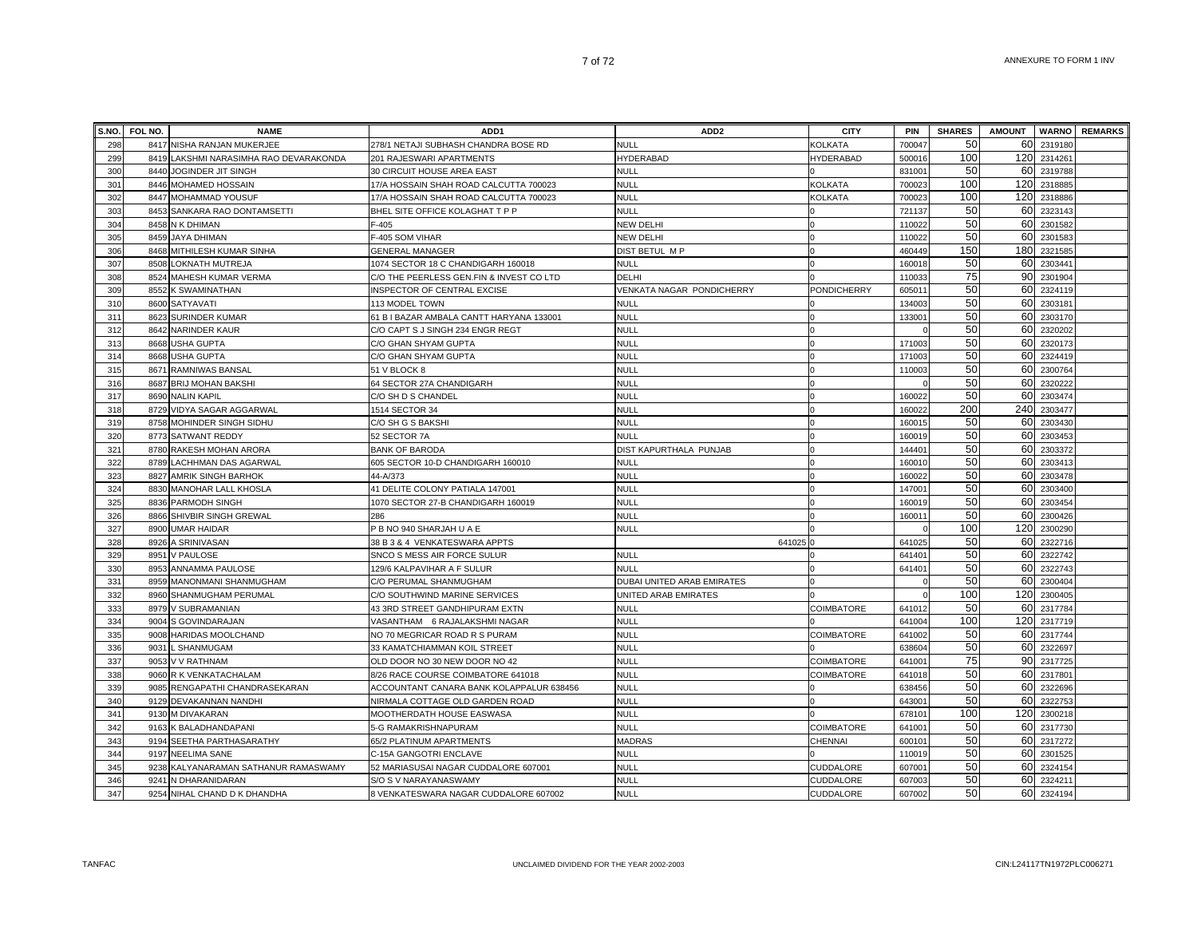| S.NO. | FOL NO. | NAME | ADD1 | ADD2 | CITY | PIN | SHARES | AMOUNT | WARNO | REMARKS |
|---|---|---|---|---|---|---|---|---|---|---|
| 298 | 8417 | NISHA RANJAN MUKERJEE | 278/1 NETAJI SUBHASH CHANDRA BOSE RD | NULL | KOLKATA | 700047 | 50 | 60 | 2319180 | |
| 299 | 8419 | LAKSHMI NARASIMHA RAO DEVARAKONDA | 201 RAJESWARI APARTMENTS | HYDERABAD | HYDERABAD | 500016 | 100 | 120 | 2314261 | |
| 300 | 8440 | JOGINDER JIT SINGH | 30 CIRCUIT HOUSE AREA EAST | NULL | 0 | 831001 | 50 | 60 | 2319788 | |
| 301 | 8446 | MOHAMED HOSSAIN | 17/A HOSSAIN SHAH ROAD CALCUTTA 700023 | NULL | KOLKATA | 700023 | 100 | 120 | 2318885 | |
| 302 | 8447 | MOHAMMAD YOUSUF | 17/A HOSSAIN SHAH ROAD CALCUTTA 700023 | NULL | KOLKATA | 700023 | 100 | 120 | 2318886 | |
| 303 | 8453 | SANKARA RAO DONTAMSETTI | BHEL SITE OFFICE KOLAGHAT T P P | NULL | 0 | 721137 | 50 | 60 | 2323143 | |
| 304 | 8458 | N K DHIMAN | F-405 | NEW DELHI | 0 | 110022 | 50 | 60 | 2301582 | |
| 305 | 8459 | JAYA DHIMAN | F-405 SOM VIHAR | NEW DELHI | 0 | 110022 | 50 | 60 | 2301583 | |
| 306 | 8468 | MITHILESH KUMAR SINHA | GENERAL MANAGER | DIST BETUL M P | 0 | 460449 | 150 | 180 | 2321585 | |
| 307 | 8508 | LOKNATH MUTREJA | 1074 SECTOR 18 C CHANDIGARH 160018 | NULL | 0 | 160018 | 50 | 60 | 2303441 | |
| 308 | 8524 | MAHESH KUMAR VERMA | C/O THE PEERLESS GEN.FIN & INVEST CO LTD | DELHI | 0 | 110033 | 75 | 90 | 2301904 | |
| 309 | 8552 | K SWAMINATHAN | INSPECTOR OF CENTRAL EXCISE | VENKATA NAGAR PONDICHERRY | PONDICHERRY | 605011 | 50 | 60 | 2324119 | |
| 310 | 8600 | SATYAVATI | 113 MODEL TOWN | NULL | 0 | 134003 | 50 | 60 | 2303181 | |
| 311 | 8623 | SURINDER KUMAR | 61 B I BAZAR AMBALA CANTT HARYANA 133001 | NULL | 0 | 133001 | 50 | 60 | 2303170 | |
| 312 | 8642 | NARINDER KAUR | C/O CAPT S J SINGH 234 ENGR REGT | NULL | 0 | 0 | 50 | 60 | 2320202 | |
| 313 | 8668 | USHA GUPTA | C/O GHAN SHYAM GUPTA | NULL | 0 | 171003 | 50 | 60 | 2320173 | |
| 314 | 8668 | USHA GUPTA | C/O GHAN SHYAM GUPTA | NULL | 0 | 171003 | 50 | 60 | 2324419 | |
| 315 | 8671 | RAMNIWAS BANSAL | 51 V BLOCK 8 | NULL | 0 | 110003 | 50 | 60 | 2300764 | |
| 316 | 8687 | BRIJ MOHAN BAKSHI | 64 SECTOR 27A CHANDIGARH | NULL | 0 | 0 | 50 | 60 | 2320222 | |
| 317 | 8690 | NALIN KAPIL | C/O SH D S CHANDEL | NULL | 0 | 160022 | 50 | 60 | 2303474 | |
| 318 | 8729 | VIDYA SAGAR AGGARWAL | 1514 SECTOR 34 | NULL | 0 | 160022 | 200 | 240 | 2303477 | |
| 319 | 8758 | MOHINDER SINGH SIDHU | C/O SH G S BAKSHI | NULL | 0 | 160015 | 50 | 60 | 2303430 | |
| 320 | 8773 | SATWANT REDDY | 52 SECTOR 7A | NULL | 0 | 160019 | 50 | 60 | 2303453 | |
| 321 | 8780 | RAKESH MOHAN ARORA | BANK OF BARODA | DIST KAPURTHALA PUNJAB | 0 | 144401 | 50 | 60 | 2303372 | |
| 322 | 8789 | LACHHMAN DAS AGARWAL | 605 SECTOR 10-D CHANDIGARH 160010 | NULL | 0 | 160010 | 50 | 60 | 2303413 | |
| 323 | 8827 | AMRIK SINGH BARHOK | 44-A/373 | NULL | 0 | 160022 | 50 | 60 | 2303478 | |
| 324 | 8830 | MANOHAR LALL KHOSLA | 41 DELITE COLONY PATIALA 147001 | NULL | 0 | 147001 | 50 | 60 | 2303400 | |
| 325 | 8836 | PARMODH SINGH | 1070 SECTOR 27-B CHANDIGARH 160019 | NULL | 0 | 160019 | 50 | 60 | 2303454 | |
| 326 | 8866 | SHIVBIR SINGH GREWAL | 286 | NULL | 0 | 160011 | 50 | 60 | 2300426 | |
| 327 | 8900 | UMAR HAIDAR | P B NO 940 SHARJAH U A E | NULL | 0 | 0 | 100 | 120 | 2300290 | |
| 328 | 8926 | A SRINIVASAN | 38 B 3 & 4 VENKATESWARA APPTS | 641025 | 0 | 641025 | 50 | 60 | 2322716 | |
| 329 | 8951 | V PAULOSE | SNCO S MESS AIR FORCE SULUR | NULL | 0 | 641401 | 50 | 60 | 2322742 | |
| 330 | 8953 | ANNAMMA PAULOSE | 129/6 KALPAVIHAR A F SULUR | NULL | 0 | 641401 | 50 | 60 | 2322743 | |
| 331 | 8959 | MANONMANI SHANMUGHAM | C/O PERUMAL SHANMUGHAM | DUBAI UNITED ARAB EMIRATES | 0 | 0 | 50 | 60 | 2300404 | |
| 332 | 8960 | SHANMUGHAM PERUMAL | C/O SOUTHWIND MARINE SERVICES | UNITED ARAB EMIRATES | 0 | 0 | 100 | 120 | 2300405 | |
| 333 | 8979 | V SUBRAMANIAN | 43 3RD STREET GANDHIPURAM EXTN | NULL | COIMBATORE | 641012 | 50 | 60 | 2317784 | |
| 334 | 9004 | S GOVINDARAJAN | VASANTHAM 6 RAJALAKSHMI NAGAR | NULL | 0 | 641004 | 100 | 120 | 2317719 | |
| 335 | 9008 | HARIDAS MOOLCHAND | NO 70 MEGRICAR ROAD R S PURAM | NULL | COIMBATORE | 641002 | 50 | 60 | 2317744 | |
| 336 | 9031 | L SHANMUGAM | 33 KAMATCHIAMMAN KOIL STREET | NULL | 0 | 638604 | 50 | 60 | 2322697 | |
| 337 | 9053 | V V RATHNAM | OLD DOOR NO 30 NEW DOOR NO 42 | NULL | COIMBATORE | 641001 | 75 | 90 | 2317725 | |
| 338 | 9060 | R K VENKATACHALAM | 8/26 RACE COURSE COIMBATORE 641018 | NULL | COIMBATORE | 641018 | 50 | 60 | 2317801 | |
| 339 | 9085 | RENGAPATHI CHANDRASEKARAN | ACCOUNTANT CANARA BANK KOLAPPALUR 638456 | NULL | 0 | 638456 | 50 | 60 | 2322696 | |
| 340 | 9129 | DEVAKANNAN NANDHI | NIRMALA COTTAGE OLD GARDEN ROAD | NULL | 0 | 643001 | 50 | 60 | 2322753 | |
| 341 | 9130 | M DIVAKARAN | MOOTHERDATH HOUSE EASWASA | NULL | 0 | 678101 | 100 | 120 | 2300218 | |
| 342 | 9163 | K BALADHANDAPANI | 5-G RAMAKRISHNAPURAM | NULL | COIMBATORE | 641001 | 50 | 60 | 2317730 | |
| 343 | 9194 | SEETHA PARTHASARATHY | 65/2 PLATINUM APARTMENTS | MADRAS | CHENNAI | 600101 | 50 | 60 | 2317272 | |
| 344 | 9197 | NEELIMA SANE | C-15A GANGOTRI ENCLAVE | NULL | 0 | 110019 | 50 | 60 | 2301525 | |
| 345 | 9238 | KALYANARAMAN SATHANUR RAMASWAMY | 52 MARIASUSAI NAGAR CUDDALORE 607001 | NULL | CUDDALORE | 607001 | 50 | 60 | 2324154 | |
| 346 | 9241 | N DHARANIDARAN | S/O S V NARAYANASWAMY | NULL | CUDDALORE | 607003 | 50 | 60 | 2324211 | |
| 347 | 9254 | NIHAL CHAND D K DHANDHA | 8 VENKATESWARA NAGAR CUDDALORE 607002 | NULL | CUDDALORE | 607002 | 50 | 60 | 2324194 | |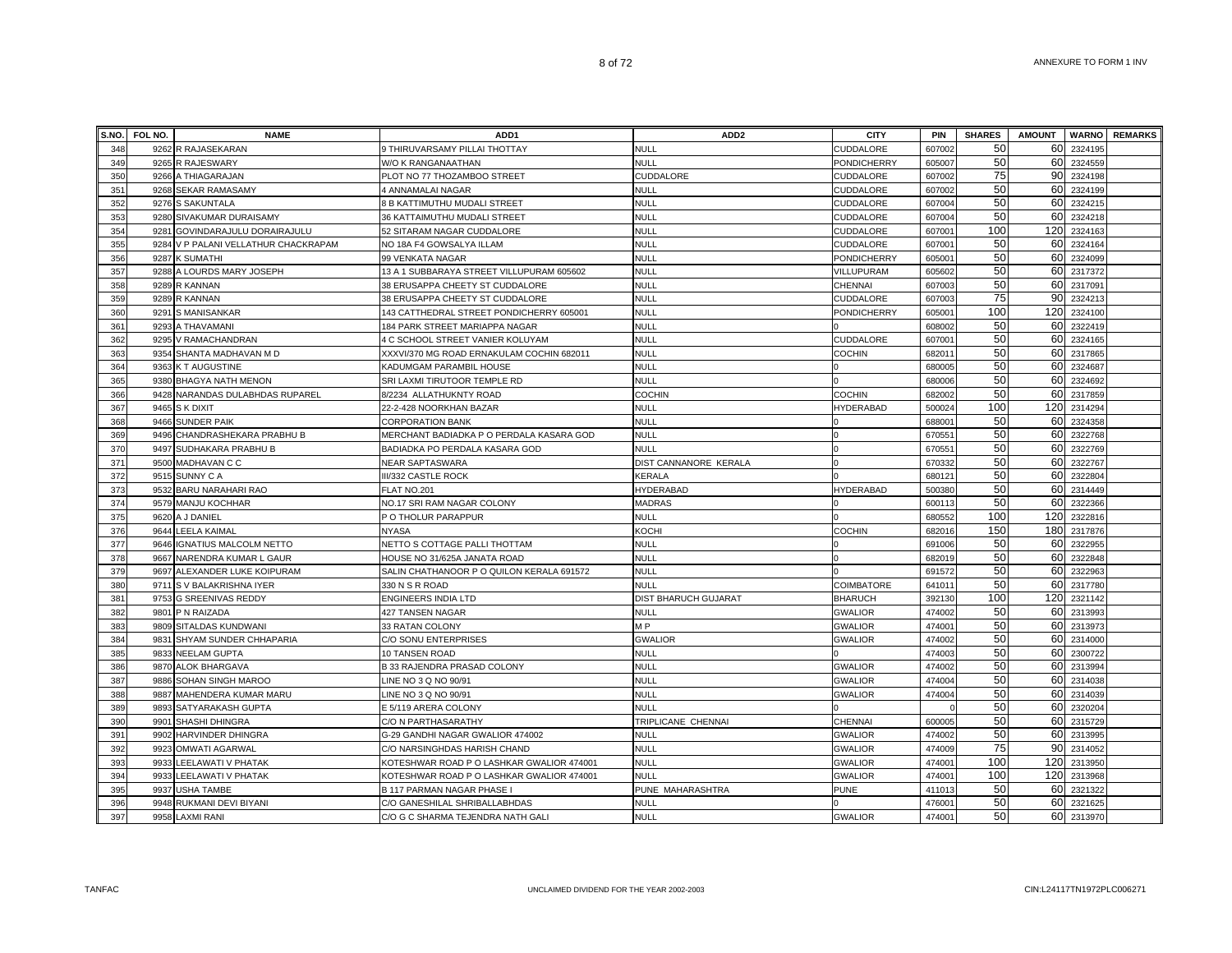| S.NO. | FOL NO. | NAME | ADD1 | ADD2 | CITY | PIN | SHARES | AMOUNT | WARNO | REMARKS |
|---|---|---|---|---|---|---|---|---|---|---|
| 348 | 9262 | R RAJASEKARAN | 9 THIRUVARSAMY PILLAI THOTTAY | NULL | CUDDALORE | 607002 | 50 | 60 | 2324195 | |
| 349 | 9265 | R RAJESWARY | W/O K RANGANAATHAN | NULL | PONDICHERRY | 605007 | 50 | 60 | 2324559 | |
| 350 | 9266 | A THIAGARAJAN | PLOT NO 77 THOZAMBOO STREET | CUDDALORE | CUDDALORE | 607002 | 75 | 90 | 2324198 | |
| 351 | 9268 | SEKAR RAMASAMY | 4 ANNAMALAI NAGAR | NULL | CUDDALORE | 607002 | 50 | 60 | 2324199 | |
| 352 | 9276 | S SAKUNTALA | 8 B KATTIMUTHU MUDALI STREET | NULL | CUDDALORE | 607004 | 50 | 60 | 2324215 | |
| 353 | 9280 | SIVAKUMAR DURAISAMY | 36 KATTAIMUTHU MUDALI STREET | NULL | CUDDALORE | 607004 | 50 | 60 | 2324218 | |
| 354 | 9281 | GOVINDARAJULU DORAIRAJULU | 52 SITARAM NAGAR CUDDALORE | NULL | CUDDALORE | 607001 | 100 | 120 | 2324163 | |
| 355 | 9284 | V P PALANI VELLATHUR CHACKRAPAM | NO 18A F4 GOWSALYA ILLAM | NULL | CUDDALORE | 607001 | 50 | 60 | 2324164 | |
| 356 | 9287 | K SUMATHI | 99 VENKATA NAGAR | NULL | PONDICHERRY | 605001 | 50 | 60 | 2324099 | |
| 357 | 9288 | A LOURDS MARY JOSEPH | 13 A 1 SUBBARAYA STREET VILLUPURAM 605602 | NULL | VILLUPURAM | 605602 | 50 | 60 | 2317372 | |
| 358 | 9289 | R KANNAN | 38 ERUSAPPA CHEETY ST CUDDALORE | NULL | CHENNAI | 607003 | 50 | 60 | 2317091 | |
| 359 | 9289 | R KANNAN | 38 ERUSAPPA CHEETY ST CUDDALORE | NULL | CUDDALORE | 607003 | 75 | 90 | 2324213 | |
| 360 | 9291 | S MANISANKAR | 143 CATTHEDRAL STREET PONDICHERRY 605001 | NULL | PONDICHERRY | 605001 | 100 | 120 | 2324100 | |
| 361 | 9293 | A THAVAMANI | 184 PARK STREET MARIAPPA NAGAR | NULL | 0 | 608002 | 50 | 60 | 2322419 | |
| 362 | 9295 | V RAMACHANDRAN | 4 C SCHOOL STREET VANIER KOLUYAM | NULL | CUDDALORE | 607001 | 50 | 60 | 2324165 | |
| 363 | 9354 | SHANTA MADHAVAN M D | XXXVI/370 MG ROAD ERNAKULAM COCHIN 682011 | NULL | COCHIN | 682011 | 50 | 60 | 2317865 | |
| 364 | 9363 | K T AUGUSTINE | KADUMGAM PARAMBIL HOUSE | NULL | 0 | 680005 | 50 | 60 | 2324687 | |
| 365 | 9380 | BHAGYA NATH MENON | SRI LAXMI TIRUTOOR TEMPLE RD | NULL | 0 | 680006 | 50 | 60 | 2324692 | |
| 366 | 9428 | NARANDAS DULABHDAS RUPAREL | 8/2234 ALLATHUKNTY ROAD | COCHIN | COCHIN | 682002 | 50 | 60 | 2317859 | |
| 367 | 9465 | S K DIXIT | 22-2-428 NOORKHAN BAZAR | NULL | HYDERABAD | 500024 | 100 | 120 | 2314294 | |
| 368 | 9466 | SUNDER PAIK | CORPORATION BANK | NULL | 0 | 688001 | 50 | 60 | 2324358 | |
| 369 | 9496 | CHANDRASHEKARA PRABHU B | MERCHANT BADIADKA P O PERDALA KASARA GOD | NULL | 0 | 670551 | 50 | 60 | 2322768 | |
| 370 | 9497 | SUDHAKARA PRABHU B | BADIADKA PO PERDALA KASARA GOD | NULL | 0 | 670551 | 50 | 60 | 2322769 | |
| 371 | 9500 | MADHAVAN C C | NEAR SAPTASWARA | DIST CANNANORE KERALA | 0 | 670332 | 50 | 60 | 2322767 | |
| 372 | 9515 | SUNNY C A | III/332 CASTLE ROCK | KERALA | 0 | 680121 | 50 | 60 | 2322804 | |
| 373 | 9532 | BARU NARAHARI RAO | FLAT NO.201 | HYDERABAD | HYDERABAD | 500380 | 50 | 60 | 2314449 | |
| 374 | 9579 | MANJU KOCHHAR | NO.17 SRI RAM NAGAR COLONY | MADRAS | 0 | 600113 | 50 | 60 | 2322366 | |
| 375 | 9620 | A J DANIEL | P O THOLUR PARAPPUR | NULL | 0 | 680552 | 100 | 120 | 2322816 | |
| 376 | 9644 | LEELA KAIMAL | NYASA | KOCHI | COCHIN | 682016 | 150 | 180 | 2317876 | |
| 377 | 9646 | IGNATIUS MALCOLM NETTO | NETTO S COTTAGE PALLI THOTTAM | NULL | 0 | 691006 | 50 | 60 | 2322955 | |
| 378 | 9667 | NARENDRA KUMAR L GAUR | HOUSE NO 31/625A JANATA ROAD | NULL | 0 | 682019 | 50 | 60 | 2322848 | |
| 379 | 9697 | ALEXANDER LUKE KOIPURAM | SALIN CHATHANOOR P O QUILON KERALA 691572 | NULL | 0 | 691572 | 50 | 60 | 2322963 | |
| 380 | 9711 | S V BALAKRISHNA IYER | 330 N S R ROAD | NULL | COIMBATORE | 641011 | 50 | 60 | 2317780 | |
| 381 | 9753 | G SREENIVAS REDDY | ENGINEERS INDIA LTD | DIST BHARUCH GUJARAT | BHARUCH | 392130 | 100 | 120 | 2321142 | |
| 382 | 9801 | P N RAIZADA | 427 TANSEN NAGAR | NULL | GWALIOR | 474002 | 50 | 60 | 2313993 | |
| 383 | 9809 | SITALDAS KUNDWANI | 33 RATAN COLONY | M P | GWALIOR | 474001 | 50 | 60 | 2313973 | |
| 384 | 9831 | SHYAM SUNDER CHHAPARIA | C/O SONU ENTERPRISES | GWALIOR | GWALIOR | 474002 | 50 | 60 | 2314000 | |
| 385 | 9833 | NEELAM GUPTA | 10 TANSEN ROAD | NULL | 0 | 474003 | 50 | 60 | 2300722 | |
| 386 | 9870 | ALOK BHARGAVA | B 33 RAJENDRA PRASAD COLONY | NULL | GWALIOR | 474002 | 50 | 60 | 2313994 | |
| 387 | 9886 | SOHAN SINGH MAROO | LINE NO 3 Q NO 90/91 | NULL | GWALIOR | 474004 | 50 | 60 | 2314038 | |
| 388 | 9887 | MAHENDERA KUMAR MARU | LINE NO 3 Q NO 90/91 | NULL | GWALIOR | 474004 | 50 | 60 | 2314039 | |
| 389 | 9893 | SATYARAKASH GUPTA | E 5/119 ARERA COLONY | NULL | 0 | 0 | 50 | 60 | 2320204 | |
| 390 | 9901 | SHASHI DHINGRA | C/O N PARTHASARATHY | TRIPLICANE CHENNAI | CHENNAI | 600005 | 50 | 60 | 2315729 | |
| 391 | 9902 | HARVINDER DHINGRA | G-29 GANDHI NAGAR GWALIOR 474002 | NULL | GWALIOR | 474002 | 50 | 60 | 2313995 | |
| 392 | 9923 | OMWATI AGARWAL | C/O NARSINGHDAS HARISH CHAND | NULL | GWALIOR | 474009 | 75 | 90 | 2314052 | |
| 393 | 9933 | LEELAWATI V PHATAK | KOTESHWAR ROAD P O LASHKAR GWALIOR 474001 | NULL | GWALIOR | 474001 | 100 | 120 | 2313950 | |
| 394 | 9933 | LEELAWATI V PHATAK | KOTESHWAR ROAD P O LASHKAR GWALIOR 474001 | NULL | GWALIOR | 474001 | 100 | 120 | 2313968 | |
| 395 | 9937 | USHA TAMBE | B 117 PARMAN NAGAR PHASE I | PUNE MAHARASHTRA | PUNE | 411013 | 50 | 60 | 2321322 | |
| 396 | 9948 | RUKMANI DEVI BIYANI | C/O GANESHILAL SHRIBALLABHDAS | NULL | 0 | 476001 | 50 | 60 | 2321625 | |
| 397 | 9958 | LAXMI RANI | C/O G C SHARMA TEJENDRA NATH GALI | NULL | GWALIOR | 474001 | 50 | 60 | 2313970 | |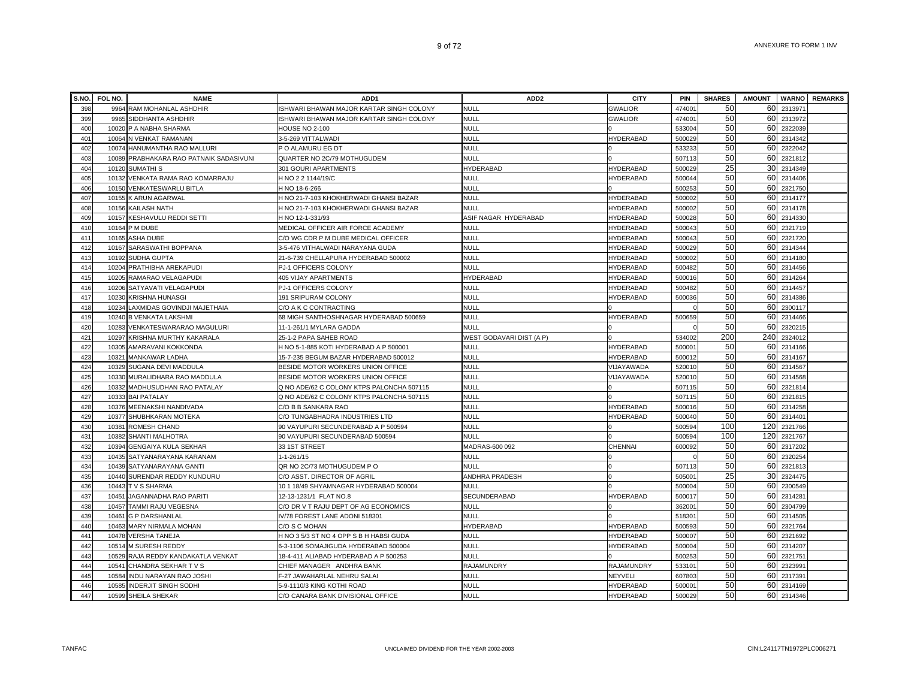| S.NO. | FOL NO. | NAME | ADD1 | ADD2 | CITY | PIN | SHARES | AMOUNT | WARNO | REMARKS |
|---|---|---|---|---|---|---|---|---|---|---|
| 398 | 9964 | RAM MOHANLAL ASHDHIR | ISHWARI BHAWAN MAJOR KARTAR SINGH COLONY | NULL | GWALIOR | 474001 | 50 | 60 | 2313971 | |
| 399 | 9965 | SIDDHANTA ASHDHIR | ISHWARI BHAWAN MAJOR KARTAR SINGH COLONY | NULL | GWALIOR | 474001 | 50 | 60 | 2313972 | |
| 400 | 10020 | P A NABHA SHARMA | HOUSE NO 2-100 | NULL | 0 | 533004 | 50 | 60 | 2322039 | |
| 401 | 10064 | N VENKAT RAMANAN | 3-5-269 VITTALWADI | NULL | HYDERABAD | 500029 | 50 | 60 | 2314342 | |
| 402 | 10074 | HANUMANTHA RAO MALLURI | P O ALAMURU EG DT | NULL | 0 | 533233 | 50 | 60 | 2322042 | |
| 403 | 10089 | PRABHAKARA RAO PATNAIK SADASIVUNI | QUARTER NO 2C/79 MOTHUGUDEM | NULL | 0 | 507113 | 50 | 60 | 2321812 | |
| 404 | 10120 | SUMATHI S | 301 GOURI APARTMENTS | HYDERABAD | HYDERABAD | 500029 | 25 | 30 | 2314349 | |
| 405 | 10132 | VENKATA RAMA RAO KOMARRAJU | H NO 2 2 1144/19/C | NULL | HYDERABAD | 500044 | 50 | 60 | 2314406 | |
| 406 | 10150 | VENKATESWARLU BITLA | H NO 18-6-266 | NULL | 0 | 500253 | 50 | 60 | 2321750 | |
| 407 | 10155 | K ARUN AGARWAL | H NO 21-7-103 KHOKHERWADI GHANSI BAZAR | NULL | HYDERABAD | 500002 | 50 | 60 | 2314177 | |
| 408 | 10156 | KAILASH NATH | H NO 21-7-103 KHOKHERWADI GHANSI BAZAR | NULL | HYDERABAD | 500002 | 50 | 60 | 2314178 | |
| 409 | 10157 | KESHAVULU REDDI SETTI | H NO 12-1-331/93 | ASIF NAGAR HYDERABAD | HYDERABAD | 500028 | 50 | 60 | 2314330 | |
| 410 | 10164 | P M DUBE | MEDICAL OFFICER AIR FORCE ACADEMY | NULL | HYDERABAD | 500043 | 50 | 60 | 2321719 | |
| 411 | 10165 | ASHA DUBE | C/O WG CDR P M DUBE MEDICAL OFFICER | NULL | HYDERABAD | 500043 | 50 | 60 | 2321720 | |
| 412 | 10167 | SARASWATHI BOPPANA | 3-5-476 VITHALWADI NARAYANA GUDA | NULL | HYDERABAD | 500029 | 50 | 60 | 2314344 | |
| 413 | 10192 | SUDHA GUPTA | 21-6-739 CHELLAPURA HYDERABAD 500002 | NULL | HYDERABAD | 500002 | 50 | 60 | 2314180 | |
| 414 | 10204 | PRATHIBHA AREKAPUDI | PJ-1 OFFICERS COLONY | NULL | HYDERABAD | 500482 | 50 | 60 | 2314456 | |
| 415 | 10205 | RAMARAO VELAGAPUDI | 405 VIJAY APARTMENTS | HYDERABAD | HYDERABAD | 500016 | 50 | 60 | 2314264 | |
| 416 | 10206 | SATYAVATI VELAGAPUDI | PJ-1 OFFICERS COLONY | NULL | HYDERABAD | 500482 | 50 | 60 | 2314457 | |
| 417 | 10230 | KRISHNA HUNASGI | 191 SRIPURAM COLONY | NULL | HYDERABAD | 500036 | 50 | 60 | 2314386 | |
| 418 | 10234 | LAXMIDAS GOVINDJI MAJETHAIA | C/O A K C CONTRACTING | NULL | 0 | 0 | 50 | 60 | 2300117 | |
| 419 | 10240 | B VENKATA LAKSHMI | 68 MIGH SANTHOSHNAGAR HYDERABAD 500659 | NULL | HYDERABAD | 500659 | 50 | 60 | 2314466 | |
| 420 | 10283 | VENKATESWARARAO MAGULURI | 11-1-261/1 MYLARA GADDA | NULL | 0 | 0 | 50 | 60 | 2320215 | |
| 421 | 10297 | KRISHNA MURTHY KAKARALA | 25-1-2 PAPA SAHEB ROAD | WEST GODAVARI DIST (A P) | 0 | 534002 | 200 | 240 | 2324012 | |
| 422 | 10305 | AMARAVANI KOKKONDA | H NO 5-1-885 KOTI HYDERABAD A P 500001 | NULL | HYDERABAD | 500001 | 50 | 60 | 2314166 | |
| 423 | 10321 | MANKAWAR LADHA | 15-7-235 BEGUM BAZAR HYDERABAD 500012 | NULL | HYDERABAD | 500012 | 50 | 60 | 2314167 | |
| 424 | 10329 | SUGANA DEVI MADDULA | BESIDE MOTOR WORKERS UNION OFFICE | NULL | VIJAYAWADA | 520010 | 50 | 60 | 2314567 | |
| 425 | 10330 | MURALIDHARA RAO MADDULA | BESIDE MOTOR WORKERS UNION OFFICE | NULL | VIJAYAWADA | 520010 | 50 | 60 | 2314568 | |
| 426 | 10332 | MADHUSUDHAN RAO PATALAY | Q NO ADE/62 C COLONY KTPS PALONCHA 507115 | NULL | 0 | 507115 | 50 | 60 | 2321814 | |
| 427 | 10333 | BAI PATALAY | Q NO ADE/62 C COLONY KTPS PALONCHA 507115 | NULL | 0 | 507115 | 50 | 60 | 2321815 | |
| 428 | 10376 | MEENAKSHI NANDIVADA | C/O B B SANKARA RAO | NULL | HYDERABAD | 500016 | 50 | 60 | 2314258 | |
| 429 | 10377 | SHUBHKARAN MOTEKA | C/O TUNGABHADRA INDUSTRIES LTD | NULL | HYDERABAD | 500040 | 50 | 60 | 2314401 | |
| 430 | 10381 | ROMESH CHAND | 90 VAYUPURI SECUNDERABAD A P 500594 | NULL | 0 | 500594 | 100 | 120 | 2321766 | |
| 431 | 10382 | SHANTI MALHOTRA | 90 VAYUPURI SECUNDERABAD 500594 | NULL | 0 | 500594 | 100 | 120 | 2321767 | |
| 432 | 10394 | GENGAIYA KULA SEKHAR | 33 1ST STREET | MADRAS-600 092 | CHENNAI | 600092 | 50 | 60 | 2317202 | |
| 433 | 10435 | SATYANARAYANA KARANAM | 1-1-261/15 | NULL | 0 | 0 | 50 | 60 | 2320254 | |
| 434 | 10439 | SATYANARAYANA GANTI | QR NO 2C/73 MOTHUGUDEM P O | NULL | 0 | 507113 | 50 | 60 | 2321813 | |
| 435 | 10440 | SURENDAR REDDY KUNDURU | C/O ASST. DIRECTOR OF AGRIL | ANDHRA PRADESH | 0 | 505001 | 25 | 30 | 2324475 | |
| 436 | 10443 | T V S SHARMA | 10 1 18/49 SHYAMNAGAR HYDERABAD 500004 | NULL | 0 | 500004 | 50 | 60 | 2300549 | |
| 437 | 10451 | JAGANNADHA RAO PARITI | 12-13-1231/1 FLAT NO.8 | SECUNDERABAD | HYDERABAD | 500017 | 50 | 60 | 2314281 | |
| 438 | 10457 | TAMMI RAJU VEGESNA | C/O DR V T RAJU DEPT OF AG ECONOMICS | NULL | 0 | 362001 | 50 | 60 | 2304799 | |
| 439 | 10461 | G P DARSHANLAL | IV/78 FOREST LANE ADONI 518301 | NULL | 0 | 518301 | 50 | 60 | 2314505 | |
| 440 | 10463 | MARY NIRMALA MOHAN | C/O S C MOHAN | HYDERABAD | HYDERABAD | 500593 | 50 | 60 | 2321764 | |
| 441 | 10478 | VERSHA TANEJA | H NO 3 5/3 ST NO 4 OPP S B H HABSI GUDA | NULL | HYDERABAD | 500007 | 50 | 60 | 2321692 | |
| 442 | 10514 | M SURESH REDDY | 6-3-1106 SOMAJIGUDA HYDERABAD 500004 | NULL | HYDERABAD | 500004 | 50 | 60 | 2314207 | |
| 443 | 10529 | RAJA REDDY KANDAKATLA VENKAT | 18-4-411 ALIABAD HYDERABAD A P 500253 | NULL | 0 | 500253 | 50 | 60 | 2321751 | |
| 444 | 10541 | CHANDRA SEKHAR T V S | CHIEF MANAGER ANDHRA BANK | RAJAMUNDRY | RAJAMUNDRY | 533101 | 50 | 60 | 2323991 | |
| 445 | 10584 | INDU NARAYAN RAO JOSHI | F-27 JAWAHARLAL NEHRU SALAI | NULL | NEYVELI | 607803 | 50 | 60 | 2317391 | |
| 446 | 10585 | INDERJIT SINGH SODHI | 5-9-1110/3 KING KOTHI ROAD | NULL | HYDERABAD | 500001 | 50 | 60 | 2314169 | |
| 447 | 10599 | SHEILA SHEKAR | C/O CANARA BANK DIVISIONAL OFFICE | NULL | HYDERABAD | 500029 | 50 | 60 | 2314346 | |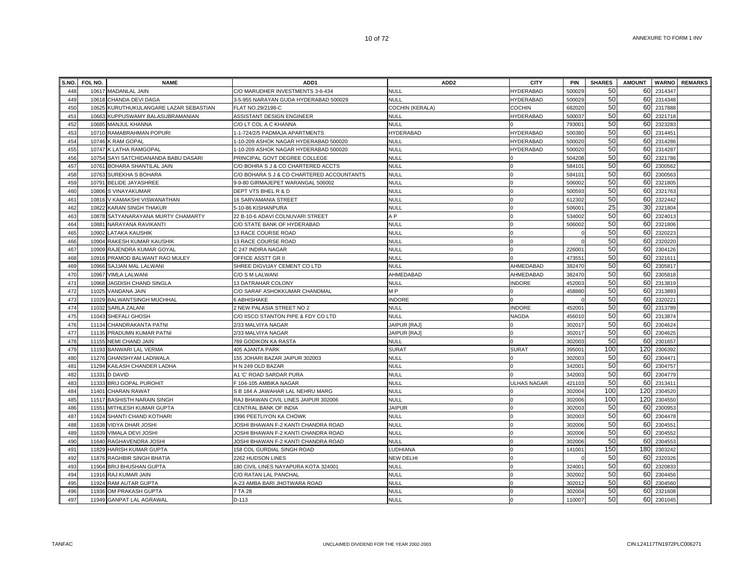| S.NO. | FOL NO. | NAME | ADD1 | ADD2 | CITY | PIN | SHARES | AMOUNT | WARNO | REMARKS |
|---|---|---|---|---|---|---|---|---|---|---|
| 448 | 10617 | MADANLAL JAIN | C/O MARUDHER INVESTMENTS 3-6-434 | NULL | HYDERABAD | 500029 | 50 | 60 | 2314347 | |
| 449 | 10618 | CHANDA DEVI DAGA | 3-5-955 NARAYAN GUDA HYDERABAD 500029 | NULL | HYDERABAD | 500029 | 50 | 60 | 2314348 | |
| 450 | 10625 | KURUTHUKULANGARE LAZAR SEBASTIAN | FLAT NO.29/2198-C | COCHIN (KERALA) | COCHIN | 682020 | 50 | 60 | 2317888 | |
| 451 | 10663 | KUPPUSWAMY BALASUBRAMANIAN | ASSISTANT DESIGN ENGINEER | NULL | HYDERABAD | 500037 | 50 | 60 | 2321718 | |
| 452 | 10685 | MANJUL KHANNA | C/O LT COL A C KHANNA | NULL | 0 | 793001 | 50 | 60 | 2323283 | |
| 453 | 10710 | RAMABRAHMAN POPURI | 1-1-724/2/5 PADMAJA APARTMENTS | HYDERABAD | HYDERABAD | 500380 | 50 | 60 | 2314451 | |
| 454 | 10746 | K RAM GOPAL | 1-10-209 ASHOK NAGAR HYDERABAD 500020 | NULL | HYDERABAD | 500020 | 50 | 60 | 2314286 | |
| 455 | 10747 | K LATHA RAMGOPAL | 1-10-209 ASHOK NAGAR HYDERABAD 500020 | NULL | HYDERABAD | 500020 | 50 | 60 | 2314287 | |
| 456 | 10754 | SAYI SATCHIDANANDA BABU DASARI | PRINCIPAL GOVT DEGREE COLLEGE | NULL | 0 | 504208 | 50 | 60 | 2321786 | |
| 457 | 10761 | BOHARA SHANTILAL JAIN | C/O BOHRA S J & CO CHARTERED ACCTS | NULL | 0 | 584101 | 50 | 60 | 2300562 | |
| 458 | 10763 | SUREKHA S BOHARA | C/O BOHARA S J & CO CHARTERED ACCOUNTANTS | NULL | 0 | 584101 | 50 | 60 | 2300563 | |
| 459 | 10791 | BELIDE JAYASHREE | 9-9-80 GIRMAJEPET WARANGAL 506002 | NULL | 0 | 506002 | 50 | 60 | 2321805 | |
| 460 | 10806 | S VINAYAKUMAR | DEPT VTS BHEL R & D | NULL | 0 | 500593 | 50 | 60 | 2321763 | |
| 461 | 10816 | V KAMAKSHI VISWANATHAN | 16 SARVAMANIA STREET | NULL | 0 | 612302 | 50 | 60 | 2322442 | |
| 462 | 10822 | KARAN SINGH THAKUR | 5-10-86 KISHANPURA | NULL | 0 | 506001 | 25 | 30 | 2321804 | |
| 463 | 10878 | SATYANARAYANA MURTY CHAMARTY | 22 B-10-6 ADAVI COLNUVARI STREET | A P | 0 | 534002 | 50 | 60 | 2324013 | |
| 464 | 10881 | NARAYANA RAVIKANTI | C/O STATE BANK OF HYDERABAD | NULL | 0 | 506002 | 50 | 60 | 2321806 | |
| 465 | 10902 | LATAKA KAUSHIK | 13 RACE COURSE ROAD | NULL | 0 | 0 | 50 | 60 | 2320223 | |
| 466 | 10904 | RAKESH KUMAR KAUSHIK | 13 RACE COURSE ROAD | NULL | 0 | 0 | 50 | 60 | 2320220 | |
| 467 | 10909 | RAJENDRA KUMAR GOYAL | C 247 INDIRA NAGAR | NULL | 0 | 226001 | 50 | 60 | 2304126 | |
| 468 | 10916 | PRAMOD BALWANT RAO MULEY | OFFICE ASSTT GR II | NULL | 0 | 473551 | 50 | 60 | 2321611 | |
| 469 | 10966 | SAJJAN MAL LALWANI | SHREE DIGVIJAY CEMENT CO LTD | NULL | AHMEDABAD | 382470 | 50 | 60 | 2305817 | |
| 470 | 10967 | VIMLA LALWANI | C/O S M LALWANI | AHMEDABAD | AHMEDABAD | 382470 | 50 | 60 | 2305818 | |
| 471 | 10968 | JAGDISH CHAND SINGLA | 13 DATRAHAR COLONY | NULL | INDORE | 452003 | 50 | 60 | 2313819 | |
| 472 | 11025 | VANDANA JAIN | C/O SARAF ASHOKKUMAR CHANDMAL | M P | 0 | 458880 | 50 | 60 | 2313893 | |
| 473 | 11029 | BALWANTSINGH MUCHHAL | 6 ABHISHAKE | INDORE | 0 | 0 | 50 | 60 | 2320221 | |
| 474 | 11032 | SARLA ZALANI | 2 NEW PALASIA STREET NO 2 | NULL | INDORE | 452001 | 50 | 60 | 2313789 | |
| 475 | 11043 | SHEFALI GHOSH | C/O IISCO STANTON PIPE & FDY CO LTD | NULL | NAGDA | 456010 | 50 | 60 | 2313874 | |
| 476 | 11134 | CHANDRAKANTA PATNI | 2/33 MALVIYA NAGAR | JAIPUR [RAJ] | 0 | 302017 | 50 | 60 | 2304624 | |
| 477 | 11135 | PRADUMN KUMAR PATNI | 2/33 MALVIYA NAGAR | JAIPUR [RAJ] | 0 | 302017 | 50 | 60 | 2304625 | |
| 478 | 11155 | NEMI CHAND JAIN | 769 GODIKON KA RASTA | NULL | 0 | 302003 | 50 | 60 | 2301657 | |
| 479 | 11193 | BANWARI LAL VERMA | 405 AJANTA PARK | SURAT | SURAT | 395001 | 100 | 120 | 2306392 | |
| 480 | 11276 | GHANSHYAM LADIWALA | 155 JOHARI BAZAR JAIPUR 302003 | NULL | 0 | 302003 | 50 | 60 | 2304471 | |
| 481 | 11294 | KAILASH CHANDER LADHA | H N 249 OLD BAZAR | NULL | 0 | 342001 | 50 | 60 | 2304757 | |
| 482 | 11331 | D DAVID | A1 'C' ROAD SARDAR PURA | NULL | 0 | 342003 | 50 | 60 | 2304779 | |
| 483 | 11333 | BRIJ GOPAL PUROHIT | F 104-105 AMBIKA NAGAR | NULL | ULHAS NAGAR | 421103 | 50 | 60 | 2313411 | |
| 484 | 11401 | CHARAN RAWAT | S B 184 A JAWAHAR LAL NEHRU MARG | NULL | 0 | 302004 | 100 | 120 | 2304520 | |
| 485 | 11517 | BASHISTH NARAIN SINGH | RAJ BHAWAN CIVIL LINES JAIPUR 302006 | NULL | 0 | 302006 | 100 | 120 | 2304550 | |
| 486 | 11551 | MITHLESH KUMAR GUPTA | CENTRAL BANK OF INDIA | JAIPUR | 0 | 302003 | 50 | 60 | 2300953 | |
| 487 | 11624 | SHANTI CHAND KOTHARI | 1996 PEETLIYON KA CHOWK | NULL | 0 | 302003 | 50 | 60 | 2304478 | |
| 488 | 11638 | VIDYA DHAR JOSHI | JOSHI BHAWAN F-2 KANTI CHANDRA ROAD | NULL | 0 | 302006 | 50 | 60 | 2304551 | |
| 489 | 11639 | VIMALA DEVI JOSHI | JOSHI BHAWAN F-2 KANTI CHANDRA ROAD | NULL | 0 | 302006 | 50 | 60 | 2304552 | |
| 490 | 11640 | RAGHAVENDRA JOSHI | JOSHI BHAWAN F-2 KANTI CHANDRA ROAD | NULL | 0 | 302006 | 50 | 60 | 2304553 | |
| 491 | 11829 | HARISH KUMAR GUPTA | 158 COL GURDIAL SINGH ROAD | LUDHIANA | 0 | 141001 | 150 | 180 | 2303242 | |
| 492 | 11876 | RAGHBIR SINGH BHATIA | 2262 HUDSON LINES | NEW DELHI | 0 | 0 | 50 | 60 | 2320326 | |
| 493 | 11904 | BRIJ BHUSHAN GUPTA | 180 CIVIL LINES NAYAPURA KOTA 324001 | NULL | 0 | 324001 | 50 | 60 | 2320833 | |
| 494 | 11916 | RAJ KUMAR JAIN | C/O RATAN LAL PANCHAL | NULL | 0 | 302002 | 50 | 60 | 2304456 | |
| 495 | 11924 | RAM AUTAR GUPTA | A-23 AMBA BARI JHOTWARA ROAD | NULL | 0 | 302012 | 50 | 60 | 2304560 | |
| 496 | 11936 | OM PRAKASH GUPTA | 7 TA 28 | NULL | 0 | 302004 | 50 | 60 | 2321608 | |
| 497 | 11949 | GANPAT LAL AGRAWAL | D-113 | NULL | 0 | 110007 | 50 | 60 | 2301045 | |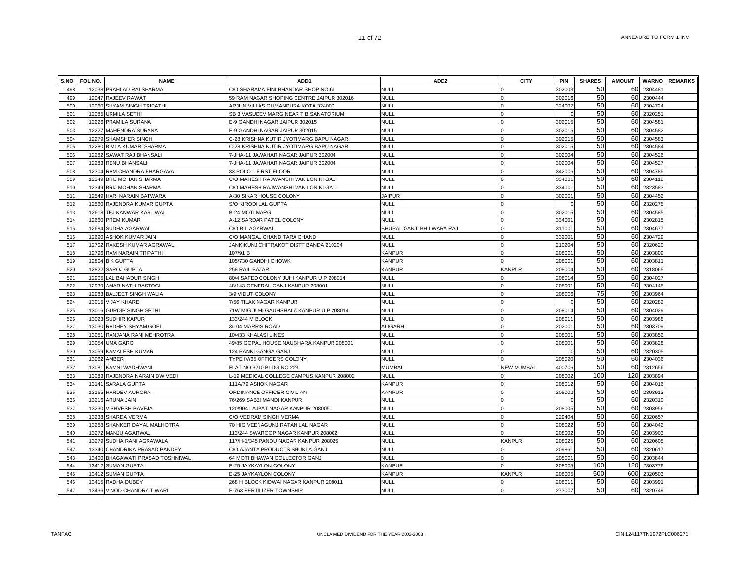| S.NO. | FOL NO. | NAME | ADD1 | ADD2 | CITY | PIN | SHARES | AMOUNT | WARNO | REMARKS |
|---|---|---|---|---|---|---|---|---|---|---|
| 498 | 12038 | PRAHLAD RAI SHARMA | C/O SHARAMA FINI BHANDAR SHOP NO 61 | NULL | 0 | 302003 | 50 | 60 | 2304481 | |
| 499 | 12047 | RAJEEV RAWAT | 59 RAM NAGAR SHOPING CENTRE JAIPUR 302016 | NULL | 0 | 302016 | 50 | 60 | 2300444 | |
| 500 | 12060 | SHYAM SINGH TRIPATHI | ARJUN VILLAS GUMANPURA KOTA 324007 | NULL | 0 | 324007 | 50 | 60 | 2304724 | |
| 501 | 12085 | URMILA SETHI | SB 3 VASUDEV MARG NEAR T B SANATORIUM | NULL | 0 | 0 | 50 | 60 | 2320251 | |
| 502 | 12226 | PRAMILA SURANA | E-9 GANDHI NAGAR JAIPUR 302015 | NULL | 0 | 302015 | 50 | 60 | 2304581 | |
| 503 | 12227 | MAHENDRA SURANA | E-9 GANDHI NAGAR JAIPUR 302015 | NULL | 0 | 302015 | 50 | 60 | 2304582 | |
| 504 | 12279 | SHAMSHER SINGH | C-28 KRISHNA KUTIR JYOTIMARG BAPU NAGAR | NULL | 0 | 302015 | 50 | 60 | 2304583 | |
| 505 | 12280 | BIMLA KUMARI SHARMA | C-28 KRISHNA KUTIR JYOTIMARG BAPU NAGAR | NULL | 0 | 302015 | 50 | 60 | 2304584 | |
| 506 | 12282 | SAWAT RAJ BHANSALI | 7-JHA-11 JAWAHAR NAGAR JAIPUR 302004 | NULL | 0 | 302004 | 50 | 60 | 2304526 | |
| 507 | 12283 | RENU BHANSALI | 7-JHA-11 JAWAHAR NAGAR JAIPUR 302004 | NULL | 0 | 302004 | 50 | 60 | 2304527 | |
| 508 | 12304 | RAM CHANDRA BHARGAVA | 33 POLO I FIRST FLOOR | NULL | 0 | 342006 | 50 | 60 | 2304785 | |
| 509 | 12349 | BRIJ MOHAN SHARMA | C/O MAHESH RAJWANSHI VAKILON KI GALI | NULL | 0 | 334001 | 50 | 60 | 2304119 | |
| 510 | 12349 | BRIJ MOHAN SHARMA | C/O MAHESH RAJWANSHI VAKILON KI GALI | NULL | 0 | 334001 | 50 | 60 | 2323583 | |
| 511 | 12549 | HARI NARAIN BATWARA | A-30 SIKAR HOUSE COLONY | JAIPUR | 0 | 302001 | 50 | 60 | 2304452 | |
| 512 | 12560 | RAJENDRA KUMAR GUPTA | S/O KIRODI LAL GUPTA | NULL | 0 | 0 | 50 | 60 | 2320275 | |
| 513 | 12618 | TEJ KANWAR KASLIWAL | B-24 MOTI MARG | NULL | 0 | 302015 | 50 | 60 | 2304585 | |
| 514 | 12660 | PREM KUMAR | A-12 SARDAR PATEL COLONY | NULL | 0 | 334001 | 50 | 60 | 2302815 | |
| 515 | 12684 | SUDHA AGARWAL | C/O B L AGARWAL | BHUPAL GANJ BHILWARA RAJ | 0 | 311001 | 50 | 60 | 2304677 | |
| 516 | 12690 | ASHOK KUMAR JAIN | C/O MANGAL CHAND TARA CHAND | NULL | 0 | 332001 | 50 | 60 | 2304729 | |
| 517 | 12702 | RAKESH KUMAR AGRAWAL | JANKIKUNJ CHITRAKOT DISTT BANDA 210204 | NULL | 0 | 210204 | 50 | 60 | 2320620 | |
| 518 | 12796 | RAM NARAIN TRIPATHI | 107/91 B | KANPUR | 0 | 208001 | 50 | 60 | 2303809 | |
| 519 | 12804 | B K GUPTA | 105/730 GANDHI CHOWK | KANPUR | 0 | 208001 | 50 | 60 | 2303811 | |
| 520 | 12822 | SAROJ GUPTA | 258 RAIL BAZAR | KANPUR | KANPUR | 208004 | 50 | 60 | 2318065 | |
| 521 | 12905 | LAL BAHADUR SINGH | 80/4 SAFED COLONY JUHI KANPUR U P 208014 | NULL | 0 | 208014 | 50 | 60 | 2304027 | |
| 522 | 12939 | AMAR NATH RASTOGI | 48/143 GENERAL GANJ KANPUR 208001 | NULL | 0 | 208001 | 50 | 60 | 2304145 | |
| 523 | 12983 | BALJEET SINGH WALIA | 3/9 VIDUT COLONY | NULL | 0 | 208006 | 75 | 90 | 2303964 | |
| 524 | 13015 | VIJAY KHARE | 7/56 TILAK NAGAR KANPUR | NULL | 0 | 0 | 50 | 60 | 2320282 | |
| 525 | 13016 | GURDIP SINGH SETHI | 71W MIG JUHI GAUHSHALA KANPUR U P 208014 | NULL | 0 | 208014 | 50 | 60 | 2304029 | |
| 526 | 13023 | SUDHIR KAPUR | 133/244 M BLOCK | NULL | 0 | 208011 | 50 | 60 | 2303988 | |
| 527 | 13030 | RADHEY SHYAM GOEL | 3/104 MARRIS ROAD | ALIGARH | 0 | 202001 | 50 | 60 | 2303709 | |
| 528 | 13051 | RANJANA RANI MEHROTRA | 10/433 KHALASI LINES | NULL | 0 | 208001 | 50 | 60 | 2303852 | |
| 529 | 13054 | UMA GARG | 49/85 GOPAL HOUSE NAUGHARA KANPUR 208001 | NULL | 0 | 208001 | 50 | 60 | 2303828 | |
| 530 | 13059 | KAMALESH KUMAR | 124 PANKI GANGA GANJ | NULL | 0 | 0 | 50 | 60 | 2320305 | |
| 531 | 13062 | AMBER | TYPE IV/65 OFFICERS COLONY | NULL | 0 | 208020 | 50 | 60 | 2304036 | |
| 532 | 13081 | KAMNI WADHWANI | FLAT NO 3210 BLDG NO 223 | MUMBAI | NEW MUMBAI | 400706 | 50 | 60 | 2312656 | |
| 533 | 13083 | RAJENDRA NARAIN DWIVEDI | L-19 MEDICAL COLLEGE CAMPUS KANPUR 208002 | NULL | 0 | 208002 | 100 | 120 | 2303894 | |
| 534 | 13141 | SARALA GUPTA | 111A/79 ASHOK NAGAR | KANPUR | 0 | 208012 | 50 | 60 | 2304016 | |
| 535 | 13165 | HARDEV AURORA | ORDINANCE OFFICER CIVILIAN | KANPUR | 0 | 208002 | 50 | 60 | 2303913 | |
| 536 | 13216 | ARUNA JAIN | 76/269 SABZI MANDI KANPUR | NULL | 0 | 0 | 50 | 60 | 2320310 | |
| 537 | 13230 | VISHVESH BAVEJA | 120/904 LAJPAT NAGAR KANPUR 208005 | NULL | 0 | 208005 | 50 | 60 | 2303956 | |
| 538 | 13238 | SHARDA VERMA | C/O VEDRAM SINGH VERMA | NULL | 0 | 229404 | 50 | 60 | 2320657 | |
| 539 | 13258 | SHANKER DAYAL MALHOTRA | 70 HIG VEENAGUNJ RATAN LAL NAGAR | NULL | 0 | 208022 | 50 | 60 | 2304042 | |
| 540 | 13272 | MANJU AGARWAL | 113/244 SWAROOP NAGAR KANPUR 208002 | NULL | 0 | 208002 | 50 | 60 | 2303903 | |
| 541 | 13279 | SUDHA RANI AGRAWALA | 117/H-1/345 PANDU NAGAR KANPUR 208025 | NULL | KANPUR | 208025 | 50 | 60 | 2320605 | |
| 542 | 13340 | CHANDRIKA PRASAD PANDEY | C/O AJANTA PRODUCTS SHUKLA GANJ | NULL | 0 | 209861 | 50 | 60 | 2320617 | |
| 543 | 13400 | BHAGAWATI PRASAD TOSHNIWAL | 64 MOTI BHAWAN COLLECTOR GANJ | NULL | 0 | 208001 | 50 | 60 | 2303844 | |
| 544 | 13412 | SUMAN GUPTA | E-25 JAYKAYLON COLONY | KANPUR | 0 | 208005 | 100 | 120 | 2303776 | |
| 545 | 13412 | SUMAN GUPTA | E-25 JAYKAYLON COLONY | KANPUR | KANPUR | 208005 | 500 | 600 | 2320503 | |
| 546 | 13415 | RADHA DUBEY | 268 H BLOCK KIDWAI NAGAR KANPUR 208011 | NULL | 0 | 208011 | 50 | 60 | 2303991 | |
| 547 | 13436 | VINOD CHANDRA TIWARI | E-763 FERTILIZER TOWNSHIP | NULL | 0 | 273007 | 50 | 60 | 2320749 | |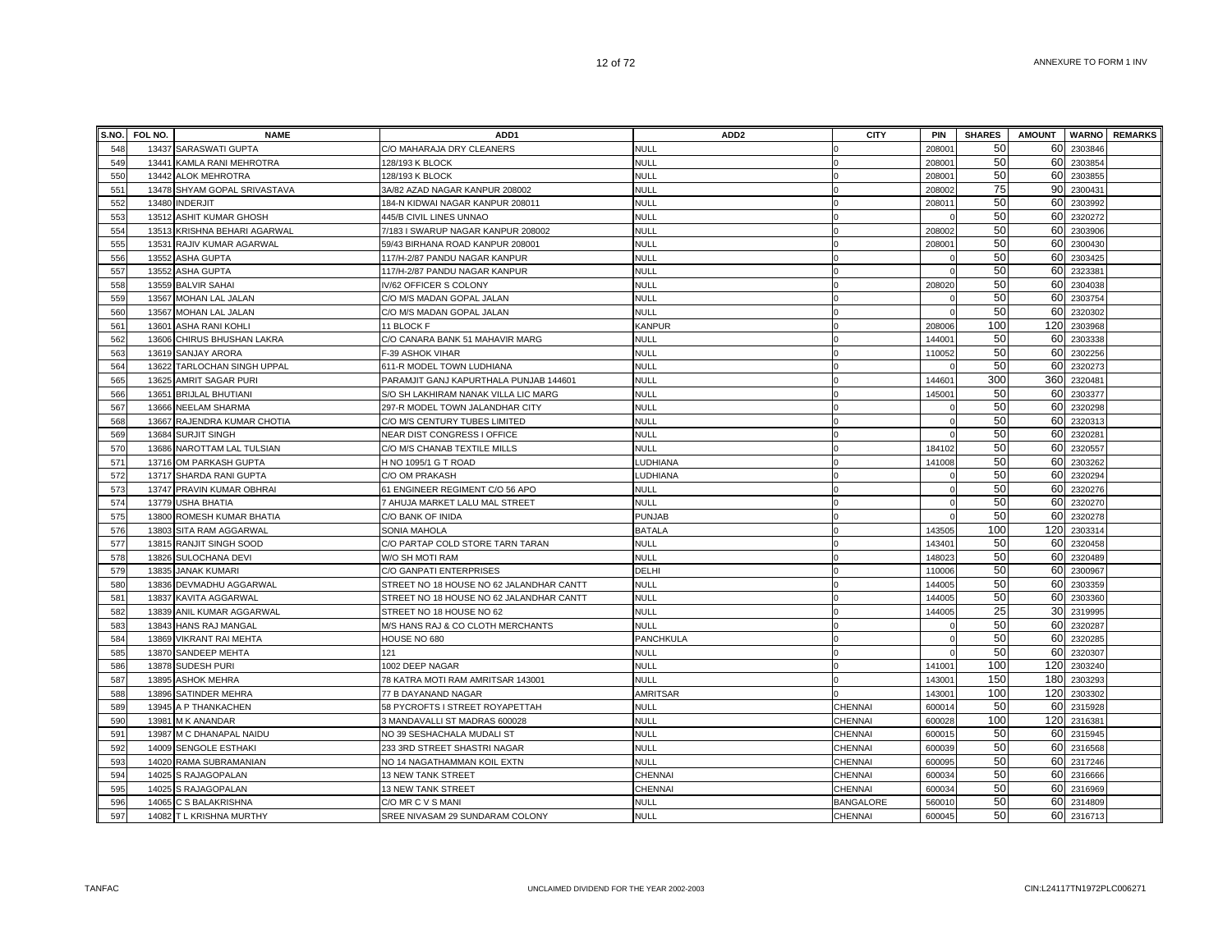| S.NO. | FOL NO. | NAME | ADD1 | ADD2 | CITY | PIN | SHARES | AMOUNT | WARNO | REMARKS |
|---|---|---|---|---|---|---|---|---|---|---|
| 548 | 13437 | SARASWATI GUPTA | C/O MAHARAJA DRY CLEANERS | NULL | 0 | 208001 | 50 | 60 | 2303846 | |
| 549 | 13441 | KAMLA RANI MEHROTRA | 128/193 K BLOCK | NULL | 0 | 208001 | 50 | 60 | 2303854 | |
| 550 | 13442 | ALOK MEHROTRA | 128/193 K BLOCK | NULL | 0 | 208001 | 50 | 60 | 2303855 | |
| 551 | 13478 | SHYAM GOPAL SRIVASTAVA | 3A/82 AZAD NAGAR KANPUR 208002 | NULL | 0 | 208002 | 75 | 90 | 2300431 | |
| 552 | 13480 | INDERJIT | 184-N KIDWAI NAGAR KANPUR 208011 | NULL | 0 | 208011 | 50 | 60 | 2303992 | |
| 553 | 13512 | ASHIT KUMAR GHOSH | 445/B CIVIL LINES UNNAO | NULL | 0 | 0 | 50 | 60 | 2320272 | |
| 554 | 13513 | KRISHNA BEHARI AGARWAL | 7/183 I SWARUP NAGAR KANPUR 208002 | NULL | 0 | 208002 | 50 | 60 | 2303906 | |
| 555 | 13531 | RAJIV KUMAR AGARWAL | 59/43 BIRHANA ROAD KANPUR 208001 | NULL | 0 | 208001 | 50 | 60 | 2300430 | |
| 556 | 13552 | ASHA GUPTA | 117/H-2/87 PANDU NAGAR KANPUR | NULL | 0 | 0 | 50 | 60 | 2303425 | |
| 557 | 13552 | ASHA GUPTA | 117/H-2/87 PANDU NAGAR KANPUR | NULL | 0 | 0 | 50 | 60 | 2323381 | |
| 558 | 13559 | BALVIR SAHAI | IV/62 OFFICER S COLONY | NULL | 0 | 208020 | 50 | 60 | 2304038 | |
| 559 | 13567 | MOHAN LAL JALAN | C/O M/S MADAN GOPAL JALAN | NULL | 0 | 0 | 50 | 60 | 2303754 | |
| 560 | 13567 | MOHAN LAL JALAN | C/O M/S MADAN GOPAL JALAN | NULL | 0 | 0 | 50 | 60 | 2320302 | |
| 561 | 13601 | ASHA RANI KOHLI | 11 BLOCK F | KANPUR | 0 | 208006 | 100 | 120 | 2303968 | |
| 562 | 13606 | CHIRUS BHUSHAN LAKRA | C/O CANARA BANK 51 MAHAVIR MARG | NULL | 0 | 144001 | 50 | 60 | 2303338 | |
| 563 | 13619 | SANJAY ARORA | F-39 ASHOK VIHAR | NULL | 0 | 110052 | 50 | 60 | 2302256 | |
| 564 | 13622 | TARLOCHAN SINGH UPPAL | 611-R MODEL TOWN LUDHIANA | NULL | 0 | 0 | 50 | 60 | 2320273 | |
| 565 | 13625 | AMRIT SAGAR PURI | PARAMJIT GANJ KAPURTHALA PUNJAB 144601 | NULL | 0 | 144601 | 300 | 360 | 2320481 | |
| 566 | 13651 | BRIJLAL BHUTIANI | S/O SH LAKHIRAM NANAK VILLA LIC MARG | NULL | 0 | 145001 | 50 | 60 | 2303377 | |
| 567 | 13666 | NEELAM SHARMA | 297-R MODEL TOWN JALANDHAR CITY | NULL | 0 | 0 | 50 | 60 | 2320298 | |
| 568 | 13667 | RAJENDRA KUMAR CHOTIA | C/O M/S CENTURY TUBES LIMITED | NULL | 0 | 0 | 50 | 60 | 2320313 | |
| 569 | 13684 | SURJIT SINGH | NEAR DIST CONGRESS I OFFICE | NULL | 0 | 0 | 50 | 60 | 2320281 | |
| 570 | 13686 | NAROTTAM LAL TULSIAN | C/O M/S CHANAB TEXTILE MILLS | NULL | 0 | 184102 | 50 | 60 | 2320557 | |
| 571 | 13716 | OM PARKASH GUPTA | H NO 1095/1 G T ROAD | LUDHIANA | 0 | 141008 | 50 | 60 | 2303262 | |
| 572 | 13717 | SHARDA RANI GUPTA | C/O OM PRAKASH | LUDHIANA | 0 | 0 | 50 | 60 | 2320294 | |
| 573 | 13747 | PRAVIN KUMAR OBHRAI | 61 ENGINEER REGIMENT C/O 56 APO | NULL | 0 | 0 | 50 | 60 | 2320276 | |
| 574 | 13779 | USHA BHATIA | 7 AHUJA MARKET LALU MAL STREET | NULL | 0 | 0 | 50 | 60 | 2320270 | |
| 575 | 13800 | ROMESH KUMAR BHATIA | C/O BANK OF INIDA | PUNJAB | 0 | 0 | 50 | 60 | 2320278 | |
| 576 | 13803 | SITA RAM AGGARWAL | SONIA MAHOLA | BATALA | 0 | 143505 | 100 | 120 | 2303314 | |
| 577 | 13815 | RANJIT SINGH SOOD | C/O PARTAP COLD STORE TARN TARAN | NULL | 0 | 143401 | 50 | 60 | 2320458 | |
| 578 | 13826 | SULOCHANA DEVI | W/O SH MOTI RAM | NULL | 0 | 148023 | 50 | 60 | 2320489 | |
| 579 | 13835 | JANAK KUMARI | C/O GANPATI ENTERPRISES | DELHI | 0 | 110006 | 50 | 60 | 2300967 | |
| 580 | 13836 | DEVMADHU AGGARWAL | STREET NO 18 HOUSE NO 62 JALANDHAR CANTT | NULL | 0 | 144005 | 50 | 60 | 2303359 | |
| 581 | 13837 | KAVITA AGGARWAL | STREET NO 18 HOUSE NO 62 JALANDHAR CANTT | NULL | 0 | 144005 | 50 | 60 | 2303360 | |
| 582 | 13839 | ANIL KUMAR AGGARWAL | STREET NO 18 HOUSE NO 62 | NULL | 0 | 144005 | 25 | 30 | 2319995 | |
| 583 | 13843 | HANS RAJ MANGAL | M/S HANS RAJ & CO CLOTH MERCHANTS | NULL | 0 | 0 | 50 | 60 | 2320287 | |
| 584 | 13869 | VIKRANT RAI MEHTA | HOUSE NO 680 | PANCHKULA | 0 | 0 | 50 | 60 | 2320285 | |
| 585 | 13870 | SANDEEP MEHTA | 121 | NULL | 0 | 0 | 50 | 60 | 2320307 | |
| 586 | 13878 | SUDESH PURI | 1002 DEEP NAGAR | NULL | 0 | 141001 | 100 | 120 | 2303240 | |
| 587 | 13895 | ASHOK MEHRA | 78 KATRA MOTI RAM AMRITSAR 143001 | NULL | 0 | 143001 | 150 | 180 | 2303293 | |
| 588 | 13896 | SATINDER MEHRA | 77 B DAYANAND NAGAR | AMRITSAR | 0 | 143001 | 100 | 120 | 2303302 | |
| 589 | 13945 | A P THANKACHEN | 58 PYCROFTS I STREET ROYAPETTAH | NULL | CHENNAI | 600014 | 50 | 60 | 2315928 | |
| 590 | 13981 | M K ANANDAR | 3 MANDAVALLI ST MADRAS 600028 | NULL | CHENNAI | 600028 | 100 | 120 | 2316381 | |
| 591 | 13987 | M C DHANAPAL NAIDU | NO 39 SESHACHALA MUDALI ST | NULL | CHENNAI | 600015 | 50 | 60 | 2315945 | |
| 592 | 14009 | SENGOLE ESTHAKI | 233 3RD STREET SHASTRI NAGAR | NULL | CHENNAI | 600039 | 50 | 60 | 2316568 | |
| 593 | 14020 | RAMA SUBRAMANIAN | NO 14 NAGATHAMMAN KOIL EXTN | NULL | CHENNAI | 600095 | 50 | 60 | 2317246 | |
| 594 | 14025 | S RAJAGOPALAN | 13 NEW TANK STREET | CHENNAI | CHENNAI | 600034 | 50 | 60 | 2316666 | |
| 595 | 14025 | S RAJAGOPALAN | 13 NEW TANK STREET | CHENNAI | CHENNAI | 600034 | 50 | 60 | 2316969 | |
| 596 | 14065 | C S BALAKRISHNA | C/O MR C V S MANI | NULL | BANGALORE | 560010 | 50 | 60 | 2314809 | |
| 597 | 14082 | T L KRISHNA MURTHY | SREE NIVASAM 29 SUNDARAM COLONY | NULL | CHENNAI | 600045 | 50 | 60 | 2316713 | |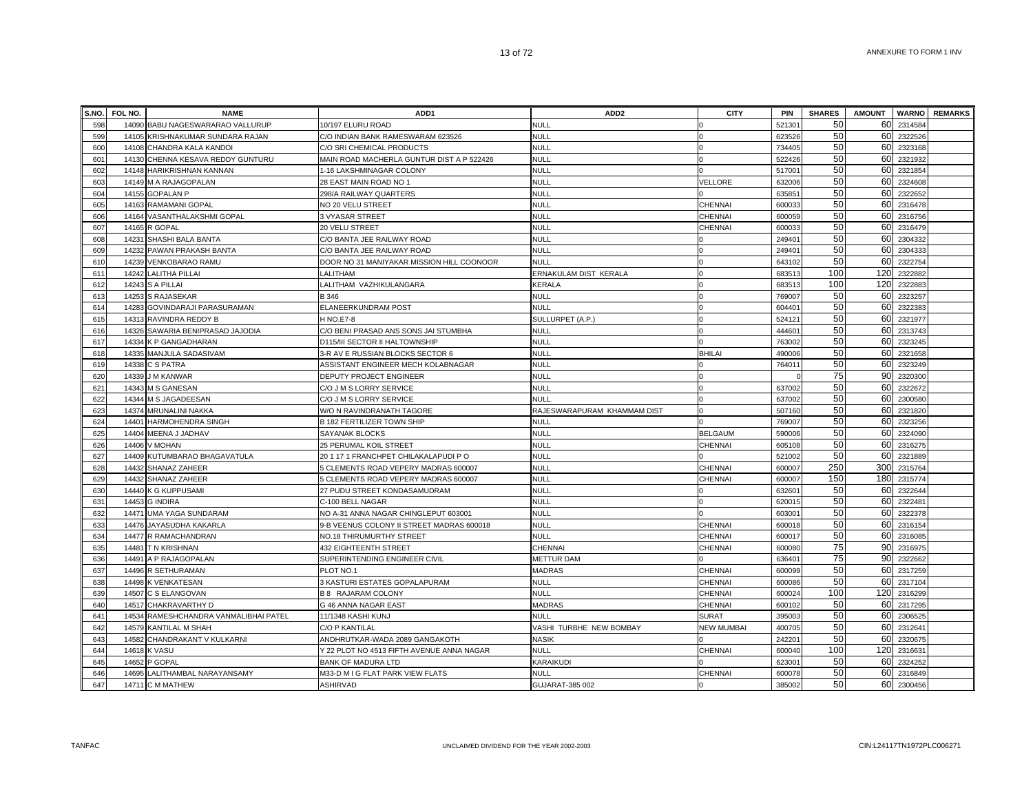| S.NO. | FOL NO. | NAME | ADD1 | ADD2 | CITY | PIN | SHARES | AMOUNT | WARNO | REMARKS |
|---|---|---|---|---|---|---|---|---|---|---|
| 598 | 14090 | BABU NAGESWARARAO VALLURUP | 10/197 ELURU ROAD | NULL | 0 | 521301 | 50 | 60 | 2314584 | |
| 599 | 14105 | KRISHNAKUMAR SUNDARA RAJAN | C/O INDIAN BANK RAMESWARAM 623526 | NULL | 0 | 623526 | 50 | 60 | 2322526 | |
| 600 | 14108 | CHANDRA KALA KANDOI | C/O SRI CHEMICAL PRODUCTS | NULL | 0 | 734405 | 50 | 60 | 2323168 | |
| 601 | 14130 | CHENNA KESAVA REDDY GUNTURU | MAIN ROAD MACHERLA GUNTUR DIST A P 522426 | NULL | 0 | 522426 | 50 | 60 | 2321932 | |
| 602 | 14148 | HARIKRISHNAN KANNAN | 1-16 LAKSHMINAGAR COLONY | NULL | 0 | 517001 | 50 | 60 | 2321854 | |
| 603 | 14149 | M A RAJAGOPALAN | 28 EAST MAIN ROAD NO 1 | NULL | VELLORE | 632006 | 50 | 60 | 2324608 | |
| 604 | 14155 | GOPALAN P | 298/A RAILWAY QUARTERS | NULL | 0 | 635851 | 50 | 60 | 2322652 | |
| 605 | 14163 | RAMAMANI GOPAL | NO 20 VELU STREET | NULL | CHENNAI | 600033 | 50 | 60 | 2316478 | |
| 606 | 14164 | VASANTHALAKSHMI GOPAL | 3 VYASAR STREET | NULL | CHENNAI | 600059 | 50 | 60 | 2316756 | |
| 607 | 14165 | R GOPAL | 20 VELU STREET | NULL | CHENNAI | 600033 | 50 | 60 | 2316479 | |
| 608 | 14231 | SHASHI BALA BANTA | C/O BANTA JEE RAILWAY ROAD | NULL | 0 | 249401 | 50 | 60 | 2304332 | |
| 609 | 14232 | PAWAN PRAKASH BANTA | C/O BANTA JEE RAILWAY ROAD | NULL | 0 | 249401 | 50 | 60 | 2304333 | |
| 610 | 14239 | VENKOBARAO RAMU | DOOR NO 31 MANIYAKAR MISSION HILL COONOOR | NULL | 0 | 643102 | 50 | 60 | 2322754 | |
| 611 | 14242 | LALITHA PILLAI | LALITHAM | ERNAKULAM DIST KERALA | 0 | 683513 | 100 | 120 | 2322882 | |
| 612 | 14243 | S A PILLAI | LALITHAM VAZHIKULANGARA | KERALA | 0 | 683513 | 100 | 120 | 2322883 | |
| 613 | 14253 | S RAJASEKAR | B 346 | NULL | 0 | 769007 | 50 | 60 | 2323257 | |
| 614 | 14283 | GOVINDARAJI PARASURAMAN | ELANEERKUNDRAM POST | NULL | 0 | 604401 | 50 | 60 | 2322383 | |
| 615 | 14313 | RAVINDRA REDDY B | H NO.E7-8 | SULLURPET (A.P.) | 0 | 524121 | 50 | 60 | 2321977 | |
| 616 | 14326 | SAWARIA BENIPRASAD JAJODIA | C/O BENI PRASAD ANS SONS JAI STUMBHA | NULL | 0 | 444601 | 50 | 60 | 2313743 | |
| 617 | 14334 | K P GANGADHARAN | D115/III SECTOR II HALTOWNSHIP | NULL | 0 | 763002 | 50 | 60 | 2323245 | |
| 618 | 14335 | MANJULA SADASIVAM | 3-R AV E RUSSIAN BLOCKS SECTOR 6 | NULL | BHILAI | 490006 | 50 | 60 | 2321658 | |
| 619 | 14338 | C S PATRA | ASSISTANT ENGINEER MECH KOLABNAGAR | NULL | 0 | 764011 | 50 | 60 | 2323249 | |
| 620 | 14339 | J M KANWAR | DEPUTY PROJECT ENGINEER | NULL | 0 | 0 | 75 | 90 | 2320300 | |
| 621 | 14343 | M S GANESAN | C/O J M S LORRY SERVICE | NULL | 0 | 637002 | 50 | 60 | 2322672 | |
| 622 | 14344 | M S JAGADEESAN | C/O J M S LORRY SERVICE | NULL | 0 | 637002 | 50 | 60 | 2300580 | |
| 623 | 14374 | MRUNALINI NAKKA | W/O N RAVINDRANATH TAGORE | RAJESWARAPURAM KHAMMAM DIST | 0 | 507160 | 50 | 60 | 2321820 | |
| 624 | 14401 | HARMOHENDRA SINGH | B 182 FERTILIZER TOWN SHIP | NULL | 0 | 769007 | 50 | 60 | 2323256 | |
| 625 | 14404 | MEENA J JADHAV | SAYANAK BLOCKS | NULL | BELGAUM | 590006 | 50 | 60 | 2324090 | |
| 626 | 14406 | V MOHAN | 25 PERUMAL KOIL STREET | NULL | CHENNAI | 605108 | 50 | 60 | 2316275 | |
| 627 | 14409 | KUTUMBARAO BHAGAVATULA | 20 1 17 1 FRANCHPET CHILAKALAPUDI P O | NULL | 0 | 521002 | 50 | 60 | 2321889 | |
| 628 | 14432 | SHANAZ ZAHEER | 5 CLEMENTS ROAD VEPERY MADRAS 600007 | NULL | CHENNAI | 600007 | 250 | 300 | 2315764 | |
| 629 | 14432 | SHANAZ ZAHEER | 5 CLEMENTS ROAD VEPERY MADRAS 600007 | NULL | CHENNAI | 600007 | 150 | 180 | 2315774 | |
| 630 | 14440 | K G KUPPUSAMI | 27 PUDU STREET KONDASAMUDRAM | NULL | 0 | 632601 | 50 | 60 | 2322644 | |
| 631 | 14453 | G INDIRA | C-100 BELL NAGAR | NULL | 0 | 620015 | 50 | 60 | 2322481 | |
| 632 | 14471 | UMA YAGA SUNDARAM | NO A-31 ANNA NAGAR CHINGLEPUT 603001 | NULL | 0 | 603001 | 50 | 60 | 2322378 | |
| 633 | 14476 | JAYASUDHA KAKARLA | 9-B VEENUS COLONY II STREET MADRAS 600018 | NULL | CHENNAI | 600018 | 50 | 60 | 2316154 | |
| 634 | 14477 | R RAMACHANDRAN | NO.18 THIRUMURTHY STREET | NULL | CHENNAI | 600017 | 50 | 60 | 2316085 | |
| 635 | 14481 | T N KRISHNAN | 432 EIGHTEENTH STREET | CHENNAI | CHENNAI | 600080 | 75 | 90 | 2316975 | |
| 636 | 14491 | A P RAJAGOPALAN | SUPERINTENDING ENGINEER CIVIL | METTUR DAM | 0 | 636401 | 75 | 90 | 2322662 | |
| 637 | 14496 | R SETHURAMAN | PLOT NO.1 | MADRAS | CHENNAI | 600099 | 50 | 60 | 2317259 | |
| 638 | 14498 | K VENKATESAN | 3 KASTURI ESTATES GOPALAPURAM | NULL | CHENNAI | 600086 | 50 | 60 | 2317104 | |
| 639 | 14507 | C S ELANGOVAN | B 8 RAJARAM COLONY | NULL | CHENNAI | 600024 | 100 | 120 | 2316299 | |
| 640 | 14517 | CHAKRAVARTHY D | G 46 ANNA NAGAR EAST | MADRAS | CHENNAI | 600102 | 50 | 60 | 2317295 | |
| 641 | 14534 | RAMESHCHANDRA VANMALIBHAI PATEL | 11/1348 KASHI KUNJ | NULL | SURAT | 395003 | 50 | 60 | 2306525 | |
| 642 | 14579 | KANTILAL M SHAH | C/O P KANTILAL | VASHI TURBHE NEW BOMBAY | NEW MUMBAI | 400705 | 50 | 60 | 2312641 | |
| 643 | 14582 | CHANDRAKANT V KULKARNI | ANDHRUTKAR-WADA 2089 GANGAKOTH | NASIK | 0 | 242201 | 50 | 60 | 2320675 | |
| 644 | 14618 | K VASU | Y 22 PLOT NO 4513 FIFTH AVENUE ANNA NAGAR | NULL | CHENNAI | 600040 | 100 | 120 | 2316631 | |
| 645 | 14652 | P GOPAL | BANK OF MADURA LTD | KARAIKUDI | 0 | 623001 | 50 | 60 | 2324252 | |
| 646 | 14695 | LALITHAMBAL NARAYANSAMY | M33-D M I G FLAT PARK VIEW FLATS | NULL | CHENNAI | 600078 | 50 | 60 | 2316849 | |
| 647 | 14711 | C M MATHEW | ASHIRVAD | GUJARAT-385 002 | 0 | 385002 | 50 | 60 | 2300456 | |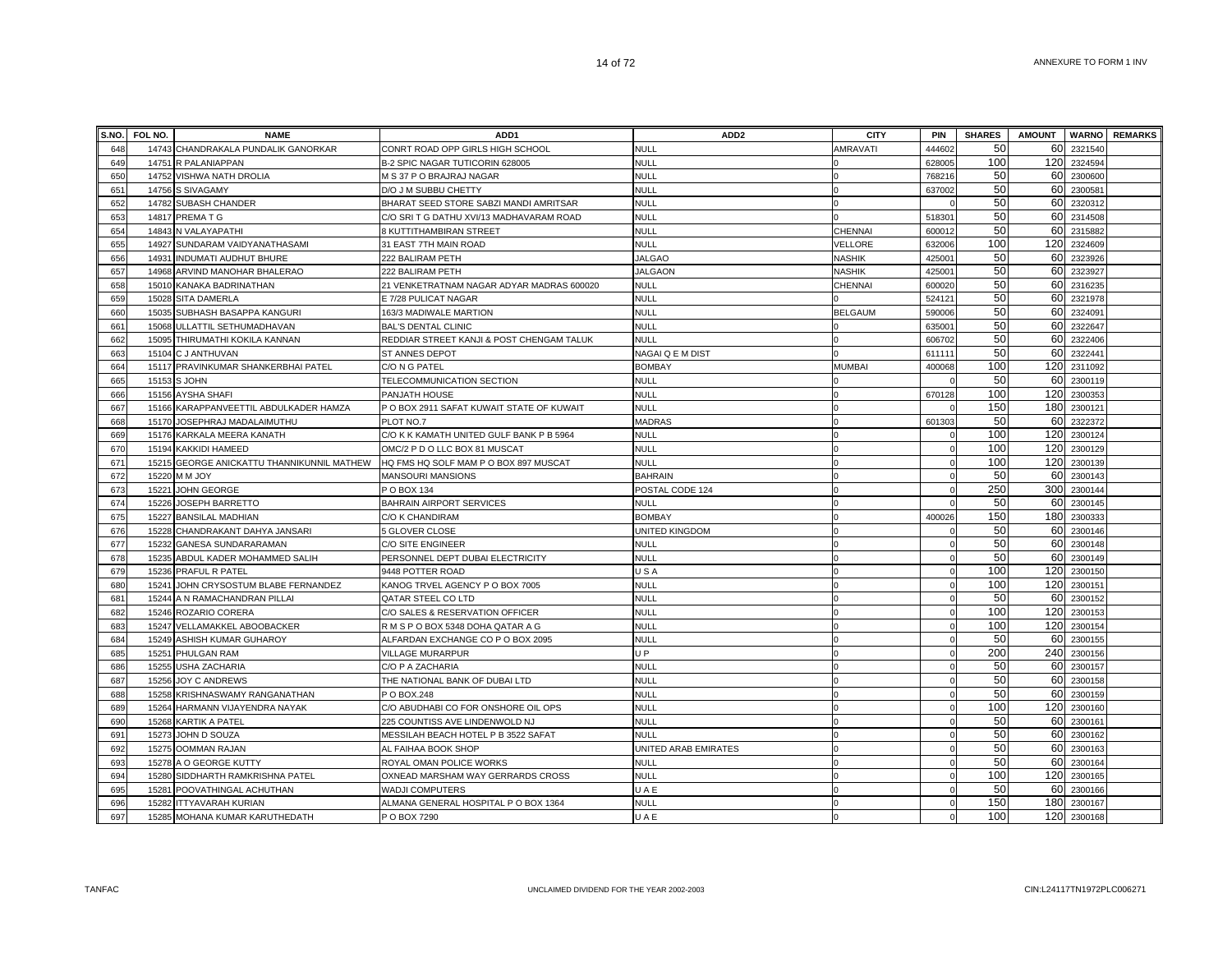| S.NO. | FOL NO. | NAME | ADD1 | ADD2 | CITY | PIN | SHARES | AMOUNT | WARNO | REMARKS |
|---|---|---|---|---|---|---|---|---|---|---|
| 648 | 14743 | CHANDRAKALA PUNDALIK GANORKAR | CONRT ROAD OPP GIRLS HIGH SCHOOL | NULL | AMRAVATI | 444602 | 50 | 60 | 2321540 | |
| 649 | 14751 | R PALANIAPPAN | B-2 SPIC NAGAR TUTICORIN 628005 | NULL | 0 | 628005 | 100 | 120 | 2324594 | |
| 650 | 14752 | VISHWA NATH DROLIA | M S 37 P O BRAJRAJ NAGAR | NULL | 0 | 768216 | 50 | 60 | 2300600 | |
| 651 | 14756 | S SIVAGAMY | D/O J M SUBBU CHETTY | NULL | 0 | 637002 | 50 | 60 | 2300581 | |
| 652 | 14782 | SUBASH CHANDER | BHARAT SEED STORE SABZI MANDI AMRITSAR | NULL | 0 | 0 | 50 | 60 | 2320312 | |
| 653 | 14817 | PREMA T G | C/O SRI T G DATHU XVI/13 MADHAVARAM ROAD | NULL | 0 | 518301 | 50 | 60 | 2314508 | |
| 654 | 14843 | N VALAYAPATHI | 8 KUTTITHAMBIRAN STREET | NULL | CHENNAI | 600012 | 50 | 60 | 2315882 | |
| 655 | 14927 | SUNDARAM VAIDYANATHASAMI | 31 EAST 7TH MAIN ROAD | NULL | VELLORE | 632006 | 100 | 120 | 2324609 | |
| 656 | 14931 | INDUMATI AUDHUT BHURE | 222 BALIRAM PETH | JALGAO | NASHIK | 425001 | 50 | 60 | 2323926 | |
| 657 | 14968 | ARVIND MANOHAR BHALERAO | 222 BALIRAM PETH | JALGAON | NASHIK | 425001 | 50 | 60 | 2323927 | |
| 658 | 15010 | KANAKA BADRINATHAN | 21 VENKETRATNAM NAGAR ADYAR MADRAS 600020 | NULL | CHENNAI | 600020 | 50 | 60 | 2316235 | |
| 659 | 15028 | SITA DAMERLA | E 7/28 PULICAT NAGAR | NULL | 0 | 524121 | 50 | 60 | 2321978 | |
| 660 | 15035 | SUBHASH BASAPPA KANGURI | 163/3 MADIWALE MARTION | NULL | BELGAUM | 590006 | 50 | 60 | 2324091 | |
| 661 | 15068 | ULLATTIL SETHUMADHAVAN | BAL'S DENTAL CLINIC | NULL | 0 | 635001 | 50 | 60 | 2322647 | |
| 662 | 15095 | THIRUMATHI KOKILA KANNAN | REDDIAR STREET KANJI & POST CHENGAM TALUK | NULL | 0 | 606702 | 50 | 60 | 2322406 | |
| 663 | 15104 | C J ANTHUVAN | ST ANNES DEPOT | NAGAI Q E M DIST | 0 | 611111 | 50 | 60 | 2322441 | |
| 664 | 15117 | PRAVINKUMAR SHANKERBHAI PATEL | C/O N G PATEL | BOMBAY | MUMBAI | 400068 | 100 | 120 | 2311092 | |
| 665 | 15153 | S JOHN | TELECOMMUNICATION SECTION | NULL | 0 | 0 | 50 | 60 | 2300119 | |
| 666 | 15156 | AYSHA SHAFI | PANJATH HOUSE | NULL | 0 | 670128 | 100 | 120 | 2300353 | |
| 667 | 15166 | KARAPPANVEETTIL ABDULKADER HAMZA | P O BOX 2911 SAFAT KUWAIT STATE OF KUWAIT | NULL | 0 | 0 | 150 | 180 | 2300121 | |
| 668 | 15170 | JOSEPHRAJ MADALAIMUTHU | PLOT NO.7 | MADRAS | 0 | 601303 | 50 | 60 | 2322372 | |
| 669 | 15176 | KARKALA MEERA KANATH | C/O K K KAMATH UNITED GULF BANK P B 5964 | NULL | 0 | 0 | 100 | 120 | 2300124 | |
| 670 | 15194 | KAKKIDI HAMEED | OMC/2 P D O LLC BOX 81 MUSCAT | NULL | 0 | 0 | 100 | 120 | 2300129 | |
| 671 | 15215 | GEORGE ANICKATTU THANNIKUNNIL MATHEW | HQ FMS HQ SOLF MAM P O BOX 897 MUSCAT | NULL | 0 | 0 | 100 | 120 | 2300139 | |
| 672 | 15220 | M M JOY | MANSOURI MANSIONS | BAHRAIN | 0 | 0 | 50 | 60 | 2300143 | |
| 673 | 15221 | JOHN GEORGE | P O BOX 134 | POSTAL CODE 124 | 0 | 0 | 250 | 300 | 2300144 | |
| 674 | 15226 | JOSEPH BARRETTO | BAHRAIN AIRPORT SERVICES | NULL | 0 | 0 | 50 | 60 | 2300145 | |
| 675 | 15227 | BANSILAL MADHIAN | C/O K CHANDIRAM | BOMBAY | 0 | 400026 | 150 | 180 | 2300333 | |
| 676 | 15228 | CHANDRAKANT DAHYA JANSARI | 5 GLOVER CLOSE | UNITED KINGDOM | 0 | 0 | 50 | 60 | 2300146 | |
| 677 | 15232 | GANESA SUNDARARAMAN | C/O SITE ENGINEER | NULL | 0 | 0 | 50 | 60 | 2300148 | |
| 678 | 15235 | ABDUL KADER MOHAMMED SALIH | PERSONNEL DEPT DUBAI ELECTRICITY | NULL | 0 | 0 | 50 | 60 | 2300149 | |
| 679 | 15236 | PRAFUL R PATEL | 9448 POTTER ROAD | U S A | 0 | 0 | 100 | 120 | 2300150 | |
| 680 | 15241 | JOHN CRYSOSTUM BLABE FERNANDEZ | KANOG TRVEL AGENCY P O BOX 7005 | NULL | 0 | 0 | 100 | 120 | 2300151 | |
| 681 | 15244 | A N RAMACHANDRAN PILLAI | QATAR STEEL CO LTD | NULL | 0 | 0 | 50 | 60 | 2300152 | |
| 682 | 15246 | ROZARIO CORERA | C/O SALES & RESERVATION OFFICER | NULL | 0 | 0 | 100 | 120 | 2300153 | |
| 683 | 15247 | VELLAMAKKEL ABOOBACKER | R M S P O BOX 5348 DOHA QATAR A G | NULL | 0 | 0 | 100 | 120 | 2300154 | |
| 684 | 15249 | ASHISH KUMAR GUHAROY | ALFARDAN EXCHANGE CO P O BOX 2095 | NULL | 0 | 0 | 50 | 60 | 2300155 | |
| 685 | 15251 | PHULGAN RAM | VILLAGE MURARPUR | U P | 0 | 0 | 200 | 240 | 2300156 | |
| 686 | 15255 | USHA ZACHARIA | C/O P A ZACHARIA | NULL | 0 | 0 | 50 | 60 | 2300157 | |
| 687 | 15256 | JOY C ANDREWS | THE NATIONAL BANK OF DUBAI LTD | NULL | 0 | 0 | 50 | 60 | 2300158 | |
| 688 | 15258 | KRISHNASWAMY RANGANATHAN | P O BOX.248 | NULL | 0 | 0 | 50 | 60 | 2300159 | |
| 689 | 15264 | HARMANN VIJAYENDRA NAYAK | C/O ABUDHABI CO FOR ONSHORE OIL OPS | NULL | 0 | 0 | 100 | 120 | 2300160 | |
| 690 | 15268 | KARTIK A PATEL | 225 COUNTISS AVE LINDENWOLD NJ | NULL | 0 | 0 | 50 | 60 | 2300161 | |
| 691 | 15273 | JOHN D SOUZA | MESSILAH BEACH HOTEL P B 3522 SAFAT | NULL | 0 | 0 | 50 | 60 | 2300162 | |
| 692 | 15275 | OOMMAN RAJAN | AL FAIHAA BOOK SHOP | UNITED ARAB EMIRATES | 0 | 0 | 50 | 60 | 2300163 | |
| 693 | 15278 | A O GEORGE KUTTY | ROYAL OMAN POLICE WORKS | NULL | 0 | 0 | 50 | 60 | 2300164 | |
| 694 | 15280 | SIDDHARTH RAMKRISHNA PATEL | OXNEAD MARSHAM WAY GERRARDS CROSS | NULL | 0 | 0 | 100 | 120 | 2300165 | |
| 695 | 15281 | POOVATHINGAL ACHUTHAN | WADJI COMPUTERS | U A E | 0 | 0 | 50 | 60 | 2300166 | |
| 696 | 15282 | ITTYAVARAH KURIAN | ALMANA GENERAL HOSPITAL P O BOX 1364 | NULL | 0 | 0 | 150 | 180 | 2300167 | |
| 697 | 15285 | MOHANA KUMAR KARUTHEDATH | P O BOX 7290 | U A E | 0 | 0 | 100 | 120 | 2300168 | |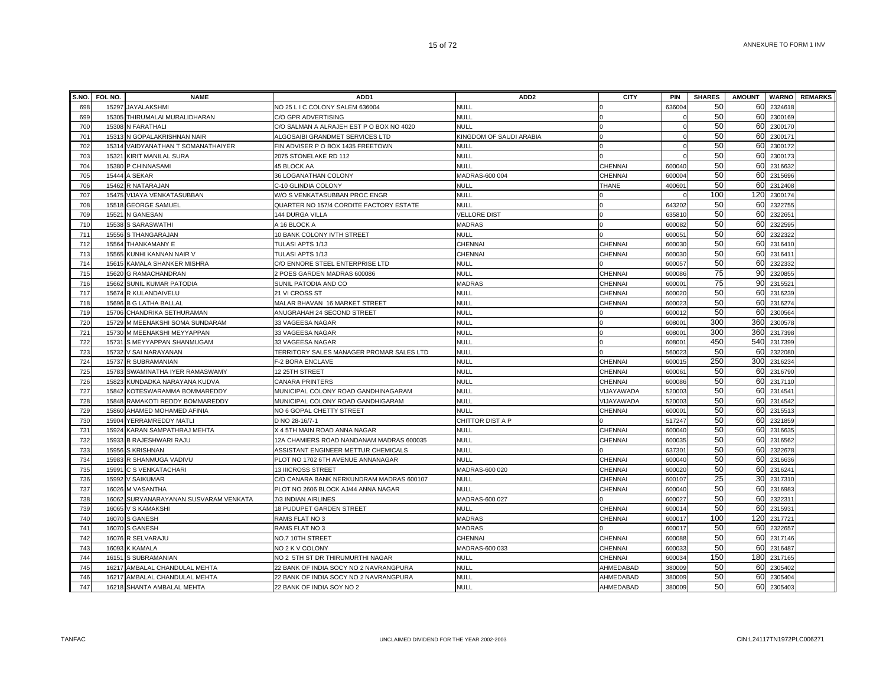| S.NO. | FOL NO. | NAME | ADD1 | ADD2 | CITY | PIN | SHARES | AMOUNT | WARNO | REMARKS |
|---|---|---|---|---|---|---|---|---|---|---|
| 698 | 15297 | JAYALAKSHMI | NO 25 L I C COLONY SALEM 636004 | NULL | 0 | 636004 | 50 | 60 | 2324618 | |
| 699 | 15305 | THIRUMALAI MURALIDHARAN | C/O GPR ADVERTISING | NULL | 0 | 0 | 50 | 60 | 2300169 | |
| 700 | 15308 | N FARATHALI | C/O SALMAN A ALRAJEH EST P O BOX NO 4020 | NULL | 0 | 0 | 50 | 60 | 2300170 | |
| 701 | 15313 | N GOPALAKRISHNAN NAIR | ALGOSAIBI GRANDMET SERVICES LTD | KINGDOM OF SAUDI ARABIA | 0 | 0 | 50 | 60 | 2300171 | |
| 702 | 15314 | VAIDYANATHAN T SOMANATHAIYER | FIN ADVISER P O BOX 1435 FREETOWN | NULL | 0 | 0 | 50 | 60 | 2300172 | |
| 703 | 15321 | KIRIT MANILAL SURA | 2075 STONELAKE RD 112 | NULL | 0 | 0 | 50 | 60 | 2300173 | |
| 704 | 15380 | P CHINNASAMI | 45 BLOCK AA | NULL | CHENNAI | 600040 | 50 | 60 | 2316632 | |
| 705 | 15444 | A SEKAR | 36 LOGANATHAN COLONY | MADRAS-600 004 | CHENNAI | 600004 | 50 | 60 | 2315696 | |
| 706 | 15462 | R NATARAJAN | C-10 GLINDIA COLONY | NULL | THANE | 400601 | 50 | 60 | 2312408 | |
| 707 | 15475 | VIJAYA VENKATASUBBAN | W/O S VENKATASUBBAN PROC ENGR | NULL | 0 | 0 | 100 | 120 | 2300174 | |
| 708 | 15518 | GEORGE SAMUEL | QUARTER NO 157/4 CORDITE FACTORY ESTATE | NULL | 0 | 643202 | 50 | 60 | 2322755 | |
| 709 | 15521 | N GANESAN | 144 DURGA VILLA | VELLORE DIST | 0 | 635810 | 50 | 60 | 2322651 | |
| 710 | 15538 | S SARASWATHI | A 16 BLOCK A | MADRAS | 0 | 600082 | 50 | 60 | 2322595 | |
| 711 | 15556 | S THANGARAJAN | 10 BANK COLONY IVTH STREET | NULL | 0 | 600051 | 50 | 60 | 2322322 | |
| 712 | 15564 | THANKAMANY E | TULASI APTS 1/13 | CHENNAI | CHENNAI | 600030 | 50 | 60 | 2316410 | |
| 713 | 15565 | KUNHI KANNAN NAIR V | TULASI APTS 1/13 | CHENNAI | CHENNAI | 600030 | 50 | 60 | 2316411 | |
| 714 | 15615 | KAMALA SHANKER MISHRA | C/O ENNORE STEEL ENTERPRISE LTD | NULL | 0 | 600057 | 50 | 60 | 2322332 | |
| 715 | 15620 | G RAMACHANDRAN | 2 POES GARDEN MADRAS 600086 | NULL | CHENNAI | 600086 | 75 | 90 | 2320855 | |
| 716 | 15662 | SUNIL KUMAR PATODIA | SUNIL PATODIA AND CO | MADRAS | CHENNAI | 600001 | 75 | 90 | 2315521 | |
| 717 | 15674 | R KULANDAIVELU | 21 VI CROSS ST | NULL | CHENNAI | 600020 | 50 | 60 | 2316239 | |
| 718 | 15696 | B G LATHA BALLAL | MALAR BHAVAN 16 MARKET STREET | NULL | CHENNAI | 600023 | 50 | 60 | 2316274 | |
| 719 | 15706 | CHANDRIKA SETHURAMAN | ANUGRAHAH 24 SECOND STREET | NULL | 0 | 600012 | 50 | 60 | 2300564 | |
| 720 | 15729 | M MEENAKSHI SOMA SUNDARAM | 33 VAGEESA NAGAR | NULL | 0 | 608001 | 300 | 360 | 2300578 | |
| 721 | 15730 | M MEENAKSHI MEYYAPPAN | 33 VAGEESA NAGAR | NULL | 0 | 608001 | 300 | 360 | 2317398 | |
| 722 | 15731 | S MEYYAPPAN SHANMUGAM | 33 VAGEESA NAGAR | NULL | 0 | 608001 | 450 | 540 | 2317399 | |
| 723 | 15732 | V SAI NARAYANAN | TERRITORY SALES MANAGER PROMAR SALES LTD | NULL | 0 | 560023 | 50 | 60 | 2322080 | |
| 724 | 15737 | R SUBRAMANIAN | F-2 BORA ENCLAVE | NULL | CHENNAI | 600015 | 250 | 300 | 2316234 | |
| 725 | 15783 | SWAMINATHA IYER RAMASWAMY | 12 25TH STREET | NULL | CHENNAI | 600061 | 50 | 60 | 2316790 | |
| 726 | 15823 | KUNDADKA NARAYANA KUDVA | CANARA PRINTERS | NULL | CHENNAI | 600086 | 50 | 60 | 2317110 | |
| 727 | 15842 | KOTESWARAMMA BOMMAREDDY | MUNICIPAL COLONY ROAD GANDHINAGARAM | NULL | VIJAYAWADA | 520003 | 50 | 60 | 2314541 | |
| 728 | 15848 | RAMAKOTI REDDY BOMMAREDDY | MUNICIPAL COLONY ROAD GANDHIGARAM | NULL | VIJAYAWADA | 520003 | 50 | 60 | 2314542 | |
| 729 | 15860 | AHAMED MOHAMED AFINIA | NO 6 GOPAL CHETTY STREET | NULL | CHENNAI | 600001 | 50 | 60 | 2315513 | |
| 730 | 15904 | YERRAMREDDY MATLI | D NO 28-16/7-1 | CHITTOR DIST A P | 0 | 517247 | 50 | 60 | 2321859 | |
| 731 | 15924 | KARAN SAMPATHRAJ MEHTA | X 4 5TH MAIN ROAD ANNA NAGAR | NULL | CHENNAI | 600040 | 50 | 60 | 2316635 | |
| 732 | 15933 | B RAJESHWARI RAJU | 12A CHAMIERS ROAD NANDANAM MADRAS 600035 | NULL | CHENNAI | 600035 | 50 | 60 | 2316562 | |
| 733 | 15956 | S KRISHNAN | ASSISTANT ENGINEER METTUR CHEMICALS | NULL | 0 | 637301 | 50 | 60 | 2322678 | |
| 734 | 15983 | R SHANMUGA VADIVU | PLOT NO 1702 6TH AVENUE ANNANAGAR | NULL | CHENNAI | 600040 | 50 | 60 | 2316636 | |
| 735 | 15991 | C S VENKATACHARI | 13 IIICROSS STREET | MADRAS-600 020 | CHENNAI | 600020 | 50 | 60 | 2316241 | |
| 736 | 15992 | V SAIKUMAR | C/O CANARA BANK NERKUNDRAM MADRAS 600107 | NULL | CHENNAI | 600107 | 25 | 30 | 2317310 | |
| 737 | 16026 | M VASANTHA | PLOT NO 2606 BLOCK AJ/44 ANNA NAGAR | NULL | CHENNAI | 600040 | 50 | 60 | 2316983 | |
| 738 | 16062 | SURYANARAYANAN SUSVARAM VENKATA | 7/3 INDIAN AIRLINES | MADRAS-600 027 | 0 | 600027 | 50 | 60 | 2322311 | |
| 739 | 16065 | V S KAMAKSHI | 18 PUDUPET GARDEN STREET | NULL | CHENNAI | 600014 | 50 | 60 | 2315931 | |
| 740 | 16070 | S GANESH | RAMS FLAT NO 3 | MADRAS | CHENNAI | 600017 | 100 | 120 | 2317721 | |
| 741 | 16070 | S GANESH | RAMS FLAT NO 3 | MADRAS | 0 | 600017 | 50 | 60 | 2322657 | |
| 742 | 16076 | R SELVARAJU | NO.7 10TH STREET | CHENNAI | CHENNAI | 600088 | 50 | 60 | 2317146 | |
| 743 | 16093 | K KAMALA | NO 2 K V COLONY | MADRAS-600 033 | CHENNAI | 600033 | 50 | 60 | 2316487 | |
| 744 | 16151 | S SUBRAMANIAN | NO 2 5TH ST DR THIRUMURTHI NAGAR | NULL | CHENNAI | 600034 | 150 | 180 | 2317165 | |
| 745 | 16217 | AMBALAL CHANDULAL MEHTA | 22 BANK OF INDIA SOCY NO 2 NAVRANGPURA | NULL | AHMEDABAD | 380009 | 50 | 60 | 2305402 | |
| 746 | 16217 | AMBALAL CHANDULAL MEHTA | 22 BANK OF INDIA SOCY NO 2 NAVRANGPURA | NULL | AHMEDABAD | 380009 | 50 | 60 | 2305404 | |
| 747 | 16218 | SHANTA AMBALAL MEHTA | 22 BANK OF INDIA SOY NO 2 | NULL | AHMEDABAD | 380009 | 50 | 60 | 2305403 | |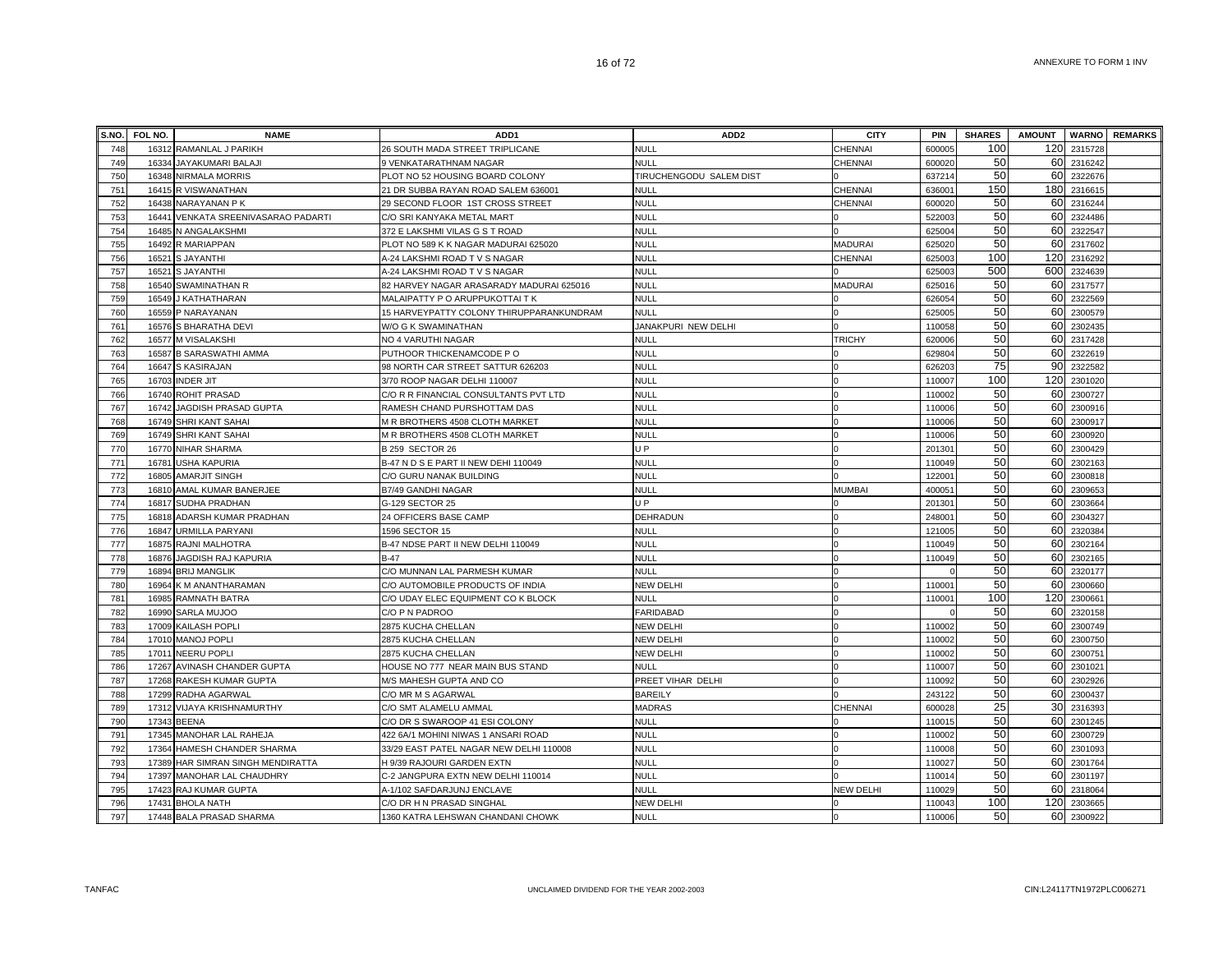| S.NO. | FOL NO. | NAME | ADD1 | ADD2 | CITY | PIN | SHARES | AMOUNT | WARNO | REMARKS |
|---|---|---|---|---|---|---|---|---|---|---|
| 748 | 16312 | RAMANLAL J PARIKH | 26 SOUTH MADA STREET TRIPLICANE | NULL | CHENNAI | 600005 | 100 | 120 | 2315728 | |
| 749 | 16334 | JAYAKUMARI BALAJI | 9 VENKATARATHNAM NAGAR | NULL | CHENNAI | 600020 | 50 | 60 | 2316242 | |
| 750 | 16348 | NIRMALA MORRIS | PLOT NO 52 HOUSING BOARD COLONY | TIRUCHENGODU SALEM DIST | 0 | 637214 | 50 | 60 | 2322676 | |
| 751 | 16415 | R VISWANATHAN | 21 DR SUBBA RAYAN ROAD SALEM 636001 | NULL | CHENNAI | 636001 | 150 | 180 | 2316615 | |
| 752 | 16438 | NARAYANAN P K | 29 SECOND FLOOR 1ST CROSS STREET | NULL | CHENNAI | 600020 | 50 | 60 | 2316244 | |
| 753 | 16441 | VENKATA SREENIVASARAO PADARTI | C/O SRI KANYAKA METAL MART | NULL | 0 | 522003 | 50 | 60 | 2324486 | |
| 754 | 16485 | N ANGALAKSHMI | 372 E LAKSHMI VILAS G S T ROAD | NULL | 0 | 625004 | 50 | 60 | 2322547 | |
| 755 | 16492 | R MARIAPPAN | PLOT NO 589 K K NAGAR MADURAI 625020 | NULL | MADURAI | 625020 | 50 | 60 | 2317602 | |
| 756 | 16521 | S JAYANTHI | A-24 LAKSHMI ROAD T V S NAGAR | NULL | CHENNAI | 625003 | 100 | 120 | 2316292 | |
| 757 | 16521 | S JAYANTHI | A-24 LAKSHMI ROAD T V S NAGAR | NULL | 0 | 625003 | 500 | 600 | 2324639 | |
| 758 | 16540 | SWAMINATHAN R | 82 HARVEY NAGAR ARASARADY MADURAI 625016 | NULL | MADURAI | 625016 | 50 | 60 | 2317577 | |
| 759 | 16549 | J KATHATHARAN | MALAIPATTY P O ARUPPUKOTTAI T K | NULL | 0 | 626054 | 50 | 60 | 2322569 | |
| 760 | 16559 | P NARAYANAN | 15 HARVEYPATTY COLONY THIRUPPARANKUNDRAM | NULL | 0 | 625005 | 50 | 60 | 2300579 | |
| 761 | 16576 | S BHARATHA DEVI | W/O G K SWAMINATHAN | JANAKPURI NEW DELHI | 0 | 110058 | 50 | 60 | 2302435 | |
| 762 | 16577 | M VISALAKSHI | NO 4 VARUTHI NAGAR | NULL | TRICHY | 620006 | 50 | 60 | 2317428 | |
| 763 | 16587 | B SARASWATHI AMMA | PUTHOOR THICKENAMCODE P O | NULL | 0 | 629804 | 50 | 60 | 2322619 | |
| 764 | 16647 | S KASIRAJAN | 98 NORTH CAR STREET SATTUR 626203 | NULL | 0 | 626203 | 75 | 90 | 2322582 | |
| 765 | 16703 | INDER JIT | 3/70 ROOP NAGAR DELHI 110007 | NULL | 0 | 110007 | 100 | 120 | 2301020 | |
| 766 | 16740 | ROHIT PRASAD | C/O R R FINANCIAL CONSULTANTS PVT LTD | NULL | 0 | 110002 | 50 | 60 | 2300727 | |
| 767 | 16742 | JAGDISH PRASAD GUPTA | RAMESH CHAND PURSHOTTAM DAS | NULL | 0 | 110006 | 50 | 60 | 2300916 | |
| 768 | 16749 | SHRI KANT SAHAI | M R BROTHERS 4508 CLOTH MARKET | NULL | 0 | 110006 | 50 | 60 | 2300917 | |
| 769 | 16749 | SHRI KANT SAHAI | M R BROTHERS 4508 CLOTH MARKET | NULL | 0 | 110006 | 50 | 60 | 2300920 | |
| 770 | 16770 | NIHAR SHARMA | B 259 SECTOR 26 | U P | 0 | 201301 | 50 | 60 | 2300429 | |
| 771 | 16781 | USHA KAPURIA | B-47 N D S E PART II NEW DEHI 110049 | NULL | 0 | 110049 | 50 | 60 | 2302163 | |
| 772 | 16805 | AMARJIT SINGH | C/O GURU NANAK BUILDING | NULL | 0 | 122001 | 50 | 60 | 2300818 | |
| 773 | 16810 | AMAL KUMAR BANERJEE | B7/49 GANDHI NAGAR | NULL | MUMBAI | 400051 | 50 | 60 | 2309653 | |
| 774 | 16817 | SUDHA PRADHAN | G-129 SECTOR 25 | U P | 0 | 201301 | 50 | 60 | 2303664 | |
| 775 | 16818 | ADARSH KUMAR PRADHAN | 24 OFFICERS BASE CAMP | DEHRADUN | 0 | 248001 | 50 | 60 | 2304327 | |
| 776 | 16847 | URMILLA PARYANI | 1596 SECTOR 15 | NULL | 0 | 121005 | 50 | 60 | 2320384 | |
| 777 | 16875 | RAJNI MALHOTRA | B-47 NDSE PART II NEW DELHI 110049 | NULL | 0 | 110049 | 50 | 60 | 2302164 | |
| 778 | 16876 | JAGDISH RAJ KAPURIA | B-47 | NULL | 0 | 110049 | 50 | 60 | 2302165 | |
| 779 | 16894 | BRIJ MANGLIK | C/O MUNNAN LAL PARMESH KUMAR | NULL | 0 | 0 | 50 | 60 | 2320177 | |
| 780 | 16964 | K M ANANTHARAMAN | C/O AUTOMOBILE PRODUCTS OF INDIA | NEW DELHI | 0 | 110001 | 50 | 60 | 2300660 | |
| 781 | 16985 | RAMNATH BATRA | C/O UDAY ELEC EQUIPMENT CO K BLOCK | NULL | 0 | 110001 | 100 | 120 | 2300661 | |
| 782 | 16990 | SARLA MUJOO | C/O P N PADROO | FARIDABAD | 0 | 0 | 50 | 60 | 2320158 | |
| 783 | 17009 | KAILASH POPLI | 2875 KUCHA CHELLAN | NEW DELHI | 0 | 110002 | 50 | 60 | 2300749 | |
| 784 | 17010 | MANOJ POPLI | 2875 KUCHA CHELLAN | NEW DELHI | 0 | 110002 | 50 | 60 | 2300750 | |
| 785 | 17011 | NEERU POPLI | 2875 KUCHA CHELLAN | NEW DELHI | 0 | 110002 | 50 | 60 | 2300751 | |
| 786 | 17267 | AVINASH CHANDER GUPTA | HOUSE NO 777 NEAR MAIN BUS STAND | NULL | 0 | 110007 | 50 | 60 | 2301021 | |
| 787 | 17268 | RAKESH KUMAR GUPTA | M/S MAHESH GUPTA AND CO | PREET VIHAR DELHI | 0 | 110092 | 50 | 60 | 2302926 | |
| 788 | 17299 | RADHA AGARWAL | C/O MR M S AGARWAL | BAREILY | 0 | 243122 | 50 | 60 | 2300437 | |
| 789 | 17312 | VIJAYA KRISHNAMURTHY | C/O SMT ALAMELU AMMAL | MADRAS | CHENNAI | 600028 | 25 | 30 | 2316393 | |
| 790 | 17343 | BEENA | C/O DR S SWAROOP 41 ESI COLONY | NULL | 0 | 110015 | 50 | 60 | 2301245 | |
| 791 | 17345 | MANOHAR LAL RAHEJA | 422 6A/1 MOHINI NIWAS 1 ANSARI ROAD | NULL | 0 | 110002 | 50 | 60 | 2300729 | |
| 792 | 17364 | HAMESH CHANDER SHARMA | 33/29 EAST PATEL NAGAR NEW DELHI 110008 | NULL | 0 | 110008 | 50 | 60 | 2301093 | |
| 793 | 17389 | HAR SIMRAN SINGH MENDIRATTA | H 9/39 RAJOURI GARDEN EXTN | NULL | 0 | 110027 | 50 | 60 | 2301764 | |
| 794 | 17397 | MANOHAR LAL CHAUDHRY | C-2 JANGPURA EXTN NEW DELHI 110014 | NULL | 0 | 110014 | 50 | 60 | 2301197 | |
| 795 | 17423 | RAJ KUMAR GUPTA | A-1/102 SAFDARJUNJ ENCLAVE | NULL | NEW DELHI | 110029 | 50 | 60 | 2318064 | |
| 796 | 17431 | BHOLA NATH | C/O DR H N PRASAD SINGHAL | NEW DELHI | 0 | 110043 | 100 | 120 | 2303665 | |
| 797 | 17448 | BALA PRASAD SHARMA | 1360 KATRA LEHSWAN CHANDANI CHOWK | NULL | 0 | 110006 | 50 | 60 | 2300922 | |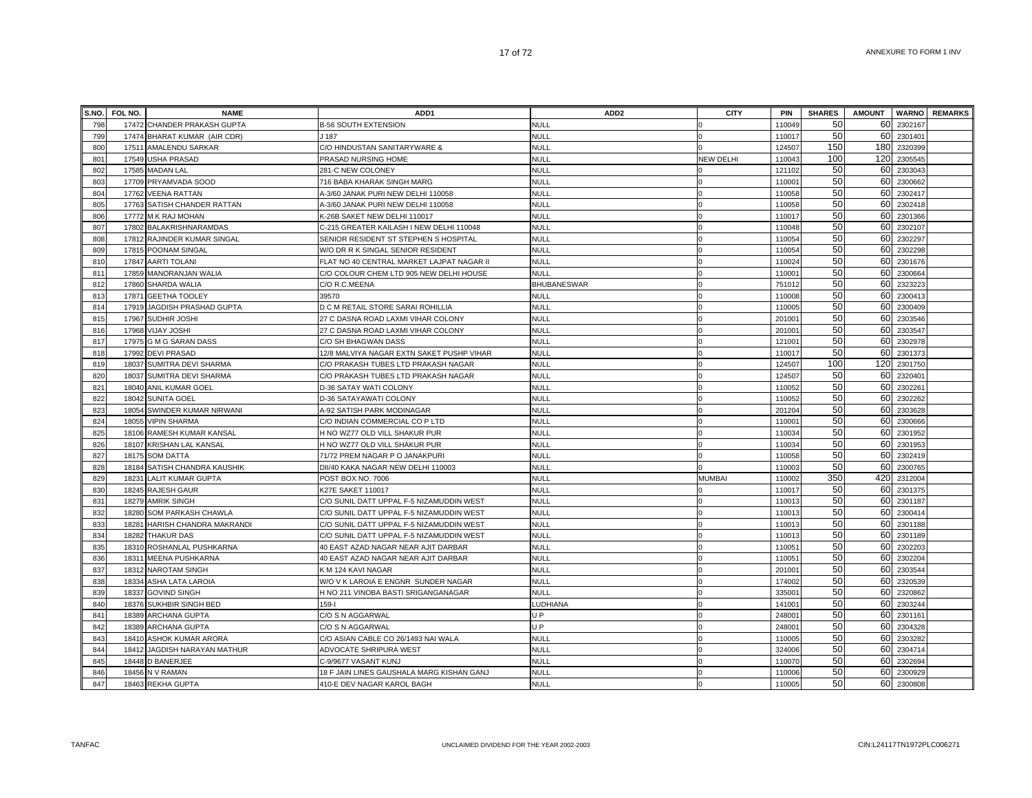| S.NO. | FOL NO. | NAME | ADD1 | ADD2 | CITY | PIN | SHARES | AMOUNT | WARNO | REMARKS |
|---|---|---|---|---|---|---|---|---|---|---|
| 798 | 17472 | CHANDER PRAKASH GUPTA | B-56 SOUTH EXTENSION | NULL | 0 | 110049 | 50 | 60 | 2302167 | |
| 799 | 17474 | BHARAT KUMAR (AIR CDR) | J 187 | NULL | 0 | 110017 | 50 | 60 | 2301401 | |
| 800 | 17511 | AMALENDU SARKAR | C/O HINDUSTAN SANITARYWARE & | NULL | 0 | 124507 | 150 | 180 | 2320399 | |
| 801 | 17549 | USHA PRASAD | PRASAD NURSING HOME | NULL | NEW DELHI | 110043 | 100 | 120 | 2305545 | |
| 802 | 17585 | MADAN LAL | 281-C NEW COLONEY | NULL | 0 | 121102 | 50 | 60 | 2303043 | |
| 803 | 17709 | PRYAMVADA SOOD | 716 BABA KHARAK SINGH MARG | NULL | 0 | 110001 | 50 | 60 | 2300662 | |
| 804 | 17762 | VEENA RATTAN | A-3/60 JANAK PURI NEW DELHI 110058 | NULL | 0 | 110058 | 50 | 60 | 2302417 | |
| 805 | 17763 | SATISH CHANDER RATTAN | A-3/60 JANAK PURI NEW DELHI 110058 | NULL | 0 | 110058 | 50 | 60 | 2302418 | |
| 806 | 17772 | M K RAJ MOHAN | K-26B SAKET NEW DELHI 110017 | NULL | 0 | 110017 | 50 | 60 | 2301366 | |
| 807 | 17802 | BALAKRISHNARAMDAS | C-215 GREATER KAILASH I NEW DELHI 110048 | NULL | 0 | 110048 | 50 | 60 | 2302107 | |
| 808 | 17812 | RAJINDER KUMAR SINGAL | SENIOR RESIDENT ST STEPHEN S HOSPITAL | NULL | 0 | 110054 | 50 | 60 | 2302297 | |
| 809 | 17815 | POONAM SINGAL | W/O DR R K SINGAL SENIOR RESIDENT | NULL | 0 | 110054 | 50 | 60 | 2302298 | |
| 810 | 17847 | AARTI TOLANI | FLAT NO 40 CENTRAL MARKET LAJPAT NAGAR II | NULL | 0 | 110024 | 50 | 60 | 2301676 | |
| 811 | 17859 | MANORANJAN WALIA | C/O COLOUR CHEM LTD 905 NEW DELHI HOUSE | NULL | 0 | 110001 | 50 | 60 | 2300664 | |
| 812 | 17860 | SHARDA WALIA | C/O R.C.MEENA | BHUBANESWAR | 0 | 751012 | 50 | 60 | 2323223 | |
| 813 | 17871 | GEETHA TOOLEY | 39570 | NULL | 0 | 110008 | 50 | 60 | 2300413 | |
| 814 | 17919 | JAGDISH PRASHAD GUPTA | D C M RETAIL STORE SARAI ROHILLIA | NULL | 0 | 110005 | 50 | 60 | 2300409 | |
| 815 | 17967 | SUDHIR JOSHI | 27 C DASNA ROAD LAXMI VIHAR COLONY | NULL | 0 | 201001 | 50 | 60 | 2303546 | |
| 816 | 17968 | VIJAY JOSHI | 27 C DASNA ROAD LAXMI VIHAR COLONY | NULL | 0 | 201001 | 50 | 60 | 2303547 | |
| 817 | 17975 | G M G SARAN DASS | C/O SH BHAGWAN DASS | NULL | 0 | 121001 | 50 | 60 | 2302978 | |
| 818 | 17992 | DEVI PRASAD | 12/8 MALVIYA NAGAR EXTN SAKET PUSHP VIHAR | NULL | 0 | 110017 | 50 | 60 | 2301373 | |
| 819 | 18037 | SUMITRA DEVI SHARMA | C/O PRAKASH TUBES LTD PRAKASH NAGAR | NULL | 0 | 124507 | 100 | 120 | 2301750 | |
| 820 | 18037 | SUMITRA DEVI SHARMA | C/O PRAKASH TUBES LTD PRAKASH NAGAR | NULL | 0 | 124507 | 50 | 60 | 2320401 | |
| 821 | 18040 | ANIL KUMAR GOEL | D-36 SATAY WATI COLONY | NULL | 0 | 110052 | 50 | 60 | 2302261 | |
| 822 | 18042 | SUNITA GOEL | D-36 SATAYAWATI COLONY | NULL | 0 | 110052 | 50 | 60 | 2302262 | |
| 823 | 18054 | SWINDER KUMAR NIRWANI | A-92 SATISH PARK MODINAGAR | NULL | 0 | 201204 | 50 | 60 | 2303628 | |
| 824 | 18055 | VIPIN SHARMA | C/O INDIAN COMMERCIAL CO P LTD | NULL | 0 | 110001 | 50 | 60 | 2300666 | |
| 825 | 18106 | RAMESH KUMAR KANSAL | H NO WZ77 OLD VILL SHAKUR PUR | NULL | 0 | 110034 | 50 | 60 | 2301952 | |
| 826 | 18107 | KRISHAN LAL KANSAL | H NO WZ77 OLD VILL SHAKUR PUR | NULL | 0 | 110034 | 50 | 60 | 2301953 | |
| 827 | 18175 | SOM DATTA | 71/72 PREM NAGAR P O JANAKPURI | NULL | 0 | 110058 | 50 | 60 | 2302419 | |
| 828 | 18184 | SATISH CHANDRA KAUSHIK | DII/40 KAKA NAGAR NEW DELHI 110003 | NULL | 0 | 110003 | 50 | 60 | 2300765 | |
| 829 | 18231 | LALIT KUMAR GUPTA | POST BOX NO. 7006 | NULL | MUMBAI | 110002 | 350 | 420 | 2312004 | |
| 830 | 18245 | RAJESH GAUR | K27E SAKET 110017 | NULL | 0 | 110017 | 50 | 60 | 2301375 | |
| 831 | 18279 | AMRIK SINGH | C/O SUNIL DATT UPPAL F-5 NIZAMUDDIN WEST | NULL | 0 | 110013 | 50 | 60 | 2301187 | |
| 832 | 18280 | SOM PARKASH CHAWLA | C/O SUNIL DATT UPPAL F-5 NIZAMUDDIN WEST | NULL | 0 | 110013 | 50 | 60 | 2300414 | |
| 833 | 18281 | HARISH CHANDRA MAKRANDI | C/O SUNIL DATT UPPAL F-5 NIZAMUDDIN WEST | NULL | 0 | 110013 | 50 | 60 | 2301188 | |
| 834 | 18282 | THAKUR DAS | C/O SUNIL DATT UPPAL F-5 NIZAMUDDIN WEST | NULL | 0 | 110013 | 50 | 60 | 2301189 | |
| 835 | 18310 | ROSHANLAL PUSHKARNA | 40 EAST AZAD NAGAR NEAR AJIT DARBAR | NULL | 0 | 110051 | 50 | 60 | 2302203 | |
| 836 | 18311 | MEENA PUSHKARNA | 40 EAST AZAD NAGAR NEAR AJIT DARBAR | NULL | 0 | 110051 | 50 | 60 | 2302204 | |
| 837 | 18312 | NAROTAM SINGH | K M 124 KAVI NAGAR | NULL | 0 | 201001 | 50 | 60 | 2303544 | |
| 838 | 18334 | ASHA LATA LAROIA | W/O V K LAROIA E ENGNR SUNDER NAGAR | NULL | 0 | 174002 | 50 | 60 | 2320539 | |
| 839 | 18337 | GOVIND SINGH | H NO 211 VINOBA BASTI SRIGANGANAGAR | NULL | 0 | 335001 | 50 | 60 | 2320862 | |
| 840 | 18376 | SUKHBIR SINGH BED | 159-I | LUDHIANA | 0 | 141001 | 50 | 60 | 2303244 | |
| 841 | 18389 | ARCHANA GUPTA | C/O S N AGGARWAL | U P | 0 | 248001 | 50 | 60 | 2301161 | |
| 842 | 18389 | ARCHANA GUPTA | C/O S N AGGARWAL | U P | 0 | 248001 | 50 | 60 | 2304328 | |
| 843 | 18410 | ASHOK KUMAR ARORA | C/O ASIAN CABLE CO 26/1493 NAI WALA | NULL | 0 | 110005 | 50 | 60 | 2303282 | |
| 844 | 18412 | JAGDISH NARAYAN MATHUR | ADVOCATE SHRIPURA WEST | NULL | 0 | 324006 | 50 | 60 | 2304714 | |
| 845 | 18448 | D BANERJEE | C-9/9677 VASANT KUNJ | NULL | 0 | 110070 | 50 | 60 | 2302694 | |
| 846 | 18456 | N V RAMAN | 18 F JAIN LINES GAUSHALA MARG KISHAN GANJ | NULL | 0 | 110006 | 50 | 60 | 2300929 | |
| 847 | 18463 | REKHA GUPTA | 410-E DEV NAGAR KAROL BAGH | NULL | 0 | 110005 | 50 | 60 | 2300808 | |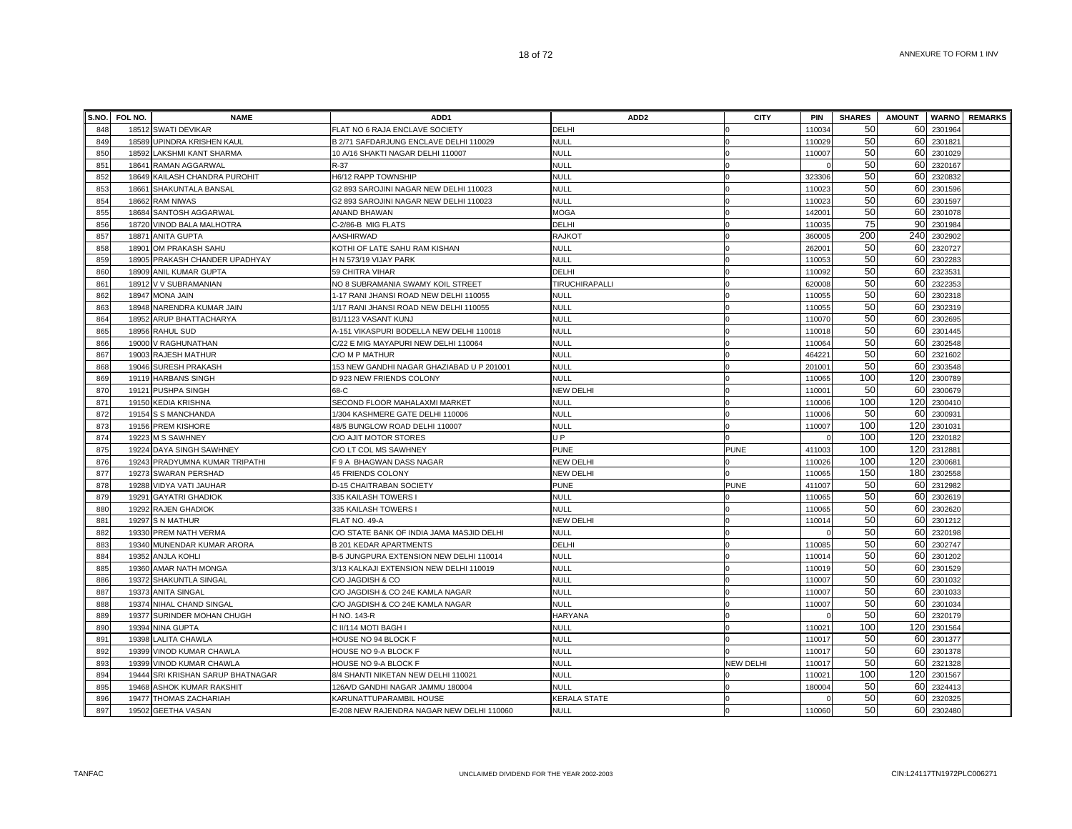| S.NO. | FOL NO. | NAME | ADD1 | ADD2 | CITY | PIN | SHARES | AMOUNT | WARNO | REMARKS |
|---|---|---|---|---|---|---|---|---|---|---|
| 848 | 18512 | SWATI DEVIKAR | FLAT NO 6 RAJA ENCLAVE SOCIETY | DELHI | 0 | 110034 | 50 | 60 | 2301964 | |
| 849 | 18589 | UPINDRA KRISHEN KAUL | B 2/71 SAFDARJUNG ENCLAVE DELHI 110029 | NULL | 0 | 110029 | 50 | 60 | 2301821 | |
| 850 | 18592 | LAKSHMI KANT SHARMA | 10 A/16 SHAKTI NAGAR DELHI 110007 | NULL | 0 | 110007 | 50 | 60 | 2301029 | |
| 851 | 18641 | RAMAN AGGARWAL | R-37 | NULL | 0 | 0 | 50 | 60 | 2320167 | |
| 852 | 18649 | KAILASH CHANDRA PUROHIT | H6/12 RAPP TOWNSHIP | NULL | 0 | 323306 | 50 | 60 | 2320832 | |
| 853 | 18661 | SHAKUNTALA BANSAL | G2 893 SAROJINI NAGAR NEW DELHI 110023 | NULL | 0 | 110023 | 50 | 60 | 2301596 | |
| 854 | 18662 | RAM NIWAS | G2 893 SAROJINI NAGAR NEW DELHI 110023 | NULL | 0 | 110023 | 50 | 60 | 2301597 | |
| 855 | 18684 | SANTOSH AGGARWAL | ANAND BHAWAN | MOGA | 0 | 142001 | 50 | 60 | 2301078 | |
| 856 | 18720 | VINOD BALA MALHOTRA | C-2/86-B MIG FLATS | DELHI | 0 | 110035 | 75 | 90 | 2301984 | |
| 857 | 18871 | ANITA GUPTA | AASHIRWAD | RAJKOT | 0 | 360005 | 200 | 240 | 2302902 | |
| 858 | 18901 | OM PRAKASH SAHU | KOTHI OF LATE SAHU RAM KISHAN | NULL | 0 | 262001 | 50 | 60 | 2320727 | |
| 859 | 18905 | PRAKASH CHANDER UPADHYAY | H N 573/19 VIJAY PARK | NULL | 0 | 110053 | 50 | 60 | 2302283 | |
| 860 | 18909 | ANIL KUMAR GUPTA | 59 CHITRA VIHAR | DELHI | 0 | 110092 | 50 | 60 | 2323531 | |
| 861 | 18912 | V V SUBRAMANIAN | NO 8 SUBRAMANIA SWAMY KOIL STREET | TIRUCHIRAPALLI | 0 | 620008 | 50 | 60 | 2322353 | |
| 862 | 18947 | MONA JAIN | 1-17 RANI JHANSI ROAD NEW DELHI 110055 | NULL | 0 | 110055 | 50 | 60 | 2302318 | |
| 863 | 18948 | NARENDRA KUMAR JAIN | 1/17 RANI JHANSI ROAD NEW DELHI 110055 | NULL | 0 | 110055 | 50 | 60 | 2302319 | |
| 864 | 18952 | ARUP BHATTACHARYA | B1/1123 VASANT KUNJ | NULL | 0 | 110070 | 50 | 60 | 2302695 | |
| 865 | 18956 | RAHUL SUD | A-151 VIKASPURI BODELLA NEW DELHI 110018 | NULL | 0 | 110018 | 50 | 60 | 2301445 | |
| 866 | 19000 | V RAGHUNATHAN | C/22 E MIG MAYAPURI NEW DELHI 110064 | NULL | 0 | 110064 | 50 | 60 | 2302548 | |
| 867 | 19003 | RAJESH MATHUR | C/O M P MATHUR | NULL | 0 | 464221 | 50 | 60 | 2321602 | |
| 868 | 19046 | SURESH PRAKASH | 153 NEW GANDHI NAGAR GHAZIABAD U P 201001 | NULL | 0 | 201001 | 50 | 60 | 2303548 | |
| 869 | 19119 | HARBANS SINGH | D 923 NEW FRIENDS COLONY | NULL | 0 | 110065 | 100 | 120 | 2300789 | |
| 870 | 19121 | PUSHPA SINGH | 68-C | NEW DELHI | 0 | 110001 | 50 | 60 | 2300679 | |
| 871 | 19150 | KEDIA KRISHNA | SECOND FLOOR MAHALAXMI MARKET | NULL | 0 | 110006 | 100 | 120 | 2300410 | |
| 872 | 19154 | S S MANCHANDA | 1/304 KASHMERE GATE DELHI 110006 | NULL | 0 | 110006 | 50 | 60 | 2300931 | |
| 873 | 19156 | PREM KISHORE | 48/5 BUNGLOW ROAD DELHI 110007 | NULL | 0 | 110007 | 100 | 120 | 2301031 | |
| 874 | 19223 | M S SAWHNEY | C/O AJIT MOTOR STORES | U P | 0 | 0 | 100 | 120 | 2320182 | |
| 875 | 19224 | DAYA SINGH SAWHNEY | C/O LT COL MS SAWHNEY | PUNE | PUNE | 411003 | 100 | 120 | 2312881 | |
| 876 | 19243 | PRADYUMNA KUMAR TRIPATHI | F 9 A BHAGWAN DASS NAGAR | NEW DELHI | 0 | 110026 | 100 | 120 | 2300681 | |
| 877 | 19273 | SWARAN PERSHAD | 45 FRIENDS COLONY | NEW DELHI | 0 | 110065 | 150 | 180 | 2302558 | |
| 878 | 19288 | VIDYA VATI JAUHAR | D-15 CHAITRABAN SOCIETY | PUNE | PUNE | 411007 | 50 | 60 | 2312982 | |
| 879 | 19291 | GAYATRI GHADIOK | 335 KAILASH TOWERS I | NULL | 0 | 110065 | 50 | 60 | 2302619 | |
| 880 | 19292 | RAJEN GHADIOK | 335 KAILASH TOWERS I | NULL | 0 | 110065 | 50 | 60 | 2302620 | |
| 881 | 19297 | S N MATHUR | FLAT NO. 49-A | NEW DELHI | 0 | 110014 | 50 | 60 | 2301212 | |
| 882 | 19330 | PREM NATH VERMA | C/O STATE BANK OF INDIA JAMA MASJID DELHI | NULL | 0 | 0 | 50 | 60 | 2320198 | |
| 883 | 19340 | MUNENDAR KUMAR ARORA | B 201 KEDAR APARTMENTS | DELHI | 0 | 110085 | 50 | 60 | 2302747 | |
| 884 | 19352 | ANJLA KOHLI | B-5 JUNGPURA EXTENSION NEW DELHI 110014 | NULL | 0 | 110014 | 50 | 60 | 2301202 | |
| 885 | 19360 | AMAR NATH MONGA | 3/13 KALKAJI EXTENSION NEW DELHI 110019 | NULL | 0 | 110019 | 50 | 60 | 2301529 | |
| 886 | 19372 | SHAKUNTLA SINGAL | C/O JAGDISH & CO | NULL | 0 | 110007 | 50 | 60 | 2301032 | |
| 887 | 19373 | ANITA SINGAL | C/O JAGDISH & CO 24E KAMLA NAGAR | NULL | 0 | 110007 | 50 | 60 | 2301033 | |
| 888 | 19374 | NIHAL CHAND SINGAL | C/O JAGDISH & CO 24E KAMLA NAGAR | NULL | 0 | 110007 | 50 | 60 | 2301034 | |
| 889 | 19377 | SURINDER MOHAN CHUGH | H NO. 143-R | HARYANA | 0 | 0 | 50 | 60 | 2320179 | |
| 890 | 19394 | NINA GUPTA | C II/114 MOTI BAGH I | NULL | 0 | 110021 | 100 | 120 | 2301564 | |
| 891 | 19398 | LALITA CHAWLA | HOUSE NO 94 BLOCK F | NULL | 0 | 110017 | 50 | 60 | 2301377 | |
| 892 | 19399 | VINOD KUMAR CHAWLA | HOUSE NO 9-A BLOCK F | NULL | 0 | 110017 | 50 | 60 | 2301378 | |
| 893 | 19399 | VINOD KUMAR CHAWLA | HOUSE NO 9-A BLOCK F | NULL | NEW DELHI | 110017 | 50 | 60 | 2321328 | |
| 894 | 19444 | SRI KRISHAN SARUP BHATNAGAR | 8/4 SHANTI NIKETAN NEW DELHI 110021 | NULL | 0 | 110021 | 100 | 120 | 2301567 | |
| 895 | 19468 | ASHOK KUMAR RAKSHIT | 126A/D GANDHI NAGAR JAMMU 180004 | NULL | 0 | 180004 | 50 | 60 | 2324413 | |
| 896 | 19477 | THOMAS ZACHARIAH | KARUNATTUPARAMBIL HOUSE | KERALA STATE | 0 | 0 | 50 | 60 | 2320325 | |
| 897 | 19502 | GEETHA VASAN | E-208 NEW RAJENDRA NAGAR NEW DELHI 110060 | NULL | 0 | 110060 | 50 | 60 | 2302480 | |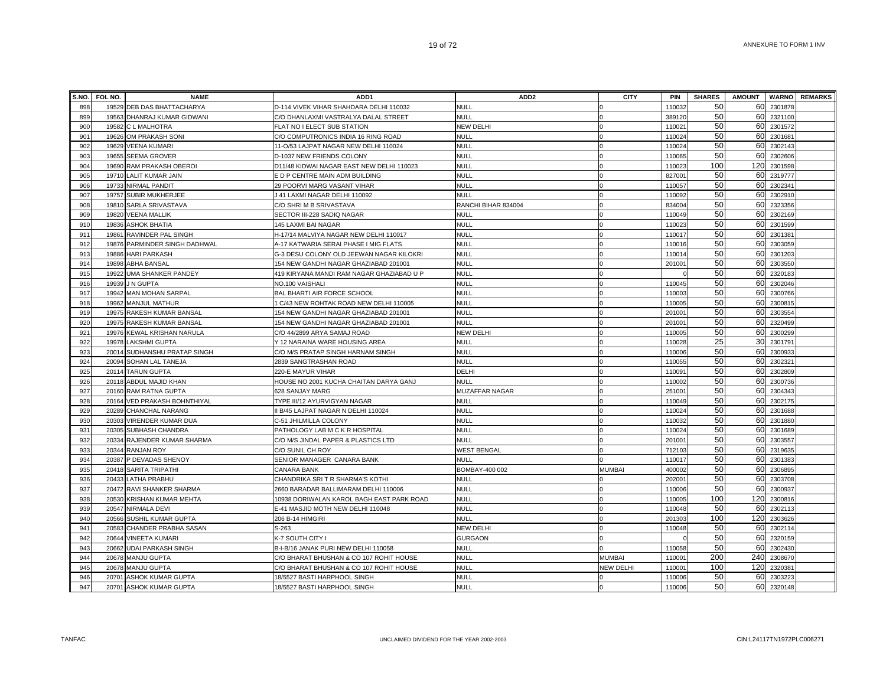| S.NO. | FOL NO. | NAME | ADD1 | ADD2 | CITY | PIN | SHARES | AMOUNT | WARNO | REMARKS |
|---|---|---|---|---|---|---|---|---|---|---|
| 898 | 19529 | DEB DAS BHATTACHARYA | D-114 VIVEK VIHAR SHAHDARA DELHI 110032 | NULL | 0 | 110032 | 50 | 60 | 2301878 | |
| 899 | 19563 | DHANRAJ KUMAR GIDWANI | C/O DHANLAXMI VASTRALYA DALAL STREET | NULL | 0 | 389120 | 50 | 60 | 2321100 | |
| 900 | 19582 | C L MALHOTRA | FLAT NO I ELECT SUB STATION | NEW DELHI | 0 | 110021 | 50 | 60 | 2301572 | |
| 901 | 19626 | OM PRAKASH SONI | C/O COMPUTRONICS INDIA 16 RING ROAD | NULL | 0 | 110024 | 50 | 60 | 2301681 | |
| 902 | 19629 | VEENA KUMARI | 11-O/53 LAJPAT NAGAR NEW DELHI 110024 | NULL | 0 | 110024 | 50 | 60 | 2302143 | |
| 903 | 19655 | SEEMA GROVER | D-1037 NEW FRIENDS COLONY | NULL | 0 | 110065 | 50 | 60 | 2302606 | |
| 904 | 19690 | RAM PRAKASH OBEROI | D11/48 KIDWAI NAGAR EAST NEW DELHI 110023 | NULL | 0 | 110023 | 100 | 120 | 2301598 | |
| 905 | 19710 | LALIT KUMAR JAIN | E D P CENTRE MAIN ADM BUILDING | NULL | 0 | 827001 | 50 | 60 | 2319777 | |
| 906 | 19733 | NIRMAL PANDIT | 29 POORVI MARG VASANT VIHAR | NULL | 0 | 110057 | 50 | 60 | 2302341 | |
| 907 | 19757 | SUBIR MUKHERJEE | J 41 LAXMI NAGAR DELHI 110092 | NULL | 0 | 110092 | 50 | 60 | 2302910 | |
| 908 | 19810 | SARLA SRIVASTAVA | C/O SHRI M B SRIVASTAVA | RANCHI BIHAR 834004 | 0 | 834004 | 50 | 60 | 2323356 | |
| 909 | 19820 | VEENA MALLIK | SECTOR III-228 SADIQ NAGAR | NULL | 0 | 110049 | 50 | 60 | 2302169 | |
| 910 | 19836 | ASHOK BHATIA | 145 LAXMI BAI NAGAR | NULL | 0 | 110023 | 50 | 60 | 2301599 | |
| 911 | 19861 | RAVINDER PAL SINGH | H-17/14 MALVIYA NAGAR NEW DELHI 110017 | NULL | 0 | 110017 | 50 | 60 | 2301381 | |
| 912 | 19876 | PARMINDER SINGH DADHWAL | A-17 KATWARIA SERAI PHASE I MIG FLATS | NULL | 0 | 110016 | 50 | 60 | 2303059 | |
| 913 | 19886 | HARI PARKASH | G-3 DESU COLONY OLD JEEWAN NAGAR KILOKRI | NULL | 0 | 110014 | 50 | 60 | 2301203 | |
| 914 | 19898 | ABHA BANSAL | 154 NEW GANDHI NAGAR GHAZIABAD 201001 | NULL | 0 | 201001 | 50 | 60 | 2303550 | |
| 915 | 19922 | UMA SHANKER PANDEY | 419 KIRYANA MANDI RAM NAGAR GHAZIABAD U P | NULL | 0 | 0 | 50 | 60 | 2320183 | |
| 916 | 19939 | J N GUPTA | NO.100 VAISHALI | NULL | 0 | 110045 | 50 | 60 | 2302046 | |
| 917 | 19942 | MAN MOHAN SARPAL | BAL BHARTI AIR FORCE SCHOOL | NULL | 0 | 110003 | 50 | 60 | 2300766 | |
| 918 | 19962 | MANJUL MATHUR | 1 C/43 NEW ROHTAK ROAD NEW DELHI 110005 | NULL | 0 | 110005 | 50 | 60 | 2300815 | |
| 919 | 19975 | RAKESH KUMAR BANSAL | 154 NEW GANDHI NAGAR GHAZIABAD 201001 | NULL | 0 | 201001 | 50 | 60 | 2303554 | |
| 920 | 19975 | RAKESH KUMAR BANSAL | 154 NEW GANDHI NAGAR GHAZIABAD 201001 | NULL | 0 | 201001 | 50 | 60 | 2320499 | |
| 921 | 19976 | KEWAL KRISHAN NARULA | C/O 44/2899 ARYA SAMAJ ROAD | NEW DELHI | 0 | 110005 | 50 | 60 | 2300299 | |
| 922 | 19978 | LAKSHMI GUPTA | Y 12 NARAINA WARE HOUSING AREA | NULL | 0 | 110028 | 25 | 30 | 2301791 | |
| 923 | 20014 | SUDHANSHU PRATAP SINGH | C/O M/S PRATAP SINGH HARNAM SINGH | NULL | 0 | 110006 | 50 | 60 | 2300933 | |
| 924 | 20094 | SOHAN LAL TANEJA | 2839 SANGTRASHAN ROAD | NULL | 0 | 110055 | 50 | 60 | 2302321 | |
| 925 | 20114 | TARUN GUPTA | 220-E MAYUR VIHAR | DELHI | 0 | 110091 | 50 | 60 | 2302809 | |
| 926 | 20118 | ABDUL MAJID KHAN | HOUSE NO 2001 KUCHA CHAITAN DARYA GANJ | NULL | 0 | 110002 | 50 | 60 | 2300736 | |
| 927 | 20160 | RAM RATNA GUPTA | 628 SANJAY MARG | MUZAFFAR NAGAR | 0 | 251001 | 50 | 60 | 2304343 | |
| 928 | 20164 | VED PRAKASH BOHNTHIYAL | TYPE III/12 AYURVIGYAN NAGAR | NULL | 0 | 110049 | 50 | 60 | 2302175 | |
| 929 | 20289 | CHANCHAL NARANG | II B/45 LAJPAT NAGAR N DELHI 110024 | NULL | 0 | 110024 | 50 | 60 | 2301688 | |
| 930 | 20303 | VIRENDER KUMAR DUA | C-51 JHILMILLA COLONY | NULL | 0 | 110032 | 50 | 60 | 2301880 | |
| 931 | 20305 | SUBHASH CHANDRA | PATHOLOGY LAB M C K R HOSPITAL | NULL | 0 | 110024 | 50 | 60 | 2301689 | |
| 932 | 20334 | RAJENDER KUMAR SHARMA | C/O M/S JINDAL PAPER & PLASTICS LTD | NULL | 0 | 201001 | 50 | 60 | 2303557 | |
| 933 | 20344 | RANJAN ROY | C/O SUNIL CH ROY | WEST BENGAL | 0 | 712103 | 50 | 60 | 2319635 | |
| 934 | 20387 | P DEVADAS SHENOY | SENIOR MANAGER CANARA BANK | NULL | 0 | 110017 | 50 | 60 | 2301383 | |
| 935 | 20418 | SARITA TRIPATHI | CANARA BANK | BOMBAY-400 002 | MUMBAI | 400002 | 50 | 60 | 2306895 | |
| 936 | 20433 | LATHA PRABHU | CHANDRIKA SRI T R SHARMA'S KOTHI | NULL | 0 | 202001 | 50 | 60 | 2303708 | |
| 937 | 20472 | RAVI SHANKER SHARMA | 2660 BARADAR BALLIMARAM DELHI 110006 | NULL | 0 | 110006 | 50 | 60 | 2300937 | |
| 938 | 20530 | KRISHAN KUMAR MEHTA | 10938 DORIWALAN KAROL BAGH EAST PARK ROAD | NULL | 0 | 110005 | 100 | 120 | 2300816 | |
| 939 | 20547 | NIRMALA DEVI | E-41 MASJID MOTH NEW DELHI 110048 | NULL | 0 | 110048 | 50 | 60 | 2302113 | |
| 940 | 20566 | SUSHIL KUMAR GUPTA | 206 B-14 HIMGIRI | NULL | 0 | 201303 | 100 | 120 | 2303626 | |
| 941 | 20583 | CHANDER PRABHA SASAN | S-263 | NEW DELHI | 0 | 110048 | 50 | 60 | 2302114 | |
| 942 | 20644 | VINEETA KUMARI | K-7 SOUTH CITY I | GURGAON | 0 | 0 | 50 | 60 | 2320159 | |
| 943 | 20662 | UDAI PARKASH SINGH | B-I-B/16 JANAK PURI NEW DELHI 110058 | NULL | 0 | 110058 | 50 | 60 | 2302430 | |
| 944 | 20678 | MANJU GUPTA | C/O BHARAT BHUSHAN & CO 107 ROHIT HOUSE | NULL | MUMBAI | 110001 | 200 | 240 | 2308670 | |
| 945 | 20678 | MANJU GUPTA | C/O BHARAT BHUSHAN & CO 107 ROHIT HOUSE | NULL | NEW DELHI | 110001 | 100 | 120 | 2320381 | |
| 946 | 20701 | ASHOK KUMAR GUPTA | 18/5527 BASTI HARPHOOL SINGH | NULL | 0 | 110006 | 50 | 60 | 2303223 | |
| 947 | 20701 | ASHOK KUMAR GUPTA | 18/5527 BASTI HARPHOOL SINGH | NULL | 0 | 110006 | 50 | 60 | 2320148 | |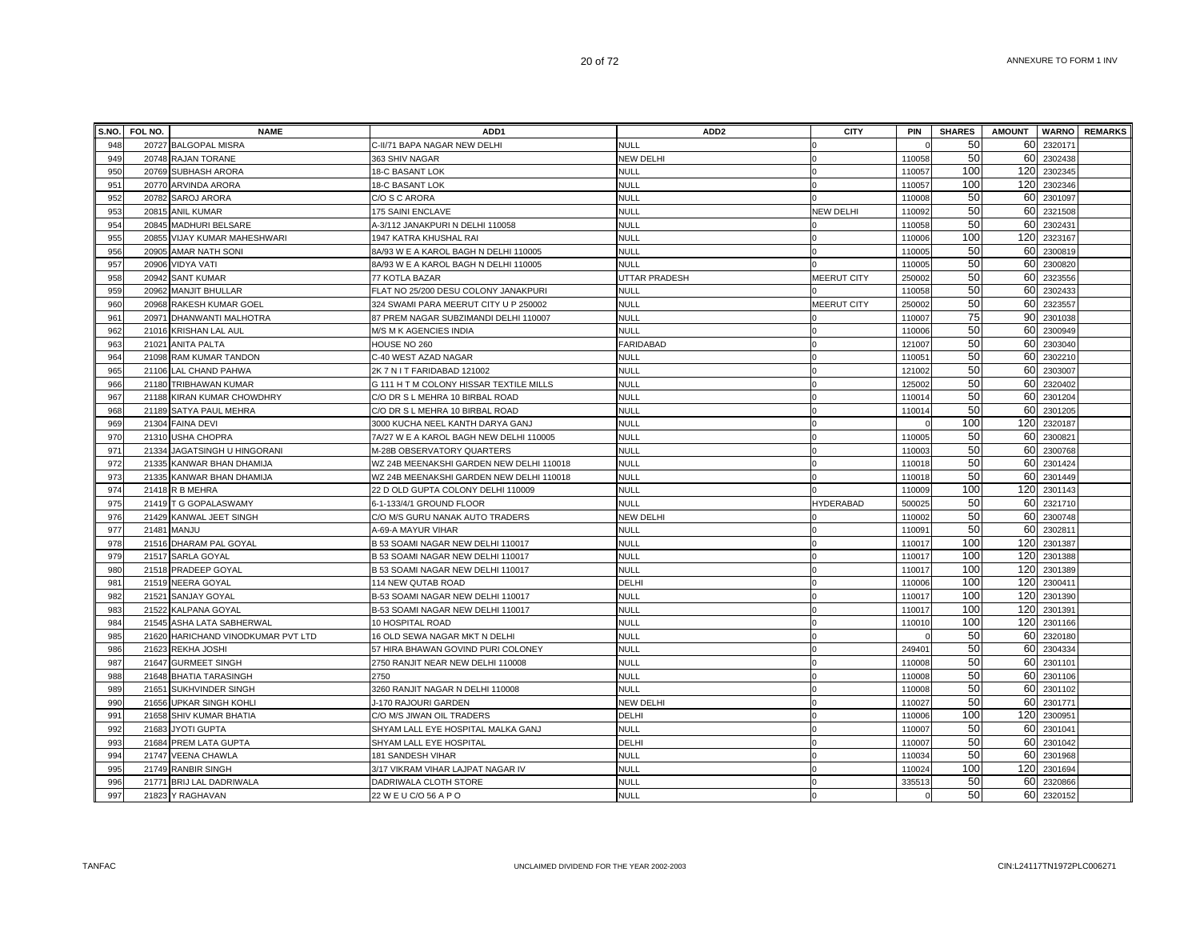| S.NO. | FOL NO. | NAME | ADD1 | ADD2 | CITY | PIN | SHARES | AMOUNT | WARNO | REMARKS |
|---|---|---|---|---|---|---|---|---|---|---|
| 948 | 20727 | BALGOPAL MISRA | C-II/71 BAPA NAGAR NEW DELHI | NULL | 0 | 0 | 50 | 60 | 2320171 | |
| 949 | 20748 | RAJAN TORANE | 363 SHIV NAGAR | NEW DELHI | 0 | 110058 | 50 | 60 | 2302438 | |
| 950 | 20769 | SUBHASH ARORA | 18-C BASANT LOK | NULL | 0 | 110057 | 100 | 120 | 2302345 | |
| 951 | 20770 | ARVINDA ARORA | 18-C BASANT LOK | NULL | 0 | 110057 | 100 | 120 | 2302346 | |
| 952 | 20782 | SAROJ ARORA | C/O S C ARORA | NULL | 0 | 110008 | 50 | 60 | 2301097 | |
| 953 | 20815 | ANIL KUMAR | 175 SAINI ENCLAVE | NULL | NEW DELHI | 110092 | 50 | 60 | 2321508 | |
| 954 | 20845 | MADHURI BELSARE | A-3/112 JANAKPURI N DELHI 110058 | NULL | 0 | 110058 | 50 | 60 | 2302431 | |
| 955 | 20855 | VIJAY KUMAR MAHESHWARI | 1947 KATRA KHUSHAL RAI | NULL | 0 | 110006 | 100 | 120 | 2323167 | |
| 956 | 20905 | AMAR NATH SONI | 8A/93 W E A KAROL BAGH N DELHI 110005 | NULL | 0 | 110005 | 50 | 60 | 2300819 | |
| 957 | 20906 | VIDYA VATI | 8A/93 W E A KAROL BAGH N DELHI 110005 | NULL | 0 | 110005 | 50 | 60 | 2300820 | |
| 958 | 20942 | SANT KUMAR | 77 KOTLA BAZAR | UTTAR PRADESH | MEERUT CITY | 250002 | 50 | 60 | 2323556 | |
| 959 | 20962 | MANJIT BHULLAR | FLAT NO 25/200 DESU COLONY JANAKPURI | NULL | 0 | 110058 | 50 | 60 | 2302433 | |
| 960 | 20968 | RAKESH KUMAR GOEL | 324 SWAMI PARA MEERUT CITY U P 250002 | NULL | MEERUT CITY | 250002 | 50 | 60 | 2323557 | |
| 961 | 20971 | DHANWANTI MALHOTRA | 87 PREM NAGAR SUBZIMANDI DELHI 110007 | NULL | 0 | 110007 | 75 | 90 | 2301038 | |
| 962 | 21016 | KRISHAN LAL AUL | M/S M K AGENCIES INDIA | NULL | 0 | 110006 | 50 | 60 | 2300949 | |
| 963 | 21021 | ANITA PALTA | HOUSE NO 260 | FARIDABAD | 0 | 121007 | 50 | 60 | 2303040 | |
| 964 | 21098 | RAM KUMAR TANDON | C-40 WEST AZAD NAGAR | NULL | 0 | 110051 | 50 | 60 | 2302210 | |
| 965 | 21106 | LAL CHAND PAHWA | 2K 7 N I T FARIDABAD 121002 | NULL | 0 | 121002 | 50 | 60 | 2303007 | |
| 966 | 21180 | TRIBHAWAN KUMAR | G 111 H T M COLONY HISSAR TEXTILE MILLS | NULL | 0 | 125002 | 50 | 60 | 2320402 | |
| 967 | 21188 | KIRAN KUMAR CHOWDHRY | C/O DR S L MEHRA 10 BIRBAL ROAD | NULL | 0 | 110014 | 50 | 60 | 2301204 | |
| 968 | 21189 | SATYA PAUL MEHRA | C/O DR S L MEHRA 10 BIRBAL ROAD | NULL | 0 | 110014 | 50 | 60 | 2301205 | |
| 969 | 21304 | FAINA DEVI | 3000 KUCHA NEEL KANTH DARYA GANJ | NULL | 0 | 0 | 100 | 120 | 2320187 | |
| 970 | 21310 | USHA CHOPRA | 7A/27 W E A KAROL BAGH NEW DELHI 110005 | NULL | 0 | 110005 | 50 | 60 | 2300821 | |
| 971 | 21334 | JAGATSINGH U HINGORANI | M-28B OBSERVATORY QUARTERS | NULL | 0 | 110003 | 50 | 60 | 2300768 | |
| 972 | 21335 | KANWAR BHAN DHAMIJA | WZ 24B MEENAKSHI GARDEN NEW DELHI 110018 | NULL | 0 | 110018 | 50 | 60 | 2301424 | |
| 973 | 21335 | KANWAR BHAN DHAMIJA | WZ 24B MEENAKSHI GARDEN NEW DELHI 110018 | NULL | 0 | 110018 | 50 | 60 | 2301449 | |
| 974 | 21418 | R B MEHRA | 22 D OLD GUPTA COLONY DELHI 110009 | NULL | 0 | 110009 | 100 | 120 | 2301143 | |
| 975 | 21419 | T G GOPALASWAMY | 6-1-133/4/1 GROUND FLOOR | NULL | HYDERABAD | 500025 | 50 | 60 | 2321710 | |
| 976 | 21429 | KANWAL JEET SINGH | C/O M/S GURU NANAK AUTO TRADERS | NEW DELHI | 0 | 110002 | 50 | 60 | 2300748 | |
| 977 | 21481 | MANJU | A-69-A MAYUR VIHAR | NULL | 0 | 110091 | 50 | 60 | 2302811 | |
| 978 | 21516 | DHARAM PAL GOYAL | B 53 SOAMI NAGAR NEW DELHI 110017 | NULL | 0 | 110017 | 100 | 120 | 2301387 | |
| 979 | 21517 | SARLA GOYAL | B 53 SOAMI NAGAR NEW DELHI 110017 | NULL | 0 | 110017 | 100 | 120 | 2301388 | |
| 980 | 21518 | PRADEEP GOYAL | B 53 SOAMI NAGAR NEW DELHI 110017 | NULL | 0 | 110017 | 100 | 120 | 2301389 | |
| 981 | 21519 | NEERA GOYAL | 114 NEW QUTAB ROAD | DELHI | 0 | 110006 | 100 | 120 | 2300411 | |
| 982 | 21521 | SANJAY GOYAL | B-53 SOAMI NAGAR NEW DELHI 110017 | NULL | 0 | 110017 | 100 | 120 | 2301390 | |
| 983 | 21522 | KALPANA GOYAL | B-53 SOAMI NAGAR NEW DELHI 110017 | NULL | 0 | 110017 | 100 | 120 | 2301391 | |
| 984 | 21545 | ASHA LATA SABHERWAL | 10 HOSPITAL ROAD | NULL | 0 | 110010 | 100 | 120 | 2301166 | |
| 985 | 21620 | HARICHAND VINODKUMAR PVT LTD | 16 OLD SEWA NAGAR MKT N DELHI | NULL | 0 | 0 | 50 | 60 | 2320180 | |
| 986 | 21623 | REKHA JOSHI | 57 HIRA BHAWAN GOVIND PURI COLONEY | NULL | 0 | 249401 | 50 | 60 | 2304334 | |
| 987 | 21647 | GURMEET SINGH | 2750 RANJIT NEAR NEW DELHI 110008 | NULL | 0 | 110008 | 50 | 60 | 2301101 | |
| 988 | 21648 | BHATIA TARASINGH | 2750 | NULL | 0 | 110008 | 50 | 60 | 2301106 | |
| 989 | 21651 | SUKHVINDER SINGH | 3260 RANJIT NAGAR N DELHI 110008 | NULL | 0 | 110008 | 50 | 60 | 2301102 | |
| 990 | 21656 | UPKAR SINGH KOHLI | J-170 RAJOURI GARDEN | NEW DELHI | 0 | 110027 | 50 | 60 | 2301771 | |
| 991 | 21658 | SHIV KUMAR BHATIA | C/O M/S JIWAN OIL TRADERS | DELHI | 0 | 110006 | 100 | 120 | 2300951 | |
| 992 | 21683 | JYOTI GUPTA | SHYAM LALL EYE HOSPITAL MALKA GANJ | NULL | 0 | 110007 | 50 | 60 | 2301041 | |
| 993 | 21684 | PREM LATA GUPTA | SHYAM LALL EYE HOSPITAL | DELHI | 0 | 110007 | 50 | 60 | 2301042 | |
| 994 | 21747 | VEENA CHAWLA | 181 SANDESH VIHAR | NULL | 0 | 110034 | 50 | 60 | 2301968 | |
| 995 | 21749 | RANBIR SINGH | 3/17 VIKRAM VIHAR LAJPAT NAGAR IV | NULL | 0 | 110024 | 100 | 120 | 2301694 | |
| 996 | 21771 | BRIJ LAL DADRIWALA | DADRIWALA CLOTH STORE | NULL | 0 | 335513 | 50 | 60 | 2320866 | |
| 997 | 21823 | Y RAGHAVAN | 22 W E U C/O 56 A P O | NULL | 0 | 0 | 50 | 60 | 2320152 | |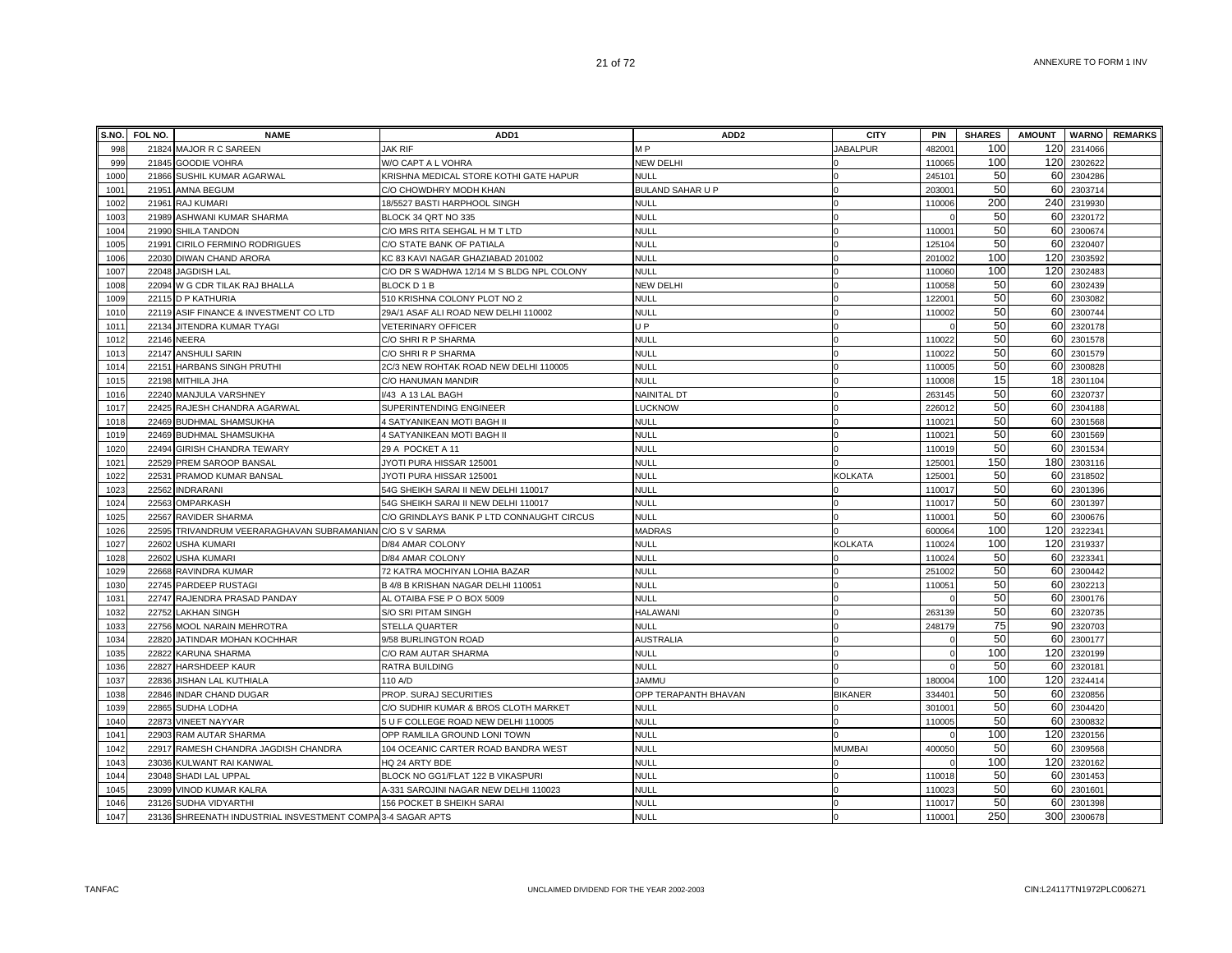| S.NO. | FOL NO. | NAME | ADD1 | ADD2 | CITY | PIN | SHARES | AMOUNT | WARNO | REMARKS |
|---|---|---|---|---|---|---|---|---|---|---|
| 998 | 21824 | MAJOR R C SAREEN | JAK RIF | M P | JABALPUR | 482001 | 100 | 120 | 2314066 | |
| 999 | 21845 | GOODIE VOHRA | W/O CAPT A L VOHRA | NEW DELHI | 0 | 110065 | 100 | 120 | 2302622 | |
| 1000 | 21866 | SUSHIL KUMAR AGARWAL | KRISHNA MEDICAL STORE KOTHI GATE HAPUR | NULL | 0 | 245101 | 50 | 60 | 2304286 | |
| 1001 | 21951 | AMNA BEGUM | C/O CHOWDHRY MODH KHAN | BULAND SAHAR U P | 0 | 203001 | 50 | 60 | 2303714 | |
| 1002 | 21961 | RAJ KUMARI | 18/5527 BASTI HARPHOOL SINGH | NULL | 0 | 110006 | 200 | 240 | 2319930 | |
| 1003 | 21989 | ASHWANI KUMAR SHARMA | BLOCK 34 QRT NO 335 | NULL | 0 | 0 | 50 | 60 | 2320172 | |
| 1004 | 21990 | SHILA TANDON | C/O MRS RITA SEHGAL H M T LTD | NULL | 0 | 110001 | 50 | 60 | 2300674 | |
| 1005 | 21991 | CIRILO FERMINO RODRIGUES | C/O STATE BANK OF PATIALA | NULL | 0 | 125104 | 50 | 60 | 2320407 | |
| 1006 | 22030 | DIWAN CHAND ARORA | KC 83 KAVI NAGAR GHAZIABAD 201002 | NULL | 0 | 201002 | 100 | 120 | 2303592 | |
| 1007 | 22048 | JAGDISH LAL | C/O DR S WADHWA 12/14 M S BLDG NPL COLONY | NULL | 0 | 110060 | 100 | 120 | 2302483 | |
| 1008 | 22094 | W G CDR TILAK RAJ BHALLA | BLOCK D 1 B | NEW DELHI | 0 | 110058 | 50 | 60 | 2302439 | |
| 1009 | 22115 | D P KATHURIA | 510 KRISHNA COLONY PLOT NO 2 | NULL | 0 | 122001 | 50 | 60 | 2303082 | |
| 1010 | 22119 | ASIF FINANCE & INVESTMENT CO LTD | 29A/1 ASAF ALI ROAD NEW DELHI 110002 | NULL | 0 | 110002 | 50 | 60 | 2300744 | |
| 1011 | 22134 | JITENDRA KUMAR TYAGI | VETERINARY OFFICER | U P | 0 | 0 | 50 | 60 | 2320178 | |
| 1012 | 22146 | NEERA | C/O SHRI R P SHARMA | NULL | 0 | 110022 | 50 | 60 | 2301578 | |
| 1013 | 22147 | ANSHULI SARIN | C/O SHRI R P SHARMA | NULL | 0 | 110022 | 50 | 60 | 2301579 | |
| 1014 | 22151 | HARBANS SINGH PRUTHI | 2C/3 NEW ROHTAK ROAD NEW DELHI 110005 | NULL | 0 | 110005 | 50 | 60 | 2300828 | |
| 1015 | 22198 | MITHILA JHA | C/O HANUMAN MANDIR | NULL | 0 | 110008 | 15 | 18 | 2301104 | |
| 1016 | 22240 | MANJULA VARSHNEY | I/43 A 13 LAL BAGH | NAINITAL DT | 0 | 263145 | 50 | 60 | 2320737 | |
| 1017 | 22425 | RAJESH CHANDRA AGARWAL | SUPERINTENDING ENGINEER | LUCKNOW | 0 | 226012 | 50 | 60 | 2304188 | |
| 1018 | 22469 | BUDHMAL SHAMSUKHA | 4 SATYANIKEAN MOTI BAGH II | NULL | 0 | 110021 | 50 | 60 | 2301568 | |
| 1019 | 22469 | BUDHMAL SHAMSUKHA | 4 SATYANIKEAN MOTI BAGH II | NULL | 0 | 110021 | 50 | 60 | 2301569 | |
| 1020 | 22494 | GIRISH CHANDRA TEWARY | 29 A POCKET A 11 | NULL | 0 | 110019 | 50 | 60 | 2301534 | |
| 1021 | 22529 | PREM SAROOP BANSAL | JYOTI PURA HISSAR 125001 | NULL | 0 | 125001 | 150 | 180 | 2303116 | |
| 1022 | 22531 | PRAMOD KUMAR BANSAL | JYOTI PURA HISSAR 125001 | NULL | KOLKATA | 125001 | 50 | 60 | 2318502 | |
| 1023 | 22562 | INDRARANI | 54G SHEIKH SARAI II NEW DELHI 110017 | NULL | 0 | 110017 | 50 | 60 | 2301396 | |
| 1024 | 22563 | OMPARKASH | 54G SHEIKH SARAI II NEW DELHI 110017 | NULL | 0 | 110017 | 50 | 60 | 2301397 | |
| 1025 | 22567 | RAVIDER SHARMA | C/O GRINDLAYS BANK P LTD CONNAUGHT CIRCUS | NULL | 0 | 110001 | 50 | 60 | 2300676 | |
| 1026 | 22595 | TRIVANDRUM VEERARAGHAVAN SUBRAMANIAN | C/O S V SARMA | MADRAS | 0 | 600064 | 100 | 120 | 2322341 | |
| 1027 | 22602 | USHA KUMARI | D/84 AMAR COLONY | NULL | KOLKATA | 110024 | 100 | 120 | 2319337 | |
| 1028 | 22602 | USHA KUMARI | D/84 AMAR COLONY | NULL | 0 | 110024 | 50 | 60 | 2323341 | |
| 1029 | 22668 | RAVINDRA KUMAR | 72 KATRA MOCHIYAN LOHIA BAZAR | NULL | 0 | 251002 | 50 | 60 | 2300442 | |
| 1030 | 22745 | PARDEEP RUSTAGI | B 4/8 B KRISHAN NAGAR DELHI 110051 | NULL | 0 | 110051 | 50 | 60 | 2302213 | |
| 1031 | 22747 | RAJENDRA PRASAD PANDAY | AL OTAIBA FSE P O BOX 5009 | NULL | 0 | 0 | 50 | 60 | 2300176 | |
| 1032 | 22752 | LAKHAN SINGH | S/O SRI PITAM SINGH | HALAWANI | 0 | 263139 | 50 | 60 | 2320735 | |
| 1033 | 22756 | MOOL NARAIN MEHROTRA | STELLA QUARTER | NULL | 0 | 248179 | 75 | 90 | 2320703 | |
| 1034 | 22820 | JATINDAR MOHAN KOCHHAR | 9/58 BURLINGTON ROAD | AUSTRALIA | 0 | 0 | 50 | 60 | 2300177 | |
| 1035 | 22822 | KARUNA SHARMA | C/O RAM AUTAR SHARMA | NULL | 0 | 0 | 100 | 120 | 2320199 | |
| 1036 | 22827 | HARSHDEEP KAUR | RATRA BUILDING | NULL | 0 | 0 | 50 | 60 | 2320181 | |
| 1037 | 22836 | JISHAN LAL KUTHIALA | 110 A/D | JAMMU | 0 | 180004 | 100 | 120 | 2324414 | |
| 1038 | 22846 | INDAR CHAND DUGAR | PROP. SURAJ SECURITIES | OPP TERAPANTH BHAVAN | BIKANER | 334401 | 50 | 60 | 2320856 | |
| 1039 | 22865 | SUDHA LODHA | C/O SUDHIR KUMAR & BROS CLOTH MARKET | NULL | 0 | 301001 | 50 | 60 | 2304420 | |
| 1040 | 22873 | VINEET NAYYAR | 5 U F COLLEGE ROAD NEW DELHI 110005 | NULL | 0 | 110005 | 50 | 60 | 2300832 | |
| 1041 | 22903 | RAM AUTAR SHARMA | OPP RAMLILA GROUND LONI TOWN | NULL | 0 | 0 | 100 | 120 | 2320156 | |
| 1042 | 22917 | RAMESH CHANDRA JAGDISH CHANDRA | 104 OCEANIC CARTER ROAD BANDRA WEST | NULL | MUMBAI | 400050 | 50 | 60 | 2309568 | |
| 1043 | 23036 | KULWANT RAI KANWAL | HQ 24 ARTY BDE | NULL | 0 | 0 | 100 | 120 | 2320162 | |
| 1044 | 23048 | SHADI LAL UPPAL | BLOCK NO GG1/FLAT 122 B VIKASPURI | NULL | 0 | 110018 | 50 | 60 | 2301453 | |
| 1045 | 23099 | VINOD KUMAR KALRA | A-331 SAROJINI NAGAR NEW DELHI 110023 | NULL | 0 | 110023 | 50 | 60 | 2301601 | |
| 1046 | 23126 | SUDHA VIDYARTHI | 156 POCKET B SHEIKH SARAI | NULL | 0 | 110017 | 50 | 60 | 2301398 | |
| 1047 | 23136 | SHREENATH INDUSTRIAL INSVESTMENT COMPA | 3-4 SAGAR APTS | NULL | 0 | 110001 | 250 | 300 | 2300678 | |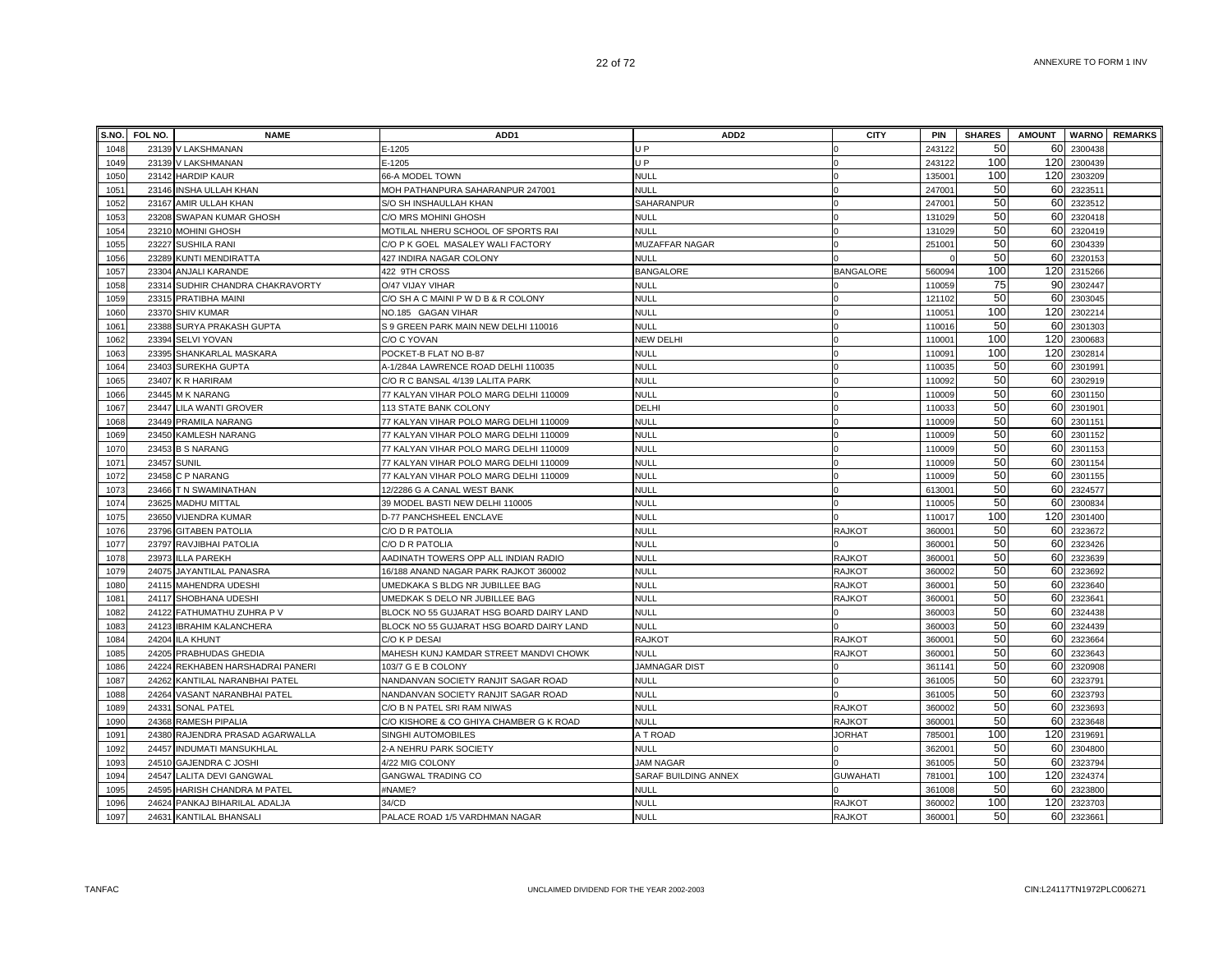| S.NO. | FOL NO. | NAME | ADD1 | ADD2 | CITY | PIN | SHARES | AMOUNT | WARNO | REMARKS |
|---|---|---|---|---|---|---|---|---|---|---|
| 1048 | 23139 | V LAKSHMANAN | E-1205 | U P | 0 | 243122 | 50 | 60 | 2300438 | |
| 1049 | 23139 | V LAKSHMANAN | E-1205 | U P | 0 | 243122 | 100 | 120 | 2300439 | |
| 1050 | 23142 | HARDIP KAUR | 66-A MODEL TOWN | NULL | 0 | 135001 | 100 | 120 | 2303209 | |
| 1051 | 23146 | INSHA ULLAH KHAN | MOH PATHANPURA SAHARANPUR 247001 | NULL | 0 | 247001 | 50 | 60 | 2323511 | |
| 1052 | 23167 | AMIR ULLAH KHAN | S/O SH INSHAULLAH KHAN | SAHARANPUR | 0 | 247001 | 50 | 60 | 2323512 | |
| 1053 | 23208 | SWAPAN KUMAR GHOSH | C/O MRS MOHINI GHOSH | NULL | 0 | 131029 | 50 | 60 | 2320418 | |
| 1054 | 23210 | MOHINI GHOSH | MOTILAL NHERU SCHOOL OF SPORTS RAI | NULL | 0 | 131029 | 50 | 60 | 2320419 | |
| 1055 | 23227 | SUSHILA RANI | C/O P K GOEL MASALEY WALI FACTORY | MUZAFFAR NAGAR | 0 | 251001 | 50 | 60 | 2304339 | |
| 1056 | 23289 | KUNTI MENDIRATTA | 427 INDIRA NAGAR COLONY | NULL | 0 | 0 | 50 | 60 | 2320153 | |
| 1057 | 23304 | ANJALI KARANDE | 422 9TH CROSS | BANGALORE | BANGALORE | 560094 | 100 | 120 | 2315266 | |
| 1058 | 23314 | SUDHIR CHANDRA CHAKRAVORTY | O/47 VIJAY VIHAR | NULL | 0 | 110059 | 75 | 90 | 2302447 | |
| 1059 | 23315 | PRATIBHA MAINI | C/O SH A C MAINI P W D B & R COLONY | NULL | 0 | 121102 | 50 | 60 | 2303045 | |
| 1060 | 23370 | SHIV KUMAR | NO.185 GAGAN VIHAR | NULL | 0 | 110051 | 100 | 120 | 2302214 | |
| 1061 | 23388 | SURYA PRAKASH GUPTA | S 9 GREEN PARK MAIN NEW DELHI 110016 | NULL | 0 | 110016 | 50 | 60 | 2301303 | |
| 1062 | 23394 | SELVI YOVAN | C/O C YOVAN | NEW DELHI | 0 | 110001 | 100 | 120 | 2300683 | |
| 1063 | 23395 | SHANKARLAL MASKARA | POCKET-B FLAT NO B-87 | NULL | 0 | 110091 | 100 | 120 | 2302814 | |
| 1064 | 23403 | SUREKHA GUPTA | A-1/284A LAWRENCE ROAD DELHI 110035 | NULL | 0 | 110035 | 50 | 60 | 2301991 | |
| 1065 | 23407 | K R HARIRAM | C/O R C BANSAL 4/139 LALITA PARK | NULL | 0 | 110092 | 50 | 60 | 2302919 | |
| 1066 | 23445 | M K NARANG | 77 KALYAN VIHAR POLO MARG DELHI 110009 | NULL | 0 | 110009 | 50 | 60 | 2301150 | |
| 1067 | 23447 | LILA WANTI GROVER | 113 STATE BANK COLONY | DELHI | 0 | 110033 | 50 | 60 | 2301901 | |
| 1068 | 23449 | PRAMILA NARANG | 77 KALYAN VIHAR POLO MARG DELHI 110009 | NULL | 0 | 110009 | 50 | 60 | 2301151 | |
| 1069 | 23450 | KAMLESH NARANG | 77 KALYAN VIHAR POLO MARG DELHI 110009 | NULL | 0 | 110009 | 50 | 60 | 2301152 | |
| 1070 | 23453 | B S NARANG | 77 KALYAN VIHAR POLO MARG DELHI 110009 | NULL | 0 | 110009 | 50 | 60 | 2301153 | |
| 1071 | 23457 | SUNIL | 77 KALYAN VIHAR POLO MARG DELHI 110009 | NULL | 0 | 110009 | 50 | 60 | 2301154 | |
| 1072 | 23458 | C P NARANG | 77 KALYAN VIHAR POLO MARG DELHI 110009 | NULL | 0 | 110009 | 50 | 60 | 2301155 | |
| 1073 | 23466 | T N SWAMINATHAN | 12/2286 G A CANAL WEST BANK | NULL | 0 | 613001 | 50 | 60 | 2324577 | |
| 1074 | 23625 | MADHU MITTAL | 39 MODEL BASTI NEW DELHI 110005 | NULL | 0 | 110005 | 50 | 60 | 2300834 | |
| 1075 | 23650 | VIJENDRA KUMAR | D-77 PANCHSHEEL ENCLAVE | NULL | 0 | 110017 | 100 | 120 | 2301400 | |
| 1076 | 23796 | GITABEN PATOLIA | C/O D R PATOLIA | NULL | RAJKOT | 360001 | 50 | 60 | 2323672 | |
| 1077 | 23797 | RAVJIBHAI PATOLIA | C/O D R PATOLIA | NULL | 0 | 360001 | 50 | 60 | 2323426 | |
| 1078 | 23973 | ILLA PAREKH | AADINATH TOWERS OPP ALL INDIAN RADIO | NULL | RAJKOT | 360001 | 50 | 60 | 2323639 | |
| 1079 | 24075 | JAYANTILAL PANASRA | 16/188 ANAND NAGAR PARK RAJKOT 360002 | NULL | RAJKOT | 360002 | 50 | 60 | 2323692 | |
| 1080 | 24115 | MAHENDRA UDESHI | UMEDKAKA S BLDG NR JUBILLEE BAG | NULL | RAJKOT | 360001 | 50 | 60 | 2323640 | |
| 1081 | 24117 | SHOBHANA UDESHI | UMEDKAK S DELO NR JUBILLEE BAG | NULL | RAJKOT | 360001 | 50 | 60 | 2323641 | |
| 1082 | 24122 | FATHUMATHU ZUHRA P V | BLOCK NO 55 GUJARAT HSG BOARD DAIRY LAND | NULL | 0 | 360003 | 50 | 60 | 2324438 | |
| 1083 | 24123 | IBRAHIM KALANCHERA | BLOCK NO 55 GUJARAT HSG BOARD DAIRY LAND | NULL | 0 | 360003 | 50 | 60 | 2324439 | |
| 1084 | 24204 | ILA KHUNT | C/O K P DESAI | RAJKOT | RAJKOT | 360001 | 50 | 60 | 2323664 | |
| 1085 | 24205 | PRABHUDAS GHEDIA | MAHESH KUNJ KAMDAR STREET MANDVI CHOWK | NULL | RAJKOT | 360001 | 50 | 60 | 2323643 | |
| 1086 | 24224 | REKHABEN HARSHADRAI PANERI | 103/7 G E B COLONY | JAMNAGAR DIST | 0 | 361141 | 50 | 60 | 2320908 | |
| 1087 | 24262 | KANTILAL NARANBHAI PATEL | NANDANVAN SOCIETY RANJIT SAGAR ROAD | NULL | 0 | 361005 | 50 | 60 | 2323791 | |
| 1088 | 24264 | VASANT NARANBHAI PATEL | NANDANVAN SOCIETY RANJIT SAGAR ROAD | NULL | 0 | 361005 | 50 | 60 | 2323793 | |
| 1089 | 24331 | SONAL PATEL | C/O B N PATEL SRI RAM NIWAS | NULL | RAJKOT | 360002 | 50 | 60 | 2323693 | |
| 1090 | 24368 | RAMESH PIPALIA | C/O KISHORE & CO GHIYA CHAMBER G K ROAD | NULL | RAJKOT | 360001 | 50 | 60 | 2323648 | |
| 1091 | 24380 | RAJENDRA PRASAD AGARWALLA | SINGHI AUTOMOBILES | A T ROAD | JORHAT | 785001 | 100 | 120 | 2319691 | |
| 1092 | 24457 | INDUMATI MANSUKHLAL | 2-A NEHRU PARK SOCIETY | NULL | 0 | 362001 | 50 | 60 | 2304800 | |
| 1093 | 24510 | GAJENDRA C JOSHI | 4/22 MIG COLONY | JAM NAGAR | 0 | 361005 | 50 | 60 | 2323794 | |
| 1094 | 24547 | LALITA DEVI GANGWAL | GANGWAL TRADING CO | SARAF BUILDING ANNEX | GUWAHATI | 781001 | 100 | 120 | 2324374 | |
| 1095 | 24595 | HARISH CHANDRA M PATEL | #NAME? | NULL | 0 | 361008 | 50 | 60 | 2323800 | |
| 1096 | 24624 | PANKAJ BIHARILAL ADALJA | 34/CD | NULL | RAJKOT | 360002 | 100 | 120 | 2323703 | |
| 1097 | 24631 | KANTILAL BHANSALI | PALACE ROAD 1/5 VARDHMAN NAGAR | NULL | RAJKOT | 360001 | 50 | 60 | 2323661 | |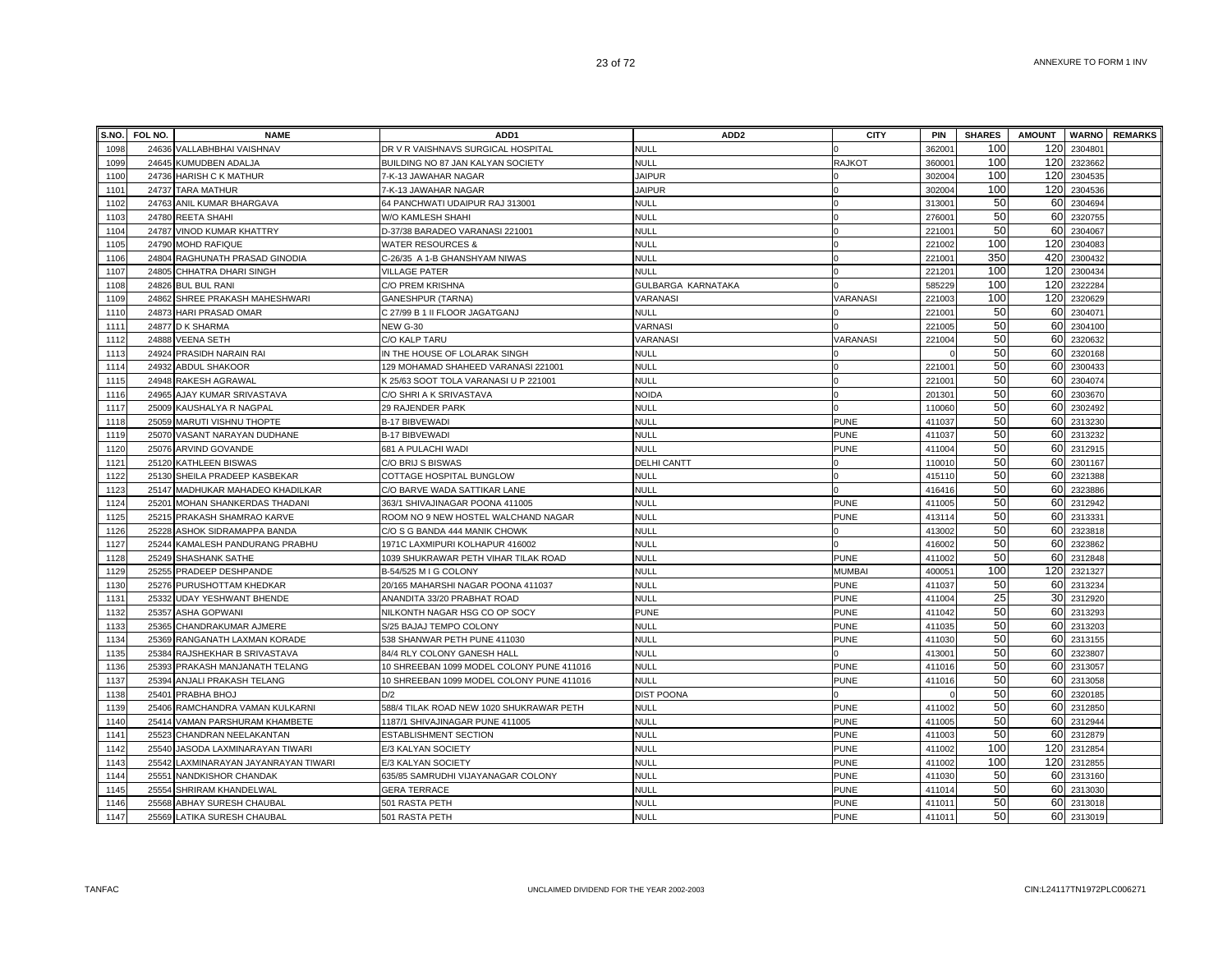| S.NO. | FOL NO. | NAME | ADD1 | ADD2 | CITY | PIN | SHARES | AMOUNT | WARNO | REMARKS |
|---|---|---|---|---|---|---|---|---|---|---|
| 1098 | 24636 | VALLABHBHAI VAISHNAV | DR V R VAISHNAVS SURGICAL HOSPITAL | NULL | 0 | 362001 | 100 | 120 | 2304801 | |
| 1099 | 24645 | KUMUDBEN ADALJA | BUILDING NO 87 JAN KALYAN SOCIETY | NULL | RAJKOT | 360001 | 100 | 120 | 2323662 | |
| 1100 | 24736 | HARISH C K MATHUR | 7-K-13 JAWAHAR NAGAR | JAIPUR | 0 | 302004 | 100 | 120 | 2304535 | |
| 1101 | 24737 | TARA MATHUR | 7-K-13 JAWAHAR NAGAR | JAIPUR | 0 | 302004 | 100 | 120 | 2304536 | |
| 1102 | 24763 | ANIL KUMAR BHARGAVA | 64 PANCHWATI UDAIPUR RAJ 313001 | NULL | 0 | 313001 | 50 | 60 | 2304694 | |
| 1103 | 24780 | REETA SHAHI | W/O KAMLESH SHAHI | NULL | 0 | 276001 | 50 | 60 | 2320755 | |
| 1104 | 24787 | VINOD KUMAR KHATTRY | D-37/38 BARADEO VARANASI 221001 | NULL | 0 | 221001 | 50 | 60 | 2304067 | |
| 1105 | 24790 | MOHD RAFIQUE | WATER RESOURCES & | NULL | 0 | 221002 | 100 | 120 | 2304083 | |
| 1106 | 24804 | RAGHUNATH PRASAD GINODIA | C-26/35 A 1-B GHANSHYAM NIWAS | NULL | 0 | 221001 | 350 | 420 | 2300432 | |
| 1107 | 24805 | CHHATRA DHARI SINGH | VILLAGE PATER | NULL | 0 | 221201 | 100 | 120 | 2300434 | |
| 1108 | 24826 | BUL BUL RANI | C/O PREM KRISHNA | GULBARGA KARNATAKA | 0 | 585229 | 100 | 120 | 2322284 | |
| 1109 | 24862 | SHREE PRAKASH MAHESHWARI | GANESHPUR (TARNA) | VARANASI | VARANASI | 221003 | 100 | 120 | 2320629 | |
| 1110 | 24873 | HARI PRASAD OMAR | C 27/99 B 1 II FLOOR JAGATGANJ | NULL | 0 | 221001 | 50 | 60 | 2304071 | |
| 1111 | 24877 | D K SHARMA | NEW G-30 | VARNASI | 0 | 221005 | 50 | 60 | 2304100 | |
| 1112 | 24888 | VEENA SETH | C/O KALP TARU | VARANASI | VARANASI | 221004 | 50 | 60 | 2320632 | |
| 1113 | 24924 | PRASIDH NARAIN RAI | IN THE HOUSE OF LOLARAK SINGH | NULL | 0 | 0 | 50 | 60 | 2320168 | |
| 1114 | 24932 | ABDUL SHAKOOR | 129 MOHAMAD SHAHEED VARANASI 221001 | NULL | 0 | 221001 | 50 | 60 | 2300433 | |
| 1115 | 24948 | RAKESH AGRAWAL | K 25/63 SOOT TOLA VARANASI U P 221001 | NULL | 0 | 221001 | 50 | 60 | 2304074 | |
| 1116 | 24965 | AJAY KUMAR SRIVASTAVA | C/O SHRI A K SRIVASTAVA | NOIDA | 0 | 201301 | 50 | 60 | 2303670 | |
| 1117 | 25009 | KAUSHALYA R NAGPAL | 29 RAJENDER PARK | NULL | 0 | 110060 | 50 | 60 | 2302492 | |
| 1118 | 25059 | MARUTI VISHNU THOPTE | B-17 BIBVEWADI | NULL | PUNE | 411037 | 50 | 60 | 2313230 | |
| 1119 | 25070 | VASANT NARAYAN DUDHANE | B-17 BIBVEWADI | NULL | PUNE | 411037 | 50 | 60 | 2313232 | |
| 1120 | 25076 | ARVIND GOVANDE | 681 A PULACHI WADI | NULL | PUNE | 411004 | 50 | 60 | 2312915 | |
| 1121 | 25120 | KATHLEEN BISWAS | C/O BRIJ S BISWAS | DELHI CANTT | 0 | 110010 | 50 | 60 | 2301167 | |
| 1122 | 25130 | SHEILA PRADEEP KASBEKAR | COTTAGE HOSPITAL BUNGLOW | NULL | 0 | 415110 | 50 | 60 | 2321388 | |
| 1123 | 25147 | MADHUKAR MAHADEO KHADILKAR | C/O BARVE WADA SATTIKAR LANE | NULL | 0 | 416416 | 50 | 60 | 2323886 | |
| 1124 | 25201 | MOHAN SHANKERDAS THADANI | 363/1 SHIVAJINAGAR POONA 411005 | NULL | PUNE | 411005 | 50 | 60 | 2312942 | |
| 1125 | 25215 | PRAKASH SHAMRAO KARVE | ROOM NO 9 NEW HOSTEL WALCHAND NAGAR | NULL | PUNE | 413114 | 50 | 60 | 2313331 | |
| 1126 | 25228 | ASHOK SIDRAMAPPA BANDA | C/O S G BANDA 444 MANIK CHOWK | NULL | 0 | 413002 | 50 | 60 | 2323818 | |
| 1127 | 25244 | KAMALESH PANDURANG PRABHU | 1971C LAXMIPURI KOLHAPUR 416002 | NULL | 0 | 416002 | 50 | 60 | 2323862 | |
| 1128 | 25249 | SHASHANK SATHE | 1039 SHUKRAWAR PETH VIHAR TILAK ROAD | NULL | PUNE | 411002 | 50 | 60 | 2312848 | |
| 1129 | 25255 | PRADEEP DESHPANDE | B-54/525 M I G COLONY | NULL | MUMBAI | 400051 | 100 | 120 | 2321327 | |
| 1130 | 25276 | PURUSHOTTAM KHEDKAR | 20/165 MAHARSHI NAGAR POONA 411037 | NULL | PUNE | 411037 | 50 | 60 | 2313234 | |
| 1131 | 25332 | UDAY YESHWANT BHENDE | ANANDITA 33/20 PRABHAT ROAD | NULL | PUNE | 411004 | 25 | 30 | 2312920 | |
| 1132 | 25357 | ASHA GOPWANI | NILKONTH NAGAR HSG CO OP SOCY | PUNE | PUNE | 411042 | 50 | 60 | 2313293 | |
| 1133 | 25365 | CHANDRAKUMAR AJMERE | S/25 BAJAJ TEMPO COLONY | NULL | PUNE | 411035 | 50 | 60 | 2313203 | |
| 1134 | 25369 | RANGANATH LAXMAN KORADE | 538 SHANWAR PETH PUNE 411030 | NULL | PUNE | 411030 | 50 | 60 | 2313155 | |
| 1135 | 25384 | RAJSHEKHAR B SRIVASTAVA | 84/4 RLY COLONY GANESH HALL | NULL | 0 | 413001 | 50 | 60 | 2323807 | |
| 1136 | 25393 | PRAKASH MANJANATH TELANG | 10 SHREEBAN 1099 MODEL COLONY PUNE 411016 | NULL | PUNE | 411016 | 50 | 60 | 2313057 | |
| 1137 | 25394 | ANJALI PRAKASH TELANG | 10 SHREEBAN 1099 MODEL COLONY PUNE 411016 | NULL | PUNE | 411016 | 50 | 60 | 2313058 | |
| 1138 | 25401 | PRABHA BHOJ | D/2 | DIST POONA | 0 | 0 | 50 | 60 | 2320185 | |
| 1139 | 25406 | RAMCHANDRA VAMAN KULKARNI | 588/4 TILAK ROAD NEW 1020 SHUKRAWAR PETH | NULL | PUNE | 411002 | 50 | 60 | 2312850 | |
| 1140 | 25414 | VAMAN PARSHURAM KHAMBETE | 1187/1 SHIVAJINAGAR PUNE 411005 | NULL | PUNE | 411005 | 50 | 60 | 2312944 | |
| 1141 | 25523 | CHANDRAN NEELAKANTAN | ESTABLISHMENT SECTION | NULL | PUNE | 411003 | 50 | 60 | 2312879 | |
| 1142 | 25540 | JASODA LAXMINARAYAN TIWARI | E/3 KALYAN SOCIETY | NULL | PUNE | 411002 | 100 | 120 | 2312854 | |
| 1143 | 25542 | LAXMINARAYAN JAYANRAYAN TIWARI | E/3 KALYAN SOCIETY | NULL | PUNE | 411002 | 100 | 120 | 2312855 | |
| 1144 | 25551 | NANDKISHOR CHANDAK | 635/85 SAMRUDHI VIJAYANAGAR COLONY | NULL | PUNE | 411030 | 50 | 60 | 2313160 | |
| 1145 | 25554 | SHRIRAM KHANDELWAL | GERA TERRACE | NULL | PUNE | 411014 | 50 | 60 | 2313030 | |
| 1146 | 25568 | ABHAY SURESH CHAUBAL | 501 RASTA PETH | NULL | PUNE | 411011 | 50 | 60 | 2313018 | |
| 1147 | 25569 | LATIKA SURESH CHAUBAL | 501 RASTA PETH | NULL | PUNE | 411011 | 50 | 60 | 2313019 | |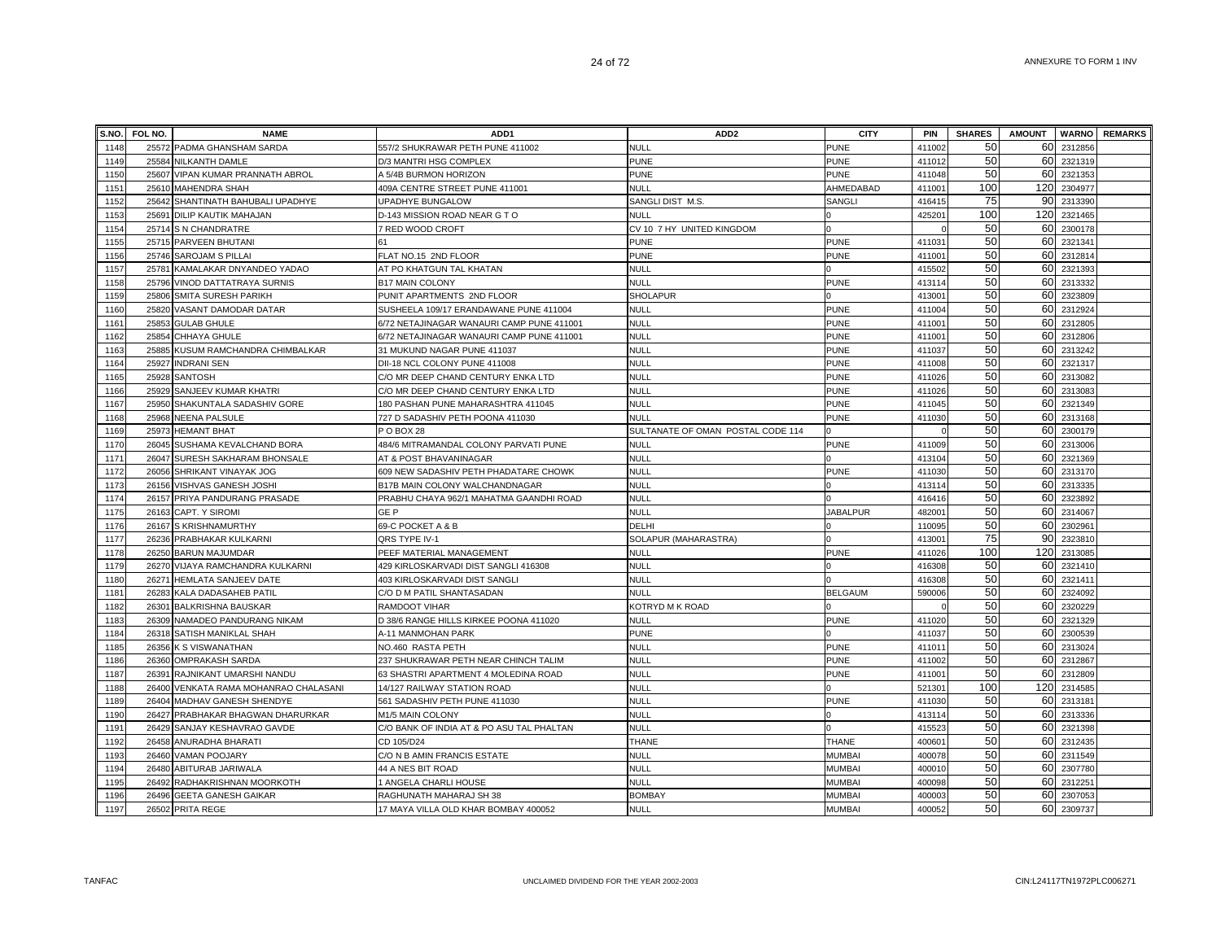| S.NO. | FOL NO. | NAME | ADD1 | ADD2 | CITY | PIN | SHARES | AMOUNT | WARNO | REMARKS |
|---|---|---|---|---|---|---|---|---|---|---|
| 1148 | 25572 | PADMA GHANSHAM SARDA | 557/2 SHUKRAWAR PETH PUNE 411002 | NULL | PUNE | 411002 | 50 | 60 | 2312856 | |
| 1149 | 25584 | NILKANTH DAMLE | D/3 MANTRI HSG COMPLEX | PUNE | PUNE | 411012 | 50 | 60 | 2321319 | |
| 1150 | 25607 | VIPAN KUMAR PRANNATH ABROL | A 5/4B BURMON HORIZON | PUNE | PUNE | 411048 | 50 | 60 | 2321353 | |
| 1151 | 25610 | MAHENDRA SHAH | 409A CENTRE STREET PUNE 411001 | NULL | AHMEDABAD | 411001 | 100 | 120 | 2304977 | |
| 1152 | 25642 | SHANTINATH BAHUBALI UPADHYE | UPADHYE BUNGALOW | SANGLI DIST M.S. | SANGLI | 416415 | 75 | 90 | 2313390 | |
| 1153 | 25691 | DILIP KAUTIK MAHAJAN | D-143 MISSION ROAD NEAR G T O | NULL | 0 | 425201 | 100 | 120 | 2321465 | |
| 1154 | 25714 | S N CHANDRATRE | 7 RED WOOD CROFT | CV 10 7 HY UNITED KINGDOM | 0 | 0 | 50 | 60 | 2300178 | |
| 1155 | 25715 | PARVEEN BHUTANI | 61 | PUNE | PUNE | 411031 | 50 | 60 | 2321341 | |
| 1156 | 25746 | SAROJAM S PILLAI | FLAT NO.15 2ND FLOOR | PUNE | PUNE | 411001 | 50 | 60 | 2312814 | |
| 1157 | 25781 | KAMALAKAR DNYANDEO YADAO | AT PO KHATGUN TAL KHATAN | NULL | 0 | 415502 | 50 | 60 | 2321393 | |
| 1158 | 25796 | VINOD DATTATRAYA SURNIS | B17 MAIN COLONY | NULL | PUNE | 413114 | 50 | 60 | 2313332 | |
| 1159 | 25806 | SMITA SURESH PARIKH | PUNIT APARTMENTS 2ND FLOOR | SHOLAPUR | 0 | 413001 | 50 | 60 | 2323809 | |
| 1160 | 25820 | VASANT DAMODAR DATAR | SUSHEELA 109/17 ERANDAWANE PUNE 411004 | NULL | PUNE | 411004 | 50 | 60 | 2312924 | |
| 1161 | 25853 | GULAB GHULE | 6/72 NETAJINAGAR WANAURI CAMP PUNE 411001 | NULL | PUNE | 411001 | 50 | 60 | 2312805 | |
| 1162 | 25854 | CHHAYA GHULE | 6/72 NETAJINAGAR WANAURI CAMP PUNE 411001 | NULL | PUNE | 411001 | 50 | 60 | 2312806 | |
| 1163 | 25885 | KUSUM RAMCHANDRA CHIMBALKAR | 31 MUKUND NAGAR PUNE 411037 | NULL | PUNE | 411037 | 50 | 60 | 2313242 | |
| 1164 | 25927 | INDRANI SEN | DII-18 NCL COLONY PUNE 411008 | NULL | PUNE | 411008 | 50 | 60 | 2321317 | |
| 1165 | 25928 | SANTOSH | C/O MR DEEP CHAND CENTURY ENKA LTD | NULL | PUNE | 411026 | 50 | 60 | 2313082 | |
| 1166 | 25929 | SANJEEV KUMAR KHATRI | C/O MR DEEP CHAND CENTURY ENKA LTD | NULL | PUNE | 411026 | 50 | 60 | 2313083 | |
| 1167 | 25950 | SHAKUNTALA SADASHIV GORE | 180 PASHAN PUNE MAHARASHTRA 411045 | NULL | PUNE | 411045 | 50 | 60 | 2321349 | |
| 1168 | 25968 | NEENA PALSULE | 727 D SADASHIV PETH POONA 411030 | NULL | PUNE | 411030 | 50 | 60 | 2313168 | |
| 1169 | 25973 | HEMANT BHAT | P O BOX 28 | SULTANATE OF OMAN POSTAL CODE 114 | 0 | 0 | 50 | 60 | 2300179 | |
| 1170 | 26045 | SUSHAMA KEVALCHAND BORA | 484/6 MITRAMANDAL COLONY PARVATI PUNE | NULL | PUNE | 411009 | 50 | 60 | 2313006 | |
| 1171 | 26047 | SURESH SAKHARAM BHONSALE | AT & POST BHAVANINAGAR | NULL | 0 | 413104 | 50 | 60 | 2321369 | |
| 1172 | 26056 | SHRIKANT VINAYAK JOG | 609 NEW SADASHIV PETH PHADATARE CHOWK | NULL | PUNE | 411030 | 50 | 60 | 2313170 | |
| 1173 | 26156 | VISHVAS GANESH JOSHI | B17B MAIN COLONY WALCHANDNAGAR | NULL | 0 | 413114 | 50 | 60 | 2313335 | |
| 1174 | 26157 | PRIYA PANDURANG PRASADE | PRABHU CHAYA 962/1 MAHATMA GAANDHI ROAD | NULL | 0 | 416416 | 50 | 60 | 2323892 | |
| 1175 | 26163 | CAPT. Y SIROMI | GE P | NULL | JABALPUR | 482001 | 50 | 60 | 2314067 | |
| 1176 | 26167 | S KRISHNAMURTHY | 69-C POCKET A & B | DELHI | 0 | 110095 | 50 | 60 | 2302961 | |
| 1177 | 26236 | PRABHAKAR KULKARNI | QRS TYPE IV-1 | SOLAPUR (MAHARASTRA) | 0 | 413001 | 75 | 90 | 2323810 | |
| 1178 | 26250 | BARUN MAJUMDAR | PEEF MATERIAL MANAGEMENT | NULL | PUNE | 411026 | 100 | 120 | 2313085 | |
| 1179 | 26270 | VIJAYA RAMCHANDRA KULKARNI | 429 KIRLOSKARVADI DIST SANGLI 416308 | NULL | 0 | 416308 | 50 | 60 | 2321410 | |
| 1180 | 26271 | HEMLATA SANJEEV DATE | 403 KIRLOSKARVADI DIST SANGLI | NULL | 0 | 416308 | 50 | 60 | 2321411 | |
| 1181 | 26283 | KALA DADASAHEB PATIL | C/O D M PATIL SHANTASADAN | NULL | BELGAUM | 590006 | 50 | 60 | 2324092 | |
| 1182 | 26301 | BALKRISHNA BAUSKAR | RAMDOOT VIHAR | KOTRYD M K ROAD | 0 | 0 | 50 | 60 | 2320229 | |
| 1183 | 26309 | NAMADEO PANDURANG NIKAM | D 38/6 RANGE HILLS KIRKEE POONA 411020 | NULL | PUNE | 411020 | 50 | 60 | 2321329 | |
| 1184 | 26318 | SATISH MANIKLAL SHAH | A-11 MANMOHAN PARK | PUNE | 0 | 411037 | 50 | 60 | 2300539 | |
| 1185 | 26356 | K S VISWANATHAN | NO.460 RASTA PETH | NULL | PUNE | 411011 | 50 | 60 | 2313024 | |
| 1186 | 26360 | OMPRAKASH SARDA | 237 SHUKRAWAR PETH NEAR CHINCH TALIM | NULL | PUNE | 411002 | 50 | 60 | 2312867 | |
| 1187 | 26391 | RAJNIKANT UMARSHI NANDU | 63 SHASTRI APARTMENT 4 MOLEDINA ROAD | NULL | PUNE | 411001 | 50 | 60 | 2312809 | |
| 1188 | 26400 | VENKATA RAMA MOHANRAO CHALASANI | 14/127 RAILWAY STATION ROAD | NULL | 0 | 521301 | 100 | 120 | 2314585 | |
| 1189 | 26404 | MADHAV GANESH SHENDYE | 561 SADASHIV PETH PUNE 411030 | NULL | PUNE | 411030 | 50 | 60 | 2313181 | |
| 1190 | 26427 | PRABHAKAR BHAGWAN DHARURKAR | M1/5 MAIN COLONY | NULL | 0 | 413114 | 50 | 60 | 2313336 | |
| 1191 | 26429 | SANJAY KESHAVRAO GAVDE | C/O BANK OF INDIA AT & PO ASU TAL PHALTAN | NULL | 0 | 415523 | 50 | 60 | 2321398 | |
| 1192 | 26458 | ANURADHA BHARATI | CD 105/D24 | THANE | THANE | 400601 | 50 | 60 | 2312435 | |
| 1193 | 26460 | VAMAN POOJARY | C/O N B AMIN FRANCIS ESTATE | NULL | MUMBAI | 400078 | 50 | 60 | 2311549 | |
| 1194 | 26480 | ABITURAB JARIWALA | 44 A NES BIT ROAD | NULL | MUMBAI | 400010 | 50 | 60 | 2307780 | |
| 1195 | 26492 | RADHAKRISHNAN MOORKOTH | 1 ANGELA CHARLI HOUSE | NULL | MUMBAI | 400098 | 50 | 60 | 2312251 | |
| 1196 | 26496 | GEETA GANESH GAIKAR | RAGHUNATH MAHARAJ SH 38 | BOMBAY | MUMBAI | 400003 | 50 | 60 | 2307053 | |
| 1197 | 26502 | PRITA REGE | 17 MAYA VILLA OLD KHAR BOMBAY 400052 | NULL | MUMBAI | 400052 | 50 | 60 | 2309737 | |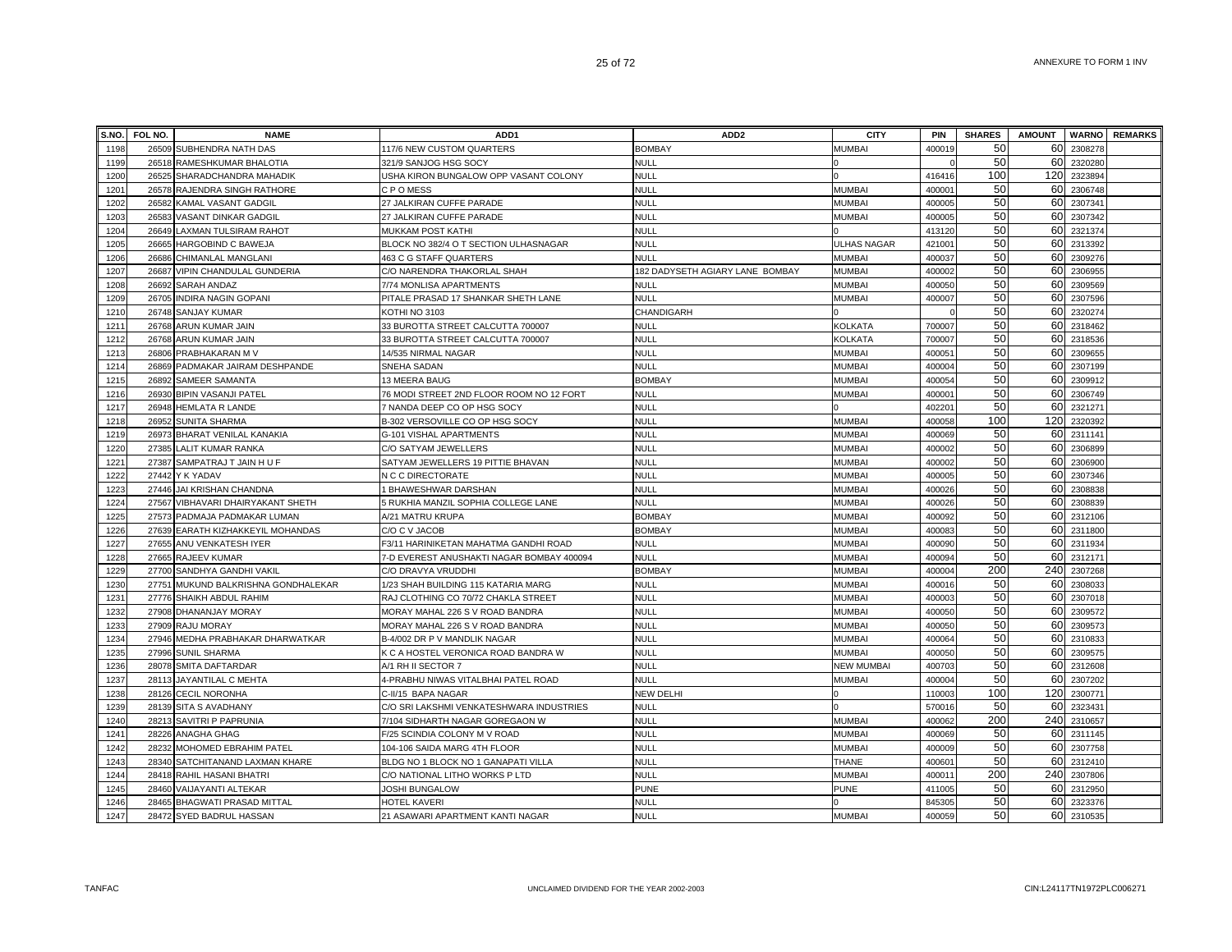| S.NO. | FOL NO. | NAME | ADD1 | ADD2 | CITY | PIN | SHARES | AMOUNT | WARNO | REMARKS |
|---|---|---|---|---|---|---|---|---|---|---|
| 1198 | 26509 | SUBHENDRA NATH DAS | 117/6 NEW CUSTOM QUARTERS | BOMBAY | MUMBAI | 400019 | 50 | 60 | 2308278 | |
| 1199 | 26518 | RAMESHKUMAR BHALOTIA | 321/9 SANJOG HSG SOCY | NULL | 0 | 0 | 50 | 60 | 2320280 | |
| 1200 | 26525 | SHARADCHANDRA MAHADIK | USHA KIRON BUNGALOW OPP VASANT COLONY | NULL | 0 | 416416 | 100 | 120 | 2323894 | |
| 1201 | 26578 | RAJENDRA SINGH RATHORE | C P O MESS | NULL | MUMBAI | 400001 | 50 | 60 | 2306748 | |
| 1202 | 26582 | KAMAL VASANT GADGIL | 27 JALKIRAN CUFFE PARADE | NULL | MUMBAI | 400005 | 50 | 60 | 2307341 | |
| 1203 | 26583 | VASANT DINKAR GADGIL | 27 JALKIRAN CUFFE PARADE | NULL | MUMBAI | 400005 | 50 | 60 | 2307342 | |
| 1204 | 26649 | LAXMAN TULSIRAM RAHOT | MUKKAM POST KATHI | NULL | 0 | 413120 | 50 | 60 | 2321374 | |
| 1205 | 26665 | HARGOBIND C BAWEJA | BLOCK NO 382/4 O T SECTION ULHASNAGAR | NULL | ULHAS NAGAR | 421001 | 50 | 60 | 2313392 | |
| 1206 | 26686 | CHIMANLAL MANGLANI | 463 C G STAFF QUARTERS | NULL | MUMBAI | 400037 | 50 | 60 | 2309276 | |
| 1207 | 26687 | VIPIN CHANDULAL GUNDERIA | C/O NARENDRA THAKORLAL SHAH | 182 DADYSETH AGIARY LANE BOMBAY | MUMBAI | 400002 | 50 | 60 | 2306955 | |
| 1208 | 26692 | SARAH ANDAZ | 7/74 MONLISA APARTMENTS | NULL | MUMBAI | 400050 | 50 | 60 | 2309569 | |
| 1209 | 26705 | INDIRA NAGIN GOPANI | PITALE PRASAD 17 SHANKAR SHETH LANE | NULL | MUMBAI | 400007 | 50 | 60 | 2307596 | |
| 1210 | 26748 | SANJAY KUMAR | KOTHI NO 3103 | CHANDIGARH | 0 | 0 | 50 | 60 | 2320274 | |
| 1211 | 26768 | ARUN KUMAR JAIN | 33 BUROTTA STREET CALCUTTA 700007 | NULL | KOLKATA | 700007 | 50 | 60 | 2318462 | |
| 1212 | 26768 | ARUN KUMAR JAIN | 33 BUROTTA STREET CALCUTTA 700007 | NULL | KOLKATA | 700007 | 50 | 60 | 2318536 | |
| 1213 | 26806 | PRABHAKARAN M V | 14/535 NIRMAL NAGAR | NULL | MUMBAI | 400051 | 50 | 60 | 2309655 | |
| 1214 | 26869 | PADMAKAR JAIRAM DESHPANDE | SNEHA SADAN | NULL | MUMBAI | 400004 | 50 | 60 | 2307199 | |
| 1215 | 26892 | SAMEER SAMANTA | 13 MEERA BAUG | BOMBAY | MUMBAI | 400054 | 50 | 60 | 2309912 | |
| 1216 | 26930 | BIPIN VASANJI PATEL | 76 MODI STREET 2ND FLOOR ROOM NO 12 FORT | NULL | MUMBAI | 400001 | 50 | 60 | 2306749 | |
| 1217 | 26948 | HEMLATA R LANDE | 7 NANDA DEEP CO OP HSG SOCY | NULL | 0 | 402201 | 50 | 60 | 2321271 | |
| 1218 | 26952 | SUNITA SHARMA | B-302 VERSOVILLE CO OP HSG SOCY | NULL | MUMBAI | 400058 | 100 | 120 | 2320392 | |
| 1219 | 26973 | BHARAT VENILAL KANAKIA | G-101 VISHAL APARTMENTS | NULL | MUMBAI | 400069 | 50 | 60 | 2311141 | |
| 1220 | 27385 | LALIT KUMAR RANKA | C/O SATYAM JEWELLERS | NULL | MUMBAI | 400002 | 50 | 60 | 2306899 | |
| 1221 | 27387 | SAMPATRAJ T JAIN H U F | SATYAM JEWELLERS 19 PITTIE BHAVAN | NULL | MUMBAI | 400002 | 50 | 60 | 2306900 | |
| 1222 | 27442 | Y K YADAV | N C C DIRECTORATE | NULL | MUMBAI | 400005 | 50 | 60 | 2307346 | |
| 1223 | 27446 | JAI KRISHAN CHANDNA | 1 BHAWESHWAR DARSHAN | NULL | MUMBAI | 400026 | 50 | 60 | 2308838 | |
| 1224 | 27567 | VIBHAVARI DHAIRYAKANT SHETH | 5 RUKHIA MANZIL SOPHIA COLLEGE LANE | NULL | MUMBAI | 400026 | 50 | 60 | 2308839 | |
| 1225 | 27573 | PADMAJA PADMAKAR LUMAN | A/21 MATRU KRUPA | BOMBAY | MUMBAI | 400092 | 50 | 60 | 2312106 | |
| 1226 | 27639 | EARATH KIZHAKKEYIL MOHANDAS | C/O C V JACOB | BOMBAY | MUMBAI | 400083 | 50 | 60 | 2311800 | |
| 1227 | 27655 | ANU VENKATESH IYER | F3/11 HARINIKETAN MAHATMA GANDHI ROAD | NULL | MUMBAI | 400090 | 50 | 60 | 2311934 | |
| 1228 | 27665 | RAJEEV KUMAR | 7-D EVEREST ANUSHAKTI NAGAR BOMBAY 400094 | NULL | MUMBAI | 400094 | 50 | 60 | 2312171 | |
| 1229 | 27700 | SANDHYA GANDHI VAKIL | C/O DRAVYA VRUDDHI | BOMBAY | MUMBAI | 400004 | 200 | 240 | 2307268 | |
| 1230 | 27751 | MUKUND BALKRISHNA GONDHALEKAR | 1/23 SHAH BUILDING 115 KATARIA MARG | NULL | MUMBAI | 400016 | 50 | 60 | 2308033 | |
| 1231 | 27776 | SHAIKH ABDUL RAHIM | RAJ CLOTHING CO 70/72 CHAKLA STREET | NULL | MUMBAI | 400003 | 50 | 60 | 2307018 | |
| 1232 | 27908 | DHANANJAY MORAY | MORAY MAHAL 226 S V ROAD BANDRA | NULL | MUMBAI | 400050 | 50 | 60 | 2309572 | |
| 1233 | 27909 | RAJU MORAY | MORAY MAHAL 226 S V ROAD BANDRA | NULL | MUMBAI | 400050 | 50 | 60 | 2309573 | |
| 1234 | 27946 | MEDHA PRABHAKAR DHARWATKAR | B-4/002 DR P V MANDLIK NAGAR | NULL | MUMBAI | 400064 | 50 | 60 | 2310833 | |
| 1235 | 27996 | SUNIL SHARMA | K C A HOSTEL VERONICA ROAD BANDRA W | NULL | MUMBAI | 400050 | 50 | 60 | 2309575 | |
| 1236 | 28078 | SMITA DAFTARDAR | A/1 RH II SECTOR 7 | NULL | NEW MUMBAI | 400703 | 50 | 60 | 2312608 | |
| 1237 | 28113 | JAYANTILAL C MEHTA | 4-PRABHU NIWAS VITALBHAI PATEL ROAD | NULL | MUMBAI | 400004 | 50 | 60 | 2307202 | |
| 1238 | 28126 | CECIL NORONHA | C-II/15 BAPA NAGAR | NEW DELHI | 0 | 110003 | 100 | 120 | 2300771 | |
| 1239 | 28139 | SITA S AVADHANY | C/O SRI LAKSHMI VENKATESHWARA INDUSTRIES | NULL | 0 | 570016 | 50 | 60 | 2323431 | |
| 1240 | 28213 | SAVITRI P PAPRUNIA | 7/104 SIDHARTH NAGAR GOREGAON W | NULL | MUMBAI | 400062 | 200 | 240 | 2310657 | |
| 1241 | 28226 | ANAGHA GHAG | F/25 SCINDIA COLONY M V ROAD | NULL | MUMBAI | 400069 | 50 | 60 | 2311145 | |
| 1242 | 28232 | MOHOMED EBRAHIM PATEL | 104-106 SAIDA MARG 4TH FLOOR | NULL | MUMBAI | 400009 | 50 | 60 | 2307758 | |
| 1243 | 28340 | SATCHITANAND LAXMAN KHARE | BLDG NO 1 BLOCK NO 1 GANAPATI VILLA | NULL | THANE | 400601 | 50 | 60 | 2312410 | |
| 1244 | 28418 | RAHIL HASANI BHATRI | C/O NATIONAL LITHO WORKS P LTD | NULL | MUMBAI | 400011 | 200 | 240 | 2307806 | |
| 1245 | 28460 | VAIJAYANTI ALTEKAR | JOSHI BUNGALOW | PUNE | PUNE | 411005 | 50 | 60 | 2312950 | |
| 1246 | 28465 | BHAGWATI PRASAD MITTAL | HOTEL KAVERI | NULL | 0 | 845305 | 50 | 60 | 2323376 | |
| 1247 | 28472 | SYED BADRUL HASSAN | 21 ASAWARI APARTMENT KANTI NAGAR | NULL | MUMBAI | 400059 | 50 | 60 | 2310535 | |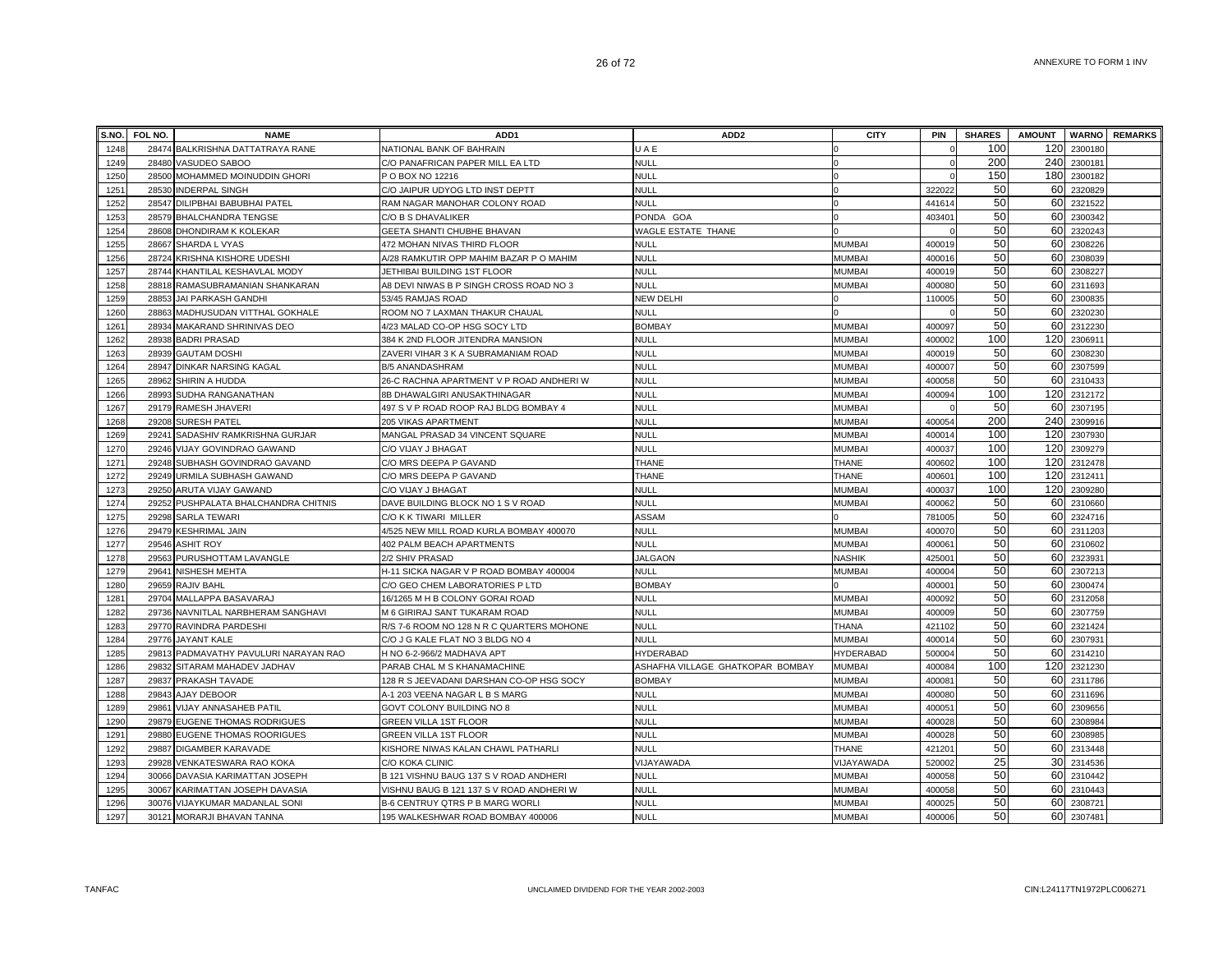| S.NO. | FOL NO. | NAME | ADD1 | ADD2 | CITY | PIN | SHARES | AMOUNT | WARNO | REMARKS |
|---|---|---|---|---|---|---|---|---|---|---|
| 1248 | 28474 | BALKRISHNA DATTATRAYA RANE | NATIONAL BANK OF BAHRAIN | U A E | 0 | 0 | 100 | 120 | 2300180 | |
| 1249 | 28480 | VASUDEO SABOO | C/O PANAFRICAN PAPER MILL EA LTD | NULL | 0 | 0 | 200 | 240 | 2300181 | |
| 1250 | 28500 | MOHAMMED MOINUDDIN GHORI | P O BOX NO 12216 | NULL | 0 | 0 | 150 | 180 | 2300182 | |
| 1251 | 28530 | INDERPAL SINGH | C/O JAIPUR UDYOG LTD INST DEPTT | NULL | 0 | 322022 | 50 | 60 | 2320829 | |
| 1252 | 28547 | DILIPBHAI BABUBHAI PATEL | RAM NAGAR MANOHAR COLONY ROAD | NULL | 0 | 441614 | 50 | 60 | 2321522 | |
| 1253 | 28579 | BHALCHANDRA TENGSE | C/O B S DHAVALIKER | PONDA GOA | 0 | 403401 | 50 | 60 | 2300342 | |
| 1254 | 28608 | DHONDIRAM K KOLEKAR | GEETA SHANTI CHUBHE BHAVAN | WAGLE ESTATE THANE | 0 | 0 | 50 | 60 | 2320243 | |
| 1255 | 28667 | SHARDA L VYAS | 472 MOHAN NIVAS THIRD FLOOR | NULL | MUMBAI | 400019 | 50 | 60 | 2308226 | |
| 1256 | 28724 | KRISHNA KISHORE UDESHI | A/28 RAMKUTIR OPP MAHIM BAZAR P O MAHIM | NULL | MUMBAI | 400016 | 50 | 60 | 2308039 | |
| 1257 | 28744 | KHANTILAL KESHAVLAL MODY | JETHIBAI BUILDING 1ST FLOOR | NULL | MUMBAI | 400019 | 50 | 60 | 2308227 | |
| 1258 | 28818 | RAMASUBRAMANIAN SHANKARAN | A8 DEVI NIWAS B P SINGH CROSS ROAD NO 3 | NULL | MUMBAI | 400080 | 50 | 60 | 2311693 | |
| 1259 | 28853 | JAI PARKASH GANDHI | 53/45 RAMJAS ROAD | NEW DELHI | 0 | 110005 | 50 | 60 | 2300835 | |
| 1260 | 28863 | MADHUSUDAN VITTHAL GOKHALE | ROOM NO 7 LAXMAN THAKUR CHAUAL | NULL | 0 | 0 | 50 | 60 | 2320230 | |
| 1261 | 28934 | MAKARAND SHRINIVAS DEO | 4/23 MALAD CO-OP HSG SOCY LTD | BOMBAY | MUMBAI | 400097 | 50 | 60 | 2312230 | |
| 1262 | 28938 | BADRI PRASAD | 384 K 2ND FLOOR JITENDRA MANSION | NULL | MUMBAI | 400002 | 100 | 120 | 2306911 | |
| 1263 | 28939 | GAUTAM DOSHI | ZAVERI VIHAR 3 K A SUBRAMANIAM ROAD | NULL | MUMBAI | 400019 | 50 | 60 | 2308230 | |
| 1264 | 28947 | DINKAR NARSING KAGAL | B/5 ANANDASHRAM | NULL | MUMBAI | 400007 | 50 | 60 | 2307599 | |
| 1265 | 28962 | SHIRIN A HUDDA | 26-C RACHNA APARTMENT V P ROAD ANDHERI W | NULL | MUMBAI | 400058 | 50 | 60 | 2310433 | |
| 1266 | 28993 | SUDHA RANGANATHAN | 8B DHAWALGIRI ANUSAKTHINAGAR | NULL | MUMBAI | 400094 | 100 | 120 | 2312172 | |
| 1267 | 29179 | RAMESH JHAVERI | 497 S V P ROAD ROOP RAJ BLDG BOMBAY 4 | NULL | MUMBAI | 0 | 50 | 60 | 2307195 | |
| 1268 | 29208 | SURESH PATEL | 205 VIKAS APARTMENT | NULL | MUMBAI | 400054 | 200 | 240 | 2309916 | |
| 1269 | 29241 | SADASHIV RAMKRISHNA GURJAR | MANGAL PRASAD 34 VINCENT SQUARE | NULL | MUMBAI | 400014 | 100 | 120 | 2307930 | |
| 1270 | 29246 | VIJAY GOVINDRAO GAWAND | C/O VIJAY J BHAGAT | NULL | MUMBAI | 400037 | 100 | 120 | 2309279 | |
| 1271 | 29248 | SUBHASH GOVINDRAO GAVAND | C/O MRS DEEPA P GAVAND | THANE | THANE | 400602 | 100 | 120 | 2312478 | |
| 1272 | 29249 | URMILA SUBHASH GAWAND | C/O MRS DEEPA P GAVAND | THANE | THANE | 400601 | 100 | 120 | 2312411 | |
| 1273 | 29250 | ARUTA VIJAY GAWAND | C/O VIJAY J BHAGAT | NULL | MUMBAI | 400037 | 100 | 120 | 2309280 | |
| 1274 | 29252 | PUSHPALATA BHALCHANDRA CHITNIS | DAVE BUILDING BLOCK NO 1 S V ROAD | NULL | MUMBAI | 400062 | 50 | 60 | 2310660 | |
| 1275 | 29298 | SARLA TEWARI | C/O K K TIWARI MILLER | ASSAM | 0 | 781005 | 50 | 60 | 2324716 | |
| 1276 | 29479 | KESHRIMAL JAIN | 4/525 NEW MILL ROAD KURLA BOMBAY 400070 | NULL | MUMBAI | 400070 | 50 | 60 | 2311203 | |
| 1277 | 29546 | ASHIT ROY | 402 PALM BEACH APARTMENTS | NULL | MUMBAI | 400061 | 50 | 60 | 2310602 | |
| 1278 | 29563 | PURUSHOTTAM LAVANGLE | 2/2 SHIV PRASAD | JALGAON | NASHIK | 425001 | 50 | 60 | 2323931 | |
| 1279 | 29641 | NISHESH MEHTA | H-11 SICKA NAGAR V P ROAD BOMBAY 400004 | NULL | MUMBAI | 400004 | 50 | 60 | 2307213 | |
| 1280 | 29659 | RAJIV BAHL | C/O GEO CHEM LABORATORIES P LTD | BOMBAY | 0 | 400001 | 50 | 60 | 2300474 | |
| 1281 | 29704 | MALLAPPA BASAVARAJ | 16/1265 M H B COLONY GORAI ROAD | NULL | MUMBAI | 400092 | 50 | 60 | 2312058 | |
| 1282 | 29736 | NAVNITLAL NARBHERAM SANGHAVI | M 6 GIRIRAJ SANT TUKARAM ROAD | NULL | MUMBAI | 400009 | 50 | 60 | 2307759 | |
| 1283 | 29770 | RAVINDRA PARDESHI | R/S 7-6 ROOM NO 128 N R C QUARTERS MOHONE | NULL | THANA | 421102 | 50 | 60 | 2321424 | |
| 1284 | 29776 | JAYANT KALE | C/O J G KALE FLAT NO 3 BLDG NO 4 | NULL | MUMBAI | 400014 | 50 | 60 | 2307931 | |
| 1285 | 29813 | PADMAVATHY PAVULURI NARAYAN RAO | H NO 6-2-966/2 MADHAVA APT | HYDERABAD | HYDERABAD | 500004 | 50 | 60 | 2314210 | |
| 1286 | 29832 | SITARAM MAHADEV JADHAV | PARAB CHAL M S KHANAMACHINE | ASHAFHA VILLAGE GHATKOPAR BOMBAY | MUMBAI | 400084 | 100 | 120 | 2321230 | |
| 1287 | 29837 | PRAKASH TAVADE | 128 R S JEEVADANI DARSHAN CO-OP HSG SOCY | BOMBAY | MUMBAI | 400081 | 50 | 60 | 2311786 | |
| 1288 | 29843 | AJAY DEBOOR | A-1 203 VEENA NAGAR L B S MARG | NULL | MUMBAI | 400080 | 50 | 60 | 2311696 | |
| 1289 | 29861 | VIJAY ANNASAHEB PATIL | GOVT COLONY BUILDING NO 8 | NULL | MUMBAI | 400051 | 50 | 60 | 2309656 | |
| 1290 | 29879 | EUGENE THOMAS RODRIGUES | GREEN VILLA 1ST FLOOR | NULL | MUMBAI | 400028 | 50 | 60 | 2308984 | |
| 1291 | 29880 | EUGENE THOMAS ROORIGUES | GREEN VILLA 1ST FLOOR | NULL | MUMBAI | 400028 | 50 | 60 | 2308985 | |
| 1292 | 29887 | DIGAMBER KARAVADE | KISHORE NIWAS KALAN CHAWL PATHARLI | NULL | THANE | 421201 | 50 | 60 | 2313448 | |
| 1293 | 29928 | VENKATESWARA RAO KOKA | C/O KOKA CLINIC | VIJAYAWADA | VIJAYAWADA | 520002 | 25 | 30 | 2314536 | |
| 1294 | 30066 | DAVASIA KARIMATTAN JOSEPH | B 121 VISHNU BAUG 137 S V ROAD ANDHERI | NULL | MUMBAI | 400058 | 50 | 60 | 2310442 | |
| 1295 | 30067 | KARIMATTAN JOSEPH DAVASIA | VISHNU BAUG B 121 137 S V ROAD ANDHERI W | NULL | MUMBAI | 400058 | 50 | 60 | 2310443 | |
| 1296 | 30076 | VIJAYKUMAR MADANLAL SONI | B-6 CENTRUY QTRS P B MARG WORLI | NULL | MUMBAI | 400025 | 50 | 60 | 2308721 | |
| 1297 | 30121 | MORARJI BHAVAN TANNA | 195 WALKESHWAR ROAD BOMBAY 400006 | NULL | MUMBAI | 400006 | 50 | 60 | 2307481 | |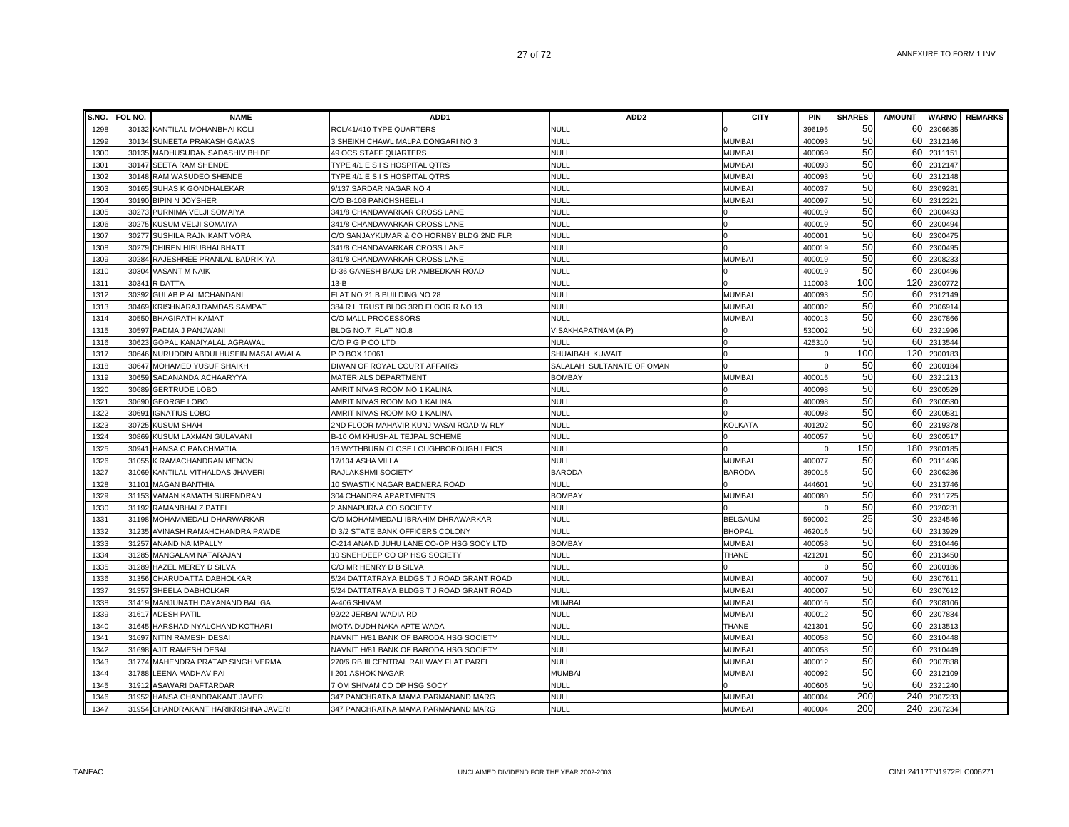| S.NO. | FOL NO. | NAME | ADD1 | ADD2 | CITY | PIN | SHARES | AMOUNT | WARNO | REMARKS |
|---|---|---|---|---|---|---|---|---|---|---|
| 1298 | 30132 | KANTILAL MOHANBHAI KOLI | RCL/41/410 TYPE QUARTERS | NULL | 0 | 396195 | 50 | 60 | 2306635 | |
| 1299 | 30134 | SUNEETA PRAKASH GAWAS | 3 SHEIKH CHAWL MALPA DONGARI NO 3 | NULL | MUMBAI | 400093 | 50 | 60 | 2312146 | |
| 1300 | 30135 | MADHUSUDAN SADASHIV BHIDE | 49 OCS STAFF QUARTERS | NULL | MUMBAI | 400069 | 50 | 60 | 2311151 | |
| 1301 | 30147 | SEETA RAM SHENDE | TYPE 4/1 E S I S HOSPITAL QTRS | NULL | MUMBAI | 400093 | 50 | 60 | 2312147 | |
| 1302 | 30148 | RAM WASUDEO SHENDE | TYPE 4/1 E S I S HOSPITAL QTRS | NULL | MUMBAI | 400093 | 50 | 60 | 2312148 | |
| 1303 | 30165 | SUHAS K GONDHALEKAR | 9/137 SARDAR NAGAR NO 4 | NULL | MUMBAI | 400037 | 50 | 60 | 2309281 | |
| 1304 | 30190 | BIPIN N JOYSHER | C/O B-108 PANCHSHEEL-I | NULL | MUMBAI | 400097 | 50 | 60 | 2312221 | |
| 1305 | 30273 | PURNIMA VELJI SOMAIYA | 341/8 CHANDAVARKAR CROSS LANE | NULL | 0 | 400019 | 50 | 60 | 2300493 | |
| 1306 | 30275 | KUSUM VELJI SOMAIYA | 341/8 CHANDAVARKAR CROSS LANE | NULL | 0 | 400019 | 50 | 60 | 2300494 | |
| 1307 | 30277 | SUSHILA RAJNIKANT VORA | C/O SANJAYKUMAR & CO HORNBY BLDG 2ND FLR | NULL | 0 | 400001 | 50 | 60 | 2300475 | |
| 1308 | 30279 | DHIREN HIRUBHAI BHATT | 341/8 CHANDAVARKAR CROSS LANE | NULL | 0 | 400019 | 50 | 60 | 2300495 | |
| 1309 | 30284 | RAJESHREE PRANLAL BADRIKIYA | 341/8 CHANDAVARKAR CROSS LANE | NULL | MUMBAI | 400019 | 50 | 60 | 2308233 | |
| 1310 | 30304 | VASANT M NAIK | D-36 GANESH BAUG DR AMBEDKAR ROAD | NULL | 0 | 400019 | 50 | 60 | 2300496 | |
| 1311 | 30341 | R DATTA | 13-B | NULL | 0 | 110003 | 100 | 120 | 2300772 | |
| 1312 | 30392 | GULAB P ALIMCHANDANI | FLAT NO 21 B BUILDING NO 28 | NULL | MUMBAI | 400093 | 50 | 60 | 2312149 | |
| 1313 | 30469 | KRISHNARAJ RAMDAS SAMPAT | 384 R L TRUST BLDG 3RD FLOOR R NO 13 | NULL | MUMBAI | 400002 | 50 | 60 | 2306914 | |
| 1314 | 30550 | BHAGIRATH KAMAT | C/O MALL PROCESSORS | NULL | MUMBAI | 400013 | 50 | 60 | 2307866 | |
| 1315 | 30597 | PADMA J PANJWANI | BLDG NO.7 FLAT NO.8 | VISAKHAPATNAM (A P) | 0 | 530002 | 50 | 60 | 2321996 | |
| 1316 | 30623 | GOPAL KANAIYALAL AGRAWAL | C/O P G P CO LTD | NULL | 0 | 425310 | 50 | 60 | 2313544 | |
| 1317 | 30646 | NURUDDIN ABDULHUSEIN MASALAWALA | P O BOX 10061 | SHUAIBAH KUWAIT | 0 | 0 | 100 | 120 | 2300183 | |
| 1318 | 30647 | MOHAMED YUSUF SHAIKH | DIWAN OF ROYAL COURT AFFAIRS | SALALAH SULTANATE OF OMAN | 0 | 0 | 50 | 60 | 2300184 | |
| 1319 | 30659 | SADANANDA ACHAARYYA | MATERIALS DEPARTMENT | BOMBAY | MUMBAI | 400015 | 50 | 60 | 2321213 | |
| 1320 | 30689 | GERTRUDE LOBO | AMRIT NIVAS ROOM NO 1 KALINA | NULL | 0 | 400098 | 50 | 60 | 2300529 | |
| 1321 | 30690 | GEORGE LOBO | AMRIT NIVAS ROOM NO 1 KALINA | NULL | 0 | 400098 | 50 | 60 | 2300530 | |
| 1322 | 30691 | IGNATIUS LOBO | AMRIT NIVAS ROOM NO 1 KALINA | NULL | 0 | 400098 | 50 | 60 | 2300531 | |
| 1323 | 30725 | KUSUM SHAH | 2ND FLOOR MAHAVIR KUNJ VASAI ROAD W RLY | NULL | KOLKATA | 401202 | 50 | 60 | 2319378 | |
| 1324 | 30869 | KUSUM LAXMAN GULAVANI | B-10 OM KHUSHAL TEJPAL SCHEME | NULL | 0 | 400057 | 50 | 60 | 2300517 | |
| 1325 | 30941 | HANSA C PANCHMATIA | 16 WYTHBURN CLOSE LOUGHBOROUGH LEICS | NULL | 0 | 0 | 150 | 180 | 2300185 | |
| 1326 | 31055 | K RAMACHANDRAN MENON | 17/134 ASHA VILLA | NULL | MUMBAI | 400077 | 50 | 60 | 2311496 | |
| 1327 | 31069 | KANTILAL VITHALDAS JHAVERI | RAJLAKSHMI SOCIETY | BARODA | BARODA | 390015 | 50 | 60 | 2306236 | |
| 1328 | 31101 | MAGAN BANTHIA | 10 SWASTIK NAGAR BADNERA ROAD | NULL | 0 | 444601 | 50 | 60 | 2313746 | |
| 1329 | 31153 | VAMAN KAMATH SURENDRAN | 304 CHANDRA APARTMENTS | BOMBAY | MUMBAI | 400080 | 50 | 60 | 2311725 | |
| 1330 | 31192 | RAMANBHAI Z PATEL | 2 ANNAPURNA CO SOCIETY | NULL | 0 | 0 | 50 | 60 | 2320231 | |
| 1331 | 31198 | MOHAMMEDALI DHARWARKAR | C/O MOHAMMEDALI IBRAHIM DHRAWARKAR | NULL | BELGAUM | 590002 | 25 | 30 | 2324546 | |
| 1332 | 31235 | AVINASH RAMAHCHANDRA PAWDE | D 3/2 STATE BANK OFFICERS COLONY | NULL | BHOPAL | 462016 | 50 | 60 | 2313929 | |
| 1333 | 31257 | ANAND NAIMPALLY | C-214 ANAND JUHU LANE CO-OP HSG SOCY LTD | BOMBAY | MUMBAI | 400058 | 50 | 60 | 2310446 | |
| 1334 | 31285 | MANGALAM NATARAJAN | 10 SNEHDEEP CO OP HSG SOCIETY | NULL | THANE | 421201 | 50 | 60 | 2313450 | |
| 1335 | 31289 | HAZEL MEREY D SILVA | C/O MR HENRY D B SILVA | NULL | 0 | 0 | 50 | 60 | 2300186 | |
| 1336 | 31356 | CHARUDATTA DABHOLKAR | 5/24 DATTATRAYA BLDGS T J ROAD GRANT ROAD | NULL | MUMBAI | 400007 | 50 | 60 | 2307611 | |
| 1337 | 31357 | SHEELA DABHOLKAR | 5/24 DATTATRAYA BLDGS T J ROAD GRANT ROAD | NULL | MUMBAI | 400007 | 50 | 60 | 2307612 | |
| 1338 | 31419 | MANJUNATH DAYANAND BALIGA | A-406 SHIVAM | MUMBAI | MUMBAI | 400016 | 50 | 60 | 2308106 | |
| 1339 | 31617 | ADESH PATIL | 92/22 JERBAI WADIA RD | NULL | MUMBAI | 400012 | 50 | 60 | 2307834 | |
| 1340 | 31645 | HARSHAD NYALCHAND KOTHARI | MOTA DUDH NAKA APTE WADA | NULL | THANE | 421301 | 50 | 60 | 2313513 | |
| 1341 | 31697 | NITIN RAMESH DESAI | NAVNIT H/81 BANK OF BARODA HSG SOCIETY | NULL | MUMBAI | 400058 | 50 | 60 | 2310448 | |
| 1342 | 31698 | AJIT RAMESH DESAI | NAVNIT H/81 BANK OF BARODA HSG SOCIETY | NULL | MUMBAI | 400058 | 50 | 60 | 2310449 | |
| 1343 | 31774 | MAHENDRA PRATAP SINGH VERMA | 270/6 RB III CENTRAL RAILWAY FLAT PAREL | NULL | MUMBAI | 400012 | 50 | 60 | 2307838 | |
| 1344 | 31788 | LEENA MADHAV PAI | I 201 ASHOK NAGAR | MUMBAI | MUMBAI | 400092 | 50 | 60 | 2312109 | |
| 1345 | 31912 | ASAWARI DAFTARDAR | 7 OM SHIVAM CO OP HSG SOCY | NULL | 0 | 400605 | 50 | 60 | 2321240 | |
| 1346 | 31952 | HANSA CHANDRAKANT JAVERI | 347 PANCHRATNA MAMA PARMANAND MARG | NULL | MUMBAI | 400004 | 200 | 240 | 2307233 | |
| 1347 | 31954 | CHANDRAKANT HARIKRISHNA JAVERI | 347 PANCHRATNA MAMA PARMANAND MARG | NULL | MUMBAI | 400004 | 200 | 240 | 2307234 | |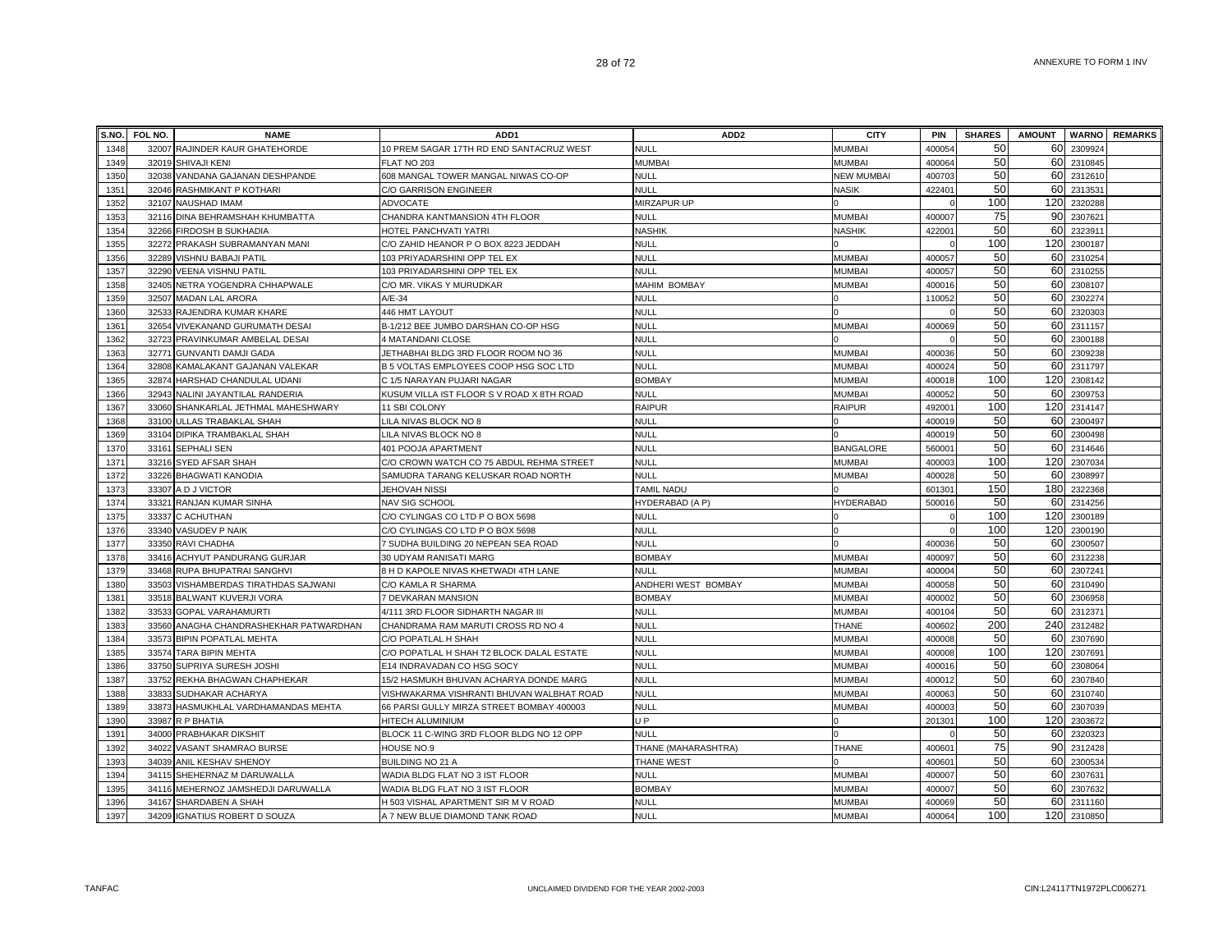| S.NO. | FOL NO. | NAME | ADD1 | ADD2 | CITY | PIN | SHARES | AMOUNT | WARNO | REMARKS |
|---|---|---|---|---|---|---|---|---|---|---|
| 1348 | 32007 | RAJINDER KAUR GHATEHORDE | 10 PREM SAGAR 17TH RD END SANTACRUZ WEST | NULL | MUMBAI | 400054 | 50 | 60 | 2309924 | |
| 1349 | 32019 | SHIVAJI KENI | FLAT NO 203 | MUMBAI | MUMBAI | 400064 | 50 | 60 | 2310845 | |
| 1350 | 32038 | VANDANA GAJANAN DESHPANDE | 608 MANGAL TOWER MANGAL NIWAS CO-OP | NULL | NEW MUMBAI | 400703 | 50 | 60 | 2312610 | |
| 1351 | 32046 | RASHMIKANT P KOTHARI | C/O GARRISON ENGINEER | NULL | NASIK | 422401 | 50 | 60 | 2313531 | |
| 1352 | 32107 | NAUSHAD IMAM | ADVOCATE | MIRZAPUR UP | 0 | 0 | 100 | 120 | 2320288 | |
| 1353 | 32116 | DINA BEHRAMSHAH KHUMBATTA | CHANDRA KANTMANSION 4TH FLOOR | NULL | MUMBAI | 400007 | 75 | 90 | 2307621 | |
| 1354 | 32266 | FIRDOSH B SUKHADIA | HOTEL PANCHVATI YATRI | NASHIK | NASHIK | 422001 | 50 | 60 | 2323911 | |
| 1355 | 32272 | PRAKASH SUBRAMANYAN MANI | C/O ZAHID HEANOR P O BOX 8223 JEDDAH | NULL | 0 | 0 | 100 | 120 | 2300187 | |
| 1356 | 32289 | VISHNU BABAJI PATIL | 103 PRIYADARSHINI OPP TEL EX | NULL | MUMBAI | 400057 | 50 | 60 | 2310254 | |
| 1357 | 32290 | VEENA VISHNU PATIL | 103 PRIYADARSHINI OPP TEL EX | NULL | MUMBAI | 400057 | 50 | 60 | 2310255 | |
| 1358 | 32405 | NETRA YOGENDRA CHHAPWALE | C/O MR. VIKAS Y MURUDKAR | MAHIM BOMBAY | MUMBAI | 400016 | 50 | 60 | 2308107 | |
| 1359 | 32507 | MADAN LAL ARORA | A/E-34 | NULL | 0 | 110052 | 50 | 60 | 2302274 | |
| 1360 | 32533 | RAJENDRA KUMAR KHARE | 446 HMT LAYOUT | NULL | 0 | 0 | 50 | 60 | 2320303 | |
| 1361 | 32654 | VIVEKANAND GURUMATH DESAI | B-1/212 BEE JUMBO DARSHAN CO-OP HSG | NULL | MUMBAI | 400069 | 50 | 60 | 2311157 | |
| 1362 | 32723 | PRAVINKUMAR AMBELAL DESAI | 4 MATANDANI CLOSE | NULL | 0 | 0 | 50 | 60 | 2300188 | |
| 1363 | 32771 | GUNVANTI DAMJI GADA | JETHABHAI BLDG 3RD FLOOR ROOM NO 36 | NULL | MUMBAI | 400036 | 50 | 60 | 2309238 | |
| 1364 | 32808 | KAMALAKANT GAJANAN VALEKAR | B 5 VOLTAS EMPLOYEES COOP HSG SOC LTD | NULL | MUMBAI | 400024 | 50 | 60 | 2311797 | |
| 1365 | 32874 | HARSHAD CHANDULAL UDANI | C 1/5 NARAYAN PUJARI NAGAR | BOMBAY | MUMBAI | 400018 | 100 | 120 | 2308142 | |
| 1366 | 32943 | NALINI JAYANTILAL RANDERIA | KUSUM VILLA IST FLOOR S V ROAD X 8TH ROAD | NULL | MUMBAI | 400052 | 50 | 60 | 2309753 | |
| 1367 | 33060 | SHANKARLAL JETHMAL MAHESHWARY | 11 SBI COLONY | RAIPUR | RAIPUR | 492001 | 100 | 120 | 2314147 | |
| 1368 | 33100 | ULLAS TRABAKLAL SHAH | LILA NIVAS BLOCK NO 8 | NULL | 0 | 400019 | 50 | 60 | 2300497 | |
| 1369 | 33104 | DIPIKA TRAMBAKLAL SHAH | LILA NIVAS BLOCK NO 8 | NULL | 0 | 400019 | 50 | 60 | 2300498 | |
| 1370 | 33161 | SEPHALI SEN | 401 POOJA APARTMENT | NULL | BANGALORE | 560001 | 50 | 60 | 2314646 | |
| 1371 | 33216 | SYED AFSAR SHAH | C/O CROWN WATCH CO 75 ABDUL REHMA STREET | NULL | MUMBAI | 400003 | 100 | 120 | 2307034 | |
| 1372 | 33226 | BHAGWATI KANODIA | SAMUDRA TARANG KELUSKAR ROAD NORTH | NULL | MUMBAI | 400028 | 50 | 60 | 2308997 | |
| 1373 | 33307 | A D J VICTOR | JEHOVAH NISSI | TAMIL NADU | 0 | 601301 | 150 | 180 | 2322368 | |
| 1374 | 33321 | RANJAN KUMAR SINHA | NAV SIG SCHOOL | HYDERABAD (A P) | HYDERABAD | 500016 | 50 | 60 | 2314256 | |
| 1375 | 33337 | C ACHUTHAN | C/O CYLINGAS CO LTD P O BOX 5698 | NULL | 0 | 0 | 100 | 120 | 2300189 | |
| 1376 | 33340 | VASUDEV P NAIK | C/O CYLINGAS CO LTD P O BOX 5698 | NULL | 0 | 0 | 100 | 120 | 2300190 | |
| 1377 | 33350 | RAVI CHADHA | 7 SUDHA BUILDING 20 NEPEAN SEA ROAD | NULL | 0 | 400036 | 50 | 60 | 2300507 | |
| 1378 | 33416 | ACHYUT PANDURANG GURJAR | 30 UDYAM RANISATI MARG | BOMBAY | MUMBAI | 400097 | 50 | 60 | 2312238 | |
| 1379 | 33468 | RUPA BHUPATRAI SANGHVI | 8 H D KAPOLE NIVAS KHETWADI 4TH LANE | NULL | MUMBAI | 400004 | 50 | 60 | 2307241 | |
| 1380 | 33503 | VISHAMBERDAS TIRATHDAS SAJWANI | C/O KAMLA R SHARMA | ANDHERI WEST BOMBAY | MUMBAI | 400058 | 50 | 60 | 2310490 | |
| 1381 | 33518 | BALWANT KUVERJI VORA | 7 DEVKARAN MANSION | BOMBAY | MUMBAI | 400002 | 50 | 60 | 2306958 | |
| 1382 | 33533 | GOPAL VARAHAMURTI | 4/111 3RD FLOOR SIDHARTH NAGAR III | NULL | MUMBAI | 400104 | 50 | 60 | 2312371 | |
| 1383 | 33560 | ANAGHA CHANDRASHEKHAR PATWARDHAN | CHANDRAMA RAM MARUTI CROSS RD NO 4 | NULL | THANE | 400602 | 200 | 240 | 2312482 | |
| 1384 | 33573 | BIPIN POPATLAL MEHTA | C/O POPATLAL H SHAH | NULL | MUMBAI | 400008 | 50 | 60 | 2307690 | |
| 1385 | 33574 | TARA BIPIN MEHTA | C/O POPATLAL H SHAH T2 BLOCK DALAL ESTATE | NULL | MUMBAI | 400008 | 100 | 120 | 2307691 | |
| 1386 | 33750 | SUPRIYA SURESH JOSHI | E14 INDRAVADAN CO HSG SOCY | NULL | MUMBAI | 400016 | 50 | 60 | 2308064 | |
| 1387 | 33752 | REKHA BHAGWAN CHAPHEKAR | 15/2 HASMUKH BHUVAN ACHARYA DONDE MARG | NULL | MUMBAI | 400012 | 50 | 60 | 2307840 | |
| 1388 | 33833 | SUDHAKAR ACHARYA | VISHWAKARMA VISHRANTI BHUVAN WALBHAT ROAD | NULL | MUMBAI | 400063 | 50 | 60 | 2310740 | |
| 1389 | 33873 | HASMUKHLAL VARDHAMANDAS MEHTA | 66 PARSI GULLY MIRZA STREET BOMBAY 400003 | NULL | MUMBAI | 400003 | 50 | 60 | 2307039 | |
| 1390 | 33987 | R P BHATIA | HITECH ALUMINIUM | U P | 0 | 201301 | 100 | 120 | 2303672 | |
| 1391 | 34000 | PRABHAKAR DIKSHIT | BLOCK 11 C-WING 3RD FLOOR BLDG NO 12 OPP | NULL | 0 | 0 | 50 | 60 | 2320323 | |
| 1392 | 34022 | VASANT SHAMRAO BURSE | HOUSE NO.9 | THANE (MAHARASHTRA) | THANE | 400601 | 75 | 90 | 2312428 | |
| 1393 | 34039 | ANIL KESHAV SHENOY | BUILDING NO 21 A | THANE WEST | 0 | 400601 | 50 | 60 | 2300534 | |
| 1394 | 34115 | SHEHERNAZ M DARUWALLA | WADIA BLDG FLAT NO 3 IST FLOOR | NULL | MUMBAI | 400007 | 50 | 60 | 2307631 | |
| 1395 | 34116 | MEHERNOZ JAMSHEDJI DARUWALLA | WADIA BLDG FLAT NO 3 IST FLOOR | BOMBAY | MUMBAI | 400007 | 50 | 60 | 2307632 | |
| 1396 | 34167 | SHARDABEN A SHAH | H 503 VISHAL APARTMENT SIR M V ROAD | NULL | MUMBAI | 400069 | 50 | 60 | 2311160 | |
| 1397 | 34209 | IGNATIUS ROBERT D SOUZA | A 7 NEW BLUE DIAMOND TANK ROAD | NULL | MUMBAI | 400064 | 100 | 120 | 2310850 | |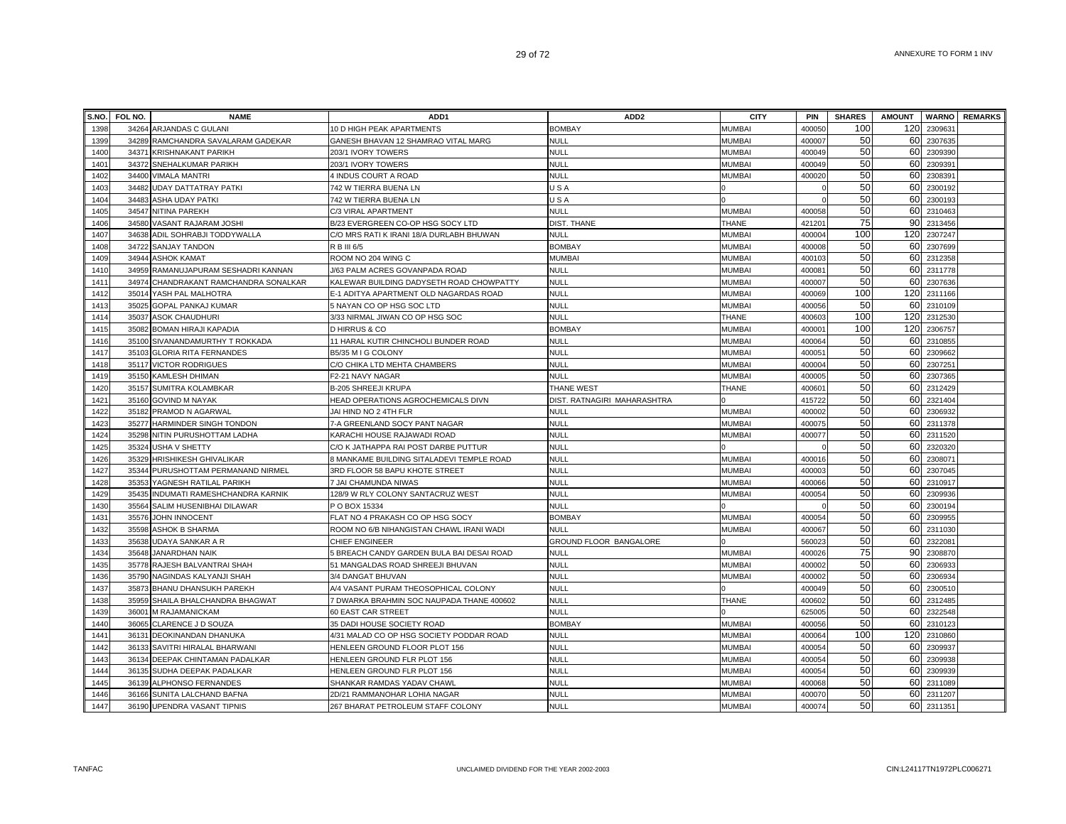| S.NO. | FOL NO. | NAME | ADD1 | ADD2 | CITY | PIN | SHARES | AMOUNT | WARNO | REMARKS |
|---|---|---|---|---|---|---|---|---|---|---|
| 1398 | 34264 | ARJANDAS C GULANI | 10 D HIGH PEAK APARTMENTS | BOMBAY | MUMBAI | 400050 | 100 | 120 | 2309631 | |
| 1399 | 34289 | RAMCHANDRA SAVALARAM GADEKAR | GANESH BHAVAN 12 SHAMRAO VITAL MARG | NULL | MUMBAI | 400007 | 50 | 60 | 2307635 | |
| 1400 | 34371 | KRISHNAKANT PARIKH | 203/1 IVORY TOWERS | NULL | MUMBAI | 400049 | 50 | 60 | 2309390 | |
| 1401 | 34372 | SNEHALKUMAR PARIKH | 203/1 IVORY TOWERS | NULL | MUMBAI | 400049 | 50 | 60 | 2309391 | |
| 1402 | 34400 | VIMALA MANTRI | 4 INDUS COURT A ROAD | NULL | MUMBAI | 400020 | 50 | 60 | 2308391 | |
| 1403 | 34482 | UDAY DATTATRAY PATKI | 742 W TIERRA BUENA LN | U S A | 0 | 0 | 50 | 60 | 2300192 | |
| 1404 | 34483 | ASHA UDAY PATKI | 742 W TIERRA BUENA LN | U S A | 0 | 0 | 50 | 60 | 2300193 | |
| 1405 | 34547 | NITINA PAREKH | C/3 VIRAL APARTMENT | NULL | MUMBAI | 400058 | 50 | 60 | 2310463 | |
| 1406 | 34580 | VASANT RAJARAM JOSHI | B/23 EVERGREEN CO-OP HSG SOCY LTD | DIST. THANE | THANE | 421201 | 75 | 90 | 2313456 | |
| 1407 | 34638 | ADIL SOHRABJI TODDYWALLA | C/O MRS RATI K IRANI 18/A DURLABH BHUWAN | NULL | MUMBAI | 400004 | 100 | 120 | 2307247 | |
| 1408 | 34722 | SANJAY TANDON | R B III 6/5 | BOMBAY | MUMBAI | 400008 | 50 | 60 | 2307699 | |
| 1409 | 34944 | ASHOK KAMAT | ROOM NO 204 WING C | MUMBAI | MUMBAI | 400103 | 50 | 60 | 2312358 | |
| 1410 | 34959 | RAMANUJAPURAM SESHADRI KANNAN | J/63 PALM ACRES GOVANPADA ROAD | NULL | MUMBAI | 400081 | 50 | 60 | 2311778 | |
| 1411 | 34974 | CHANDRAKANT RAMCHANDRA SONALKAR | KALEWAR BUILDING DADYSETH ROAD CHOWPATTY | NULL | MUMBAI | 400007 | 50 | 60 | 2307636 | |
| 1412 | 35014 | YASH PAL MALHOTRA | E-1 ADITYA APARTMENT OLD NAGARDAS ROAD | NULL | MUMBAI | 400069 | 100 | 120 | 2311166 | |
| 1413 | 35025 | GOPAL PANKAJ KUMAR | 5 NAYAN CO OP HSG SOC LTD | NULL | MUMBAI | 400056 | 50 | 60 | 2310109 | |
| 1414 | 35037 | ASOK CHAUDHURI | 3/33 NIRMAL JIWAN CO OP HSG SOC | NULL | THANE | 400603 | 100 | 120 | 2312530 | |
| 1415 | 35082 | BOMAN HIRAJI KAPADIA | D HIRRUS & CO | BOMBAY | MUMBAI | 400001 | 100 | 120 | 2306757 | |
| 1416 | 35100 | SIVANANDAMURTHY T ROKKADA | 11 HARAL KUTIR CHINCHOLI BUNDER ROAD | NULL | MUMBAI | 400064 | 50 | 60 | 2310855 | |
| 1417 | 35103 | GLORIA RITA FERNANDES | B5/35 M I G COLONY | NULL | MUMBAI | 400051 | 50 | 60 | 2309662 | |
| 1418 | 35117 | VICTOR RODRIGUES | C/O CHIKA LTD MEHTA CHAMBERS | NULL | MUMBAI | 400004 | 50 | 60 | 2307251 | |
| 1419 | 35150 | KAMLESH DHIMAN | F2-21 NAVY NAGAR | NULL | MUMBAI | 400005 | 50 | 60 | 2307365 | |
| 1420 | 35157 | SUMITRA KOLAMBKAR | B-205 SHREEJI KRUPA | THANE WEST | THANE | 400601 | 50 | 60 | 2312429 | |
| 1421 | 35160 | GOVIND M NAYAK | HEAD OPERATIONS AGROCHEMICALS DIVN | DIST. RATNAGIRI MAHARASHTRA | 0 | 415722 | 50 | 60 | 2321404 | |
| 1422 | 35182 | PRAMOD N AGARWAL | JAI HIND NO 2 4TH FLR | NULL | MUMBAI | 400002 | 50 | 60 | 2306932 | |
| 1423 | 35277 | HARMINDER SINGH TONDON | 7-A GREENLAND SOCY PANT NAGAR | NULL | MUMBAI | 400075 | 50 | 60 | 2311378 | |
| 1424 | 35298 | NITIN PURUSHOTTAM LADHA | KARACHI HOUSE RAJAWADI ROAD | NULL | MUMBAI | 400077 | 50 | 60 | 2311520 | |
| 1425 | 35324 | USHA V SHETTY | C/O K JATHAPPA RAI POST DARBE PUTTUR | NULL | 0 | 0 | 50 | 60 | 2320320 | |
| 1426 | 35329 | HRISHIKESH GHIVALIKAR | 8 MANKAME BUILDING SITALADEVI TEMPLE ROAD | NULL | MUMBAI | 400016 | 50 | 60 | 2308071 | |
| 1427 | 35344 | PURUSHOTTAM PERMANAND NIRMEL | 3RD FLOOR 58 BAPU KHOTE STREET | NULL | MUMBAI | 400003 | 50 | 60 | 2307045 | |
| 1428 | 35353 | YAGNESH RATILAL PARIKH | 7 JAI CHAMUNDA NIWAS | NULL | MUMBAI | 400066 | 50 | 60 | 2310917 | |
| 1429 | 35435 | INDUMATI RAMESHCHANDRA KARNIK | 128/9 W RLY COLONY SANTACRUZ WEST | NULL | MUMBAI | 400054 | 50 | 60 | 2309936 | |
| 1430 | 35564 | SALIM HUSENIBHAI DILAWAR | P O BOX 15334 | NULL | 0 | 0 | 50 | 60 | 2300194 | |
| 1431 | 35576 | JOHN INNOCENT | FLAT NO 4 PRAKASH CO OP HSG SOCY | BOMBAY | MUMBAI | 400054 | 50 | 60 | 2309955 | |
| 1432 | 35598 | ASHOK B SHARMA | ROOM NO 6/B NIHANGISTAN CHAWL IRANI WADI | NULL | MUMBAI | 400067 | 50 | 60 | 2311030 | |
| 1433 | 35638 | UDAYA SANKAR A R | CHIEF ENGINEER | GROUND FLOOR BANGALORE | 0 | 560023 | 50 | 60 | 2322081 | |
| 1434 | 35648 | JANARDHAN NAIK | 5 BREACH CANDY GARDEN BULA BAI DESAI ROAD | NULL | MUMBAI | 400026 | 75 | 90 | 2308870 | |
| 1435 | 35778 | RAJESH BALVANTRAI SHAH | 51 MANGALDAS ROAD SHREEJI BHUVAN | NULL | MUMBAI | 400002 | 50 | 60 | 2306933 | |
| 1436 | 35790 | NAGINDAS KALYANJI SHAH | 3/4 DANGAT BHUVAN | NULL | MUMBAI | 400002 | 50 | 60 | 2306934 | |
| 1437 | 35873 | BHANU DHANSUKH PAREKH | A/4 VASANT PURAM THEOSOPHICAL COLONY | NULL | 0 | 400049 | 50 | 60 | 2300510 | |
| 1438 | 35959 | SHAILA BHALCHANDRA BHAGWAT | 7 DWARKA BRAHMIN SOC NAUPADA THANE 400602 | NULL | THANE | 400602 | 50 | 60 | 2312485 | |
| 1439 | 36001 | M RAJAMANICKAM | 60 EAST CAR STREET | NULL | 0 | 625005 | 50 | 60 | 2322548 | |
| 1440 | 36065 | CLARENCE J D SOUZA | 35 DADI HOUSE SOCIETY ROAD | BOMBAY | MUMBAI | 400056 | 50 | 60 | 2310123 | |
| 1441 | 36131 | DEOKINANDAN DHANUKA | 4/31 MALAD CO OP HSG SOCIETY PODDAR ROAD | NULL | MUMBAI | 400064 | 100 | 120 | 2310860 | |
| 1442 | 36133 | SAVITRI HIRALAL BHARWANI | HENLEEN GROUND FLOOR PLOT 156 | NULL | MUMBAI | 400054 | 50 | 60 | 2309937 | |
| 1443 | 36134 | DEEPAK CHINTAMAN PADALKAR | HENLEEN GROUND FLR PLOT 156 | NULL | MUMBAI | 400054 | 50 | 60 | 2309938 | |
| 1444 | 36135 | SUDHA DEEPAK PADALKAR | HENLEEN GROUND FLR PLOT 156 | NULL | MUMBAI | 400054 | 50 | 60 | 2309939 | |
| 1445 | 36139 | ALPHONSO FERNANDES | SHANKAR RAMDAS YADAV CHAWL | NULL | MUMBAI | 400068 | 50 | 60 | 2311089 | |
| 1446 | 36166 | SUNITA LALCHAND BAFNA | 2D/21 RAMMANOHAR LOHIA NAGAR | NULL | MUMBAI | 400070 | 50 | 60 | 2311207 | |
| 1447 | 36190 | UPENDRA VASANT TIPNIS | 267 BHARAT PETROLEUM STAFF COLONY | NULL | MUMBAI | 400074 | 50 | 60 | 2311351 | |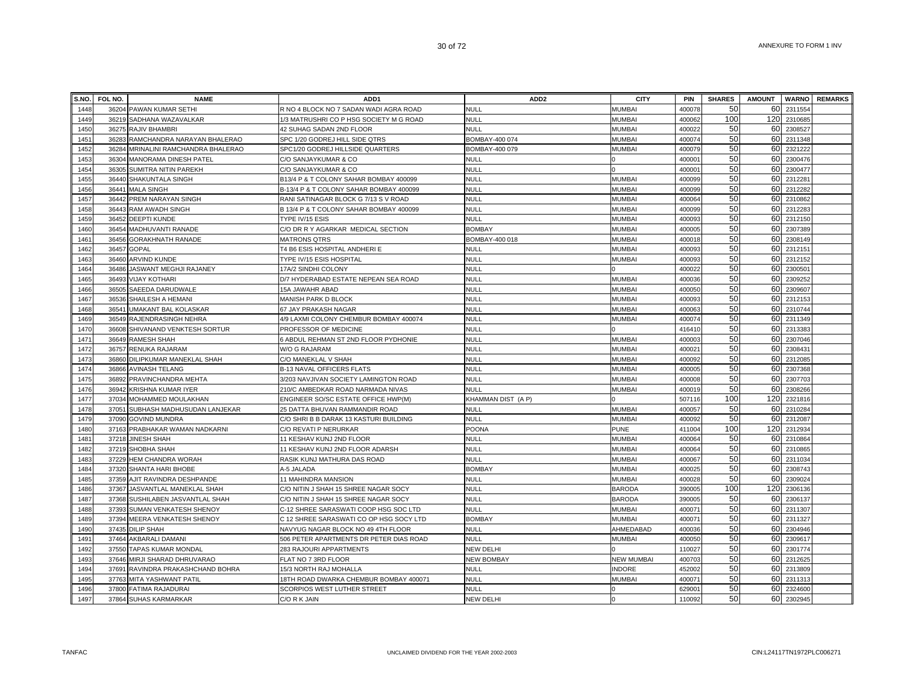| S.NO. | FOL NO. | NAME | ADD1 | ADD2 | CITY | PIN | SHARES | AMOUNT | WARNO | REMARKS |
|---|---|---|---|---|---|---|---|---|---|---|
| 1448 | 36204 | PAWAN KUMAR SETHI | R NO 4 BLOCK NO 7 SADAN WADI AGRA ROAD | NULL | MUMBAI | 400078 | 50 | 60 | 2311554 | |
| 1449 | 36219 | SADHANA WAZAVALKAR | 1/3 MATRUSHRI CO P HSG SOCIETY M G ROAD | NULL | MUMBAI | 400062 | 100 | 120 | 2310685 | |
| 1450 | 36275 | RAJIV BHAMBRI | 42 SUHAG SADAN 2ND FLOOR | NULL | MUMBAI | 400022 | 50 | 60 | 2308527 | |
| 1451 | 36283 | RAMCHANDRA NARAYAN BHALERAO | SPC 1/20 GODREJ HILL SIDE QTRS | BOMBAY-400 074 | MUMBAI | 400074 | 50 | 60 | 2311348 | |
| 1452 | 36284 | MRINALINI RAMCHANDRA BHALERAO | SPC1/20 GODREJ HILLSIDE QUARTERS | BOMBAY-400 079 | MUMBAI | 400079 | 50 | 60 | 2321222 | |
| 1453 | 36304 | MANORAMA DINESH PATEL | C/O SANJAYKUMAR & CO | NULL | 0 | 400001 | 50 | 60 | 2300476 | |
| 1454 | 36305 | SUMITRA NITIN PAREKH | C/O SANJAYKUMAR & CO | NULL | 0 | 400001 | 50 | 60 | 2300477 | |
| 1455 | 36440 | SHAKUNTALA SINGH | B13/4 P & T COLONY SAHAR BOMBAY 400099 | NULL | MUMBAI | 400099 | 50 | 60 | 2312281 | |
| 1456 | 36441 | MALA SINGH | B-13/4 P & T COLONY SAHAR BOMBAY 400099 | NULL | MUMBAI | 400099 | 50 | 60 | 2312282 | |
| 1457 | 36442 | PREM NARAYAN SINGH | RANI SATINAGAR BLOCK G 7/13 S V ROAD | NULL | MUMBAI | 400064 | 50 | 60 | 2310862 | |
| 1458 | 36443 | RAM AWADH SINGH | B 13/4 P & T COLONY SAHAR BOMBAY 400099 | NULL | MUMBAI | 400099 | 50 | 60 | 2312283 | |
| 1459 | 36452 | DEEPTI KUNDE | TYPE IV/15 ESIS | NULL | MUMBAI | 400093 | 50 | 60 | 2312150 | |
| 1460 | 36454 | MADHUVANTI RANADE | C/O DR R Y AGARKAR MEDICAL SECTION | BOMBAY | MUMBAI | 400005 | 50 | 60 | 2307389 | |
| 1461 | 36456 | GORAKHNATH RANADE | MATRONS QTRS | BOMBAY-400 018 | MUMBAI | 400018 | 50 | 60 | 2308149 | |
| 1462 | 36457 | GOPAL | T4 B6 ESIS HOSPITAL ANDHERI E | NULL | MUMBAI | 400093 | 50 | 60 | 2312151 | |
| 1463 | 36460 | ARVIND KUNDE | TYPE IV/15 ESIS HOSPITAL | NULL | MUMBAI | 400093 | 50 | 60 | 2312152 | |
| 1464 | 36486 | JASWANT MEGHJI RAJANEY | 17A/2 SINDHI COLONY | NULL | 0 | 400022 | 50 | 60 | 2300501 | |
| 1465 | 36493 | VIJAY KOTHARI | D/7 HYDERABAD ESTATE NEPEAN SEA ROAD | NULL | MUMBAI | 400036 | 50 | 60 | 2309252 | |
| 1466 | 36505 | SAEEDA DARUDWALE | 15A JAWAHR ABAD | NULL | MUMBAI | 400050 | 50 | 60 | 2309607 | |
| 1467 | 36536 | SHAILESH A HEMANI | MANISH PARK D BLOCK | NULL | MUMBAI | 400093 | 50 | 60 | 2312153 | |
| 1468 | 36541 | UMAKANT BAL KOLASKAR | 67 JAY PRAKASH NAGAR | NULL | MUMBAI | 400063 | 50 | 60 | 2310744 | |
| 1469 | 36549 | RAJENDRASINGH NEHRA | 4/9 LAXMI COLONY CHEMBUR BOMBAY 400074 | NULL | MUMBAI | 400074 | 50 | 60 | 2311349 | |
| 1470 | 36608 | SHIVANAND VENKTESH SORTUR | PROFESSOR OF MEDICINE | NULL | 0 | 416410 | 50 | 60 | 2313383 | |
| 1471 | 36649 | RAMESH SHAH | 6 ABDUL REHMAN ST 2ND FLOOR PYDHONIE | NULL | MUMBAI | 400003 | 50 | 60 | 2307046 | |
| 1472 | 36757 | RENUKA RAJARAM | W/O G RAJARAM | NULL | MUMBAI | 400021 | 50 | 60 | 2308431 | |
| 1473 | 36860 | DILIPKUMAR MANEKLAL SHAH | C/O MANEKLAL V SHAH | NULL | MUMBAI | 400092 | 50 | 60 | 2312085 | |
| 1474 | 36866 | AVINASH TELANG | B-13 NAVAL OFFICERS FLATS | NULL | MUMBAI | 400005 | 50 | 60 | 2307368 | |
| 1475 | 36892 | PRAVINCHANDRA MEHTA | 3/203 NAVJIVAN SOCIETY LAMINGTON ROAD | NULL | MUMBAI | 400008 | 50 | 60 | 2307703 | |
| 1476 | 36942 | KRISHNA KUMAR IYER | 210/C AMBEDKAR ROAD NARMADA NIVAS | NULL | MUMBAI | 400019 | 50 | 60 | 2308266 | |
| 1477 | 37034 | MOHAMMED MOULAKHAN | ENGINEER SO/SC ESTATE OFFICE HWP(M) | KHAMMAN DIST (A P) | 0 | 507116 | 100 | 120 | 2321816 | |
| 1478 | 37051 | SUBHASH MADHUSUDAN LANJEKAR | 25 DATTA BHUVAN RAMMANDIR ROAD | NULL | MUMBAI | 400057 | 50 | 60 | 2310284 | |
| 1479 | 37090 | GOVIND MUNDRA | C/O SHRI B B DARAK 13 KASTURI BUILDING | NULL | MUMBAI | 400092 | 50 | 60 | 2312087 | |
| 1480 | 37163 | PRABHAKAR WAMAN NADKARNI | C/O REVATI P NERURKAR | POONA | PUNE | 411004 | 100 | 120 | 2312934 | |
| 1481 | 37218 | JINESH SHAH | 11 KESHAV KUNJ 2ND FLOOR | NULL | MUMBAI | 400064 | 50 | 60 | 2310864 | |
| 1482 | 37219 | SHOBHA SHAH | 11 KESHAV KUNJ 2ND FLOOR ADARSH | NULL | MUMBAI | 400064 | 50 | 60 | 2310865 | |
| 1483 | 37229 | HEM CHANDRA WORAH | RASIK KUNJ MATHURA DAS ROAD | NULL | MUMBAI | 400067 | 50 | 60 | 2311034 | |
| 1484 | 37320 | SHANTA HARI BHOBE | A-5 JALADA | BOMBAY | MUMBAI | 400025 | 50 | 60 | 2308743 | |
| 1485 | 37359 | AJIT RAVINDRA DESHPANDE | 11 MAHINDRA MANSION | NULL | MUMBAI | 400028 | 50 | 60 | 2309024 | |
| 1486 | 37367 | JASVANTLAL MANEKLAL SHAH | C/O NITIN J SHAH 15 SHREE NAGAR SOCY | NULL | BARODA | 390005 | 100 | 120 | 2306136 | |
| 1487 | 37368 | SUSHILABEN JASVANTLAL SHAH | C/O NITIN J SHAH 15 SHREE NAGAR SOCY | NULL | BARODA | 390005 | 50 | 60 | 2306137 | |
| 1488 | 37393 | SUMAN VENKATESH SHENOY | C-12 SHREE SARASWATI COOP HSG SOC LTD | NULL | MUMBAI | 400071 | 50 | 60 | 2311307 | |
| 1489 | 37394 | MEERA VENKATESH SHENOY | C 12 SHREE SARASWATI CO OP HSG SOCY LTD | BOMBAY | MUMBAI | 400071 | 50 | 60 | 2311327 | |
| 1490 | 37435 | DILIP SHAH | NAVYUG NAGAR BLOCK NO 49 4TH FLOOR | NULL | AHMEDABAD | 400036 | 50 | 60 | 2304946 | |
| 1491 | 37464 | AKBARALI DAMANI | 506 PETER APARTMENTS DR PETER DIAS ROAD | NULL | MUMBAI | 400050 | 50 | 60 | 2309617 | |
| 1492 | 37550 | TAPAS KUMAR MONDAL | 283 RAJOURI APPARTMENTS | NEW DELHI | 0 | 110027 | 50 | 60 | 2301774 | |
| 1493 | 37646 | MIRJI SHARAD DHRUVARAO | FLAT NO 7 3RD FLOOR | NEW BOMBAY | NEW MUMBAI | 400703 | 50 | 60 | 2312625 | |
| 1494 | 37691 | RAVINDRA PRAKASHCHAND BOHRA | 15/3 NORTH RAJ MOHALLA | NULL | INDORE | 452002 | 50 | 60 | 2313809 | |
| 1495 | 37763 | MITA YASHWANT PATIL | 18TH ROAD DWARKA CHEMBUR BOMBAY 400071 | NULL | MUMBAI | 400071 | 50 | 60 | 2311313 | |
| 1496 | 37800 | FATIMA RAJADURAI | SCORPIOS WEST LUTHER STREET | NULL | 0 | 629001 | 50 | 60 | 2324600 | |
| 1497 | 37864 | SUHAS KARMARKAR | C/O R K JAIN | NEW DELHI | 0 | 110092 | 50 | 60 | 2302945 | |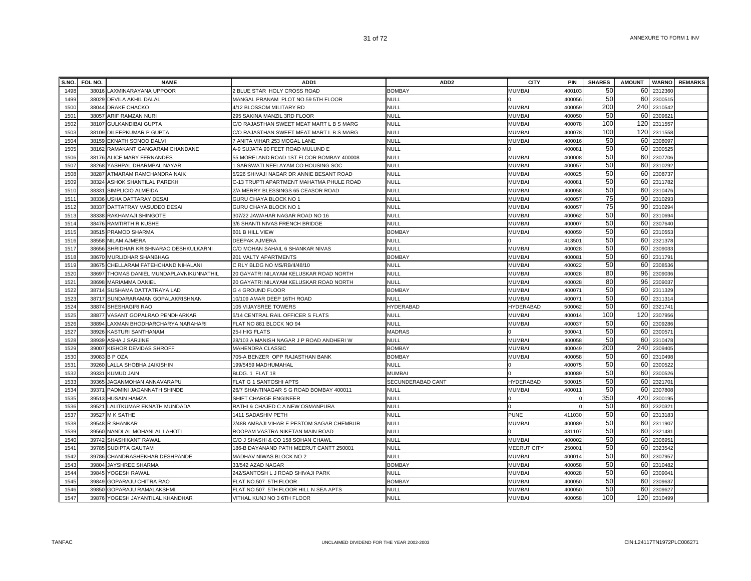| S.NO. | FOL NO. | NAME | ADD1 | ADD2 | CITY | PIN | SHARES | AMOUNT | WARNO | REMARKS |
|---|---|---|---|---|---|---|---|---|---|---|
| 1498 | 38016 | LAXMINARAYANA UPPOOR | 2 BLUE STAR HOLY CROSS ROAD | BOMBAY | MUMBAI | 400103 | 50 | 60 | 2312360 | |
| 1499 | 38029 | DEVILA AKHIL DALAL | MANGAL PRANAM PLOT NO.59 5TH FLOOR | NULL | 0 | 400056 | 50 | 60 | 2300515 | |
| 1500 | 38044 | DRAKE CHACKO | 4/12 BLOSSOM MILITARY RD | NULL | MUMBAI | 400059 | 200 | 240 | 2310542 | |
| 1501 | 38057 | ARIF RAMZAN NURI | 295 SAKINA MANZIL 3RD FLOOR | NULL | MUMBAI | 400050 | 50 | 60 | 2309621 | |
| 1502 | 38107 | GULKANDIBAI GUPTA | C/O RAJASTHAN SWEET MEAT MART L B S MARG | NULL | MUMBAI | 400078 | 100 | 120 | 2311557 | |
| 1503 | 38109 | DILEEPKUMAR P GUPTA | C/O RAJASTHAN SWEET MEAT MART L B S MARG | NULL | MUMBAI | 400078 | 100 | 120 | 2311558 | |
| 1504 | 38159 | EKNATH SONOO DALVI | 7 ANITA VIHAR 253 MOGAL LANE | NULL | MUMBAI | 400016 | 50 | 60 | 2308097 | |
| 1505 | 38162 | RAMAKANT GANGARAM CHANDANE | A-9 SUJATA 90 FEET ROAD MULUND E | NULL | 0 | 400081 | 50 | 60 | 2300525 | |
| 1506 | 38176 | ALICE MARY FERNANDES | 55 MORELAND ROAD 1ST FLOOR BOMBAY 400008 | NULL | MUMBAI | 400008 | 50 | 60 | 2307706 | |
| 1507 | 38268 | YASHPAL DHARMPAL NAYAR | 1 SARSWATI NEELAYAM CO HOUSING SOC | NULL | MUMBAI | 400057 | 50 | 60 | 2310292 | |
| 1508 | 38287 | ATMARAM RAMCHANDRA NAIK | 5/226 SHIVAJI NAGAR DR ANNIE BESANT ROAD | NULL | MUMBAI | 400025 | 50 | 60 | 2308737 | |
| 1509 | 38324 | ASHOK SHANTILAL PAREKH | C-13 TRUPTI APARTMENT MAHATMA PHULE ROAD | NULL | MUMBAI | 400081 | 50 | 60 | 2311782 | |
| 1510 | 38331 | SIMPLICIO ALMEIDA | 2/A MERRY BLESSINGS 65 CEASOR ROAD | NULL | MUMBAI | 400058 | 50 | 60 | 2310476 | |
| 1511 | 38336 | USHA DATTARAY DESAI | GURU CHAYA BLOCK NO 1 | NULL | MUMBAI | 400057 | 75 | 90 | 2310293 | |
| 1512 | 38337 | DATTATRAY VASUDEO DESAI | GURU CHAYA BLOCK NO 1 | NULL | MUMBAI | 400057 | 75 | 90 | 2310294 | |
| 1513 | 38338 | RAKHAMAJI SHINGOTE | 307/22 JAWAHAR NAGAR ROAD NO 16 | NULL | MUMBAI | 400062 | 50 | 60 | 2310694 | |
| 1514 | 38476 | RAMTIRTH R KUSHE | 3/6 SHANTI NIVAS FRENCH BRIDGE | NULL | MUMBAI | 400007 | 50 | 60 | 2307640 | |
| 1515 | 38515 | PRAMOD SHARMA | 601 B HILL VIEW | BOMBAY | MUMBAI | 400059 | 50 | 60 | 2310553 | |
| 1516 | 38558 | NILAM AJMERA | DEEPAK AJMERA | NULL | 0 | 413501 | 50 | 60 | 2321378 | |
| 1517 | 38656 | SHRIDHAR KRISHNARAO DESHKULKARNI | C/O MOHAN SAHAIL 6 SHANKAR NIVAS | NULL | MUMBAI | 400028 | 50 | 60 | 2309033 | |
| 1518 | 38670 | MURLIDHAR SHANBHAG | 201 VALTY APARTMENTS | BOMBAY | MUMBAI | 400081 | 50 | 60 | 2311791 | |
| 1519 | 38675 | CHELLARAM FATEHCHAND NIHALANI | C RLY BLDG NO MS/RB/II/48/10 | NULL | MUMBAI | 400022 | 50 | 60 | 2308536 | |
| 1520 | 38697 | THOMAS DANIEL MUNDAPLAVNIKUNNATHIL | 20 GAYATRI NILAYAM KELUSKAR ROAD NORTH | NULL | MUMBAI | 400028 | 80 | 96 | 2309036 | |
| 1521 | 38698 | MARIAMMA DANIEL | 20 GAYATRI NILAYAM KELUSKAR ROAD NORTH | NULL | MUMBAI | 400028 | 80 | 96 | 2309037 | |
| 1522 | 38714 | SUSHAMA DATTATRAYA LAD | G 4 GROUND FLOOR | BOMBAY | MUMBAI | 400071 | 50 | 60 | 2311329 | |
| 1523 | 38717 | SUNDARARAMAN GOPALAKRISHNAN | 10/109 AMAR DEEP 16TH ROAD | NULL | MUMBAI | 400071 | 50 | 60 | 2311314 | |
| 1524 | 38874 | SHESHAGIRI RAO | 105 VIJAYSREE TOWERS | HYDERABAD | HYDERABAD | 500062 | 50 | 60 | 2321741 | |
| 1525 | 38877 | VASANT GOPALRAO PENDHARKAR | 5/14 CENTRAL RAIL OFFICER S FLATS | NULL | MUMBAI | 400014 | 100 | 120 | 2307956 | |
| 1526 | 38894 | LAXMAN BHODHARCHARYA NARAHARI | FLAT NO 881 BLOCK NO 94 | NULL | MUMBAI | 400037 | 50 | 60 | 2309286 | |
| 1527 | 38926 | KASTURI SANTHANAM | 25-I HIG FLATS | MADRAS | 0 | 600041 | 50 | 60 | 2300571 | |
| 1528 | 38939 | ASHA J SARJINE | 28/103 A MANISH NAGAR J P ROAD ANDHERI W | NULL | MUMBAI | 400058 | 50 | 60 | 2310478 | |
| 1529 | 39007 | KISHOR DEVIDAS SHROFF | MAHENDRA CLASSIC | BOMBAY | MUMBAI | 400049 | 200 | 240 | 2309405 | |
| 1530 | 39083 | B P OZA | 705-A BENZER OPP RAJASTHAN BANK | BOMBAY | MUMBAI | 400058 | 50 | 60 | 2310498 | |
| 1531 | 39260 | LALLA SHOBHA JAIKISHIN | 199/5459 MADHUMAHAL | NULL | 0 | 400075 | 50 | 60 | 2300522 | |
| 1532 | 39331 | KUMUD JAIN | BLDG. 1 FLAT 18 | MUMBAI | 0 | 400089 | 50 | 60 | 2300526 | |
| 1533 | 39365 | JAGANMOHAN ANNAVARAPU | FLAT G 1 SANTOSHI APTS | SECUNDERABAD CANT | HYDERABAD | 500015 | 50 | 60 | 2321701 | |
| 1534 | 39371 | PADMINI JAGANNATH SHINDE | 26/7 SHANTINAGAR S G ROAD BOMBAY 400011 | NULL | MUMBAI | 400011 | 50 | 60 | 2307808 | |
| 1535 | 39513 | HUSAIN HAMZA | SHIFT CHARGE ENGINEER | NULL | 0 | 0 | 350 | 420 | 2300195 | |
| 1536 | 39521 | LALITKUMAR EKNATH MUNDADA | RATHI & CHAJED C A NEW OSMANPURA | NULL | 0 | 0 | 50 | 60 | 2320321 | |
| 1537 | 39527 | M K SATHE | 1411 SADASHIV PETH | NULL | PUNE | 411030 | 50 | 60 | 2313183 | |
| 1538 | 39548 | R SHANKAR | 2/48B AMBAJI VIHAR E PESTOM SAGAR CHEMBUR | NULL | MUMBAI | 400089 | 50 | 60 | 2311907 | |
| 1539 | 39560 | NANDLAL MOHANLAL LAHOTI | ROOPAM VASTRA NIKETAN MAIN ROAD | NULL | 0 | 431107 | 50 | 60 | 2321481 | |
| 1540 | 39742 | SHASHIKANT RAWAL | C/O J SHASHI & CO 158 SOHAN CHAWL | NULL | MUMBAI | 400002 | 50 | 60 | 2306951 | |
| 1541 | 39785 | SUDIPTA GAUTAM | 186-B DAYANAND PATH MEERUT CANTT 250001 | NULL | MEERUT CITY | 250001 | 50 | 60 | 2323542 | |
| 1542 | 39786 | CHANDRASHEKHAR DESHPANDE | MADHAV NIWAS BLOCK NO 2 | NULL | MUMBAI | 400014 | 50 | 60 | 2307957 | |
| 1543 | 39804 | JAYSHREE SHARMA | 33/542 AZAD NAGAR | BOMBAY | MUMBAI | 400058 | 50 | 60 | 2310482 | |
| 1544 | 39845 | YOGESH RAWAL | 242/SANTOSH L J ROAD SHIVAJI PARK | NULL | MUMBAI | 400028 | 50 | 60 | 2309041 | |
| 1545 | 39849 | GOPARAJU CHITRA RAO | FLAT NO.507 5TH FLOOR | BOMBAY | MUMBAI | 400050 | 50 | 60 | 2309637 | |
| 1546 | 39850 | GOPARAJU RAMALAKSHMI | FLAT NO 507 5TH FLOOR HILL N SEA APTS | NULL | MUMBAI | 400050 | 50 | 60 | 2309627 | |
| 1547 | 39876 | YOGESH JAYANTILAL KHANDHAR | VITHAL KUNJ NO 3 6TH FLOOR | NULL | MUMBAI | 400058 | 100 | 120 | 2310499 | |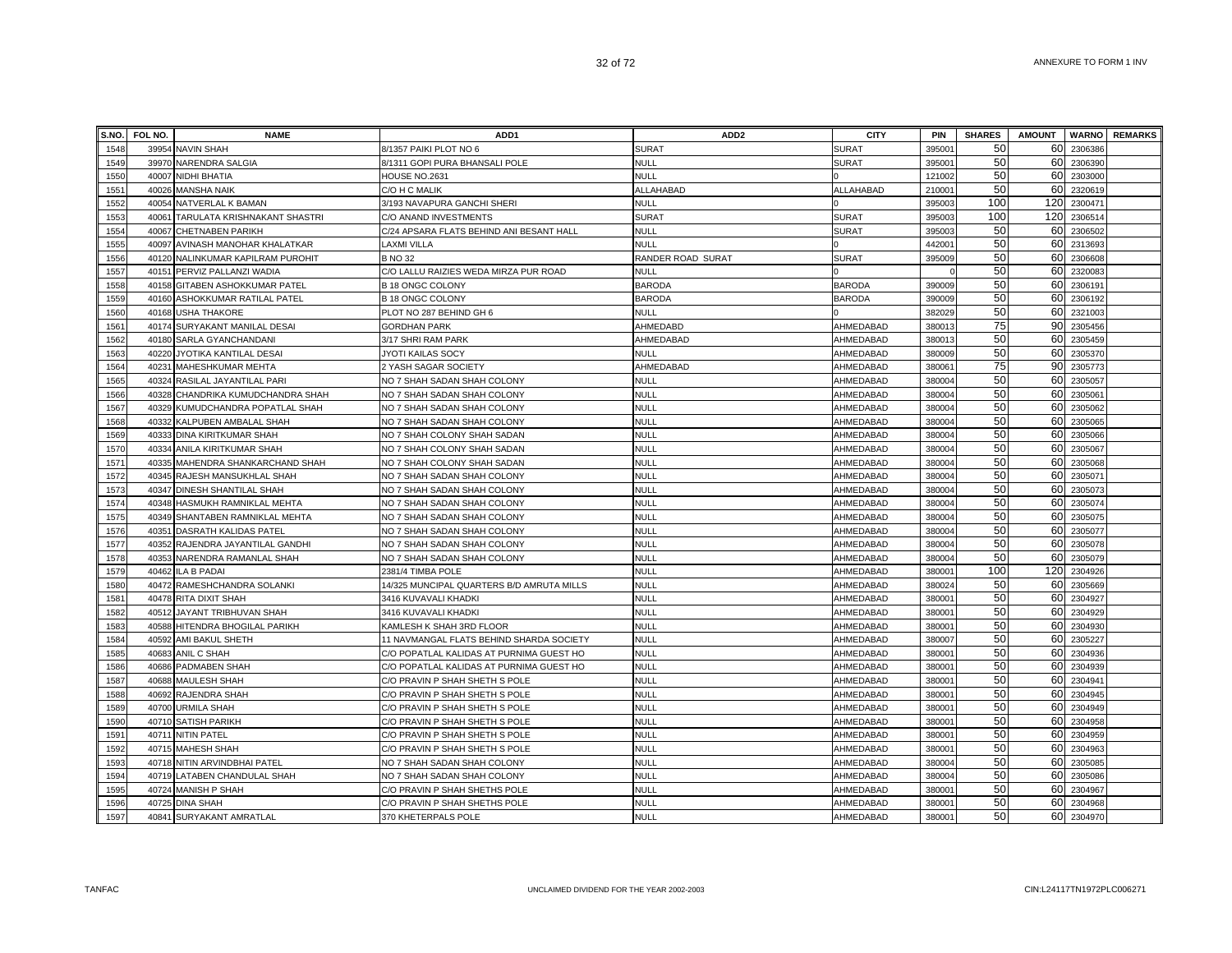| S.NO. | FOL NO. | NAME | ADD1 | ADD2 | CITY | PIN | SHARES | AMOUNT | WARNO | REMARKS |
|---|---|---|---|---|---|---|---|---|---|---|
| 1548 | 39954 | NAVIN SHAH | 8/1357 PAIKI PLOT NO 6 | SURAT | SURAT | 395001 | 50 | 60 | 2306386 | |
| 1549 | 39970 | NARENDRA SALGIA | 8/1311 GOPI PURA BHANSALI POLE | NULL | SURAT | 395001 | 50 | 60 | 2306390 | |
| 1550 | 40007 | NIDHI BHATIA | HOUSE NO.2631 | NULL | 0 | 121002 | 50 | 60 | 2303000 | |
| 1551 | 40026 | MANSHA NAIK | C/O H C MALIK | ALLAHABAD | ALLAHABAD | 210001 | 50 | 60 | 2320619 | |
| 1552 | 40054 | NATVERLAL K BAMAN | 3/193 NAVAPURA GANCHI SHERI | NULL | 0 | 395003 | 100 | 120 | 2300471 | |
| 1553 | 40061 | TARULATA KRISHNAKANT SHASTRI | C/O ANAND INVESTMENTS | SURAT | SURAT | 395003 | 100 | 120 | 2306514 | |
| 1554 | 40067 | CHETNABEN PARIKH | C/24 APSARA FLATS BEHIND ANI BESANT HALL | NULL | SURAT | 395003 | 50 | 60 | 2306502 | |
| 1555 | 40097 | AVINASH MANOHAR KHALATKAR | LAXMI VILLA | NULL | 0 | 442001 | 50 | 60 | 2313693 | |
| 1556 | 40120 | NALINKUMAR KAPILRAM PUROHIT | B NO 32 | RANDER ROAD SURAT | SURAT | 395009 | 50 | 60 | 2306608 | |
| 1557 | 40151 | PERVIZ PALLANZI WADIA | C/O LALLU RAIZIES WEDA MIRZA PUR ROAD | NULL | 0 | 0 | 50 | 60 | 2320083 | |
| 1558 | 40158 | GITABEN ASHOKKUMAR PATEL | B 18 ONGC COLONY | BARODA | BARODA | 390009 | 50 | 60 | 2306191 | |
| 1559 | 40160 | ASHOKKUMAR RATILAL PATEL | B 18 ONGC COLONY | BARODA | BARODA | 390009 | 50 | 60 | 2306192 | |
| 1560 | 40168 | USHA THAKORE | PLOT NO 287 BEHIND GH 6 | NULL | 0 | 382029 | 50 | 60 | 2321003 | |
| 1561 | 40174 | SURYAKANT MANILAL DESAI | GORDHAN PARK | AHMEDABD | AHMEDABAD | 380013 | 75 | 90 | 2305456 | |
| 1562 | 40180 | SARLA GYANCHANDANI | 3/17 SHRI RAM PARK | AHMEDABAD | AHMEDABAD | 380013 | 50 | 60 | 2305459 | |
| 1563 | 40220 | JYOTIKA KANTILAL DESAI | JYOTI KAILAS SOCY | NULL | AHMEDABAD | 380009 | 50 | 60 | 2305370 | |
| 1564 | 40231 | MAHESHKUMAR MEHTA | 2 YASH SAGAR SOCIETY | AHMEDABAD | AHMEDABAD | 380061 | 75 | 90 | 2305773 | |
| 1565 | 40324 | RASILAL JAYANTILAL PARI | NO 7 SHAH SADAN SHAH COLONY | NULL | AHMEDABAD | 380004 | 50 | 60 | 2305057 | |
| 1566 | 40328 | CHANDRIKA KUMUDCHANDRA SHAH | NO 7 SHAH SADAN SHAH COLONY | NULL | AHMEDABAD | 380004 | 50 | 60 | 2305061 | |
| 1567 | 40329 | KUMUDCHANDRA POPATLAL SHAH | NO 7 SHAH SADAN SHAH COLONY | NULL | AHMEDABAD | 380004 | 50 | 60 | 2305062 | |
| 1568 | 40332 | KALPUBEN AMBALAL SHAH | NO 7 SHAH SADAN SHAH COLONY | NULL | AHMEDABAD | 380004 | 50 | 60 | 2305065 | |
| 1569 | 40333 | DINA KIRITKUMAR SHAH | NO 7 SHAH COLONY SHAH SADAN | NULL | AHMEDABAD | 380004 | 50 | 60 | 2305066 | |
| 1570 | 40334 | ANILA KIRITKUMAR SHAH | NO 7 SHAH COLONY SHAH SADAN | NULL | AHMEDABAD | 380004 | 50 | 60 | 2305067 | |
| 1571 | 40335 | MAHENDRA SHANKARCHAND SHAH | NO 7 SHAH COLONY SHAH SADAN | NULL | AHMEDABAD | 380004 | 50 | 60 | 2305068 | |
| 1572 | 40345 | RAJESH MANSUKHLAL SHAH | NO 7 SHAH SADAN SHAH COLONY | NULL | AHMEDABAD | 380004 | 50 | 60 | 2305071 | |
| 1573 | 40347 | DINESH SHANTILAL SHAH | NO 7 SHAH SADAN SHAH COLONY | NULL | AHMEDABAD | 380004 | 50 | 60 | 2305073 | |
| 1574 | 40348 | HASMUKH RAMNIKLAL MEHTA | NO 7 SHAH SADAN SHAH COLONY | NULL | AHMEDABAD | 380004 | 50 | 60 | 2305074 | |
| 1575 | 40349 | SHANTABEN RAMNIKLAL MEHTA | NO 7 SHAH SADAN SHAH COLONY | NULL | AHMEDABAD | 380004 | 50 | 60 | 2305075 | |
| 1576 | 40351 | DASRATH KALIDAS PATEL | NO 7 SHAH SADAN SHAH COLONY | NULL | AHMEDABAD | 380004 | 50 | 60 | 2305077 | |
| 1577 | 40352 | RAJENDRA JAYANTILAL GANDHI | NO 7 SHAH SADAN SHAH COLONY | NULL | AHMEDABAD | 380004 | 50 | 60 | 2305078 | |
| 1578 | 40353 | NARENDRA RAMANLAL SHAH | NO 7 SHAH SADAN SHAH COLONY | NULL | AHMEDABAD | 380004 | 50 | 60 | 2305079 | |
| 1579 | 40462 | ILA B PADAI | 2381/4 TIMBA POLE | NULL | AHMEDABAD | 380001 | 100 | 120 | 2304926 | |
| 1580 | 40472 | RAMESHCHANDRA SOLANKI | 14/325 MUNCIPAL QUARTERS B/D AMRUTA MILLS | NULL | AHMEDABAD | 380024 | 50 | 60 | 2305669 | |
| 1581 | 40478 | RITA DIXIT SHAH | 3416 KUVAVALI KHADKI | NULL | AHMEDABAD | 380001 | 50 | 60 | 2304927 | |
| 1582 | 40512 | JAYANT TRIBHUVAN SHAH | 3416 KUVAVALI KHADKI | NULL | AHMEDABAD | 380001 | 50 | 60 | 2304929 | |
| 1583 | 40588 | HITENDRA BHOGILAL PARIKH | KAMLESH K SHAH 3RD FLOOR | NULL | AHMEDABAD | 380001 | 50 | 60 | 2304930 | |
| 1584 | 40592 | AMI BAKUL SHETH | 11 NAVMANGAL FLATS BEHIND SHARDA SOCIETY | NULL | AHMEDABAD | 380007 | 50 | 60 | 2305227 | |
| 1585 | 40683 | ANIL C SHAH | C/O POPATLAL KALIDAS AT PURNIMA GUEST HO | NULL | AHMEDABAD | 380001 | 50 | 60 | 2304936 | |
| 1586 | 40686 | PADMABEN SHAH | C/O POPATLAL KALIDAS AT PURNIMA GUEST HO | NULL | AHMEDABAD | 380001 | 50 | 60 | 2304939 | |
| 1587 | 40688 | MAULESH SHAH | C/O PRAVIN P SHAH SHETH S POLE | NULL | AHMEDABAD | 380001 | 50 | 60 | 2304941 | |
| 1588 | 40692 | RAJENDRA SHAH | C/O PRAVIN P SHAH SHETH S POLE | NULL | AHMEDABAD | 380001 | 50 | 60 | 2304945 | |
| 1589 | 40700 | URMILA SHAH | C/O PRAVIN P SHAH SHETH S POLE | NULL | AHMEDABAD | 380001 | 50 | 60 | 2304949 | |
| 1590 | 40710 | SATISH PARIKH | C/O PRAVIN P SHAH SHETH S POLE | NULL | AHMEDABAD | 380001 | 50 | 60 | 2304958 | |
| 1591 | 40711 | NITIN PATEL | C/O PRAVIN P SHAH SHETH S POLE | NULL | AHMEDABAD | 380001 | 50 | 60 | 2304959 | |
| 1592 | 40715 | MAHESH SHAH | C/O PRAVIN P SHAH SHETH S POLE | NULL | AHMEDABAD | 380001 | 50 | 60 | 2304963 | |
| 1593 | 40718 | NITIN ARVINDBHAI PATEL | NO 7 SHAH SADAN SHAH COLONY | NULL | AHMEDABAD | 380004 | 50 | 60 | 2305085 | |
| 1594 | 40719 | LATABEN CHANDULAL SHAH | NO 7 SHAH SADAN SHAH COLONY | NULL | AHMEDABAD | 380004 | 50 | 60 | 2305086 | |
| 1595 | 40724 | MANISH P SHAH | C/O PRAVIN P SHAH SHETHS POLE | NULL | AHMEDABAD | 380001 | 50 | 60 | 2304967 | |
| 1596 | 40725 | DINA SHAH | C/O PRAVIN P SHAH SHETHS POLE | NULL | AHMEDABAD | 380001 | 50 | 60 | 2304968 | |
| 1597 | 40841 | SURYAKANT AMRATLAL | 370 KHETERPALS POLE | NULL | AHMEDABAD | 380001 | 50 | 60 | 2304970 | |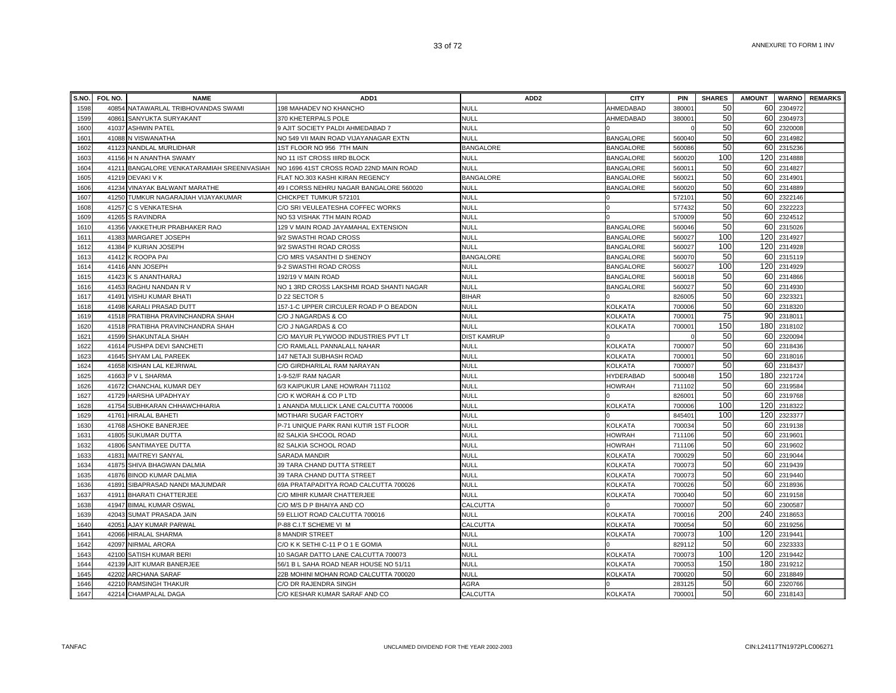| S.NO. | FOL NO. | NAME | ADD1 | ADD2 | CITY | PIN | SHARES | AMOUNT | WARNO | REMARKS |
|---|---|---|---|---|---|---|---|---|---|---|
| 1598 | 40854 | NATAWARLAL TRIBHOVANDAS SWAMI | 198 MAHADEV NO KHANCHO | NULL | AHMEDABAD | 380001 | 50 | 60 | 2304972 | |
| 1599 | 40861 | SANYUKTA SURYAKANT | 370 KHETERPALS POLE | NULL | AHMEDABAD | 380001 | 50 | 60 | 2304973 | |
| 1600 | 41037 | ASHWIN PATEL | 9 AJIT SOCIETY PALDI AHMEDABAD 7 | NULL | 0 | 0 | 50 | 60 | 2320008 | |
| 1601 | 41088 | N VISWANATHA | NO 549 VII MAIN ROAD VIJAYANAGAR EXTN | NULL | BANGALORE | 560040 | 50 | 60 | 2314982 | |
| 1602 | 41123 | NANDLAL MURLIDHAR | 1ST FLOOR NO 956 7TH MAIN | BANGALORE | BANGALORE | 560086 | 50 | 60 | 2315236 | |
| 1603 | 41156 | H N ANANTHA SWAMY | NO 11 IST CROSS IIIRD BLOCK | NULL | BANGALORE | 560020 | 100 | 120 | 2314888 | |
| 1604 | 41211 | BANGALORE VENKATARAMIAH SREENIVASIAH | NO 1696 41ST CROSS ROAD 22ND MAIN ROAD | NULL | BANGALORE | 560011 | 50 | 60 | 2314827 | |
| 1605 | 41219 | DEVAKI V K | FLAT NO.303 KASHI KIRAN REGENCY | BANGALORE | BANGALORE | 560021 | 50 | 60 | 2314901 | |
| 1606 | 41234 | VINAYAK BALWANT MARATHE | 49 I CORSS NEHRU NAGAR BANGALORE 560020 | NULL | BANGALORE | 560020 | 50 | 60 | 2314889 | |
| 1607 | 41250 | TUMKUR NAGARAJIAH VIJAYAKUMAR | CHICKPET TUMKUR 572101 | NULL | 0 | 572101 | 50 | 60 | 2322146 | |
| 1608 | 41257 | C S VENKATESHA | C/O SRI VEULEATESHA COFFEC WORKS | NULL | 0 | 577432 | 50 | 60 | 2322223 | |
| 1609 | 41265 | S RAVINDRA | NO 53 VISHAK 7TH MAIN ROAD | NULL | 0 | 570009 | 50 | 60 | 2324512 | |
| 1610 | 41356 | VAKKETHUR PRABHAKER RAO | 129 V MAIN ROAD JAYAMAHAL EXTENSION | NULL | BANGALORE | 560046 | 50 | 60 | 2315026 | |
| 1611 | 41383 | MARGARET JOSEPH | 9/2 SWASTHI ROAD CROSS | NULL | BANGALORE | 560027 | 100 | 120 | 2314927 | |
| 1612 | 41384 | P KURIAN JOSEPH | 9/2 SWASTHI ROAD CROSS | NULL | BANGALORE | 560027 | 100 | 120 | 2314928 | |
| 1613 | 41412 | K ROOPA PAI | C/O MRS VASANTHI D SHENOY | BANGALORE | BANGALORE | 560070 | 50 | 60 | 2315119 | |
| 1614 | 41416 | ANN JOSEPH | 9-2 SWASTHI ROAD CROSS | NULL | BANGALORE | 560027 | 100 | 120 | 2314929 | |
| 1615 | 41423 | K S ANANTHARAJ | 192/19 V MAIN ROAD | NULL | BANGALORE | 560018 | 50 | 60 | 2314866 | |
| 1616 | 41453 | RAGHU NANDAN R V | NO 1 3RD CROSS LAKSHMI ROAD SHANTI NAGAR | NULL | BANGALORE | 560027 | 50 | 60 | 2314930 | |
| 1617 | 41491 | VISHU KUMAR BHATI | D 22 SECTOR 5 | BIHAR | 0 | 826005 | 50 | 60 | 2323321 | |
| 1618 | 41498 | KARALI PRASAD DUTT | 157-1-C UPPER CIRCULER ROAD P O BEADON | NULL | KOLKATA | 700006 | 50 | 60 | 2318320 | |
| 1619 | 41518 | PRATIBHA PRAVINCHANDRA SHAH | C/O J NAGARDAS & CO | NULL | KOLKATA | 700001 | 75 | 90 | 2318011 | |
| 1620 | 41518 | PRATIBHA PRAVINCHANDRA SHAH | C/O J NAGARDAS & CO | NULL | KOLKATA | 700001 | 150 | 180 | 2318102 | |
| 1621 | 41599 | SHAKUNTALA SHAH | C/O MAYUR PLYWOOD INDUSTRIES PVT LT | DIST KAMRUP | 0 | 0 | 50 | 60 | 2320094 | |
| 1622 | 41614 | PUSHPA DEVI SANCHETI | C/O RAMLALL PANNALALL NAHAR | NULL | KOLKATA | 700007 | 50 | 60 | 2318436 | |
| 1623 | 41645 | SHYAM LAL PAREEK | 147 NETAJI SUBHASH ROAD | NULL | KOLKATA | 700001 | 50 | 60 | 2318016 | |
| 1624 | 41658 | KISHAN LAL KEJRIWAL | C/O GIRDHARILAL RAM NARAYAN | NULL | KOLKATA | 700007 | 50 | 60 | 2318437 | |
| 1625 | 41663 | P V L SHARMA | 1-9-52/F RAM NAGAR | NULL | HYDERABAD | 500048 | 150 | 180 | 2321724 | |
| 1626 | 41672 | CHANCHAL KUMAR DEY | 6/3 KAIPUKUR LANE HOWRAH 711102 | NULL | HOWRAH | 711102 | 50 | 60 | 2319584 | |
| 1627 | 41729 | HARSHA UPADHYAY | C/O K WORAH & CO P LTD | NULL | 0 | 826001 | 50 | 60 | 2319768 | |
| 1628 | 41754 | SUBHKARAN CHHAWCHHARIA | 1 ANANDA MULLICK LANE CALCUTTA 700006 | NULL | KOLKATA | 700006 | 100 | 120 | 2318322 | |
| 1629 | 41761 | HIRALAL BAHETI | MOTIHARI SUGAR FACTORY | NULL | 0 | 845401 | 100 | 120 | 2323377 | |
| 1630 | 41768 | ASHOKE BANERJEE | P-71 UNIQUE PARK RANI KUTIR 1ST FLOOR | NULL | KOLKATA | 700034 | 50 | 60 | 2319138 | |
| 1631 | 41805 | SUKUMAR DUTTA | 82 SALKIA SHCOOL ROAD | NULL | HOWRAH | 711106 | 50 | 60 | 2319601 | |
| 1632 | 41806 | SANTIMAYEE DUTTA | 82 SALKIA SCHOOL ROAD | NULL | HOWRAH | 711106 | 50 | 60 | 2319602 | |
| 1633 | 41831 | MAITREYI SANYAL | SARADA MANDIR | NULL | KOLKATA | 700029 | 50 | 60 | 2319044 | |
| 1634 | 41875 | SHIVA BHAGWAN DALMIA | 39 TARA CHAND DUTTA STREET | NULL | KOLKATA | 700073 | 50 | 60 | 2319439 | |
| 1635 | 41876 | BINOD KUMAR DALMIA | 39 TARA CHAND DUTTA STREET | NULL | KOLKATA | 700073 | 50 | 60 | 2319440 | |
| 1636 | 41891 | SIBAPRASAD NANDI MAJUMDAR | 69A PRATAPADITYA ROAD CALCUTTA 700026 | NULL | KOLKATA | 700026 | 50 | 60 | 2318936 | |
| 1637 | 41911 | BHARATI CHATTERJEE | C/O MIHIR KUMAR CHATTERJEE | NULL | KOLKATA | 700040 | 50 | 60 | 2319158 | |
| 1638 | 41947 | BIMAL KUMAR OSWAL | C/O M/S D P BHAIYA AND CO | CALCUTTA | 0 | 700007 | 50 | 60 | 2300587 | |
| 1639 | 42043 | SUMAT PRASADA JAIN | 59 ELLIOT ROAD CALCUTTA 700016 | NULL | KOLKATA | 700016 | 200 | 240 | 2318653 | |
| 1640 | 42051 | AJAY KUMAR PARWAL | P-88 C.I.T SCHEME VI M | CALCUTTA | KOLKATA | 700054 | 50 | 60 | 2319256 | |
| 1641 | 42066 | HIRALAL SHARMA | 8 MANDIR STREET | NULL | KOLKATA | 700073 | 100 | 120 | 2319441 | |
| 1642 | 42097 | NIRMAL ARORA | C/O K K SETHI C-11 P O 1 E GOMIA | NULL | 0 | 829112 | 50 | 60 | 2323333 | |
| 1643 | 42100 | SATISH KUMAR BERI | 10 SAGAR DATTO LANE CALCUTTA 700073 | NULL | KOLKATA | 700073 | 100 | 120 | 2319442 | |
| 1644 | 42139 | AJIT KUMAR BANERJEE | 56/1 B L SAHA ROAD NEAR HOUSE NO 51/11 | NULL | KOLKATA | 700053 | 150 | 180 | 2319212 | |
| 1645 | 42202 | ARCHANA SARAF | 22B MOHINI MOHAN ROAD CALCUTTA 700020 | NULL | KOLKATA | 700020 | 50 | 60 | 2318849 | |
| 1646 | 42210 | RAMSINGH THAKUR | C/O DR RAJENDRA SINGH | AGRA | 0 | 283125 | 50 | 60 | 2320766 | |
| 1647 | 42214 | CHAMPALAL DAGA | C/O KESHAR KUMAR SARAF AND CO | CALCUTTA | KOLKATA | 700001 | 50 | 60 | 2318143 | |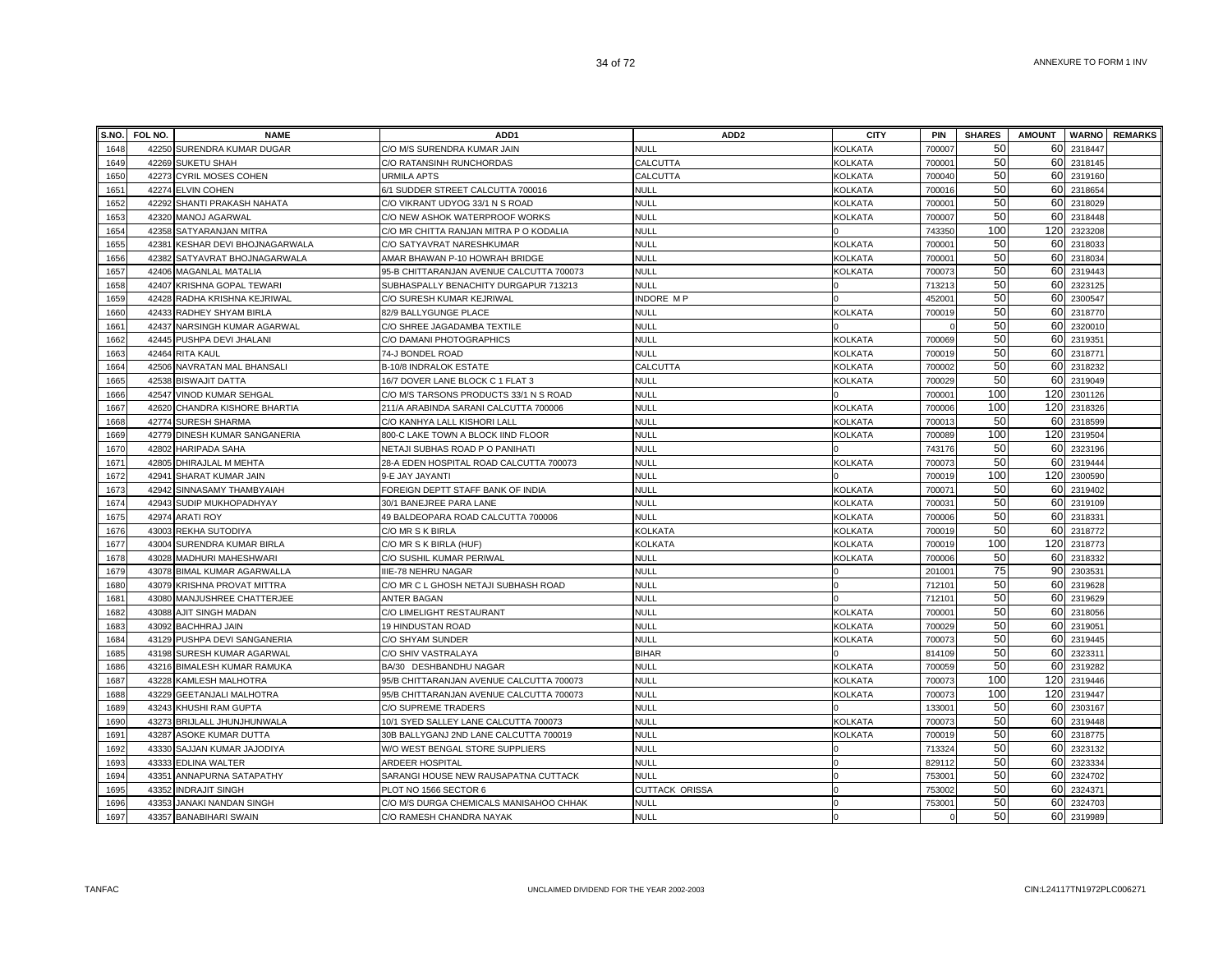| S.NO. | FOL NO. | NAME | ADD1 | ADD2 | CITY | PIN | SHARES | AMOUNT | WARNO | REMARKS |
|---|---|---|---|---|---|---|---|---|---|---|
| 1648 | 42250 | SURENDRA KUMAR DUGAR | C/O M/S SURENDRA KUMAR JAIN | NULL | KOLKATA | 700007 | 50 | 60 | 2318447 | |
| 1649 | 42269 | SUKETU SHAH | C/O RATANSINH RUNCHORDAS | CALCUTTA | KOLKATA | 700001 | 50 | 60 | 2318145 | |
| 1650 | 42273 | CYRIL MOSES COHEN | URMILA APTS | CALCUTTA | KOLKATA | 700040 | 50 | 60 | 2319160 | |
| 1651 | 42274 | ELVIN COHEN | 6/1 SUDDER STREET CALCUTTA 700016 | NULL | KOLKATA | 700016 | 50 | 60 | 2318654 | |
| 1652 | 42292 | SHANTI PRAKASH NAHATA | C/O VIKRANT UDYOG 33/1 N S ROAD | NULL | KOLKATA | 700001 | 50 | 60 | 2318029 | |
| 1653 | 42320 | MANOJ AGARWAL | C/O NEW ASHOK WATERPROOF WORKS | NULL | KOLKATA | 700007 | 50 | 60 | 2318448 | |
| 1654 | 42358 | SATYARANJAN MITRA | C/O MR CHITTA RANJAN MITRA P O KODALIA | NULL | 0 | 743350 | 100 | 120 | 2323208 | |
| 1655 | 42381 | KESHAR DEVI BHOJNAGARWALA | C/O SATYAVRAT NARESHKUMAR | NULL | KOLKATA | 700001 | 50 | 60 | 2318033 | |
| 1656 | 42382 | SATYAVRAT BHOJNAGARWALA | AMAR BHAWAN P-10 HOWRAH BRIDGE | NULL | KOLKATA | 700001 | 50 | 60 | 2318034 | |
| 1657 | 42406 | MAGANLAL MATALIA | 95-B CHITTARANJAN AVENUE CALCUTTA 700073 | NULL | KOLKATA | 700073 | 50 | 60 | 2319443 | |
| 1658 | 42407 | KRISHNA GOPAL TEWARI | SUBHASPALLY BENACHITY DURGAPUR 713213 | NULL | 0 | 713213 | 50 | 60 | 2323125 | |
| 1659 | 42428 | RADHA KRISHNA KEJRIWAL | C/O SURESH KUMAR KEJRIWAL | INDORE M P | 0 | 452001 | 50 | 60 | 2300547 | |
| 1660 | 42433 | RADHEY SHYAM BIRLA | 82/9 BALLYGUNGE PLACE | NULL | KOLKATA | 700019 | 50 | 60 | 2318770 | |
| 1661 | 42437 | NARSINGH KUMAR AGARWAL | C/O SHREE JAGADAMBA TEXTILE | NULL | 0 | 0 | 50 | 60 | 2320010 | |
| 1662 | 42445 | PUSHPA DEVI JHALANI | C/O DAMANI PHOTOGRAPHICS | NULL | KOLKATA | 700069 | 50 | 60 | 2319351 | |
| 1663 | 42464 | RITA KAUL | 74-J BONDEL ROAD | NULL | KOLKATA | 700019 | 50 | 60 | 2318771 | |
| 1664 | 42506 | NAVRATAN MAL BHANSALI | B-10/8 INDRALOK ESTATE | CALCUTTA | KOLKATA | 700002 | 50 | 60 | 2318232 | |
| 1665 | 42538 | BISWAJIT DATTA | 16/7 DOVER LANE BLOCK C 1 FLAT 3 | NULL | KOLKATA | 700029 | 50 | 60 | 2319049 | |
| 1666 | 42547 | VINOD KUMAR SEHGAL | C/O M/S TARSONS PRODUCTS 33/1 N S ROAD | NULL | 0 | 700001 | 100 | 120 | 2301126 | |
| 1667 | 42620 | CHANDRA KISHORE BHARTIA | 211/A ARABINDA SARANI CALCUTTA 700006 | NULL | KOLKATA | 700006 | 100 | 120 | 2318326 | |
| 1668 | 42774 | SURESH SHARMA | C/O KANHYA LALL KISHORI LALL | NULL | KOLKATA | 700013 | 50 | 60 | 2318599 | |
| 1669 | 42779 | DINESH KUMAR SANGANERIA | 800-C LAKE TOWN A BLOCK IIND FLOOR | NULL | KOLKATA | 700089 | 100 | 120 | 2319504 | |
| 1670 | 42802 | HARIPADA SAHA | NETAJI SUBHAS ROAD P O PANIHATI | NULL | 0 | 743176 | 50 | 60 | 2323196 | |
| 1671 | 42805 | DHIRAJLAL M MEHTA | 28-A EDEN HOSPITAL ROAD CALCUTTA 700073 | NULL | KOLKATA | 700073 | 50 | 60 | 2319444 | |
| 1672 | 42941 | SHARAT KUMAR JAIN | 9-E JAY JAYANTI | NULL | 0 | 700019 | 100 | 120 | 2300590 | |
| 1673 | 42942 | SINNASAMY THAMBYAIAH | FOREIGN DEPTT STAFF BANK OF INDIA | NULL | KOLKATA | 700071 | 50 | 60 | 2319402 | |
| 1674 | 42943 | SUDIP MUKHOPADHYAY | 30/1 BANEJREE PARA LANE | NULL | KOLKATA | 700031 | 50 | 60 | 2319109 | |
| 1675 | 42974 | ARATI ROY | 49 BALDEOPARA ROAD CALCUTTA 700006 | NULL | KOLKATA | 700006 | 50 | 60 | 2318331 | |
| 1676 | 43003 | REKHA SUTODIYA | C/O MR S K BIRLA | KOLKATA | KOLKATA | 700019 | 50 | 60 | 2318772 | |
| 1677 | 43004 | SURENDRA KUMAR BIRLA | C/O MR S K BIRLA (HUF) | KOLKATA | KOLKATA | 700019 | 100 | 120 | 2318773 | |
| 1678 | 43028 | MADHURI MAHESHWARI | C/O SUSHIL KUMAR PERIWAL | NULL | KOLKATA | 700006 | 50 | 60 | 2318332 | |
| 1679 | 43078 | BIMAL KUMAR AGARWALLA | IIIE-78 NEHRU NAGAR | NULL | 0 | 201001 | 75 | 90 | 2303531 | |
| 1680 | 43079 | KRISHNA PROVAT MITTRA | C/O MR C L GHOSH NETAJI SUBHASH ROAD | NULL | 0 | 712101 | 50 | 60 | 2319628 | |
| 1681 | 43080 | MANJUSHREE CHATTERJEE | ANTER BAGAN | NULL | 0 | 712101 | 50 | 60 | 2319629 | |
| 1682 | 43088 | AJIT SINGH MADAN | C/O LIMELIGHT RESTAURANT | NULL | KOLKATA | 700001 | 50 | 60 | 2318056 | |
| 1683 | 43092 | BACHHRAJ JAIN | 19 HINDUSTAN ROAD | NULL | KOLKATA | 700029 | 50 | 60 | 2319051 | |
| 1684 | 43129 | PUSHPA DEVI SANGANERIA | C/O SHYAM SUNDER | NULL | KOLKATA | 700073 | 50 | 60 | 2319445 | |
| 1685 | 43198 | SURESH KUMAR AGARWAL | C/O SHIV VASTRALAYA | BIHAR | 0 | 814109 | 50 | 60 | 2323311 | |
| 1686 | 43216 | BIMALESH KUMAR RAMUKA | BA/30 DESHBANDHU NAGAR | NULL | KOLKATA | 700059 | 50 | 60 | 2319282 | |
| 1687 | 43228 | KAMLESH MALHOTRA | 95/B CHITTARANJAN AVENUE CALCUTTA 700073 | NULL | KOLKATA | 700073 | 100 | 120 | 2319446 | |
| 1688 | 43229 | GEETANJALI MALHOTRA | 95/B CHITTARANJAN AVENUE CALCUTTA 700073 | NULL | KOLKATA | 700073 | 100 | 120 | 2319447 | |
| 1689 | 43243 | KHUSHI RAM GUPTA | C/O SUPREME TRADERS | NULL | 0 | 133001 | 50 | 60 | 2303167 | |
| 1690 | 43273 | BRIJLALL JHUNJHUNWALA | 10/1 SYED SALLEY LANE CALCUTTA 700073 | NULL | KOLKATA | 700073 | 50 | 60 | 2319448 | |
| 1691 | 43287 | ASOKE KUMAR DUTTA | 30B BALLYGANJ 2ND LANE CALCUTTA 700019 | NULL | KOLKATA | 700019 | 50 | 60 | 2318775 | |
| 1692 | 43330 | SAJJAN KUMAR JAJODIYA | W/O WEST BENGAL STORE SUPPLIERS | NULL | 0 | 713324 | 50 | 60 | 2323132 | |
| 1693 | 43333 | EDLINA WALTER | ARDEER HOSPITAL | NULL | 0 | 829112 | 50 | 60 | 2323334 | |
| 1694 | 43351 | ANNAPURNA SATAPATHY | SARANGI HOUSE NEW RAUSAPATNA CUTTACK | NULL | 0 | 753001 | 50 | 60 | 2324702 | |
| 1695 | 43352 | INDRAJIT SINGH | PLOT NO 1566 SECTOR 6 | CUTTACK ORISSA | 0 | 753002 | 50 | 60 | 2324371 | |
| 1696 | 43353 | JANAKI NANDAN SINGH | C/O M/S DURGA CHEMICALS MANISAHOO CHHAK | NULL | 0 | 753001 | 50 | 60 | 2324703 | |
| 1697 | 43357 | BANABIHARI SWAIN | C/O RAMESH CHANDRA NAYAK | NULL | 0 | 0 | 50 | 60 | 2319989 | |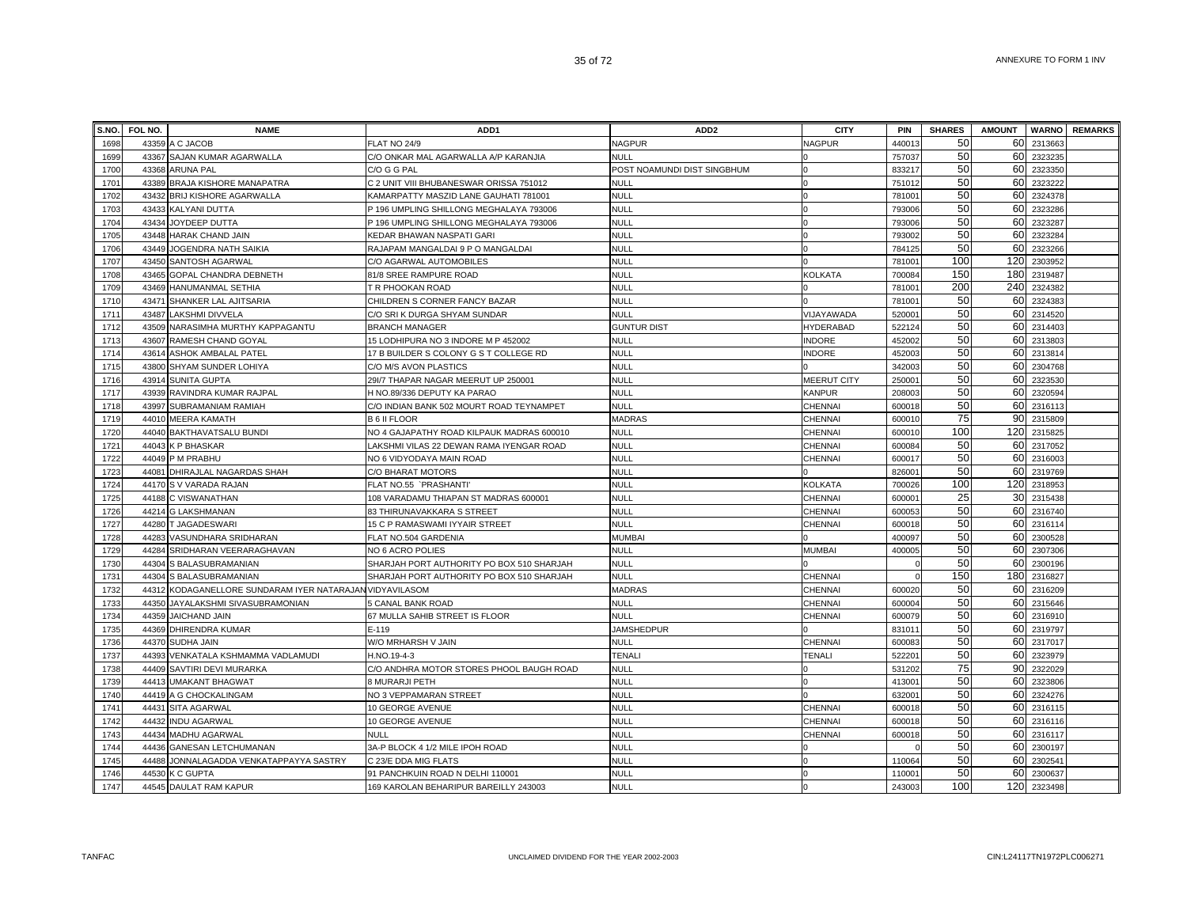| S.NO. | FOL NO. | NAME | ADD1 | ADD2 | CITY | PIN | SHARES | AMOUNT | WARNO | REMARKS |
|---|---|---|---|---|---|---|---|---|---|---|
| 1698 | 43359 | A C JACOB | FLAT NO 24/9 | NAGPUR | NAGPUR | 440013 | 50 | 60 | 2313663 | |
| 1699 | 43367 | SAJAN KUMAR AGARWALLA | C/O ONKAR MAL AGARWALLA A/P KARANJIA | NULL | 0 | 757037 | 50 | 60 | 2323235 | |
| 1700 | 43368 | ARUNA PAL | C/O G G PAL | POST NOAMUNDI DIST SINGBHUM | 0 | 833217 | 50 | 60 | 2323350 | |
| 1701 | 43389 | BRAJA KISHORE MANAPATRA | C 2 UNIT VIII BHUBANESWAR ORISSA 751012 | NULL | 0 | 751012 | 50 | 60 | 2323222 | |
| 1702 | 43432 | BRIJ KISHORE AGARWALLA | KAMARPATTY MASZID LANE GAUHATI 781001 | NULL | 0 | 781001 | 50 | 60 | 2324378 | |
| 1703 | 43433 | KALYANI DUTTA | P 196 UMPLING SHILLONG MEGHALAYA 793006 | NULL | 0 | 793006 | 50 | 60 | 2323286 | |
| 1704 | 43434 | JOYDEEP DUTTA | P 196 UMPLING SHILLONG MEGHALAYA 793006 | NULL | 0 | 793006 | 50 | 60 | 2323287 | |
| 1705 | 43448 | HARAK CHAND JAIN | KEDAR BHAWAN NASPATI GARI | NULL | 0 | 793002 | 50 | 60 | 2323284 | |
| 1706 | 43449 | JOGENDRA NATH SAIKIA | RAJAPAM MANGALDAI 9 P O MANGALDAI | NULL | 0 | 784125 | 50 | 60 | 2323266 | |
| 1707 | 43450 | SANTOSH AGARWAL | C/O AGARWAL AUTOMOBILES | NULL | 0 | 781001 | 100 | 120 | 2303952 | |
| 1708 | 43465 | GOPAL CHANDRA DEBNETH | 81/8 SREE RAMPURE ROAD | NULL | KOLKATA | 700084 | 150 | 180 | 2319487 | |
| 1709 | 43469 | HANUMANMAL SETHIA | T R PHOOKAN ROAD | NULL | 0 | 781001 | 200 | 240 | 2324382 | |
| 1710 | 43471 | SHANKER LAL AJITSARIA | CHILDREN S CORNER FANCY BAZAR | NULL | 0 | 781001 | 50 | 60 | 2324383 | |
| 1711 | 43487 | LAKSHMI DIVVELA | C/O SRI K DURGA SHYAM SUNDAR | NULL | VIJAYAWADA | 520001 | 50 | 60 | 2314520 | |
| 1712 | 43509 | NARASIMHA MURTHY KAPPAGANTU | BRANCH MANAGER | GUNTUR DIST | HYDERABAD | 522124 | 50 | 60 | 2314403 | |
| 1713 | 43607 | RAMESH CHAND GOYAL | 15 LODHIPURA NO 3 INDORE M P 452002 | NULL | INDORE | 452002 | 50 | 60 | 2313803 | |
| 1714 | 43614 | ASHOK AMBALAL PATEL | 17 B BUILDER S COLONY G S T COLLEGE RD | NULL | INDORE | 452003 | 50 | 60 | 2313814 | |
| 1715 | 43800 | SHYAM SUNDER LOHIYA | C/O M/S AVON PLASTICS | NULL | 0 | 342003 | 50 | 60 | 2304768 | |
| 1716 | 43914 | SUNITA GUPTA | 29I/7 THAPAR NAGAR MEERUT UP 250001 | NULL | MEERUT CITY | 250001 | 50 | 60 | 2323530 | |
| 1717 | 43939 | RAVINDRA KUMAR RAJPAL | H NO.89/336 DEPUTY KA PARAO | NULL | KANPUR | 208003 | 50 | 60 | 2320594 | |
| 1718 | 43997 | SUBRAMANIAM RAMIAH | C/O INDIAN BANK 502 MOURT ROAD TEYNAMPET | NULL | CHENNAI | 600018 | 50 | 60 | 2316113 | |
| 1719 | 44010 | MEERA KAMATH | B 6 II FLOOR | MADRAS | CHENNAI | 600010 | 75 | 90 | 2315809 | |
| 1720 | 44040 | BAKTHAVATSALU BUNDI | NO 4 GAJAPATHY ROAD KILPAUK MADRAS 600010 | NULL | CHENNAI | 600010 | 100 | 120 | 2315825 | |
| 1721 | 44043 | K P BHASKAR | LAKSHMI VILAS 22 DEWAN RAMA IYENGAR ROAD | NULL | CHENNAI | 600084 | 50 | 60 | 2317052 | |
| 1722 | 44049 | P M PRABHU | NO 6 VIDYODAYA MAIN ROAD | NULL | CHENNAI | 600017 | 50 | 60 | 2316003 | |
| 1723 | 44081 | DHIRAJLAL NAGARDAS SHAH | C/O BHARAT MOTORS | NULL | 0 | 826001 | 50 | 60 | 2319769 | |
| 1724 | 44170 | S V VARADA RAJAN | FLAT NO.55 `PRASHANTI' | NULL | KOLKATA | 700026 | 100 | 120 | 2318953 | |
| 1725 | 44188 | C VISWANATHAN | 108 VARADAMU THIAPAN ST MADRAS 600001 | NULL | CHENNAI | 600001 | 25 | 30 | 2315438 | |
| 1726 | 44214 | G LAKSHMANAN | 83 THIRUNAVAKKARA S STREET | NULL | CHENNAI | 600053 | 50 | 60 | 2316740 | |
| 1727 | 44280 | T JAGADESWARI | 15 C P RAMASWAMI IYYAIR STREET | NULL | CHENNAI | 600018 | 50 | 60 | 2316114 | |
| 1728 | 44283 | VASUNDHARA SRIDHARAN | FLAT NO.504 GARDENIA | MUMBAI | 0 | 400097 | 50 | 60 | 2300528 | |
| 1729 | 44284 | SRIDHARAN VEERARAGHAVAN | NO 6 ACRO POLIES | NULL | MUMBAI | 400005 | 50 | 60 | 2307306 | |
| 1730 | 44304 | S BALASUBRAMANIAN | SHARJAH PORT AUTHORITY PO BOX 510 SHARJAH | NULL | 0 | 0 | 50 | 60 | 2300196 | |
| 1731 | 44304 | S BALASUBRAMANIAN | SHARJAH PORT AUTHORITY PO BOX 510 SHARJAH | NULL | CHENNAI | 0 | 150 | 180 | 2316827 | |
| 1732 | 44312 | KODAGANELLORE SUNDARAM IYER NATARAJAN | VIDYAVILASOM | MADRAS | CHENNAI | 600020 | 50 | 60 | 2316209 | |
| 1733 | 44350 | JAYALAKSHMI SIVASUBRAMONIAN | 5 CANAL BANK ROAD | NULL | CHENNAI | 600004 | 50 | 60 | 2315646 | |
| 1734 | 44359 | JAICHAND JAIN | 67 MULLA SAHIB STREET IS FLOOR | NULL | CHENNAI | 600079 | 50 | 60 | 2316910 | |
| 1735 | 44369 | DHIRENDRA KUMAR | E-119 | JAMSHEDPUR | 0 | 831011 | 50 | 60 | 2319797 | |
| 1736 | 44370 | SUDHA JAIN | W/O MRHARSH V JAIN | NULL | CHENNAI | 600083 | 50 | 60 | 2317017 | |
| 1737 | 44393 | VENKATALA KSHMAMMA VADLAMUDI | H.NO.19-4-3 | TENALI | TENALI | 522201 | 50 | 60 | 2323979 | |
| 1738 | 44409 | SAVTIRI DEVI MURARKA | C/O ANDHRA MOTOR STORES PHOOL BAUGH ROAD | NULL | 0 | 531202 | 75 | 90 | 2322029 | |
| 1739 | 44413 | UMAKANT BHAGWAT | 8 MURARJI PETH | NULL | 0 | 413001 | 50 | 60 | 2323806 | |
| 1740 | 44419 | A G CHOCKALINGAM | NO 3 VEPPAMARAN STREET | NULL | 0 | 632001 | 50 | 60 | 2324276 | |
| 1741 | 44431 | SITA AGARWAL | 10 GEORGE AVENUE | NULL | CHENNAI | 600018 | 50 | 60 | 2316115 | |
| 1742 | 44432 | INDU AGARWAL | 10 GEORGE AVENUE | NULL | CHENNAI | 600018 | 50 | 60 | 2316116 | |
| 1743 | 44434 | MADHU AGARWAL | NULL | NULL | CHENNAI | 600018 | 50 | 60 | 2316117 | |
| 1744 | 44436 | GANESAN LETCHUMANAN | 3A-P BLOCK 4 1/2 MILE IPOH ROAD | NULL | 0 | 0 | 50 | 60 | 2300197 | |
| 1745 | 44488 | JONNALAGADDA VENKATAPPAYYA SASTRY | C 23/E DDA MIG FLATS | NULL | 0 | 110064 | 50 | 60 | 2302541 | |
| 1746 | 44530 | K C GUPTA | 91 PANCHKUIN ROAD N DELHI 110001 | NULL | 0 | 110001 | 50 | 60 | 2300637 | |
| 1747 | 44545 | DAULAT RAM KAPUR | 169 KAROLAN BEHARIPUR BAREILLY 243003 | NULL | 0 | 243003 | 100 | 120 | 2323498 | |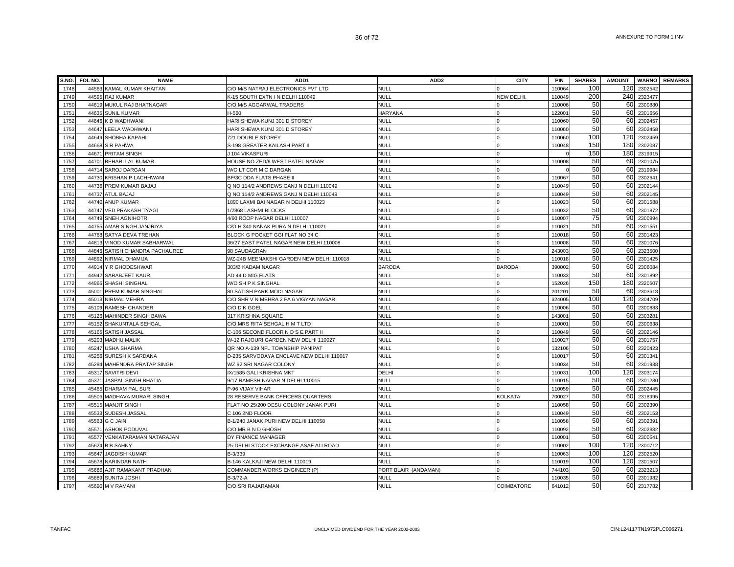| S.NO. | FOL NO. | NAME | ADD1 | ADD2 | CITY | PIN | SHARES | AMOUNT | WARNO | REMARKS |
|---|---|---|---|---|---|---|---|---|---|---|
| 1748 | 44563 | KAMAL KUMAR KHAITAN | C/O M/S NATRAJ ELECTRONICS PVT LTD | NULL | 0 | 110064 | 100 | 120 | 2302542 | |
| 1749 | 44595 | RAJ KUMAR | K-15 SOUTH EXTN I N DELHI 110049 | NULL | NEW DELHI, | 110049 | 200 | 240 | 2323477 | |
| 1750 | 44619 | MUKUL RAJ BHATNAGAR | C/O M/S AGGARWAL TRADERS | NULL | 0 | 110006 | 50 | 60 | 2300880 | |
| 1751 | 44635 | SUNIL KUMAR | H-560 | HARYANA | 0 | 122001 | 50 | 60 | 2301656 | |
| 1752 | 44646 | K D WADHWANI | HARI SHEWA KUNJ 301 D STOREY | NULL | 0 | 110060 | 50 | 60 | 2302457 | |
| 1753 | 44647 | LEELA WADHWANI | HARI SHEWA KUNJ 301 D STOREY | NULL | 0 | 110060 | 50 | 60 | 2302458 | |
| 1754 | 44649 | SHOBHA KAPAHI | 721 DOUBLE STOREY | NULL | 0 | 110060 | 100 | 120 | 2302459 | |
| 1755 | 44668 | S R PAHWA | S-198 GREATER KAILASH PART II | NULL | 0 | 110048 | 150 | 180 | 2302087 | |
| 1756 | 44671 | PRITAM SINGH | J 104 VIKASPURI | NULL | 0 | 0 | 150 | 180 | 2319915 | |
| 1757 | 44701 | BEHARI LAL KUMAR | HOUSE NO ZED/8 WEST PATEL NAGAR | NULL | 0 | 110008 | 50 | 60 | 2301075 | |
| 1758 | 44714 | SAROJ DARGAN | W/O LT CDR M C DARGAN | NULL | 0 | 0 | 50 | 60 | 2319984 | |
| 1759 | 44730 | KRISHAN P LACHHWANI | BF/3C DDA FLATS PHASE II | NULL | 0 | 110067 | 50 | 60 | 2302641 | |
| 1760 | 44736 | PREM KUMAR BAJAJ | Q NO 114/2 ANDREWS GANJ N DELHI 110049 | NULL | 0 | 110049 | 50 | 60 | 2302144 | |
| 1761 | 44737 | ATUL BAJAJ | Q NO 114/2 ANDREWS GANJ N DELHI 110049 | NULL | 0 | 110049 | 50 | 60 | 2302145 | |
| 1762 | 44740 | ANUP KUMAR | 1890 LAXMI BAI NAGAR N DELHI 110023 | NULL | 0 | 110023 | 50 | 60 | 2301588 | |
| 1763 | 44747 | VED PRAKASH TYAGI | 1/2868 LASHMI BLOCKS | NULL | 0 | 110032 | 50 | 60 | 2301872 | |
| 1764 | 44749 | SNEH AGNIHOTRI | 4/60 ROOP NAGAR DELHI 110007 | NULL | 0 | 110007 | 75 | 90 | 2300994 | |
| 1765 | 44755 | AMAR SINGH JANJRIYA | C/O H 340 NANAK PURA N DELHI 110021 | NULL | 0 | 110021 | 50 | 60 | 2301551 | |
| 1766 | 44768 | SATYA DEVA TREHAN | BLOCK G POCKET GGI FLAT NO 34 C | NULL | 0 | 110018 | 50 | 60 | 2301423 | |
| 1767 | 44813 | VINOD KUMAR SABHARWAL | 36/27 EAST PATEL NAGAR NEW DELHI 110008 | NULL | 0 | 110008 | 50 | 60 | 2301076 | |
| 1768 | 44846 | SATISH CHANDRA PACHAUREE | 98 SAUDAGRAN | NULL | 0 | 243003 | 50 | 60 | 2323500 | |
| 1769 | 44892 | NIRMAL DHAMIJA | WZ-24B MEENAKSHI GARDEN NEW DELHI 110018 | NULL | 0 | 110018 | 50 | 60 | 2301425 | |
| 1770 | 44914 | Y R GHODESHWAR | 303/B KADAM NAGAR | BARODA | BARODA | 390002 | 50 | 60 | 2306084 | |
| 1771 | 44942 | SARABJEET KAUR | AD 44 D MIG FLATS | NULL | 0 | 110033 | 50 | 60 | 2301892 | |
| 1772 | 44965 | SHASHI SINGHAL | W/O SH P K SINGHAL | NULL | 0 | 152026 | 150 | 180 | 2320507 | |
| 1773 | 45001 | PREM KUMAR SINGHAL | 80 SATISH PARK MODI NAGAR | NULL | 0 | 201201 | 50 | 60 | 2303618 | |
| 1774 | 45013 | NIRMAL MEHRA | C/O SHR V N MEHRA 2 FA 6 VIGYAN NAGAR | NULL | 0 | 324005 | 100 | 120 | 2304709 | |
| 1775 | 45109 | RAMESH CHANDER | C/O D K GOEL | NULL | 0 | 110006 | 50 | 60 | 2300883 | |
| 1776 | 45126 | MAHINDER SINGH BAWA | 317 KRISHNA SQUARE | NULL | 0 | 143001 | 50 | 60 | 2303281 | |
| 1777 | 45152 | SHAKUNTALA SEHGAL | C/O MRS RITA SEHGAL H M T LTD | NULL | 0 | 110001 | 50 | 60 | 2300638 | |
| 1778 | 45165 | SATISH JASSAL | C-106 SECOND FLOOR N D S E PART II | NULL | 0 | 110049 | 50 | 60 | 2302146 | |
| 1779 | 45203 | MADHU MALIK | W-12 RAJOURI GARDEN NEW DELHI 110027 | NULL | 0 | 110027 | 50 | 60 | 2301757 | |
| 1780 | 45247 | USHA SHARMA | QR NO A-139 NFL TOWNSHIP PANIPAT | NULL | 0 | 132106 | 50 | 60 | 2320423 | |
| 1781 | 45256 | SURESH K SARDANA | D-235 SARVODAYA ENCLAVE NEW DELHI 110017 | NULL | 0 | 110017 | 50 | 60 | 2301341 | |
| 1782 | 45284 | MAHENDRA PRATAP SINGH | WZ 92 SRI NAGAR COLONY | NULL | 0 | 110034 | 50 | 60 | 2301938 | |
| 1783 | 45317 | SAVITRI DEVI | IX/1585 GALI KRISHNA MKT | DELHI | 0 | 110031 | 100 | 120 | 2303174 | |
| 1784 | 45371 | JASPAL SINGH BHATIA | 9/17 RAMESH NAGAR N DELHI 110015 | NULL | 0 | 110015 | 50 | 60 | 2301230 | |
| 1785 | 45465 | DHARAM PAL SURI | P-96 VIJAY VIHAR | NULL | 0 | 110059 | 50 | 60 | 2302445 | |
| 1786 | 45506 | MADHAVA MURARI SINGH | 28 RESERVE BANK OFFICERS QUARTERS | NULL | KOLKATA | 700027 | 50 | 60 | 2318995 | |
| 1787 | 45515 | MANJIT SINGH | FLAT NO 25/200 DESU COLONY JANAK PURI | NULL | 0 | 110058 | 50 | 60 | 2302390 | |
| 1788 | 45533 | SUDESH JASSAL | C 106 2ND FLOOR | NULL | 0 | 110049 | 50 | 60 | 2302153 | |
| 1789 | 45563 | G C JAIN | B-1/240 JANAK PURI NEW DELHI 110058 | NULL | 0 | 110058 | 50 | 60 | 2302391 | |
| 1790 | 45571 | ASHOK PODUVAL | C/O MR B N D GHOSH | NULL | 0 | 110092 | 50 | 60 | 2302882 | |
| 1791 | 45577 | VENKATARAMAN NATARAJAN | DY FINANCE MANAGER | NULL | 0 | 110001 | 50 | 60 | 2300641 | |
| 1792 | 45624 | B B SAHNY | 25-DELHI STOCK EXCHANGE ASAF ALI ROAD | NULL | 0 | 110002 | 100 | 120 | 2300712 | |
| 1793 | 45647 | JAGDISH KUMAR | B-3/339 | NULL | 0 | 110063 | 100 | 120 | 2302520 | |
| 1794 | 45678 | NARINDAR NATH | B-146 KALKAJI NEW DELHI 110019 | NULL | 0 | 110019 | 100 | 120 | 2301507 | |
| 1795 | 45686 | AJIT RAMAKANT PRADHAN | COMMANDER WORKS ENGINEER (P) | PORT BLAIR (ANDAMAN) | 0 | 744103 | 50 | 60 | 2323213 | |
| 1796 | 45689 | SUNITA JOSHI | B-3/72-A | NULL | 0 | 110035 | 50 | 60 | 2301982 | |
| 1797 | 45690 | M V RAMANI | C/O SRI RAJARAMAN | NULL | COIMBATORE | 641012 | 50 | 60 | 2317782 | |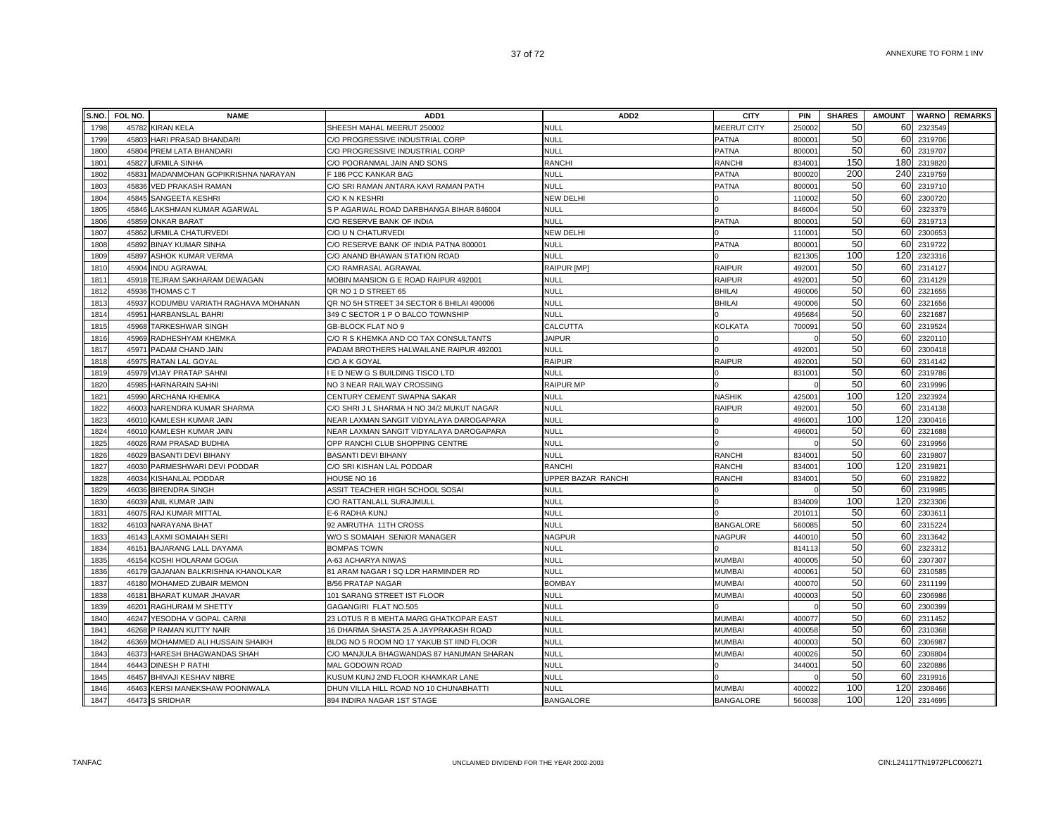| S.NO. | FOL NO. | NAME | ADD1 | ADD2 | CITY | PIN | SHARES | AMOUNT | WARNO | REMARKS |
|---|---|---|---|---|---|---|---|---|---|---|
| 1798 | 45782 | KIRAN KELA | SHEESH MAHAL MEERUT 250002 | NULL | MEERUT CITY | 250002 | 50 | 60 | 2323549 | |
| 1799 | 45803 | HARI PRASAD BHANDARI | C/O PROGRESSIVE INDUSTRIAL CORP | NULL | PATNA | 800001 | 50 | 60 | 2319706 | |
| 1800 | 45804 | PREM LATA BHANDARI | C/O PROGRESSIVE INDUSTRIAL CORP | NULL | PATNA | 800001 | 50 | 60 | 2319707 | |
| 1801 | 45827 | URMILA SINHA | C/O POORANMAL JAIN AND SONS | RANCHI | RANCHI | 834001 | 150 | 180 | 2319820 | |
| 1802 | 45831 | MADANMOHAN GOPIKRISHNA NARAYAN | F 186 PCC KANKAR BAG | NULL | PATNA | 800020 | 200 | 240 | 2319759 | |
| 1803 | 45836 | VED PRAKASH RAMAN | C/O SRI RAMAN ANTARA KAVI RAMAN PATH | NULL | PATNA | 800001 | 50 | 60 | 2319710 | |
| 1804 | 45845 | SANGEETA KESHRI | C/O K N KESHRI | NEW DELHI | 0 | 110002 | 50 | 60 | 2300720 | |
| 1805 | 45846 | LAKSHMAN KUMAR AGARWAL | S P AGARWAL ROAD DARBHANGA BIHAR 846004 | NULL | 0 | 846004 | 50 | 60 | 2323379 | |
| 1806 | 45859 | ONKAR BARAT | C/O RESERVE BANK OF INDIA | NULL | PATNA | 800001 | 50 | 60 | 2319713 | |
| 1807 | 45862 | URMILA CHATURVEDI | C/O U N CHATURVEDI | NEW DELHI | 0 | 110001 | 50 | 60 | 2300653 | |
| 1808 | 45892 | BINAY KUMAR SINHA | C/O RESERVE BANK OF INDIA PATNA 800001 | NULL | PATNA | 800001 | 50 | 60 | 2319722 | |
| 1809 | 45897 | ASHOK KUMAR VERMA | C/O ANAND BHAWAN STATION ROAD | NULL | 0 | 821305 | 100 | 120 | 2323316 | |
| 1810 | 45904 | INDU AGRAWAL | C/O RAMRASAL AGRAWAL | RAIPUR [MP] | RAIPUR | 492001 | 50 | 60 | 2314127 | |
| 1811 | 45918 | TEJRAM SAKHARAM DEWAGAN | MOBIN MANSION G E ROAD RAIPUR 492001 | NULL | RAIPUR | 492001 | 50 | 60 | 2314129 | |
| 1812 | 45936 | THOMAS C T | QR NO 1 D STREET 65 | NULL | BHILAI | 490006 | 50 | 60 | 2321655 | |
| 1813 | 45937 | KODUMBU VARIATH RAGHAVA MOHANAN | QR NO 5H STREET 34 SECTOR 6 BHILAI 490006 | NULL | BHILAI | 490006 | 50 | 60 | 2321656 | |
| 1814 | 45951 | HARBANSLAL BAHRI | 349 C SECTOR 1 P O BALCO TOWNSHIP | NULL | 0 | 495684 | 50 | 60 | 2321687 | |
| 1815 | 45968 | TARKESHWAR SINGH | GB-BLOCK FLAT NO 9 | CALCUTTA | KOLKATA | 700091 | 50 | 60 | 2319524 | |
| 1816 | 45969 | RADHESHYAM KHEMKA | C/O R S KHEMKA AND CO TAX CONSULTANTS | JAIPUR | 0 | 0 | 50 | 60 | 2320110 | |
| 1817 | 45971 | PADAM CHAND JAIN | PADAM BROTHERS HALWAILANE RAIPUR 492001 | NULL | 0 | 492001 | 50 | 60 | 2300418 | |
| 1818 | 45975 | RATAN LAL GOYAL | C/O A K GOYAL | RAIPUR | RAIPUR | 492001 | 50 | 60 | 2314142 | |
| 1819 | 45979 | VIJAY PRATAP SAHNI | I E D NEW G S BUILDING TISCO LTD | NULL | 0 | 831001 | 50 | 60 | 2319786 | |
| 1820 | 45985 | HARNARAIN SAHNI | NO 3 NEAR RAILWAY CROSSING | RAIPUR MP | 0 | 0 | 50 | 60 | 2319996 | |
| 1821 | 45990 | ARCHANA KHEMKA | CENTURY CEMENT SWAPNA SAKAR | NULL | NASHIK | 425001 | 100 | 120 | 2323924 | |
| 1822 | 46003 | NARENDRA KUMAR SHARMA | C/O SHRI J L SHARMA H NO 34/2 MUKUT NAGAR | NULL | RAIPUR | 492001 | 50 | 60 | 2314138 | |
| 1823 | 46010 | KAMLESH KUMAR JAIN | NEAR LAXMAN SANGIT VIDYALAYA DAROGAPARA | NULL | 0 | 496001 | 100 | 120 | 2300416 | |
| 1824 | 46010 | KAMLESH KUMAR JAIN | NEAR LAXMAN SANGIT VIDYALAYA DAROGAPARA | NULL | 0 | 496001 | 50 | 60 | 2321688 | |
| 1825 | 46026 | RAM PRASAD BUDHIA | OPP RANCHI CLUB SHOPPING CENTRE | NULL | 0 | 0 | 50 | 60 | 2319956 | |
| 1826 | 46029 | BASANTI DEVI BIHANY | BASANTI DEVI BIHANY | NULL | RANCHI | 834001 | 50 | 60 | 2319807 | |
| 1827 | 46030 | PARMESHWARI DEVI PODDAR | C/O SRI KISHAN LAL PODDAR | RANCHI | RANCHI | 834001 | 100 | 120 | 2319821 | |
| 1828 | 46034 | KISHANLAL PODDAR | HOUSE NO 16 | UPPER BAZAR RANCHI | RANCHI | 834001 | 50 | 60 | 2319822 | |
| 1829 | 46036 | BIRENDRA SINGH | ASSIT TEACHER HIGH SCHOOL SOSAI | NULL | 0 | 0 | 50 | 60 | 2319985 | |
| 1830 | 46039 | ANIL KUMAR JAIN | C/O RATTANLALL SURAJMULL | NULL | 0 | 834009 | 100 | 120 | 2323306 | |
| 1831 | 46075 | RAJ KUMAR MITTAL | E-6 RADHA KUNJ | NULL | 0 | 201011 | 50 | 60 | 2303611 | |
| 1832 | 46103 | NARAYANA BHAT | 92 AMRUTHA 11TH CROSS | NULL | BANGALORE | 560085 | 50 | 60 | 2315224 | |
| 1833 | 46143 | LAXMI SOMAIAH SERI | W/O S SOMAIAH SENIOR MANAGER | NAGPUR | NAGPUR | 440010 | 50 | 60 | 2313642 | |
| 1834 | 46151 | BAJARANG LALL DAYAMA | BOMPAS TOWN | NULL | 0 | 814113 | 50 | 60 | 2323312 | |
| 1835 | 46154 | KOSHI HOLARAM GOGIA | A-63 ACHARYA NIWAS | NULL | MUMBAI | 400005 | 50 | 60 | 2307307 | |
| 1836 | 46179 | GAJANAN BALKRISHNA KHANOLKAR | 81 ARAM NAGAR I SQ LDR HARMINDER RD | NULL | MUMBAI | 400061 | 50 | 60 | 2310585 | |
| 1837 | 46180 | MOHAMED ZUBAIR MEMON | B/56 PRATAP NAGAR | BOMBAY | MUMBAI | 400070 | 50 | 60 | 2311199 | |
| 1838 | 46181 | BHARAT KUMAR JHAVAR | 101 SARANG STREET IST FLOOR | NULL | MUMBAI | 400003 | 50 | 60 | 2306986 | |
| 1839 | 46201 | RAGHURAM M SHETTY | GAGANGIRI FLAT NO.505 | NULL | 0 | 0 | 50 | 60 | 2300399 | |
| 1840 | 46247 | YESODHA V GOPAL CARNI | 23 LOTUS R B MEHTA MARG GHATKOPAR EAST | NULL | MUMBAI | 400077 | 50 | 60 | 2311452 | |
| 1841 | 46268 | P RAMAN KUTTY NAIR | 16 DHARMA SHASTA 25 A JAYPRAKASH ROAD | NULL | MUMBAI | 400058 | 50 | 60 | 2310368 | |
| 1842 | 46369 | MOHAMMED ALI HUSSAIN SHAIKH | BLDG NO 5 ROOM NO 17 YAKUB ST IIND FLOOR | NULL | MUMBAI | 400003 | 50 | 60 | 2306987 | |
| 1843 | 46373 | HARESH BHAGWANDAS SHAH | C/O MANJULA BHAGWANDAS 87 HANUMAN SHARAN | NULL | MUMBAI | 400026 | 50 | 60 | 2308804 | |
| 1844 | 46443 | DINESH P RATHI | MAL GODOWN ROAD | NULL | 0 | 344001 | 50 | 60 | 2320886 | |
| 1845 | 46457 | BHIVAJI KESHAV NIBRE | KUSUM KUNJ 2ND FLOOR KHAMKAR LANE | NULL | 0 | 0 | 50 | 60 | 2319916 | |
| 1846 | 46463 | KERSI MANEKSHAW POONIWALA | DHUN VILLA HILL ROAD NO 10 CHUNABHATTI | NULL | MUMBAI | 400022 | 100 | 120 | 2308466 | |
| 1847 | 46473 | S SRIDHAR | 894 INDIRA NAGAR 1ST STAGE | BANGALORE | BANGALORE | 560038 | 100 | 120 | 2314695 | |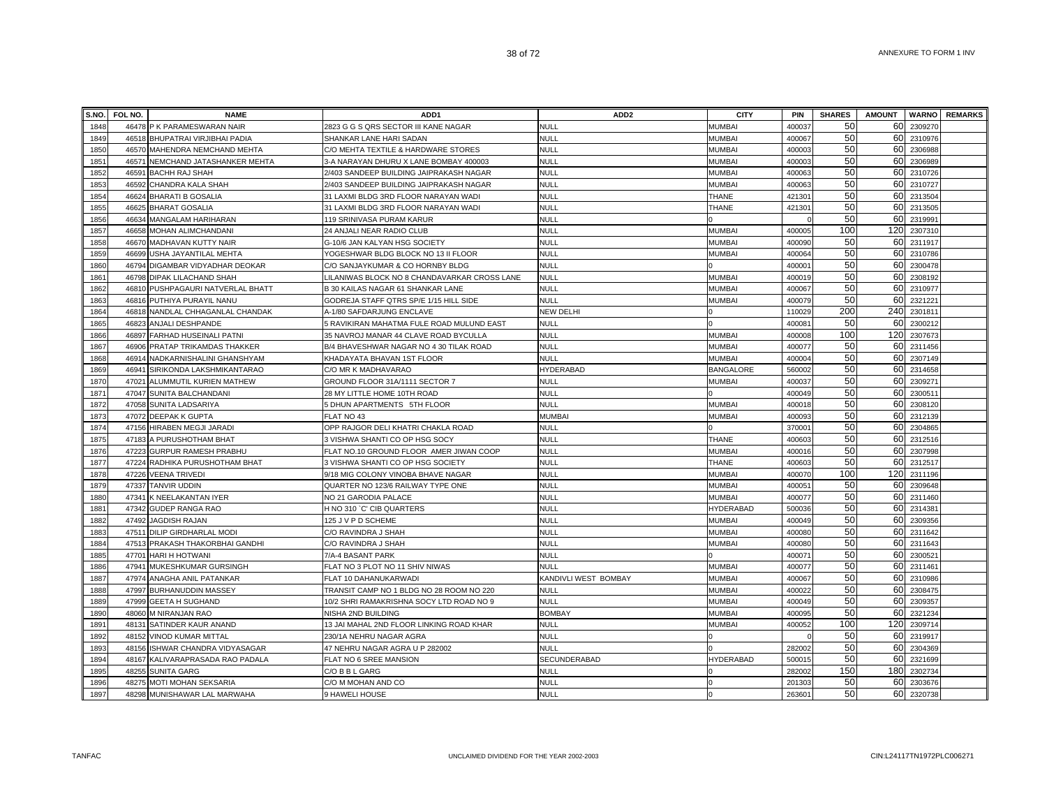| S.NO. | FOL NO. | NAME | ADD1 | ADD2 | CITY | PIN | SHARES | AMOUNT | WARNO | REMARKS |
|---|---|---|---|---|---|---|---|---|---|---|
| 1848 | 46478 | P K PARAMESWARAN NAIR | 2823 G G S QRS SECTOR III KANE NAGAR | NULL | MUMBAI | 400037 | 50 | 60 | 2309270 | |
| 1849 | 46518 | BHUPATRAI VIRJIBHAI PADIA | SHANKAR LANE HARI SADAN | NULL | MUMBAI | 400067 | 50 | 60 | 2310976 | |
| 1850 | 46570 | MAHENDRA NEMCHAND MEHTA | C/O MEHTA TEXTILE & HARDWARE STORES | NULL | MUMBAI | 400003 | 50 | 60 | 2306988 | |
| 1851 | 46571 | NEMCHAND JATASHANKER MEHTA | 3-A NARAYAN DHURU X LANE BOMBAY 400003 | NULL | MUMBAI | 400003 | 50 | 60 | 2306989 | |
| 1852 | 46591 | BACHH RAJ SHAH | 2/403 SANDEEP BUILDING JAIPRAKASH NAGAR | NULL | MUMBAI | 400063 | 50 | 60 | 2310726 | |
| 1853 | 46592 | CHANDRA KALA SHAH | 2/403 SANDEEP BUILDING JAIPRAKASH NAGAR | NULL | MUMBAI | 400063 | 50 | 60 | 2310727 | |
| 1854 | 46624 | BHARATI B GOSALIA | 31 LAXMI BLDG 3RD FLOOR NARAYAN WADI | NULL | THANE | 421301 | 50 | 60 | 2313504 | |
| 1855 | 46625 | BHARAT GOSALIA | 31 LAXMI BLDG 3RD FLOOR NARAYAN WADI | NULL | THANE | 421301 | 50 | 60 | 2313505 | |
| 1856 | 46634 | MANGALAM HARIHARAN | 119 SRINIVASA PURAM KARUR | NULL | 0 | 0 | 50 | 60 | 2319991 | |
| 1857 | 46658 | MOHAN ALIMCHANDANI | 24 ANJALI NEAR RADIO CLUB | NULL | MUMBAI | 400005 | 100 | 120 | 2307310 | |
| 1858 | 46670 | MADHAVAN KUTTY NAIR | G-10/6 JAN KALYAN HSG SOCIETY | NULL | MUMBAI | 400090 | 50 | 60 | 2311917 | |
| 1859 | 46699 | USHA JAYANTILAL MEHTA | YOGESHWAR BLDG BLOCK NO 13 II FLOOR | NULL | MUMBAI | 400064 | 50 | 60 | 2310786 | |
| 1860 | 46794 | DIGAMBAR VIDYADHAR DEOKAR | C/O SANJAYKUMAR & CO HORNBY BLDG | NULL | 0 | 400001 | 50 | 60 | 2300478 | |
| 1861 | 46798 | DIPAK LILACHAND SHAH | LILANIWAS BLOCK NO 8 CHANDAVARKAR CROSS LANE | NULL | MUMBAI | 400019 | 50 | 60 | 2308192 | |
| 1862 | 46810 | PUSHPAGAURI NATVERLAL BHATT | B 30 KAILAS NAGAR 61 SHANKAR LANE | NULL | MUMBAI | 400067 | 50 | 60 | 2310977 | |
| 1863 | 46816 | PUTHIYA PURAYIL NANU | GODREJA STAFF QTRS SP/E 1/15 HILL SIDE | NULL | MUMBAI | 400079 | 50 | 60 | 2321221 | |
| 1864 | 46818 | NANDLAL CHHAGANLAL CHANDAK | A-1/80 SAFDARJUNG ENCLAVE | NEW DELHI | 0 | 110029 | 200 | 240 | 2301811 | |
| 1865 | 46823 | ANJALI DESHPANDE | 5 RAVIKIRAN MAHATMA FULE ROAD MULUND EAST | NULL | 0 | 400081 | 50 | 60 | 2300212 | |
| 1866 | 46897 | FARHAD HUSEINALI PATNI | 35 NAVROJ MANAR 44 CLAVE ROAD BYCULLA | NULL | MUMBAI | 400008 | 100 | 120 | 2307673 | |
| 1867 | 46906 | PRATAP TRIKAMDAS THAKKER | B/4 BHAVESHWAR NAGAR NO 4 30 TILAK ROAD | NULL | MUMBAI | 400077 | 50 | 60 | 2311456 | |
| 1868 | 46914 | NADKARNISHALINI GHANSHYAM | KHADAYATA BHAVAN 1ST FLOOR | NULL | MUMBAI | 400004 | 50 | 60 | 2307149 | |
| 1869 | 46941 | SIRIKONDA LAKSHMIKANTARAO | C/O MR K MADHAVARAO | HYDERABAD | BANGALORE | 560002 | 50 | 60 | 2314658 | |
| 1870 | 47021 | ALUMMUTIL KURIEN MATHEW | GROUND FLOOR 31A/1111 SECTOR 7 | NULL | MUMBAI | 400037 | 50 | 60 | 2309271 | |
| 1871 | 47047 | SUNITA BALCHANDANI | 28 MY LITTLE HOME 10TH ROAD | NULL | 0 | 400049 | 50 | 60 | 2300511 | |
| 1872 | 47058 | SUNITA LADSARIYA | 5 DHUN APARTMENTS 5TH FLOOR | NULL | MUMBAI | 400018 | 50 | 60 | 2308120 | |
| 1873 | 47072 | DEEPAK K GUPTA | FLAT NO 43 | MUMBAI | MUMBAI | 400093 | 50 | 60 | 2312139 | |
| 1874 | 47156 | HIRABEN MEGJI JARADI | OPP RAJGOR DELI KHATRI CHAKLA ROAD | NULL | 0 | 370001 | 50 | 60 | 2304865 | |
| 1875 | 47183 | A PURUSHOTHAM BHAT | 3 VISHWA SHANTI CO OP HSG SOCY | NULL | THANE | 400603 | 50 | 60 | 2312516 | |
| 1876 | 47223 | GURPUR RAMESH PRABHU | FLAT NO.10 GROUND FLOOR AMER JIWAN COOP | NULL | MUMBAI | 400016 | 50 | 60 | 2307998 | |
| 1877 | 47224 | RADHIKA PURUSHOTHAM BHAT | 3 VISHWA SHANTI CO OP HSG SOCIETY | NULL | THANE | 400603 | 50 | 60 | 2312517 | |
| 1878 | 47226 | VEENA TRIVEDI | 9/18 MIG COLONY VINOBA BHAVE NAGAR | NULL | MUMBAI | 400070 | 100 | 120 | 2311196 | |
| 1879 | 47337 | TANVIR UDDIN | QUARTER NO 123/6 RAILWAY TYPE ONE | NULL | MUMBAI | 400051 | 50 | 60 | 2309648 | |
| 1880 | 47341 | K NEELAKANTAN IYER | NO 21 GARODIA PALACE | NULL | MUMBAI | 400077 | 50 | 60 | 2311460 | |
| 1881 | 47342 | GUDEP RANGA RAO | H NO 310 `C' CIB QUARTERS | NULL | HYDERABAD | 500036 | 50 | 60 | 2314381 | |
| 1882 | 47492 | JAGDISH RAJAN | 125 J V P D SCHEME | NULL | MUMBAI | 400049 | 50 | 60 | 2309356 | |
| 1883 | 47511 | DILIP GIRDHARLAL MODI | C/O RAVINDRA J SHAH | NULL | MUMBAI | 400080 | 50 | 60 | 2311642 | |
| 1884 | 47513 | PRAKASH THAKORBHAI GANDHI | C/O RAVINDRA J SHAH | NULL | MUMBAI | 400080 | 50 | 60 | 2311643 | |
| 1885 | 47701 | HARI H HOTWANI | 7/A-4 BASANT PARK | NULL | 0 | 400071 | 50 | 60 | 2300521 | |
| 1886 | 47941 | MUKESHKUMAR GURSINGH | FLAT NO 3 PLOT NO 11 SHIV NIWAS | NULL | MUMBAI | 400077 | 50 | 60 | 2311461 | |
| 1887 | 47974 | ANAGHA ANIL PATANKAR | FLAT 10 DAHANUKARWADI | KANDIVLI WEST BOMBAY | MUMBAI | 400067 | 50 | 60 | 2310986 | |
| 1888 | 47997 | BURHANUDDIN MASSEY | TRANSIT CAMP NO 1 BLDG NO 28 ROOM NO 220 | NULL | MUMBAI | 400022 | 50 | 60 | 2308475 | |
| 1889 | 47999 | GEETA H SUGHAND | 10/2 SHRI RAMAKRISHNA SOCY LTD ROAD NO 9 | NULL | MUMBAI | 400049 | 50 | 60 | 2309357 | |
| 1890 | 48060 | M NIRANJAN RAO | NISHA 2ND BUILDING | BOMBAY | MUMBAI | 400095 | 50 | 60 | 2321234 | |
| 1891 | 48131 | SATINDER KAUR ANAND | 13 JAI MAHAL 2ND FLOOR LINKING ROAD KHAR | NULL | MUMBAI | 400052 | 100 | 120 | 2309714 | |
| 1892 | 48152 | VINOD KUMAR MITTAL | 230/1A NEHRU NAGAR AGRA | NULL | 0 | 0 | 50 | 60 | 2319917 | |
| 1893 | 48156 | ISHWAR CHANDRA VIDYASAGAR | 47 NEHRU NAGAR AGRA U P 282002 | NULL | 0 | 282002 | 50 | 60 | 2304369 | |
| 1894 | 48167 | KALIVARAPRASADA RAO PADALA | FLAT NO 6 SREE MANSION | SECUNDERABAD | HYDERABAD | 500015 | 50 | 60 | 2321699 | |
| 1895 | 48255 | SUNITA GARG | C/O B B L GARG | NULL | 0 | 282002 | 150 | 180 | 2302734 | |
| 1896 | 48275 | MOTI MOHAN SEKSARIA | C/O M MOHAN AND CO | NULL | 0 | 201303 | 50 | 60 | 2303676 | |
| 1897 | 48298 | MUNISHAWAR LAL MARWAHA | 9 HAWELI HOUSE | NULL | 0 | 263601 | 50 | 60 | 2320738 | |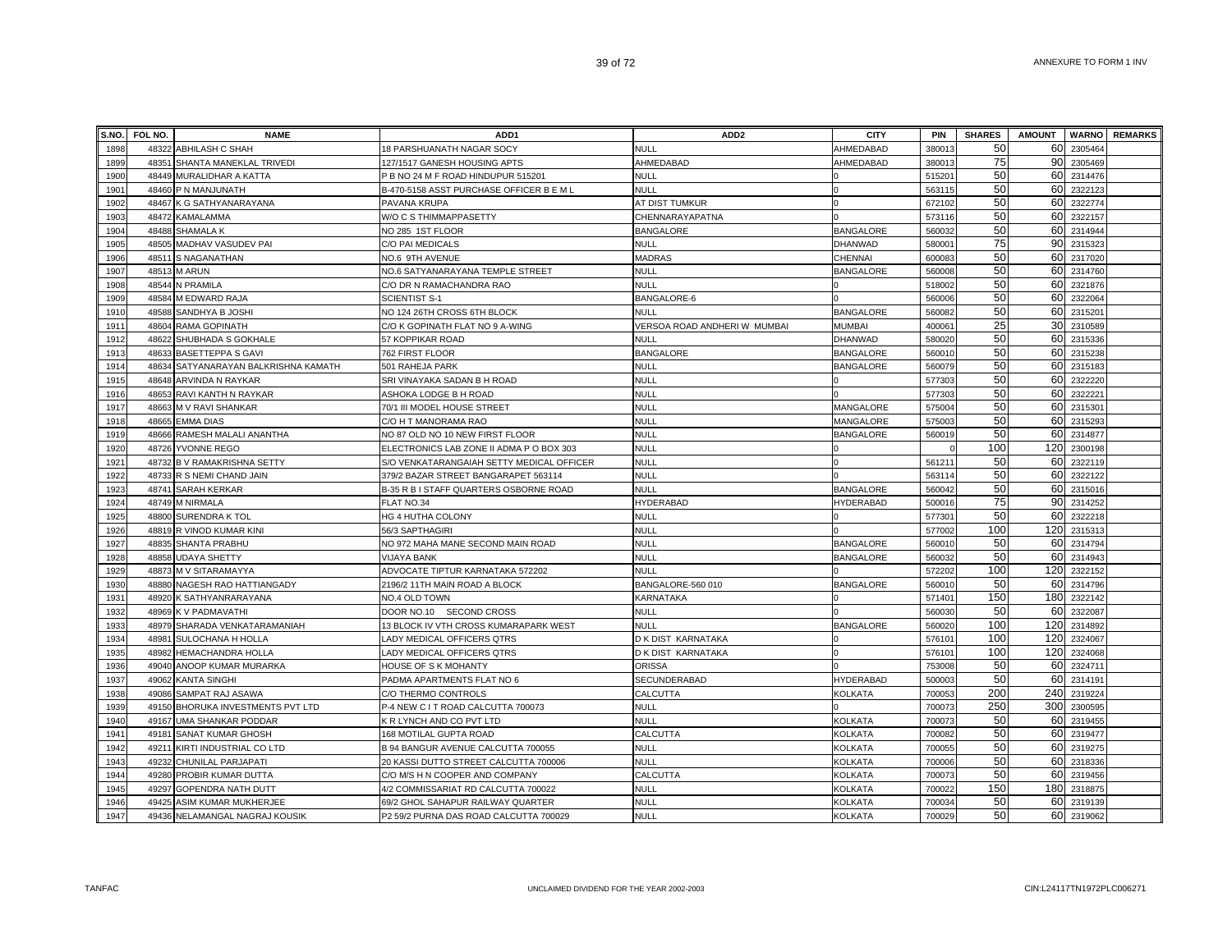| S.NO. | FOL NO. | NAME | ADD1 | ADD2 | CITY | PIN | SHARES | AMOUNT | WARNO | REMARKS |
|---|---|---|---|---|---|---|---|---|---|---|
| 1898 | 48322 | ABHILASH C SHAH | 18 PARSHUANATH NAGAR SOCY | NULL | AHMEDABAD | 380013 | 50 | 60 | 2305464 | |
| 1899 | 48351 | SHANTA MANEKLAL TRIVEDI | 127/1517 GANESH HOUSING APTS | AHMEDABAD | AHMEDABAD | 380013 | 75 | 90 | 2305469 | |
| 1900 | 48449 | MURALIDHAR A KATTA | P B NO 24 M F ROAD HINDUPUR 515201 | NULL | 0 | 515201 | 50 | 60 | 2314476 | |
| 1901 | 48460 | P N MANJUNATH | B-470-5158 ASST PURCHASE OFFICER B E M L | NULL | 0 | 563115 | 50 | 60 | 2322123 | |
| 1902 | 48467 | K G SATHYANARAYANA | PAVANA KRUPA | AT DIST TUMKUR | 0 | 672102 | 50 | 60 | 2322774 | |
| 1903 | 48472 | KAMALAMMA | W/O C S THIMMAPPASETTY | CHENNARAYAPATNA | 0 | 573116 | 50 | 60 | 2322157 | |
| 1904 | 48488 | SHAMALA K | NO 285 1ST FLOOR | BANGALORE | BANGALORE | 560032 | 50 | 60 | 2314944 | |
| 1905 | 48505 | MADHAV VASUDEV PAI | C/O PAI MEDICALS | NULL | DHANWAD | 580001 | 75 | 90 | 2315323 | |
| 1906 | 48511 | S NAGANATHAN | NO.6 9TH AVENUE | MADRAS | CHENNAI | 600083 | 50 | 60 | 2317020 | |
| 1907 | 48513 | M ARUN | NO.6 SATYANARAYANA TEMPLE STREET | NULL | BANGALORE | 560008 | 50 | 60 | 2314760 | |
| 1908 | 48544 | N PRAMILA | C/O DR N RAMACHANDRA RAO | NULL | 0 | 518002 | 50 | 60 | 2321876 | |
| 1909 | 48584 | M EDWARD RAJA | SCIENTIST S-1 | BANGALORE-6 | 0 | 560006 | 50 | 60 | 2322064 | |
| 1910 | 48588 | SANDHYA B JOSHI | NO 124 26TH CROSS 6TH BLOCK | NULL | BANGALORE | 560082 | 50 | 60 | 2315201 | |
| 1911 | 48604 | RAMA GOPINATH | C/O K GOPINATH FLAT NO 9 A-WING | VERSOA ROAD ANDHERI W MUMBAI | MUMBAI | 400061 | 25 | 30 | 2310589 | |
| 1912 | 48622 | SHUBHADA S GOKHALE | 57 KOPPIKAR ROAD | NULL | DHANWAD | 580020 | 50 | 60 | 2315336 | |
| 1913 | 48633 | BASETTEPPA S GAVI | 762 FIRST FLOOR | BANGALORE | BANGALORE | 560010 | 50 | 60 | 2315238 | |
| 1914 | 48634 | SATYANARAYAN BALKRISHNA KAMATH | 501 RAHEJA PARK | NULL | BANGALORE | 560079 | 50 | 60 | 2315183 | |
| 1915 | 48648 | ARVINDA N RAYKAR | SRI VINAYAKA SADAN B H ROAD | NULL | 0 | 577303 | 50 | 60 | 2322220 | |
| 1916 | 48653 | RAVI KANTH N RAYKAR | ASHOKA LODGE B H ROAD | NULL | 0 | 577303 | 50 | 60 | 2322221 | |
| 1917 | 48663 | M V RAVI SHANKAR | 70/1 III MODEL HOUSE STREET | NULL | MANGALORE | 575004 | 50 | 60 | 2315301 | |
| 1918 | 48665 | EMMA DIAS | C/O H T MANORAMA RAO | NULL | MANGALORE | 575003 | 50 | 60 | 2315293 | |
| 1919 | 48666 | RAMESH MALALI ANANTHA | NO 87 OLD NO 10 NEW FIRST FLOOR | NULL | BANGALORE | 560019 | 50 | 60 | 2314877 | |
| 1920 | 48726 | YVONNE REGO | ELECTRONICS LAB ZONE II ADMA P O BOX 303 | NULL | 0 | 0 | 100 | 120 | 2300198 | |
| 1921 | 48732 | B V RAMAKRISHNA SETTY | S/O VENKATARANGAIAH SETTY MEDICAL OFFICER | NULL | 0 | 561211 | 50 | 60 | 2322119 | |
| 1922 | 48733 | R S NEMI CHAND JAIN | 379/2 BAZAR STREET BANGARAPET 563114 | NULL | 0 | 563114 | 50 | 60 | 2322122 | |
| 1923 | 48741 | SARAH KERKAR | B-35 R B I STAFF QUARTERS OSBORNE ROAD | NULL | BANGALORE | 560042 | 50 | 60 | 2315016 | |
| 1924 | 48749 | M NIRMALA | FLAT NO.34 | HYDERABAD | HYDERABAD | 500016 | 75 | 90 | 2314252 | |
| 1925 | 48800 | SURENDRA K TOL | HG 4 HUTHA COLONY | NULL | 0 | 577301 | 50 | 60 | 2322218 | |
| 1926 | 48819 | R VINOD KUMAR KINI | 56/3 SAPTHAGIRI | NULL | 0 | 577002 | 100 | 120 | 2315313 | |
| 1927 | 48835 | SHANTA PRABHU | NO 972 MAHA MANE SECOND MAIN ROAD | NULL | BANGALORE | 560010 | 50 | 60 | 2314794 | |
| 1928 | 48858 | UDAYA SHETTY | VIJAYA BANK | NULL | BANGALORE | 560032 | 50 | 60 | 2314943 | |
| 1929 | 48873 | M V SITARAMAYYA | ADVOCATE TIPTUR KARNATAKA 572202 | NULL | 0 | 572202 | 100 | 120 | 2322152 | |
| 1930 | 48880 | NAGESH RAO HATTIANGADY | 2196/2 11TH MAIN ROAD A BLOCK | BANGALORE-560 010 | BANGALORE | 560010 | 50 | 60 | 2314796 | |
| 1931 | 48920 | K SATHYANRARAYANA | NO.4 OLD TOWN | KARNATAKA | 0 | 571401 | 150 | 180 | 2322142 | |
| 1932 | 48969 | K V PADMAVATHI | DOOR NO.10 SECOND CROSS | NULL | 0 | 560030 | 50 | 60 | 2322087 | |
| 1933 | 48979 | SHARADA VENKATARAMANIAH | 13 BLOCK IV VTH CROSS KUMARAPARK WEST | NULL | BANGALORE | 560020 | 100 | 120 | 2314892 | |
| 1934 | 48981 | SULOCHANA H HOLLA | LADY MEDICAL OFFICERS QTRS | D K DIST KARNATAKA | 0 | 576101 | 100 | 120 | 2324067 | |
| 1935 | 48982 | HEMACHANDRA HOLLA | LADY MEDICAL OFFICERS QTRS | D K DIST KARNATAKA | 0 | 576101 | 100 | 120 | 2324068 | |
| 1936 | 49040 | ANOOP KUMAR MURARKA | HOUSE OF S K MOHANTY | ORISSA | 0 | 753008 | 50 | 60 | 2324711 | |
| 1937 | 49062 | KANTA SINGHI | PADMA APARTMENTS FLAT NO 6 | SECUNDERABAD | HYDERABAD | 500003 | 50 | 60 | 2314191 | |
| 1938 | 49086 | SAMPAT RAJ ASAWA | C/O THERMO CONTROLS | CALCUTTA | KOLKATA | 700053 | 200 | 240 | 2319224 | |
| 1939 | 49150 | BHORUKA INVESTMENTS PVT LTD | P-4 NEW C I T ROAD CALCUTTA 700073 | NULL | 0 | 700073 | 250 | 300 | 2300595 | |
| 1940 | 49167 | UMA SHANKAR PODDAR | K R LYNCH AND CO PVT LTD | NULL | KOLKATA | 700073 | 50 | 60 | 2319455 | |
| 1941 | 49181 | SANAT KUMAR GHOSH | 168 MOTILAL GUPTA ROAD | CALCUTTA | KOLKATA | 700082 | 50 | 60 | 2319477 | |
| 1942 | 49211 | KIRTI INDUSTRIAL CO LTD | B 94 BANGUR AVENUE CALCUTTA 700055 | NULL | KOLKATA | 700055 | 50 | 60 | 2319275 | |
| 1943 | 49232 | CHUNILAL PARJAPATI | 20 KASSI DUTTO STREET CALCUTTA 700006 | NULL | KOLKATA | 700006 | 50 | 60 | 2318336 | |
| 1944 | 49280 | PROBIR KUMAR DUTTA | C/O M/S H N COOPER AND COMPANY | CALCUTTA | KOLKATA | 700073 | 50 | 60 | 2319456 | |
| 1945 | 49297 | GOPENDRA NATH DUTT | 4/2 COMMISSARIAT RD CALCUTTA 700022 | NULL | KOLKATA | 700022 | 150 | 180 | 2318875 | |
| 1946 | 49425 | ASIM KUMAR MUKHERJEE | 69/2 GHOL SAHAPUR RAILWAY QUARTER | NULL | KOLKATA | 700034 | 50 | 60 | 2319139 | |
| 1947 | 49436 | NELAMANGAL NAGRAJ KOUSIK | P2 59/2 PURNA DAS ROAD CALCUTTA 700029 | NULL | KOLKATA | 700029 | 50 | 60 | 2319062 | |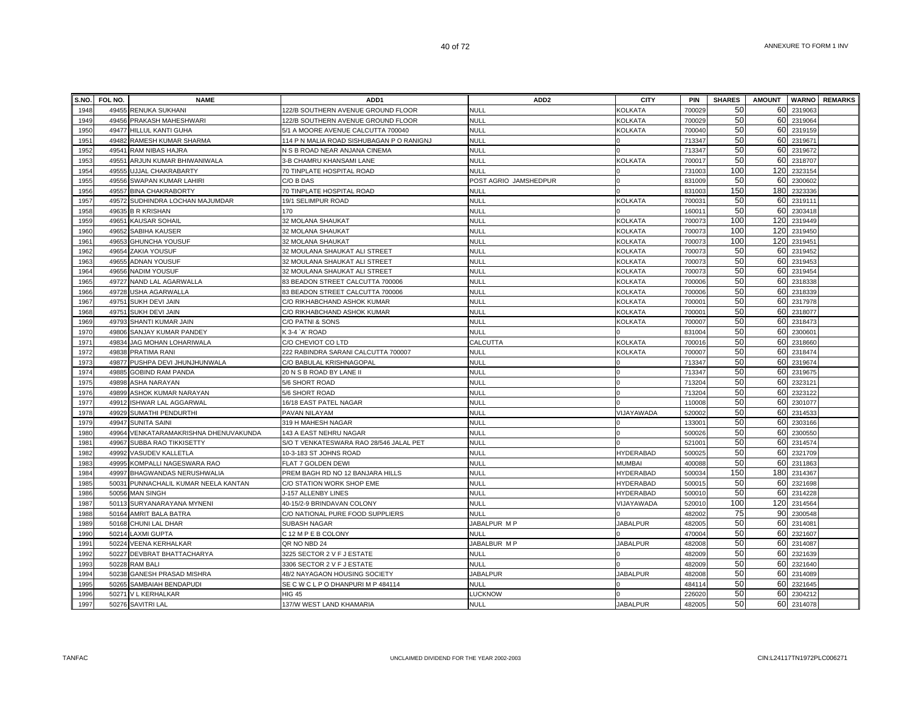| S.NO. | FOL NO. | NAME | ADD1 | ADD2 | CITY | PIN | SHARES | AMOUNT | WARNO | REMARKS |
|---|---|---|---|---|---|---|---|---|---|---|
| 1948 | 49455 | RENUKA SUKHANI | 122/B SOUTHERN AVENUE GROUND FLOOR | NULL | KOLKATA | 700029 | 50 | 60 | 2319063 | |
| 1949 | 49456 | PRAKASH MAHESHWARI | 122/B SOUTHERN AVENUE GROUND FLOOR | NULL | KOLKATA | 700029 | 50 | 60 | 2319064 | |
| 1950 | 49477 | HILLUL KANTI GUHA | 5/1 A MOORE AVENUE CALCUTTA 700040 | NULL | KOLKATA | 700040 | 50 | 60 | 2319159 | |
| 1951 | 49482 | RAMESH KUMAR SHARMA | 114 P N MALIA ROAD SISHUBAGAN P O RANIGNJ | NULL | 0 | 713347 | 50 | 60 | 2319671 | |
| 1952 | 49541 | RAM NIBAS HAJRA | N S B ROAD NEAR ANJANA CINEMA | NULL | 0 | 713347 | 50 | 60 | 2319672 | |
| 1953 | 49551 | ARJUN KUMAR BHIWANIWALA | 3-B CHAMRU KHANSAMI LANE | NULL | KOLKATA | 700017 | 50 | 60 | 2318707 | |
| 1954 | 49555 | UJJAL CHAKRABARTY | 70 TINPLATE HOSPITAL ROAD | NULL | 0 | 731003 | 100 | 120 | 2323154 | |
| 1955 | 49556 | SWAPAN KUMAR LAHIRI | C/O B DAS | POST AGRIO JAMSHEDPUR | 0 | 831009 | 50 | 60 | 2300602 | |
| 1956 | 49557 | BINA CHAKRABORTY | 70 TINPLATE HOSPITAL ROAD | NULL | 0 | 831003 | 150 | 180 | 2323336 | |
| 1957 | 49572 | SUDHINDRA LOCHAN MAJUMDAR | 19/1 SELIMPUR ROAD | NULL | KOLKATA | 700031 | 50 | 60 | 2319111 | |
| 1958 | 49635 | B R KRISHAN | 170 | NULL | 0 | 160011 | 50 | 60 | 2303418 | |
| 1959 | 49651 | KAUSAR SOHAIL | 32 MOLANA SHAUKAT | NULL | KOLKATA | 700073 | 100 | 120 | 2319449 | |
| 1960 | 49652 | SABIHA KAUSER | 32 MOLANA SHAUKAT | NULL | KOLKATA | 700073 | 100 | 120 | 2319450 | |
| 1961 | 49653 | GHUNCHA YOUSUF | 32 MOLANA SHAUKAT | NULL | KOLKATA | 700073 | 100 | 120 | 2319451 | |
| 1962 | 49654 | ZAKIA YOUSUF | 32 MOULANA SHAUKAT ALI STREET | NULL | KOLKATA | 700073 | 50 | 60 | 2319452 | |
| 1963 | 49655 | ADNAN YOUSUF | 32 MOULANA SHAUKAT ALI STREET | NULL | KOLKATA | 700073 | 50 | 60 | 2319453 | |
| 1964 | 49656 | NADIM YOUSUF | 32 MOULANA SHAUKAT ALI STREET | NULL | KOLKATA | 700073 | 50 | 60 | 2319454 | |
| 1965 | 49727 | NAND LAL AGARWALLA | 83 BEADON STREET CALCUTTA 700006 | NULL | KOLKATA | 700006 | 50 | 60 | 2318338 | |
| 1966 | 49728 | USHA AGARWALLA | 83 BEADON STREET CALCUTTA 700006 | NULL | KOLKATA | 700006 | 50 | 60 | 2318339 | |
| 1967 | 49751 | SUKH DEVI JAIN | C/O RIKHABCHAND ASHOK KUMAR | NULL | KOLKATA | 700001 | 50 | 60 | 2317978 | |
| 1968 | 49751 | SUKH DEVI JAIN | C/O RIKHABCHAND ASHOK KUMAR | NULL | KOLKATA | 700001 | 50 | 60 | 2318077 | |
| 1969 | 49793 | SHANTI KUMAR JAIN | C/O PATNI & SONS | NULL | KOLKATA | 700007 | 50 | 60 | 2318473 | |
| 1970 | 49806 | SANJAY KUMAR PANDEY | K 3-4 `A' ROAD | NULL | 0 | 831004 | 50 | 60 | 2300601 | |
| 1971 | 49834 | JAG MOHAN LOHARIWALA | C/O CHEVIOT CO LTD | CALCUTTA | KOLKATA | 700016 | 50 | 60 | 2318660 | |
| 1972 | 49838 | PRATIMA RANI | 222 RABINDRA SARANI CALCUTTA 700007 | NULL | KOLKATA | 700007 | 50 | 60 | 2318474 | |
| 1973 | 49877 | PUSHPA DEVI JHUNJHUNWALA | C/O BABULAL KRISHNAGOPAL | NULL | 0 | 713347 | 50 | 60 | 2319674 | |
| 1974 | 49885 | GOBIND RAM PANDA | 20 N S B ROAD BY LANE II | NULL | 0 | 713347 | 50 | 60 | 2319675 | |
| 1975 | 49898 | ASHA NARAYAN | 5/6 SHORT ROAD | NULL | 0 | 713204 | 50 | 60 | 2323121 | |
| 1976 | 49899 | ASHOK KUMAR NARAYAN | 5/6 SHORT ROAD | NULL | 0 | 713204 | 50 | 60 | 2323122 | |
| 1977 | 49912 | ISHWAR LAL AGGARWAL | 16/18 EAST PATEL NAGAR | NULL | 0 | 110008 | 50 | 60 | 2301077 | |
| 1978 | 49929 | SUMATHI PENDURTHI | PAVAN NILAYAM | NULL | VIJAYAWADA | 520002 | 50 | 60 | 2314533 | |
| 1979 | 49947 | SUNITA SAINI | 319 H MAHESH NAGAR | NULL | 0 | 133001 | 50 | 60 | 2303166 | |
| 1980 | 49964 | VENKATARAMAKRISHNA DHENUVAKUNDA | 143 A EAST NEHRU NAGAR | NULL | 0 | 500026 | 50 | 60 | 2300550 | |
| 1981 | 49967 | SUBBA RAO TIKKISETTY | S/O T VENKATESWARA RAO 28/546 JALAL PET | NULL | 0 | 521001 | 50 | 60 | 2314574 | |
| 1982 | 49992 | VASUDEV KALLETLA | 10-3-183 ST JOHNS ROAD | NULL | HYDERABAD | 500025 | 50 | 60 | 2321709 | |
| 1983 | 49995 | KOMPALLI NAGESWARA RAO | FLAT 7 GOLDEN DEWI | NULL | MUMBAI | 400088 | 50 | 60 | 2311863 | |
| 1984 | 49997 | BHAGWANDAS NERUSHWALIA | PREM BAGH RD NO 12 BANJARA HILLS | NULL | HYDERABAD | 500034 | 150 | 180 | 2314367 | |
| 1985 | 50031 | PUNNACHALIL KUMAR NEELA KANTAN | C/O STATION WORK SHOP EME | NULL | HYDERABAD | 500015 | 50 | 60 | 2321698 | |
| 1986 | 50056 | MAN SINGH | J-157 ALLENBY LINES | NULL | HYDERABAD | 500010 | 50 | 60 | 2314228 | |
| 1987 | 50113 | SURYANARAYANA MYNENI | 40-15/2-9 BRINDAVAN COLONY | NULL | VIJAYAWADA | 520010 | 100 | 120 | 2314564 | |
| 1988 | 50164 | AMRIT BALA BATRA | C/O NATIONAL PURE FOOD SUPPLIERS | NULL | 0 | 482002 | 75 | 90 | 2300548 | |
| 1989 | 50168 | CHUNI LAL DHAR | SUBASH NAGAR | JABALPUR M P | JABALPUR | 482005 | 50 | 60 | 2314081 | |
| 1990 | 50214 | LAXMI GUPTA | C 12 M P E B COLONY | NULL | 0 | 470004 | 50 | 60 | 2321607 | |
| 1991 | 50224 | VEENA KERHALKAR | QR NO NBD 24 | JABALBUR M P | JABALPUR | 482008 | 50 | 60 | 2314087 | |
| 1992 | 50227 | DEVBRAT BHATTACHARYA | 3225 SECTOR 2 V F J ESTATE | NULL | 0 | 482009 | 50 | 60 | 2321639 | |
| 1993 | 50228 | RAM BALI | 3306 SECTOR 2 V F J ESTATE | NULL | 0 | 482009 | 50 | 60 | 2321640 | |
| 1994 | 50238 | GANESH PRASAD MISHRA | 48/2 NAYAGAON HOUSING SOCIETY | JABALPUR | JABALPUR | 482008 | 50 | 60 | 2314089 | |
| 1995 | 50265 | SAMBAIAH BENDAPUDI | SE C W C L P O DHANPURI M P 484114 | NULL | 0 | 484114 | 50 | 60 | 2321645 | |
| 1996 | 50271 | V L KERHALKAR | HIG 45 | LUCKNOW | 0 | 226020 | 50 | 60 | 2304212 | |
| 1997 | 50276 | SAVITRI LAL | 137/W WEST LAND KHAMARIA | NULL | JABALPUR | 482005 | 50 | 60 | 2314078 | |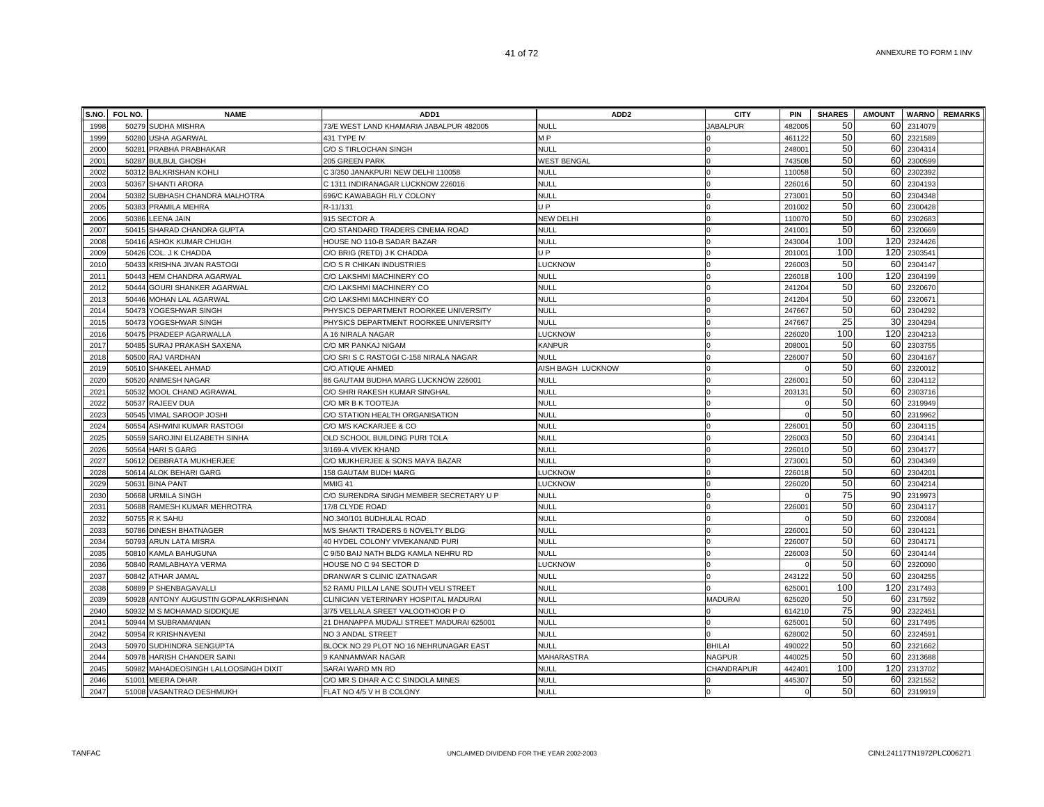| S.NO. | FOL NO. | NAME | ADD1 | ADD2 | CITY | PIN | SHARES | AMOUNT | WARNO | REMARKS |
|---|---|---|---|---|---|---|---|---|---|---|
| 1998 | 50279 | SUDHA MISHRA | 73/E WEST LAND KHAMARIA JABALPUR 482005 | NULL | JABALPUR | 482005 | 50 | 60 | 2314079 | |
| 1999 | 50280 | USHA AGARWAL | 431 TYPE IV | M P | 0 | 461122 | 50 | 60 | 2321589 | |
| 2000 | 50281 | PRABHA PRABHAKAR | C/O S TIRLOCHAN SINGH | NULL | 0 | 248001 | 50 | 60 | 2304314 | |
| 2001 | 50287 | BULBUL GHOSH | 205 GREEN PARK | WEST BENGAL | 0 | 743508 | 50 | 60 | 2300599 | |
| 2002 | 50312 | BALKRISHAN KOHLI | C 3/350 JANAKPURI NEW DELHI 110058 | NULL | 0 | 110058 | 50 | 60 | 2302392 | |
| 2003 | 50367 | SHANTI ARORA | C 1311 INDIRANAGAR LUCKNOW 226016 | NULL | 0 | 226016 | 50 | 60 | 2304193 | |
| 2004 | 50382 | SUBHASH CHANDRA MALHOTRA | 696/C KAWABAGH RLY COLONY | NULL | 0 | 273001 | 50 | 60 | 2304348 | |
| 2005 | 50383 | PRAMILA MEHRA | R-11/131 | U P | 0 | 201002 | 50 | 60 | 2300428 | |
| 2006 | 50386 | LEENA JAIN | 915 SECTOR A | NEW DELHI | 0 | 110070 | 50 | 60 | 2302683 | |
| 2007 | 50415 | SHARAD CHANDRA GUPTA | C/O STANDARD TRADERS CINEMA ROAD | NULL | 0 | 241001 | 50 | 60 | 2320669 | |
| 2008 | 50416 | ASHOK KUMAR CHUGH | HOUSE NO 110-B SADAR BAZAR | NULL | 0 | 243004 | 100 | 120 | 2324426 | |
| 2009 | 50426 | COL. J K CHADDA | C/O BRIG (RETD) J K CHADDA | U P | 0 | 201001 | 100 | 120 | 2303541 | |
| 2010 | 50433 | KRISHNA JIVAN RASTOGI | C/O S R CHIKAN INDUSTRIES | LUCKNOW | 0 | 226003 | 50 | 60 | 2304147 | |
| 2011 | 50443 | HEM CHANDRA AGARWAL | C/O LAKSHMI MACHINERY CO | NULL | 0 | 226018 | 100 | 120 | 2304199 | |
| 2012 | 50444 | GOURI SHANKER AGARWAL | C/O LAKSHMI MACHINERY CO | NULL | 0 | 241204 | 50 | 60 | 2320670 | |
| 2013 | 50446 | MOHAN LAL AGARWAL | C/O LAKSHMI MACHINERY CO | NULL | 0 | 241204 | 50 | 60 | 2320671 | |
| 2014 | 50473 | YOGESHWAR SINGH | PHYSICS DEPARTMENT ROORKEE UNIVERSITY | NULL | 0 | 247667 | 50 | 60 | 2304292 | |
| 2015 | 50473 | YOGESHWAR SINGH | PHYSICS DEPARTMENT ROORKEE UNIVERSITY | NULL | 0 | 247667 | 25 | 30 | 2304294 | |
| 2016 | 50475 | PRADEEP AGARWALLA | A 16 NIRALA NAGAR | LUCKNOW | 0 | 226020 | 100 | 120 | 2304213 | |
| 2017 | 50485 | SURAJ PRAKASH SAXENA | C/O MR PANKAJ NIGAM | KANPUR | 0 | 208001 | 50 | 60 | 2303755 | |
| 2018 | 50500 | RAJ VARDHAN | C/O SRI S C RASTOGI C-158 NIRALA NAGAR | NULL | 0 | 226007 | 50 | 60 | 2304167 | |
| 2019 | 50510 | SHAKEEL AHMAD | C/O ATIQUE AHMED | AISH BAGH LUCKNOW | 0 | 0 | 50 | 60 | 2320012 | |
| 2020 | 50520 | ANIMESH NAGAR | 86 GAUTAM BUDHA MARG LUCKNOW 226001 | NULL | 0 | 226001 | 50 | 60 | 2304112 | |
| 2021 | 50532 | MOOL CHAND AGRAWAL | C/O SHRI RAKESH KUMAR SINGHAL | NULL | 0 | 203131 | 50 | 60 | 2303716 | |
| 2022 | 50537 | RAJEEV DUA | C/O MR B K TOOTEJA | NULL | 0 | 0 | 50 | 60 | 2319949 | |
| 2023 | 50545 | VIMAL SAROOP JOSHI | C/O STATION HEALTH ORGANISATION | NULL | 0 | 0 | 50 | 60 | 2319962 | |
| 2024 | 50554 | ASHWINI KUMAR RASTOGI | C/O M/S KACKARJEE & CO | NULL | 0 | 226001 | 50 | 60 | 2304115 | |
| 2025 | 50559 | SAROJINI ELIZABETH SINHA | OLD SCHOOL BUILDING PURI TOLA | NULL | 0 | 226003 | 50 | 60 | 2304141 | |
| 2026 | 50564 | HARI S GARG | 3/169-A VIVEK KHAND | NULL | 0 | 226010 | 50 | 60 | 2304177 | |
| 2027 | 50612 | DEBBRATA MUKHERJEE | C/O MUKHERJEE & SONS MAYA BAZAR | NULL | 0 | 273001 | 50 | 60 | 2304349 | |
| 2028 | 50614 | ALOK BEHARI GARG | 158 GAUTAM BUDH MARG | LUCKNOW | 0 | 226018 | 50 | 60 | 2304201 | |
| 2029 | 50631 | BINA PANT | MMIG 41 | LUCKNOW | 0 | 226020 | 50 | 60 | 2304214 | |
| 2030 | 50668 | URMILA SINGH | C/O SURENDRA SINGH MEMBER SECRETARY U P | NULL | 0 | 0 | 75 | 90 | 2319973 | |
| 2031 | 50688 | RAMESH KUMAR MEHROTRA | 17/8 CLYDE ROAD | NULL | 0 | 226001 | 50 | 60 | 2304117 | |
| 2032 | 50755 | R K SAHU | NO.340/101 BUDHULAL ROAD | NULL | 0 | 0 | 50 | 60 | 2320084 | |
| 2033 | 50786 | DINESH BHATNAGER | M/S SHAKTI TRADERS 6 NOVELTY BLDG | NULL | 0 | 226001 | 50 | 60 | 2304121 | |
| 2034 | 50793 | ARUN LATA MISRA | 40 HYDEL COLONY VIVEKANAND PURI | NULL | 0 | 226007 | 50 | 60 | 2304171 | |
| 2035 | 50810 | KAMLA BAHUGUNA | C 9/50 BAIJ NATH BLDG KAMLA NEHRU RD | NULL | 0 | 226003 | 50 | 60 | 2304144 | |
| 2036 | 50840 | RAMLABHAYA VERMA | HOUSE NO C 94 SECTOR D | LUCKNOW | 0 | 0 | 50 | 60 | 2320090 | |
| 2037 | 50842 | ATHAR JAMAL | DRANWAR S CLINIC IZATNAGAR | NULL | 0 | 243122 | 50 | 60 | 2304255 | |
| 2038 | 50889 | P SHENBAGAVALLI | 52 RAMU PILLAI LANE SOUTH VELI STREET | NULL | 0 | 625001 | 100 | 120 | 2317493 | |
| 2039 | 50928 | ANTONY AUGUSTIN GOPALAKRISHNAN | CLINICIAN VETERINARY HOSPITAL MADURAI | NULL | MADURAI | 625020 | 50 | 60 | 2317592 | |
| 2040 | 50932 | M S MOHAMAD SIDDIQUE | 3/75 VELLALA SREET VALOOTHOOR P O | NULL | 0 | 614210 | 75 | 90 | 2322451 | |
| 2041 | 50944 | M SUBRAMANIAN | 21 DHANAPPA MUDALI STREET MADURAI 625001 | NULL | 0 | 625001 | 50 | 60 | 2317495 | |
| 2042 | 50954 | R KRISHNAVENI | NO 3 ANDAL STREET | NULL | 0 | 628002 | 50 | 60 | 2324591 | |
| 2043 | 50970 | SUDHINDRA SENGUPTA | BLOCK NO 29 PLOT NO 16 NEHRUNAGAR EAST | NULL | BHILAI | 490022 | 50 | 60 | 2321662 | |
| 2044 | 50978 | HARISH CHANDER SAINI | 9 KANNAMWAR NAGAR | MAHARASTRA | NAGPUR | 440025 | 50 | 60 | 2313688 | |
| 2045 | 50982 | MAHADEOSINGH LALLOOSINGH DIXIT | SARAI WARD MN RD | NULL | CHANDRAPUR | 442401 | 100 | 120 | 2313702 | |
| 2046 | 51001 | MEERA DHAR | C/O MR S DHAR A C C SINDOLA MINES | NULL | 0 | 445307 | 50 | 60 | 2321552 | |
| 2047 | 51008 | VASANTRAO DESHMUKH | FLAT NO 4/5 V H B COLONY | NULL | 0 | 0 | 50 | 60 | 2319919 | |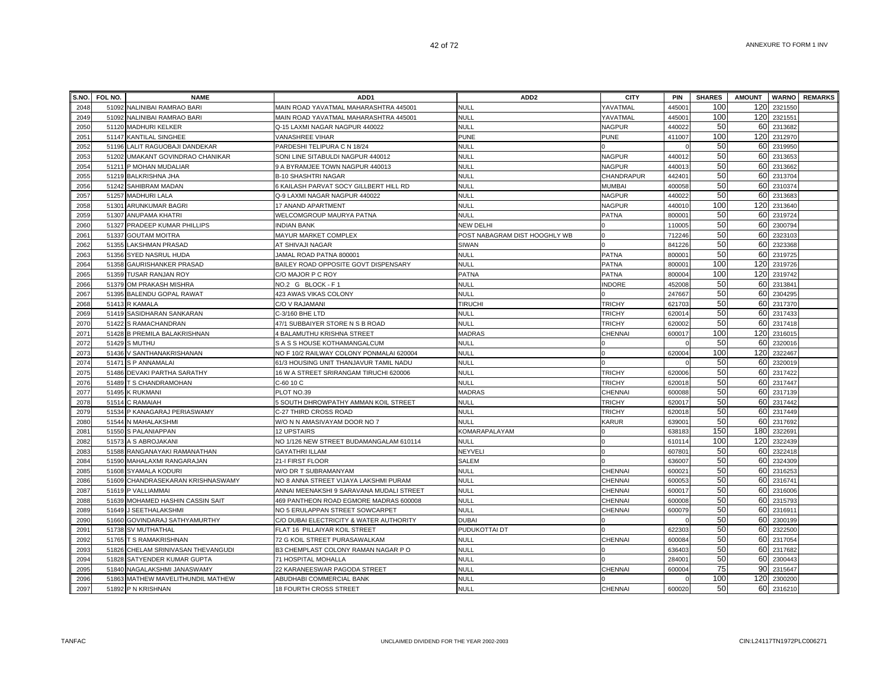| S.NO. | FOL NO. | NAME | ADD1 | ADD2 | CITY | PIN | SHARES | AMOUNT | WARNO | REMARKS |
|---|---|---|---|---|---|---|---|---|---|---|
| 2048 | 51092 | NALINIBAI RAMRAO BARI | MAIN ROAD YAVATMAL MAHARASHTRA 445001 | NULL | YAVATMAL | 445001 | 100 | 120 | 2321550 | |
| 2049 | 51092 | NALINIBAI RAMRAO BARI | MAIN ROAD YAVATMAL MAHARASHTRA 445001 | NULL | YAVATMAL | 445001 | 100 | 120 | 2321551 | |
| 2050 | 51120 | MADHURI KELKER | Q-15 LAXMI NAGAR NAGPUR 440022 | NULL | NAGPUR | 440022 | 50 | 60 | 2313682 | |
| 2051 | 51147 | KANTILAL SINGHEE | VANASHREE VIHAR | PUNE | PUNE | 411007 | 100 | 120 | 2312970 | |
| 2052 | 51196 | LALIT RAGUOBAJI DANDEKAR | PARDESHI TELIPURA C N 18/24 | NULL | 0 | 0 | 50 | 60 | 2319950 | |
| 2053 | 51202 | UMAKANT GOVINDRAO CHANIKAR | SONI LINE SITABULDI NAGPUR 440012 | NULL | NAGPUR | 440012 | 50 | 60 | 2313653 | |
| 2054 | 51211 | P MOHAN MUDALIAR | 9 A BYRAMJEE TOWN NAGPUR 440013 | NULL | NAGPUR | 440013 | 50 | 60 | 2313662 | |
| 2055 | 51219 | BALKRISHNA JHA | B-10 SHASHTRI NAGAR | NULL | CHANDRAPUR | 442401 | 50 | 60 | 2313704 | |
| 2056 | 51242 | SAHIBRAM MADAN | 6 KAILASH PARVAT SOCY GILLBERT HILL RD | NULL | MUMBAI | 400058 | 50 | 60 | 2310374 | |
| 2057 | 51257 | MADHURI LALA | Q-9 LAXMI NAGAR NAGPUR 440022 | NULL | NAGPUR | 440022 | 50 | 60 | 2313683 | |
| 2058 | 51301 | ARUNKUMAR BAGRI | 17 ANAND APARTMENT | NULL | NAGPUR | 440010 | 100 | 120 | 2313640 | |
| 2059 | 51307 | ANUPAMA KHATRI | WELCOMGROUP MAURYA PATNA | NULL | PATNA | 800001 | 50 | 60 | 2319724 | |
| 2060 | 51327 | PRADEEP KUMAR PHILLIPS | INDIAN BANK | NEW DELHI | 0 | 110005 | 50 | 60 | 2300794 | |
| 2061 | 51337 | GOUTAM MOITRA | MAYUR MARKET COMPLEX | POST NABAGRAM DIST HOOGHLY WB | 0 | 712246 | 50 | 60 | 2323103 | |
| 2062 | 51355 | LAKSHMAN PRASAD | AT SHIVAJI NAGAR | SIWAN | 0 | 841226 | 50 | 60 | 2323368 | |
| 2063 | 51356 | SYED NASRUL HUDA | JAMAL ROAD PATNA 800001 | NULL | PATNA | 800001 | 50 | 60 | 2319725 | |
| 2064 | 51358 | GAURISHANKER PRASAD | BAILEY ROAD OPPOSITE GOVT DISPENSARY | NULL | PATNA | 800001 | 100 | 120 | 2319726 | |
| 2065 | 51359 | TUSAR RANJAN ROY | C/O MAJOR P C ROY | PATNA | PATNA | 800004 | 100 | 120 | 2319742 | |
| 2066 | 51379 | OM PRAKASH MISHRA | NO.2 G BLOCK - F 1 | NULL | INDORE | 452008 | 50 | 60 | 2313841 | |
| 2067 | 51395 | BALENDU GOPAL RAWAT | 423 AWAS VIKAS COLONY | NULL | 0 | 247667 | 50 | 60 | 2304295 | |
| 2068 | 51413 | R KAMALA | C/O V RAJAMANI | TIRUCHI | TRICHY | 621703 | 50 | 60 | 2317370 | |
| 2069 | 51419 | SASIDHARAN SANKARAN | C-3/160 BHE LTD | NULL | TRICHY | 620014 | 50 | 60 | 2317433 | |
| 2070 | 51422 | S RAMACHANDRAN | 47/1 SUBBAIYER STORE N S B ROAD | NULL | TRICHY | 620002 | 50 | 60 | 2317418 | |
| 2071 | 51428 | B PREMILA BALAKRISHNAN | 4 BALAMUTHU KRISHNA STREET | MADRAS | CHENNAI | 600017 | 100 | 120 | 2316015 | |
| 2072 | 51429 | S MUTHU | S A S S HOUSE KOTHAMANGALCUM | NULL | 0 | 0 | 50 | 60 | 2320016 | |
| 2073 | 51436 | V SANTHANAKRISHANAN | NO F 10/2 RAILWAY COLONY PONMALAI 620004 | NULL | 0 | 620004 | 100 | 120 | 2322467 | |
| 2074 | 51471 | S P ANNAMALAI | 61/3 HOUSING UNIT THANJAVUR TAMIL NADU | NULL | 0 | 0 | 50 | 60 | 2320019 | |
| 2075 | 51486 | DEVAKI PARTHA SARATHY | 16 W A STREET SRIRANGAM TIRUCHI 620006 | NULL | TRICHY | 620006 | 50 | 60 | 2317422 | |
| 2076 | 51489 | T S CHANDRAMOHAN | C-60 10 C | NULL | TRICHY | 620018 | 50 | 60 | 2317447 | |
| 2077 | 51495 | K RUKMANI | PLOT NO.39 | MADRAS | CHENNAI | 600088 | 50 | 60 | 2317139 | |
| 2078 | 51514 | C RAMAIAH | 5 SOUTH DHROWPATHY AMMAN KOIL STREET | NULL | TRICHY | 620017 | 50 | 60 | 2317442 | |
| 2079 | 51534 | P KANAGARAJ PERIASWAMY | C-27 THIRD CROSS ROAD | NULL | TRICHY | 620018 | 50 | 60 | 2317449 | |
| 2080 | 51544 | N MAHALAKSHMI | W/O N N AMASIVAYAM DOOR NO 7 | NULL | KARUR | 639001 | 50 | 60 | 2317692 | |
| 2081 | 51550 | S PALANIAPPAN | 12 UPSTAIRS | KOMARAPALAYAM | 0 | 638183 | 150 | 180 | 2322691 | |
| 2082 | 51573 | A S ABROJAKANI | NO 1/126 NEW STREET BUDAMANGALAM 610114 | NULL | 0 | 610114 | 100 | 120 | 2322439 | |
| 2083 | 51588 | RANGANAYAKI RAMANATHAN | GAYATHRI ILLAM | NEYVELI | 0 | 607801 | 50 | 60 | 2322418 | |
| 2084 | 51590 | MAHALAXMI RANGARAJAN | 21-I FIRST FLOOR | SALEM | 0 | 636007 | 50 | 60 | 2324309 | |
| 2085 | 51608 | SYAMALA KODURI | W/O DR T SUBRAMANYAM | NULL | CHENNAI | 600021 | 50 | 60 | 2316253 | |
| 2086 | 51609 | CHANDRASEKARAN KRISHNASWAMY | NO 8 ANNA STREET VIJAYA LAKSHMI PURAM | NULL | CHENNAI | 600053 | 50 | 60 | 2316741 | |
| 2087 | 51619 | P VALLIAMMAI | ANNAI MEENAKSHI 9 SARAVANA MUDALI STREET | NULL | CHENNAI | 600017 | 50 | 60 | 2316006 | |
| 2088 | 51639 | MOHAMED HASHIN CASSIN SAIT | 469 PANTHEON ROAD EGMORE MADRAS 600008 | NULL | CHENNAI | 600008 | 50 | 60 | 2315793 | |
| 2089 | 51649 | J SEETHALAKSHMI | NO 5 ERULAPPAN STREET SOWCARPET | NULL | CHENNAI | 600079 | 50 | 60 | 2316911 | |
| 2090 | 51660 | GOVINDARAJ SATHYAMURTHY | C/O DUBAI ELECTRICITY & WATER AUTHORITY | DUBAI | 0 | 0 | 50 | 60 | 2300199 | |
| 2091 | 51738 | SV MUTHATHAL | FLAT 16 PILLAIYAR KOIL STREET | PUDUKOTTAI DT | 0 | 622303 | 50 | 60 | 2322500 | |
| 2092 | 51765 | T S RAMAKRISHNAN | 72 G KOIL STREET PURASAWALKAM | NULL | CHENNAI | 600084 | 50 | 60 | 2317054 | |
| 2093 | 51826 | CHELAM SRINIVASAN THEVANGUDI | B3 CHEMPLAST COLONY RAMAN NAGAR P O | NULL | 0 | 636403 | 50 | 60 | 2317682 | |
| 2094 | 51828 | SATYENDER KUMAR GUPTA | 71 HOSPITAL MOHALLA | NULL | 0 | 284001 | 50 | 60 | 2300443 | |
| 2095 | 51840 | NAGALAKSHMI JANASWAMY | 22 KARANEESWAR PAGODA STREET | NULL | CHENNAI | 600004 | 75 | 90 | 2315647 | |
| 2096 | 51863 | MATHEW MAVELITHUNDIL MATHEW | ABUDHABI COMMERCIAL BANK | NULL | 0 | 0 | 100 | 120 | 2300200 | |
| 2097 | 51892 | P N KRISHNAN | 18 FOURTH CROSS STREET | NULL | CHENNAI | 600020 | 50 | 60 | 2316210 | |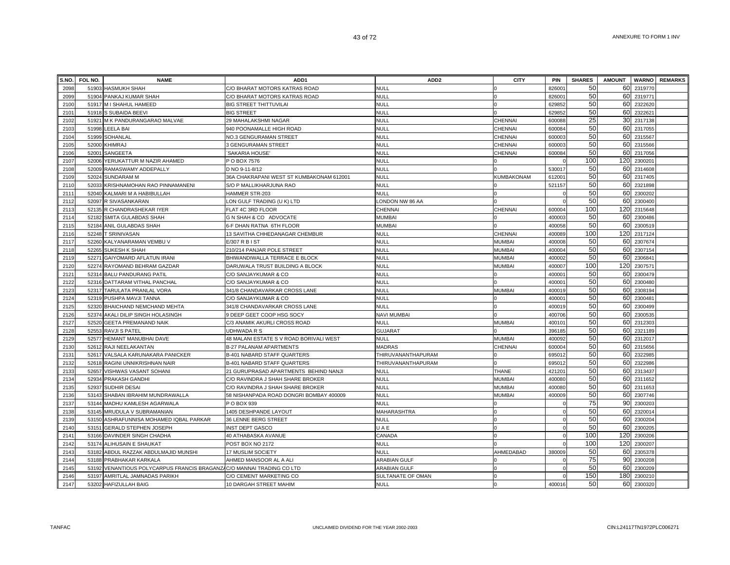| S.NO. | FOL NO. | NAME | ADD1 | ADD2 | CITY | PIN | SHARES | AMOUNT | WARNO | REMARKS |
|---|---|---|---|---|---|---|---|---|---|---|
| 2098 | 51903 | HASMUKH SHAH | C/O BHARAT MOTORS KATRAS ROAD | NULL | 0 | 826001 | 50 | 60 | 2319770 | |
| 2099 | 51904 | PANKAJ KUMAR SHAH | C/O BHARAT MOTORS KATRAS ROAD | NULL | 0 | 826001 | 50 | 60 | 2319771 | |
| 2100 | 51917 | M I SHAHUL HAMEED | BIG STREET THITTUVILAI | NULL | 0 | 629852 | 50 | 60 | 2322620 | |
| 2101 | 51918 | S SUBAIDA BEEVI | BIG STREET | NULL | 0 | 629852 | 50 | 60 | 2322621 | |
| 2102 | 51921 | M K PANDURANGARAO MALVAE | 29 MAHALAKSHMI NAGAR | NULL | CHENNAI | 600088 | 25 | 30 | 2317138 | |
| 2103 | 51998 | LEELA BAI | 940 POONAMALLE HIGH ROAD | NULL | CHENNAI | 600084 | 50 | 60 | 2317055 | |
| 2104 | 51999 | SOHANLAL | NO.3 GENGURAMAN STREET | NULL | CHENNAI | 600003 | 50 | 60 | 2315567 | |
| 2105 | 52000 | KHIMRAJ | 3 GENGURAMAN STREET | NULL | CHENNAI | 600003 | 50 | 60 | 2315566 | |
| 2106 | 52001 | SANGEETA | `SAKARIA HOUSE' | NULL | CHENNAI | 600084 | 50 | 60 | 2317056 | |
| 2107 | 52006 | YERUKATTUR M NAZIR AHAMED | P O BOX 7576 | NULL | 0 | 0 | 100 | 120 | 2300201 | |
| 2108 | 52009 | RAMASWAMY ADDEPALLY | D NO 9-11-8/12 | NULL | 0 | 530017 | 50 | 60 | 2314608 | |
| 2109 | 52024 | SUNDARAM M | 36A CHAKRAPANI WEST ST KUMBAKONAM 612001 | NULL | KUMBAKONAM | 612001 | 50 | 60 | 2317405 | |
| 2110 | 52033 | KRISHNAMOHAN RAO PINNAMANENI | S/O P MALLIKHARJUNA RAO | NULL | 0 | 521157 | 50 | 60 | 2321898 | |
| 2111 | 52040 | KALMARI M A HABIBULLAH | HAMMER STR-203 | NULL | 0 | 0 | 50 | 60 | 2300202 | |
| 2112 | 52097 | R SIVASANKARAN | LON GULF TRADING (U K) LTD | LONDON NW 86 AA | 0 | 0 | 50 | 60 | 2300400 | |
| 2113 | 52135 | R CHANDRASHEKAR IYER | FLAT 4C 3RD FLOOR | CHENNAI | CHENNAI | 600004 | 100 | 120 | 2315648 | |
| 2114 | 52182 | SMITA GULABDAS SHAH | G N SHAH & CO ADVOCATE | MUMBAI | 0 | 400003 | 50 | 60 | 2300486 | |
| 2115 | 52184 | ANIL GULABDAS SHAH | 6-F DHAN RATNA 6TH FLOOR | MUMBAI | 0 | 400058 | 50 | 60 | 2300519 | |
| 2116 | 52248 | T SRINIVASAN | 13 SAVITHA CHHEDANAGAR CHEMBUR | NULL | CHENNAI | 400089 | 100 | 120 | 2317124 | |
| 2117 | 52260 | KALYANARAMAN VEMBU V | E/307 R B I ST | NULL | MUMBAI | 400008 | 50 | 60 | 2307674 | |
| 2118 | 52265 | SUKESH K SHAH | 210/214 PANJAR POLE STREET | NULL | MUMBAI | 400004 | 50 | 60 | 2307154 | |
| 2119 | 52271 | GAIYOMARD AFLATUN IRANI | BHIWANDIWALLA TERRACE E BLOCK | NULL | MUMBAI | 400002 | 50 | 60 | 2306841 | |
| 2120 | 52274 | RAYOMAND BEHRAM GAZDAR | DARUWALA TRUST BUILDING A BLOCK | NULL | MUMBAI | 400007 | 100 | 120 | 2307571 | |
| 2121 | 52314 | BALU PANDURANG PATIL | C/O SANJAYKUMAR & CO | NULL | 0 | 400001 | 50 | 60 | 2300479 | |
| 2122 | 52316 | DATTARAM VITHAL PANCHAL | C/O SANJAYKUMAR & CO | NULL | 0 | 400001 | 50 | 60 | 2300480 | |
| 2123 | 52317 | TARULATA PRANLAL VORA | 341/8 CHANDAVARKAR CROSS LANE | NULL | MUMBAI | 400019 | 50 | 60 | 2308194 | |
| 2124 | 52319 | PUSHPA MAVJI TANNA | C/O SANJAYKUMAR & CO | NULL | 0 | 400001 | 50 | 60 | 2300481 | |
| 2125 | 52320 | BHAICHAND NEMCHAND MEHTA | 341/8 CHANDAVARKAR CROSS LANE | NULL | 0 | 400019 | 50 | 60 | 2300499 | |
| 2126 | 52374 | AKALI DILIP SINGH HOLASINGH | 9 DEEP GEET COOP HSG SOCY | NAVI MUMBAI | 0 | 400706 | 50 | 60 | 2300535 | |
| 2127 | 52520 | GEETA PREMANAND NAIK | C/3 ANAMIK AKURLI CROSS ROAD | NULL | MUMBAI | 400101 | 50 | 60 | 2312303 | |
| 2128 | 52553 | RAVJI S PATEL | UDHWADA R S | GUJARAT | 0 | 396185 | 50 | 60 | 2321189 | |
| 2129 | 52577 | HEMANT MANUBHAI DAVE | 48 MALANI ESTATE S V ROAD BORIVALI WEST | NULL | MUMBAI | 400092 | 50 | 60 | 2312017 | |
| 2130 | 52612 | RAJI NEELAKANTAN | B-27 PALANAM APARTMENTS | MADRAS | CHENNAI | 600004 | 50 | 60 | 2315656 | |
| 2131 | 52617 | VALSALA KARUNAKARA PANICKER | B-401 NABARD STAFF QUARTERS | THIRUVANANTHAPURAM | 0 | 695012 | 50 | 60 | 2322985 | |
| 2132 | 52618 | RAGINI UNNIKRISHNAN NAIR | B-401 NABARD STAFF QUARTERS | THIRUVANANTHAPURAM | 0 | 695012 | 50 | 60 | 2322986 | |
| 2133 | 52657 | VISHWAS VASANT SOHANI | 21 GURUPRASAD APARTMENTS BEHIND NANJI | NULL | THANE | 421201 | 50 | 60 | 2313437 | |
| 2134 | 52934 | PRAKASH GANDHI | C/O RAVINDRA J SHAH SHARE BROKER | NULL | MUMBAI | 400080 | 50 | 60 | 2311652 | |
| 2135 | 52937 | SUDHIR DESAI | C/O RAVINDRA J SHAH SHARE BROKER | NULL | MUMBAI | 400080 | 50 | 60 | 2311653 | |
| 2136 | 53143 | SHABAN IBRAHIM MUNDRAWALLA | 58 NISHANPADA ROAD DONGRI BOMBAY 400009 | NULL | MUMBAI | 400009 | 50 | 60 | 2307746 | |
| 2137 | 53144 | MADHU KAMLESH AGARWALA | P O BOX 939 | NULL | 0 | 0 | 75 | 90 | 2300203 | |
| 2138 | 53145 | MRUDULA V SUBRAMANIAN | 1405 DESHPANDE LAYOUT | MAHARASHTRA | 0 | 0 | 50 | 60 | 2320014 | |
| 2139 | 53150 | ASHRAFUNNISA MOHAMED IQBAL PARKAR | 36 LENNE BERG STREET | NULL | 0 | 0 | 50 | 60 | 2300204 | |
| 2140 | 53151 | GERALD STEPHEN JOSEPH | INST DEPT GASCO | U A E | 0 | 0 | 50 | 60 | 2300205 | |
| 2141 | 53166 | DAVINDER SINGH CHADHA | 40 ATHABASKA AVANUE | CANADA | 0 | 0 | 100 | 120 | 2300206 | |
| 2142 | 53174 | ALIHUSAIN E SHAUKAT | POST BOX NO 2172 | NULL | 0 | 0 | 100 | 120 | 2300207 | |
| 2143 | 53182 | ABDUL RAZZAK ABDULMAJID MUNSHI | 17 MUSLIM SOCIETY | NULL | AHMEDABAD | 380009 | 50 | 60 | 2305378 | |
| 2144 | 53188 | PRABHAKAR KARKALA | AHMED MANSOOR AL A ALI | ARABIAN GULF | 0 | 0 | 75 | 90 | 2300208 | |
| 2145 | 53192 | VENANTIOUS POLYCARPUS FRANCIS BRAGANZA | C/O MANNAI TRADING CO LTD | ARABIAN GULF | 0 | 0 | 50 | 60 | 2300209 | |
| 2146 | 53197 | AMRITLAL JAMNADAS PARIKH | C/O CEMENT MARKETING CO | SULTANATE OF OMAN | 0 | 0 | 150 | 180 | 2300210 | |
| 2147 | 53202 | HAFIZULLAH BAIG | 10 DARGAH STREET MAHIM | NULL | 0 | 400016 | 50 | 60 | 2300320 | |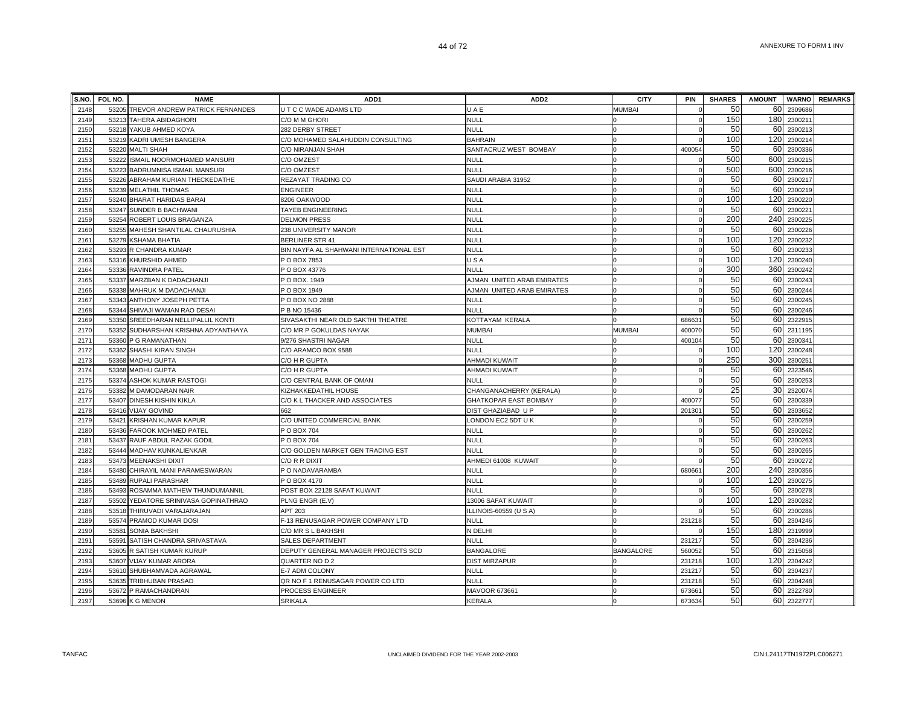| S.NO. | FOL NO. | NAME | ADD1 | ADD2 | CITY | PIN | SHARES | AMOUNT | WARNO | REMARKS |
|---|---|---|---|---|---|---|---|---|---|---|
| 2148 | 53205 | TREVOR ANDREW PATRICK FERNANDES | U T C C WADE ADAMS LTD | U A E | MUMBAI | 0 | 50 | 60 | 2309686 | |
| 2149 | 53213 | TAHERA ABIDAGHORI | C/O M M GHORI | NULL | 0 | 0 | 150 | 180 | 2300211 | |
| 2150 | 53218 | YAKUB AHMED KOYA | 282 DERBY STREET | NULL | 0 | 0 | 50 | 60 | 2300213 | |
| 2151 | 53219 | KADRI UMESH BANGERA | C/O MOHAMED SALAHUDDIN CONSULTING | BAHRAIN | 0 | 0 | 100 | 120 | 2300214 | |
| 2152 | 53220 | MALTI SHAH | C/O NIRANJAN SHAH | SANTACRUZ WEST BOMBAY | 0 | 400054 | 50 | 60 | 2300336 | |
| 2153 | 53222 | ISMAIL NOORMOHAMED MANSURI | C/O OMZEST | NULL | 0 | 0 | 500 | 600 | 2300215 | |
| 2154 | 53223 | BADRUMNISA ISMAIL MANSURI | C/O OMZEST | NULL | 0 | 0 | 500 | 600 | 2300216 | |
| 2155 | 53226 | ABRAHAM KURIAN THECKEDATHE | REZAYAT TRADING CO | SAUDI ARABIA 31952 | 0 | 0 | 50 | 60 | 2300217 | |
| 2156 | 53239 | MELATHIL THOMAS | ENGINEER | NULL | 0 | 0 | 50 | 60 | 2300219 | |
| 2157 | 53240 | BHARAT HARIDAS BARAI | 8206 OAKWOOD | NULL | 0 | 0 | 100 | 120 | 2300220 | |
| 2158 | 53247 | SUNDER B BACHWANI | TAYEB ENGINEERING | NULL | 0 | 0 | 50 | 60 | 2300221 | |
| 2159 | 53254 | ROBERT LOUIS BRAGANZA | DELMON PRESS | NULL | 0 | 0 | 200 | 240 | 2300225 | |
| 2160 | 53255 | MAHESH SHANTILAL CHAURUSHIA | 238 UNIVERSITY MANOR | NULL | 0 | 0 | 50 | 60 | 2300226 | |
| 2161 | 53279 | KSHAMA BHATIA | BERLINER STR 41 | NULL | 0 | 0 | 100 | 120 | 2300232 | |
| 2162 | 53293 | R CHANDRA KUMAR | BIN NAYFA AL SHAHWANI INTERNATIONAL EST | NULL | 0 | 0 | 50 | 60 | 2300233 | |
| 2163 | 53316 | KHURSHID AHMED | P O BOX 7853 | U S A | 0 | 0 | 100 | 120 | 2300240 | |
| 2164 | 53336 | RAVINDRA PATEL | P O BOX 43776 | NULL | 0 | 0 | 300 | 360 | 2300242 | |
| 2165 | 53337 | MARZBAN K DADACHANJI | P O BOX. 1949 | AJMAN UNITED ARAB EMIRATES | 0 | 0 | 50 | 60 | 2300243 | |
| 2166 | 53338 | MAHRUK M DADACHANJI | P O BOX 1949 | AJMAN UNITED ARAB EMIRATES | 0 | 0 | 50 | 60 | 2300244 | |
| 2167 | 53343 | ANTHONY JOSEPH PETTA | P O BOX NO 2888 | NULL | 0 | 0 | 50 | 60 | 2300245 | |
| 2168 | 53344 | SHIVAJI WAMAN RAO DESAI | P B NO 15436 | NULL | 0 | 0 | 50 | 60 | 2300246 | |
| 2169 | 53350 | SREEDHARAN NELLIPALLIL KONTI | SIVASAKTHI NEAR OLD SAKTHI THEATRE | KOTTAYAM KERALA | 0 | 686631 | 50 | 60 | 2322915 | |
| 2170 | 53352 | SUDHARSHAN KRISHNA ADYANTHAYA | C/O MR P GOKULDAS NAYAK | MUMBAI | MUMBAI | 400070 | 50 | 60 | 2311195 | |
| 2171 | 53360 | P G RAMANATHAN | 9/276 SHASTRI NAGAR | NULL | 0 | 400104 | 50 | 60 | 2300341 | |
| 2172 | 53362 | SHASHI KIRAN SINGH | C/O ARAMCO BOX 9588 | NULL | 0 | 0 | 100 | 120 | 2300248 | |
| 2173 | 53368 | MADHU GUPTA | C/O H R GUPTA | AHMADI KUWAIT | 0 | 0 | 250 | 300 | 2300251 | |
| 2174 | 53368 | MADHU GUPTA | C/O H R GUPTA | AHMADI KUWAIT | 0 | 0 | 50 | 60 | 2323546 | |
| 2175 | 53374 | ASHOK KUMAR RASTOGI | C/O CENTRAL BANK OF OMAN | NULL | 0 | 0 | 50 | 60 | 2300253 | |
| 2176 | 53382 | M DAMODARAN NAIR | KIZHAKKEDATHIL HOUSE | CHANGANACHERRY (KERALA) | 0 | 0 | 25 | 30 | 2320074 | |
| 2177 | 53407 | DINESH KISHIN KIKLA | C/O K L THACKER AND ASSOCIATES | GHATKOPAR EAST BOMBAY | 0 | 400077 | 50 | 60 | 2300339 | |
| 2178 | 53416 | VIJAY GOVIND | 662 | DIST GHAZIABAD U P | 0 | 201301 | 50 | 60 | 2303652 | |
| 2179 | 53421 | KRISHAN KUMAR KAPUR | C/O UNITED COMMERCIAL BANK | LONDON EC2 5DT U K | 0 | 0 | 50 | 60 | 2300259 | |
| 2180 | 53436 | FAROOK MOHMED PATEL | P O BOX 704 | NULL | 0 | 0 | 50 | 60 | 2300262 | |
| 2181 | 53437 | RAUF ABDUL RAZAK GODIL | P O BOX 704 | NULL | 0 | 0 | 50 | 60 | 2300263 | |
| 2182 | 53444 | MADHAV KUNKALIENKAR | C/O GOLDEN MARKET GEN TRADING EST | NULL | 0 | 0 | 50 | 60 | 2300265 | |
| 2183 | 53473 | MEENAKSHI DIXIT | C/O R R DIXIT | AHMEDI 61008 KUWAIT | 0 | 0 | 50 | 60 | 2300272 | |
| 2184 | 53480 | CHIRAYIL MANI PARAMESWARAN | P O NADAVARAMBA | NULL | 0 | 680661 | 200 | 240 | 2300356 | |
| 2185 | 53489 | RUPALI PARASHAR | P O BOX 4170 | NULL | 0 | 0 | 100 | 120 | 2300275 | |
| 2186 | 53493 | ROSAMMA MATHEW THUNDUMANNIL | POST BOX 22128 SAFAT KUWAIT | NULL | 0 | 0 | 50 | 60 | 2300278 | |
| 2187 | 53502 | YEDATORE SRINIVASA GOPINATHRAO | PLNG ENGR (E.V) | 13006 SAFAT KUWAIT | 0 | 0 | 100 | 120 | 2300282 | |
| 2188 | 53518 | THIRUVADI VARAJARAJAN | APT 203 | ILLINOIS-60559 (U S A) | 0 | 0 | 50 | 60 | 2300286 | |
| 2189 | 53574 | PRAMOD KUMAR DOSI | F-13 RENUSAGAR POWER COMPANY LTD | NULL | 0 | 231218 | 50 | 60 | 2304246 | |
| 2190 | 53581 | SONIA BAKHSHI | C/O MR S L BAKHSHI | N DELHI | 0 | 0 | 150 | 180 | 2319999 | |
| 2191 | 53591 | SATISH CHANDRA SRIVASTAVA | SALES DEPARTMENT | NULL | 0 | 231217 | 50 | 60 | 2304236 | |
| 2192 | 53605 | R SATISH KUMAR KURUP | DEPUTY GENERAL MANAGER PROJECTS SCD | BANGALORE | BANGALORE | 560052 | 50 | 60 | 2315058 | |
| 2193 | 53607 | VIJAY KUMAR ARORA | QUARTER NO D 2 | DIST MIRZAPUR | 0 | 231218 | 100 | 120 | 2304242 | |
| 2194 | 53610 | SHUBHAMVADA AGRAWAL | E-7 ADM COLONY | NULL | 0 | 231217 | 50 | 60 | 2304237 | |
| 2195 | 53635 | TRIBHUBAN PRASAD | QR NO F 1 RENUSAGAR POWER CO LTD | NULL | 0 | 231218 | 50 | 60 | 2304248 | |
| 2196 | 53672 | P RAMACHANDRAN | PROCESS ENGINEER | MAVOOR 673661 | 0 | 673661 | 50 | 60 | 2322780 | |
| 2197 | 53696 | K G MENON | SRIKALA | KERALA | 0 | 673634 | 50 | 60 | 2322777 | |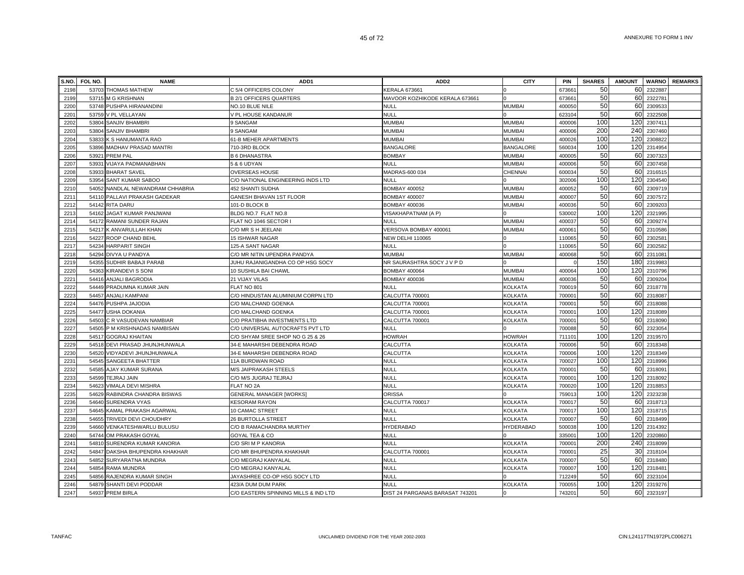| S.NO. | FOL NO. | NAME | ADD1 | ADD2 | CITY | PIN | SHARES | AMOUNT | WARNO | REMARKS |
|---|---|---|---|---|---|---|---|---|---|---|
| 2198 | 53703 | THOMAS MATHEW | C 5/4 OFFICERS COLONY | KERALA 673661 | 0 | 673661 | 50 | 60 | 2322887 | |
| 2199 | 53715 | M G KRISHNAN | B 2/1 OFFICERS QUARTERS | MAVOOR KOZHIKODE KERALA 673661 | 0 | 673661 | 50 | 60 | 2322781 | |
| 2200 | 53748 | PUSHPA HIRANANDINI | NO.10 BLUE NILE | NULL | MUMBAI | 400050 | 50 | 60 | 2309533 | |
| 2201 | 53759 | V PL VELLAYAN | V PL HOUSE KANDANUR | NULL | 0 | 623104 | 50 | 60 | 2322508 | |
| 2202 | 53804 | SANJIV BHAMBRI | 9 SANGAM | MUMBAI | MUMBAI | 400006 | 100 | 120 | 2307411 | |
| 2203 | 53804 | SANJIV BHAMBRI | 9 SANGAM | MUMBAI | MUMBAI | 400006 | 200 | 240 | 2307460 | |
| 2204 | 53833 | K S HANUMANTA RAO | 61-B MEHER APARTMENTS | MUMBAI | MUMBAI | 400026 | 100 | 120 | 2308822 | |
| 2205 | 53896 | MADHAV PRASAD MANTRI | 710-3RD BLOCK | BANGALORE | BANGALORE | 560034 | 100 | 120 | 2314954 | |
| 2206 | 53921 | PREM PAL | B 6 DHANASTRA | BOMBAY | MUMBAI | 400005 | 50 | 60 | 2307323 | |
| 2207 | 53931 | VIJAYA PADMANABHAN | 5 & 6 UDYAN | NULL | MUMBAI | 400006 | 50 | 60 | 2307458 | |
| 2208 | 53933 | BHARAT SAVEL | OVERSEAS HOUSE | MADRAS-600 034 | CHENNAI | 600034 | 50 | 60 | 2316515 | |
| 2209 | 53954 | SANT KUMAR SABOO | C/O NATIONAL ENGINEERING INDS LTD | NULL | 0 | 302006 | 100 | 120 | 2304540 | |
| 2210 | 54052 | NANDLAL NEWANDRAM CHHABRIA | 452 SHANTI SUDHA | BOMBAY 400052 | MUMBAI | 400052 | 50 | 60 | 2309719 | |
| 2211 | 54110 | PALLAVI PRAKASH GADEKAR | GANESH BHAVAN 1ST FLOOR | BOMBAY 400007 | MUMBAI | 400007 | 50 | 60 | 2307572 | |
| 2212 | 54142 | RITA DARU | 101-D BLOCK B | BOMBAY 400036 | MUMBAI | 400036 | 50 | 60 | 2309203 | |
| 2213 | 54162 | JAGAT KUMAR PANJWANI | BLDG NO.7 FLAT NO.8 | VISAKHAPATNAM (A P) | 0 | 530002 | 100 | 120 | 2321995 | |
| 2214 | 54172 | RAMANI SUNDER RAJAN | FLAT NO 1046 SECTOR I | NULL | MUMBAI | 400037 | 50 | 60 | 2309274 | |
| 2215 | 54217 | K ANVARULLAH KHAN | C/O MR S H JEELANI | VERSOVA BOMBAY 400061 | MUMBAI | 400061 | 50 | 60 | 2310586 | |
| 2216 | 54227 | ROOP CHAND BEHL | 15 ISHWAR NAGAR | NEW DELHI 110065 | 0 | 110065 | 50 | 60 | 2302581 | |
| 2217 | 54234 | HARPARIT SINGH | 125-A SANT NAGAR | NULL | 0 | 110065 | 50 | 60 | 2302582 | |
| 2218 | 54294 | DIVYA U PANDYA | C/O MR NITIN UPENDRA PANDYA | MUMBAI | MUMBAI | 400068 | 50 | 60 | 2311081 | |
| 2219 | 54355 | SUDHIR BABAJI PARAB | JUHU RAJANIGANDHA CO OP HSG SOCY | NR SAURASHTRA SOCY J V P D | 0 | 0 | 150 | 180 | 2319983 | |
| 2220 | 54363 | KIRANDEVI S SONI | 10 SUSHILA BAI CHAWL | BOMBAY 400064 | MUMBAI | 400064 | 100 | 120 | 2310796 | |
| 2221 | 54416 | ANJALI BAGRODIA | 21 VIJAY VILAS | BOMBAY 400036 | MUMBAI | 400036 | 50 | 60 | 2309204 | |
| 2222 | 54449 | PRADUMNA KUMAR JAIN | FLAT NO 801 | NULL | KOLKATA | 700019 | 50 | 60 | 2318778 | |
| 2223 | 54457 | ANJALI KAMPANI | C/O HINDUSTAN ALUMINIUM CORPN LTD | CALCUTTA 700001 | KOLKATA | 700001 | 50 | 60 | 2318087 | |
| 2224 | 54476 | PUSHPA JAJODIA | C/O MALCHAND GOENKA | CALCUTTA 700001 | KOLKATA | 700001 | 50 | 60 | 2318088 | |
| 2225 | 54477 | USHA DOKANIA | C/O MALCHAND GOENKA | CALCUTTA 700001 | KOLKATA | 700001 | 100 | 120 | 2318089 | |
| 2226 | 54503 | C R VASUDEVAN NAMBIAR | C/O PRATIBHA INVESTMENTS LTD | CALCUTTA 700001 | KOLKATA | 700001 | 50 | 60 | 2318090 | |
| 2227 | 54505 | P M KRISHNADAS NAMBISAN | C/O UNIVERSAL AUTOCRAFTS PVT LTD | NULL | 0 | 700088 | 50 | 60 | 2323054 | |
| 2228 | 54517 | GOGRAJ KHAITAN | C/O SHYAM SREE SHOP NO G 25 & 26 | HOWRAH | HOWRAH | 711101 | 100 | 120 | 2319570 | |
| 2229 | 54518 | DEVI PRASAD JHUNJHUNWALA | 34-E MAHARSHI DEBENDRA ROAD | CALCUTTA | KOLKATA | 700006 | 50 | 60 | 2318348 | |
| 2230 | 54520 | VIDYADEVI JHUNJHUNWALA | 34-E MAHARSHI DEBENDRA ROAD | CALCUTTA | KOLKATA | 700006 | 100 | 120 | 2318349 | |
| 2231 | 54545 | SANGEETA BHATTER | 11A BURDWAN ROAD | NULL | KOLKATA | 700027 | 100 | 120 | 2318996 | |
| 2232 | 54585 | AJAY KUMAR SURANA | M/S JAIPRAKASH STEELS | NULL | KOLKATA | 700001 | 50 | 60 | 2318091 | |
| 2233 | 54599 | TEJRAJ JAIN | C/O M/S JUGRAJ TEJRAJ | NULL | KOLKATA | 700001 | 100 | 120 | 2318092 | |
| 2234 | 54623 | VIMALA DEVI MISHRA | FLAT NO 2A | NULL | KOLKATA | 700020 | 100 | 120 | 2318853 | |
| 2235 | 54629 | RABINDRA CHANDRA BISWAS | GENERAL MANAGER [WORKS] | ORISSA | 0 | 759013 | 100 | 120 | 2323238 | |
| 2236 | 54640 | SURENDRA VYAS | KESORAM RAYON | CALCUTTA 700017 | KOLKATA | 700017 | 50 | 60 | 2318713 | |
| 2237 | 54645 | KAMAL PRAKASH AGARWAL | 10 CAMAC STREET | NULL | KOLKATA | 700017 | 100 | 120 | 2318715 | |
| 2238 | 54655 | TRIVEDI DEVI CHOUDHRY | 26 BURTOLLA STREET | NULL | KOLKATA | 700007 | 50 | 60 | 2318499 | |
| 2239 | 54660 | VENKATESHWARLU BULUSU | C/O B RAMACHANDRA MURTHY | HYDERABAD | HYDERABAD | 500038 | 100 | 120 | 2314392 | |
| 2240 | 54744 | OM PRAKASH GOYAL | GOYAL TEA & CO | NULL | 0 | 335001 | 100 | 120 | 2320860 | |
| 2241 | 54810 | SURENDRA KUMAR KANORIA | C/O SRI M P KANORIA | NULL | KOLKATA | 700001 | 200 | 240 | 2318099 | |
| 2242 | 54847 | DAKSHA BHUPENDRA KHAKHAR | C/O MR BHUPENDRA KHAKHAR | CALCUTTA 700001 | KOLKATA | 700001 | 25 | 30 | 2318104 | |
| 2243 | 54852 | SURYARATNA MUNDRA | C/O MEGRAJ KANYALAL | NULL | KOLKATA | 700007 | 50 | 60 | 2318480 | |
| 2244 | 54854 | RAMA MUNDRA | C/O MEGRAJ KANYALAL | NULL | KOLKATA | 700007 | 100 | 120 | 2318481 | |
| 2245 | 54856 | RAJENDRA KUMAR SINGH | JAYASHREE CO-OP HSG SOCY LTD | NULL | 0 | 712249 | 50 | 60 | 2323104 | |
| 2246 | 54879 | SHANTI DEVI PODDAR | 423/A DUM DUM PARK | NULL | KOLKATA | 700055 | 100 | 120 | 2319276 | |
| 2247 | 54937 | PREM BIRLA | C/O EASTERN SPINNING MILLS & IND LTD | DIST 24 PARGANAS BARASAT 743201 | 0 | 743201 | 50 | 60 | 2323197 | |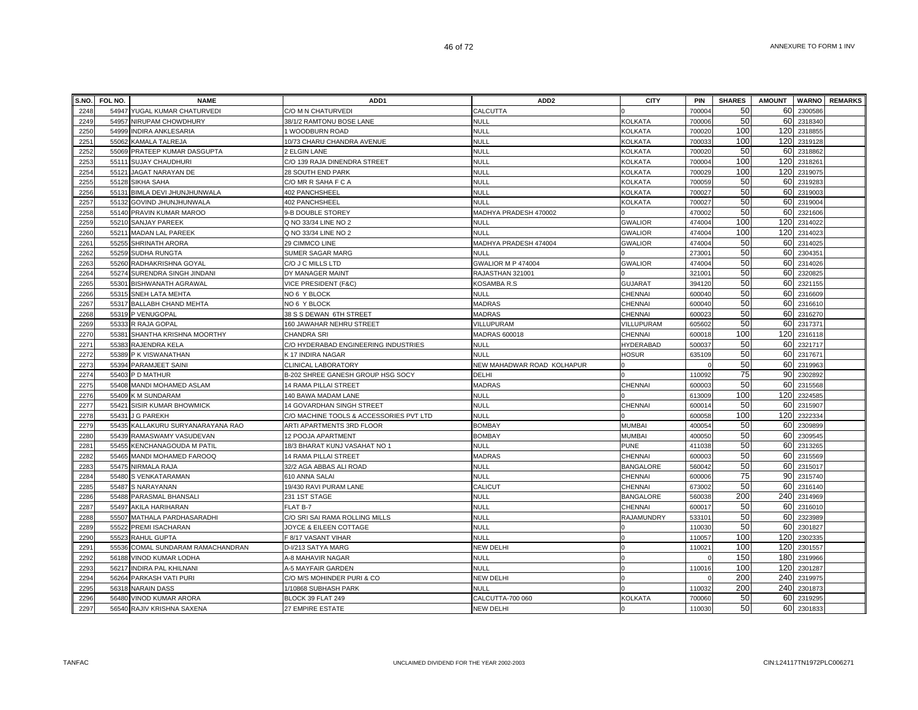| S.NO. | FOL NO. | NAME | ADD1 | ADD2 | CITY | PIN | SHARES | AMOUNT | WARNO | REMARKS |
|---|---|---|---|---|---|---|---|---|---|---|
| 2248 | 54947 | YUGAL KUMAR CHATURVEDI | C/O M N CHATURVEDI | CALCUTTA | 0 | 700004 | 50 | 60 | 2300586 | |
| 2249 | 54957 | NIRUPAM CHOWDHURY | 38/1/2 RAMTONU BOSE LANE | NULL | KOLKATA | 700006 | 50 | 60 | 2318340 | |
| 2250 | 54999 | INDIRA ANKLESARIA | 1 WOODBURN ROAD | NULL | KOLKATA | 700020 | 100 | 120 | 2318855 | |
| 2251 | 55062 | KAMALA TALREJA | 10/73 CHARU CHANDRA AVENUE | NULL | KOLKATA | 700033 | 100 | 120 | 2319128 | |
| 2252 | 55069 | PRATEEP KUMAR DASGUPTA | 2 ELGIN LANE | NULL | KOLKATA | 700020 | 50 | 60 | 2318862 | |
| 2253 | 55111 | SUJAY CHAUDHURI | C/O 139 RAJA DINENDRA STREET | NULL | KOLKATA | 700004 | 100 | 120 | 2318261 | |
| 2254 | 55121 | JAGAT NARAYAN DE | 28 SOUTH END PARK | NULL | KOLKATA | 700029 | 100 | 120 | 2319075 | |
| 2255 | 55128 | SIKHA SAHA | C/O MR R SAHA F C A | NULL | KOLKATA | 700059 | 50 | 60 | 2319283 | |
| 2256 | 55131 | BIMLA DEVI JHUNJHUNWALA | 402 PANCHSHEEL | NULL | KOLKATA | 700027 | 50 | 60 | 2319003 | |
| 2257 | 55132 | GOVIND JHUNJHUNWALA | 402 PANCHSHEEL | NULL | KOLKATA | 700027 | 50 | 60 | 2319004 | |
| 2258 | 55140 | PRAVIN KUMAR MAROO | 9-B DOUBLE STOREY | MADHYA PRADESH 470002 | 0 | 470002 | 50 | 60 | 2321606 | |
| 2259 | 55210 | SANJAY PAREEK | Q NO 33/34 LINE NO 2 | NULL | GWALIOR | 474004 | 100 | 120 | 2314022 | |
| 2260 | 55211 | MADAN LAL PAREEK | Q NO 33/34 LINE NO 2 | NULL | GWALIOR | 474004 | 100 | 120 | 2314023 | |
| 2261 | 55255 | SHRINATH ARORA | 29 CIMMCO LINE | MADHYA PRADESH 474004 | GWALIOR | 474004 | 50 | 60 | 2314025 | |
| 2262 | 55259 | SUDHA RUNGTA | SUMER SAGAR MARG | NULL | 0 | 273001 | 50 | 60 | 2304351 | |
| 2263 | 55260 | RADHAKRISHNA GOYAL | C/O J C MILLS LTD | GWALIOR M P 474004 | GWALIOR | 474004 | 50 | 60 | 2314026 | |
| 2264 | 55274 | SURENDRA SINGH JINDANI | DY MANAGER MAINT | RAJASTHAN 321001 | 0 | 321001 | 50 | 60 | 2320825 | |
| 2265 | 55301 | BISHWANATH AGRAWAL | VICE PRESIDENT (F&C) | KOSAMBA R.S | GUJARAT | 394120 | 50 | 60 | 2321155 | |
| 2266 | 55315 | SNEH LATA MEHTA | NO 6 Y BLOCK | NULL | CHENNAI | 600040 | 50 | 60 | 2316609 | |
| 2267 | 55317 | BALLABH CHAND MEHTA | NO 6 Y BLOCK | MADRAS | CHENNAI | 600040 | 50 | 60 | 2316610 | |
| 2268 | 55319 | P VENUGOPAL | 38 S S DEWAN 6TH STREET | MADRAS | CHENNAI | 600023 | 50 | 60 | 2316270 | |
| 2269 | 55333 | R RAJA GOPAL | 160 JAWAHAR NEHRU STREET | VILLUPURAM | VILLUPURAM | 605602 | 50 | 60 | 2317371 | |
| 2270 | 55381 | SHANTHA KRISHNA MOORTHY | CHANDRA SRI | MADRAS 600018 | CHENNAI | 600018 | 100 | 120 | 2316118 | |
| 2271 | 55383 | RAJENDRA KELA | C/O HYDERABAD ENGINEERING INDUSTRIES | NULL | HYDERABAD | 500037 | 50 | 60 | 2321717 | |
| 2272 | 55389 | P K VISWANATHAN | K 17 INDIRA NAGAR | NULL | HOSUR | 635109 | 50 | 60 | 2317671 | |
| 2273 | 55394 | PARAMJEET SAINI | CLINICAL LABORATORY | NEW MAHADWAR ROAD KOLHAPUR | 0 | 0 | 50 | 60 | 2319963 | |
| 2274 | 55403 | P D MATHUR | B-202 SHREE GANESH GROUP HSG SOCY | DELHI | 0 | 110092 | 75 | 90 | 2302892 | |
| 2275 | 55408 | MANDI MOHAMED ASLAM | 14 RAMA PILLAI STREET | MADRAS | CHENNAI | 600003 | 50 | 60 | 2315568 | |
| 2276 | 55409 | K M SUNDARAM | 140 BAWA MADAM LANE | NULL | 0 | 613009 | 100 | 120 | 2324585 | |
| 2277 | 55421 | SISIR KUMAR BHOWMICK | 14 GOVARDHAN SINGH STREET | NULL | CHENNAI | 600014 | 50 | 60 | 2315907 | |
| 2278 | 55431 | J G PAREKH | C/O MACHINE TOOLS & ACCESSORIES PVT LTD | NULL | 0 | 600058 | 100 | 120 | 2322334 | |
| 2279 | 55435 | KALLAKURU SURYANARAYANA RAO | ARTI APARTMENTS 3RD FLOOR | BOMBAY | MUMBAI | 400054 | 50 | 60 | 2309899 | |
| 2280 | 55439 | RAMASWAMY VASUDEVAN | 12 POOJA APARTMENT | BOMBAY | MUMBAI | 400050 | 50 | 60 | 2309545 | |
| 2281 | 55455 | KENCHANAGOUDA M PATIL | 18/3 BHARAT KUNJ VASAHAT NO 1 | NULL | PUNE | 411038 | 50 | 60 | 2313265 | |
| 2282 | 55465 | MANDI MOHAMED FAROOQ | 14 RAMA PILLAI STREET | MADRAS | CHENNAI | 600003 | 50 | 60 | 2315569 | |
| 2283 | 55475 | NIRMALA RAJA | 32/2 AGA ABBAS ALI ROAD | NULL | BANGALORE | 560042 | 50 | 60 | 2315017 | |
| 2284 | 55480 | S VENKATARAMAN | 610 ANNA SALAI | NULL | CHENNAI | 600006 | 75 | 90 | 2315740 | |
| 2285 | 55487 | S NARAYANAN | 19/430 RAVI PURAM LANE | CALICUT | CHENNAI | 673002 | 50 | 60 | 2316140 | |
| 2286 | 55488 | PARASMAL BHANSALI | 231 1ST STAGE | NULL | BANGALORE | 560038 | 200 | 240 | 2314969 | |
| 2287 | 55497 | AKILA HARIHARAN | FLAT B-7 | NULL | CHENNAI | 600017 | 50 | 60 | 2316010 | |
| 2288 | 55507 | MATHALA PARDHASARADHI | C/O SRI SAI RAMA ROLLING MILLS | NULL | RAJAMUNDRY | 533101 | 50 | 60 | 2323989 | |
| 2289 | 55522 | PREMI ISACHARAN | JOYCE & EILEEN COTTAGE | NULL | 0 | 110030 | 50 | 60 | 2301827 | |
| 2290 | 55523 | RAHUL GUPTA | F 8/17 VASANT VIHAR | NULL | 0 | 110057 | 100 | 120 | 2302335 | |
| 2291 | 55536 | COMAL SUNDARAM RAMACHANDRAN | D-I/213 SATYA MARG | NEW DELHI | 0 | 110021 | 100 | 120 | 2301557 | |
| 2292 | 56188 | VINOD KUMAR LODHA | A-8 MAHAVIR NAGAR | NULL | 0 | 0 | 150 | 180 | 2319966 | |
| 2293 | 56217 | INDIRA PAL KHILNANI | A-5 MAYFAIR GARDEN | NULL | 0 | 110016 | 100 | 120 | 2301287 | |
| 2294 | 56264 | PARKASH VATI PURI | C/O M/S MOHINDER PURI & CO | NEW DELHI | 0 | 0 | 200 | 240 | 2319975 | |
| 2295 | 56318 | NARAIN DASS | 1/10868 SUBHASH PARK | NULL | 0 | 110032 | 200 | 240 | 2301873 | |
| 2296 | 56480 | VINOD KUMAR ARORA | BLOCK 39 FLAT 249 | CALCUTTA-700 060 | KOLKATA | 700060 | 50 | 60 | 2319295 | |
| 2297 | 56540 | RAJIV KRISHNA SAXENA | 27 EMPIRE ESTATE | NEW DELHI | 0 | 110030 | 50 | 60 | 2301833 | |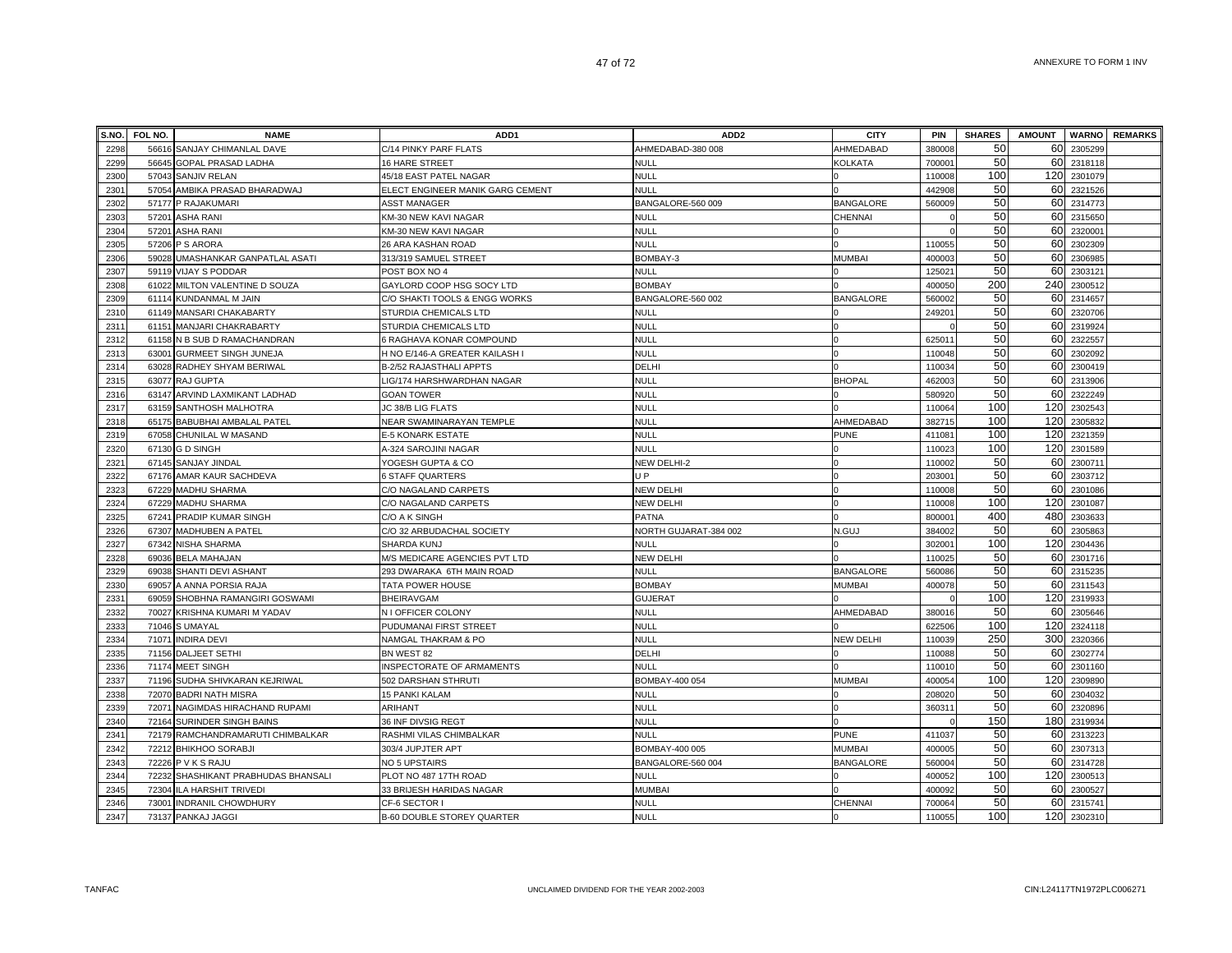| S.NO. | FOL NO. | NAME | ADD1 | ADD2 | CITY | PIN | SHARES | AMOUNT | WARNO | REMARKS |
|---|---|---|---|---|---|---|---|---|---|---|
| 2298 | 56616 | SANJAY CHIMANLAL DAVE | C/14 PINKY PARF FLATS | AHMEDABAD-380 008 | AHMEDABAD | 380008 | 50 | 60 | 2305299 | |
| 2299 | 56645 | GOPAL PRASAD LADHA | 16 HARE STREET | NULL | KOLKATA | 700001 | 50 | 60 | 2318118 | |
| 2300 | 57043 | SANJIV RELAN | 45/18 EAST PATEL NAGAR | NULL | 0 | 110008 | 100 | 120 | 2301079 | |
| 2301 | 57054 | AMBIKA PRASAD BHARADWAJ | ELECT ENGINEER MANIK GARG CEMENT | NULL | 0 | 442908 | 50 | 60 | 2321526 | |
| 2302 | 57177 | P RAJAKUMARI | ASST MANAGER | BANGALORE-560 009 | BANGALORE | 560009 | 50 | 60 | 2314773 | |
| 2303 | 57201 | ASHA RANI | KM-30 NEW KAVI NAGAR | NULL | CHENNAI | 0 | 50 | 60 | 2315650 | |
| 2304 | 57201 | ASHA RANI | KM-30 NEW KAVI NAGAR | NULL | 0 | 0 | 50 | 60 | 2320001 | |
| 2305 | 57206 | P S ARORA | 26 ARA KASHAN ROAD | NULL | 0 | 110055 | 50 | 60 | 2302309 | |
| 2306 | 59028 | UMASHANKAR GANPATLAL ASATI | 313/319 SAMUEL STREET | BOMBAY-3 | MUMBAI | 400003 | 50 | 60 | 2306985 | |
| 2307 | 59119 | VIJAY S PODDAR | POST BOX NO 4 | NULL | 0 | 125021 | 50 | 60 | 2303121 | |
| 2308 | 61022 | MILTON VALENTINE D SOUZA | GAYLORD COOP HSG SOCY LTD | BOMBAY | 0 | 400050 | 200 | 240 | 2300512 | |
| 2309 | 61114 | KUNDANMAL M JAIN | C/O SHAKTI TOOLS & ENGG WORKS | BANGALORE-560 002 | BANGALORE | 560002 | 50 | 60 | 2314657 | |
| 2310 | 61149 | MANSARI CHAKABARTY | STURDIA CHEMICALS LTD | NULL | 0 | 249201 | 50 | 60 | 2320706 | |
| 2311 | 61151 | MANJARI CHAKRABARTY | STURDIA CHEMICALS LTD | NULL | 0 | 0 | 50 | 60 | 2319924 | |
| 2312 | 61158 | N B SUB D RAMACHANDRAN | 6 RAGHAVA KONAR COMPOUND | NULL | 0 | 625011 | 50 | 60 | 2322557 | |
| 2313 | 63001 | GURMEET SINGH JUNEJA | H NO E/146-A GREATER KAILASH I | NULL | 0 | 110048 | 50 | 60 | 2302092 | |
| 2314 | 63028 | RADHEY SHYAM BERIWAL | B-2/52 RAJASTHALI APPTS | DELHI | 0 | 110034 | 50 | 60 | 2300419 | |
| 2315 | 63077 | RAJ GUPTA | LIG/174 HARSHWARDHAN NAGAR | NULL | BHOPAL | 462003 | 50 | 60 | 2313906 | |
| 2316 | 63147 | ARVIND LAXMIKANT LADHAD | GOAN TOWER | NULL | 0 | 580920 | 50 | 60 | 2322249 | |
| 2317 | 63159 | SANTHOSH MALHOTRA | JC 38/B LIG FLATS | NULL | 0 | 110064 | 100 | 120 | 2302543 | |
| 2318 | 65175 | BABUBHAI AMBALAL PATEL | NEAR SWAMINARAYAN TEMPLE | NULL | AHMEDABAD | 382715 | 100 | 120 | 2305832 | |
| 2319 | 67058 | CHUNILAL W MASAND | E-5 KONARK ESTATE | NULL | PUNE | 411081 | 100 | 120 | 2321359 | |
| 2320 | 67130 | G D SINGH | A-324 SAROJINI NAGAR | NULL | 0 | 110023 | 100 | 120 | 2301589 | |
| 2321 | 67145 | SANJAY JINDAL | YOGESH GUPTA & CO | NEW DELHI-2 | 0 | 110002 | 50 | 60 | 2300711 | |
| 2322 | 67176 | AMAR KAUR SACHDEVA | 6 STAFF QUARTERS | U P | 0 | 203001 | 50 | 60 | 2303712 | |
| 2323 | 67229 | MADHU SHARMA | C/O NAGALAND CARPETS | NEW DELHI | 0 | 110008 | 50 | 60 | 2301086 | |
| 2324 | 67229 | MADHU SHARMA | C/O NAGALAND CARPETS | NEW DELHI | 0 | 110008 | 100 | 120 | 2301087 | |
| 2325 | 67241 | PRADIP KUMAR SINGH | C/O A K SINGH | PATNA | 0 | 800001 | 400 | 480 | 2303633 | |
| 2326 | 67307 | MADHUBEN A PATEL | C/O 32 ARBUDACHAL SOCIETY | NORTH GUJARAT-384 002 | N.GUJ | 384002 | 50 | 60 | 2305863 | |
| 2327 | 67342 | NISHA SHARMA | SHARDA KUNJ | NULL | 0 | 302001 | 100 | 120 | 2304436 | |
| 2328 | 69036 | BELA MAHAJAN | M/S MEDICARE AGENCIES PVT LTD | NEW DELHI | 0 | 110025 | 50 | 60 | 2301716 | |
| 2329 | 69038 | SHANTI DEVI ASHANT | 293 DWARAKA 6TH MAIN ROAD | NULL | BANGALORE | 560086 | 50 | 60 | 2315235 | |
| 2330 | 69057 | A ANNA PORSIA RAJA | TATA POWER HOUSE | BOMBAY | MUMBAI | 400078 | 50 | 60 | 2311543 | |
| 2331 | 69059 | SHOBHNA RAMANGIRI GOSWAMI | BHEIRAVGAM | GUJERAT | 0 | 0 | 100 | 120 | 2319933 | |
| 2332 | 70027 | KRISHNA KUMARI M YADAV | N I OFFICER COLONY | NULL | AHMEDABAD | 380016 | 50 | 60 | 2305646 | |
| 2333 | 71046 | S UMAYAL | PUDUMANAI FIRST STREET | NULL | 0 | 622506 | 100 | 120 | 2324118 | |
| 2334 | 71071 | INDIRA DEVI | NAMGAL THAKRAM & PO | NULL | NEW DELHI | 110039 | 250 | 300 | 2320366 | |
| 2335 | 71156 | DALJEET SETHI | BN WEST 82 | DELHI | 0 | 110088 | 50 | 60 | 2302774 | |
| 2336 | 71174 | MEET SINGH | INSPECTORATE OF ARMAMENTS | NULL | 0 | 110010 | 50 | 60 | 2301160 | |
| 2337 | 71196 | SUDHA SHIVKARAN KEJRIWAL | 502 DARSHAN STHRUTI | BOMBAY-400 054 | MUMBAI | 400054 | 100 | 120 | 2309890 | |
| 2338 | 72070 | BADRI NATH MISRA | 15 PANKI KALAM | NULL | 0 | 208020 | 50 | 60 | 2304032 | |
| 2339 | 72071 | NAGIMDAS HIRACHAND RUPAMI | ARIHANT | NULL | 0 | 360311 | 50 | 60 | 2320896 | |
| 2340 | 72164 | SURINDER SINGH BAINS | 36 INF DIVSIG REGT | NULL | 0 | 0 | 150 | 180 | 2319934 | |
| 2341 | 72179 | RAMCHANDRAMARUTI CHIMBALKAR | RASHMI VILAS CHIMBALKAR | NULL | PUNE | 411037 | 50 | 60 | 2313223 | |
| 2342 | 72212 | BHIKHOO SORABJI | 303/4 JUPJTER APT | BOMBAY-400 005 | MUMBAI | 400005 | 50 | 60 | 2307313 | |
| 2343 | 72226 | P V K S RAJU | NO 5 UPSTAIRS | BANGALORE-560 004 | BANGALORE | 560004 | 50 | 60 | 2314728 | |
| 2344 | 72232 | SHASHIKANT PRABHUDAS BHANSALI | PLOT NO 487 17TH ROAD | NULL | 0 | 400052 | 100 | 120 | 2300513 | |
| 2345 | 72304 | ILA HARSHIT TRIVEDI | 33 BRIJESH HARIDAS NAGAR | MUMBAI | 0 | 400092 | 50 | 60 | 2300527 | |
| 2346 | 73001 | INDRANIL CHOWDHURY | CF-6 SECTOR I | NULL | CHENNAI | 700064 | 50 | 60 | 2315741 | |
| 2347 | 73137 | PANKAJ JAGGI | B-60 DOUBLE STOREY QUARTER | NULL | 0 | 110055 | 100 | 120 | 2302310 | |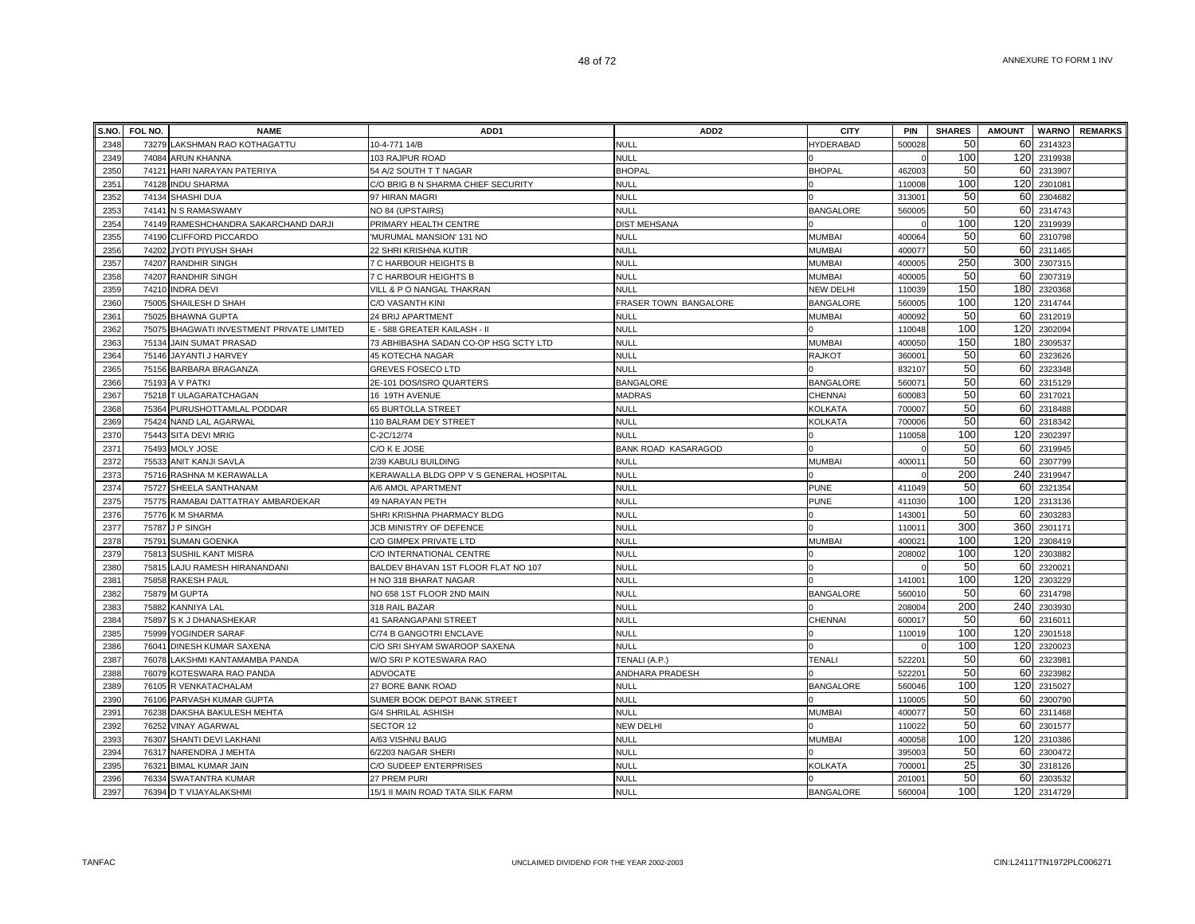| S.NO. | FOL NO. | NAME | ADD1 | ADD2 | CITY | PIN | SHARES | AMOUNT | WARNO | REMARKS |
|---|---|---|---|---|---|---|---|---|---|---|
| 2348 | 73279 | LAKSHMAN RAO KOTHAGATTU | 10-4-771 14/B | NULL | HYDERABAD | 500028 | 50 | 60 | 2314323 | |
| 2349 | 74084 | ARUN KHANNA | 103 RAJPUR ROAD | NULL | 0 | 0 | 100 | 120 | 2319938 | |
| 2350 | 74121 | HARI NARAYAN PATERIYA | 54 A/2 SOUTH T T NAGAR | BHOPAL | BHOPAL | 462003 | 50 | 60 | 2313907 | |
| 2351 | 74128 | INDU SHARMA | C/O BRIG B N SHARMA CHIEF SECURITY | NULL | 0 | 110008 | 100 | 120 | 2301081 | |
| 2352 | 74134 | SHASHI DUA | 97 HIRAN MAGRI | NULL | 0 | 313001 | 50 | 60 | 2304682 | |
| 2353 | 74141 | N S RAMASWAMY | NO 84 (UPSTAIRS) | NULL | BANGALORE | 560005 | 50 | 60 | 2314743 | |
| 2354 | 74149 | RAMESHCHANDRA SAKARCHAND DARJI | PRIMARY HEALTH CENTRE | DIST MEHSANA | 0 | 0 | 100 | 120 | 2319939 | |
| 2355 | 74190 | CLIFFORD PICCARDO | 'MURUMAL MANSION' 131 NO | NULL | MUMBAI | 400064 | 50 | 60 | 2310798 | |
| 2356 | 74202 | JYOTI PIYUSH SHAH | 22 SHRI KRISHNA KUTIR | NULL | MUMBAI | 400077 | 50 | 60 | 2311465 | |
| 2357 | 74207 | RANDHIR SINGH | 7 C HARBOUR HEIGHTS B | NULL | MUMBAI | 400005 | 250 | 300 | 2307315 | |
| 2358 | 74207 | RANDHIR SINGH | 7 C HARBOUR HEIGHTS B | NULL | MUMBAI | 400005 | 50 | 60 | 2307319 | |
| 2359 | 74210 | INDRA DEVI | VILL & P O NANGAL THAKRAN | NULL | NEW DELHI | 110039 | 150 | 180 | 2320368 | |
| 2360 | 75005 | SHAILESH D SHAH | C/O VASANTH KINI | FRASER TOWN BANGALORE | BANGALORE | 560005 | 100 | 120 | 2314744 | |
| 2361 | 75025 | BHAWNA GUPTA | 24 BRIJ APARTMENT | NULL | MUMBAI | 400092 | 50 | 60 | 2312019 | |
| 2362 | 75075 | BHAGWATI INVESTMENT PRIVATE LIMITED | E - 588 GREATER KAILASH - II | NULL | 0 | 110048 | 100 | 120 | 2302094 | |
| 2363 | 75134 | JAIN SUMAT PRASAD | 73 ABHIBASHA SADAN CO-OP HSG SCTY LTD | NULL | MUMBAI | 400050 | 150 | 180 | 2309537 | |
| 2364 | 75146 | JAYANTI J HARVEY | 45 KOTECHA NAGAR | NULL | RAJKOT | 360001 | 50 | 60 | 2323626 | |
| 2365 | 75156 | BARBARA BRAGANZA | GREVES FOSECO LTD | NULL | 0 | 832107 | 50 | 60 | 2323348 | |
| 2366 | 75193 | A V PATKI | 2E-101 DOS/ISRO QUARTERS | BANGALORE | BANGALORE | 560071 | 50 | 60 | 2315129 | |
| 2367 | 75218 | T ULAGARATCHAGAN | 16 19TH AVENUE | MADRAS | CHENNAI | 600083 | 50 | 60 | 2317021 | |
| 2368 | 75364 | PURUSHOTTAMLAL PODDAR | 65 BURTOLLA STREET | NULL | KOLKATA | 700007 | 50 | 60 | 2318488 | |
| 2369 | 75424 | NAND LAL AGARWAL | 110 BALRAM DEY STREET | NULL | KOLKATA | 700006 | 50 | 60 | 2318342 | |
| 2370 | 75443 | SITA DEVI MRIG | C-2C/12/74 | NULL | 0 | 110058 | 100 | 120 | 2302397 | |
| 2371 | 75493 | MOLY JOSE | C/O K E JOSE | BANK ROAD KASARAGOD | 0 | 0 | 50 | 60 | 2319945 | |
| 2372 | 75533 | ANIT KANJI SAVLA | 2/39 KABULI BUILDING | NULL | MUMBAI | 400011 | 50 | 60 | 2307799 | |
| 2373 | 75716 | RASHNA M KERAWALLA | KERAWALLA BLDG OPP V S GENERAL HOSPITAL | NULL | 0 | 0 | 200 | 240 | 2319947 | |
| 2374 | 75727 | SHEELA SANTHANAM | A/6 AMOL APARTMENT | NULL | PUNE | 411049 | 50 | 60 | 2321354 | |
| 2375 | 75775 | RAMABAI DATTATRAY AMBARDEKAR | 49 NARAYAN PETH | NULL | PUNE | 411030 | 100 | 120 | 2313136 | |
| 2376 | 75776 | K M SHARMA | SHRI KRISHNA PHARMACY BLDG | NULL | 0 | 143001 | 50 | 60 | 2303283 | |
| 2377 | 75787 | J P SINGH | JCB MINISTRY OF DEFENCE | NULL | 0 | 110011 | 300 | 360 | 2301171 | |
| 2378 | 75791 | SUMAN GOENKA | C/O GIMPEX PRIVATE LTD | NULL | MUMBAI | 400021 | 100 | 120 | 2308419 | |
| 2379 | 75813 | SUSHIL KANT MISRA | C/O INTERNATIONAL CENTRE | NULL | 0 | 208002 | 100 | 120 | 2303882 | |
| 2380 | 75815 | LAJU RAMESH HIRANANDANI | BALDEV BHAVAN 1ST FLOOR FLAT NO 107 | NULL | 0 | 0 | 50 | 60 | 2320021 | |
| 2381 | 75858 | RAKESH PAUL | H NO 318 BHARAT NAGAR | NULL | 0 | 141001 | 100 | 120 | 2303229 | |
| 2382 | 75879 | M GUPTA | NO 658 1ST FLOOR 2ND MAIN | NULL | BANGALORE | 560010 | 50 | 60 | 2314798 | |
| 2383 | 75882 | KANNIYA LAL | 318 RAIL BAZAR | NULL | 0 | 208004 | 200 | 240 | 2303930 | |
| 2384 | 75897 | S K J DHANASHEKAR | 41 SARANGAPANI STREET | NULL | CHENNAI | 600017 | 50 | 60 | 2316011 | |
| 2385 | 75999 | YOGINDER SARAF | C/74 B GANGOTRI ENCLAVE | NULL | 0 | 110019 | 100 | 120 | 2301518 | |
| 2386 | 76041 | DINESH KUMAR SAXENA | C/O SRI SHYAM SWAROOP SAXENA | NULL | 0 | 0 | 100 | 120 | 2320023 | |
| 2387 | 76078 | LAKSHMI KANTAMAMBA PANDA | W/O SRI P KOTESWARA RAO | TENALI (A.P.) | TENALI | 522201 | 50 | 60 | 2323981 | |
| 2388 | 76079 | KOTESWARA RAO PANDA | ADVOCATE | ANDHARA PRADESH | 0 | 522201 | 50 | 60 | 2323982 | |
| 2389 | 76105 | R VENKATACHALAM | 27 BORE BANK ROAD | NULL | BANGALORE | 560046 | 100 | 120 | 2315027 | |
| 2390 | 76106 | PARVASH KUMAR GUPTA | SUMER BOOK DEPOT BANK STREET | NULL | 0 | 110005 | 50 | 60 | 2300790 | |
| 2391 | 76238 | DAKSHA BAKULESH MEHTA | G/4 SHRILAL ASHISH | NULL | MUMBAI | 400077 | 50 | 60 | 2311468 | |
| 2392 | 76252 | VINAY AGARWAL | SECTOR 12 | NEW DELHI | 0 | 110022 | 50 | 60 | 2301577 | |
| 2393 | 76307 | SHANTI DEVI LAKHANI | A/63 VISHNU BAUG | NULL | MUMBAI | 400058 | 100 | 120 | 2310386 | |
| 2394 | 76317 | NARENDRA J MEHTA | 6/2203 NAGAR SHERI | NULL | 0 | 395003 | 50 | 60 | 2300472 | |
| 2395 | 76321 | BIMAL KUMAR JAIN | C/O SUDEEP ENTERPRISES | NULL | KOLKATA | 700001 | 25 | 30 | 2318126 | |
| 2396 | 76334 | SWATANTRA KUMAR | 27 PREM PURI | NULL | 0 | 201001 | 50 | 60 | 2303532 | |
| 2397 | 76394 | D T VIJAYALAKSHMI | 15/1 II MAIN ROAD TATA SILK FARM | NULL | BANGALORE | 560004 | 100 | 120 | 2314729 | |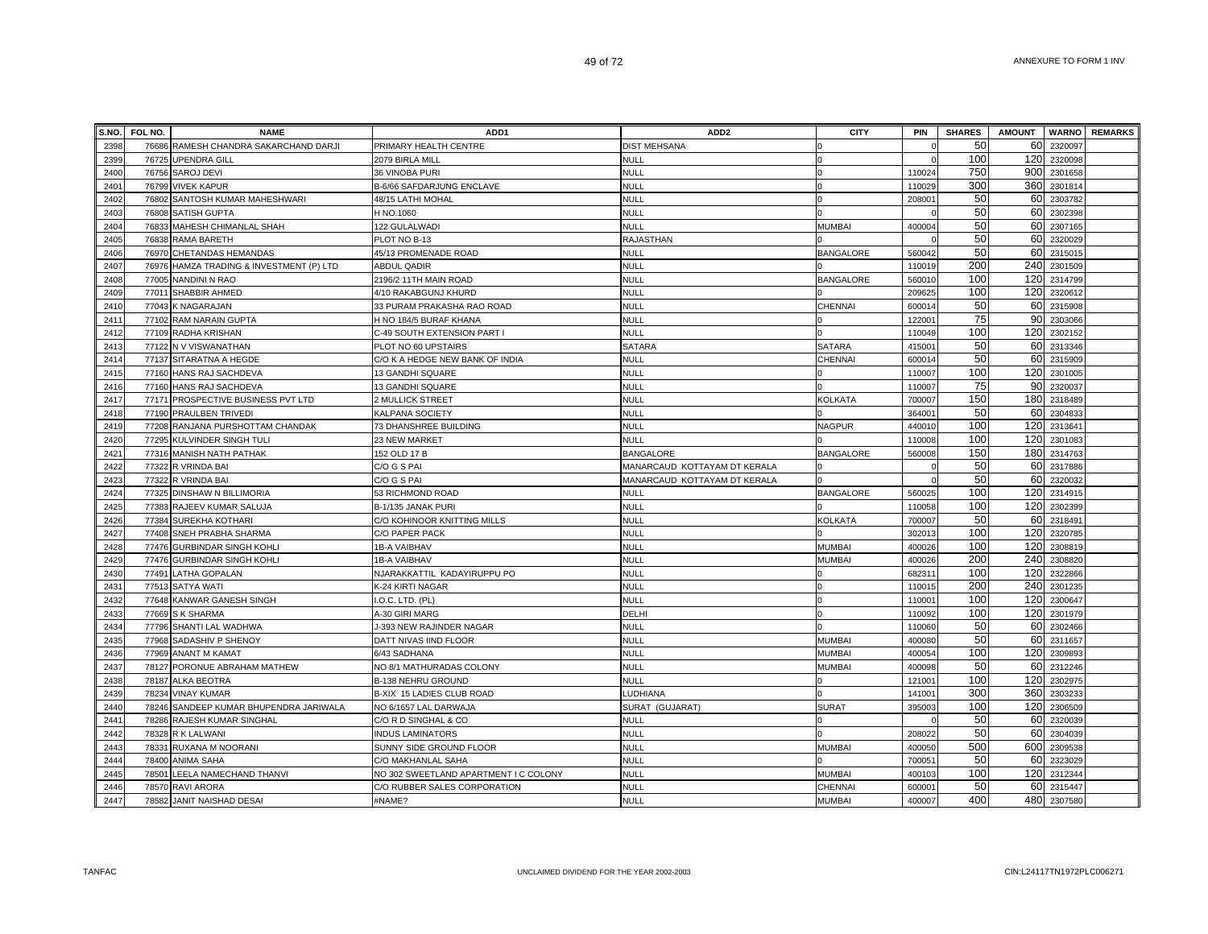| S.NO. | FOL NO. | NAME | ADD1 | ADD2 | CITY | PIN | SHARES | AMOUNT | WARNO | REMARKS |
|---|---|---|---|---|---|---|---|---|---|---|
| 2398 | 76686 | RAMESH CHANDRA SAKARCHAND DARJI | PRIMARY HEALTH CENTRE | DIST MEHSANA | 0 | 0 | 50 | 60 | 2320097 | |
| 2399 | 76725 | UPENDRA GILL | 2079 BIRLA MILL | NULL | 0 | 0 | 100 | 120 | 2320098 | |
| 2400 | 76756 | SAROJ DEVI | 36 VINOBA PURI | NULL | 0 | 110024 | 750 | 900 | 2301658 | |
| 2401 | 76799 | VIVEK KAPUR | B-6/66 SAFDARJUNG ENCLAVE | NULL | 0 | 110029 | 300 | 360 | 2301814 | |
| 2402 | 76802 | SANTOSH KUMAR MAHESHWARI | 48/15 LATHI MOHAL | NULL | 0 | 208001 | 50 | 60 | 2303782 | |
| 2403 | 76808 | SATISH GUPTA | H NO.1060 | NULL | 0 | 0 | 50 | 60 | 2302398 | |
| 2404 | 76833 | MAHESH CHIMANLAL SHAH | 122 GULALWADI | NULL | MUMBAI | 400004 | 50 | 60 | 2307165 | |
| 2405 | 76838 | RAMA BARETH | PLOT NO B-13 | RAJASTHAN | 0 | 0 | 50 | 60 | 2320029 | |
| 2406 | 76970 | CHETANDAS HEMANDAS | 45/13 PROMENADE ROAD | NULL | BANGALORE | 560042 | 50 | 60 | 2315015 | |
| 2407 | 76976 | HAMZA TRADING & INVESTMENT (P) LTD | ABDUL QADIR | NULL | 0 | 110019 | 200 | 240 | 2301509 | |
| 2408 | 77005 | NANDINI N RAO | 2196/2 11TH MAIN ROAD | NULL | BANGALORE | 560010 | 100 | 120 | 2314799 | |
| 2409 | 77011 | SHABBIR AHMED | 4/10 RAKABGUNJ KHURD | NULL | 0 | 209625 | 100 | 120 | 2320612 | |
| 2410 | 77043 | K NAGARAJAN | 33 PURAM PRAKASHA RAO ROAD | NULL | CHENNAI | 600014 | 50 | 60 | 2315908 | |
| 2411 | 77102 | RAM NARAIN GUPTA | H NO 184/5 BURAF KHANA | NULL | 0 | 122001 | 75 | 90 | 2303066 | |
| 2412 | 77109 | RADHA KRISHAN | C-49 SOUTH EXTENSION PART I | NULL | 0 | 110049 | 100 | 120 | 2302152 | |
| 2413 | 77122 | N V VISWANATHAN | PLOT NO 60 UPSTAIRS | SATARA | SATARA | 415001 | 50 | 60 | 2313346 | |
| 2414 | 77137 | SITARATNA A HEGDE | C/O K A HEDGE NEW BANK OF INDIA | NULL | CHENNAI | 600014 | 50 | 60 | 2315909 | |
| 2415 | 77160 | HANS RAJ SACHDEVA | 13 GANDHI SQUARE | NULL | 0 | 110007 | 100 | 120 | 2301005 | |
| 2416 | 77160 | HANS RAJ SACHDEVA | 13 GANDHI SQUARE | NULL | 0 | 110007 | 75 | 90 | 2320037 | |
| 2417 | 77171 | PROSPECTIVE BUSINESS PVT LTD | 2 MULLICK STREET | NULL | KOLKATA | 700007 | 150 | 180 | 2318489 | |
| 2418 | 77190 | PRAULBEN TRIVEDI | KALPANA SOCIETY | NULL | 0 | 364001 | 50 | 60 | 2304833 | |
| 2419 | 77208 | RANJANA PURSHOTTAM CHANDAK | 73 DHANSHREE BUILDING | NULL | NAGPUR | 440010 | 100 | 120 | 2313641 | |
| 2420 | 77295 | KULVINDER SINGH TULI | 23 NEW MARKET | NULL | 0 | 110008 | 100 | 120 | 2301083 | |
| 2421 | 77316 | MANISH NATH PATHAK | 152 OLD 17 B | BANGALORE | BANGALORE | 560008 | 150 | 180 | 2314763 | |
| 2422 | 77322 | R VRINDA BAI | C/O G S PAI | MANARCAUD KOTTAYAM DT KERALA | 0 | 0 | 50 | 60 | 2317886 | |
| 2423 | 77322 | R VRINDA BAI | C/O G S PAI | MANARCAUD KOTTAYAM DT KERALA | 0 | 0 | 50 | 60 | 2320032 | |
| 2424 | 77325 | DINSHAW N BILLIMORIA | 53 RICHMOND ROAD | NULL | BANGALORE | 560025 | 100 | 120 | 2314915 | |
| 2425 | 77383 | RAJEEV KUMAR SALUJA | B-1/135 JANAK PURI | NULL | 0 | 110058 | 100 | 120 | 2302399 | |
| 2426 | 77384 | SUREKHA KOTHARI | C/O KOHINOOR KNITTING MILLS | NULL | KOLKATA | 700007 | 50 | 60 | 2318491 | |
| 2427 | 77408 | SNEH PRABHA SHARMA | C/O PAPER PACK | NULL | 0 | 302013 | 100 | 120 | 2320785 | |
| 2428 | 77476 | GURBINDAR SINGH KOHLI | 1B-A VAIBHAV | NULL | MUMBAI | 400026 | 100 | 120 | 2308819 | |
| 2429 | 77476 | GURBINDAR SINGH KOHLI | 1B-A VAIBHAV | NULL | MUMBAI | 400026 | 200 | 240 | 2308820 | |
| 2430 | 77491 | LATHA GOPALAN | NJARAKKATTIL KADAYIRUPPU PO | NULL | 0 | 682311 | 100 | 120 | 2322866 | |
| 2431 | 77513 | SATYA WATI | K-24 KIRTI NAGAR | NULL | 0 | 110015 | 200 | 240 | 2301235 | |
| 2432 | 77648 | KANWAR GANESH SINGH | I.O.C. LTD. (PL) | NULL | 0 | 110001 | 100 | 120 | 2300647 | |
| 2433 | 77669 | S K SHARMA | A-30 GIRI MARG | DELHI | 0 | 110092 | 100 | 120 | 2301979 | |
| 2434 | 77796 | SHANTI LAL WADHWA | J-393 NEW RAJINDER NAGAR | NULL | 0 | 110060 | 50 | 60 | 2302466 | |
| 2435 | 77968 | SADASHIV P SHENOY | DATT NIVAS IIND FLOOR | NULL | MUMBAI | 400080 | 50 | 60 | 2311657 | |
| 2436 | 77969 | ANANT M KAMAT | 6/43 SADHANA | NULL | MUMBAI | 400054 | 100 | 120 | 2309893 | |
| 2437 | 78127 | PORONUE ABRAHAM MATHEW | NO 8/1 MATHURADAS COLONY | NULL | MUMBAI | 400098 | 50 | 60 | 2312246 | |
| 2438 | 78187 | ALKA BEOTRA | B-138 NEHRU GROUND | NULL | 0 | 121001 | 100 | 120 | 2302975 | |
| 2439 | 78234 | VINAY KUMAR | B-XIX 15 LADIES CLUB ROAD | LUDHIANA | 0 | 141001 | 300 | 360 | 2303233 | |
| 2440 | 78246 | SANDEEP KUMAR BHUPENDRA JARIWALA | NO 6/1657 LAL DARWAJA | SURAT (GUJARAT) | SURAT | 395003 | 100 | 120 | 2306509 | |
| 2441 | 78286 | RAJESH KUMAR SINGHAL | C/O R D SINGHAL & CO | NULL | 0 | 0 | 50 | 60 | 2320039 | |
| 2442 | 78328 | R K LALWANI | INDUS LAMINATORS | NULL | 0 | 208022 | 50 | 60 | 2304039 | |
| 2443 | 78331 | RUXANA M NOORANI | SUNNY SIDE GROUND FLOOR | NULL | MUMBAI | 400050 | 500 | 600 | 2309538 | |
| 2444 | 78400 | ANIMA SAHA | C/O MAKHANLAL SAHA | NULL | 0 | 700051 | 50 | 60 | 2323029 | |
| 2445 | 78501 | LEELA NAMECHAND THANVI | NO 302 SWEETLAND APARTMENT I C COLONY | NULL | MUMBAI | 400103 | 100 | 120 | 2312344 | |
| 2446 | 78570 | RAVI ARORA | C/O RUBBER SALES CORPORATION | NULL | CHENNAI | 600001 | 50 | 60 | 2315447 | |
| 2447 | 78582 | JANIT NAISHAD DESAI | #NAME? | NULL | MUMBAI | 400007 | 400 | 480 | 2307580 | |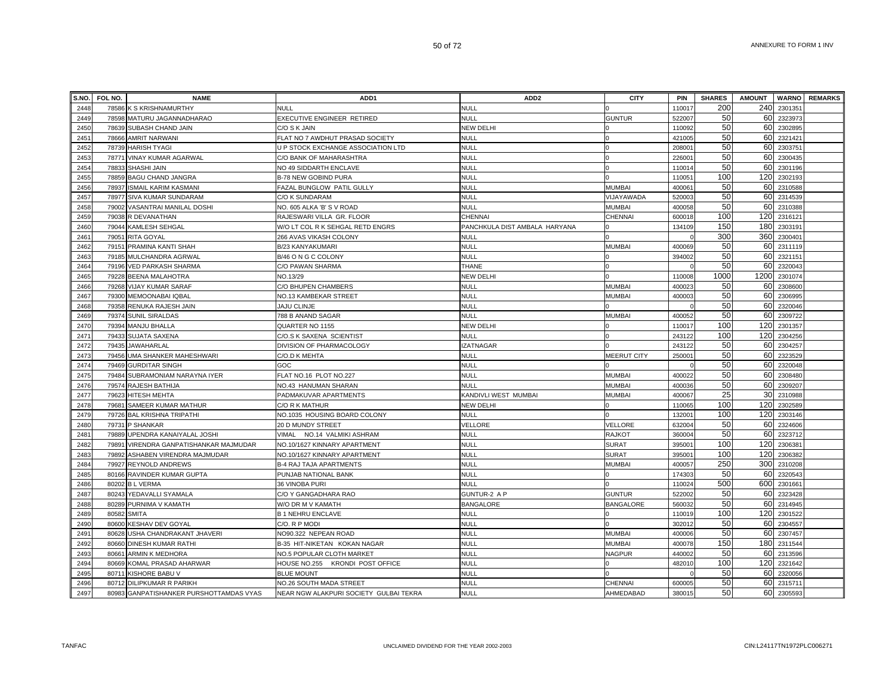| S.NO. | FOL NO. | NAME | ADD1 | ADD2 | CITY | PIN | SHARES | AMOUNT | WARNO | REMARKS |
|---|---|---|---|---|---|---|---|---|---|---|
| 2448 | 78586 | K S KRISHNAMURTHY | NULL | NULL | 0 | 110017 | 200 | 240 | 2301351 | |
| 2449 | 78598 | MATURU JAGANNADHARAO | EXECUTIVE ENGINEER RETIRED | NULL | GUNTUR | 522007 | 50 | 60 | 2323973 | |
| 2450 | 78639 | SUBASH CHAND JAIN | C/O S K JAIN | NEW DELHI | 0 | 110092 | 50 | 60 | 2302895 | |
| 2451 | 78666 | AMRIT NARWANI | FLAT NO 7 AWDHUT PRASAD SOCIETY | NULL | 0 | 421005 | 50 | 60 | 2321421 | |
| 2452 | 78739 | HARISH TYAGI | U P STOCK EXCHANGE ASSOCIATION LTD | NULL | 0 | 208001 | 50 | 60 | 2303751 | |
| 2453 | 78771 | VINAY KUMAR AGARWAL | C/O BANK OF MAHARASHTRA | NULL | 0 | 226001 | 50 | 60 | 2300435 | |
| 2454 | 78833 | SHASHI JAIN | NO 49 SIDDARTH ENCLAVE | NULL | 0 | 110014 | 50 | 60 | 2301196 | |
| 2455 | 78859 | BAGU CHAND JANGRA | B-78 NEW GOBIND PURA | NULL | 0 | 110051 | 100 | 120 | 2302193 | |
| 2456 | 78937 | ISMAIL KARIM KASMANI | FAZAL BUNGLOW PATIL GULLY | NULL | MUMBAI | 400061 | 50 | 60 | 2310588 | |
| 2457 | 78977 | SIVA KUMAR SUNDARAM | C/O K SUNDARAM | NULL | VIJAYAWADA | 520003 | 50 | 60 | 2314539 | |
| 2458 | 79002 | VASANTRAI MANILAL DOSHI | NO. 605 ALKA 'B' S V ROAD | NULL | MUMBAI | 400058 | 50 | 60 | 2310388 | |
| 2459 | 79038 | R DEVANATHAN | RAJESWARI VILLA GR. FLOOR | CHENNAI | CHENNAI | 600018 | 100 | 120 | 2316121 | |
| 2460 | 79044 | KAMLESH SEHGAL | W/O LT COL R K SEHGAL RETD ENGRS | PANCHKULA DIST AMBALA HARYANA | 0 | 134109 | 150 | 180 | 2303191 | |
| 2461 | 79051 | RITA GOYAL | 266 AVAS VIKASH COLONY | NULL | 0 | 0 | 300 | 360 | 2300401 | |
| 2462 | 79151 | PRAMINA KANTI SHAH | B/23 KANYAKUMARI | NULL | MUMBAI | 400069 | 50 | 60 | 2311119 | |
| 2463 | 79185 | MULCHANDRA AGRWAL | B/46 O N G C COLONY | NULL | 0 | 394002 | 50 | 60 | 2321151 | |
| 2464 | 79196 | VED PARKASH SHARMA | C/O PAWAN SHARMA | THANE | 0 | 0 | 50 | 60 | 2320043 | |
| 2465 | 79228 | BEENA MALAHOTRA | NO.13/29 | NEW DELHI | 0 | 110008 | 1000 | 1200 | 2301074 | |
| 2466 | 79268 | VIJAY KUMAR SARAF | C/O BHUPEN CHAMBERS | NULL | MUMBAI | 400023 | 50 | 60 | 2308600 | |
| 2467 | 79300 | MEMOONABAI IQBAL | NO.13 KAMBEKAR STREET | NULL | MUMBAI | 400003 | 50 | 60 | 2306995 | |
| 2468 | 79358 | RENUKA RAJESH JAIN | JAJU CLINJE | NULL | 0 | 0 | 50 | 60 | 2320046 | |
| 2469 | 79374 | SUNIL SIRALDAS | 788 B ANAND SAGAR | NULL | MUMBAI | 400052 | 50 | 60 | 2309722 | |
| 2470 | 79394 | MANJU BHALLA | QUARTER NO 1155 | NEW DELHI | 0 | 110017 | 100 | 120 | 2301357 | |
| 2471 | 79433 | SUJATA SAXENA | C/O.S K SAXENA SCIENTIST | NULL | 0 | 243122 | 100 | 120 | 2304256 | |
| 2472 | 79435 | JAWAHARLAL | DIVISION OF PHARMACOLOGY | IZATNAGAR | 0 | 243122 | 50 | 60 | 2304257 | |
| 2473 | 79456 | UMA SHANKER MAHESHWARI | C/O.D K MEHTA | NULL | MEERUT CITY | 250001 | 50 | 60 | 2323529 | |
| 2474 | 79469 | GURDITAR SINGH | GOC | NULL | 0 | 0 | 50 | 60 | 2320048 | |
| 2475 | 79484 | SUBRAMONIAM NARAYNA IYER | FLAT NO.16 PLOT NO.227 | NULL | MUMBAI | 400022 | 50 | 60 | 2308480 | |
| 2476 | 79574 | RAJESH BATHIJA | NO.43 HANUMAN SHARAN | NULL | MUMBAI | 400036 | 50 | 60 | 2309207 | |
| 2477 | 79623 | HITESH MEHTA | PADMAKUVAR APARTMENTS | KANDIVLI WEST MUMBAI | MUMBAI | 400067 | 25 | 30 | 2310988 | |
| 2478 | 79681 | SAMEER KUMAR MATHUR | C/O R K MATHUR | NEW DELHI | 0 | 110065 | 100 | 120 | 2302589 | |
| 2479 | 79726 | BAL KRISHNA TRIPATHI | NO.1035 HOUSING BOARD COLONY | NULL | 0 | 132001 | 100 | 120 | 2303146 | |
| 2480 | 79731 | P SHANKAR | 20 D MUNDY STREET | VELLORE | VELLORE | 632004 | 50 | 60 | 2324606 | |
| 2481 | 79889 | UPENDRA KANAIYALAL JOSHI | VIMAL NO.14 VALMIKI ASHRAM | NULL | RAJKOT | 360004 | 50 | 60 | 2323712 | |
| 2482 | 79891 | VIRENDRA GANPATISHANKAR MAJMUDAR | NO.10/1627 KINNARY APARTMENT | NULL | SURAT | 395001 | 100 | 120 | 2306381 | |
| 2483 | 79892 | ASHABEN VIRENDRA MAJMUDAR | NO.10/1627 KINNARY APARTMENT | NULL | SURAT | 395001 | 100 | 120 | 2306382 | |
| 2484 | 79927 | REYNOLD ANDREWS | B-4 RAJ TAJA APARTMENTS | NULL | MUMBAI | 400057 | 250 | 300 | 2310208 | |
| 2485 | 80166 | RAVINDER KUMAR GUPTA | PUNJAB NATIONAL BANK | NULL | 0 | 174303 | 50 | 60 | 2320543 | |
| 2486 | 80202 | B L VERMA | 36 VINOBA PURI | NULL | 0 | 110024 | 500 | 600 | 2301661 | |
| 2487 | 80243 | YEDAVALLI SYAMALA | C/O Y GANGADHARA RAO | GUNTUR-2 A P | GUNTUR | 522002 | 50 | 60 | 2323428 | |
| 2488 | 80289 | PURNIMA V KAMATH | W/O DR M V KAMATH | BANGALORE | BANGALORE | 560032 | 50 | 60 | 2314945 | |
| 2489 | 80582 | SMITA | B 1 NEHRU ENCLAVE | NULL | 0 | 110019 | 100 | 120 | 2301522 | |
| 2490 | 80600 | KESHAV DEV GOYAL | C/O. R P MODI | NULL | 0 | 302012 | 50 | 60 | 2304557 | |
| 2491 | 80628 | USHA CHANDRAKANT JHAVERI | NO90.322 NEPEAN ROAD | NULL | MUMBAI | 400006 | 50 | 60 | 2307457 | |
| 2492 | 80660 | DINESH KUMAR RATHI | B-35 HIT-NIKETAN KOKAN NAGAR | NULL | MUMBAI | 400078 | 150 | 180 | 2311544 | |
| 2493 | 80661 | ARMIN K MEDHORA | NO.5 POPULAR CLOTH MARKET | NULL | NAGPUR | 440002 | 50 | 60 | 2313596 | |
| 2494 | 80669 | KOMAL PRASAD AHARWAR | HOUSE NO.255 KRONDI POST OFFICE | NULL | 0 | 482010 | 100 | 120 | 2321642 | |
| 2495 | 80711 | KISHORE BABU V | BLUE MOUNT | NULL | 0 | 0 | 50 | 60 | 2320056 | |
| 2496 | 80712 | DILIPKUMAR R PARIKH | NO.26 SOUTH MADA STREET | NULL | CHENNAI | 600005 | 50 | 60 | 2315711 | |
| 2497 | 80983 | GANPATISHANKER PURSHOTTAMDAS VYAS | NEAR NGW ALAKPURI SOCIETY GULBAI TEKRA | NULL | AHMEDABAD | 380015 | 50 | 60 | 2305593 | |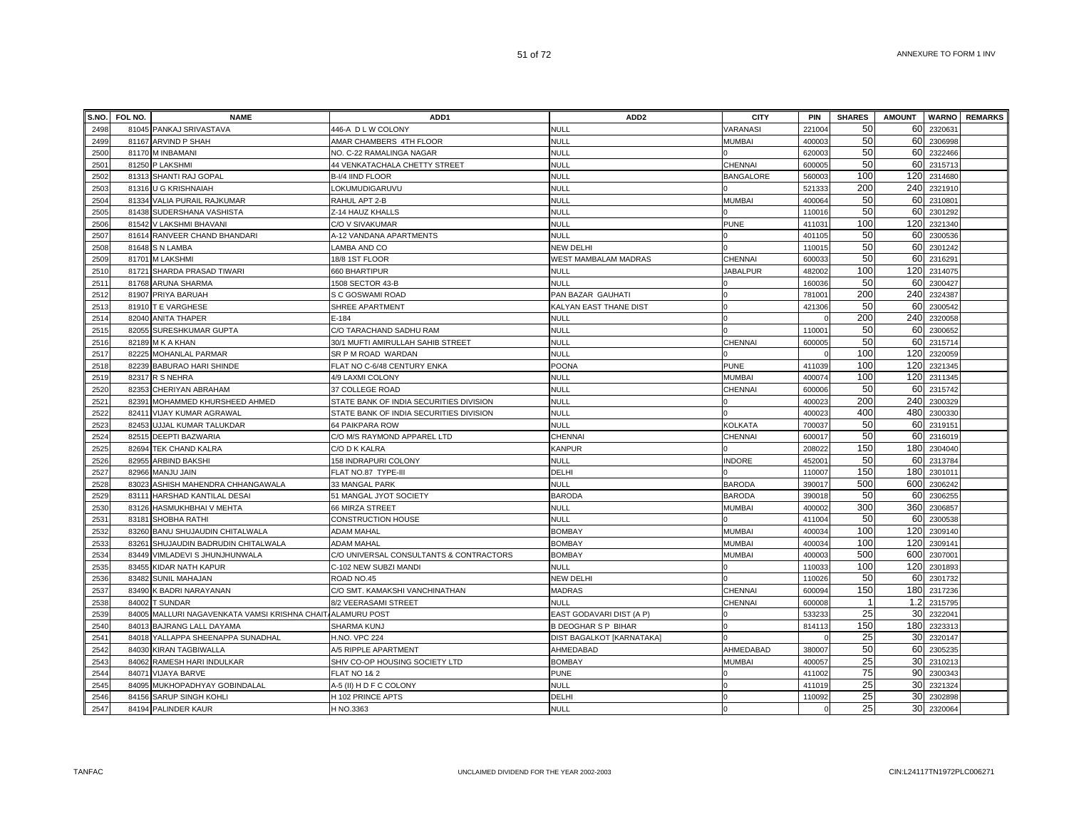| S.NO. | FOL NO. | NAME | ADD1 | ADD2 | CITY | PIN | SHARES | AMOUNT | WARNO | REMARKS |
|---|---|---|---|---|---|---|---|---|---|---|
| 2498 | 81045 | PANKAJ SRIVASTAVA | 446-A D L W COLONY | NULL | VARANASI | 221004 | 50 | 60 | 2320631 | |
| 2499 | 81167 | ARVIND P SHAH | AMAR CHAMBERS 4TH FLOOR | NULL | MUMBAI | 400003 | 50 | 60 | 2306998 | |
| 2500 | 81170 | M INBAMANI | NO. C-22 RAMALINGA NAGAR | NULL | 0 | 620003 | 50 | 60 | 2322466 | |
| 2501 | 81250 | P LAKSHMI | 44 VENKATACHALA CHETTY STREET | NULL | CHENNAI | 600005 | 50 | 60 | 2315713 | |
| 2502 | 81313 | SHANTI RAJ GOPAL | B-I/4 IIND FLOOR | NULL | BANGALORE | 560003 | 100 | 120 | 2314680 | |
| 2503 | 81316 | U G KRISHNAIAH | LOKUMUDIGARUVU | NULL | 0 | 521333 | 200 | 240 | 2321910 | |
| 2504 | 81334 | VALIA PURAIL RAJKUMAR | RAHUL APT 2-B | NULL | MUMBAI | 400064 | 50 | 60 | 2310801 | |
| 2505 | 81438 | SUDERSHANA VASHISTA | Z-14 HAUZ KHALLS | NULL | 0 | 110016 | 50 | 60 | 2301292 | |
| 2506 | 81542 | V LAKSHMI BHAVANI | C/O V SIVAKUMAR | NULL | PUNE | 411031 | 100 | 120 | 2321340 | |
| 2507 | 81614 | RANVEER CHAND BHANDARI | A-12 VANDANA APARTMENTS | NULL | 0 | 401105 | 50 | 60 | 2300536 | |
| 2508 | 81648 | S N LAMBA | LAMBA AND CO | NEW DELHI | 0 | 110015 | 50 | 60 | 2301242 | |
| 2509 | 81701 | M LAKSHMI | 18/8 1ST FLOOR | WEST MAMBALAM MADRAS | CHENNAI | 600033 | 50 | 60 | 2316291 | |
| 2510 | 81721 | SHARDA PRASAD TIWARI | 660 BHARTIPUR | NULL | JABALPUR | 482002 | 100 | 120 | 2314075 | |
| 2511 | 81768 | ARUNA SHARMA | 1508 SECTOR 43-B | NULL | 0 | 160036 | 50 | 60 | 2300427 | |
| 2512 | 81907 | PRIYA BARUAH | S C GOSWAMI ROAD | PAN BAZAR GAUHATI | 0 | 781001 | 200 | 240 | 2324387 | |
| 2513 | 81910 | T E VARGHESE | SHREE APARTMENT | KALYAN EAST THANE DIST | 0 | 421306 | 50 | 60 | 2300542 | |
| 2514 | 82040 | ANITA THAPER | E-184 | NULL | 0 | 0 | 200 | 240 | 2320058 | |
| 2515 | 82055 | SURESHKUMAR GUPTA | C/O TARACHAND SADHU RAM | NULL | 0 | 110001 | 50 | 60 | 2300652 | |
| 2516 | 82189 | M K A KHAN | 30/1 MUFTI AMIRULLAH SAHIB STREET | NULL | CHENNAI | 600005 | 50 | 60 | 2315714 | |
| 2517 | 82225 | MOHANLAL PARMAR | SR P M ROAD WARDAN | NULL | 0 | 0 | 100 | 120 | 2320059 | |
| 2518 | 82239 | BABURAO HARI SHINDE | FLAT NO C-6/48 CENTURY ENKA | POONA | PUNE | 411039 | 100 | 120 | 2321345 | |
| 2519 | 82317 | R S NEHRA | 4/9 LAXMI COLONY | NULL | MUMBAI | 400074 | 100 | 120 | 2311345 | |
| 2520 | 82353 | CHERIYAN ABRAHAM | 37 COLLEGE ROAD | NULL | CHENNAI | 600006 | 50 | 60 | 2315742 | |
| 2521 | 82391 | MOHAMMED KHURSHEED AHMED | STATE BANK OF INDIA SECURITIES DIVISION | NULL | 0 | 400023 | 200 | 240 | 2300329 | |
| 2522 | 82411 | VIJAY KUMAR AGRAWAL | STATE BANK OF INDIA SECURITIES DIVISION | NULL | 0 | 400023 | 400 | 480 | 2300330 | |
| 2523 | 82453 | UJJAL KUMAR TALUKDAR | 64 PAIKPARA ROW | NULL | KOLKATA | 700037 | 50 | 60 | 2319151 | |
| 2524 | 82515 | DEEPTI BAZWARIA | C/O M/S RAYMOND APPAREL LTD | CHENNAI | CHENNAI | 600017 | 50 | 60 | 2316019 | |
| 2525 | 82694 | TEK CHAND KALRA | C/O D K KALRA | KANPUR | 0 | 208022 | 150 | 180 | 2304040 | |
| 2526 | 82955 | ARBIND BAKSHI | 158 INDRAPURI COLONY | NULL | INDORE | 452001 | 50 | 60 | 2313784 | |
| 2527 | 82966 | MANJU JAIN | FLAT NO.87 TYPE-III | DELHI | 0 | 110007 | 150 | 180 | 2301011 | |
| 2528 | 83023 | ASHISH MAHENDRA CHHANGAWALA | 33 MANGAL PARK | NULL | BARODA | 390017 | 500 | 600 | 2306242 | |
| 2529 | 83111 | HARSHAD KANTILAL DESAI | 51 MANGAL JYOT SOCIETY | BARODA | BARODA | 390018 | 50 | 60 | 2306255 | |
| 2530 | 83126 | HASMUKHBHAI V MEHTA | 66 MIRZA STREET | NULL | MUMBAI | 400002 | 300 | 360 | 2306857 | |
| 2531 | 83181 | SHOBHA RATHI | CONSTRUCTION HOUSE | NULL | 0 | 411004 | 50 | 60 | 2300538 | |
| 2532 | 83260 | BANU SHUJAUDIN CHITALWALA | ADAM MAHAL | BOMBAY | MUMBAI | 400034 | 100 | 120 | 2309140 | |
| 2533 | 83261 | SHUJAUDIN BADRUDIN CHITALWALA | ADAM MAHAL | BOMBAY | MUMBAI | 400034 | 100 | 120 | 2309141 | |
| 2534 | 83449 | VIMLADEVI S JHUNJHUNWALA | C/O UNIVERSAL CONSULTANTS & CONTRACTORS | BOMBAY | MUMBAI | 400003 | 500 | 600 | 2307001 | |
| 2535 | 83455 | KIDAR NATH KAPUR | C-102 NEW SUBZI MANDI | NULL | 0 | 110033 | 100 | 120 | 2301893 | |
| 2536 | 83482 | SUNIL MAHAJAN | ROAD NO.45 | NEW DELHI | 0 | 110026 | 50 | 60 | 2301732 | |
| 2537 | 83490 | K BADRI NARAYANAN | C/O SMT. KAMAKSHI VANCHINATHAN | MADRAS | CHENNAI | 600094 | 150 | 180 | 2317236 | |
| 2538 | 84002 | T SUNDAR | 8/2 VEERASAMI STREET | NULL | CHENNAI | 600008 | 1 | 1.2 | 2315795 | |
| 2539 | 84005 | MALLURI NAGAVENKATA VAMSI KRISHNA CHAIT | ALAMURU POST | EAST GODAVARI DIST (A P) | 0 | 533233 | 25 | 30 | 2322041 | |
| 2540 | 84013 | BAJRANG LALL DAYAMA | SHARMA KUNJ | B DEOGHAR S P BIHAR | 0 | 814113 | 150 | 180 | 2323313 | |
| 2541 | 84018 | YALLAPPA SHEENAPPA SUNDHAL | H.NO. VPC 224 | DIST BAGALKOT [KARNATAKA] | 0 | 0 | 25 | 30 | 2320147 | |
| 2542 | 84030 | KIRAN TAGBIWALLA | A/5 RIPPLE APARTMENT | AHMEDABAD | AHMEDABAD | 380007 | 50 | 60 | 2305235 | |
| 2543 | 84062 | RAMESH HARI INDULKAR | SHIV CO-OP HOUSING SOCIETY LTD | BOMBAY | MUMBAI | 400057 | 25 | 30 | 2310213 | |
| 2544 | 84071 | VIJAYA BARVE | FLAT NO 1& 2 | PUNE | 0 | 411002 | 75 | 90 | 2300343 | |
| 2545 | 84095 | MUKHOPADHYAY GOBINDALAL | A-5 (II) H D F C COLONY | NULL | 0 | 411019 | 25 | 30 | 2321324 | |
| 2546 | 84156 | SARUP SINGH KOHLI | H 102 PRINCE APTS | DELHI | 0 | 110092 | 25 | 30 | 2302898 | |
| 2547 | 84194 | PALINDER KAUR | H NO.3363 | NULL | 0 | 0 | 25 | 30 | 2320064 | |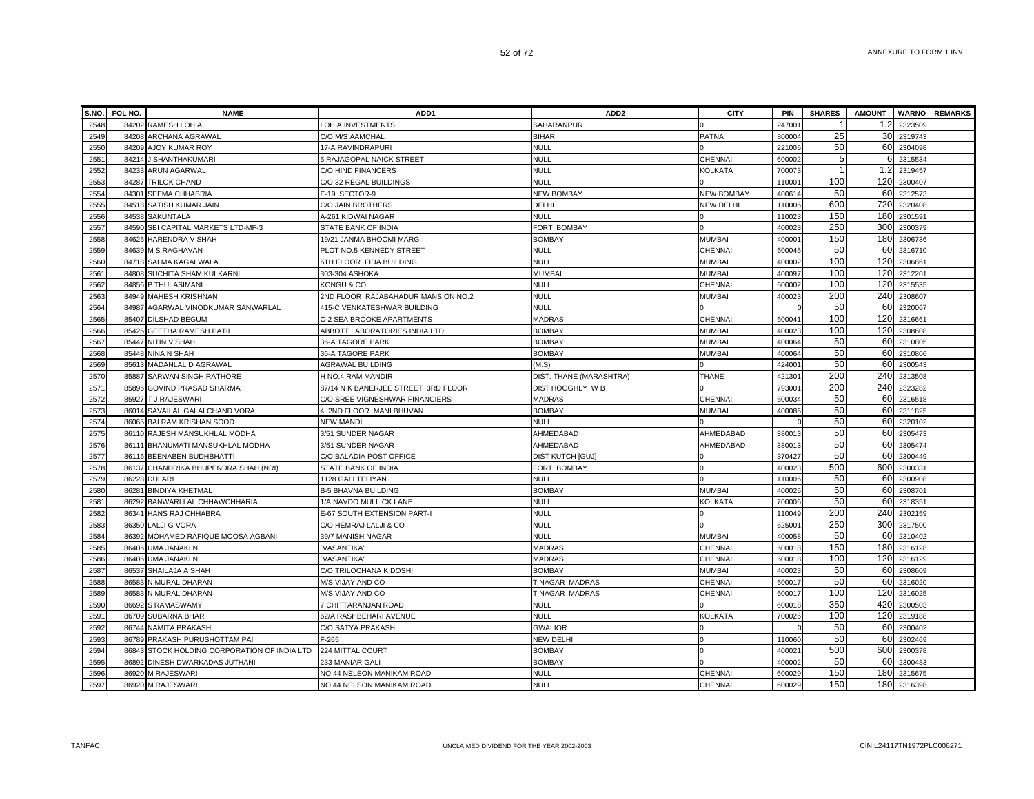| S.NO. | FOL NO. | NAME | ADD1 | ADD2 | CITY | PIN | SHARES | AMOUNT | WARNO | REMARKS |
|---|---|---|---|---|---|---|---|---|---|---|
| 2548 | 84202 | RAMESH LOHIA | LOHIA INVESTMENTS | SAHARANPUR | 0 | 247001 | 1 | 1.2 | 2323509 | |
| 2549 | 84208 | ARCHANA AGRAWAL | C/O M/S AAMCHAL | BIHAR | PATNA | 800004 | 25 | 30 | 2319743 | |
| 2550 | 84209 | AJOY KUMAR ROY | 17-A RAVINDRAPURI | NULL | 0 | 221005 | 50 | 60 | 2304098 | |
| 2551 | 84214 | J SHANTHAKUMARI | 5 RAJAGOPAL NAICK STREET | NULL | CHENNAI | 600002 | 5 | 6 | 2315534 | |
| 2552 | 84233 | ARUN AGARWAL | C/O HIND FINANCERS | NULL | KOLKATA | 700073 | 1 | 1.2 | 2319457 | |
| 2553 | 84287 | TRILOK CHAND | C/O 32 REGAL BUILDINGS | NULL | 0 | 110001 | 100 | 120 | 2300407 | |
| 2554 | 84301 | SEEMA CHHABRIA | E-19 SECTOR-9 | NEW BOMBAY | NEW BOMBAY | 400614 | 50 | 60 | 2312573 | |
| 2555 | 84518 | SATISH KUMAR JAIN | C/O JAIN BROTHERS | DELHI | NEW DELHI | 110006 | 600 | 720 | 2320408 | |
| 2556 | 84538 | SAKUNTALA | A-261 KIDWAI NAGAR | NULL | 0 | 110023 | 150 | 180 | 2301591 | |
| 2557 | 84590 | SBI CAPITAL MARKETS LTD-MF-3 | STATE BANK OF INDIA | FORT BOMBAY | 0 | 400023 | 250 | 300 | 2300379 | |
| 2558 | 84625 | HARENDRA V SHAH | 19/21 JANMA BHOOMI MARG | BOMBAY | MUMBAI | 400001 | 150 | 180 | 2306736 | |
| 2559 | 84639 | M S RAGHAVAN | PLOT NO.5 KENNEDY STREET | NULL | CHENNAI | 600045 | 50 | 60 | 2316710 | |
| 2560 | 84718 | SALMA KAGALWALA | 5TH FLOOR FIDA BUILDING | NULL | MUMBAI | 400002 | 100 | 120 | 2306861 | |
| 2561 | 84808 | SUCHITA SHAM KULKARNI | 303-304 ASHOKA | MUMBAI | MUMBAI | 400097 | 100 | 120 | 2312201 | |
| 2562 | 84856 | P THULASIMANI | KONGU & CO | NULL | CHENNAI | 600002 | 100 | 120 | 2315535 | |
| 2563 | 84949 | MAHESH KRISHNAN | 2ND FLOOR RAJABAHADUR MANSION NO.2 | NULL | MUMBAI | 400023 | 200 | 240 | 2308607 | |
| 2564 | 84987 | AGARWAL VINODKUMAR SANWARLAL | 415-C VENKATESHWAR BUILDING | NULL | 0 | 0 | 50 | 60 | 2320067 | |
| 2565 | 85407 | DILSHAD BEGUM | C-2 SEA BROOKE APARTMENTS | MADRAS | CHENNAI | 600041 | 100 | 120 | 2316661 | |
| 2566 | 85425 | GEETHA RAMESH PATIL | ABBOTT LABORATORIES INDIA LTD | BOMBAY | MUMBAI | 400023 | 100 | 120 | 2308608 | |
| 2567 | 85447 | NITIN V SHAH | 36-A TAGORE PARK | BOMBAY | MUMBAI | 400064 | 50 | 60 | 2310805 | |
| 2568 | 85448 | NINA N SHAH | 36-A TAGORE PARK | BOMBAY | MUMBAI | 400064 | 50 | 60 | 2310806 | |
| 2569 | 85613 | MADANLAL D AGRAWAL | AGRAWAL BUILDING | (M.S) | 0 | 424001 | 50 | 60 | 2300543 | |
| 2570 | 85887 | SARWAN SINGH RATHORE | H NO.4 RAM MANDIR | DIST. THANE (MARASHTRA) | THANE | 421301 | 200 | 240 | 2313508 | |
| 2571 | 85896 | GOVIND PRASAD SHARMA | 87/14 N K BANERJEE STREET 3RD FLOOR | DIST HOOGHLY W B | 0 | 793001 | 200 | 240 | 2323282 | |
| 2572 | 85927 | T J RAJESWARI | C/O SREE VIGNESHWAR FINANCIERS | MADRAS | CHENNAI | 600034 | 50 | 60 | 2316518 | |
| 2573 | 86014 | SAVAILAL GALALCHAND VORA | 4 2ND FLOOR MANI BHUVAN | BOMBAY | MUMBAI | 400086 | 50 | 60 | 2311825 | |
| 2574 | 86065 | BALRAM KRISHAN SOOD | NEW MANDI | NULL | 0 | 0 | 50 | 60 | 2320102 | |
| 2575 | 86110 | RAJESH MANSUKHLAL MODHA | 3/51 SUNDER NAGAR | AHMEDABAD | AHMEDABAD | 380013 | 50 | 60 | 2305473 | |
| 2576 | 86111 | BHANUMATI MANSUKHLAL MODHA | 3/51 SUNDER NAGAR | AHMEDABAD | AHMEDABAD | 380013 | 50 | 60 | 2305474 | |
| 2577 | 86115 | BEENABEN BUDHBHATTI | C/O BALADIA POST OFFICE | DIST KUTCH [GUJ] | 0 | 370427 | 50 | 60 | 2300449 | |
| 2578 | 86137 | CHANDRIKA BHUPENDRA SHAH (NRI) | STATE BANK OF INDIA | FORT BOMBAY | 0 | 400023 | 500 | 600 | 2300331 | |
| 2579 | 86228 | DULARI | 1128 GALI TELIYAN | NULL | 0 | 110006 | 50 | 60 | 2300908 | |
| 2580 | 86281 | BINDIYA KHETMAL | B-5 BHAVNA BUILDING | BOMBAY | MUMBAI | 400025 | 50 | 60 | 2308701 | |
| 2581 | 86292 | BANWARI LAL CHHAWCHHARIA | 1/A NAVDO MULLICK LANE | NULL | KOLKATA | 700006 | 50 | 60 | 2318351 | |
| 2582 | 86341 | HANS RAJ CHHABRA | E-67 SOUTH EXTENSION PART-I | NULL | 0 | 110049 | 200 | 240 | 2302159 | |
| 2583 | 86350 | LALJI G VORA | C/O HEMRAJ LALJI & CO | NULL | 0 | 625001 | 250 | 300 | 2317500 | |
| 2584 | 86392 | MOHAMED RAFIQUE MOOSA AGBANI | 39/7 MANISH NAGAR | NULL | MUMBAI | 400058 | 50 | 60 | 2310402 | |
| 2585 | 86406 | UMA JANAKI N | `VASANTIKA' | MADRAS | CHENNAI | 600018 | 150 | 180 | 2316128 | |
| 2586 | 86406 | UMA JANAKI N | `VASANTIKA' | MADRAS | CHENNAI | 600018 | 100 | 120 | 2316129 | |
| 2587 | 86537 | SHAILAJA A SHAH | C/O TRILOCHANA K DOSHI | BOMBAY | MUMBAI | 400023 | 50 | 60 | 2308609 | |
| 2588 | 86583 | N MURALIDHARAN | M/S VIJAY AND CO | T NAGAR MADRAS | CHENNAI | 600017 | 50 | 60 | 2316020 | |
| 2589 | 86583 | N MURALIDHARAN | M/S VIJAY AND CO | T NAGAR MADRAS | CHENNAI | 600017 | 100 | 120 | 2316025 | |
| 2590 | 86692 | S RAMASWAMY | 7 CHITTARANJAN ROAD | NULL | 0 | 600018 | 350 | 420 | 2300503 | |
| 2591 | 86709 | SUBARNA BHAR | 62/A RASHBEHARI AVENUE | NULL | KOLKATA | 700026 | 100 | 120 | 2319188 | |
| 2592 | 86744 | NAMITA PRAKASH | C/O SATYA PRAKASH | GWALIOR | 0 | 0 | 50 | 60 | 2300402 | |
| 2593 | 86789 | PRAKASH PURUSHOTTAM PAI | F-265 | NEW DELHI | 0 | 110060 | 50 | 60 | 2302469 | |
| 2594 | 86843 | STOCK HOLDING CORPORATION OF INDIA LTD | 224 MITTAL COURT | BOMBAY | 0 | 400021 | 500 | 600 | 2300378 | |
| 2595 | 86892 | DINESH DWARKADAS JUTHANI | 233 MANIAR GALI | BOMBAY | 0 | 400002 | 50 | 60 | 2300483 | |
| 2596 | 86920 | M RAJESWARI | NO.44 NELSON MANIKAM ROAD | NULL | CHENNAI | 600029 | 150 | 180 | 2315675 | |
| 2597 | 86920 | M RAJESWARI | NO.44 NELSON MANIKAM ROAD | NULL | CHENNAI | 600029 | 150 | 180 | 2316398 | |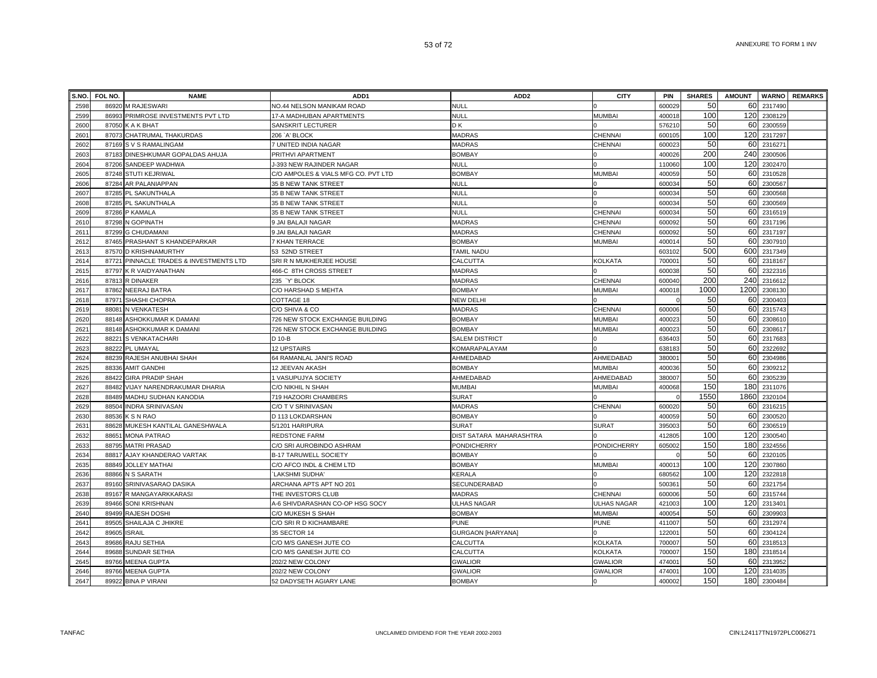| S.NO. | FOL NO. | NAME | ADD1 | ADD2 | CITY | PIN | SHARES | AMOUNT | WARNO | REMARKS |
|---|---|---|---|---|---|---|---|---|---|---|
| 2598 | 86920 | M RAJESWARI | NO.44 NELSON MANIKAM ROAD | NULL | 0 | 600029 | 50 | 60 | 2317490 | |
| 2599 | 86993 | PRIMROSE INVESTMENTS PVT LTD | 17-A MADHUBAN APARTMENTS | NULL | MUMBAI | 400018 | 100 | 120 | 2308129 | |
| 2600 | 87050 | K A K BHAT | SANSKRIT LECTURER | D K | 0 | 576210 | 50 | 60 | 2300559 | |
| 2601 | 87073 | CHATRUMAL THAKURDAS | 206 `A' BLOCK | MADRAS | CHENNAI | 600105 | 100 | 120 | 2317297 | |
| 2602 | 87169 | S V S RAMALINGAM | 7 UNITED INDIA NAGAR | MADRAS | CHENNAI | 600023 | 50 | 60 | 2316271 | |
| 2603 | 87183 | DINESHKUMAR GOPALDAS AHUJA | PRITHVI APARTMENT | BOMBAY | 0 | 400026 | 200 | 240 | 2300506 | |
| 2604 | 87206 | SANDEEP WADHWA | J-393 NEW RAJINDER NAGAR | NULL | 0 | 110060 | 100 | 120 | 2302470 | |
| 2605 | 87248 | STUTI KEJRIWAL | C/O AMPOLES & VIALS MFG CO. PVT LTD | BOMBAY | MUMBAI | 400059 | 50 | 60 | 2310528 | |
| 2606 | 87284 | AR PALANIAPPAN | 35 B NEW TANK STREET | NULL | 0 | 600034 | 50 | 60 | 2300567 | |
| 2607 | 87285 | PL SAKUNTHALA | 35 B NEW TANK STREET | NULL | 0 | 600034 | 50 | 60 | 2300568 | |
| 2608 | 87285 | PL SAKUNTHALA | 35 B NEW TANK STREET | NULL | 0 | 600034 | 50 | 60 | 2300569 | |
| 2609 | 87286 | P KAMALA | 35 B NEW TANK STREET | NULL | CHENNAI | 600034 | 50 | 60 | 2316519 | |
| 2610 | 87298 | N GOPINATH | 9 JAI BALAJI NAGAR | MADRAS | CHENNAI | 600092 | 50 | 60 | 2317196 | |
| 2611 | 87299 | G CHUDAMANI | 9 JAI BALAJI NAGAR | MADRAS | CHENNAI | 600092 | 50 | 60 | 2317197 | |
| 2612 | 87465 | PRASHANT S KHANDEPARKAR | 7 KHAN TERRACE | BOMBAY | MUMBAI | 400014 | 50 | 60 | 2307910 | |
| 2613 | 87570 | D KRISHNAMURTHY | 53 52ND STREET | TAMIL NADU | | 603102 | 500 | 600 | 2317349 | |
| 2614 | 87721 | PINNACLE TRADES & INVESTMENTS LTD | SRI R N MUKHERJEE HOUSE | CALCUTTA | KOLKATA | 700001 | 50 | 60 | 2318167 | |
| 2615 | 87797 | K R VAIDYANATHAN | 466-C 8TH CROSS STREET | MADRAS | 0 | 600038 | 50 | 60 | 2322316 | |
| 2616 | 87813 | R DINAKER | 235 `Y' BLOCK | MADRAS | CHENNAI | 600040 | 200 | 240 | 2316612 | |
| 2617 | 87862 | NEERAJ BATRA | C/O HARSHAD S MEHTA | BOMBAY | MUMBAI | 400018 | 1000 | 1200 | 2308130 | |
| 2618 | 87971 | SHASHI CHOPRA | COTTAGE 18 | NEW DELHI | 0 | 0 | 50 | 60 | 2300403 | |
| 2619 | 88081 | N VENKATESH | C/O SHIVA & CO | MADRAS | CHENNAI | 600006 | 50 | 60 | 2315743 | |
| 2620 | 88148 | ASHOKKUMAR K DAMANI | 726 NEW STOCK EXCHANGE BUILDING | BOMBAY | MUMBAI | 400023 | 50 | 60 | 2308610 | |
| 2621 | 88148 | ASHOKKUMAR K DAMANI | 726 NEW STOCK EXCHANGE BUILDING | BOMBAY | MUMBAI | 400023 | 50 | 60 | 2308617 | |
| 2622 | 88221 | S VENKATACHARI | D 10-B | SALEM DISTRICT | 0 | 636403 | 50 | 60 | 2317683 | |
| 2623 | 88222 | PL UMAYAL | 12 UPSTAIRS | KOMARAPALAYAM | 0 | 638183 | 50 | 60 | 2322692 | |
| 2624 | 88239 | RAJESH ANUBHAI SHAH | 64 RAMANLAL JANI'S ROAD | AHMEDABAD | AHMEDABAD | 380001 | 50 | 60 | 2304986 | |
| 2625 | 88336 | AMIT GANDHI | 12 JEEVAN AKASH | BOMBAY | MUMBAI | 400036 | 50 | 60 | 2309212 | |
| 2626 | 88422 | GIRA PRADIP SHAH | 1 VASUPUJYA SOCIETY | AHMEDABAD | AHMEDABAD | 380007 | 50 | 60 | 2305239 | |
| 2627 | 88482 | VIJAY NARENDRAKUMAR DHARIA | C/O NIKHIL N SHAH | MUMBAI | MUMBAI | 400068 | 150 | 180 | 2311076 | |
| 2628 | 88489 | MADHU SUDHAN KANODIA | 719 HAZOORI CHAMBERS | SURAT | 0 | 0 | 1550 | 1860 | 2320104 | |
| 2629 | 88504 | INDRA SRINIVASAN | C/O T V SRINIVASAN | MADRAS | CHENNAI | 600020 | 50 | 60 | 2316215 | |
| 2630 | 88536 | K S N RAO | D 113 LOKDARSHAN | BOMBAY | 0 | 400059 | 50 | 60 | 2300520 | |
| 2631 | 88628 | MUKESH KANTILAL GANESHWALA | 5/1201 HARIPURA | SURAT | SURAT | 395003 | 50 | 60 | 2306519 | |
| 2632 | 88651 | MONA PATRAO | REDSTONE FARM | DIST SATARA MAHARASHTRA | 0 | 412805 | 100 | 120 | 2300540 | |
| 2633 | 88795 | MATRI PRASAD | C/O SRI AUROBINDO ASHRAM | PONDICHERRY | PONDICHERRY | 605002 | 150 | 180 | 2324556 | |
| 2634 | 88817 | AJAY KHANDERAO VARTAK | B-17 TARUWELL SOCIETY | BOMBAY | 0 | 0 | 50 | 60 | 2320105 | |
| 2635 | 88849 | JOLLEY MATHAI | C/O AFCO INDL & CHEM LTD | BOMBAY | MUMBAI | 400013 | 100 | 120 | 2307860 | |
| 2636 | 88866 | N S SARATH | `LAKSHMI SUDHA' | KERALA | 0 | 680562 | 100 | 120 | 2322818 | |
| 2637 | 89160 | SRINIVASARAO DASIKA | ARCHANA APTS APT NO 201 | SECUNDERABAD | 0 | 500361 | 50 | 60 | 2321754 | |
| 2638 | 89167 | R MANGAYARKKARASI | THE INVESTORS CLUB | MADRAS | CHENNAI | 600006 | 50 | 60 | 2315744 | |
| 2639 | 89466 | SONI KRISHNAN | A-6 SHIVDARASHAN CO-OP HSG SOCY | ULHAS NAGAR | ULHAS NAGAR | 421003 | 100 | 120 | 2313401 | |
| 2640 | 89499 | RAJESH DOSHI | C/O MUKESH S SHAH | BOMBAY | MUMBAI | 400054 | 50 | 60 | 2309903 | |
| 2641 | 89505 | SHAILAJA C JHIKRE | C/O SRI R D KICHAMBARE | PUNE | PUNE | 411007 | 50 | 60 | 2312974 | |
| 2642 | 89605 | ISRAIL | 35 SECTOR 14 | GURGAON [HARYANA] | 0 | 122001 | 50 | 60 | 2304124 | |
| 2643 | 89686 | RAJU SETHIA | C/O M/S GANESH JUTE CO | CALCUTTA | KOLKATA | 700007 | 50 | 60 | 2318513 | |
| 2644 | 89688 | SUNDAR SETHIA | C/O M/S GANESH JUTE CO | CALCUTTA | KOLKATA | 700007 | 150 | 180 | 2318514 | |
| 2645 | 89766 | MEENA GUPTA | 202/2 NEW COLONY | GWALIOR | GWALIOR | 474001 | 50 | 60 | 2313952 | |
| 2646 | 89766 | MEENA GUPTA | 202/2 NEW COLONY | GWALIOR | GWALIOR | 474001 | 100 | 120 | 2314035 | |
| 2647 | 89922 | BINA P VIRANI | 52 DADYSETH AGIARY LANE | BOMBAY | 0 | 400002 | 150 | 180 | 2300484 | |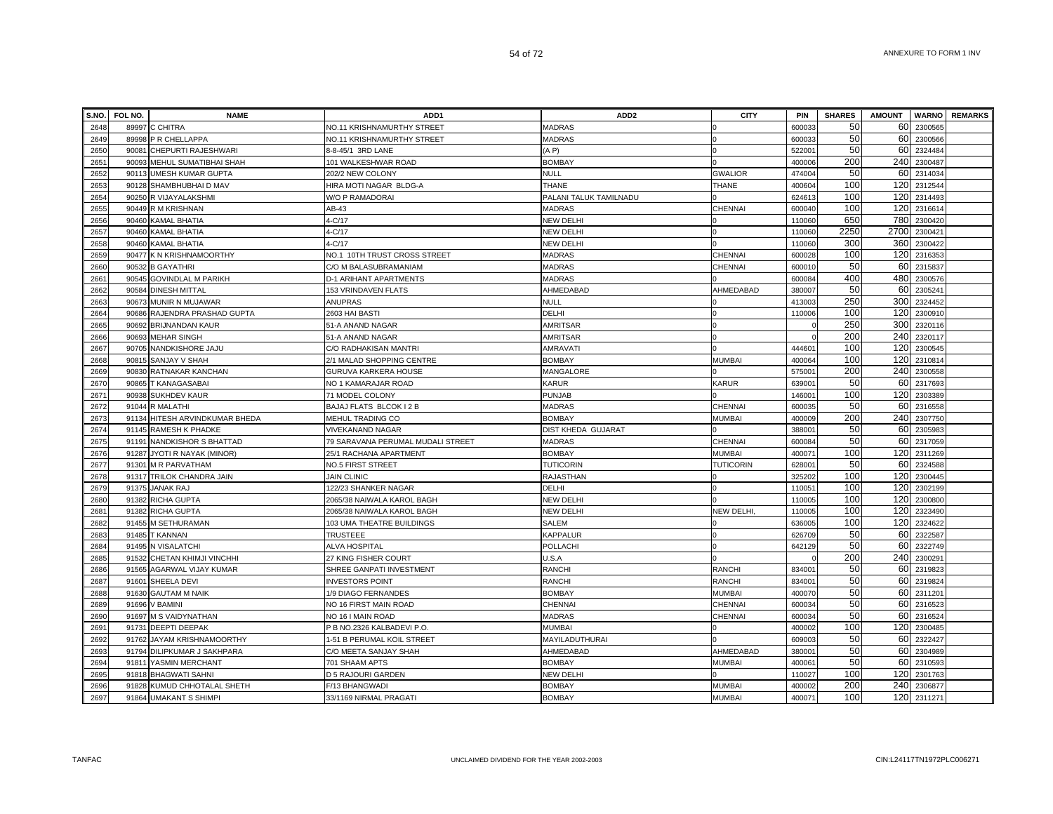| S.NO. | FOL NO. | NAME | ADD1 | ADD2 | CITY | PIN | SHARES | AMOUNT | WARNO | REMARKS |
|---|---|---|---|---|---|---|---|---|---|---|
| 2648 | 89997 | C CHITRA | NO.11 KRISHNAMURTHY STREET | MADRAS | 0 | 600033 | 50 | 60 | 2300565 | |
| 2649 | 89998 | P R CHELLAPPA | NO.11 KRISHNAMURTHY STREET | MADRAS | 0 | 600033 | 50 | 60 | 2300566 | |
| 2650 | 90081 | CHEPURTI RAJESHWARI | 8-8-45/1 3RD LANE | (A P) | 0 | 522001 | 50 | 60 | 2324484 | |
| 2651 | 90093 | MEHUL SUMATIBHAI SHAH | 101 WALKESHWAR ROAD | BOMBAY | 0 | 400006 | 200 | 240 | 2300487 | |
| 2652 | 90113 | UMESH KUMAR GUPTA | 202/2 NEW COLONY | NULL | GWALIOR | 474004 | 50 | 60 | 2314034 | |
| 2653 | 90128 | SHAMBHUBHAI D MAV | HIRA MOTI NAGAR BLDG-A | THANE | THANE | 400604 | 100 | 120 | 2312544 | |
| 2654 | 90250 | R VIJAYALAKSHMI | W/O P RAMADORAI | PALANI TALUK TAMILNADU | 0 | 624613 | 100 | 120 | 2314493 | |
| 2655 | 90449 | R M KRISHNAN | AB-43 | MADRAS | CHENNAI | 600040 | 100 | 120 | 2316614 | |
| 2656 | 90460 | KAMAL BHATIA | 4-C/17 | NEW DELHI | 0 | 110060 | 650 | 780 | 2300420 | |
| 2657 | 90460 | KAMAL BHATIA | 4-C/17 | NEW DELHI | 0 | 110060 | 2250 | 2700 | 2300421 | |
| 2658 | 90460 | KAMAL BHATIA | 4-C/17 | NEW DELHI | 0 | 110060 | 300 | 360 | 2300422 | |
| 2659 | 90477 | K N KRISHNAMOORTHY | NO.1 10TH TRUST CROSS STREET | MADRAS | CHENNAI | 600028 | 100 | 120 | 2316353 | |
| 2660 | 90532 | B GAYATHRI | C/O M BALASUBRAMANIAM | MADRAS | CHENNAI | 600010 | 50 | 60 | 2315837 | |
| 2661 | 90545 | GOVINDLAL M PARIKH | D-1 ARIHANT APARTMENTS | MADRAS | 0 | 600084 | 400 | 480 | 2300576 | |
| 2662 | 90584 | DINESH MITTAL | 153 VRINDAVEN FLATS | AHMEDABAD | AHMEDABAD | 380007 | 50 | 60 | 2305241 | |
| 2663 | 90673 | MUNIR N MUJAWAR | ANUPRAS | NULL | 0 | 413003 | 250 | 300 | 2324452 | |
| 2664 | 90686 | RAJENDRA PRASHAD GUPTA | 2603 HAI BASTI | DELHI | 0 | 110006 | 100 | 120 | 2300910 | |
| 2665 | 90692 | BRIJNANDAN KAUR | 51-A ANAND NAGAR | AMRITSAR | 0 | 0 | 250 | 300 | 2320116 | |
| 2666 | 90693 | MEHAR SINGH | 51-A ANAND NAGAR | AMRITSAR | 0 | 0 | 200 | 240 | 2320117 | |
| 2667 | 90705 | NANDKISHORE JAJU | C/O RADHAKISAN MANTRI | AMRAVATI | 0 | 444601 | 100 | 120 | 2300545 | |
| 2668 | 90815 | SANJAY V SHAH | 2/1 MALAD SHOPPING CENTRE | BOMBAY | MUMBAI | 400064 | 100 | 120 | 2310814 | |
| 2669 | 90830 | RATNAKAR KANCHAN | GURUVA KARKERA HOUSE | MANGALORE | 0 | 575001 | 200 | 240 | 2300558 | |
| 2670 | 90865 | T KANAGASABAI | NO 1 KAMARAJAR ROAD | KARUR | KARUR | 639001 | 50 | 60 | 2317693 | |
| 2671 | 90938 | SUKHDEV KAUR | 71 MODEL COLONY | PUNJAB | 0 | 146001 | 100 | 120 | 2303389 | |
| 2672 | 91044 | R MALATHI | BAJAJ FLATS BLCOK I 2 B | MADRAS | CHENNAI | 600035 | 50 | 60 | 2316558 | |
| 2673 | 91134 | HITESH ARVINDKUMAR BHEDA | MEHUL TRADING CO | BOMBAY | MUMBAI | 400009 | 200 | 240 | 2307750 | |
| 2674 | 91145 | RAMESH K PHADKE | VIVEKANAND NAGAR | DIST KHEDA GUJARAT | 0 | 388001 | 50 | 60 | 2305983 | |
| 2675 | 91191 | NANDKISHOR S BHATTAD | 79 SARAVANA PERUMAL MUDALI STREET | MADRAS | CHENNAI | 600084 | 50 | 60 | 2317059 | |
| 2676 | 91287 | JYOTI R NAYAK (MINOR) | 25/1 RACHANA APARTMENT | BOMBAY | MUMBAI | 400071 | 100 | 120 | 2311269 | |
| 2677 | 91301 | M R PARVATHAM | NO.5 FIRST STREET | TUTICORIN | TUTICORIN | 628001 | 50 | 60 | 2324588 | |
| 2678 | 91317 | TRILOK CHANDRA JAIN | JAIN CLINIC | RAJASTHAN | 0 | 325202 | 100 | 120 | 2300445 | |
| 2679 | 91375 | JANAK RAJ | 122/23 SHANKER NAGAR | DELHI | 0 | 110051 | 100 | 120 | 2302199 | |
| 2680 | 91382 | RICHA GUPTA | 2065/38 NAIWALA KAROL BAGH | NEW DELHI | 0 | 110005 | 100 | 120 | 2300800 | |
| 2681 | 91382 | RICHA GUPTA | 2065/38 NAIWALA KAROL BAGH | NEW DELHI | NEW DELHI, | 110005 | 100 | 120 | 2323490 | |
| 2682 | 91455 | M SETHURAMAN | 103 UMA THEATRE BUILDINGS | SALEM | 0 | 636005 | 100 | 120 | 2324622 | |
| 2683 | 91485 | T KANNAN | TRUSTEEE | KAPPALUR | 0 | 626709 | 50 | 60 | 2322587 | |
| 2684 | 91495 | N VISALATCHI | ALVA HOSPITAL | POLLACHI | 0 | 642129 | 50 | 60 | 2322749 | |
| 2685 | 91532 | CHETAN KHIMJI VINCHHI | 27 KING FISHER COURT | U.S.A | 0 | 0 | 200 | 240 | 2300291 | |
| 2686 | 91565 | AGARWAL VIJAY KUMAR | SHREE GANPATI INVESTMENT | RANCHI | RANCHI | 834001 | 50 | 60 | 2319823 | |
| 2687 | 91601 | SHEELA DEVI | INVESTORS POINT | RANCHI | RANCHI | 834001 | 50 | 60 | 2319824 | |
| 2688 | 91630 | GAUTAM M NAIK | 1/9 DIAGO FERNANDES | BOMBAY | MUMBAI | 400070 | 50 | 60 | 2311201 | |
| 2689 | 91696 | V BAMINI | NO 16 FIRST MAIN ROAD | CHENNAI | CHENNAI | 600034 | 50 | 60 | 2316523 | |
| 2690 | 91697 | M S VAIDYNATHAN | NO 16 I MAIN ROAD | MADRAS | CHENNAI | 600034 | 50 | 60 | 2316524 | |
| 2691 | 91731 | DEEPTI DEEPAK | P B NO.2326 KALBADEVI P.O. | MUMBAI | 0 | 400002 | 100 | 120 | 2300485 | |
| 2692 | 91762 | JAYAM KRISHNAMOORTHY | 1-51 B PERUMAL KOIL STREET | MAYILADUTHURAI | 0 | 609003 | 50 | 60 | 2322427 | |
| 2693 | 91794 | DILIPKUMAR J SAKHPARA | C/O MEETA SANJAY SHAH | AHMEDABAD | AHMEDABAD | 380001 | 50 | 60 | 2304989 | |
| 2694 | 91811 | YASMIN MERCHANT | 701 SHAAM APTS | BOMBAY | MUMBAI | 400061 | 50 | 60 | 2310593 | |
| 2695 | 91818 | BHAGWATI SAHNI | D 5 RAJOURI GARDEN | NEW DELHI | 0 | 110027 | 100 | 120 | 2301763 | |
| 2696 | 91828 | KUMUD CHHOTALAL SHETH | F/13 BHANGWADI | BOMBAY | MUMBAI | 400002 | 200 | 240 | 2306877 | |
| 2697 | 91864 | UMAKANT S SHIMPI | 33/1169 NIRMAL PRAGATI | BOMBAY | MUMBAI | 400071 | 100 | 120 | 2311271 | |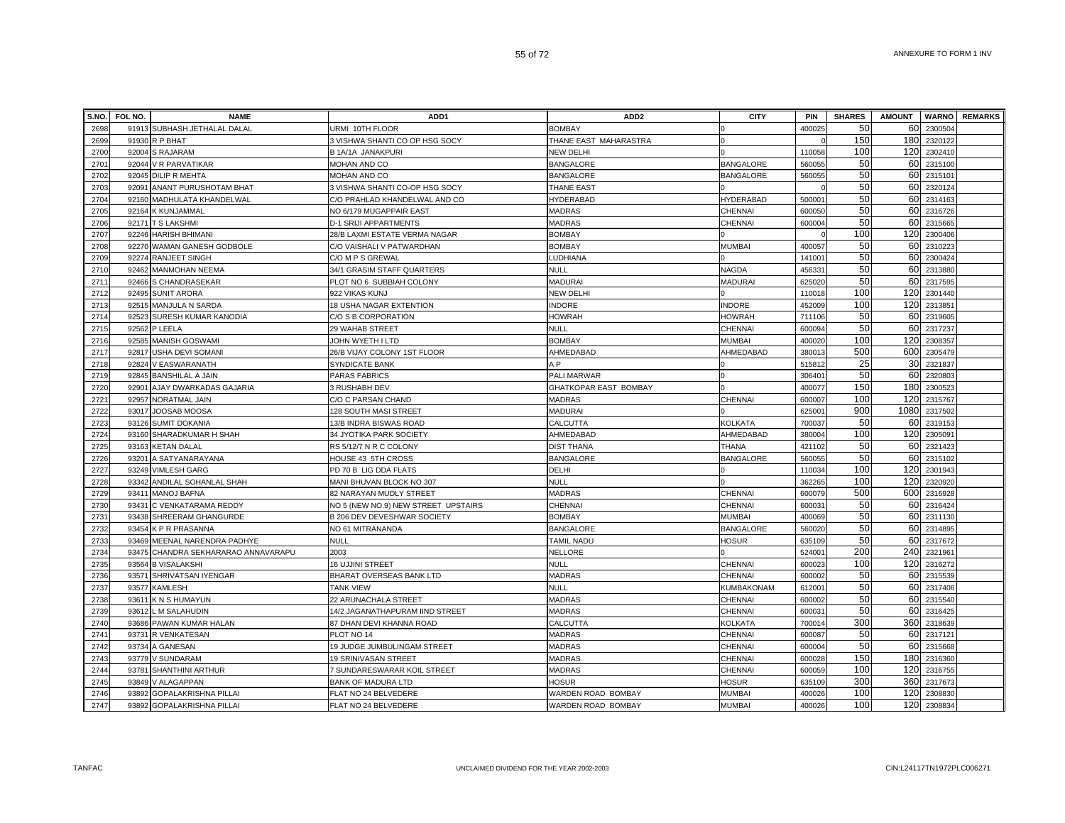| S.NO. | FOL NO. | NAME | ADD1 | ADD2 | CITY | PIN | SHARES | AMOUNT | WARNO | REMARKS |
|---|---|---|---|---|---|---|---|---|---|---|
| 2698 | 91913 | SUBHASH JETHALAL DALAL | URMI 10TH FLOOR | BOMBAY | 0 | 400025 | 50 | 60 | 2300504 | |
| 2699 | 91930 | R P BHAT | 3 VISHWA SHANTI CO OP HSG SOCY | THANE EAST MAHARASTRA | 0 | 0 | 150 | 180 | 2320122 | |
| 2700 | 92004 | S RAJARAM | B 1A/1A JANAKPURI | NEW DELHI | 0 | 110058 | 100 | 120 | 2302410 | |
| 2701 | 92044 | V R PARVATIKAR | MOHAN AND CO | BANGALORE | BANGALORE | 560055 | 50 | 60 | 2315100 | |
| 2702 | 92045 | DILIP R MEHTA | MOHAN AND CO | BANGALORE | BANGALORE | 560055 | 50 | 60 | 2315101 | |
| 2703 | 92091 | ANANT PURUSHOTAM BHAT | 3 VISHWA SHANTI CO-OP HSG SOCY | THANE EAST | 0 | 0 | 50 | 60 | 2320124 | |
| 2704 | 92160 | MADHULATA KHANDELWAL | C/O PRAHLAD KHANDELWAL AND CO | HYDERABAD | HYDERABAD | 500001 | 50 | 60 | 2314163 | |
| 2705 | 92164 | K KUNJAMMAL | NO 6/179 MUGAPPAIR EAST | MADRAS | CHENNAI | 600050 | 50 | 60 | 2316726 | |
| 2706 | 92171 | T S LAKSHMI | D-1 SRIJI APPARTMENTS | MADRAS | CHENNAI | 600004 | 50 | 60 | 2315665 | |
| 2707 | 92246 | HARISH BHIMANI | 28/B LAXMI ESTATE VERMA NAGAR | BOMBAY | 0 | 0 | 100 | 120 | 2300406 | |
| 2708 | 92270 | WAMAN GANESH GODBOLE | C/O VAISHALI V PATWARDHAN | BOMBAY | MUMBAI | 400057 | 50 | 60 | 2310223 | |
| 2709 | 92274 | RANJEET SINGH | C/O M P S GREWAL | LUDHIANA | 0 | 141001 | 50 | 60 | 2300424 | |
| 2710 | 92462 | MANMOHAN NEEMA | 34/1 GRASIM STAFF QUARTERS | NULL | NAGDA | 456331 | 50 | 60 | 2313880 | |
| 2711 | 92466 | S CHANDRASEKAR | PLOT NO 6 SUBBIAH COLONY | MADURAI | MADURAI | 625020 | 50 | 60 | 2317595 | |
| 2712 | 92495 | SUNIT ARORA | 922 VIKAS KUNJ | NEW DELHI | 0 | 110018 | 100 | 120 | 2301440 | |
| 2713 | 92515 | MANJULA N SARDA | 18 USHA NAGAR EXTENTION | INDORE | INDORE | 452009 | 100 | 120 | 2313851 | |
| 2714 | 92523 | SURESH KUMAR KANODIA | C/O S B CORPORATION | HOWRAH | HOWRAH | 711106 | 50 | 60 | 2319605 | |
| 2715 | 92562 | P LEELA | 29 WAHAB STREET | NULL | CHENNAI | 600094 | 50 | 60 | 2317237 | |
| 2716 | 92585 | MANISH GOSWAMI | JOHN WYETH I LTD | BOMBAY | MUMBAI | 400020 | 100 | 120 | 2308357 | |
| 2717 | 92817 | USHA DEVI SOMANI | 26/B VIJAY COLONY 1ST FLOOR | AHMEDABAD | AHMEDABAD | 380013 | 500 | 600 | 2305479 | |
| 2718 | 92824 | V EASWARANATH | SYNDICATE BANK | A P | 0 | 515812 | 25 | 30 | 2321837 | |
| 2719 | 92845 | BANSHILAL A JAIN | PARAS FABRICS | PALI MARWAR | 0 | 306401 | 50 | 60 | 2320803 | |
| 2720 | 92901 | AJAY DWARKADAS GAJARIA | 3 RUSHABH DEV | GHATKOPAR EAST BOMBAY | 0 | 400077 | 150 | 180 | 2300523 | |
| 2721 | 92957 | NORATMAL JAIN | C/O C PARSAN CHAND | MADRAS | CHENNAI | 600007 | 100 | 120 | 2315767 | |
| 2722 | 93017 | JOOSAB MOOSA | 128 SOUTH MASI STREET | MADURAI | 0 | 625001 | 900 | 1080 | 2317502 | |
| 2723 | 93126 | SUMIT DOKANIA | 13/B INDRA BISWAS ROAD | CALCUTTA | KOLKATA | 700037 | 50 | 60 | 2319153 | |
| 2724 | 93160 | SHARADKUMAR H SHAH | 34 JYOTIKA PARK SOCIETY | AHMEDABAD | AHMEDABAD | 380004 | 100 | 120 | 2305091 | |
| 2725 | 93163 | KETAN DALAL | RS 5/12/7 N R C COLONY | DIST THANA | THANA | 421102 | 50 | 60 | 2321423 | |
| 2726 | 93201 | A SATYANARAYANA | HOUSE 43 5TH CROSS | BANGALORE | BANGALORE | 560055 | 50 | 60 | 2315102 | |
| 2727 | 93249 | VIMLESH GARG | PD 70 B LIG DDA FLATS | DELHI | 0 | 110034 | 100 | 120 | 2301943 | |
| 2728 | 93342 | ANDILAL SOHANLAL SHAH | MANI BHUVAN BLOCK NO 307 | NULL | 0 | 362265 | 100 | 120 | 2320920 | |
| 2729 | 93411 | MANOJ BAFNA | 82 NARAYAN MUDLY STREET | MADRAS | CHENNAI | 600079 | 500 | 600 | 2316928 | |
| 2730 | 93431 | C VENKATARAMA REDDY | NO 5 (NEW NO.9) NEW STREET UPSTAIRS | CHENNAI | CHENNAI | 600031 | 50 | 60 | 2316424 | |
| 2731 | 93438 | SHREERAM GHANGURDE | B 206 DEV DEVESHWAR SOCIETY | BOMBAY | MUMBAI | 400069 | 50 | 60 | 2311130 | |
| 2732 | 93454 | K P R PRASANNA | NO 61 MITRANANDA | BANGALORE | BANGALORE | 560020 | 50 | 60 | 2314895 | |
| 2733 | 93469 | MEENAL NARENDRA PADHYE | NULL | TAMIL NADU | HOSUR | 635109 | 50 | 60 | 2317672 | |
| 2734 | 93475 | CHANDRA SEKHARARAO ANNAVARAPU | 2003 | NELLORE | 0 | 524001 | 200 | 240 | 2321961 | |
| 2735 | 93564 | B VISALAKSHI | 16 UJJINI STREET | NULL | CHENNAI | 600023 | 100 | 120 | 2316272 | |
| 2736 | 93571 | SHRIVATSAN IYENGAR | BHARAT OVERSEAS BANK LTD | MADRAS | CHENNAI | 600002 | 50 | 60 | 2315539 | |
| 2737 | 93577 | KAMLESH | TANK VIEW | NULL | KUMBAKONAM | 612001 | 50 | 60 | 2317406 | |
| 2738 | 93611 | K N S HUMAYUN | 22 ARUNACHALA STREET | MADRAS | CHENNAI | 600002 | 50 | 60 | 2315540 | |
| 2739 | 93612 | L M SALAHUDIN | 14/2 JAGANATHAPURAM IIND STREET | MADRAS | CHENNAI | 600031 | 50 | 60 | 2316425 | |
| 2740 | 93686 | PAWAN KUMAR HALAN | 87 DHAN DEVI KHANNA ROAD | CALCUTTA | KOLKATA | 700014 | 300 | 360 | 2318639 | |
| 2741 | 93731 | R VENKATESAN | PLOT NO 14 | MADRAS | CHENNAI | 600087 | 50 | 60 | 2317121 | |
| 2742 | 93734 | A GANESAN | 19 JUDGE JUMBULINGAM STREET | MADRAS | CHENNAI | 600004 | 50 | 60 | 2315668 | |
| 2743 | 93779 | V SUNDARAM | 19 SRINIVASAN STREET | MADRAS | CHENNAI | 600028 | 150 | 180 | 2316360 | |
| 2744 | 93781 | SHANTHINI ARTHUR | 7 SUNDARESWARAR KOIL STREET | MADRAS | CHENNAI | 600059 | 100 | 120 | 2316755 | |
| 2745 | 93849 | V ALAGAPPAN | BANK OF MADURA LTD | HOSUR | HOSUR | 635109 | 300 | 360 | 2317673 | |
| 2746 | 93892 | GOPALAKRISHNA PILLAI | FLAT NO 24 BELVEDERE | WARDEN ROAD BOMBAY | MUMBAI | 400026 | 100 | 120 | 2308830 | |
| 2747 | 93892 | GOPALAKRISHNA PILLAI | FLAT NO 24 BELVEDERE | WARDEN ROAD BOMBAY | MUMBAI | 400026 | 100 | 120 | 2308834 | |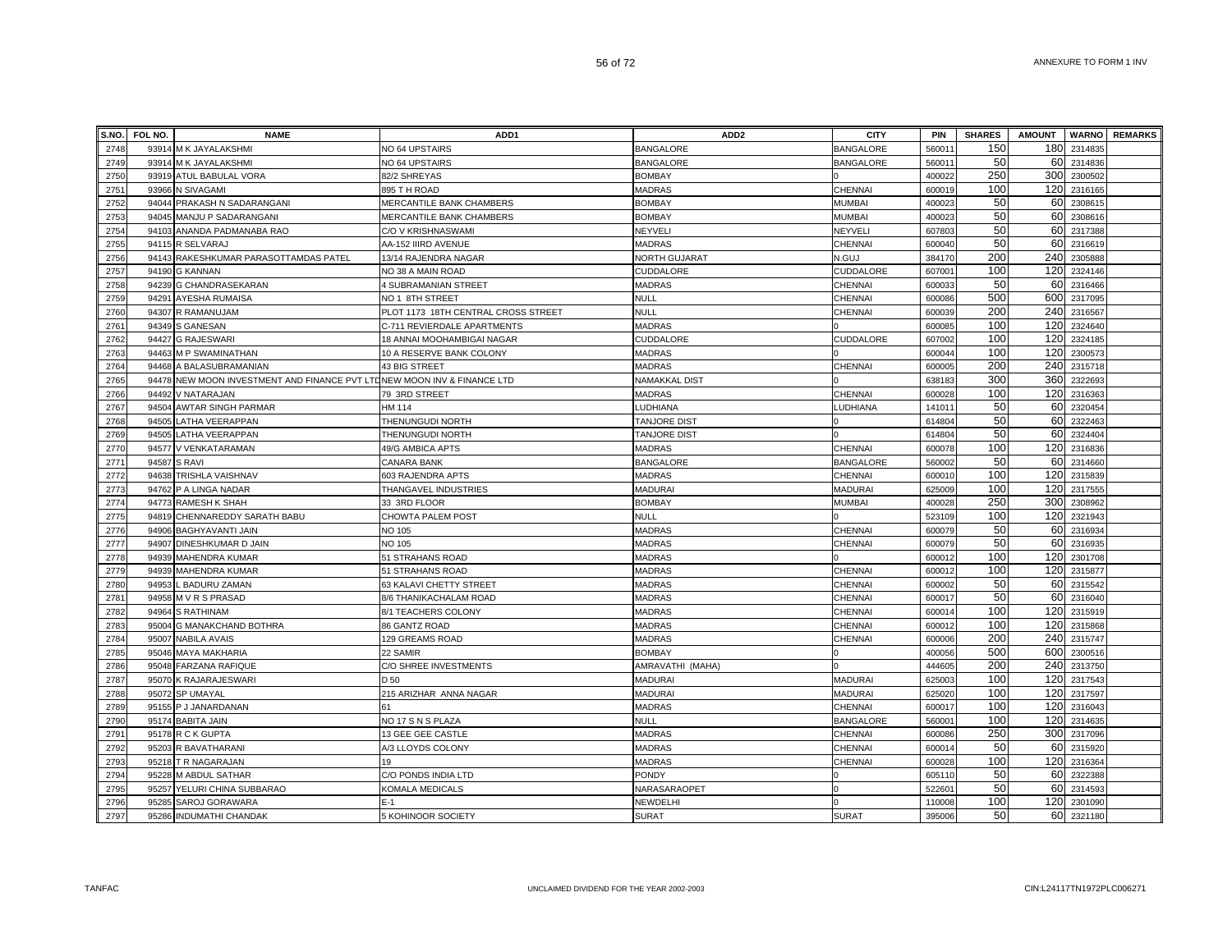| S.NO. | FOL NO. | NAME | ADD1 | ADD2 | CITY | PIN | SHARES | AMOUNT | WARNO | REMARKS |
|---|---|---|---|---|---|---|---|---|---|---|
| 2748 | 93914 | M K JAYALAKSHMI | NO 64 UPSTAIRS | BANGALORE | BANGALORE | 560011 | 150 | 180 | 2314835 | |
| 2749 | 93914 | M K JAYALAKSHMI | NO 64 UPSTAIRS | BANGALORE | BANGALORE | 560011 | 50 | 60 | 2314836 | |
| 2750 | 93919 | ATUL BABULAL VORA | 82/2 SHREYAS | BOMBAY | 0 | 400022 | 250 | 300 | 2300502 | |
| 2751 | 93966 | N SIVAGAMI | 895 T H ROAD | MADRAS | CHENNAI | 600019 | 100 | 120 | 2316165 | |
| 2752 | 94044 | PRAKASH N SADARANGANI | MERCANTILE BANK CHAMBERS | BOMBAY | MUMBAI | 400023 | 50 | 60 | 2308615 | |
| 2753 | 94045 | MANJU P SADARANGANI | MERCANTILE BANK CHAMBERS | BOMBAY | MUMBAI | 400023 | 50 | 60 | 2308616 | |
| 2754 | 94103 | ANANDA PADMANABA RAO | C/O V KRISHNASWAMI | NEYVELI | NEYVELI | 607803 | 50 | 60 | 2317388 | |
| 2755 | 94115 | R SELVARAJ | AA-152 IIIRD AVENUE | MADRAS | CHENNAI | 600040 | 50 | 60 | 2316619 | |
| 2756 | 94143 | RAKESHKUMAR PARASOTTAMDAS PATEL | 13/14 RAJENDRA NAGAR | NORTH GUJARAT | N.GUJ | 384170 | 200 | 240 | 2305888 | |
| 2757 | 94190 | G KANNAN | NO 38 A MAIN ROAD | CUDDALORE | CUDDALORE | 607001 | 100 | 120 | 2324146 | |
| 2758 | 94239 | G CHANDRASEKARAN | 4 SUBRAMANIAN STREET | MADRAS | CHENNAI | 600033 | 50 | 60 | 2316466 | |
| 2759 | 94291 | AYESHA RUMAISA | NO 1 8TH STREET | NULL | CHENNAI | 600086 | 500 | 600 | 2317095 | |
| 2760 | 94307 | R RAMANUJAM | PLOT 1173 18TH CENTRAL CROSS STREET | NULL | CHENNAI | 600039 | 200 | 240 | 2316567 | |
| 2761 | 94349 | S GANESAN | C-711 REVIERDALE APARTMENTS | MADRAS | 0 | 600085 | 100 | 120 | 2324640 | |
| 2762 | 94427 | G RAJESWARI | 18 ANNAI MOOHAMBIGAI NAGAR | CUDDALORE | CUDDALORE | 607002 | 100 | 120 | 2324185 | |
| 2763 | 94463 | M P SWAMINATHAN | 10 A RESERVE BANK COLONY | MADRAS | 0 | 600044 | 100 | 120 | 2300573 | |
| 2764 | 94468 | A BALASUBRAMANIAN | 43 BIG STREET | MADRAS | CHENNAI | 600005 | 200 | 240 | 2315718 | |
| 2765 | 94478 | NEW MOON INVESTMENT AND FINANCE PVT LTD | NEW MOON INV & FINANCE LTD | NAMAKKAL DIST | 0 | 638183 | 300 | 360 | 2322693 | |
| 2766 | 94492 | V NATARAJAN | 79 3RD STREET | MADRAS | CHENNAI | 600028 | 100 | 120 | 2316363 | |
| 2767 | 94504 | AWTAR SINGH PARMAR | HM 114 | LUDHIANA | LUDHIANA | 141011 | 50 | 60 | 2320454 | |
| 2768 | 94505 | LATHA VEERAPPAN | THENUNGUDI NORTH | TANJORE DIST | 0 | 614804 | 50 | 60 | 2322463 | |
| 2769 | 94505 | LATHA VEERAPPAN | THENUNGUDI NORTH | TANJORE DIST | 0 | 614804 | 50 | 60 | 2324404 | |
| 2770 | 94577 | V VENKATARAMAN | 49/G AMBICA APTS | MADRAS | CHENNAI | 600078 | 100 | 120 | 2316836 | |
| 2771 | 94587 | S RAVI | CANARA BANK | BANGALORE | BANGALORE | 560002 | 50 | 60 | 2314660 | |
| 2772 | 94638 | TRISHLA VAISHNAV | 603 RAJENDRA APTS | MADRAS | CHENNAI | 600010 | 100 | 120 | 2315839 | |
| 2773 | 94762 | P A LINGA NADAR | THANGAVEL INDUSTRIES | MADURAI | MADURAI | 625009 | 100 | 120 | 2317555 | |
| 2774 | 94773 | RAMESH K SHAH | 33 3RD FLOOR | BOMBAY | MUMBAI | 400028 | 250 | 300 | 2308962 | |
| 2775 | 94819 | CHENNAREDDY SARATH BABU | CHOWTA PALEM POST | NULL | 0 | 523109 | 100 | 120 | 2321943 | |
| 2776 | 94906 | BAGHYAVANTI JAIN | NO 105 | MADRAS | CHENNAI | 600079 | 50 | 60 | 2316934 | |
| 2777 | 94907 | DINESHKUMAR D JAIN | NO 105 | MADRAS | CHENNAI | 600079 | 50 | 60 | 2316935 | |
| 2778 | 94939 | MAHENDRA KUMAR | 51 STRAHANS ROAD | MADRAS | 0 | 600012 | 100 | 120 | 2301708 | |
| 2779 | 94939 | MAHENDRA KUMAR | 51 STRAHANS ROAD | MADRAS | CHENNAI | 600012 | 100 | 120 | 2315877 | |
| 2780 | 94953 | L BADURU ZAMAN | 63 KALAVI CHETTY STREET | MADRAS | CHENNAI | 600002 | 50 | 60 | 2315542 | |
| 2781 | 94958 | M V R S PRASAD | 8/6 THANIKACHALAM ROAD | MADRAS | CHENNAI | 600017 | 50 | 60 | 2316040 | |
| 2782 | 94964 | S RATHINAM | 8/1 TEACHERS COLONY | MADRAS | CHENNAI | 600014 | 100 | 120 | 2315919 | |
| 2783 | 95004 | G MANAKCHAND BOTHRA | 86 GANTZ ROAD | MADRAS | CHENNAI | 600012 | 100 | 120 | 2315868 | |
| 2784 | 95007 | NABILA AVAIS | 129 GREAMS ROAD | MADRAS | CHENNAI | 600006 | 200 | 240 | 2315747 | |
| 2785 | 95046 | MAYA MAKHARIA | 22 SAMIR | BOMBAY | 0 | 400056 | 500 | 600 | 2300516 | |
| 2786 | 95048 | FARZANA RAFIQUE | C/O SHREE INVESTMENTS | AMRAVATHI (MAHA) | 0 | 444605 | 200 | 240 | 2313750 | |
| 2787 | 95070 | K RAJARAJESWARI | D 50 | MADURAI | MADURAI | 625003 | 100 | 120 | 2317543 | |
| 2788 | 95072 | SP UMAYAL | 215 ARIZHAR ANNA NAGAR | MADURAI | MADURAI | 625020 | 100 | 120 | 2317597 | |
| 2789 | 95155 | P J JANARDANAN | 61 | MADRAS | CHENNAI | 600017 | 100 | 120 | 2316043 | |
| 2790 | 95174 | BABITA JAIN | NO 17 S N S PLAZA | NULL | BANGALORE | 560001 | 100 | 120 | 2314635 | |
| 2791 | 95178 | R C K GUPTA | 13 GEE GEE CASTLE | MADRAS | CHENNAI | 600086 | 250 | 300 | 2317096 | |
| 2792 | 95203 | R BAVATHARANI | A/3 LLOYDS COLONY | MADRAS | CHENNAI | 600014 | 50 | 60 | 2315920 | |
| 2793 | 95218 | T R NAGARAJAN | 19 | MADRAS | CHENNAI | 600028 | 100 | 120 | 2316364 | |
| 2794 | 95228 | M ABDUL SATHAR | C/O PONDS INDIA LTD | PONDY | 0 | 605110 | 50 | 60 | 2322388 | |
| 2795 | 95257 | YELURI CHINA SUBBARAO | KOMALA MEDICALS | NARASARAOPET | 0 | 522601 | 50 | 60 | 2314593 | |
| 2796 | 95285 | SAROJ GORAWARA | E-1 | NEWDELHI | 0 | 110008 | 100 | 120 | 2301090 | |
| 2797 | 95286 | INDUMATHI CHANDAK | 5 KOHINOOR SOCIETY | SURAT | SURAT | 395006 | 50 | 60 | 2321180 | |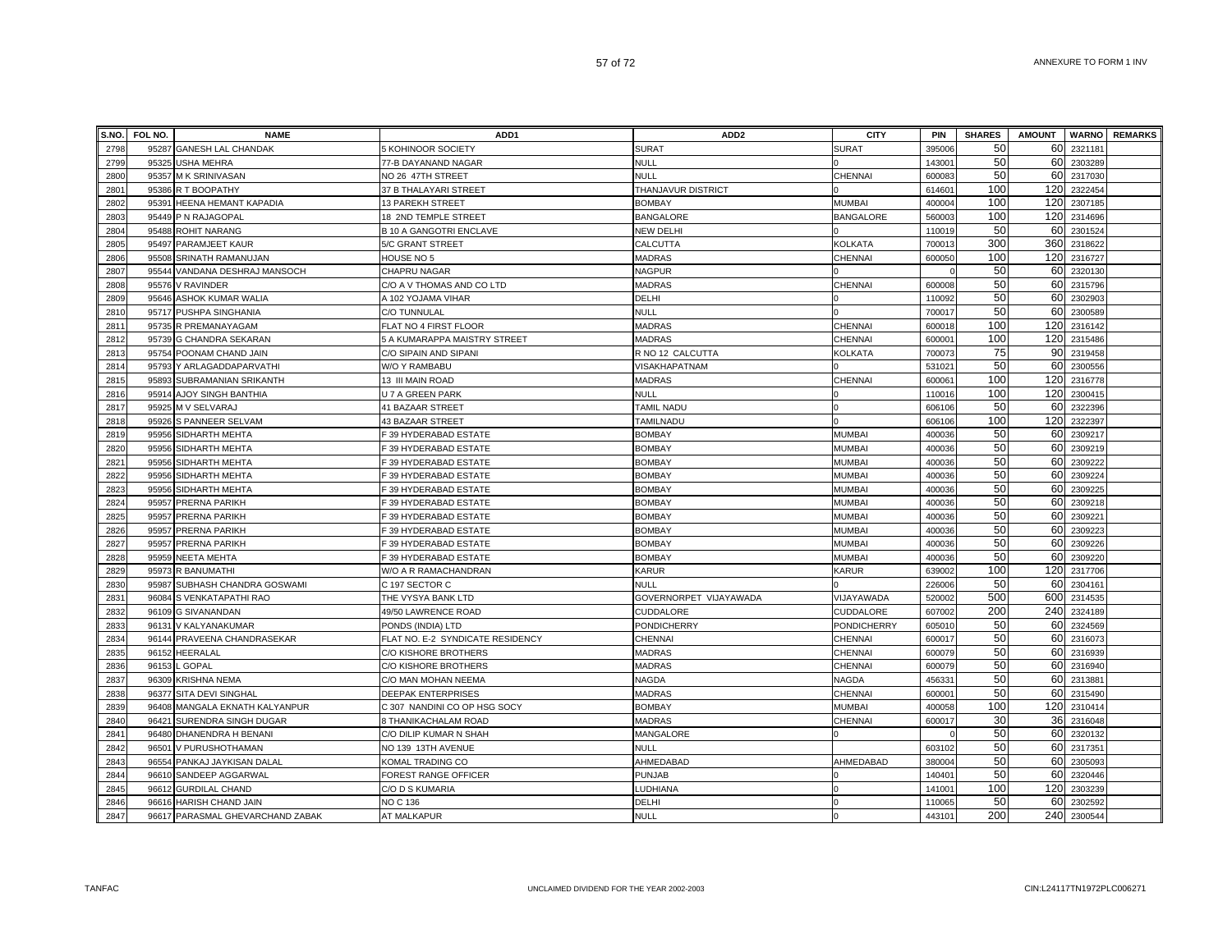| S.NO. | FOL NO. | NAME | ADD1 | ADD2 | CITY | PIN | SHARES | AMOUNT | WARNO | REMARKS |
|---|---|---|---|---|---|---|---|---|---|---|
| 2798 | 95287 | GANESH LAL CHANDAK | 5 KOHINOOR SOCIETY | SURAT | SURAT | 395006 | 50 | 60 | 2321181 | |
| 2799 | 95325 | USHA MEHRA | 77-B DAYANAND NAGAR | NULL | 0 | 143001 | 50 | 60 | 2303289 | |
| 2800 | 95357 | M K SRINIVASAN | NO 26 47TH STREET | NULL | CHENNAI | 600083 | 50 | 60 | 2317030 | |
| 2801 | 95386 | R T BOOPATHY | 37 B THALAYARI STREET | THANJAVUR DISTRICT | 0 | 614601 | 100 | 120 | 2322454 | |
| 2802 | 95391 | HEENA HEMANT KAPADIA | 13 PAREKH STREET | BOMBAY | MUMBAI | 400004 | 100 | 120 | 2307185 | |
| 2803 | 95449 | P N RAJAGOPAL | 18 2ND TEMPLE STREET | BANGALORE | BANGALORE | 560003 | 100 | 120 | 2314696 | |
| 2804 | 95488 | ROHIT NARANG | B 10 A GANGOTRI ENCLAVE | NEW DELHI | 0 | 110019 | 50 | 60 | 2301524 | |
| 2805 | 95497 | PARAMJEET KAUR | 5/C GRANT STREET | CALCUTTA | KOLKATA | 700013 | 300 | 360 | 2318622 | |
| 2806 | 95508 | SRINATH RAMANUJAN | HOUSE NO 5 | MADRAS | CHENNAI | 600050 | 100 | 120 | 2316727 | |
| 2807 | 95544 | VANDANA DESHRAJ MANSOCH | CHAPRU NAGAR | NAGPUR | 0 | 0 | 50 | 60 | 2320130 | |
| 2808 | 95576 | V RAVINDER | C/O A V THOMAS AND CO LTD | MADRAS | CHENNAI | 600008 | 50 | 60 | 2315796 | |
| 2809 | 95646 | ASHOK KUMAR WALIA | A 102 YOJAMA VIHAR | DELHI | 0 | 110092 | 50 | 60 | 2302903 | |
| 2810 | 95717 | PUSHPA SINGHANIA | C/O TUNNULAL | NULL | 0 | 700017 | 50 | 60 | 2300589 | |
| 2811 | 95735 | R PREMANAYAGAM | FLAT NO 4 FIRST FLOOR | MADRAS | CHENNAI | 600018 | 100 | 120 | 2316142 | |
| 2812 | 95739 | G CHANDRA SEKARAN | 5 A KUMARAPPA MAISTRY STREET | MADRAS | CHENNAI | 600001 | 100 | 120 | 2315486 | |
| 2813 | 95754 | POONAM CHAND JAIN | C/O SIPAIN AND SIPANI | R NO 12 CALCUTTA | KOLKATA | 700073 | 75 | 90 | 2319458 | |
| 2814 | 95793 | Y ARLAGADDAPARVATHI | W/O Y RAMBABU | VISAKHAPATNAM | 0 | 531021 | 50 | 60 | 2300556 | |
| 2815 | 95893 | SUBRAMANIAN SRIKANTH | 13 III MAIN ROAD | MADRAS | CHENNAI | 600061 | 100 | 120 | 2316778 | |
| 2816 | 95914 | AJOY SINGH BANTHIA | U 7 A GREEN PARK | NULL | 0 | 110016 | 100 | 120 | 2300415 | |
| 2817 | 95925 | M V SELVARAJ | 41 BAZAAR STREET | TAMIL NADU | 0 | 606106 | 50 | 60 | 2322396 | |
| 2818 | 95926 | S PANNEER SELVAM | 43 BAZAAR STREET | TAMILNADU | 0 | 606106 | 100 | 120 | 2322397 | |
| 2819 | 95956 | SIDHARTH MEHTA | F 39 HYDERABAD ESTATE | BOMBAY | MUMBAI | 400036 | 50 | 60 | 2309217 | |
| 2820 | 95956 | SIDHARTH MEHTA | F 39 HYDERABAD ESTATE | BOMBAY | MUMBAI | 400036 | 50 | 60 | 2309219 | |
| 2821 | 95956 | SIDHARTH MEHTA | F 39 HYDERABAD ESTATE | BOMBAY | MUMBAI | 400036 | 50 | 60 | 2309222 | |
| 2822 | 95956 | SIDHARTH MEHTA | F 39 HYDERABAD ESTATE | BOMBAY | MUMBAI | 400036 | 50 | 60 | 2309224 | |
| 2823 | 95956 | SIDHARTH MEHTA | F 39 HYDERABAD ESTATE | BOMBAY | MUMBAI | 400036 | 50 | 60 | 2309225 | |
| 2824 | 95957 | PRERNA PARIKH | F 39 HYDERABAD ESTATE | BOMBAY | MUMBAI | 400036 | 50 | 60 | 2309218 | |
| 2825 | 95957 | PRERNA PARIKH | F 39 HYDERABAD ESTATE | BOMBAY | MUMBAI | 400036 | 50 | 60 | 2309221 | |
| 2826 | 95957 | PRERNA PARIKH | F 39 HYDERABAD ESTATE | BOMBAY | MUMBAI | 400036 | 50 | 60 | 2309223 | |
| 2827 | 95957 | PRERNA PARIKH | F 39 HYDERABAD ESTATE | BOMBAY | MUMBAI | 400036 | 50 | 60 | 2309226 | |
| 2828 | 95959 | NEETA MEHTA | F 39 HYDERABAD ESTATE | BOMBAY | MUMBAI | 400036 | 50 | 60 | 2309220 | |
| 2829 | 95973 | R BANUMATHI | W/O A R RAMACHANDRAN | KARUR | KARUR | 639002 | 100 | 120 | 2317706 | |
| 2830 | 95987 | SUBHASH CHANDRA GOSWAMI | C 197 SECTOR C | NULL | 0 | 226006 | 50 | 60 | 2304161 | |
| 2831 | 96084 | S VENKATAPATHI RAO | THE VYSYA BANK LTD | GOVERNORPET VIJAYAWADA | VIJAYAWADA | 520002 | 500 | 600 | 2314535 | |
| 2832 | 96109 | G SIVANANDAN | 49/50 LAWRENCE ROAD | CUDDALORE | CUDDALORE | 607002 | 200 | 240 | 2324189 | |
| 2833 | 96131 | V KALYANAKUMAR | PONDS (INDIA) LTD | PONDICHERRY | PONDICHERRY | 605010 | 50 | 60 | 2324569 | |
| 2834 | 96144 | PRAVEENA CHANDRASEKAR | FLAT NO. E-2 SYNDICATE RESIDENCY | CHENNAI | CHENNAI | 600017 | 50 | 60 | 2316073 | |
| 2835 | 96152 | HEERALAL | C/O KISHORE BROTHERS | MADRAS | CHENNAI | 600079 | 50 | 60 | 2316939 | |
| 2836 | 96153 | L GOPAL | C/O KISHORE BROTHERS | MADRAS | CHENNAI | 600079 | 50 | 60 | 2316940 | |
| 2837 | 96309 | KRISHNA NEMA | C/O MAN MOHAN NEEMA | NAGDA | NAGDA | 456331 | 50 | 60 | 2313881 | |
| 2838 | 96377 | SITA DEVI SINGHAL | DEEPAK ENTERPRISES | MADRAS | CHENNAI | 600001 | 50 | 60 | 2315490 | |
| 2839 | 96408 | MANGALA EKNATH KALYANPUR | C 307 NANDINI CO OP HSG SOCY | BOMBAY | MUMBAI | 400058 | 100 | 120 | 2310414 | |
| 2840 | 96421 | SURENDRA SINGH DUGAR | 8 THANIKACHALAM ROAD | MADRAS | CHENNAI | 600017 | 30 | 36 | 2316048 | |
| 2841 | 96480 | DHANENDRA H BENANI | C/O DILIP KUMAR N SHAH | MANGALORE | 0 | 0 | 50 | 60 | 2320132 | |
| 2842 | 96501 | V PURUSHOTHAMAN | NO 139 13TH AVENUE | NULL | | 603102 | 50 | 60 | 2317351 | |
| 2843 | 96554 | PANKAJ JAYKISAN DALAL | KOMAL TRADING CO | AHMEDABAD | AHMEDABAD | 380004 | 50 | 60 | 2305093 | |
| 2844 | 96610 | SANDEEP AGGARWAL | FOREST RANGE OFFICER | PUNJAB | 0 | 140401 | 50 | 60 | 2320446 | |
| 2845 | 96612 | GURDILAL CHAND | C/O D S KUMARIA | LUDHIANA | 0 | 141001 | 100 | 120 | 2303239 | |
| 2846 | 96616 | HARISH CHAND JAIN | NO C 136 | DELHI | 0 | 110065 | 50 | 60 | 2302592 | |
| 2847 | 96617 | PARASMAL GHEVARCHAND ZABAK | AT MALKAPUR | NULL | 0 | 443101 | 200 | 240 | 2300544 | |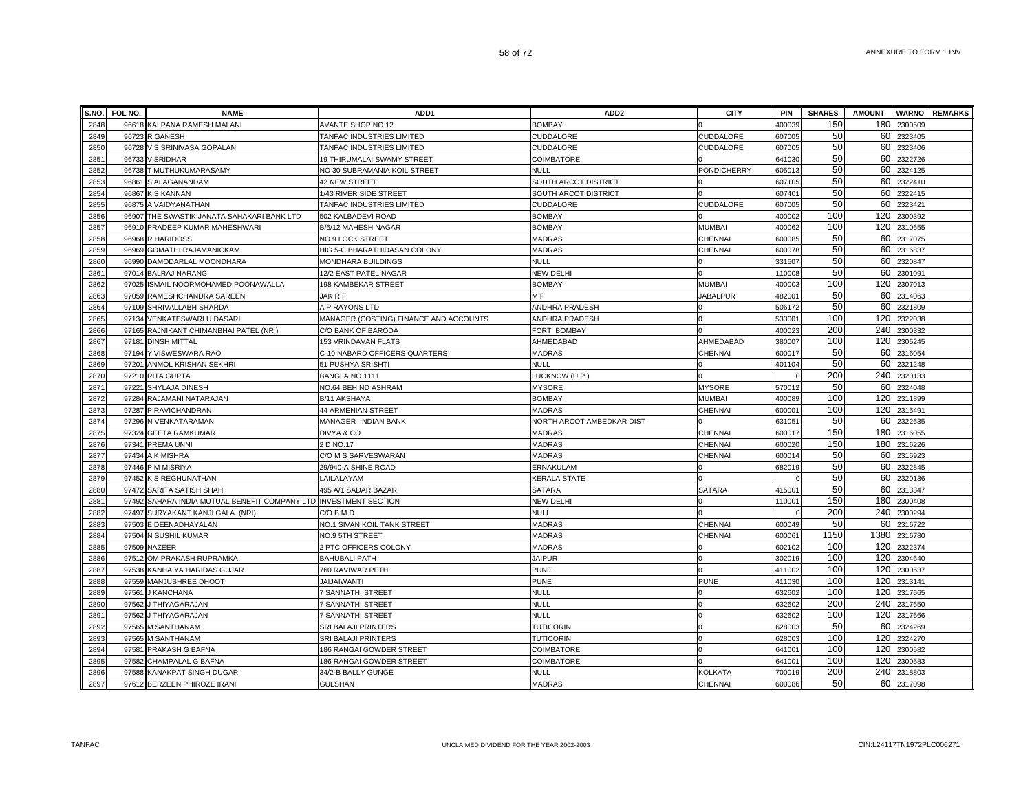| S.NO. | FOL NO. | NAME | ADD1 | ADD2 | CITY | PIN | SHARES | AMOUNT | WARNO | REMARKS |
|---|---|---|---|---|---|---|---|---|---|---|
| 2848 | 96618 | KALPANA RAMESH MALANI | AVANTE SHOP NO 12 | BOMBAY | 0 | 400039 | 150 | 180 | 2300509 | |
| 2849 | 96723 | R GANESH | TANFAC INDUSTRIES LIMITED | CUDDALORE | CUDDALORE | 607005 | 50 | 60 | 2323405 | |
| 2850 | 96728 | V S SRINIVASA GOPALAN | TANFAC INDUSTRIES LIMITED | CUDDALORE | CUDDALORE | 607005 | 50 | 60 | 2323406 | |
| 2851 | 96733 | V SRIDHAR | 19 THIRUMALAI SWAMY STREET | COIMBATORE | 0 | 641030 | 50 | 60 | 2322726 | |
| 2852 | 96738 | T MUTHUKUMARASAMY | NO 30 SUBRAMANIA KOIL STREET | NULL | PONDICHERRY | 605013 | 50 | 60 | 2324125 | |
| 2853 | 96861 | S ALAGANANDAM | 42 NEW STREET | SOUTH ARCOT DISTRICT | 0 | 607105 | 50 | 60 | 2322410 | |
| 2854 | 96867 | K S KANNAN | 1/43 RIVER SIDE STREET | SOUTH ARCOT DISTRICT | 0 | 607401 | 50 | 60 | 2322415 | |
| 2855 | 96875 | A VAIDYANATHAN | TANFAC INDUSTRIES LIMITED | CUDDALORE | CUDDALORE | 607005 | 50 | 60 | 2323421 | |
| 2856 | 96907 | THE SWASTIK JANATA SAHAKARI BANK LTD | 502 KALBADEVI ROAD | BOMBAY | 0 | 400002 | 100 | 120 | 2300392 | |
| 2857 | 96910 | PRADEEP KUMAR MAHESHWARI | B/6/12 MAHESH NAGAR | BOMBAY | MUMBAI | 400062 | 100 | 120 | 2310655 | |
| 2858 | 96968 | R HARIDOSS | NO 9 LOCK STREET | MADRAS | CHENNAI | 600085 | 50 | 60 | 2317075 | |
| 2859 | 96969 | GOMATHI RAJAMANICKAM | HIG 5-C BHARATHIDASAN COLONY | MADRAS | CHENNAI | 600078 | 50 | 60 | 2316837 | |
| 2860 | 96990 | DAMODARLAL MOONDHARA | MONDHARA BUILDINGS | NULL | 0 | 331507 | 50 | 60 | 2320847 | |
| 2861 | 97014 | BALRAJ NARANG | 12/2 EAST PATEL NAGAR | NEW DELHI | 0 | 110008 | 50 | 60 | 2301091 | |
| 2862 | 97025 | ISMAIL NOORMOHAMED POONAWALLA | 198 KAMBEKAR STREET | BOMBAY | MUMBAI | 400003 | 100 | 120 | 2307013 | |
| 2863 | 97059 | RAMESHCHANDRA SAREEN | JAK RIF | M P | JABALPUR | 482001 | 50 | 60 | 2314063 | |
| 2864 | 97109 | SHRIVALLABH SHARDA | A P RAYONS LTD | ANDHRA PRADESH | 0 | 506172 | 50 | 60 | 2321809 | |
| 2865 | 97134 | VENKATESWARLU DASARI | MANAGER (COSTING) FINANCE AND ACCOUNTS | ANDHRA PRADESH | 0 | 533001 | 100 | 120 | 2322038 | |
| 2866 | 97165 | RAJNIKANT CHIMANBHAI PATEL (NRI) | C/O BANK OF BARODA | FORT BOMBAY | 0 | 400023 | 200 | 240 | 2300332 | |
| 2867 | 97181 | DINSH MITTAL | 153 VRINDAVAN FLATS | AHMEDABAD | AHMEDABAD | 380007 | 100 | 120 | 2305245 | |
| 2868 | 97194 | Y VISWESWARA RAO | C-10 NABARD OFFICERS QUARTERS | MADRAS | CHENNAI | 600017 | 50 | 60 | 2316054 | |
| 2869 | 97201 | ANMOL KRISHAN SEKHRI | 51 PUSHYA SRISHTI | NULL | 0 | 401104 | 50 | 60 | 2321248 | |
| 2870 | 97210 | RITA GUPTA | BANGLA NO.1111 | LUCKNOW (U.P.) | 0 | 0 | 200 | 240 | 2320133 | |
| 2871 | 97221 | SHYLAJA DINESH | NO.64 BEHIND ASHRAM | MYSORE | MYSORE | 570012 | 50 | 60 | 2324048 | |
| 2872 | 97284 | RAJAMANI NATARAJAN | B/11 AKSHAYA | BOMBAY | MUMBAI | 400089 | 100 | 120 | 2311899 | |
| 2873 | 97287 | P RAVICHANDRAN | 44 ARMENIAN STREET | MADRAS | CHENNAI | 600001 | 100 | 120 | 2315491 | |
| 2874 | 97296 | N VENKATARAMAN | MANAGER INDIAN BANK | NORTH ARCOT AMBEDKAR DIST | 0 | 631051 | 50 | 60 | 2322635 | |
| 2875 | 97324 | GEETA RAMKUMAR | DIVYA & CO | MADRAS | CHENNAI | 600017 | 150 | 180 | 2316055 | |
| 2876 | 97341 | PREMA UNNI | 2 D NO.17 | MADRAS | CHENNAI | 600020 | 150 | 180 | 2316226 | |
| 2877 | 97434 | A K MISHRA | C/O M S SARVESWARAN | MADRAS | CHENNAI | 600014 | 50 | 60 | 2315923 | |
| 2878 | 97446 | P M MISRIYA | 29/940-A SHINE ROAD | ERNAKULAM | 0 | 682019 | 50 | 60 | 2322845 | |
| 2879 | 97452 | K S REGHUNATHAN | LAILALAYAM | KERALA STATE | 0 | 0 | 50 | 60 | 2320136 | |
| 2880 | 97472 | SARITA SATISH SHAH | 495 A/1 SADAR BAZAR | SATARA | SATARA | 415001 | 50 | 60 | 2313347 | |
| 2881 | 97492 | SAHARA INDIA MUTUAL BENEFIT COMPANY LTD | INVESTMENT SECTION | NEW DELHI | 0 | 110001 | 150 | 180 | 2300408 | |
| 2882 | 97497 | SURYAKANT KANJI GALA (NRI) | C/O B M D | NULL | 0 | 0 | 200 | 240 | 2300294 | |
| 2883 | 97503 | E DEENADHAYALAN | NO.1 SIVAN KOIL TANK STREET | MADRAS | CHENNAI | 600049 | 50 | 60 | 2316722 | |
| 2884 | 97504 | N SUSHIL KUMAR | NO.9 5TH STREET | MADRAS | CHENNAI | 600061 | 1150 | 1380 | 2316780 | |
| 2885 | 97509 | NAZEER | 2 PTC OFFICERS COLONY | MADRAS | 0 | 602102 | 100 | 120 | 2322374 | |
| 2886 | 97512 | OM PRAKASH RUPRAMKA | BAHUBALI PATH | JAIPUR | 0 | 302019 | 100 | 120 | 2304640 | |
| 2887 | 97538 | KANHAIYA HARIDAS GUJAR | 760 RAVIWAR PETH | PUNE | 0 | 411002 | 100 | 120 | 2300537 | |
| 2888 | 97559 | MANJUSHREE DHOOT | JAIJAIWANTI | PUNE | PUNE | 411030 | 100 | 120 | 2313141 | |
| 2889 | 97561 | J KANCHANA | 7 SANNATHI STREET | NULL | 0 | 632602 | 100 | 120 | 2317665 | |
| 2890 | 97562 | J THIYAGARAJAN | 7 SANNATHI STREET | NULL | 0 | 632602 | 200 | 240 | 2317650 | |
| 2891 | 97562 | J THIYAGARAJAN | 7 SANNATHI STREET | NULL | 0 | 632602 | 100 | 120 | 2317666 | |
| 2892 | 97565 | M SANTHANAM | SRI BALAJI PRINTERS | TUTICORIN | 0 | 628003 | 50 | 60 | 2324269 | |
| 2893 | 97565 | M SANTHANAM | SRI BALAJI PRINTERS | TUTICORIN | 0 | 628003 | 100 | 120 | 2324270 | |
| 2894 | 97581 | PRAKASH G BAFNA | 186 RANGAI GOWDER STREET | COIMBATORE | 0 | 641001 | 100 | 120 | 2300582 | |
| 2895 | 97582 | CHAMPALAL G BAFNA | 186 RANGAI GOWDER STREET | COIMBATORE | 0 | 641001 | 100 | 120 | 2300583 | |
| 2896 | 97588 | KANAKPAT SINGH DUGAR | 34/2-B BALLY GUNGE | NULL | KOLKATA | 700019 | 200 | 240 | 2318803 | |
| 2897 | 97612 | BERZEEN PHIROZE IRANI | GULSHAN | MADRAS | CHENNAI | 600086 | 50 | 60 | 2317098 | |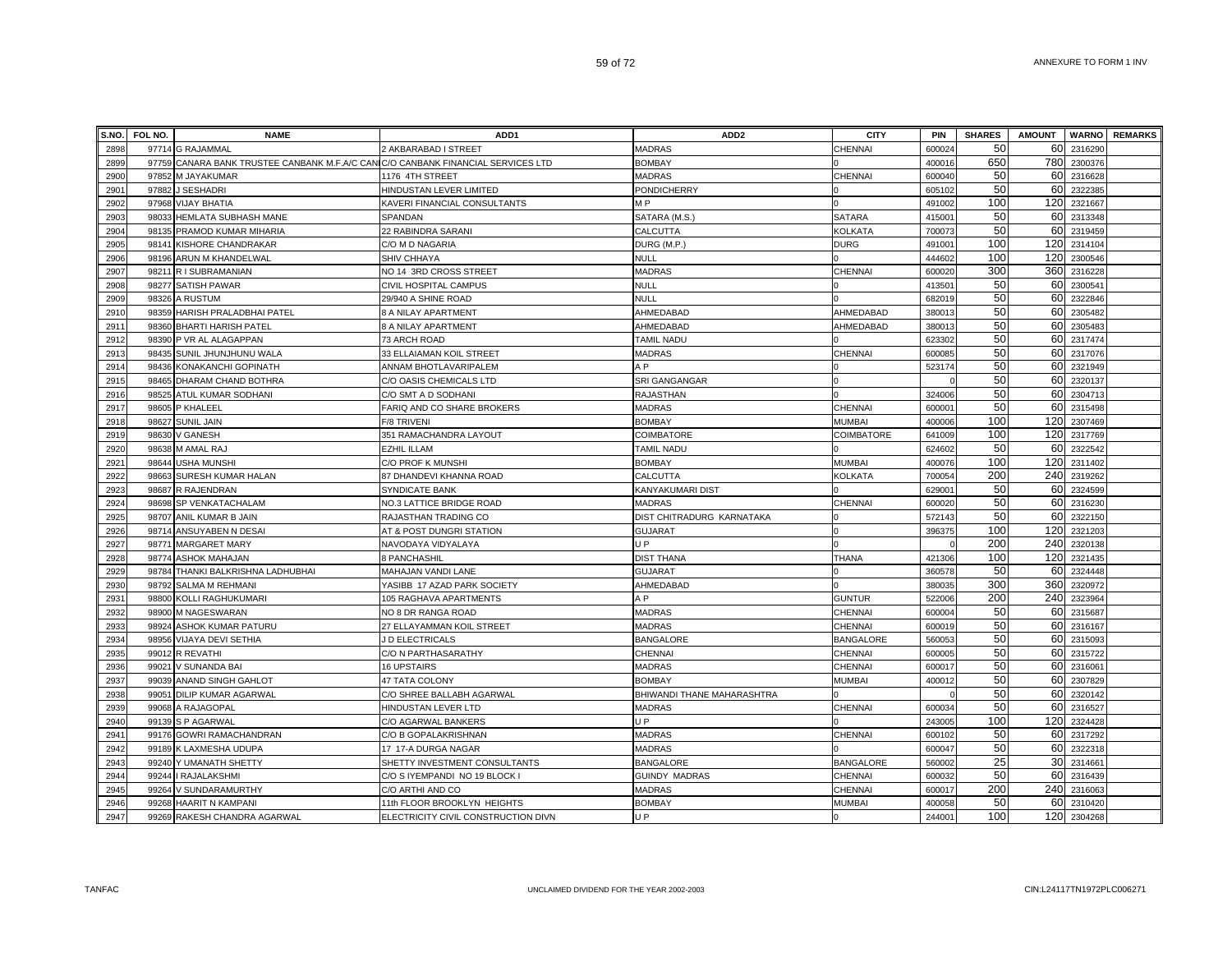| S.NO. | FOL NO. | NAME | ADD1 | ADD2 | CITY | PIN | SHARES | AMOUNT | WARNO | REMARKS |
|---|---|---|---|---|---|---|---|---|---|---|
| 2898 | 97714 | G RAJAMMAL | 2 AKBARABAD I STREET | MADRAS | CHENNAI | 600024 | 50 | 60 | 2316290 | |
| 2899 | 97759 | CANARA BANK TRUSTEE CANBANK M.F.A/C CANI | C/O CANBANK FINANCIAL SERVICES LTD | BOMBAY | 0 | 400016 | 650 | 780 | 2300376 | |
| 2900 | 97852 | M JAYAKUMAR | 1176 4TH STREET | MADRAS | CHENNAI | 600040 | 50 | 60 | 2316628 | |
| 2901 | 97882 | J SESHADRI | HINDUSTAN LEVER LIMITED | PONDICHERRY | 0 | 605102 | 50 | 60 | 2322385 | |
| 2902 | 97968 | VIJAY BHATIA | KAVERI FINANCIAL CONSULTANTS | M P | 0 | 491002 | 100 | 120 | 2321667 | |
| 2903 | 98033 | HEMLATA SUBHASH MANE | SPANDAN | SATARA (M.S.) | SATARA | 415001 | 50 | 60 | 2313348 | |
| 2904 | 98135 | PRAMOD KUMAR MIHARIA | 22 RABINDRA SARANI | CALCUTTA | KOLKATA | 700073 | 50 | 60 | 2319459 | |
| 2905 | 98141 | KISHORE CHANDRAKAR | C/O M D NAGARIA | DURG (M.P.) | DURG | 491001 | 100 | 120 | 2314104 | |
| 2906 | 98196 | ARUN M KHANDELWAL | SHIV CHHAYA | NULL | 0 | 444602 | 100 | 120 | 2300546 | |
| 2907 | 98211 | R I SUBRAMANIAN | NO 14 3RD CROSS STREET | MADRAS | CHENNAI | 600020 | 300 | 360 | 2316228 | |
| 2908 | 98277 | SATISH PAWAR | CIVIL HOSPITAL CAMPUS | NULL | 0 | 413501 | 50 | 60 | 2300541 | |
| 2909 | 98326 | A RUSTUM | 29/940 A SHINE ROAD | NULL | 0 | 682019 | 50 | 60 | 2322846 | |
| 2910 | 98359 | HARISH PRALADBHAI PATEL | 8 A NILAY APARTMENT | AHMEDABAD | AHMEDABAD | 380013 | 50 | 60 | 2305482 | |
| 2911 | 98360 | BHARTI HARISH PATEL | 8 A NILAY APARTMENT | AHMEDABAD | AHMEDABAD | 380013 | 50 | 60 | 2305483 | |
| 2912 | 98390 | P VR AL ALAGAPPAN | 73 ARCH ROAD | TAMIL NADU | 0 | 623302 | 50 | 60 | 2317474 | |
| 2913 | 98435 | SUNIL JHUNJHUNU WALA | 33 ELLAIAMAN KOIL STREET | MADRAS | CHENNAI | 600085 | 50 | 60 | 2317076 | |
| 2914 | 98436 | KONAKANCHI GOPINATH | ANNAM BHOTLAVARIPALEM | A P | 0 | 523174 | 50 | 60 | 2321949 | |
| 2915 | 98465 | DHARAM CHAND BOTHRA | C/O OASIS CHEMICALS LTD | SRI GANGANGAR | 0 | 0 | 50 | 60 | 2320137 | |
| 2916 | 98525 | ATUL KUMAR SODHANI | C/O SMT A D SODHANI | RAJASTHAN | 0 | 324006 | 50 | 60 | 2304713 | |
| 2917 | 98605 | P KHALEEL | FARIQ AND CO SHARE BROKERS | MADRAS | CHENNAI | 600001 | 50 | 60 | 2315498 | |
| 2918 | 98627 | SUNIL JAIN | F/8 TRIVENI | BOMBAY | MUMBAI | 400006 | 100 | 120 | 2307469 | |
| 2919 | 98630 | V GANESH | 351 RAMACHANDRA LAYOUT | COIMBATORE | COIMBATORE | 641009 | 100 | 120 | 2317769 | |
| 2920 | 98638 | M AMAL RAJ | EZHIL ILLAM | TAMIL NADU | 0 | 624602 | 50 | 60 | 2322542 | |
| 2921 | 98644 | USHA MUNSHI | C/O PROF K MUNSHI | BOMBAY | MUMBAI | 400076 | 100 | 120 | 2311402 | |
| 2922 | 98663 | SURESH KUMAR HALAN | 87 DHANDEVI KHANNA ROAD | CALCUTTA | KOLKATA | 700054 | 200 | 240 | 2319262 | |
| 2923 | 98687 | R RAJENDRAN | SYNDICATE BANK | KANYAKUMARI DIST | 0 | 629001 | 50 | 60 | 2324599 | |
| 2924 | 98698 | SP VENKATACHALAM | NO.3 LATTICE BRIDGE ROAD | MADRAS | CHENNAI | 600020 | 50 | 60 | 2316230 | |
| 2925 | 98707 | ANIL KUMAR B JAIN | RAJASTHAN TRADING CO | DIST CHITRADURG KARNATAKA | 0 | 572143 | 50 | 60 | 2322150 | |
| 2926 | 98714 | ANSUYABEN N DESAI | AT & POST DUNGRI STATION | GUJARAT | 0 | 396375 | 100 | 120 | 2321203 | |
| 2927 | 98771 | MARGARET MARY | NAVODAYA VIDYALAYA | U P | 0 | 0 | 200 | 240 | 2320138 | |
| 2928 | 98774 | ASHOK MAHAJAN | 8 PANCHASHIL | DIST THANA | THANA | 421306 | 100 | 120 | 2321435 | |
| 2929 | 98784 | THANKI BALKRISHNA LADHUBHAI | MAHAJAN VANDI LANE | GUJARAT | 0 | 360578 | 50 | 60 | 2324448 | |
| 2930 | 98792 | SALMA M REHMANI | YASIBB 17 AZAD PARK SOCIETY | AHMEDABAD | 0 | 380035 | 300 | 360 | 2320972 | |
| 2931 | 98800 | KOLLI RAGHUKUMARI | 105 RAGHAVA APARTMENTS | A P | GUNTUR | 522006 | 200 | 240 | 2323964 | |
| 2932 | 98900 | M NAGESWARAN | NO 8 DR RANGA ROAD | MADRAS | CHENNAI | 600004 | 50 | 60 | 2315687 | |
| 2933 | 98924 | ASHOK KUMAR PATURU | 27 ELLAYAMMAN KOIL STREET | MADRAS | CHENNAI | 600019 | 50 | 60 | 2316167 | |
| 2934 | 98956 | VIJAYA DEVI SETHIA | J D ELECTRICALS | BANGALORE | BANGALORE | 560053 | 50 | 60 | 2315093 | |
| 2935 | 99012 | R REVATHI | C/O N PARTHASARATHY | CHENNAI | CHENNAI | 600005 | 50 | 60 | 2315722 | |
| 2936 | 99021 | V SUNANDA BAI | 16 UPSTAIRS | MADRAS | CHENNAI | 600017 | 50 | 60 | 2316061 | |
| 2937 | 99039 | ANAND SINGH GAHLOT | 47 TATA COLONY | BOMBAY | MUMBAI | 400012 | 50 | 60 | 2307829 | |
| 2938 | 99051 | DILIP KUMAR AGARWAL | C/O SHREE BALLABH AGARWAL | BHIWANDI THANE MAHARASHTRA | 0 | 0 | 50 | 60 | 2320142 | |
| 2939 | 99068 | A RAJAGOPAL | HINDUSTAN LEVER LTD | MADRAS | CHENNAI | 600034 | 50 | 60 | 2316527 | |
| 2940 | 99139 | S P AGARWAL | C/O AGARWAL BANKERS | U P | 0 | 243005 | 100 | 120 | 2324428 | |
| 2941 | 99176 | GOWRI RAMACHANDRAN | C/O B GOPALAKRISHNAN | MADRAS | CHENNAI | 600102 | 50 | 60 | 2317292 | |
| 2942 | 99189 | K LAXMESHA UDUPA | 17 17-A DURGA NAGAR | MADRAS | 0 | 600047 | 50 | 60 | 2322318 | |
| 2943 | 99240 | Y UMANATH SHETTY | SHETTY INVESTMENT CONSULTANTS | BANGALORE | BANGALORE | 560002 | 25 | 30 | 2314661 | |
| 2944 | 99244 | I RAJALAKSHMI | C/O S IYEMPANDI NO 19 BLOCK I | GUINDY MADRAS | CHENNAI | 600032 | 50 | 60 | 2316439 | |
| 2945 | 99264 | V SUNDARAMURTHY | C/O ARTHI AND CO | MADRAS | CHENNAI | 600017 | 200 | 240 | 2316063 | |
| 2946 | 99268 | HAARIT N KAMPANI | 11th FLOOR BROOKLYN HEIGHTS | BOMBAY | MUMBAI | 400058 | 50 | 60 | 2310420 | |
| 2947 | 99269 | RAKESH CHANDRA AGARWAL | ELECTRICITY CIVIL CONSTRUCTION DIVN | U P | 0 | 244001 | 100 | 120 | 2304268 | |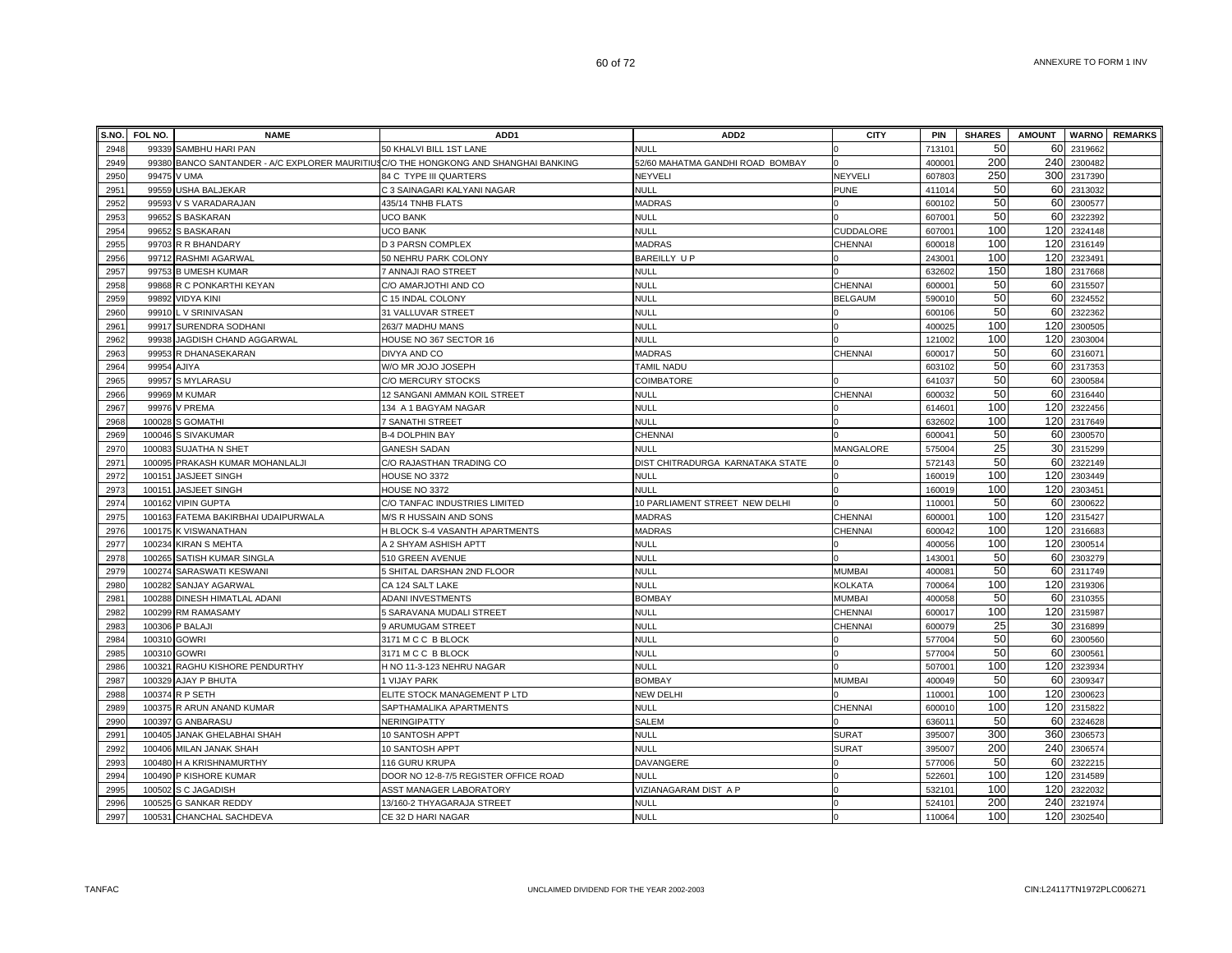| S.NO. | FOL NO. | NAME | ADD1 | ADD2 | CITY | PIN | SHARES | AMOUNT | WARNO | REMARKS |
|---|---|---|---|---|---|---|---|---|---|---|
| 2948 | 99339 | SAMBHU HARI PAN | 50 KHALVI BILL 1ST LANE | NULL | 0 | 713101 | 50 | 60 | 2319662 | |
| 2949 | 99380 | BANCO SANTANDER - A/C EXPLORER MAURITIUS | C/O THE HONGKONG AND SHANGHAI BANKING | 52/60 MAHATMA GANDHI ROAD BOMBAY | 0 | 400001 | 200 | 240 | 2300482 | |
| 2950 | 99475 | V UMA | 84 C TYPE III QUARTERS | NEYVELI | NEYVELI | 607803 | 250 | 300 | 2317390 | |
| 2951 | 99559 | USHA BALJEKAR | C 3 SAINAGARI KALYANI NAGAR | NULL | PUNE | 411014 | 50 | 60 | 2313032 | |
| 2952 | 99593 | V S VARADARAJAN | 435/14 TNHB FLATS | MADRAS | 0 | 600102 | 50 | 60 | 2300577 | |
| 2953 | 99652 | S BASKARAN | UCO BANK | NULL | 0 | 607001 | 50 | 60 | 2322392 | |
| 2954 | 99652 | S BASKARAN | UCO BANK | NULL | CUDDALORE | 607001 | 100 | 120 | 2324148 | |
| 2955 | 99703 | R R BHANDARY | D 3 PARSN COMPLEX | MADRAS | CHENNAI | 600018 | 100 | 120 | 2316149 | |
| 2956 | 99712 | RASHMI AGARWAL | 50 NEHRU PARK COLONY | BAREILLY U P | 0 | 243001 | 100 | 120 | 2323491 | |
| 2957 | 99753 | B UMESH KUMAR | 7 ANNAJI RAO STREET | NULL | 0 | 632602 | 150 | 180 | 2317668 | |
| 2958 | 99868 | R C PONKARTHI KEYAN | C/O AMARJOTHI AND CO | NULL | CHENNAI | 600001 | 50 | 60 | 2315507 | |
| 2959 | 99892 | VIDYA KINI | C 15 INDAL COLONY | NULL | BELGAUM | 590010 | 50 | 60 | 2324552 | |
| 2960 | 99910 | L V SRINIVASAN | 31 VALLUVAR STREET | NULL | 0 | 600106 | 50 | 60 | 2322362 | |
| 2961 | 99917 | SURENDRA SODHANI | 263/7 MADHU MANS | NULL | 0 | 400025 | 100 | 120 | 2300505 | |
| 2962 | 99938 | JAGDISH CHAND AGGARWAL | HOUSE NO 367 SECTOR 16 | NULL | 0 | 121002 | 100 | 120 | 2303004 | |
| 2963 | 99953 | R DHANASEKARAN | DIVYA AND CO | MADRAS | CHENNAI | 600017 | 50 | 60 | 2316071 | |
| 2964 | 99954 | AJIYA | W/O MR JOJO JOSEPH | TAMIL NADU | | 603102 | 50 | 60 | 2317353 | |
| 2965 | 99957 | S MYLARASU | C/O MERCURY STOCKS | COIMBATORE | 0 | 641037 | 50 | 60 | 2300584 | |
| 2966 | 99969 | M KUMAR | 12 SANGANI AMMAN KOIL STREET | NULL | CHENNAI | 600032 | 50 | 60 | 2316440 | |
| 2967 | 99976 | V PREMA | 134 A 1 BAGYAM NAGAR | NULL | 0 | 614601 | 100 | 120 | 2322456 | |
| 2968 | 100028 | S GOMATHI | 7 SANATHI STREET | NULL | 0 | 632602 | 100 | 120 | 2317649 | |
| 2969 | 100046 | S SIVAKUMAR | B-4 DOLPHIN BAY | CHENNAI | 0 | 600041 | 50 | 60 | 2300570 | |
| 2970 | 100083 | SUJATHA N SHET | GANESH SADAN | NULL | MANGALORE | 575004 | 25 | 30 | 2315299 | |
| 2971 | 100095 | PRAKASH KUMAR MOHANLALJI | C/O RAJASTHAN TRADING CO | DIST CHITRADURGA KARNATAKA STATE | 0 | 572143 | 50 | 60 | 2322149 | |
| 2972 | 100151 | JASJEET SINGH | HOUSE NO 3372 | NULL | 0 | 160019 | 100 | 120 | 2303449 | |
| 2973 | 100151 | JASJEET SINGH | HOUSE NO 3372 | NULL | 0 | 160019 | 100 | 120 | 2303451 | |
| 2974 | 100162 | VIPIN GUPTA | C/O TANFAC INDUSTRIES LIMITED | 10 PARLIAMENT STREET NEW DELHI | 0 | 110001 | 50 | 60 | 2300622 | |
| 2975 | 100163 | FATEMA BAKIRBHAI UDAIPURWALA | M/S R HUSSAIN AND SONS | MADRAS | CHENNAI | 600001 | 100 | 120 | 2315427 | |
| 2976 | 100175 | K VISWANATHAN | H BLOCK S-4 VASANTH APARTMENTS | MADRAS | CHENNAI | 600042 | 100 | 120 | 2316683 | |
| 2977 | 100234 | KIRAN S MEHTA | A 2 SHYAM ASHISH APTT | NULL | 0 | 400056 | 100 | 120 | 2300514 | |
| 2978 | 100265 | SATISH KUMAR SINGLA | 510 GREEN AVENUE | NULL | 0 | 143001 | 50 | 60 | 2303279 | |
| 2979 | 100274 | SARASWATI KESWANI | 5 SHITAL DARSHAN 2ND FLOOR | NULL | MUMBAI | 400081 | 50 | 60 | 2311749 | |
| 2980 | 100282 | SANJAY AGARWAL | CA 124 SALT LAKE | NULL | KOLKATA | 700064 | 100 | 120 | 2319306 | |
| 2981 | 100288 | DINESH HIMATLAL ADANI | ADANI INVESTMENTS | BOMBAY | MUMBAI | 400058 | 50 | 60 | 2310355 | |
| 2982 | 100299 | RM RAMASAMY | 5 SARAVANA MUDALI STREET | NULL | CHENNAI | 600017 | 100 | 120 | 2315987 | |
| 2983 | 100306 | P BALAJI | 9 ARUMUGAM STREET | NULL | CHENNAI | 600079 | 25 | 30 | 2316899 | |
| 2984 | 100310 | GOWRI | 3171 M C C B BLOCK | NULL | 0 | 577004 | 50 | 60 | 2300560 | |
| 2985 | 100310 | GOWRI | 3171 M C C B BLOCK | NULL | 0 | 577004 | 50 | 60 | 2300561 | |
| 2986 | 100321 | RAGHU KISHORE PENDURTHY | H NO 11-3-123 NEHRU NAGAR | NULL | 0 | 507001 | 100 | 120 | 2323934 | |
| 2987 | 100329 | AJAY P BHUTA | 1 VIJAY PARK | BOMBAY | MUMBAI | 400049 | 50 | 60 | 2309347 | |
| 2988 | 100374 | R P SETH | ELITE STOCK MANAGEMENT P LTD | NEW DELHI | 0 | 110001 | 100 | 120 | 2300623 | |
| 2989 | 100375 | R ARUN ANAND KUMAR | SAPTHAMALIKA APARTMENTS | NULL | CHENNAI | 600010 | 100 | 120 | 2315822 | |
| 2990 | 100397 | G ANBARASU | NERINGIPATTY | SALEM | 0 | 636011 | 50 | 60 | 2324628 | |
| 2991 | 100405 | JANAK GHELABHAI SHAH | 10 SANTOSH APPT | NULL | SURAT | 395007 | 300 | 360 | 2306573 | |
| 2992 | 100406 | MILAN JANAK SHAH | 10 SANTOSH APPT | NULL | SURAT | 395007 | 200 | 240 | 2306574 | |
| 2993 | 100480 | H A KRISHNAMURTHY | 116 GURU KRUPA | DAVANGERE | 0 | 577006 | 50 | 60 | 2322215 | |
| 2994 | 100490 | P KISHORE KUMAR | DOOR NO 12-8-7/5 REGISTER OFFICE ROAD | NULL | 0 | 522601 | 100 | 120 | 2314589 | |
| 2995 | 100502 | S C JAGADISH | ASST MANAGER LABORATORY | VIZIANAGARAM DIST A P | 0 | 532101 | 100 | 120 | 2322032 | |
| 2996 | 100525 | G SANKAR REDDY | 13/160-2 THYAGARAJA STREET | NULL | 0 | 524101 | 200 | 240 | 2321974 | |
| 2997 | 100531 | CHANCHAL SACHDEVA | CE 32 D HARI NAGAR | NULL | 0 | 110064 | 100 | 120 | 2302540 | |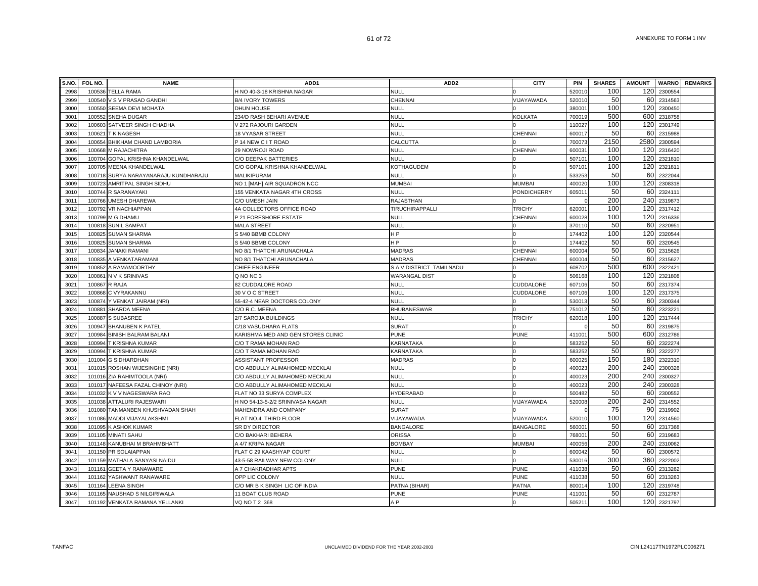| S.NO. | FOL NO. | NAME | ADD1 | ADD2 | CITY | PIN | SHARES | AMOUNT | WARNO | REMARKS |
|---|---|---|---|---|---|---|---|---|---|---|
| 2998 | 100536 | TELLA RAMA | H NO 40-3-18 KRISHNA NAGAR | NULL | 0 | 520010 | 100 | 120 | 2300554 | |
| 2999 | 100540 | V S V PRASAD GANDHI | B/4 IVORY TOWERS | CHENNAI | VIJAYAWADA | 520010 | 50 | 60 | 2314563 | |
| 3000 | 100550 | SEEMA DEVI MOHATA | DHUN HOUSE | NULL | 0 | 380001 | 100 | 120 | 2300450 | |
| 3001 | 100552 | SNEHA DUGAR | 234/D RASH BEHARI AVENUE | NULL | KOLKATA | 700019 | 500 | 600 | 2318758 | |
| 3002 | 100603 | SATVEER SINGH CHADHA | V 272 RAJOURI GARDEN | NULL | 0 | 110027 | 100 | 120 | 2301749 | |
| 3003 | 100621 | T K NAGESH | 18 VYASAR STREET | NULL | CHENNAI | 600017 | 50 | 60 | 2315988 | |
| 3004 | 100654 | BHIKHAM CHAND LAMBORIA | P 14 NEW C I T ROAD | CALCUTTA | 0 | 700073 | 2150 | 2580 | 2300594 | |
| 3005 | 100668 | M RAJACHITRA | 29 NOWROJI ROAD | NULL | CHENNAI | 600031 | 100 | 120 | 2316420 | |
| 3006 | 100704 | GOPAL KRISHNA KHANDELWAL | C/O DEEPAK BATTERIES | NULL | 0 | 507101 | 100 | 120 | 2321810 | |
| 3007 | 100705 | MEENA KHANDELWAL | C/O GOPAL KRISHNA KHANDELWAL | KOTHAGUDEM | 0 | 507101 | 100 | 120 | 2321811 | |
| 3008 | 100718 | SURYA NARAYANARAJU KUNDHARAJU | MALIKIPURAM | NULL | 0 | 533253 | 50 | 60 | 2322044 | |
| 3009 | 100723 | AMRITPAL SINGH SIDHU | NO 1 [MAH] AIR SQUADRON NCC | MUMBAI | MUMBAI | 400020 | 100 | 120 | 2308318 | |
| 3010 | 100744 | R SARANAYAKI | 155 VENKATA NAGAR 4TH CROSS | NULL | PONDICHERRY | 605011 | 50 | 60 | 2324111 | |
| 3011 | 100766 | UMESH DHAREWA | C/O UMESH JAIN | RAJASTHAN | 0 | 0 | 200 | 240 | 2319873 | |
| 3012 | 100792 | VR NACHIAPPAN | 4A COLLECTORS OFFICE ROAD | TIRUCHIRAPPALLI | TRICHY | 620001 | 100 | 120 | 2317412 | |
| 3013 | 100799 | M G DHAMU | P 21 FORESHORE ESTATE | NULL | CHENNAI | 600028 | 100 | 120 | 2316336 | |
| 3014 | 100818 | SUNIL SAMPAT | MALA STREET | NULL | 0 | 370110 | 50 | 60 | 2320951 | |
| 3015 | 100825 | SUMAN SHARMA | S 5/40 BBMB COLONY | H P | 0 | 174402 | 100 | 120 | 2320544 | |
| 3016 | 100825 | SUMAN SHARMA | S 5/40 BBMB COLONY | H P | 0 | 174402 | 50 | 60 | 2320545 | |
| 3017 | 100834 | JANAKI RAMANI | NO 8/1 THATCHI ARUNACHALA | MADRAS | CHENNAI | 600004 | 50 | 60 | 2315626 | |
| 3018 | 100835 | A VENKATARAMANI | NO 8/1 THATCHI ARUNACHALA | MADRAS | CHENNAI | 600004 | 50 | 60 | 2315627 | |
| 3019 | 100852 | A RAMAMOORTHY | CHIEF ENGINEER | S A V DISTRICT TAMILNADU | 0 | 608702 | 500 | 600 | 2322421 | |
| 3020 | 100861 | N V K SRINIVAS | Q NO NC 3 | WARANGAL DIST | 0 | 506168 | 100 | 120 | 2321808 | |
| 3021 | 100867 | R RAJA | 82 CUDDALORE ROAD | NULL | CUDDALORE | 607106 | 50 | 60 | 2317374 | |
| 3022 | 100868 | C VYRAKANNU | 30 V O C STREET | NULL | CUDDALORE | 607106 | 100 | 120 | 2317375 | |
| 3023 | 100874 | Y VENKAT JAIRAM (NRI) | 55-42-4 NEAR DOCTORS COLONY | NULL | 0 | 530013 | 50 | 60 | 2300344 | |
| 3024 | 100881 | SHARDA MEENA | C/O R.C. MEENA | BHUBANESWAR | 0 | 751012 | 50 | 60 | 2323221 | |
| 3025 | 100887 | S SUBASREE | 2/7 SAROJA BUILDINGS | NULL | TRICHY | 620018 | 100 | 120 | 2317444 | |
| 3026 | 100947 | BHANUBEN K PATEL | C/18 VASUDHARA FLATS | SURAT | 0 | 0 | 50 | 60 | 2319875 | |
| 3027 | 100984 | BINISH BALRAM BALANI | KARISHMA MED AND GEN STORES CLINIC | PUNE | PUNE | 411001 | 500 | 600 | 2312786 | |
| 3028 | 100994 | T KRISHNA KUMAR | C/O T RAMA MOHAN RAO | KARNATAKA | 0 | 583252 | 50 | 60 | 2322274 | |
| 3029 | 100994 | T KRISHNA KUMAR | C/O T RAMA MOHAN RAO | KARNATAKA | 0 | 583252 | 50 | 60 | 2322277 | |
| 3030 | 101004 | G SIDHARDHAN | ASSISTANT PROFESSOR | MADRAS | 0 | 600025 | 150 | 180 | 2322310 | |
| 3031 | 101015 | ROSHAN WIJESINGHE (NRI) | C/O ABDULLY ALIMAHOMED MECKLAI | NULL | 0 | 400023 | 200 | 240 | 2300326 | |
| 3032 | 101016 | ZIA RAHIMTOOLA (NRI) | C/O ABDULLY ALIMAHOMED MECKLAI | NULL | 0 | 400023 | 200 | 240 | 2300327 | |
| 3033 | 101017 | NAFEESA FAZAL CHINOY (NRI) | C/O ABDULLY ALIMAHOMED MECKLAI | NULL | 0 | 400023 | 200 | 240 | 2300328 | |
| 3034 | 101032 | K V V NAGESWARA RAO | FLAT NO 33 SURYA COMPLEX | HYDERABAD | 0 | 500482 | 50 | 60 | 2300552 | |
| 3035 | 101038 | ATTALURI RAJESWARI | H NO 54-13-5-2/2 SRINIVASA NAGAR | NULL | VIJAYAWADA | 520008 | 200 | 240 | 2314552 | |
| 3036 | 101080 | TANMANBEN KHUSHVADAN SHAH | MAHENDRA AND COMPANY | SURAT | 0 | 0 | 75 | 90 | 2319902 | |
| 3037 | 101086 | MADDI VIJAYALAKSHMI | FLAT NO.4 THIRD FLOOR | VIJAYAWADA | VIJAYAWADA | 520010 | 100 | 120 | 2314560 | |
| 3038 | 101095 | K ASHOK KUMAR | SR DY DIRECTOR | BANGALORE | BANGALORE | 560001 | 50 | 60 | 2317368 | |
| 3039 | 101105 | MINATI SAHU | C/O BAKHARI BEHERA | ORISSA | 0 | 768001 | 50 | 60 | 2319683 | |
| 3040 | 101148 | KANUBHAI M BRAHMBHATT | A 4/7 KRIPA NAGAR | BOMBAY | MUMBAI | 400056 | 200 | 240 | 2310062 | |
| 3041 | 101150 | PR SOLAIAPPAN | FLAT C 29 KAASHYAP COURT | NULL | 0 | 600042 | 50 | 60 | 2300572 | |
| 3042 | 101159 | MATHALA SANYASI NAIDU | 43-5-58 RAILWAY NEW COLONY | NULL | 0 | 530016 | 300 | 360 | 2322002 | |
| 3043 | 101161 | GEETA Y RANAWARE | A 7 CHAKRADHAR APTS | PUNE | PUNE | 411038 | 50 | 60 | 2313262 | |
| 3044 | 101162 | YASHWANT RANAWARE | OPP LIC COLONY | NULL | PUNE | 411038 | 50 | 60 | 2313263 | |
| 3045 | 101164 | LEENA SINGH | C/O MR B K SINGH LIC OF INDIA | PATNA (BIHAR) | PATNA | 800014 | 100 | 120 | 2319748 | |
| 3046 | 101165 | NAUSHAD S NILGIRIWALA | 11 BOAT CLUB ROAD | PUNE | PUNE | 411001 | 50 | 60 | 2312787 | |
| 3047 | 101192 | VENKATA RAMANA YELLANKI | VQ NO T 2 368 | A P | 0 | 505211 | 100 | 120 | 2321797 | |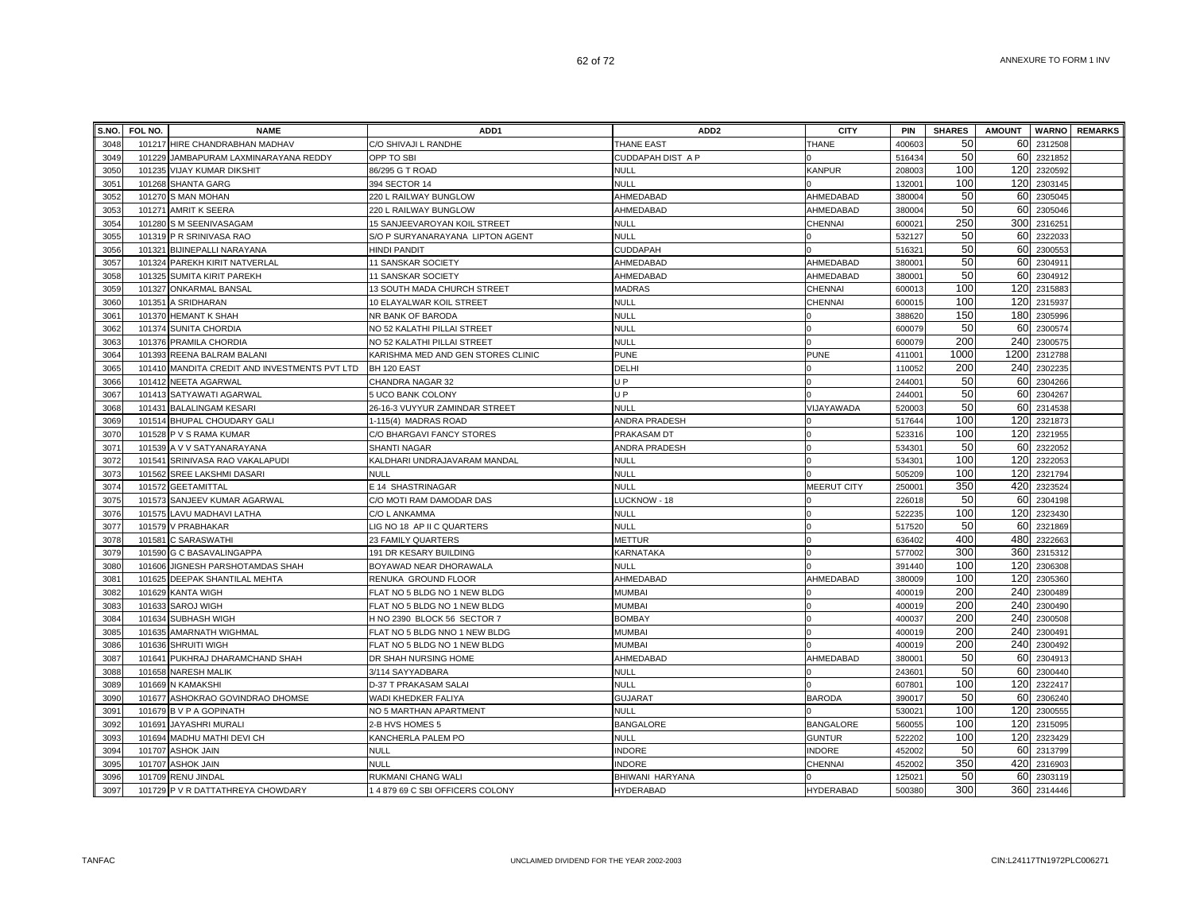| S.NO. | FOL NO. | NAME | ADD1 | ADD2 | CITY | PIN | SHARES | AMOUNT | WARNO | REMARKS |
|---|---|---|---|---|---|---|---|---|---|---|
| 3048 | 101217 | HIRE CHANDRABHAN MADHAV | C/O SHIVAJI L RANDHE | THANE EAST | THANE | 400603 | 50 | 60 | 2312508 | |
| 3049 | 101229 | JAMBAPURAM LAXMINARAYANA REDDY | OPP TO SBI | CUDDAPAH DIST A P | 0 | 516434 | 50 | 60 | 2321852 | |
| 3050 | 101235 | VIJAY KUMAR DIKSHIT | 86/295 G T ROAD | NULL | KANPUR | 208003 | 100 | 120 | 2320592 | |
| 3051 | 101268 | SHANTA GARG | 394 SECTOR 14 | NULL | 0 | 132001 | 100 | 120 | 2303145 | |
| 3052 | 101270 | S MAN MOHAN | 220 L RAILWAY BUNGLOW | AHMEDABAD | AHMEDABAD | 380004 | 50 | 60 | 2305045 | |
| 3053 | 101271 | AMRIT K SEERA | 220 L RAILWAY BUNGLOW | AHMEDABAD | AHMEDABAD | 380004 | 50 | 60 | 2305046 | |
| 3054 | 101280 | S M SEENIVASAGAM | 15 SANJEEVAROYAN KOIL STREET | NULL | CHENNAI | 600021 | 250 | 300 | 2316251 | |
| 3055 | 101319 | P R SRINIVASA RAO | S/O P SURYANARAYANA LIPTON AGENT | NULL | 0 | 532127 | 50 | 60 | 2322033 | |
| 3056 | 101321 | BIJINEPALLI NARAYANA | HINDI PANDIT | CUDDAPAH | 0 | 516321 | 50 | 60 | 2300553 | |
| 3057 | 101324 | PAREKH KIRIT NATVERLAL | 11 SANSKAR SOCIETY | AHMEDABAD | AHMEDABAD | 380001 | 50 | 60 | 2304911 | |
| 3058 | 101325 | SUMITA KIRIT PAREKH | 11 SANSKAR SOCIETY | AHMEDABAD | AHMEDABAD | 380001 | 50 | 60 | 2304912 | |
| 3059 | 101327 | ONKARMAL BANSAL | 13 SOUTH MADA CHURCH STREET | MADRAS | CHENNAI | 600013 | 100 | 120 | 2315883 | |
| 3060 | 101351 | A SRIDHARAN | 10 ELAYALWAR KOIL STREET | NULL | CHENNAI | 600015 | 100 | 120 | 2315937 | |
| 3061 | 101370 | HEMANT K SHAH | NR BANK OF BARODA | NULL | 0 | 388620 | 150 | 180 | 2305996 | |
| 3062 | 101374 | SUNITA CHORDIA | NO 52 KALATHI PILLAI STREET | NULL | 0 | 600079 | 50 | 60 | 2300574 | |
| 3063 | 101376 | PRAMILA CHORDIA | NO 52 KALATHI PILLAI STREET | NULL | 0 | 600079 | 200 | 240 | 2300575 | |
| 3064 | 101393 | REENA BALRAM BALANI | KARISHMA MED AND GEN STORES CLINIC | PUNE | PUNE | 411001 | 1000 | 1200 | 2312788 | |
| 3065 | 101410 | MANDITA CREDIT AND INVESTMENTS PVT LTD | BH 120 EAST | DELHI | 0 | 110052 | 200 | 240 | 2302235 | |
| 3066 | 101412 | NEETA AGARWAL | CHANDRA NAGAR 32 | U P | 0 | 244001 | 50 | 60 | 2304266 | |
| 3067 | 101413 | SATYAWATI AGARWAL | 5 UCO BANK COLONY | U P | 0 | 244001 | 50 | 60 | 2304267 | |
| 3068 | 101431 | BALALINGAM KESARI | 26-16-3 VUYYUR ZAMINDAR STREET | NULL | VIJAYAWADA | 520003 | 50 | 60 | 2314538 | |
| 3069 | 101514 | BHUPAL CHOUDARY GALI | 1-115(4) MADRAS ROAD | ANDRA PRADESH | 0 | 517644 | 100 | 120 | 2321873 | |
| 3070 | 101528 | P V S RAMA KUMAR | C/O BHARGAVI FANCY STORES | PRAKASAM DT | 0 | 523316 | 100 | 120 | 2321955 | |
| 3071 | 101539 | A V V SATYANARAYANA | SHANTI NAGAR | ANDRA PRADESH | 0 | 534301 | 50 | 60 | 2322052 | |
| 3072 | 101541 | SRINIVASA RAO VAKALAPUDI | KALDHARI UNDRAJAVARAM MANDAL | NULL | 0 | 534301 | 100 | 120 | 2322053 | |
| 3073 | 101562 | SREE LAKSHMI DASARI | NULL | NULL | 0 | 505209 | 100 | 120 | 2321794 | |
| 3074 | 101572 | GEETAMITTAL | E 14 SHASTRINAGAR | NULL | MEERUT CITY | 250001 | 350 | 420 | 2323524 | |
| 3075 | 101573 | SANJEEV KUMAR AGARWAL | C/O MOTI RAM DAMODAR DAS | LUCKNOW - 18 | 0 | 226018 | 50 | 60 | 2304198 | |
| 3076 | 101575 | LAVU MADHAVI LATHA | C/O L ANKAMMA | NULL | 0 | 522235 | 100 | 120 | 2323430 | |
| 3077 | 101579 | V PRABHAKAR | LIG NO 18 AP II C QUARTERS | NULL | 0 | 517520 | 50 | 60 | 2321869 | |
| 3078 | 101581 | C SARASWATHI | 23 FAMILY QUARTERS | METTUR | 0 | 636402 | 400 | 480 | 2322663 | |
| 3079 | 101590 | G C BASAVALINGAPPA | 191 DR KESARY BUILDING | KARNATAKA | 0 | 577002 | 300 | 360 | 2315312 | |
| 3080 | 101606 | JIGNESH PARSHOTAMDAS SHAH | BOYAWAD NEAR DHORAWALA | NULL | 0 | 391440 | 100 | 120 | 2306308 | |
| 3081 | 101625 | DEEPAK SHANTILAL MEHTA | RENUKA GROUND FLOOR | AHMEDABAD | AHMEDABAD | 380009 | 100 | 120 | 2305360 | |
| 3082 | 101629 | KANTA WIGH | FLAT NO 5 BLDG NO 1 NEW BLDG | MUMBAI | 0 | 400019 | 200 | 240 | 2300489 | |
| 3083 | 101633 | SAROJ WIGH | FLAT NO 5 BLDG NO 1 NEW BLDG | MUMBAI | 0 | 400019 | 200 | 240 | 2300490 | |
| 3084 | 101634 | SUBHASH WIGH | H NO 2390 BLOCK 56 SECTOR 7 | BOMBAY | 0 | 400037 | 200 | 240 | 2300508 | |
| 3085 | 101635 | AMARNATH WIGHMAL | FLAT NO 5 BLDG NNO 1 NEW BLDG | MUMBAI | 0 | 400019 | 200 | 240 | 2300491 | |
| 3086 | 101636 | SHRUITI WIGH | FLAT NO 5 BLDG NO 1 NEW BLDG | MUMBAI | 0 | 400019 | 200 | 240 | 2300492 | |
| 3087 | 101641 | PUKHRAJ DHARAMCHAND SHAH | DR SHAH NURSING HOME | AHMEDABAD | AHMEDABAD | 380001 | 50 | 60 | 2304913 | |
| 3088 | 101658 | NARESH MALIK | 3/114 SAYYADBARA | NULL | 0 | 243601 | 50 | 60 | 2300440 | |
| 3089 | 101669 | N KAMAKSHI | D-37 T PRAKASAM SALAI | NULL | 0 | 607801 | 100 | 120 | 2322417 | |
| 3090 | 101677 | ASHOKRAO GOVINDRAO DHOMSE | WADI KHEDKER FALIYA | GUJARAT | BARODA | 390017 | 50 | 60 | 2306240 | |
| 3091 | 101679 | B V P A GOPINATH | NO 5 MARTHAN APARTMENT | NULL | 0 | 530021 | 100 | 120 | 2300555 | |
| 3092 | 101691 | JAYASHRI MURALI | 2-B HVS HOMES 5 | BANGALORE | BANGALORE | 560055 | 100 | 120 | 2315095 | |
| 3093 | 101694 | MADHU MATHI DEVI CH | KANCHERLA PALEM PO | NULL | GUNTUR | 522202 | 100 | 120 | 2323429 | |
| 3094 | 101707 | ASHOK JAIN | NULL | INDORE | INDORE | 452002 | 50 | 60 | 2313799 | |
| 3095 | 101707 | ASHOK JAIN | NULL | INDORE | CHENNAI | 452002 | 350 | 420 | 2316903 | |
| 3096 | 101709 | RENU JINDAL | RUKMANI CHANG WALI | BHIWANI HARYANA | 0 | 125021 | 50 | 60 | 2303119 | |
| 3097 | 101729 | P V R DATTATHREYA CHOWDARY | 1 4 879 69 C SBI OFFICERS COLONY | HYDERABAD | HYDERABAD | 500380 | 300 | 360 | 2314446 | |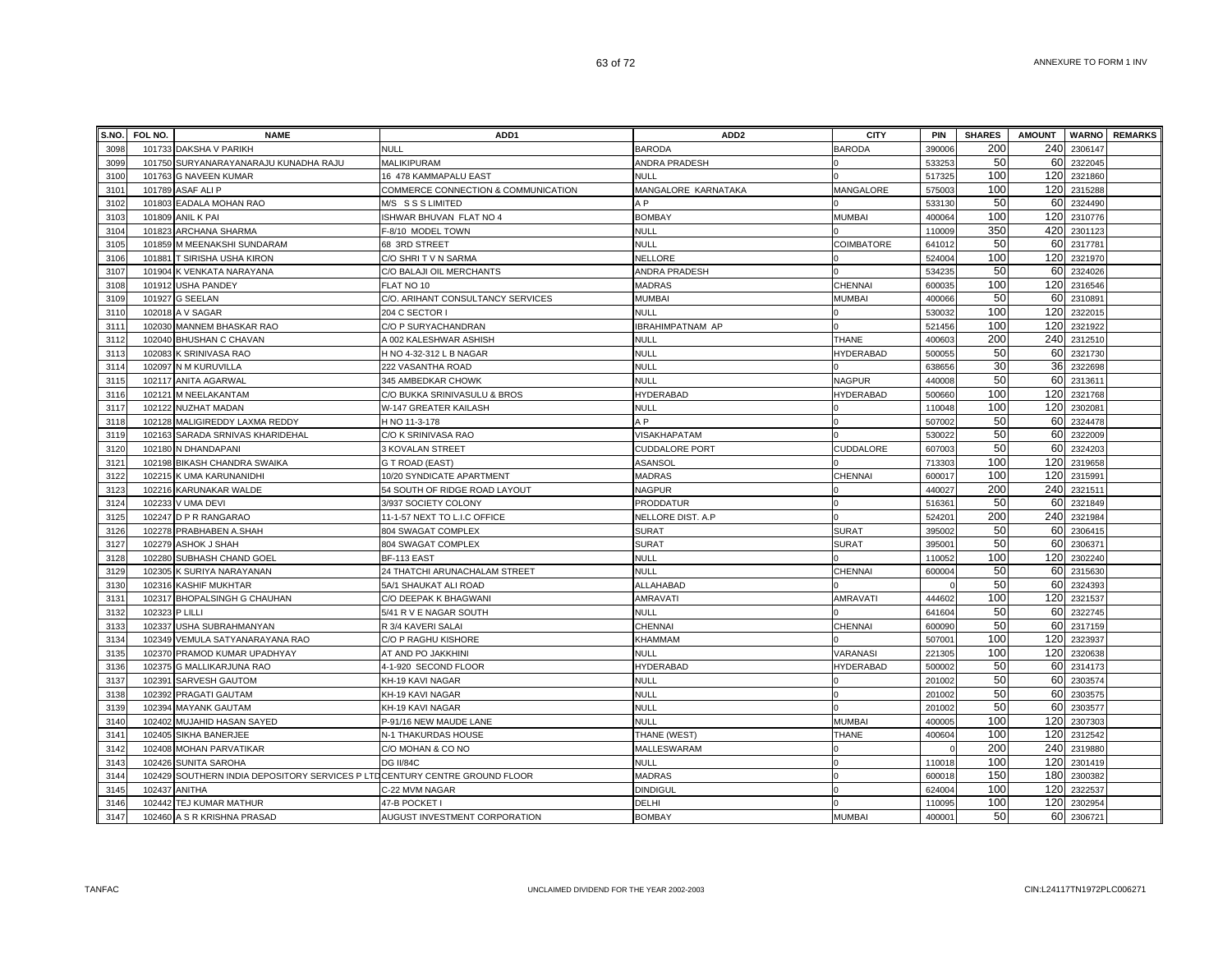| S.NO. | FOL NO. | NAME | ADD1 | ADD2 | CITY | PIN | SHARES | AMOUNT | WARNO | REMARKS |
|---|---|---|---|---|---|---|---|---|---|---|
| 3098 | 101733 | DAKSHA V PARIKH | NULL | BARODA | BARODA | 390006 | 200 | 240 | 2306147 | |
| 3099 | 101750 | SURYANARAYANARAJU KUNADHA RAJU | MALIKIPURAM | ANDRA PRADESH | 0 | 533253 | 50 | 60 | 2322045 | |
| 3100 | 101763 | G NAVEEN KUMAR | 16 478 KAMMAPALU EAST | NULL | 0 | 517325 | 100 | 120 | 2321860 | |
| 3101 | 101789 | ASAF ALI P | COMMERCE CONNECTION & COMMUNICATION | MANGALORE KARNATAKA | MANGALORE | 575003 | 100 | 120 | 2315288 | |
| 3102 | 101803 | EADALA MOHAN RAO | M/S S S S LIMITED | A P | 0 | 533130 | 50 | 60 | 2324490 | |
| 3103 | 101809 | ANIL K PAI | ISHWAR BHUVAN FLAT NO 4 | BOMBAY | MUMBAI | 400064 | 100 | 120 | 2310776 | |
| 3104 | 101823 | ARCHANA SHARMA | F-8/10 MODEL TOWN | NULL | 0 | 110009 | 350 | 420 | 2301123 | |
| 3105 | 101859 | M MEENAKSHI SUNDARAM | 68 3RD STREET | NULL | COIMBATORE | 641012 | 50 | 60 | 2317781 | |
| 3106 | 101881 | T SIRISHA USHA KIRON | C/O SHRI T V N SARMA | NELLORE | 0 | 524004 | 100 | 120 | 2321970 | |
| 3107 | 101904 | K VENKATA NARAYANA | C/O BALAJI OIL MERCHANTS | ANDRA PRADESH | 0 | 534235 | 50 | 60 | 2324026 | |
| 3108 | 101912 | USHA PANDEY | FLAT NO 10 | MADRAS | CHENNAI | 600035 | 100 | 120 | 2316546 | |
| 3109 | 101927 | G SEELAN | C/O. ARIHANT CONSULTANCY SERVICES | MUMBAI | MUMBAI | 400066 | 50 | 60 | 2310891 | |
| 3110 | 102018 | A V SAGAR | 204 C SECTOR I | NULL | 0 | 530032 | 100 | 120 | 2322015 | |
| 3111 | 102030 | MANNEM BHASKAR RAO | C/O P SURYACHANDRAN | IBRAHIMPATNAM AP | 0 | 521456 | 100 | 120 | 2321922 | |
| 3112 | 102040 | BHUSHAN C CHAVAN | A 002 KALESHWAR ASHISH | NULL | THANE | 400603 | 200 | 240 | 2312510 | |
| 3113 | 102083 | K SRINIVASA RAO | H NO 4-32-312 L B NAGAR | NULL | HYDERABAD | 500055 | 50 | 60 | 2321730 | |
| 3114 | 102097 | N M KURUVILLA | 222 VASANTHA ROAD | NULL | 0 | 638656 | 30 | 36 | 2322698 | |
| 3115 | 102117 | ANITA AGARWAL | 345 AMBEDKAR CHOWK | NULL | NAGPUR | 440008 | 50 | 60 | 2313611 | |
| 3116 | 102121 | M NEELAKANTAM | C/O BUKKA SRINIVASULU & BROS | HYDERABAD | HYDERABAD | 500660 | 100 | 120 | 2321768 | |
| 3117 | 102122 | NUZHAT MADAN | W-147 GREATER KAILASH | NULL | 0 | 110048 | 100 | 120 | 2302081 | |
| 3118 | 102128 | MALIGIREDDY LAXMA REDDY | H NO 11-3-178 | A P | 0 | 507002 | 50 | 60 | 2324478 | |
| 3119 | 102163 | SARADA SRNIVAS KHARIDEHAL | C/O K SRINIVASA RAO | VISAKHAPATAM | 0 | 530022 | 50 | 60 | 2322009 | |
| 3120 | 102180 | N DHANDAPANI | 3 KOVALAN STREET | CUDDALORE PORT | CUDDALORE | 607003 | 50 | 60 | 2324203 | |
| 3121 | 102198 | BIKASH CHANDRA SWAIKA | G T ROAD (EAST) | ASANSOL | 0 | 713303 | 100 | 120 | 2319658 | |
| 3122 | 102215 | K UMA KARUNANIDHI | 10/20 SYNDICATE APARTMENT | MADRAS | CHENNAI | 600017 | 100 | 120 | 2315991 | |
| 3123 | 102216 | KARUNAKAR WALDE | 54 SOUTH OF RIDGE ROAD LAYOUT | NAGPUR | 0 | 440027 | 200 | 240 | 2321511 | |
| 3124 | 102233 | V UMA DEVI | 3/937 SOCIETY COLONY | PRODDATUR | 0 | 516361 | 50 | 60 | 2321849 | |
| 3125 | 102247 | D P R RANGARAO | 11-1-57 NEXT TO L.I.C OFFICE | NELLORE DIST. A.P | 0 | 524201 | 200 | 240 | 2321984 | |
| 3126 | 102278 | PRABHABEN A.SHAH | 804 SWAGAT COMPLEX | SURAT | SURAT | 395002 | 50 | 60 | 2306415 | |
| 3127 | 102279 | ASHOK J SHAH | 804 SWAGAT COMPLEX | SURAT | SURAT | 395001 | 50 | 60 | 2306371 | |
| 3128 | 102280 | SUBHASH CHAND GOEL | BF-113 EAST | NULL | 0 | 110052 | 100 | 120 | 2302240 | |
| 3129 | 102305 | K SURIYA NARAYANAN | 24 THATCHI ARUNACHALAM STREET | NULL | CHENNAI | 600004 | 50 | 60 | 2315630 | |
| 3130 | 102316 | KASHIF MUKHTAR | 5A/1 SHAUKAT ALI ROAD | ALLAHABAD | 0 | 0 | 50 | 60 | 2324393 | |
| 3131 | 102317 | BHOPALSINGH G CHAUHAN | C/O DEEPAK K BHAGWANI | AMRAVATI | AMRAVATI | 444602 | 100 | 120 | 2321537 | |
| 3132 | 102323 | P LILLI | 5/41 R V E NAGAR SOUTH | NULL | 0 | 641604 | 50 | 60 | 2322745 | |
| 3133 | 102337 | USHA SUBRAHMANYAN | R 3/4 KAVERI SALAI | CHENNAI | CHENNAI | 600090 | 50 | 60 | 2317159 | |
| 3134 | 102349 | VEMULA SATYANARAYANA RAO | C/O P RAGHU KISHORE | KHAMMAM | 0 | 507001 | 100 | 120 | 2323937 | |
| 3135 | 102370 | PRAMOD KUMAR UPADHYAY | AT AND PO JAKKHINI | NULL | VARANASI | 221305 | 100 | 120 | 2320638 | |
| 3136 | 102375 | G MALLIKARJUNA RAO | 4-1-920 SECOND FLOOR | HYDERABAD | HYDERABAD | 500002 | 50 | 60 | 2314173 | |
| 3137 | 102391 | SARVESH GAUTOM | KH-19 KAVI NAGAR | NULL | 0 | 201002 | 50 | 60 | 2303574 | |
| 3138 | 102392 | PRAGATI GAUTAM | KH-19 KAVI NAGAR | NULL | 0 | 201002 | 50 | 60 | 2303575 | |
| 3139 | 102394 | MAYANK GAUTAM | KH-19 KAVI NAGAR | NULL | 0 | 201002 | 50 | 60 | 2303577 | |
| 3140 | 102402 | MUJAHID HASAN SAYED | P-91/16 NEW MAUDE LANE | NULL | MUMBAI | 400005 | 100 | 120 | 2307303 | |
| 3141 | 102405 | SIKHA BANERJEE | N-1 THAKURDAS HOUSE | THANE (WEST) | THANE | 400604 | 100 | 120 | 2312542 | |
| 3142 | 102408 | MOHAN PARVATIKAR | C/O MOHAN & CO NO | MALLESWARAM | 0 | 0 | 200 | 240 | 2319880 | |
| 3143 | 102426 | SUNITA SAROHA | DG II/84C | NULL | 0 | 110018 | 100 | 120 | 2301419 | |
| 3144 | 102429 | SOUTHERN INDIA DEPOSITORY SERVICES P LTD | CENTURY CENTRE GROUND FLOOR | MADRAS | 0 | 600018 | 150 | 180 | 2300382 | |
| 3145 | 102437 | ANITHA | C-22 MVM NAGAR | DINDIGUL | 0 | 624004 | 100 | 120 | 2322537 | |
| 3146 | 102442 | TEJ KUMAR MATHUR | 47-B POCKET I | DELHI | 0 | 110095 | 100 | 120 | 2302954 | |
| 3147 | 102460 | A S R KRISHNA PRASAD | AUGUST INVESTMENT CORPORATION | BOMBAY | MUMBAI | 400001 | 50 | 60 | 2306721 | |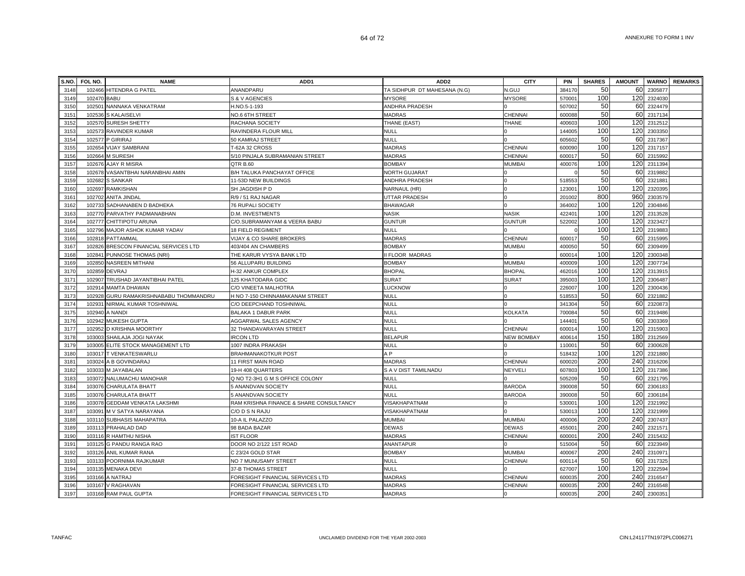| S.NO. | FOL NO. | NAME | ADD1 | ADD2 | CITY | PIN | SHARES | AMOUNT | WARNO | REMARKS |
|---|---|---|---|---|---|---|---|---|---|---|
| 3148 | 102466 | HITENDRA G PATEL | ANANDPARU | TA SIDHPUR DT MAHESANA (N.G) | N.GUJ | 384170 | 50 | 60 | 2305877 | |
| 3149 | 102470 | BABU | S & V AGENCIES | MYSORE | MYSORE | 570001 | 100 | 120 | 2324030 | |
| 3150 | 102501 | NANNAKA VENKATRAM | H.NO.5-1-193 | ANDHRA PRADESH | 0 | 507002 | 50 | 60 | 2324479 | |
| 3151 | 102536 | S KALAISELVI | NO.6 6TH STREET | MADRAS | CHENNAI | 600088 | 50 | 60 | 2317134 | |
| 3152 | 102570 | SURESH SHETTY | RACHANA SOCIETY | THANE (EAST) | THANE | 400603 | 100 | 120 | 2312512 | |
| 3153 | 102573 | RAVINDER KUMAR | RAVINDERA FLOUR MILL | NULL | 0 | 144005 | 100 | 120 | 2303350 | |
| 3154 | 102577 | P GIRIRAJ | 50 KAMRAJ STREET | NULL | 0 | 605602 | 50 | 60 | 2317367 | |
| 3155 | 102654 | VIJAY SAMBRANI | T-62A 32 CROSS | MADRAS | CHENNAI | 600090 | 100 | 120 | 2317157 | |
| 3156 | 102664 | M SURESH | 5/10 PINJALA SUBRAMANIAN STREET | MADRAS | CHENNAI | 600017 | 50 | 60 | 2315992 | |
| 3157 | 102676 | AJAY R MISRA | QTR B.60 | BOMBAY | MUMBAI | 400076 | 100 | 120 | 2311394 | |
| 3158 | 102678 | VASANTBHAI NARANBHAI AMIN | B/H TALUKA PANCHAYAT OFFICE | NORTH GUJARAT | 0 | 0 | 50 | 60 | 2319882 | |
| 3159 | 102682 | S SANKAR | 11-53D NEW BUILDINGS | ANDHRA PRADESH | 0 | 518553 | 50 | 60 | 2321881 | |
| 3160 | 102697 | RAMKISHAN | SH JAGDISH P D | NARNAUL (HR) | 0 | 123001 | 100 | 120 | 2320395 | |
| 3161 | 102702 | ANITA JINDAL | R/9 / 51 RAJ NAGAR | UTTAR PRADESH | 0 | 201002 | 800 | 960 | 2303579 | |
| 3162 | 102733 | SADHANABEN D BADHEKA | 76 RUPALI SOCIETY | BHAWAGAR | 0 | 364002 | 100 | 120 | 2304846 | |
| 3163 | 102770 | PARVATHY PADMANABHAN | D.M. INVESTMENTS | NASIK | NASIK | 422401 | 100 | 120 | 2313528 | |
| 3164 | 102777 | CHITTIPOTU ARUNA | C/O.SUBRAMANYAM & VEERA BABU | GUNTUR | GUNTUR | 522002 | 100 | 120 | 2323427 | |
| 3165 | 102796 | MAJOR ASHOK KUMAR YADAV | 18 FIELD REGIMENT | NULL | 0 | 0 | 100 | 120 | 2319883 | |
| 3166 | 102818 | PATTAMMAL | VIJAY & CO SHARE BROKERS | MADRAS | CHENNAI | 600017 | 50 | 60 | 2315995 | |
| 3167 | 102826 | BRESCON FINANCIAL SERVICES LTD | 403/404 AN CHAMBERS | BOMBAY | MUMBAI | 400050 | 50 | 60 | 2309499 | |
| 3168 | 102841 | PUNNOSE THOMAS (NRI) | THE KARUR VYSYA BANK LTD | II FLOOR MADRAS | 0 | 600014 | 100 | 120 | 2300348 | |
| 3169 | 102850 | NASREEN MITHANI | 56 ALLUPARU BUILDING | BOMBAY | MUMBAI | 400009 | 100 | 120 | 2307734 | |
| 3170 | 102859 | DEVRAJ | H-32 ANKUR COMPLEX | BHOPAL | BHOPAL | 462016 | 100 | 120 | 2313915 | |
| 3171 | 102907 | TRUSHAD JAYANTIBHAI PATEL | 125 KHATODARA GIDC | SURAT | SURAT | 395003 | 100 | 120 | 2306487 | |
| 3172 | 102914 | MAMTA DHAWAN | C/O VINEETA MALHOTRA | LUCKNOW | 0 | 226007 | 100 | 120 | 2300436 | |
| 3173 | 102928 | GURU RAMAKRISHNABABU THOMMANDRU | H NO 7-150 CHINNAMAKANAM STREET | NULL | 0 | 518553 | 50 | 60 | 2321882 | |
| 3174 | 102931 | NIRMAL KUMAR TOSHNIWAL | C/O DEEPCHAND TOSHNIWAL | NULL | 0 | 341304 | 50 | 60 | 2320873 | |
| 3175 | 102940 | A NANDI | BALAKA 1 DABUR PARK | NULL | KOLKATA | 700084 | 50 | 60 | 2319486 | |
| 3176 | 102942 | MUKESH GUPTA | AGGARWAL SALES AGENCY | NULL | 0 | 144401 | 50 | 60 | 2303369 | |
| 3177 | 102952 | D KRISHNA MOORTHY | 32 THANDAVARAYAN STREET | NULL | CHENNAI | 600014 | 100 | 120 | 2315903 | |
| 3178 | 103003 | SHAILAJA JOGI NAYAK | IRCON LTD | BELAPUR | NEW BOMBAY | 400614 | 150 | 180 | 2312569 | |
| 3179 | 103005 | ELITE STOCK MANAGEMENT LTD | 1007 INDRA PRAKASH | NULL | 0 | 110001 | 50 | 60 | 2300628 | |
| 3180 | 103017 | T VENKATESWARLU | BRAHMANAKOTKUR POST | A P | 0 | 518432 | 100 | 120 | 2321880 | |
| 3181 | 103024 | A B GOVINDARAJ | 11 FIRST MAIN ROAD | MADRAS | CHENNAI | 600020 | 200 | 240 | 2316206 | |
| 3182 | 103033 | M JAYABALAN | 19-H 408 QUARTERS | S A V DIST TAMILNADU | NEYVELI | 607803 | 100 | 120 | 2317386 | |
| 3183 | 103072 | NALUMACHU MANOHAR | Q NO T2-3H1 G M S OFFICE COLONY | NULL | 0 | 505209 | 50 | 60 | 2321795 | |
| 3184 | 103076 | CHARULATA BHATT | 5 ANANDVAN SOCIETY | NULL | BARODA | 390008 | 50 | 60 | 2306183 | |
| 3185 | 103076 | CHARULATA BHATT | 5 ANANDVAN SOCIETY | NULL | BARODA | 390008 | 50 | 60 | 2306184 | |
| 3186 | 103078 | GEDDAM VENKATA LAKSHMI | RAM KRISHNA FINANCE & SHARE CONSULTANCY | VISAKHAPATNAM | 0 | 530001 | 100 | 120 | 2321992 | |
| 3187 | 103091 | M V SATYA NARAYANA | C/O D S N RAJU | VISAKHAPATNAM | 0 | 530013 | 100 | 120 | 2321999 | |
| 3188 | 103110 | SUBHASIS MAHAPATRA | 10-A IL PALAZZO | MUMBAI | MUMBAI | 400006 | 200 | 240 | 2307437 | |
| 3189 | 103113 | PRAHALAD DAD | 98 BADA BAZAR | DEWAS | DEWAS | 455001 | 200 | 240 | 2321571 | |
| 3190 | 103116 | R HAMTHU NISHA | IST FLOOR | MADRAS | CHENNAI | 600001 | 200 | 240 | 2315432 | |
| 3191 | 103125 | G PANDU RANGA RAO | DOOR NO 2/122 1ST ROAD | ANANTAPUR | 0 | 515004 | 50 | 60 | 2323949 | |
| 3192 | 103126 | ANIL KUMAR RANA | C 23/24 GOLD STAR | BOMBAY | MUMBAI | 400067 | 200 | 240 | 2310971 | |
| 3193 | 103133 | POORNIMA RAJKUMAR | NO 7 MUNUSAMY STREET | NULL | CHENNAI | 600114 | 50 | 60 | 2317325 | |
| 3194 | 103135 | MENAKA DEVI | 37-B THOMAS STREET | NULL | 0 | 627007 | 100 | 120 | 2322594 | |
| 3195 | 103166 | A NATRAJ | FORESIGHT FINANCIAL SERVICES LTD | MADRAS | CHENNAI | 600035 | 200 | 240 | 2316547 | |
| 3196 | 103167 | V RAGHAVAN | FORESIGHT FINANCIAL SERVICES LTD | MADRAS | CHENNAI | 600035 | 200 | 240 | 2316548 | |
| 3197 | 103168 | RAM PAUL GUPTA | FORESIGHT FINANCIAL SERVICES LTD | MADRAS | 0 | 600035 | 200 | 240 | 2300351 | |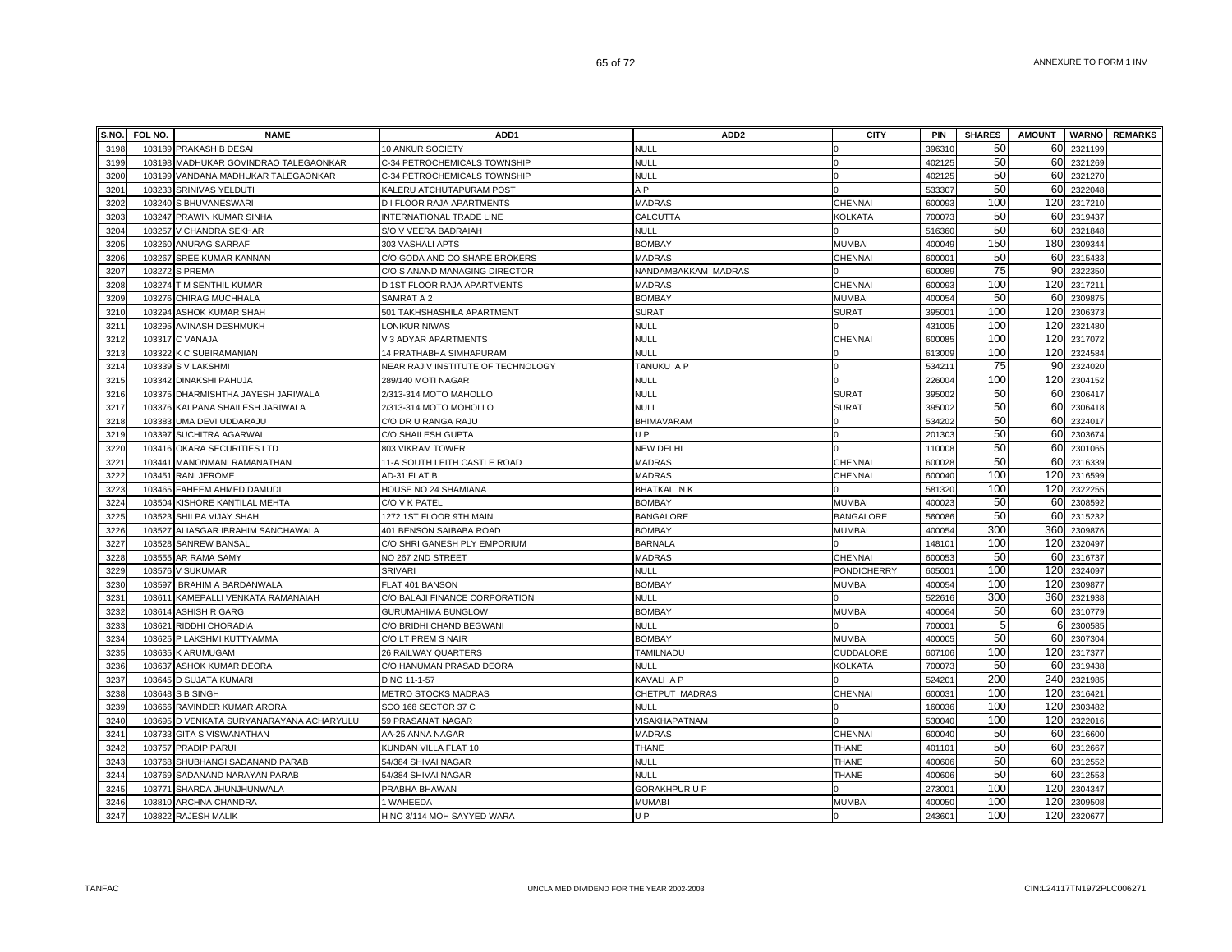| S.NO. | FOL NO. | NAME | ADD1 | ADD2 | CITY | PIN | SHARES | AMOUNT | WARNO | REMARKS |
|---|---|---|---|---|---|---|---|---|---|---|
| 3198 | 103189 | PRAKASH B DESAI | 10 ANKUR SOCIETY | NULL | 0 | 396310 | 50 | 60 | 2321199 | |
| 3199 | 103198 | MADHUKAR GOVINDRAO TALEGAONKAR | C-34 PETROCHEMICALS TOWNSHIP | NULL | 0 | 402125 | 50 | 60 | 2321269 | |
| 3200 | 103199 | VANDANA MADHUKAR TALEGAONKAR | C-34 PETROCHEMICALS TOWNSHIP | NULL | 0 | 402125 | 50 | 60 | 2321270 | |
| 3201 | 103233 | SRINIVAS YELDUTI | KALERU ATCHUTAPURAM POST | A P | 0 | 533307 | 50 | 60 | 2322048 | |
| 3202 | 103240 | S BHUVANESWARI | D I FLOOR RAJA APARTMENTS | MADRAS | CHENNAI | 600093 | 100 | 120 | 2317210 | |
| 3203 | 103247 | PRAWIN KUMAR SINHA | INTERNATIONAL TRADE LINE | CALCUTTA | KOLKATA | 700073 | 50 | 60 | 2319437 | |
| 3204 | 103257 | V CHANDRA SEKHAR | S/O V VEERA BADRAIAH | NULL | 0 | 516360 | 50 | 60 | 2321848 | |
| 3205 | 103260 | ANURAG SARRAF | 303 VASHALI APTS | BOMBAY | MUMBAI | 400049 | 150 | 180 | 2309344 | |
| 3206 | 103267 | SREE KUMAR KANNAN | C/O GODA AND CO SHARE BROKERS | MADRAS | CHENNAI | 600001 | 50 | 60 | 2315433 | |
| 3207 | 103272 | S PREMA | C/O S ANAND MANAGING DIRECTOR | NANDAMBAKKAM MADRAS | 0 | 600089 | 75 | 90 | 2322350 | |
| 3208 | 103274 | T M SENTHIL KUMAR | D 1ST FLOOR RAJA APARTMENTS | MADRAS | CHENNAI | 600093 | 100 | 120 | 2317211 | |
| 3209 | 103276 | CHIRAG MUCHHALA | SAMRAT A 2 | BOMBAY | MUMBAI | 400054 | 50 | 60 | 2309875 | |
| 3210 | 103294 | ASHOK KUMAR SHAH | 501 TAKHSHASHILA APARTMENT | SURAT | SURAT | 395001 | 100 | 120 | 2306373 | |
| 3211 | 103295 | AVINASH DESHMUKH | LONIKUR NIWAS | NULL | 0 | 431005 | 100 | 120 | 2321480 | |
| 3212 | 103317 | C VANAJA | V 3 ADYAR APARTMENTS | NULL | CHENNAI | 600085 | 100 | 120 | 2317072 | |
| 3213 | 103322 | K C SUBIRAMANIAN | 14 PRATHABHA SIMHAPURAM | NULL | 0 | 613009 | 100 | 120 | 2324584 | |
| 3214 | 103339 | S V LAKSHMI | NEAR RAJIV INSTITUTE OF TECHNOLOGY | TANUKU A P | 0 | 534211 | 75 | 90 | 2324020 | |
| 3215 | 103342 | DINAKSHI PAHUJA | 289/140 MOTI NAGAR | NULL | 0 | 226004 | 100 | 120 | 2304152 | |
| 3216 | 103375 | DHARMISHTHA JAYESH JARIWALA | 2/313-314 MOTO MAHOLLO | NULL | SURAT | 395002 | 50 | 60 | 2306417 | |
| 3217 | 103376 | KALPANA SHAILESH JARIWALA | 2/313-314 MOTO MOHOLLO | NULL | SURAT | 395002 | 50 | 60 | 2306418 | |
| 3218 | 103383 | UMA DEVI UDDARAJU | C/O DR U RANGA RAJU | BHIMAVARAM | 0 | 534202 | 50 | 60 | 2324017 | |
| 3219 | 103397 | SUCHITRA AGARWAL | C/O SHAILESH GUPTA | U P | 0 | 201303 | 50 | 60 | 2303674 | |
| 3220 | 103416 | OKARA SECURITIES LTD | 803 VIKRAM TOWER | NEW DELHI | 0 | 110008 | 50 | 60 | 2301065 | |
| 3221 | 103441 | MANONMANI RAMANATHAN | 11-A SOUTH LEITH CASTLE ROAD | MADRAS | CHENNAI | 600028 | 50 | 60 | 2316339 | |
| 3222 | 103451 | RANI JEROME | AD-31 FLAT B | MADRAS | CHENNAI | 600040 | 100 | 120 | 2316599 | |
| 3223 | 103465 | FAHEEM AHMED DAMUDI | HOUSE NO 24 SHAMIANA | BHATKAL N K | 0 | 581320 | 100 | 120 | 2322255 | |
| 3224 | 103504 | KISHORE KANTILAL MEHTA | C/O V K PATEL | BOMBAY | MUMBAI | 400023 | 50 | 60 | 2308592 | |
| 3225 | 103523 | SHILPA VIJAY SHAH | 1272 1ST FLOOR 9TH MAIN | BANGALORE | BANGALORE | 560086 | 50 | 60 | 2315232 | |
| 3226 | 103527 | ALIASGAR IBRAHIM SANCHAWALA | 401 BENSON SAIBABA ROAD | BOMBAY | MUMBAI | 400054 | 300 | 360 | 2309876 | |
| 3227 | 103528 | SANREW BANSAL | C/O SHRI GANESH PLY EMPORIUM | BARNALA | 0 | 148101 | 100 | 120 | 2320497 | |
| 3228 | 103555 | AR RAMA SAMY | NO 267 2ND STREET | MADRAS | CHENNAI | 600053 | 50 | 60 | 2316737 | |
| 3229 | 103576 | V SUKUMAR | SRIVARI | NULL | PONDICHERRY | 605001 | 100 | 120 | 2324097 | |
| 3230 | 103597 | IBRAHIM A BARDANWALA | FLAT 401 BANSON | BOMBAY | MUMBAI | 400054 | 100 | 120 | 2309877 | |
| 3231 | 103611 | KAMEPALLI VENKATA RAMANAIAH | C/O BALAJI FINANCE CORPORATION | NULL | 0 | 522616 | 300 | 360 | 2321938 | |
| 3232 | 103614 | ASHISH R GARG | GURUMAHIMA BUNGLOW | BOMBAY | MUMBAI | 400064 | 50 | 60 | 2310779 | |
| 3233 | 103621 | RIDDHI CHORADIA | C/O BRIDHI CHAND BEGWANI | NULL | 0 | 700001 | 5 | 6 | 2300585 | |
| 3234 | 103625 | P LAKSHMI KUTTYAMMA | C/O LT PREM S NAIR | BOMBAY | MUMBAI | 400005 | 50 | 60 | 2307304 | |
| 3235 | 103635 | K ARUMUGAM | 26 RAILWAY QUARTERS | TAMILNADU | CUDDALORE | 607106 | 100 | 120 | 2317377 | |
| 3236 | 103637 | ASHOK KUMAR DEORA | C/O HANUMAN PRASAD DEORA | NULL | KOLKATA | 700073 | 50 | 60 | 2319438 | |
| 3237 | 103645 | D SUJATA KUMARI | D NO 11-1-57 | KAVALI A P | 0 | 524201 | 200 | 240 | 2321985 | |
| 3238 | 103648 | S B SINGH | METRO STOCKS MADRAS | CHETPUT MADRAS | CHENNAI | 600031 | 100 | 120 | 2316421 | |
| 3239 | 103666 | RAVINDER KUMAR ARORA | SCO 168 SECTOR 37 C | NULL | 0 | 160036 | 100 | 120 | 2303482 | |
| 3240 | 103695 | D VENKATA SURYANARAYANA ACHARYULU | 59 PRASANAT NAGAR | VISAKHAPATNAM | 0 | 530040 | 100 | 120 | 2322016 | |
| 3241 | 103733 | GITA S VISWANATHAN | AA-25 ANNA NAGAR | MADRAS | CHENNAI | 600040 | 50 | 60 | 2316600 | |
| 3242 | 103757 | PRADIP PARUI | KUNDAN VILLA FLAT 10 | THANE | THANE | 401101 | 50 | 60 | 2312667 | |
| 3243 | 103768 | SHUBHANGI SADANAND PARAB | 54/384 SHIVAI NAGAR | NULL | THANE | 400606 | 50 | 60 | 2312552 | |
| 3244 | 103769 | SADANAND NARAYAN PARAB | 54/384 SHIVAI NAGAR | NULL | THANE | 400606 | 50 | 60 | 2312553 | |
| 3245 | 103771 | SHARDA JHUNJHUNWALA | PRABHA BHAWAN | GORAKHPUR U P | 0 | 273001 | 100 | 120 | 2304347 | |
| 3246 | 103810 | ARCHNA CHANDRA | 1 WAHEEDA | MUMABI | MUMBAI | 400050 | 100 | 120 | 2309508 | |
| 3247 | 103822 | RAJESH MALIK | H NO 3/114 MOH SAYYED WARA | U P | 0 | 243601 | 100 | 120 | 2320677 | |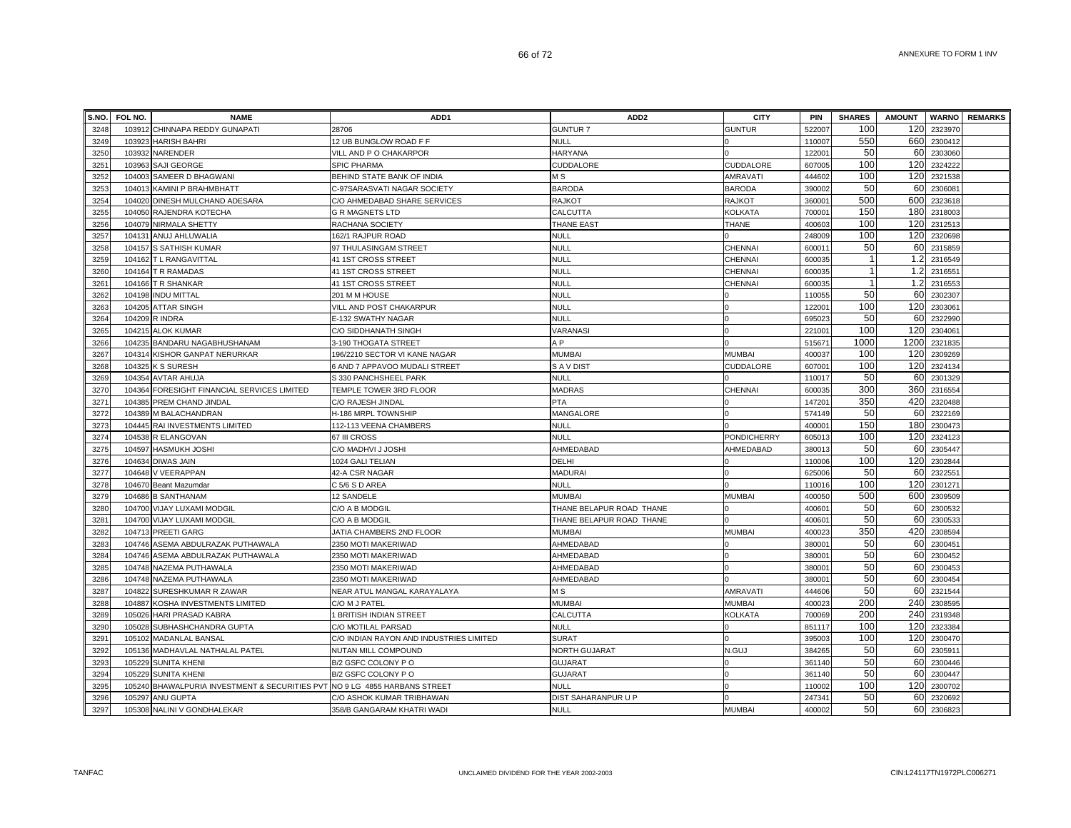| S.NO. | FOL NO. | NAME | ADD1 | ADD2 | CITY | PIN | SHARES | AMOUNT | WARNO | REMARKS |
|---|---|---|---|---|---|---|---|---|---|---|
| 3248 | 103912 | CHINNAPA REDDY GUNAPATI | 28706 | GUNTUR 7 | GUNTUR | 522007 | 100 | 120 | 2323970 | |
| 3249 | 103923 | HARISH BAHRI | 12 UB BUNGLOW ROAD F F | NULL | 0 | 110007 | 550 | 660 | 2300412 | |
| 3250 | 103932 | NARENDER | VILL AND P O CHAKARPOR | HARYANA | 0 | 122001 | 50 | 60 | 2303060 | |
| 3251 | 103963 | SAJI GEORGE | SPIC PHARMA | CUDDALORE | CUDDALORE | 607005 | 100 | 120 | 2324222 | |
| 3252 | 104003 | SAMEER D BHAGWANI | BEHIND STATE BANK OF INDIA | M S | AMRAVATI | 444602 | 100 | 120 | 2321538 | |
| 3253 | 104013 | KAMINI P BRAHMBHATT | C-97SARASVATI NAGAR SOCIETY | BARODA | BARODA | 390002 | 50 | 60 | 2306081 | |
| 3254 | 104020 | DINESH MULCHAND ADESARA | C/O AHMEDABAD SHARE SERVICES | RAJKOT | RAJKOT | 360001 | 500 | 600 | 2323618 | |
| 3255 | 104050 | RAJENDRA KOTECHA | G R MAGNETS LTD | CALCUTTA | KOLKATA | 700001 | 150 | 180 | 2318003 | |
| 3256 | 104079 | NIRMALA SHETTY | RACHANA SOCIETY | THANE EAST | THANE | 400603 | 100 | 120 | 2312513 | |
| 3257 | 104131 | ANUJ AHLUWALIA | 162/1 RAJPUR ROAD | NULL | 0 | 248009 | 100 | 120 | 2320698 | |
| 3258 | 104157 | S SATHISH KUMAR | 97 THULASINGAM STREET | NULL | CHENNAI | 600011 | 50 | 60 | 2315859 | |
| 3259 | 104162 | T L RANGAVITTAL | 41 1ST CROSS STREET | NULL | CHENNAI | 600035 | 1 | 1.2 | 2316549 | |
| 3260 | 104164 | T R RAMADAS | 41 1ST CROSS STREET | NULL | CHENNAI | 600035 | 1 | 1.2 | 2316551 | |
| 3261 | 104166 | T R SHANKAR | 41 1ST CROSS STREET | NULL | CHENNAI | 600035 | 1 | 1.2 | 2316553 | |
| 3262 | 104198 | INDU MITTAL | 201 M M HOUSE | NULL | 0 | 110055 | 50 | 60 | 2302307 | |
| 3263 | 104205 | ATTAR SINGH | VILL AND POST CHAKARPUR | NULL | 0 | 122001 | 100 | 120 | 2303061 | |
| 3264 | 104209 | R INDRA | E-132 SWATHY NAGAR | NULL | 0 | 695023 | 50 | 60 | 2322990 | |
| 3265 | 104215 | ALOK KUMAR | C/O SIDDHANATH SINGH | VARANASI | 0 | 221001 | 100 | 120 | 2304061 | |
| 3266 | 104235 | BANDARU NAGABHUSHANAM | 3-190 THOGATA STREET | A P | 0 | 515671 | 1000 | 1200 | 2321835 | |
| 3267 | 104314 | KISHOR GANPAT NERURKAR | 196/2210 SECTOR VI KANE NAGAR | MUMBAI | MUMBAI | 400037 | 100 | 120 | 2309269 | |
| 3268 | 104325 | K S SURESH | 6 AND 7 APPAVOO MUDALI STREET | S A V DIST | CUDDALORE | 607001 | 100 | 120 | 2324134 | |
| 3269 | 104354 | AVTAR AHUJA | S 330 PANCHSHEEL PARK | NULL | 0 | 110017 | 50 | 60 | 2301329 | |
| 3270 | 104364 | FORESIGHT FINANCIAL SERVICES LIMITED | TEMPLE TOWER 3RD FLOOR | MADRAS | CHENNAI | 600035 | 300 | 360 | 2316554 | |
| 3271 | 104385 | PREM CHAND JINDAL | C/O RAJESH JINDAL | PTA | 0 | 147201 | 350 | 420 | 2320488 | |
| 3272 | 104389 | M BALACHANDRAN | H-186 MRPL TOWNSHIP | MANGALORE | 0 | 574149 | 50 | 60 | 2322169 | |
| 3273 | 104445 | RAI INVESTMENTS LIMITED | 112-113 VEENA CHAMBERS | NULL | 0 | 400001 | 150 | 180 | 2300473 | |
| 3274 | 104538 | R ELANGOVAN | 67 III CROSS | NULL | PONDICHERRY | 605013 | 100 | 120 | 2324123 | |
| 3275 | 104597 | HASMUKH JOSHI | C/O MADHVI J JOSHI | AHMEDABAD | AHMEDABAD | 380013 | 50 | 60 | 2305447 | |
| 3276 | 104634 | DIWAS JAIN | 1024 GALI TELIAN | DELHI | 0 | 110006 | 100 | 120 | 2302844 | |
| 3277 | 104648 | V VEERAPPAN | 42-A CSR NAGAR | MADURAI | 0 | 625006 | 50 | 60 | 2322551 | |
| 3278 | 104670 | Beant Mazumdar | C 5/6 S D AREA | NULL | 0 | 110016 | 100 | 120 | 2301271 | |
| 3279 | 104686 | B SANTHANAM | 12 SANDELE | MUMBAI | MUMBAI | 400050 | 500 | 600 | 2309509 | |
| 3280 | 104700 | VIJAY LUXAMI MODGIL | C/O A B MODGIL | THANE BELAPUR ROAD THANE | 0 | 400601 | 50 | 60 | 2300532 | |
| 3281 | 104700 | VIJAY LUXAMI MODGIL | C/O A B MODGIL | THANE BELAPUR ROAD THANE | 0 | 400601 | 50 | 60 | 2300533 | |
| 3282 | 104713 | PREETI GARG | JATIA CHAMBERS 2ND FLOOR | MUMBAI | MUMBAI | 400023 | 350 | 420 | 2308594 | |
| 3283 | 104746 | ASEMA ABDULRAZAK PUTHAWALA | 2350 MOTI MAKERIWAD | AHMEDABAD | 0 | 380001 | 50 | 60 | 2300451 | |
| 3284 | 104746 | ASEMA ABDULRAZAK PUTHAWALA | 2350 MOTI MAKERIWAD | AHMEDABAD | 0 | 380001 | 50 | 60 | 2300452 | |
| 3285 | 104748 | NAZEMA PUTHAWALA | 2350 MOTI MAKERIWAD | AHMEDABAD | 0 | 380001 | 50 | 60 | 2300453 | |
| 3286 | 104748 | NAZEMA PUTHAWALA | 2350 MOTI MAKERIWAD | AHMEDABAD | 0 | 380001 | 50 | 60 | 2300454 | |
| 3287 | 104822 | SURESHKUMAR R ZAWAR | NEAR ATUL MANGAL KARAYALAYA | M S | AMRAVATI | 444606 | 50 | 60 | 2321544 | |
| 3288 | 104887 | KOSHA INVESTMENTS LIMITED | C/O M J PATEL | MUMBAI | MUMBAI | 400023 | 200 | 240 | 2308595 | |
| 3289 | 105026 | HARI PRASAD KABRA | 1 BRITISH INDIAN STREET | CALCUTTA | KOLKATA | 700069 | 200 | 240 | 2319348 | |
| 3290 | 105028 | SUBHASHCHANDRA GUPTA | C/O MOTILAL PARSAD | NULL | 0 | 851117 | 100 | 120 | 2323384 | |
| 3291 | 105102 | MADANLAL BANSAL | C/O INDIAN RAYON AND INDUSTRIES LIMITED | SURAT | 0 | 395003 | 100 | 120 | 2300470 | |
| 3292 | 105136 | MADHAVLAL NATHALAL PATEL | NUTAN MILL COMPOUND | NORTH GUJARAT | N.GUJ | 384265 | 50 | 60 | 2305911 | |
| 3293 | 105229 | SUNITA KHENI | B/2 GSFC COLONY P O | GUJARAT | 0 | 361140 | 50 | 60 | 2300446 | |
| 3294 | 105229 | SUNITA KHENI | B/2 GSFC COLONY P O | GUJARAT | 0 | 361140 | 50 | 60 | 2300447 | |
| 3295 | 105240 | BHAWALPURIA INVESTMENT & SECURITIES PVT | NO 9 LG 4855 HARBANS STREET | NULL | 0 | 110002 | 100 | 120 | 2300702 | |
| 3296 | 105297 | ANU GUPTA | C/O ASHOK KUMAR TRIBHAWAN | DIST SAHARANPUR U P | 0 | 247341 | 50 | 60 | 2320692 | |
| 3297 | 105308 | NALINI V GONDHALEKAR | 358/B GANGARAM KHATRI WADI | NULL | MUMBAI | 400002 | 50 | 60 | 2306823 | |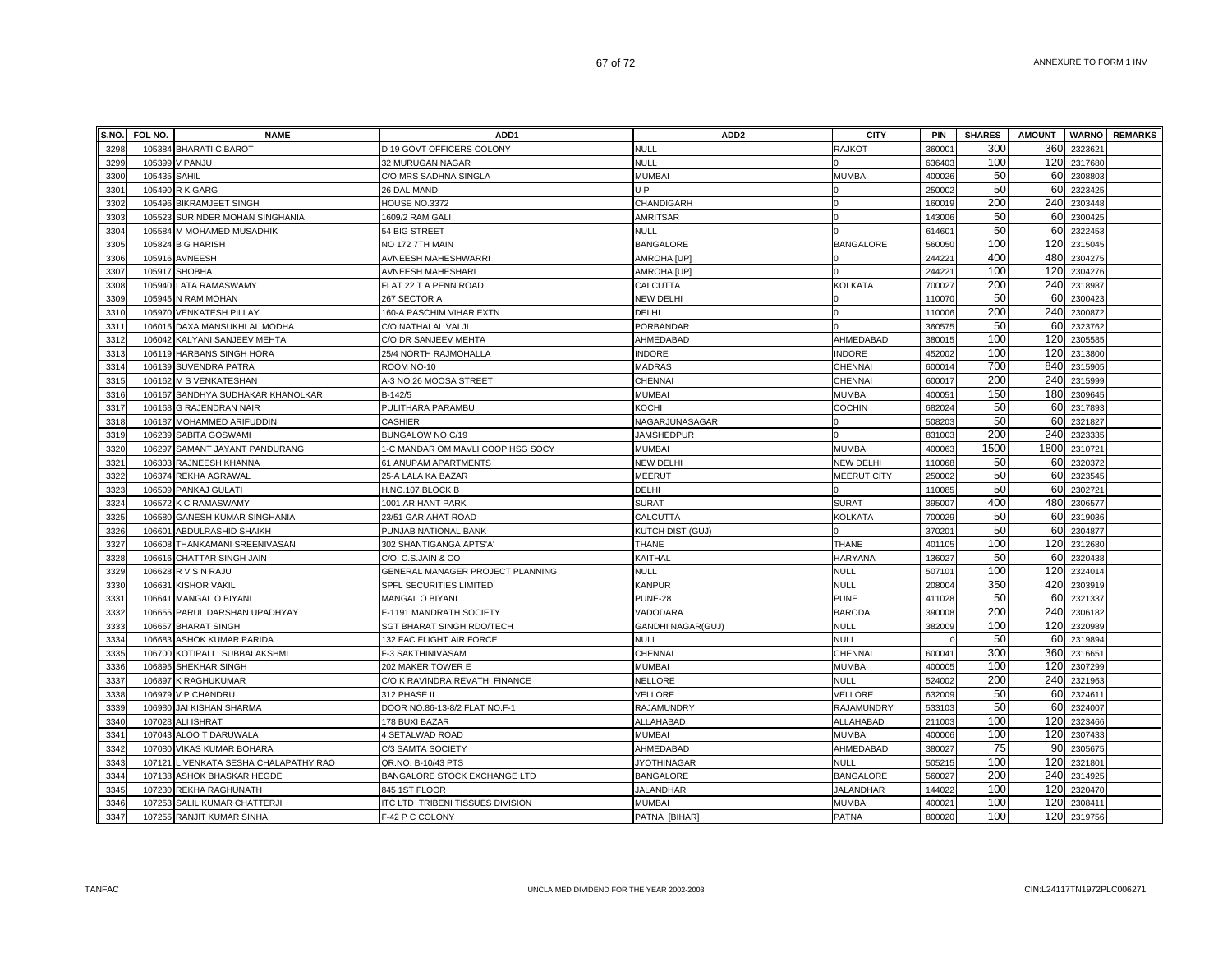| S.NO. | FOL NO. | NAME | ADD1 | ADD2 | CITY | PIN | SHARES | AMOUNT | WARNO | REMARKS |
|---|---|---|---|---|---|---|---|---|---|---|
| 3298 | 105384 | BHARATI C BAROT | D 19 GOVT OFFICERS COLONY | NULL | RAJKOT | 360001 | 300 | 360 | 2323621 | |
| 3299 | 105399 | V PANJU | 32 MURUGAN NAGAR | NULL | 0 | 636403 | 100 | 120 | 2317680 | |
| 3300 | 105435 | SAHIL | C/O MRS SADHNA SINGLA | MUMBAI | MUMBAI | 400026 | 50 | 60 | 2308803 | |
| 3301 | 105490 | R K GARG | 26 DAL MANDI | U P | 0 | 250002 | 50 | 60 | 2323425 | |
| 3302 | 105496 | BIKRAMJEET SINGH | HOUSE NO.3372 | CHANDIGARH | 0 | 160019 | 200 | 240 | 2303448 | |
| 3303 | 105523 | SURINDER MOHAN SINGHANIA | 1609/2 RAM GALI | AMRITSAR | 0 | 143006 | 50 | 60 | 2300425 | |
| 3304 | 105584 | M MOHAMED MUSADHIK | 54 BIG STREET | NULL | 0 | 614601 | 50 | 60 | 2322453 | |
| 3305 | 105824 | B G HARISH | NO 172 7TH MAIN | BANGALORE | BANGALORE | 560050 | 100 | 120 | 2315045 | |
| 3306 | 105916 | AVNEESH | AVNEESH MAHESHWARRI | AMROHA [UP] | 0 | 244221 | 400 | 480 | 2304275 | |
| 3307 | 105917 | SHOBHA | AVNEESH MAHESHARI | AMROHA [UP] | 0 | 244221 | 100 | 120 | 2304276 | |
| 3308 | 105940 | LATA RAMASWAMY | FLAT 22 T A PENN ROAD | CALCUTTA | KOLKATA | 700027 | 200 | 240 | 2318987 | |
| 3309 | 105945 | N RAM MOHAN | 267 SECTOR A | NEW DELHI | 0 | 110070 | 50 | 60 | 2300423 | |
| 3310 | 105970 | VENKATESH PILLAY | 160-A PASCHIM VIHAR EXTN | DELHI | 0 | 110006 | 200 | 240 | 2300872 | |
| 3311 | 106015 | DAXA MANSUKHLAL MODHA | C/O NATHALAL VALJI | PORBANDAR | 0 | 360575 | 50 | 60 | 2323762 | |
| 3312 | 106042 | KALYANI SANJEEV MEHTA | C/O DR SANJEEV MEHTA | AHMEDABAD | AHMEDABAD | 380015 | 100 | 120 | 2305585 | |
| 3313 | 106119 | HARBANS SINGH HORA | 25/4 NORTH RAJMOHALLA | INDORE | INDORE | 452002 | 100 | 120 | 2313800 | |
| 3314 | 106139 | SUVENDRA PATRA | ROOM NO-10 | MADRAS | CHENNAI | 600014 | 700 | 840 | 2315905 | |
| 3315 | 106162 | M S VENKATESHAN | A-3 NO.26 MOOSA STREET | CHENNAI | CHENNAI | 600017 | 200 | 240 | 2315999 | |
| 3316 | 106167 | SANDHYA SUDHAKAR KHANOLKAR | B-142/5 | MUMBAI | MUMBAI | 400051 | 150 | 180 | 2309645 | |
| 3317 | 106168 | G RAJENDRAN NAIR | PULITHARA PARAMBU | KOCHI | COCHIN | 682024 | 50 | 60 | 2317893 | |
| 3318 | 106187 | MOHAMMED ARIFUDDIN | CASHIER | NAGARJUNASAGAR | 0 | 508203 | 50 | 60 | 2321827 | |
| 3319 | 106239 | SABITA GOSWAMI | BUNGALOW NO.C/19 | JAMSHEDPUR | 0 | 831003 | 200 | 240 | 2323335 | |
| 3320 | 106297 | SAMANT JAYANT PANDURANG | 1-C MANDAR OM MAVLI COOP HSG SOCY | MUMBAI | MUMBAI | 400063 | 1500 | 1800 | 2310721 | |
| 3321 | 106303 | RAJNEESH KHANNA | 61 ANUPAM APARTMENTS | NEW DELHI | NEW DELHI | 110068 | 50 | 60 | 2320372 | |
| 3322 | 106374 | REKHA AGRAWAL | 25-A LALA KA BAZAR | MEERUT | MEERUT CITY | 250002 | 50 | 60 | 2323545 | |
| 3323 | 106509 | PANKAJ GULATI | H.NO.107 BLOCK B | DELHI | 0 | 110085 | 50 | 60 | 2302721 | |
| 3324 | 106572 | K C RAMASWAMY | 1001 ARIHANT PARK | SURAT | SURAT | 395007 | 400 | 480 | 2306577 | |
| 3325 | 106580 | GANESH KUMAR SINGHANIA | 23/51 GARIAHAT ROAD | CALCUTTA | KOLKATA | 700029 | 50 | 60 | 2319036 | |
| 3326 | 106601 | ABDULRASHID SHAIKH | PUNJAB NATIONAL BANK | KUTCH DIST (GUJ) | 0 | 370201 | 50 | 60 | 2304877 | |
| 3327 | 106608 | THANKAMANI SREENIVASAN | 302 SHANTIGANGA APTS'A' | THANE | THANE | 401105 | 100 | 120 | 2312680 | |
| 3328 | 106616 | CHATTAR SINGH JAIN | C/O. C.S.JAIN & CO | KAITHAL | HARYANA | 136027 | 50 | 60 | 2320438 | |
| 3329 | 106628 | R V S N RAJU | GENERAL MANAGER PROJECT PLANNING | NULL | NULL | 507101 | 100 | 120 | 2324014 | |
| 3330 | 106631 | KISHOR VAKIL | SPFL SECURITIES LIMITED | KANPUR | NULL | 208004 | 350 | 420 | 2303919 | |
| 3331 | 106641 | MANGAL O BIYANI | MANGAL O BIYANI | PUNE-28 | PUNE | 411028 | 50 | 60 | 2321337 | |
| 3332 | 106655 | PARUL DARSHAN UPADHYAY | E-1191 MANDRATH SOCIETY | VADODARA | BARODA | 390008 | 200 | 240 | 2306182 | |
| 3333 | 106657 | BHARAT SINGH | SGT BHARAT SINGH RDO/TECH | GANDHI NAGAR(GUJ) | NULL | 382009 | 100 | 120 | 2320989 | |
| 3334 | 106683 | ASHOK KUMAR PARIDA | 132 FAC FLIGHT AIR FORCE | NULL | NULL | 0 | 50 | 60 | 2319894 | |
| 3335 | 106700 | KOTIPALLI SUBBALAKSHMI | F-3 SAKTHINIVASAM | CHENNAI | CHENNAI | 600041 | 300 | 360 | 2316651 | |
| 3336 | 106895 | SHEKHAR SINGH | 202 MAKER TOWER E | MUMBAI | MUMBAI | 400005 | 100 | 120 | 2307299 | |
| 3337 | 106897 | K RAGHUKUMAR | C/O K RAVINDRA REVATHI FINANCE | NELLORE | NULL | 524002 | 200 | 240 | 2321963 | |
| 3338 | 106979 | V P CHANDRU | 312 PHASE II | VELLORE | VELLORE | 632009 | 50 | 60 | 2324611 | |
| 3339 | 106980 | JAI KISHAN SHARMA | DOOR NO.86-13-8/2 FLAT NO.F-1 | RAJAMUNDRY | RAJAMUNDRY | 533103 | 50 | 60 | 2324007 | |
| 3340 | 107028 | ALI ISHRAT | 178 BUXI BAZAR | ALLAHABAD | ALLAHABAD | 211003 | 100 | 120 | 2323466 | |
| 3341 | 107043 | ALOO T DARUWALA | 4 SETALWAD ROAD | MUMBAI | MUMBAI | 400006 | 100 | 120 | 2307433 | |
| 3342 | 107080 | VIKAS KUMAR BOHARA | C/3 SAMTA SOCIETY | AHMEDABAD | AHMEDABAD | 380027 | 75 | 90 | 2305675 | |
| 3343 | 107121 | L VENKATA SESHA CHALAPATHY RAO | QR.NO. B-10/43 PTS | JYOTHINAGAR | NULL | 505215 | 100 | 120 | 2321801 | |
| 3344 | 107138 | ASHOK BHASKAR HEGDE | BANGALORE STOCK EXCHANGE LTD | BANGALORE | BANGALORE | 560027 | 200 | 240 | 2314925 | |
| 3345 | 107230 | REKHA RAGHUNATH | 845 1ST FLOOR | JALANDHAR | JALANDHAR | 144022 | 100 | 120 | 2320470 | |
| 3346 | 107253 | SALIL KUMAR CHATTERJI | ITC LTD TRIBENI TISSUES DIVISION | MUMBAI | MUMBAI | 400021 | 100 | 120 | 2308411 | |
| 3347 | 107255 | RANJIT KUMAR SINHA | F-42 P C COLONY | PATNA [BIHAR] | PATNA | 800020 | 100 | 120 | 2319756 | |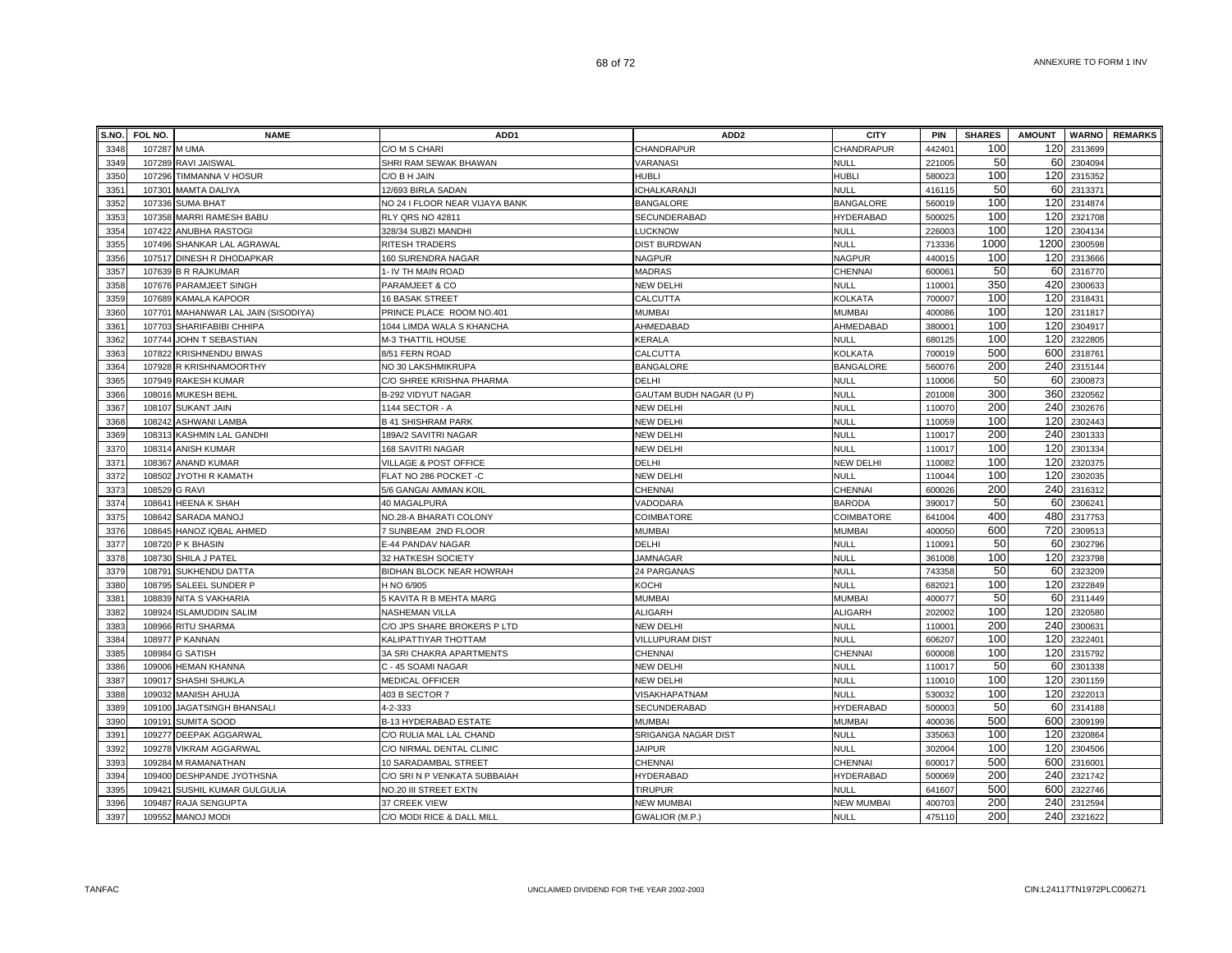| S.NO. | FOL NO. | NAME | ADD1 | ADD2 | CITY | PIN | SHARES | AMOUNT | WARNO | REMARKS |
|---|---|---|---|---|---|---|---|---|---|---|
| 3348 | 107287 | M UMA | C/O M S CHARI | CHANDRAPUR | CHANDRAPUR | 442401 | 100 | 120 | 2313699 | |
| 3349 | 107289 | RAVI JAISWAL | SHRI RAM SEWAK BHAWAN | VARANASI | NULL | 221005 | 50 | 60 | 2304094 | |
| 3350 | 107296 | TIMMANNA V HOSUR | C/O B H JAIN | HUBLI | HUBLI | 580023 | 100 | 120 | 2315352 | |
| 3351 | 107301 | MAMTA DALIYA | 12/693 BIRLA SADAN | ICHALKARANJI | NULL | 416115 | 50 | 60 | 2313371 | |
| 3352 | 107336 | SUMA BHAT | NO 24 I FLOOR NEAR VIJAYA BANK | BANGALORE | BANGALORE | 560019 | 100 | 120 | 2314874 | |
| 3353 | 107358 | MARRI RAMESH BABU | RLY QRS NO 42811 | SECUNDERABAD | HYDERABAD | 500025 | 100 | 120 | 2321708 | |
| 3354 | 107422 | ANUBHA RASTOGI | 328/34 SUBZI MANDHI | LUCKNOW | NULL | 226003 | 100 | 120 | 2304134 | |
| 3355 | 107496 | SHANKAR LAL AGRAWAL | RITESH TRADERS | DIST BURDWAN | NULL | 713336 | 1000 | 1200 | 2300598 | |
| 3356 | 107517 | DINESH R DHODAPKAR | 160 SURENDRA NAGAR | NAGPUR | NAGPUR | 440015 | 100 | 120 | 2313666 | |
| 3357 | 107639 | B R RAJKUMAR | 1- IV TH MAIN ROAD | MADRAS | CHENNAI | 600061 | 50 | 60 | 2316770 | |
| 3358 | 107676 | PARAMJEET SINGH | PARAMJEET & CO | NEW DELHI | NULL | 110001 | 350 | 420 | 2300633 | |
| 3359 | 107689 | KAMALA KAPOOR | 16 BASAK STREET | CALCUTTA | KOLKATA | 700007 | 100 | 120 | 2318431 | |
| 3360 | 107701 | MAHANWAR LAL JAIN (SISODIYA) | PRINCE PLACE ROOM NO.401 | MUMBAI | MUMBAI | 400086 | 100 | 120 | 2311817 | |
| 3361 | 107703 | SHARIFABIBI CHHIPA | 1044 LIMDA WALA S KHANCHA | AHMEDABAD | AHMEDABAD | 380001 | 100 | 120 | 2304917 | |
| 3362 | 107744 | JOHN T SEBASTIAN | M-3 THATTIL HOUSE | KERALA | NULL | 680125 | 100 | 120 | 2322805 | |
| 3363 | 107822 | KRISHNENDU BIWAS | 8/51 FERN ROAD | CALCUTTA | KOLKATA | 700019 | 500 | 600 | 2318761 | |
| 3364 | 107928 | R KRISHNAMOORTHY | NO 30 LAKSHMIKRUPA | BANGALORE | BANGALORE | 560076 | 200 | 240 | 2315144 | |
| 3365 | 107949 | RAKESH KUMAR | C/O SHREE KRISHNA PHARMA | DELHI | NULL | 110006 | 50 | 60 | 2300873 | |
| 3366 | 108016 | MUKESH BEHL | B-292 VIDYUT NAGAR | GAUTAM BUDH NAGAR (U P) | NULL | 201008 | 300 | 360 | 2320562 | |
| 3367 | 108107 | SUKANT JAIN | 1144 SECTOR - A | NEW DELHI | NULL | 110070 | 200 | 240 | 2302676 | |
| 3368 | 108242 | ASHWANI LAMBA | B 41 SHISHRAM PARK | NEW DELHI | NULL | 110059 | 100 | 120 | 2302443 | |
| 3369 | 108313 | KASHMIN LAL GANDHI | 189A/2 SAVITRI NAGAR | NEW DELHI | NULL | 110017 | 200 | 240 | 2301333 | |
| 3370 | 108314 | ANISH KUMAR | 168 SAVITRI NAGAR | NEW DELHI | NULL | 110017 | 100 | 120 | 2301334 | |
| 3371 | 108367 | ANAND KUMAR | VILLAGE & POST OFFICE | DELHI | NEW DELHI | 110082 | 100 | 120 | 2320375 | |
| 3372 | 108502 | JYOTHI R KAMATH | FLAT NO 286 POCKET -C | NEW DELHI | NULL | 110044 | 100 | 120 | 2302035 | |
| 3373 | 108529 | G RAVI | 5/6 GANGAI AMMAN KOIL | CHENNAI | CHENNAI | 600026 | 200 | 240 | 2316312 | |
| 3374 | 108641 | HEENA K SHAH | 40 MAGALPURA | VADODARA | BARODA | 390017 | 50 | 60 | 2306241 | |
| 3375 | 108642 | SARADA MANOJ | NO.28-A BHARATI COLONY | COIMBATORE | COIMBATORE | 641004 | 400 | 480 | 2317753 | |
| 3376 | 108645 | HANOZ IQBAL AHMED | 7 SUNBEAM 2ND FLOOR | MUMBAI | MUMBAI | 400050 | 600 | 720 | 2309513 | |
| 3377 | 108720 | P K BHASIN | E-44 PANDAV NAGAR | DELHI | NULL | 110091 | 50 | 60 | 2302796 | |
| 3378 | 108730 | SHILA J PATEL | 32 HATKESH SOCIETY | JAMNAGAR | NULL | 361008 | 100 | 120 | 2323798 | |
| 3379 | 108791 | SUKHENDU DATTA | BIDHAN BLOCK NEAR HOWRAH | 24 PARGANAS | NULL | 743358 | 50 | 60 | 2323209 | |
| 3380 | 108795 | SALEEL SUNDER P | H NO 6/905 | KOCHI | NULL | 682021 | 100 | 120 | 2322849 | |
| 3381 | 108839 | NITA S VAKHARIA | 5 KAVITA R B MEHTA MARG | MUMBAI | MUMBAI | 400077 | 50 | 60 | 2311449 | |
| 3382 | 108924 | ISLAMUDDIN SALIM | NASHEMAN VILLA | ALIGARH | ALIGARH | 202002 | 100 | 120 | 2320580 | |
| 3383 | 108966 | RITU SHARMA | C/O JPS SHARE BROKERS P LTD | NEW DELHI | NULL | 110001 | 200 | 240 | 2300631 | |
| 3384 | 108977 | P KANNAN | KALIPATTIYAR THOTTAM | VILLUPURAM DIST | NULL | 606207 | 100 | 120 | 2322401 | |
| 3385 | 108984 | G SATISH | 3A SRI CHAKRA APARTMENTS | CHENNAI | CHENNAI | 600008 | 100 | 120 | 2315792 | |
| 3386 | 109006 | HEMAN KHANNA | C - 45 SOAMI NAGAR | NEW DELHI | NULL | 110017 | 50 | 60 | 2301338 | |
| 3387 | 109017 | SHASHI SHUKLA | MEDICAL OFFICER | NEW DELHI | NULL | 110010 | 100 | 120 | 2301159 | |
| 3388 | 109032 | MANISH AHUJA | 403 B SECTOR 7 | VISAKHAPATNAM | NULL | 530032 | 100 | 120 | 2322013 | |
| 3389 | 109100 | JAGATSINGH BHANSALI | 4-2-333 | SECUNDERABAD | HYDERABAD | 500003 | 50 | 60 | 2314188 | |
| 3390 | 109191 | SUMITA SOOD | B-13 HYDERABAD ESTATE | MUMBAI | MUMBAI | 400036 | 500 | 600 | 2309199 | |
| 3391 | 109277 | DEEPAK AGGARWAL | C/O RULIA MAL LAL CHAND | SRIGANGA NAGAR DIST | NULL | 335063 | 100 | 120 | 2320864 | |
| 3392 | 109278 | VIKRAM AGGARWAL | C/O NIRMAL DENTAL CLINIC | JAIPUR | NULL | 302004 | 100 | 120 | 2304506 | |
| 3393 | 109284 | M RAMANATHAN | 10 SARADAMBAL STREET | CHENNAI | CHENNAI | 600017 | 500 | 600 | 2316001 | |
| 3394 | 109400 | DESHPANDE JYOTHSNA | C/O SRI N P VENKATA SUBBAIAH | HYDERABAD | HYDERABAD | 500069 | 200 | 240 | 2321742 | |
| 3395 | 109421 | SUSHIL KUMAR GULGULIA | NO.20 III STREET EXTN | TIRUPUR | NULL | 641607 | 500 | 600 | 2322746 | |
| 3396 | 109487 | RAJA SENGUPTA | 37 CREEK VIEW | NEW MUMBAI | NEW MUMBAI | 400703 | 200 | 240 | 2312594 | |
| 3397 | 109552 | MANOJ MODI | C/O MODI RICE & DALL MILL | GWALIOR (M.P.) | NULL | 475110 | 200 | 240 | 2321622 | |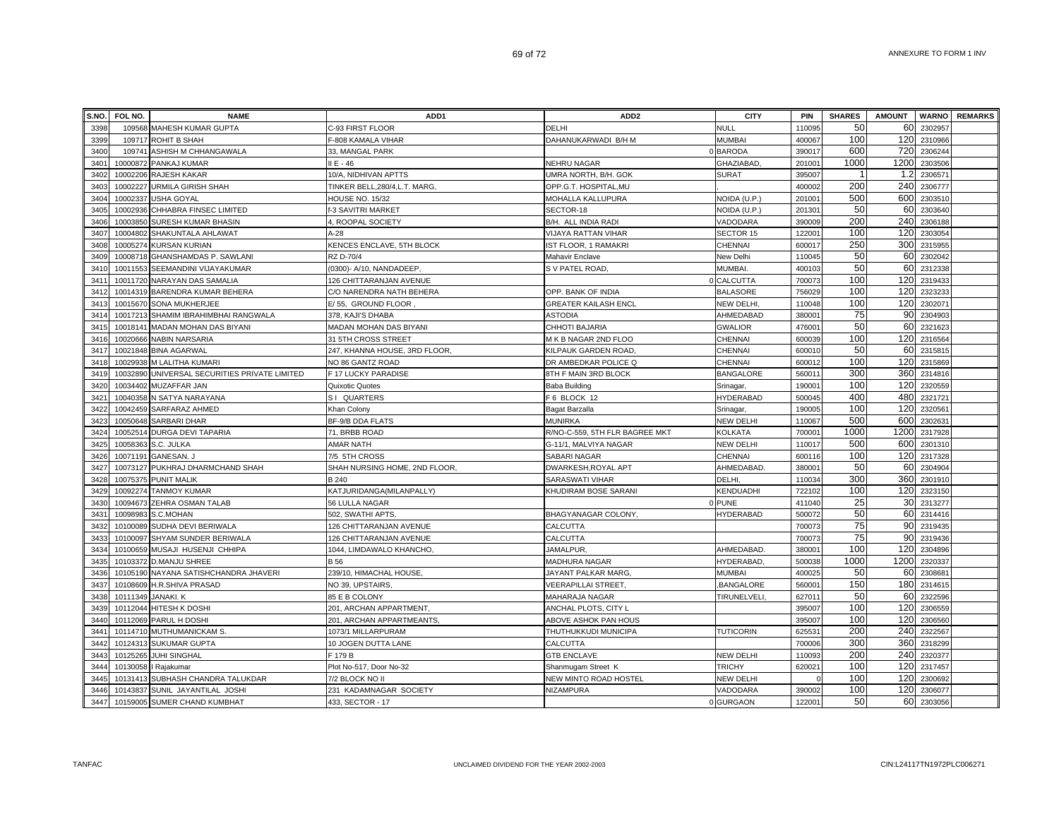| S.NO. | FOL NO. | NAME | ADD1 | ADD2 | CITY | PIN | SHARES | AMOUNT | WARNO | REMARKS |
|---|---|---|---|---|---|---|---|---|---|---|
| 3398 | 109568 | MAHESH KUMAR GUPTA | C-93 FIRST FLOOR | DELHI | NULL | 110095 | 50 | 60 | 2302957 | |
| 3399 | 109717 | ROHIT B SHAH | F-808 KAMALA VIHAR | DAHANUKARWADI B/H M | MUMBAI | 400067 | 100 | 120 | 2310966 | |
| 3400 | 109741 | ASHISH M CHHANGAWALA | 33, MANGAL PARK | 0 | BARODA | 390017 | 600 | 720 | 2306244 | |
| 3401 | 10000872 | PANKAJ KUMAR | II E - 46 | NEHRU NAGAR | GHAZIABAD, | 201001 | 1000 | 1200 | 2303506 | |
| 3402 | 10002206 | RAJESH KAKAR | 10/A, NIDHIVAN APTTS | UMRA NORTH, B/H. GOK | SURAT | 395007 | 1 | 1.2 | 2306571 | |
| 3403 | 10002227 | URMILA GIRISH SHAH | TINKER BELL,280/4,L.T. MARG, | OPP.G.T. HOSPITAL,MU | . | 400002 | 200 | 240 | 2306777 | |
| 3404 | 10002337 | USHA GOYAL | HOUSE NO. 15/32 | MOHALLA KALLUPURA | NOIDA (U.P.) | 201001 | 500 | 600 | 2303510 | |
| 3405 | 10002936 | CHHABRA FINSEC LIMITED | f-3 SAVITRI MARKET | SECTOR-18 | NOIDA (U.P.) | 201301 | 50 | 60 | 2303640 | |
| 3406 | 10003850 | SURESH KUMAR BHASIN | 4, ROOPAL SOCIETY | B/H. ALL INDIA RADI | VADODARA | 390009 | 200 | 240 | 2306188 | |
| 3407 | 10004802 | SHAKUNTALA AHLAWAT | A-28 | VIJAYA RATTAN VIHAR | SECTOR 15 | 122001 | 100 | 120 | 2303054 | |
| 3408 | 10005274 | KURSAN KURIAN | KENCES ENCLAVE, 5TH BLOCK | IST FLOOR, 1 RAMAKRI | CHENNAI | 600017 | 250 | 300 | 2315955 | |
| 3409 | 10008718 | GHANSHAMDAS P. SAWLANI | RZ D-70/4 | Mahavir Enclave | New Delhi | 110045 | 50 | 60 | 2302042 | |
| 3410 | 10011553 | SEEMANDINI VIJAYAKUMAR | (0300)- A/10, NANDADEEP, | S V PATEL ROAD, | MUMBAI. | 400103 | 50 | 60 | 2312338 | |
| 3411 | 10011720 | NARAYAN DAS SAMALIA | 126 CHITTARANJAN AVENUE | 0 | CALCUTTA | 700073 | 100 | 120 | 2319433 | |
| 3412 | 10014319 | BARENDRA KUMAR BEHERA | C/O NARENDRA NATH BEHERA | OPP. BANK OF INDIA | BALASORE | 756029 | 100 | 120 | 2323233 | |
| 3413 | 10015670 | SONA MUKHERJEE | E/ 55, GROUND FLOOR , | GREATER KAILASH ENCL | NEW DELHI, | 110048 | 100 | 120 | 2302071 | |
| 3414 | 10017213 | SHAMIM IBRAHIMBHAI RANGWALA | 378, KAJI'S DHABA | ASTODIA | AHMEDABAD | 380001 | 75 | 90 | 2304903 | |
| 3415 | 10018141 | MADAN MOHAN DAS BIYANI | MADAN MOHAN DAS BIYANI | CHHOTI BAJARIA | GWALIOR | 476001 | 50 | 60 | 2321623 | |
| 3416 | 10020666 | NABIN NARSARIA | 31 5TH CROSS STREET | M K B NAGAR 2ND FLOO | CHENNAI | 600039 | 100 | 120 | 2316564 | |
| 3417 | 10021848 | BINA AGARWAL | 247, KHANNA HOUSE, 3RD FLOOR, | KILPAUK GARDEN ROAD, | CHENNAI | 600010 | 50 | 60 | 2315815 | |
| 3418 | 10029938 | M LALITHA KUMARI | NO 86 GANTZ ROAD | DR AMBEDKAR POLICE Q | CHENNAI | 600012 | 100 | 120 | 2315869 | |
| 3419 | 10032890 | UNIVERSAL SECURITIES PRIVATE LIMITED | F 17 LUCKY PARADISE | 8TH F MAIN 3RD BLOCK | BANGALORE | 560011 | 300 | 360 | 2314816 | |
| 3420 | 10034402 | MUZAFFAR JAN | Quixotic Quotes | Baba Building | Srinagar, | 190001 | 100 | 120 | 2320559 | |
| 3421 | 10040358 | N SATYA NARAYANA | S I QUARTERS | F 6 BLOCK 12 | HYDERABAD | 500045 | 400 | 480 | 2321721 | |
| 3422 | 10042459 | SARFARAZ AHMED | Khan Colony | Bagat Barzalla | Srinagar, | 190005 | 100 | 120 | 2320561 | |
| 3423 | 10050648 | SARBARI DHAR | BF-9/B DDA FLATS | MUNIRKA | NEW DELHI | 110067 | 500 | 600 | 2302631 | |
| 3424 | 10052514 | DURGA DEVI TAPARIA | 71, BRBB ROAD | R/NO-C-559, 5TH FLR BAGREE MKT | KOLKATA | 700001 | 1000 | 1200 | 2317928 | |
| 3425 | 10058363 | S.C. JULKA | AMAR NATH | G-11/1, MALVIYA NAGAR | NEW DELHI | 110017 | 500 | 600 | 2301310 | |
| 3426 | 10071191 | GANESAN. J | 7/5 5TH CROSS | SABARI NAGAR | CHENNAI | 600116 | 100 | 120 | 2317328 | |
| 3427 | 10073127 | PUKHRAJ DHARMCHAND SHAH | SHAH NURSING HOME, 2ND FLOOR, | DWARKESH,ROYAL APT | AHMEDABAD. | 380001 | 50 | 60 | 2304904 | |
| 3428 | 10075375 | PUNIT MALIK | B 240 | SARASWATI VIHAR | DELHI, | 110034 | 300 | 360 | 2301910 | |
| 3429 | 10092274 | TANMOY KUMAR | KATJURIDANGA(MILANPALLY) | KHUDIRAM BOSE SARANI | KENDUADHI | 722102 | 100 | 120 | 2323150 | |
| 3430 | 10094673 | ZEHRA OSMAN TALAB | 56 LULLA NAGAR | 0 | PUNE | 411040 | 25 | 30 | 2313277 | |
| 3431 | 10098983 | S.C.MOHAN | 502, SWATHI APTS, | BHAGYANAGAR COLONY, | HYDERABAD | 500072 | 50 | 60 | 2314416 | |
| 3432 | 10100089 | SUDHA DEVI BERIWALA | 126 CHITTARANJAN AVENUE | CALCUTTA | | 700073 | 75 | 90 | 2319435 | |
| 3433 | 10100097 | SHYAM SUNDER BERIWALA | 126 CHITTARANJAN AVENUE | CALCUTTA | | 700073 | 75 | 90 | 2319436 | |
| 3434 | 10100659 | MUSAJI HUSENJI CHHIPA | 1044, LIMDAWALO KHANCHO, | JAMALPUR, | AHMEDABAD. | 380001 | 100 | 120 | 2304896 | |
| 3435 | 10103372 | D.MANJU SHREE | B 56 | MADHURA NAGAR | HYDERABAD, | 500038 | 1000 | 1200 | 2320337 | |
| 3436 | 10105190 | NAYANA SATISHCHANDRA JHAVERI | 239/10, HIMACHAL HOUSE, | JAYANT PALKAR MARG, | MUMBAI | 400025 | 50 | 60 | 2308681 | |
| 3437 | 10108609 | H.R.SHIVA PRASAD | NO 39, UPSTAIRS, | VEERAPILLAI STREET, | ,BANGALORE | 560001 | 150 | 180 | 2314615 | |
| 3438 | 10111349 | JANAKI. K | 85 E B COLONY | MAHARAJA NAGAR | TIRUNELVELI, | 627011 | 50 | 60 | 2322596 | |
| 3439 | 10112044 | HITESH K DOSHI | 201, ARCHAN APPARTMENT, | ANCHAL PLOTS, CITY L | | 395007 | 100 | 120 | 2306559 | |
| 3440 | 10112069 | PARUL H DOSHI | 201, ARCHAN APPARTMEANTS, | ABOVE ASHOK PAN HOUS | | 395007 | 100 | 120 | 2306560 | |
| 3441 | 10114710 | MUTHUMANICKAM S. | 1073/1 MILLARPURAM | THUTHUKKUDI MUNICIPA | TUTICORIN | 625531 | 200 | 240 | 2322567 | |
| 3442 | 10124313 | SUKUMAR GUPTA | 10 JOGEN DUTTA LANE | CALCUTTA | | 700006 | 300 | 360 | 2318299 | |
| 3443 | 10125265 | JUHI SINGHAL | F 179 B | GTB ENCLAVE | NEW DELHI | 110093 | 200 | 240 | 2320377 | |
| 3444 | 10130058 | I Rajakumar | Plot No-517, Door No-32 | Shanmugam Street K | TRICHY | 620021 | 100 | 120 | 2317457 | |
| 3445 | 10131413 | SUBHASH CHANDRA TALUKDAR | 7/2 BLOCK NO II | NEW MINTO ROAD HOSTEL | NEW DELHI | 0 | 100 | 120 | 2300692 | |
| 3446 | 10143837 | SUNIL JAYANTILAL JOSHI | 231 KADAMNAGAR SOCIETY | NIZAMPURA | VADODARA | 390002 | 100 | 120 | 2306077 | |
| 3447 | 10159005 | SUMER CHAND KUMBHAT | 433, SECTOR - 17 | 0 | GURGAON | 122001 | 50 | 60 | 2303056 | |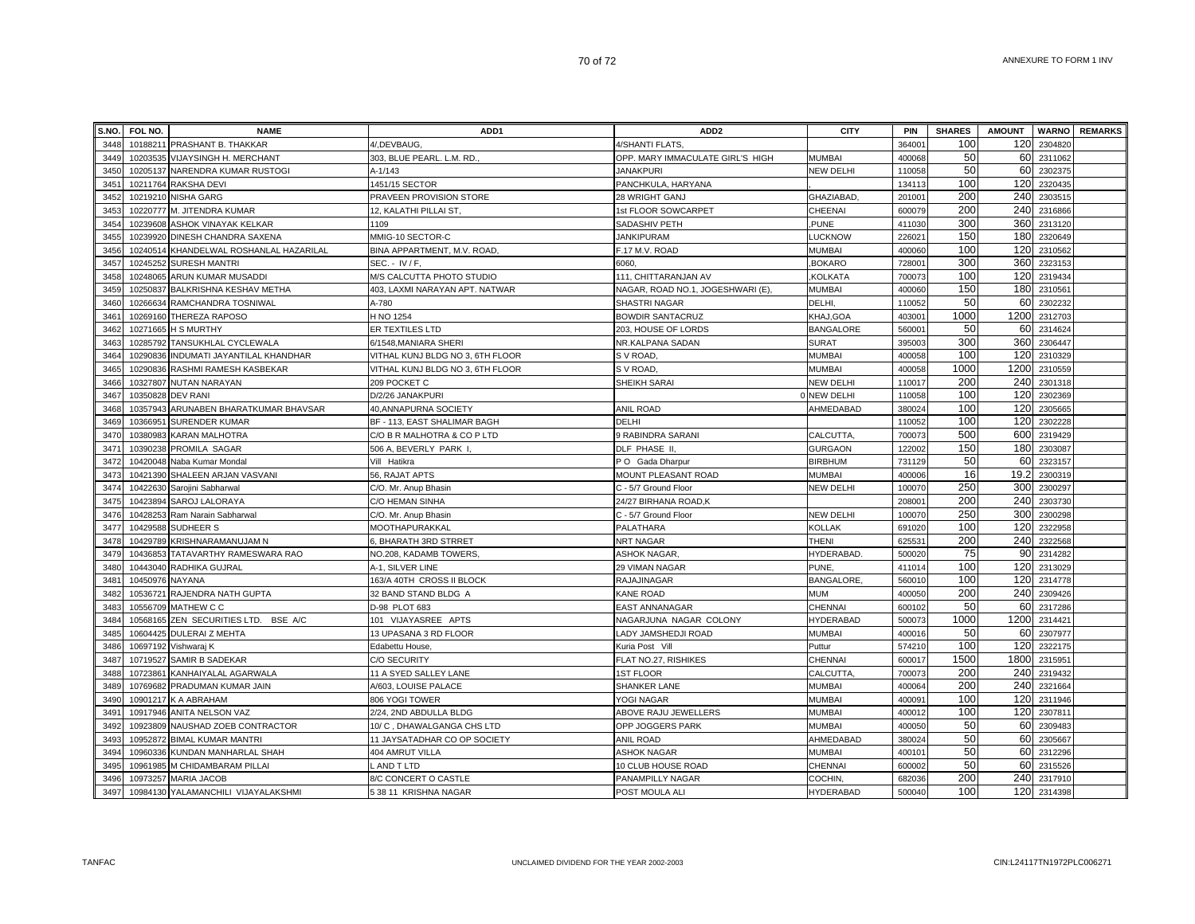| S.NO. | FOL NO. | NAME | ADD1 | ADD2 | CITY | PIN | SHARES | AMOUNT | WARNO | REMARKS |
|---|---|---|---|---|---|---|---|---|---|---|
| 3448 | 10188211 | PRASHANT B. THAKKAR | 4/,DEVBAUG, | 4/SHANTI FLATS, | | 364001 | 100 | 120 | 2304820 | |
| 3449 | 10203535 | VIJAYSINGH H. MERCHANT | 303, BLUE PEARL. L.M. RD., | OPP. MARY IMMACULATE GIRL'S HIGH | MUMBAI | 400068 | 50 | 60 | 2311062 | |
| 3450 | 10205137 | NARENDRA KUMAR RUSTOGI | A-1/143 | JANAKPURI | NEW DELHI | 110058 | 50 | 60 | 2302375 | |
| 3451 | 10211764 | RAKSHA DEVI | 1451/15 SECTOR | PANCHKULA, HARYANA | , | 134113 | 100 | 120 | 2320435 | |
| 3452 | 10219210 | NISHA GARG | PRAVEEN PROVISION STORE | 28 WRIGHT GANJ | GHAZIABAD, | 201001 | 200 | 240 | 2303515 | |
| 3453 | 10220777 | M. JITENDRA KUMAR | 12, KALATHI PILLAI ST, | 1st FLOOR SOWCARPET | CHEENAI | 600079 | 200 | 240 | 2316866 | |
| 3454 | 10239608 | ASHOK VINAYAK KELKAR | 1109 | SADASHIV PETH | ,PUNE | 411030 | 300 | 360 | 2313120 | |
| 3455 | 10239920 | DINESH CHANDRA SAXENA | MMIG-10 SECTOR-C | JANKIPURAM | LUCKNOW | 226021 | 150 | 180 | 2320649 | |
| 3456 | 10240514 | KHANDELWAL ROSHANLAL HAZARILAL | BINA APPARTMENT, M.V. ROAD, | F.17 M.V. ROAD | MUMBAI | 400060 | 100 | 120 | 2310562 | |
| 3457 | 10245252 | SURESH MANTRI | SEC. - IV / F, | 6060, | ,BOKARO | 728001 | 300 | 360 | 2323153 | |
| 3458 | 10248065 | ARUN KUMAR MUSADDI | M/S CALCUTTA PHOTO STUDIO | 111, CHITTARANJAN AV | ,KOLKATA | 700073 | 100 | 120 | 2319434 | |
| 3459 | 10250837 | BALKRISHNA KESHAV METHA | 403, LAXMI NARAYAN APT. NATWAR | NAGAR, ROAD NO.1, JOGESHWARI (E), | MUMBAI | 400060 | 150 | 180 | 2310561 | |
| 3460 | 10266634 | RAMCHANDRA TOSNIWAL | A-780 | SHASTRI NAGAR | DELHI, | 110052 | 50 | 60 | 2302232 | |
| 3461 | 10269160 | THEREZA RAPOSO | H NO 1254 | BOWDIR SANTACRUZ | KHAJ,GOA | 403001 | 1000 | 1200 | 2312703 | |
| 3462 | 10271665 | H S MURTHY | ER TEXTILES LTD | 203, HOUSE OF LORDS | BANGALORE | 560001 | 50 | 60 | 2314624 | |
| 3463 | 10285792 | TANSUKHLAL CYCLEWALA | 6/1548,MANIARA SHERI | NR.KALPANA SADAN | SURAT | 395003 | 300 | 360 | 2306447 | |
| 3464 | 10290836 | INDUMATI JAYANTILAL KHANDHAR | VITHAL KUNJ BLDG NO 3, 6TH FLOOR | S V ROAD, | MUMBAI | 400058 | 100 | 120 | 2310329 | |
| 3465 | 10290836 | RASHMI RAMESH KASBEKAR | VITHAL KUNJ BLDG NO 3, 6TH FLOOR | S V ROAD, | MUMBAI | 400058 | 1000 | 1200 | 2310559 | |
| 3466 | 10327807 | NUTAN NARAYAN | 209 POCKET C | SHEIKH SARAI | NEW DELHI | 110017 | 200 | 240 | 2301318 | |
| 3467 | 10350828 | DEV RANI | D/2/26 JANAKPURI | 0 | NEW DELHI | 110058 | 100 | 120 | 2302369 | |
| 3468 | 10357943 | ARUNABEN BHARATKUMAR BHAVSAR | 40,ANNAPURNA SOCIETY | ANIL ROAD | AHMEDABAD | 380024 | 100 | 120 | 2305665 | |
| 3469 | 10366951 | SURENDER KUMAR | BF - 113, EAST SHALIMAR BAGH | DELHI | | 110052 | 100 | 120 | 2302228 | |
| 3470 | 10380983 | KARAN MALHOTRA | C/O B R MALHOTRA & CO P LTD | 9 RABINDRA SARANI | CALCUTTA, | 700073 | 500 | 600 | 2319429 | |
| 3471 | 10390238 | PROMILA SAGAR | 506 A, BEVERLY PARK I, | DLF PHASE II, | GURGAON | 122002 | 150 | 180 | 2303087 | |
| 3472 | 10420048 | Naba Kumar Mondal | Vill Hatikra | P O Gada Dharpur | BIRBHUM | 731129 | 50 | 60 | 2323157 | |
| 3473 | 10421390 | SHALEEN ARJAN VASVANI | 56, RAJAT APTS | MOUNT PLEASANT ROAD | MUMBAI | 400006 | 16 | 19.2 | 2300319 | |
| 3474 | 10422630 | Sarojini Sabharwal | C/O. Mr. Anup Bhasin | C - 5/7 Ground Floor | NEW DELHI | 100070 | 250 | 300 | 2300297 | |
| 3475 | 10423894 | SAROJ LALORAYA | C/O HEMAN SINHA | 24/27 BIRHANA ROAD,K | | 208001 | 200 | 240 | 2303730 | |
| 3476 | 10428253 | Ram Narain Sabharwal | C/O. Mr. Anup Bhasin | C - 5/7 Ground Floor | NEW DELHI | 100070 | 250 | 300 | 2300298 | |
| 3477 | 10429588 | SUDHEER S | MOOTHAPURAKKAL | PALATHARA | KOLLAK | 691020 | 100 | 120 | 2322958 | |
| 3478 | 10429789 | KRISHNARAMANUJAM N | 6, BHARATH 3RD STRRET | NRT NAGAR | THENI | 625531 | 200 | 240 | 2322568 | |
| 3479 | 10436853 | TATAVARTHY RAMESWARA RAO | NO.208, KADAMB TOWERS, | ASHOK NAGAR, | HYDERABAD. | 500020 | 75 | 90 | 2314282 | |
| 3480 | 10443040 | RADHIKA GUJRAL | A-1, SILVER LINE | 29 VIMAN NAGAR | PUNE, | 411014 | 100 | 120 | 2313029 | |
| 3481 | 10450976 | NAYANA | 163/A 40TH CROSS II BLOCK | RAJAJINAGAR | BANGALORE, | 560010 | 100 | 120 | 2314778 | |
| 3482 | 10536721 | RAJENDRA NATH GUPTA | 32 BAND STAND BLDG A | KANE ROAD | MUM | 400050 | 200 | 240 | 2309426 | |
| 3483 | 10556709 | MATHEW C C | D-98 PLOT 683 | EAST ANNANAGAR | CHENNAI | 600102 | 50 | 60 | 2317286 | |
| 3484 | 10568165 | ZEN SECURITIES LTD. BSE A/C | 101 VIJAYASREE APTS | NAGARJUNA NAGAR COLONY | HYDERABAD | 500073 | 1000 | 1200 | 2314421 | |
| 3485 | 10604425 | DULERAI Z MEHTA | 13 UPASANA 3 RD FLOOR | LADY JAMSHEDJI ROAD | MUMBAI | 400016 | 50 | 60 | 2307977 | |
| 3486 | 10697192 | Vishwaraj K | Edabettu House, | Kuria Post Vill | Puttur | 574210 | 100 | 120 | 2322175 | |
| 3487 | 10719527 | SAMIR B SADEKAR | C/O SECURITY | FLAT NO.27, RISHIKES | CHENNAI | 600017 | 1500 | 1800 | 2315951 | |
| 3488 | 10723861 | KANHAIYALAL AGARWALA | 11 A SYED SALLEY LANE | 1ST FLOOR | CALCUTTA, | 700073 | 200 | 240 | 2319432 | |
| 3489 | 10769682 | PRADUMAN KUMAR JAIN | A/603, LOUISE PALACE | SHANKER LANE | MUMBAI | 400064 | 200 | 240 | 2321664 | |
| 3490 | 10901217 | K A ABRAHAM | 806 YOGI TOWER | YOGI NAGAR | MUMBAI | 400091 | 100 | 120 | 2311946 | |
| 3491 | 10917946 | ANITA NELSON VAZ | 2/24, 2ND ABDULLA BLDG | ABOVE RAJU JEWELLERS | MUMBAI | 400012 | 100 | 120 | 2307811 | |
| 3492 | 10923809 | NAUSHAD ZOEB CONTRACTOR | 10/ C , DHAWALGANGA CHS LTD | OPP JOGGERS PARK | MUMBAI | 400050 | 50 | 60 | 2309483 | |
| 3493 | 10952872 | BIMAL KUMAR MANTRI | 11 JAYSATADHAR CO OP SOCIETY | ANIL ROAD | AHMEDABAD | 380024 | 50 | 60 | 2305667 | |
| 3494 | 10960336 | KUNDAN MANHARLAL SHAH | 404 AMRUT VILLA | ASHOK NAGAR | MUMBAI | 400101 | 50 | 60 | 2312296 | |
| 3495 | 10961985 | M CHIDAMBARAM PILLAI | L AND T LTD | 10 CLUB HOUSE ROAD | CHENNAI | 600002 | 50 | 60 | 2315526 | |
| 3496 | 10973257 | MARIA JACOB | 8/C CONCERT O CASTLE | PANAMPILLY NAGAR | COCHIN, | 682036 | 200 | 240 | 2317910 | |
| 3497 | 10984130 | YALAMANCHILI VIJAYALAKSHMI | 5 38 11 KRISHNA NAGAR | POST MOULA ALI | HYDERABAD | 500040 | 100 | 120 | 2314398 | |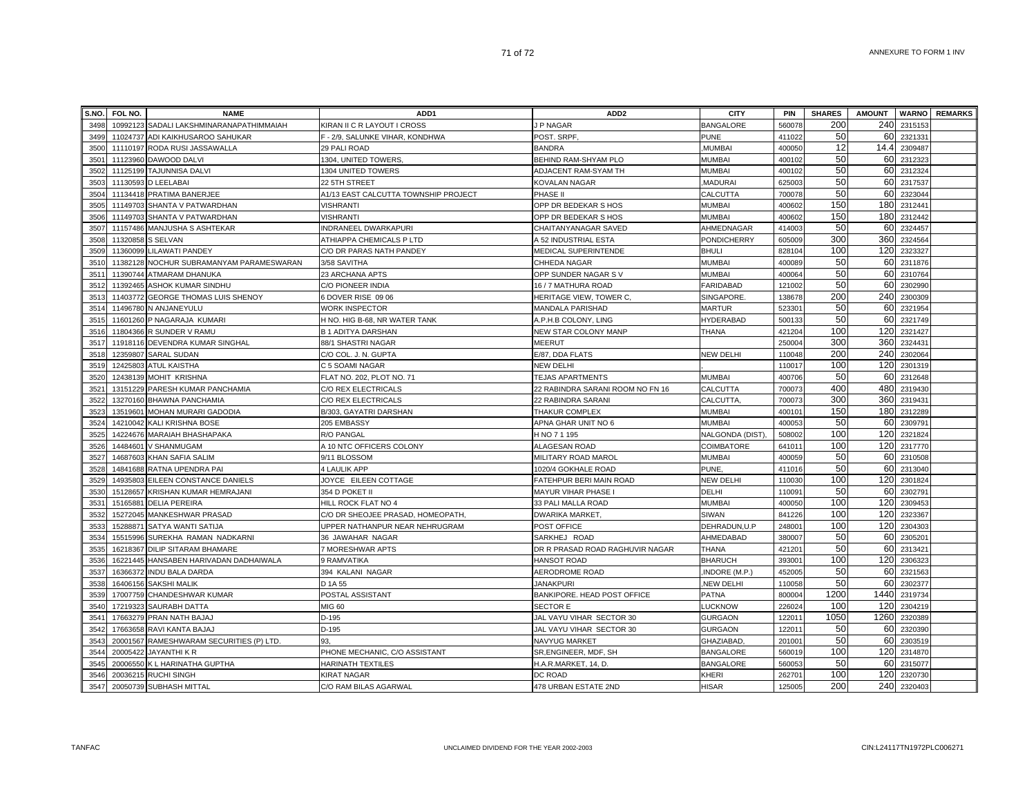| S.NO. | FOL NO. | NAME | ADD1 | ADD2 | CITY | PIN | SHARES | AMOUNT | WARNO | REMARKS |
|---|---|---|---|---|---|---|---|---|---|---|
| 3498 | 10992123 | SADALI LAKSHMINARANAPATHIMMAIAH | KIRAN II C R LAYOUT I CROSS | J P NAGAR | BANGALORE | 560078 | 200 | 240 | 2315153 | |
| 3499 | 11024737 | ADI KAIKHUSAROO SAHUKAR | F - 2/9, SALUNKE VIHAR, KONDHWA | POST. SRPF, | PUNE | 411022 | 50 | 60 | 2321331 | |
| 3500 | 11110197 | RODA RUSI JASSAWALLA | 29 PALI ROAD | BANDRA | ,MUMBAI | 400050 | 12 | 14.4 | 2309487 | |
| 3501 | 11123960 | DAWOOD DALVI | 1304, UNITED TOWERS, | BEHIND RAM-SHYAM PLO | MUMBAI | 400102 | 50 | 60 | 2312323 | |
| 3502 | 11125199 | TAJUNNISA DALVI | 1304 UNITED TOWERS | ADJACENT RAM-SYAM TH | MUMBAI | 400102 | 50 | 60 | 2312324 | |
| 3503 | 11130593 | D LEELABAI | 22 5TH STREET | KOVALAN NAGAR | ,MADURAI | 625003 | 50 | 60 | 2317537 | |
| 3504 | 11134418 | PRATIMA BANERJEE | A1/13 EAST CALCUTTA TOWNSHIP PROJECT | PHASE II | CALCUTTA | 700078 | 50 | 60 | 2323044 | |
| 3505 | 11149703 | SHANTA V PATWARDHAN | VISHRANTI | OPP DR BEDEKAR S HOS | MUMBAI | 400602 | 150 | 180 | 2312441 | |
| 3506 | 11149703 | SHANTA V PATWARDHAN | VISHRANTI | OPP DR BEDEKAR S HOS | MUMBAI | 400602 | 150 | 180 | 2312442 | |
| 3507 | 11157486 | MANJUSHA S ASHTEKAR | INDRANEEL DWARKAPURI | CHAITANYANAGAR SAVED | AHMEDNAGAR | 414003 | 50 | 60 | 2324457 | |
| 3508 | 11320858 | S SELVAN | ATHIAPPA CHEMICALS P LTD | A 52 INDUSTRIAL ESTA | PONDICHERRY | 605009 | 300 | 360 | 2324564 | |
| 3509 | 11360099 | LILAWATI PANDEY | C/O DR PARAS NATH PANDEY | MEDICAL SUPERINTENDE | BHULI | 828104 | 100 | 120 | 2323327 | |
| 3510 | 11382128 | NOCHUR SUBRAMANYAM PARAMESWARAN | 3/58 SAVITHA | CHHEDA NAGAR | MUMBAI | 400089 | 50 | 60 | 2311876 | |
| 3511 | 11390744 | ATMARAM DHANUKA | 23 ARCHANA APTS | OPP SUNDER NAGAR S V | MUMBAI | 400064 | 50 | 60 | 2310764 | |
| 3512 | 11392465 | ASHOK KUMAR SINDHU | C/O PIONEER INDIA | 16 / 7 MATHURA ROAD | FARIDABAD | 121002 | 50 | 60 | 2302990 | |
| 3513 | 11403772 | GEORGE THOMAS LUIS SHENOY | 6 DOVER RISE 09 06 | HERITAGE VIEW, TOWER C, | SINGAPORE. | 138678 | 200 | 240 | 2300309 | |
| 3514 | 11496780 | N ANJANEYULU | WORK INSPECTOR | MANDALA PARISHAD | MARTUR | 523301 | 50 | 60 | 2321954 | |
| 3515 | 11601260 | P NAGARAJA KUMARI | H NO. HIG B-68, NR WATER TANK | A.P.H.B COLONY, LING | HYDERABAD | 500133 | 50 | 60 | 2321749 | |
| 3516 | 11804366 | R SUNDER V RAMU | B 1 ADITYA DARSHAN | NEW STAR COLONY MANP | THANA | 421204 | 100 | 120 | 2321427 | |
| 3517 | 11918116 | DEVENDRA KUMAR SINGHAL | 88/1 SHASTRI NAGAR | MEERUT | | 250004 | 300 | 360 | 2324431 | |
| 3518 | 12359807 | SARAL SUDAN | C/O COL. J. N. GUPTA | E/87, DDA FLATS | NEW DELHI | 110048 | 200 | 240 | 2302064 | |
| 3519 | 12425803 | ATUL KAISTHA | C 5 SOAMI NAGAR | NEW DELHI | . | 110017 | 100 | 120 | 2301319 | |
| 3520 | 12438139 | MOHIT KRISHNA | FLAT NO. 202, PLOT NO. 71 | TEJAS APARTMENTS | MUMBAI | 400706 | 50 | 60 | 2312648 | |
| 3521 | 13151229 | PARESH KUMAR PANCHAMIA | C/O REX ELECTRICALS | 22 RABINDRA SARANI ROOM NO FN 16 | CALCUTTA | 700073 | 400 | 480 | 2319430 | |
| 3522 | 13270160 | BHAWNA PANCHAMIA | C/O REX ELECTRICALS | 22 RABINDRA SARANI | CALCUTTA, | 700073 | 300 | 360 | 2319431 | |
| 3523 | 13519601 | MOHAN MURARI GADODIA | B/303, GAYATRI DARSHAN | THAKUR COMPLEX | MUMBAI | 400101 | 150 | 180 | 2312289 | |
| 3524 | 14210042 | KALI KRISHNA BOSE | 205 EMBASSY | APNA GHAR UNIT NO 6 | MUMBAI | 400053 | 50 | 60 | 2309791 | |
| 3525 | 14224676 | MARAIAH BHASHAPAKA | R/O PANGAL | H NO 7 1 195 | NALGONDA (DIST), | 508002 | 100 | 120 | 2321824 | |
| 3526 | 14484601 | V SHANMUGAM | A 10 NTC OFFICERS COLONY | ALAGESAN ROAD | COIMBATORE | 641011 | 100 | 120 | 2317770 | |
| 3527 | 14687603 | KHAN SAFIA SALIM | 9/11 BLOSSOM | MILITARY ROAD MAROL | MUMBAI | 400059 | 50 | 60 | 2310508 | |
| 3528 | 14841688 | RATNA UPENDRA PAI | 4 LAULIK APP | 1020/4 GOKHALE ROAD | PUNE, | 411016 | 50 | 60 | 2313040 | |
| 3529 | 14935803 | EILEEN CONSTANCE DANIELS | JOYCE EILEEN COTTAGE | FATEHPUR BERI MAIN ROAD | NEW DELHI | 110030 | 100 | 120 | 2301824 | |
| 3530 | 15128657 | KRISHAN KUMAR HEMRAJANI | 354 D POKET II | MAYUR VIHAR PHASE I | DELHI | 110091 | 50 | 60 | 2302791 | |
| 3531 | 15165881 | DELIA PEREIRA | HILL ROCK FLAT NO 4 | 33 PALI MALLA ROAD | MUMBAI | 400050 | 100 | 120 | 2309453 | |
| 3532 | 15272045 | MANKESHWAR PRASAD | C/O DR SHEOJEE PRASAD, HOMEOPATH, | DWARIKA MARKET, | SIWAN | 841226 | 100 | 120 | 2323367 | |
| 3533 | 15288871 | SATYA WANTI SATIJA | UPPER NATHANPUR NEAR NEHRUGRAM | POST OFFICE | DEHRADUN,U.P | 248001 | 100 | 120 | 2304303 | |
| 3534 | 15515996 | SUREKHA RAMAN NADKARNI | 36 JAWAHAR NAGAR | SARKHEJ ROAD | AHMEDABAD | 380007 | 50 | 60 | 2305201 | |
| 3535 | 16218367 | DILIP SITARAM BHAMARE | 7 MORESHWAR APTS | DR R PRASAD ROAD RAGHUVIR NAGAR | THANA | 421201 | 50 | 60 | 2313421 | |
| 3536 | 16221445 | HANSABEN HARIVADAN DADHAIWALA | 9 RAMVATIKA | HANSOT ROAD | BHARUCH | 393001 | 100 | 120 | 2306323 | |
| 3537 | 16366372 | INDU BALA DARDA | 394 KALANI NAGAR | AERODROME ROAD | ,INDORE (M.P.) | 452005 | 50 | 60 | 2321563 | |
| 3538 | 16406156 | SAKSHI MALIK | D 1A 55 | JANAKPURI | ,NEW DELHI | 110058 | 50 | 60 | 2302377 | |
| 3539 | 17007759 | CHANDESHWAR KUMAR | POSTAL ASSISTANT | BANKIPORE. HEAD POST OFFICE | PATNA | 800004 | 1200 | 1440 | 2319734 | |
| 3540 | 17219323 | SAURABH DATTA | MIG 60 | SECTOR E | LUCKNOW | 226024 | 100 | 120 | 2304219 | |
| 3541 | 17663279 | PRAN NATH BAJAJ | D-195 | JAL VAYU VIHAR SECTOR 30 | GURGAON | 122011 | 1050 | 1260 | 2320389 | |
| 3542 | 17663658 | RAVI KANTA BAJAJ | D-195 | JAL VAYU VIHAR SECTOR 30 | GURGAON | 122011 | 50 | 60 | 2320390 | |
| 3543 | 20001567 | RAMESHWARAM SECURITIES (P) LTD. | 93, | NAVYUG MARKET | GHAZIABAD, | 201001 | 50 | 60 | 2303519 | |
| 3544 | 20005422 | JAYANTHI K R | PHONE MECHANIC, C/O ASSISTANT | SR,ENGINEER, MDF, SH | BANGALORE | 560019 | 100 | 120 | 2314870 | |
| 3545 | 20006550 | K L HARINATHA GUPTHA | HARINATH TEXTILES | H.A.R.MARKET, 14, D. | BANGALORE | 560053 | 50 | 60 | 2315077 | |
| 3546 | 20036215 | RUCHI SINGH | KIRAT NAGAR | DC ROAD | KHERI | 262701 | 100 | 120 | 2320730 | |
| 3547 | 20050739 | SUBHASH MITTAL | C/O RAM BILAS AGARWAL | 478 URBAN ESTATE 2ND | HISAR | 125005 | 200 | 240 | 2320403 | |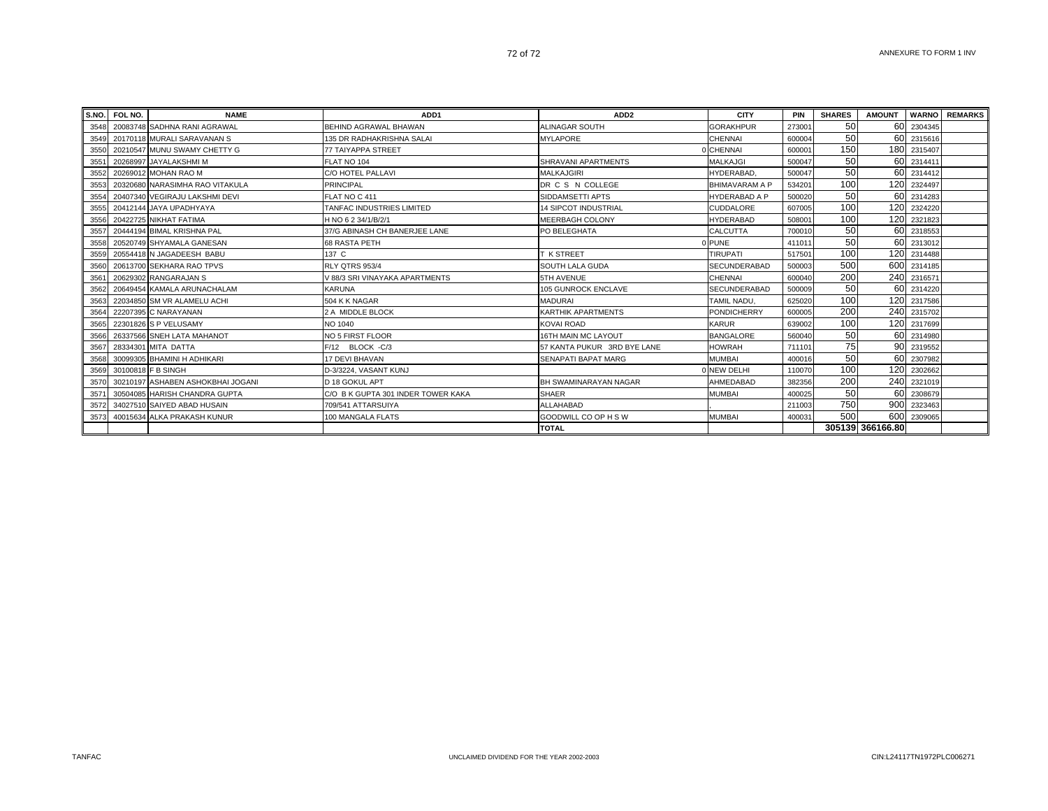| S.NO. | FOL NO. | NAME | ADD1 | ADD2 | CITY | PIN | SHARES | AMOUNT | WARNO | REMARKS |
|---|---|---|---|---|---|---|---|---|---|---|
| 3548 | 20083748 | SADHNA RANI AGRAWAL | BEHIND AGRAWAL BHAWAN | ALINAGAR SOUTH | GORAKHPUR | 273001 | 50 | 60 | 2304345 | |
| 3549 | 20170118 | MURALI SARAVANAN S | 135 DR RADHAKRISHNA SALAI | MYLAPORE | CHENNAI | 600004 | 50 | 60 | 2315616 | |
| 3550 | 20210547 | MUNU SWAMY CHETTY G | 77 TAIYAPPA STREET | 0 | CHENNAI | 600001 | 150 | 180 | 2315407 | |
| 3551 | 20268997 | JAYALAKSHMI M | FLAT NO 104 | SHRAVANI APARTMENTS | MALKAJGI | 500047 | 50 | 60 | 2314411 | |
| 3552 | 20269012 | MOHAN RAO M | C/O HOTEL PALLAVI | MALKAJGIRI | HYDERABAD, | 500047 | 50 | 60 | 2314412 | |
| 3553 | 20320680 | NARASIMHA RAO VITAKULA | PRINCIPAL | DR C S N COLLEGE | BHIMAVARAM A P | 534201 | 100 | 120 | 2324497 | |
| 3554 | 20407340 | VEGIRAJU LAKSHMI DEVI | FLAT NO C 411 | SIDDAMSETTI APTS | HYDERABAD A P | 500020 | 50 | 60 | 2314283 | |
| 3555 | 20412144 | JAYA UPADHYAYA | TANFAC INDUSTRIES LIMITED | 14 SIPCOT INDUSTRIAL | CUDDALORE | 607005 | 100 | 120 | 2324220 | |
| 3556 | 20422725 | NIKHAT FATIMA | H NO 6 2 34/1/B/2/1 | MEERBAGH COLONY | HYDERABAD | 508001 | 100 | 120 | 2321823 | |
| 3557 | 20444194 | BIMAL KRISHNA PAL | 37/G ABINASH CH BANERJEE LANE | PO BELEGHATA | CALCUTTA | 700010 | 50 | 60 | 2318553 | |
| 3558 | 20520749 | SHYAMALA GANESAN | 68 RASTA PETH | 0 | PUNE | 411011 | 50 | 60 | 2313012 | |
| 3559 | 20554418 | N JAGADEESH BABU | 137 C | T K STREET | TIRUPATI | 517501 | 100 | 120 | 2314488 | |
| 3560 | 20613700 | SEKHARA RAO TPVS | RLY QTRS 953/4 | SOUTH LALA GUDA | SECUNDERABAD | 500003 | 500 | 600 | 2314185 | |
| 3561 | 20629302 | RANGARAJAN S | V 88/3 SRI VINAYAKA APARTMENTS | 5TH AVENUE | CHENNAI | 600040 | 200 | 240 | 2316571 | |
| 3562 | 20649454 | KAMALA ARUNACHALAM | KARUNA | 105 GUNROCK ENCLAVE | SECUNDERABAD | 500009 | 50 | 60 | 2314220 | |
| 3563 | 22034850 | SM VR ALAMELU ACHI | 504 K K NAGAR | MADURAI | TAMIL NADU, | 625020 | 100 | 120 | 2317586 | |
| 3564 | 22207395 | C NARAYANAN | 2 A MIDDLE BLOCK | KARTHIK APARTMENTS | PONDICHERRY | 600005 | 200 | 240 | 2315702 | |
| 3565 | 22301826 | S P VELUSAMY | NO 1040 | KOVAI ROAD | KARUR | 639002 | 100 | 120 | 2317699 | |
| 3566 | 26337566 | SNEH LATA MAHANOT | NO 5 FIRST FLOOR | 16TH MAIN MC LAYOUT | BANGALORE | 560040 | 50 | 60 | 2314980 | |
| 3567 | 28334301 | MITA DATTA | F/12 BLOCK -C/3 | 57 KANTA PUKUR 3RD BYE LANE | HOWRAH | 711101 | 75 | 90 | 2319552 | |
| 3568 | 30099305 | BHAMINI H ADHIKARI | 17 DEVI BHAVAN | SENAPATI BAPAT MARG | MUMBAI | 400016 | 50 | 60 | 2307982 | |
| 3569 | 30100818 | F B SINGH | D-3/3224, VASANT KUNJ | 0 | NEW DELHI | 110070 | 100 | 120 | 2302662 | |
| 3570 | 30210197 | ASHABEN ASHOKBHAI JOGANI | D 18 GOKUL APT | BH SWAMINARAYAN NAGAR | AHMEDABAD | 382356 | 200 | 240 | 2321019 | |
| 3571 | 30504085 | HARISH CHANDRA GUPTA | C/O B K GUPTA 301 INDER TOWER KAKA | SHAER | MUMBAI | 400025 | 50 | 60 | 2308679 | |
| 3572 | 34027510 | SAIYED ABAD HUSAIN | 709/541 ATTARSUIYA | ALLAHABAD | . | 211003 | 750 | 900 | 2323463 | |
| 3573 | 40015634 | ALKA PRAKASH KUNUR | 100 MANGALA FLATS | GOODWILL CO OP H S W | MUMBAI | 400031 | 500 | 600 | 2309065 | |
| | | | | TOTAL | | | 305139 | 366166.80 | | |

TANFAC UNCLAIMED DIVIDEND FOR THE YEAR 2002-2003 CIN:L24117TN1972PLC006271